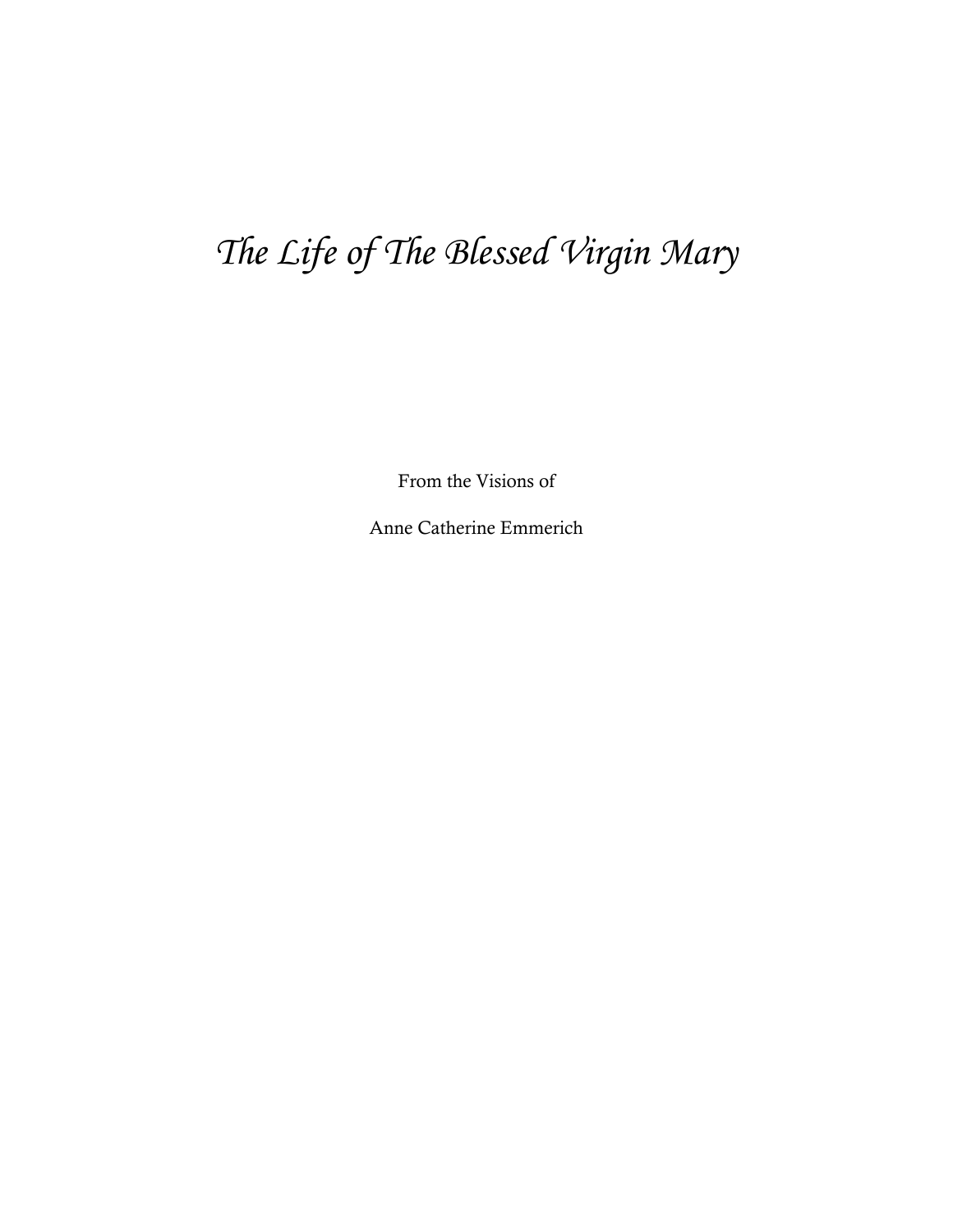# *The Life of The Blessed Virgin Mary*

From the Visions of

Anne Catherine Emmerich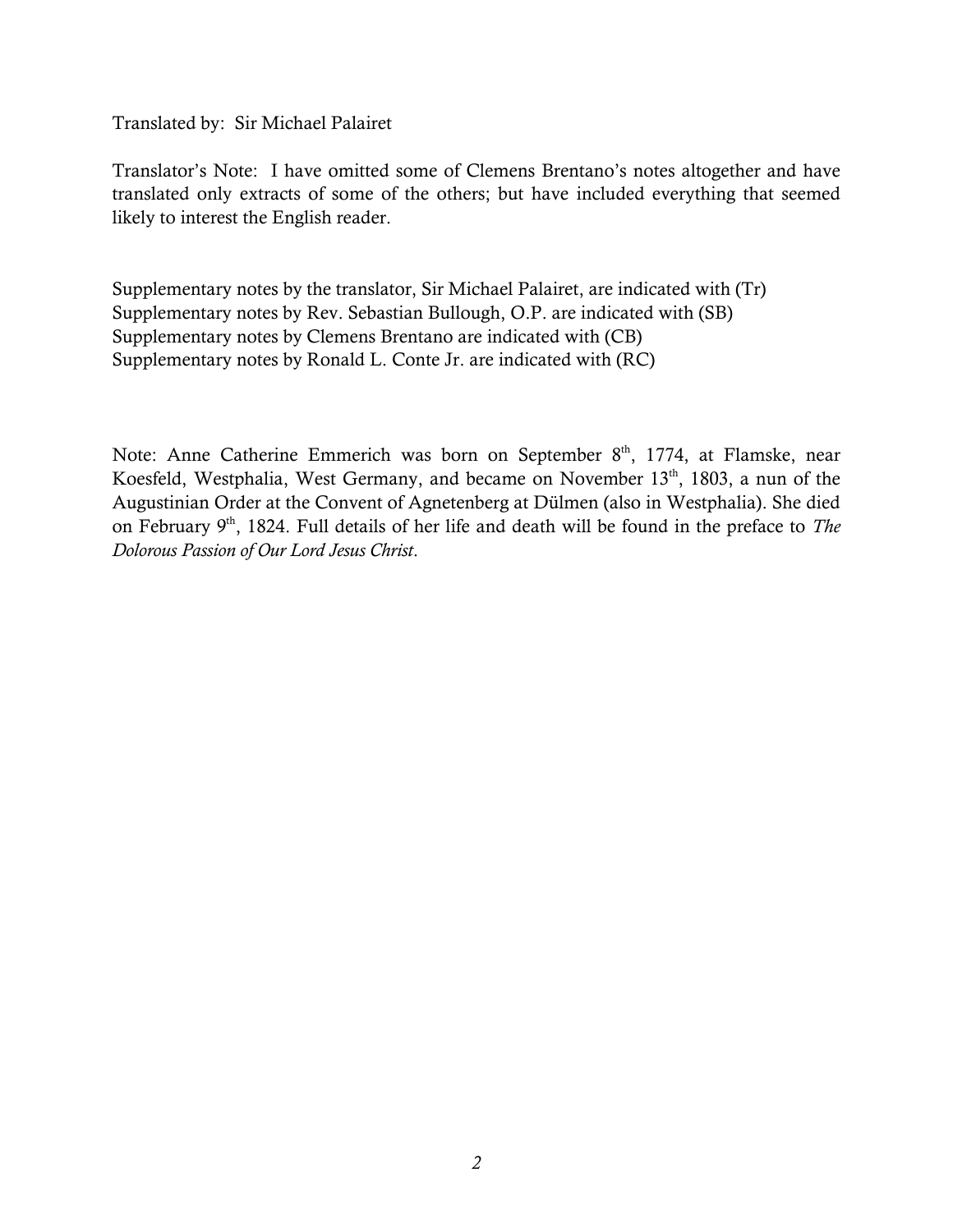Translated by: Sir Michael Palairet

Translator's Note: I have omitted some of Clemens Brentano's notes altogether and have translated only extracts of some of the others; but have included everything that seemed likely to interest the English reader.

Supplementary notes by the translator, Sir Michael Palairet, are indicated with (Tr)
Supplementary notes by Rev. Sebastian Bullough, O.P. are indicated with (SB)
Supplementary notes by Clemens Brentano are indicated with (CB)
Supplementary notes by Ronald L. Conte Jr. are indicated with (RC)

Note: Anne Catherine Emmerich was born on September 8th, 1774, at Flamske, near Koesfeld, Westphalia, West Germany, and became on November 13th, 1803, a nun of the Augustinian Order at the Convent of Agnetenberg at Dülmen (also in Westphalia). She died on February 9th, 1824. Full details of her life and death will be found in the preface to *The Dolorous Passion of Our Lord Jesus Christ*.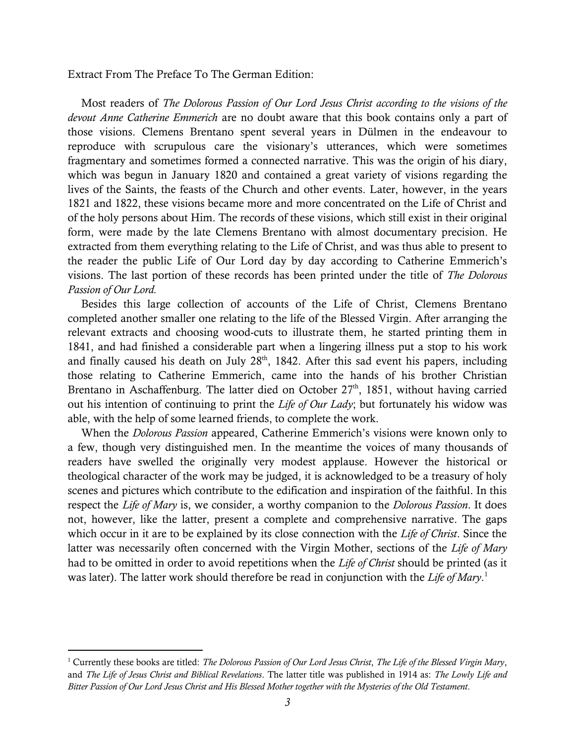Extract From The Preface To The German Edition:

Most readers of *The Dolorous Passion of Our Lord Jesus Christ according to the visions of the devout Anne Catherine Emmerich* are no doubt aware that this book contains only a part of those visions. Clemens Brentano spent several years in Dülmen in the endeavour to reproduce with scrupulous care the visionary's utterances, which were sometimes fragmentary and sometimes formed a connected narrative. This was the origin of his diary, which was begun in January 1820 and contained a great variety of visions regarding the lives of the Saints, the feasts of the Church and other events. Later, however, in the years 1821 and 1822, these visions became more and more concentrated on the Life of Christ and of the holy persons about Him. The records of these visions, which still exist in their original form, were made by the late Clemens Brentano with almost documentary precision. He extracted from them everything relating to the Life of Christ, and was thus able to present to the reader the public Life of Our Lord day by day according to Catherine Emmerich's visions. The last portion of these records has been printed under the title of *The Dolorous Passion of Our Lord.*

Besides this large collection of accounts of the Life of Christ, Clemens Brentano completed another smaller one relating to the life of the Blessed Virgin. After arranging the relevant extracts and choosing wood-cuts to illustrate them, he started printing them in 1841, and had finished a considerable part when a lingering illness put a stop to his work and finally caused his death on July 28th, 1842. After this sad event his papers, including those relating to Catherine Emmerich, came into the hands of his brother Christian Brentano in Aschaffenburg. The latter died on October 27th, 1851, without having carried out his intention of continuing to print the *Life of Our Lady*; but fortunately his widow was able, with the help of some learned friends, to complete the work.

When the *Dolorous Passion* appeared, Catherine Emmerich's visions were known only to a few, though very distinguished men. In the meantime the voices of many thousands of readers have swelled the originally very modest applause. However the historical or theological character of the work may be judged, it is acknowledged to be a treasury of holy scenes and pictures which contribute to the edification and inspiration of the faithful. In this respect the *Life of Mary* is, we consider, a worthy companion to the *Dolorous Passion*. It does not, however, like the latter, present a complete and comprehensive narrative. The gaps which occur in it are to be explained by its close connection with the *Life of Christ*. Since the latter was necessarily often concerned with the Virgin Mother, sections of the *Life of Mary* had to be omitted in order to avoid repetitions when the *Life of Christ* should be printed (as it was later). The latter work should therefore be read in conjunction with the *Life of Mary*.[1]

---

[1] Currently these books are titled: *The Dolorous Passion of Our Lord Jesus Christ*, *The Life of the Blessed Virgin Mary*, and *The Life of Jesus Christ and Biblical Revelations*. The latter title was published in 1914 as: *The Lowly Life and Bitter Passion of Our Lord Jesus Christ and His Blessed Mother together with the Mysteries of the Old Testament*.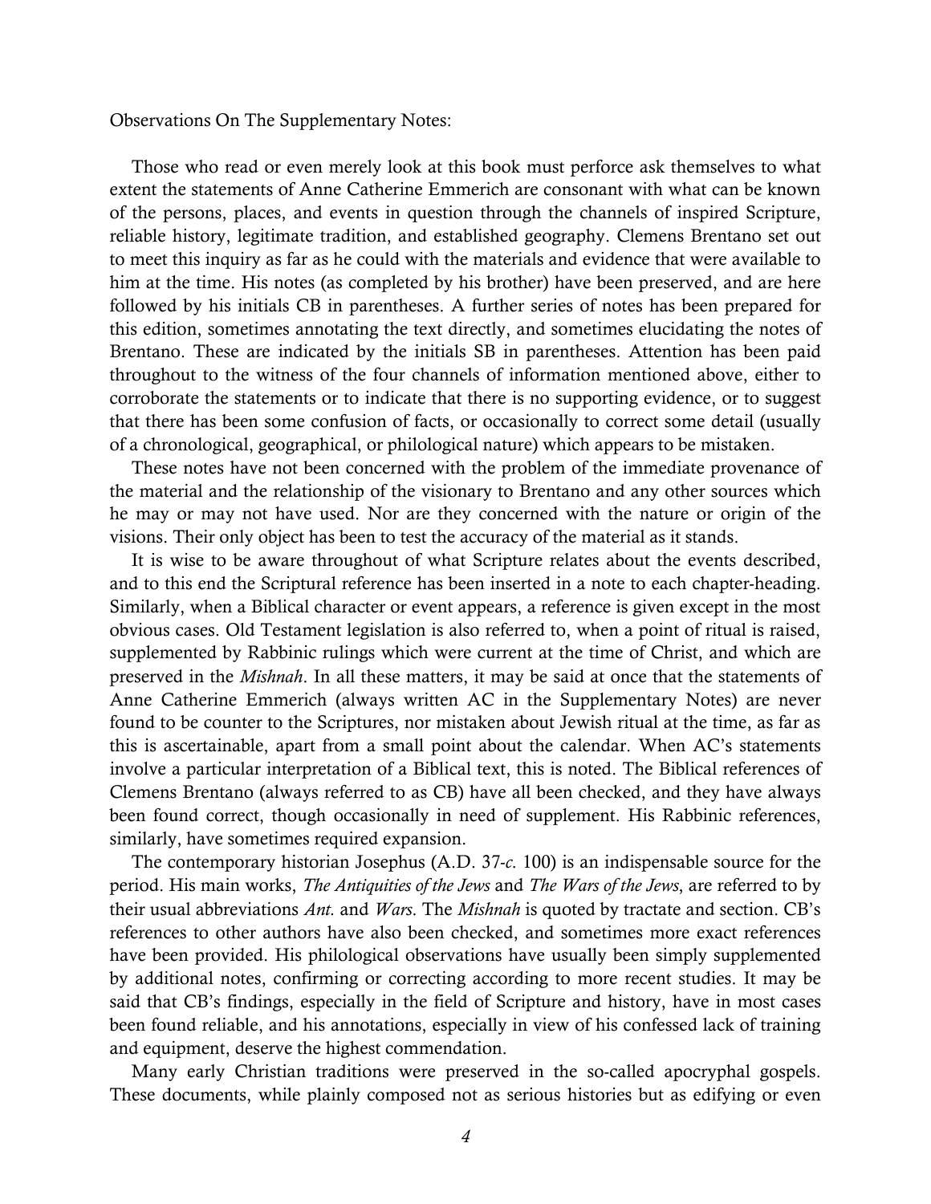Observations On The Supplementary Notes:

Those who read or even merely look at this book must perforce ask themselves to what extent the statements of Anne Catherine Emmerich are consonant with what can be known of the persons, places, and events in question through the channels of inspired Scripture, reliable history, legitimate tradition, and established geography. Clemens Brentano set out to meet this inquiry as far as he could with the materials and evidence that were available to him at the time. His notes (as completed by his brother) have been preserved, and are here followed by his initials CB in parentheses. A further series of notes has been prepared for this edition, sometimes annotating the text directly, and sometimes elucidating the notes of Brentano. These are indicated by the initials SB in parentheses. Attention has been paid throughout to the witness of the four channels of information mentioned above, either to corroborate the statements or to indicate that there is no supporting evidence, or to suggest that there has been some confusion of facts, or occasionally to correct some detail (usually of a chronological, geographical, or philological nature) which appears to be mistaken.

These notes have not been concerned with the problem of the immediate provenance of the material and the relationship of the visionary to Brentano and any other sources which he may or may not have used. Nor are they concerned with the nature or origin of the visions. Their only object has been to test the accuracy of the material as it stands.

It is wise to be aware throughout of what Scripture relates about the events described, and to this end the Scriptural reference has been inserted in a note to each chapter-heading. Similarly, when a Biblical character or event appears, a reference is given except in the most obvious cases. Old Testament legislation is also referred to, when a point of ritual is raised, supplemented by Rabbinic rulings which were current at the time of Christ, and which are preserved in the *Mishnah*. In all these matters, it may be said at once that the statements of Anne Catherine Emmerich (always written AC in the Supplementary Notes) are never found to be counter to the Scriptures, nor mistaken about Jewish ritual at the time, as far as this is ascertainable, apart from a small point about the calendar. When AC's statements involve a particular interpretation of a Biblical text, this is noted. The Biblical references of Clemens Brentano (always referred to as CB) have all been checked, and they have always been found correct, though occasionally in need of supplement. His Rabbinic references, similarly, have sometimes required expansion.

The contemporary historian Josephus (A.D. 37-*c.* 100) is an indispensable source for the period. His main works, *The Antiquities of the Jews* and *The Wars of the Jews*, are referred to by their usual abbreviations *Ant.* and *Wars*. The *Mishnah* is quoted by tractate and section. CB's references to other authors have also been checked, and sometimes more exact references have been provided. His philological observations have usually been simply supplemented by additional notes, confirming or correcting according to more recent studies. It may be said that CB's findings, especially in the field of Scripture and history, have in most cases been found reliable, and his annotations, especially in view of his confessed lack of training and equipment, deserve the highest commendation.

Many early Christian traditions were preserved in the so-called apocryphal gospels. These documents, while plainly composed not as serious histories but as edifying or even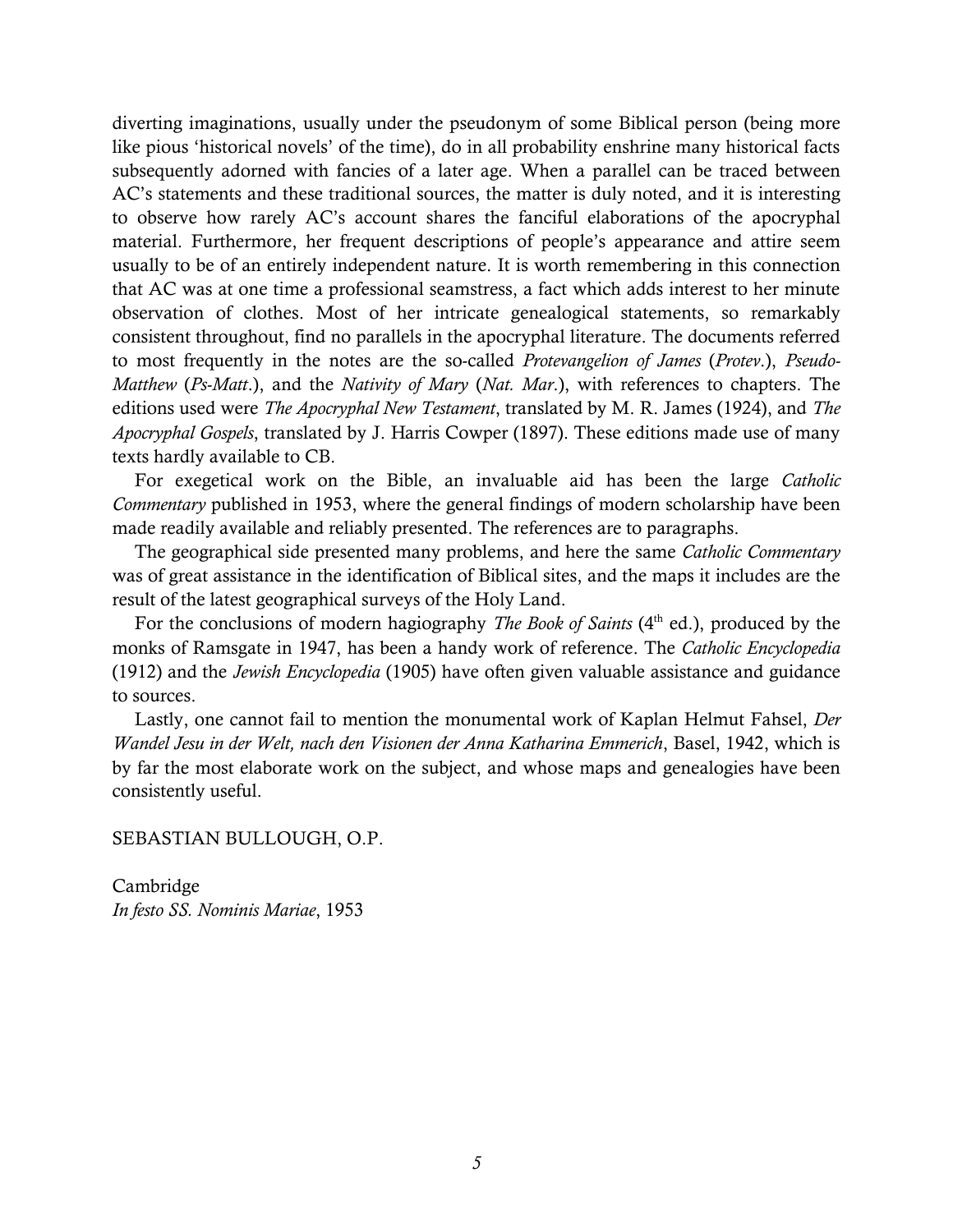diverting imaginations, usually under the pseudonym of some Biblical person (being more like pious 'historical novels' of the time), do in all probability enshrine many historical facts subsequently adorned with fancies of a later age. When a parallel can be traced between AC's statements and these traditional sources, the matter is duly noted, and it is interesting to observe how rarely AC's account shares the fanciful elaborations of the apocryphal material. Furthermore, her frequent descriptions of people's appearance and attire seem usually to be of an entirely independent nature. It is worth remembering in this connection that AC was at one time a professional seamstress, a fact which adds interest to her minute observation of clothes. Most of her intricate genealogical statements, so remarkably consistent throughout, find no parallels in the apocryphal literature. The documents referred to most frequently in the notes are the so-called *Protevangelion of James* (*Protev*.), *Pseudo-Matthew* (*Ps-Matt*.), and the *Nativity of Mary* (*Nat. Mar*.), with references to chapters. The editions used were *The Apocryphal New Testament*, translated by M. R. James (1924), and *The Apocryphal Gospels*, translated by J. Harris Cowper (1897). These editions made use of many texts hardly available to CB.

For exegetical work on the Bible, an invaluable aid has been the large *Catholic Commentary* published in 1953, where the general findings of modern scholarship have been made readily available and reliably presented. The references are to paragraphs.

The geographical side presented many problems, and here the same *Catholic Commentary* was of great assistance in the identification of Biblical sites, and the maps it includes are the result of the latest geographical surveys of the Holy Land.

For the conclusions of modern hagiography *The Book of Saints* (4th ed.), produced by the monks of Ramsgate in 1947, has been a handy work of reference. The *Catholic Encyclopedia* (1912) and the *Jewish Encyclopedia* (1905) have often given valuable assistance and guidance to sources.

Lastly, one cannot fail to mention the monumental work of Kaplan Helmut Fahsel, *Der Wandel Jesu in der Welt, nach den Visionen der Anna Katharina Emmerich*, Basel, 1942, which is by far the most elaborate work on the subject, and whose maps and genealogies have been consistently useful.

SEBASTIAN BULLOUGH, O.P.

Cambridge
*In festo SS. Nominis Mariae*, 1953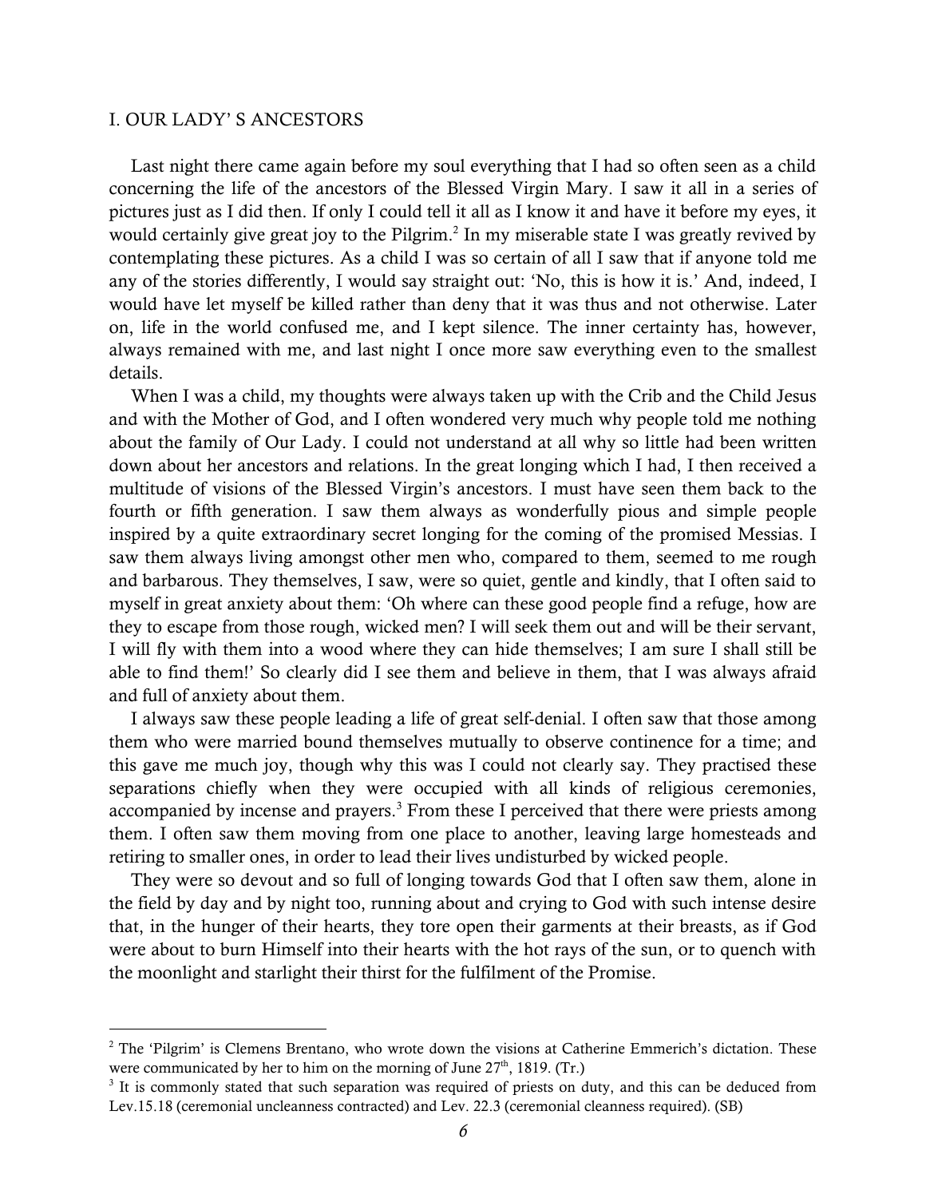## I. OUR LADY' S ANCESTORS

Last night there came again before my soul everything that I had so often seen as a child concerning the life of the ancestors of the Blessed Virgin Mary. I saw it all in a series of pictures just as I did then. If only I could tell it all as I know it and have it before my eyes, it would certainly give great joy to the Pilgrim.[2] In my miserable state I was greatly revived by contemplating these pictures. As a child I was so certain of all I saw that if anyone told me any of the stories differently, I would say straight out: 'No, this is how it is.' And, indeed, I would have let myself be killed rather than deny that it was thus and not otherwise. Later on, life in the world confused me, and I kept silence. The inner certainty has, however, always remained with me, and last night I once more saw everything even to the smallest details.

When I was a child, my thoughts were always taken up with the Crib and the Child Jesus and with the Mother of God, and I often wondered very much why people told me nothing about the family of Our Lady. I could not understand at all why so little had been written down about her ancestors and relations. In the great longing which I had, I then received a multitude of visions of the Blessed Virgin's ancestors. I must have seen them back to the fourth or fifth generation. I saw them always as wonderfully pious and simple people inspired by a quite extraordinary secret longing for the coming of the promised Messias. I saw them always living amongst other men who, compared to them, seemed to me rough and barbarous. They themselves, I saw, were so quiet, gentle and kindly, that I often said to myself in great anxiety about them: 'Oh where can these good people find a refuge, how are they to escape from those rough, wicked men? I will seek them out and will be their servant, I will fly with them into a wood where they can hide themselves; I am sure I shall still be able to find them!' So clearly did I see them and believe in them, that I was always afraid and full of anxiety about them.

I always saw these people leading a life of great self-denial. I often saw that those among them who were married bound themselves mutually to observe continence for a time; and this gave me much joy, though why this was I could not clearly say. They practised these separations chiefly when they were occupied with all kinds of religious ceremonies, accompanied by incense and prayers.[3] From these I perceived that there were priests among them. I often saw them moving from one place to another, leaving large homesteads and retiring to smaller ones, in order to lead their lives undisturbed by wicked people.

They were so devout and so full of longing towards God that I often saw them, alone in the field by day and by night too, running about and crying to God with such intense desire that, in the hunger of their hearts, they tore open their garments at their breasts, as if God were about to burn Himself into their hearts with the hot rays of the sun, or to quench with the moonlight and starlight their thirst for the fulfilment of the Promise.

---

[2] The 'Pilgrim' is Clemens Brentano, who wrote down the visions at Catherine Emmerich's dictation. These were communicated by her to him on the morning of June 27th, 1819. (Tr.)

[3] It is commonly stated that such separation was required of priests on duty, and this can be deduced from Lev.15.18 (ceremonial uncleanness contracted) and Lev. 22.3 (ceremonial cleanness required). (SB)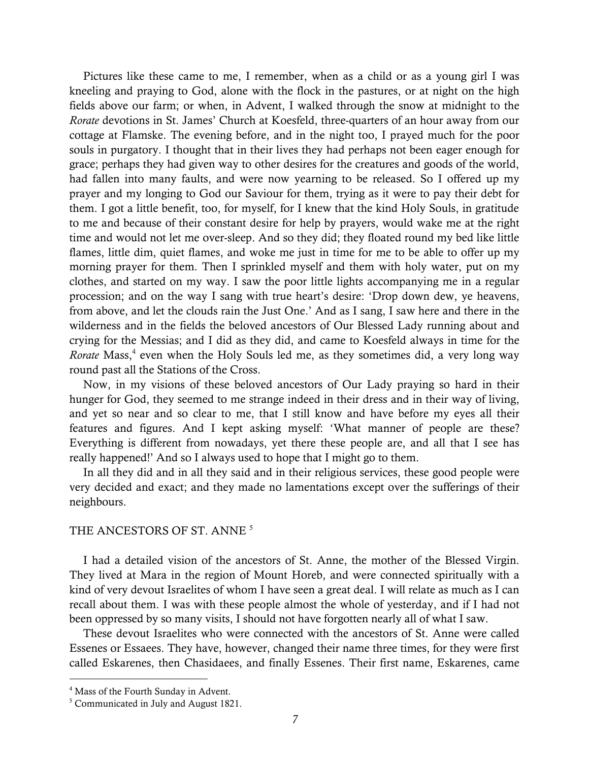Pictures like these came to me, I remember, when as a child or as a young girl I was kneeling and praying to God, alone with the flock in the pastures, or at night on the high fields above our farm; or when, in Advent, I walked through the snow at midnight to the *Rorate* devotions in St. James' Church at Koesfeld, three-quarters of an hour away from our cottage at Flamske. The evening before, and in the night too, I prayed much for the poor souls in purgatory. I thought that in their lives they had perhaps not been eager enough for grace; perhaps they had given way to other desires for the creatures and goods of the world, had fallen into many faults, and were now yearning to be released. So I offered up my prayer and my longing to God our Saviour for them, trying as it were to pay their debt for them. I got a little benefit, too, for myself, for I knew that the kind Holy Souls, in gratitude to me and because of their constant desire for help by prayers, would wake me at the right time and would not let me over-sleep. And so they did; they floated round my bed like little flames, little dim, quiet flames, and woke me just in time for me to be able to offer up my morning prayer for them. Then I sprinkled myself and them with holy water, put on my clothes, and started on my way. I saw the poor little lights accompanying me in a regular procession; and on the way I sang with true heart's desire: 'Drop down dew, ye heavens, from above, and let the clouds rain the Just One.' And as I sang, I saw here and there in the wilderness and in the fields the beloved ancestors of Our Blessed Lady running about and crying for the Messias; and I did as they did, and came to Koesfeld always in time for the *Rorate* Mass,[4] even when the Holy Souls led me, as they sometimes did, a very long way round past all the Stations of the Cross.

Now, in my visions of these beloved ancestors of Our Lady praying so hard in their hunger for God, they seemed to me strange indeed in their dress and in their way of living, and yet so near and so clear to me, that I still know and have before my eyes all their features and figures. And I kept asking myself: 'What manner of people are these? Everything is different from nowadays, yet there these people are, and all that I see has really happened!' And so I always used to hope that I might go to them.

In all they did and in all they said and in their religious services, these good people were very decided and exact; and they made no lamentations except over the sufferings of their neighbours.

## THE ANCESTORS OF ST. ANNE [5]

I had a detailed vision of the ancestors of St. Anne, the mother of the Blessed Virgin. They lived at Mara in the region of Mount Horeb, and were connected spiritually with a kind of very devout Israelites of whom I have seen a great deal. I will relate as much as I can recall about them. I was with these people almost the whole of yesterday, and if I had not been oppressed by so many visits, I should not have forgotten nearly all of what I saw.

These devout Israelites who were connected with the ancestors of St. Anne were called Essenes or Essaees. They have, however, changed their name three times, for they were first called Eskarenes, then Chasidaees, and finally Essenes. Their first name, Eskarenes, came

---

[4] Mass of the Fourth Sunday in Advent.

[5] Communicated in July and August 1821.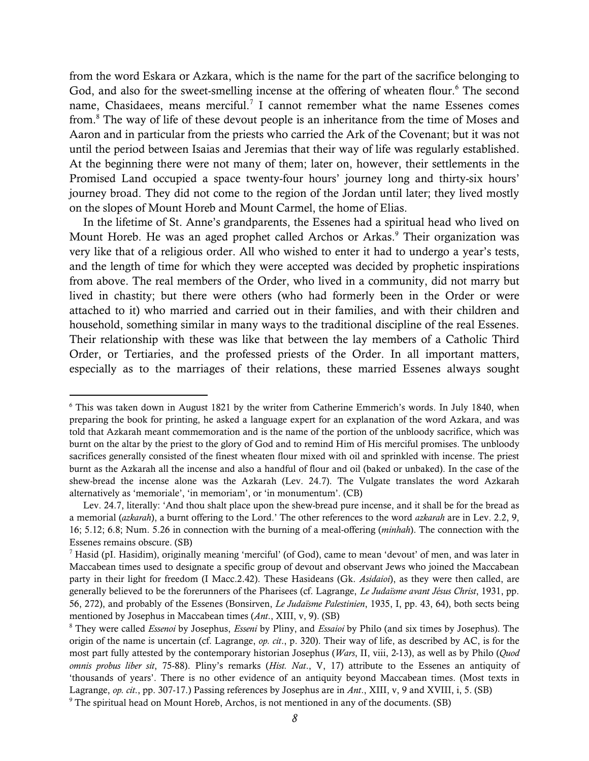from the word Eskara or Azkara, which is the name for the part of the sacrifice belonging to God, and also for the sweet-smelling incense at the offering of wheaten flour.[6] The second name, Chasidaees, means merciful.[7] I cannot remember what the name Essenes comes from.[8] The way of life of these devout people is an inheritance from the time of Moses and Aaron and in particular from the priests who carried the Ark of the Covenant; but it was not until the period between Isaias and Jeremias that their way of life was regularly established. At the beginning there were not many of them; later on, however, their settlements in the Promised Land occupied a space twenty-four hours' journey long and thirty-six hours' journey broad. They did not come to the region of the Jordan until later; they lived mostly on the slopes of Mount Horeb and Mount Carmel, the home of Elias.

In the lifetime of St. Anne's grandparents, the Essenes had a spiritual head who lived on Mount Horeb. He was an aged prophet called Archos or Arkas.[9] Their organization was very like that of a religious order. All who wished to enter it had to undergo a year's tests, and the length of time for which they were accepted was decided by prophetic inspirations from above. The real members of the Order, who lived in a community, did not marry but lived in chastity; but there were others (who had formerly been in the Order or were attached to it) who married and carried out in their families, and with their children and household, something similar in many ways to the traditional discipline of the real Essenes. Their relationship with these was like that between the lay members of a Catholic Third Order, or Tertiaries, and the professed priests of the Order. In all important matters, especially as to the marriages of their relations, these married Essenes always sought

---

[6] This was taken down in August 1821 by the writer from Catherine Emmerich's words. In July 1840, when preparing the book for printing, he asked a language expert for an explanation of the word Azkara, and was told that Azkarah meant commemoration and is the name of the portion of the unbloody sacrifice, which was burnt on the altar by the priest to the glory of God and to remind Him of His merciful promises. The unbloody sacrifices generally consisted of the finest wheaten flour mixed with oil and sprinkled with incense. The priest burnt as the Azkarah all the incense and also a handful of flour and oil (baked or unbaked). In the case of the shew-bread the incense alone was the Azkarah (Lev. 24.7). The Vulgate translates the word Azkarah alternatively as 'memoriale', 'in memoriam', or 'in monumentum'. (CB)

Lev. 24.7, literally: 'And thou shalt place upon the shew-bread pure incense, and it shall be for the bread as a memorial (*azkarah*), a burnt offering to the Lord.' The other references to the word *azkarah* are in Lev. 2.2, 9, 16; 5.12; 6.8; Num. 5.26 in connection with the burning of a meal-offering (*minhah*). The connection with the Essenes remains obscure. (SB)

[7] Hasid (pI. Hasidim), originally meaning 'merciful' (of God), came to mean 'devout' of men, and was later in Maccabean times used to designate a specific group of devout and observant Jews who joined the Maccabean party in their light for freedom (I Macc.2.42). These Hasideans (Gk. *Asidaioi*), as they were then called, are generally believed to be the forerunners of the Pharisees (cf. Lagrange, *Le Judaïsme avant Jésus Christ*, 1931, pp. 56, 272), and probably of the Essenes (Bonsirven, *Le Judaïsme Palestinien*, 1935, I, pp. 43, 64), both sects being mentioned by Josephus in Maccabean times (*Ant*., XIII, v, 9). (SB)

[8] They were called *Essenoi* by Josephus, *Esseni* by Pliny, and *Essaioi* by Philo (and six times by Josephus). The origin of the name is uncertain (cf. Lagrange, *op. cit*., p. 320). Their way of life, as described by AC, is for the most part fully attested by the contemporary historian Josephus (*Wars*, II, viii, 2-13), as well as by Philo (*Quod omnis probus liber sit*, 75-88). Pliny's remarks (*Hist. Nat*., V, 17) attribute to the Essenes an antiquity of 'thousands of years'. There is no other evidence of an antiquity beyond Maccabean times. (Most texts in Lagrange, *op. cit*., pp. 307-17.) Passing references by Josephus are in *Ant*., XIII, v, 9 and XVIII, i, 5. (SB)

[9] The spiritual head on Mount Horeb, Archos, is not mentioned in any of the documents. (SB)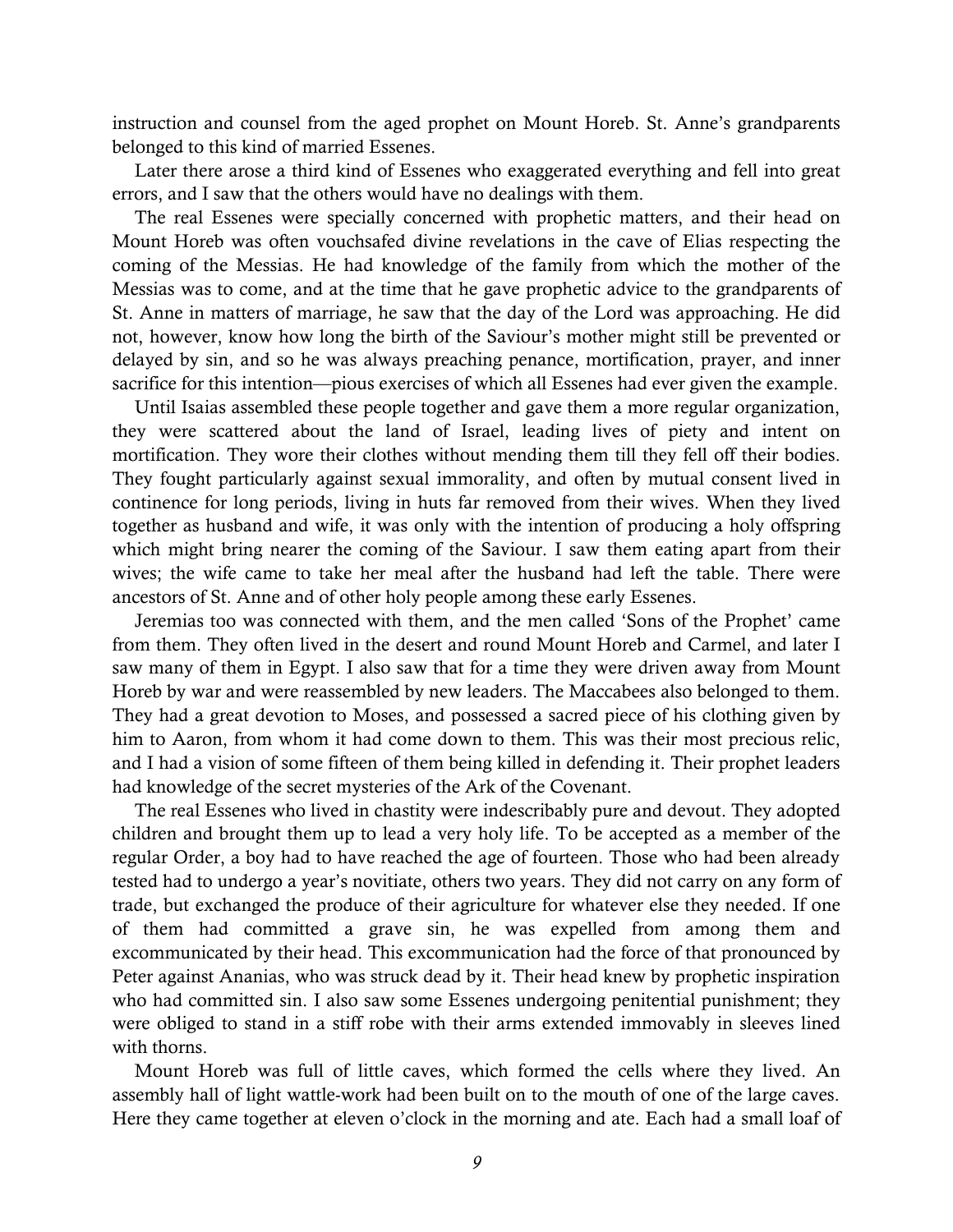instruction and counsel from the aged prophet on Mount Horeb. St. Anne's grandparents belonged to this kind of married Essenes.

Later there arose a third kind of Essenes who exaggerated everything and fell into great errors, and I saw that the others would have no dealings with them.

The real Essenes were specially concerned with prophetic matters, and their head on Mount Horeb was often vouchsafed divine revelations in the cave of Elias respecting the coming of the Messias. He had knowledge of the family from which the mother of the Messias was to come, and at the time that he gave prophetic advice to the grandparents of St. Anne in matters of marriage, he saw that the day of the Lord was approaching. He did not, however, know how long the birth of the Saviour's mother might still be prevented or delayed by sin, and so he was always preaching penance, mortification, prayer, and inner sacrifice for this intention—pious exercises of which all Essenes had ever given the example.

Until Isaias assembled these people together and gave them a more regular organization, they were scattered about the land of Israel, leading lives of piety and intent on mortification. They wore their clothes without mending them till they fell off their bodies. They fought particularly against sexual immorality, and often by mutual consent lived in continence for long periods, living in huts far removed from their wives. When they lived together as husband and wife, it was only with the intention of producing a holy offspring which might bring nearer the coming of the Saviour. I saw them eating apart from their wives; the wife came to take her meal after the husband had left the table. There were ancestors of St. Anne and of other holy people among these early Essenes.

Jeremias too was connected with them, and the men called 'Sons of the Prophet' came from them. They often lived in the desert and round Mount Horeb and Carmel, and later I saw many of them in Egypt. I also saw that for a time they were driven away from Mount Horeb by war and were reassembled by new leaders. The Maccabees also belonged to them. They had a great devotion to Moses, and possessed a sacred piece of his clothing given by him to Aaron, from whom it had come down to them. This was their most precious relic, and I had a vision of some fifteen of them being killed in defending it. Their prophet leaders had knowledge of the secret mysteries of the Ark of the Covenant.

The real Essenes who lived in chastity were indescribably pure and devout. They adopted children and brought them up to lead a very holy life. To be accepted as a member of the regular Order, a boy had to have reached the age of fourteen. Those who had been already tested had to undergo a year's novitiate, others two years. They did not carry on any form of trade, but exchanged the produce of their agriculture for whatever else they needed. If one of them had committed a grave sin, he was expelled from among them and excommunicated by their head. This excommunication had the force of that pronounced by Peter against Ananias, who was struck dead by it. Their head knew by prophetic inspiration who had committed sin. I also saw some Essenes undergoing penitential punishment; they were obliged to stand in a stiff robe with their arms extended immovably in sleeves lined with thorns.

Mount Horeb was full of little caves, which formed the cells where they lived. An assembly hall of light wattle-work had been built on to the mouth of one of the large caves. Here they came together at eleven o'clock in the morning and ate. Each had a small loaf of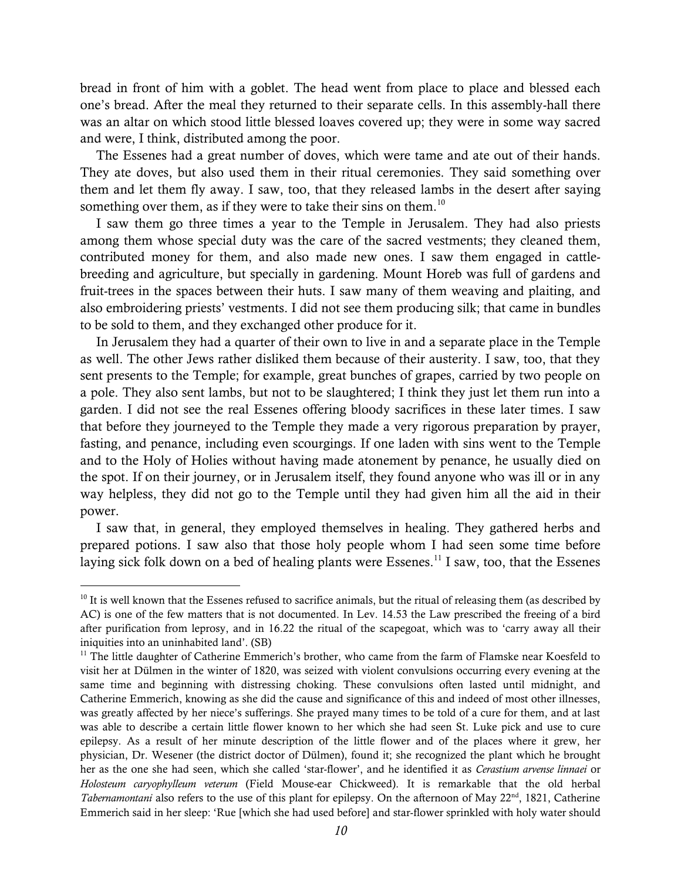bread in front of him with a goblet. The head went from place to place and blessed each one's bread. After the meal they returned to their separate cells. In this assembly-hall there was an altar on which stood little blessed loaves covered up; they were in some way sacred and were, I think, distributed among the poor.

The Essenes had a great number of doves, which were tame and ate out of their hands. They ate doves, but also used them in their ritual ceremonies. They said something over them and let them fly away. I saw, too, that they released lambs in the desert after saying something over them, as if they were to take their sins on them.[10]

I saw them go three times a year to the Temple in Jerusalem. They had also priests among them whose special duty was the care of the sacred vestments; they cleaned them, contributed money for them, and also made new ones. I saw them engaged in cattle-breeding and agriculture, but specially in gardening. Mount Horeb was full of gardens and fruit-trees in the spaces between their huts. I saw many of them weaving and plaiting, and also embroidering priests' vestments. I did not see them producing silk; that came in bundles to be sold to them, and they exchanged other produce for it.

In Jerusalem they had a quarter of their own to live in and a separate place in the Temple as well. The other Jews rather disliked them because of their austerity. I saw, too, that they sent presents to the Temple; for example, great bunches of grapes, carried by two people on a pole. They also sent lambs, but not to be slaughtered; I think they just let them run into a garden. I did not see the real Essenes offering bloody sacrifices in these later times. I saw that before they journeyed to the Temple they made a very rigorous preparation by prayer, fasting, and penance, including even scourgings. If one laden with sins went to the Temple and to the Holy of Holies without having made atonement by penance, he usually died on the spot. If on their journey, or in Jerusalem itself, they found anyone who was ill or in any way helpless, they did not go to the Temple until they had given him all the aid in their power.

I saw that, in general, they employed themselves in healing. They gathered herbs and prepared potions. I saw also that those holy people whom I had seen some time before laying sick folk down on a bed of healing plants were Essenes.[11] I saw, too, that the Essenes

---

[10] It is well known that the Essenes refused to sacrifice animals, but the ritual of releasing them (as described by AC) is one of the few matters that is not documented. In Lev. 14.53 the Law prescribed the freeing of a bird after purification from leprosy, and in 16.22 the ritual of the scapegoat, which was to 'carry away all their iniquities into an uninhabited land'. (SB)

[11] The little daughter of Catherine Emmerich's brother, who came from the farm of Flamske near Koesfeld to visit her at Dülmen in the winter of 1820, was seized with violent convulsions occurring every evening at the same time and beginning with distressing choking. These convulsions often lasted until midnight, and Catherine Emmerich, knowing as she did the cause and significance of this and indeed of most other illnesses, was greatly affected by her niece's sufferings. She prayed many times to be told of a cure for them, and at last was able to describe a certain little flower known to her which she had seen St. Luke pick and use to cure epilepsy. As a result of her minute description of the little flower and of the places where it grew, her physician, Dr. Wesener (the district doctor of Dülmen), found it; she recognized the plant which he brought her as the one she had seen, which she called 'star-flower', and he identified it as *Cerastium arvense linnaei* or *Holosteum caryophylleum veterum* (Field Mouse-ear Chickweed). It is remarkable that the old herbal *Tabernamontani* also refers to the use of this plant for epilepsy. On the afternoon of May 22nd, 1821, Catherine Emmerich said in her sleep: 'Rue [which she had used before] and star-flower sprinkled with holy water should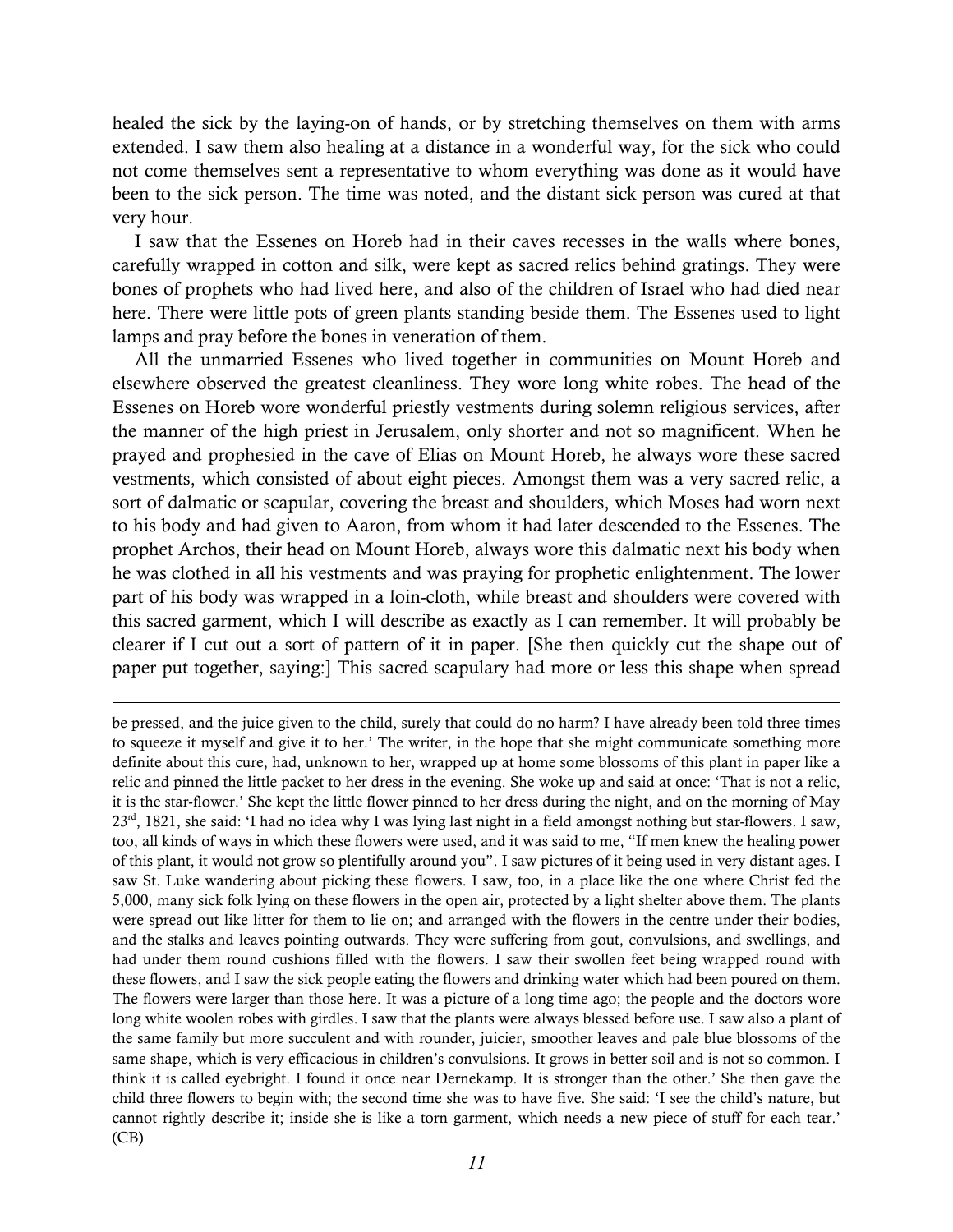healed the sick by the laying-on of hands, or by stretching themselves on them with arms extended. I saw them also healing at a distance in a wonderful way, for the sick who could not come themselves sent a representative to whom everything was done as it would have been to the sick person. The time was noted, and the distant sick person was cured at that very hour.

I saw that the Essenes on Horeb had in their caves recesses in the walls where bones, carefully wrapped in cotton and silk, were kept as sacred relics behind gratings. They were bones of prophets who had lived here, and also of the children of Israel who had died near here. There were little pots of green plants standing beside them. The Essenes used to light lamps and pray before the bones in veneration of them.

All the unmarried Essenes who lived together in communities on Mount Horeb and elsewhere observed the greatest cleanliness. They wore long white robes. The head of the Essenes on Horeb wore wonderful priestly vestments during solemn religious services, after the manner of the high priest in Jerusalem, only shorter and not so magnificent. When he prayed and prophesied in the cave of Elias on Mount Horeb, he always wore these sacred vestments, which consisted of about eight pieces. Amongst them was a very sacred relic, a sort of dalmatic or scapular, covering the breast and shoulders, which Moses had worn next to his body and had given to Aaron, from whom it had later descended to the Essenes. The prophet Archos, their head on Mount Horeb, always wore this dalmatic next his body when he was clothed in all his vestments and was praying for prophetic enlightenment. The lower part of his body was wrapped in a loin-cloth, while breast and shoulders were covered with this sacred garment, which I will describe as exactly as I can remember. It will probably be clearer if I cut out a sort of pattern of it in paper. [She then quickly cut the shape out of paper put together, saying:] This sacred scapulary had more or less this shape when spread

---

be pressed, and the juice given to the child, surely that could do no harm? I have already been told three times to squeeze it myself and give it to her.' The writer, in the hope that she might communicate something more definite about this cure, had, unknown to her, wrapped up at home some blossoms of this plant in paper like a relic and pinned the little packet to her dress in the evening. She woke up and said at once: 'That is not a relic, it is the star-flower.' She kept the little flower pinned to her dress during the night, and on the morning of May 23rd, 1821, she said: 'I had no idea why I was lying last night in a field amongst nothing but star-flowers. I saw, too, all kinds of ways in which these flowers were used, and it was said to me, "If men knew the healing power of this plant, it would not grow so plentifully around you". I saw pictures of it being used in very distant ages. I saw St. Luke wandering about picking these flowers. I saw, too, in a place like the one where Christ fed the 5,000, many sick folk lying on these flowers in the open air, protected by a light shelter above them. The plants were spread out like litter for them to lie on; and arranged with the flowers in the centre under their bodies, and the stalks and leaves pointing outwards. They were suffering from gout, convulsions, and swellings, and had under them round cushions filled with the flowers. I saw their swollen feet being wrapped round with these flowers, and I saw the sick people eating the flowers and drinking water which had been poured on them. The flowers were larger than those here. It was a picture of a long time ago; the people and the doctors wore long white woolen robes with girdles. I saw that the plants were always blessed before use. I saw also a plant of the same family but more succulent and with rounder, juicier, smoother leaves and pale blue blossoms of the same shape, which is very efficacious in children's convulsions. It grows in better soil and is not so common. I think it is called eyebright. I found it once near Dernekamp. It is stronger than the other.' She then gave the child three flowers to begin with; the second time she was to have five. She said: 'I see the child's nature, but cannot rightly describe it; inside she is like a torn garment, which needs a new piece of stuff for each tear.' (CB)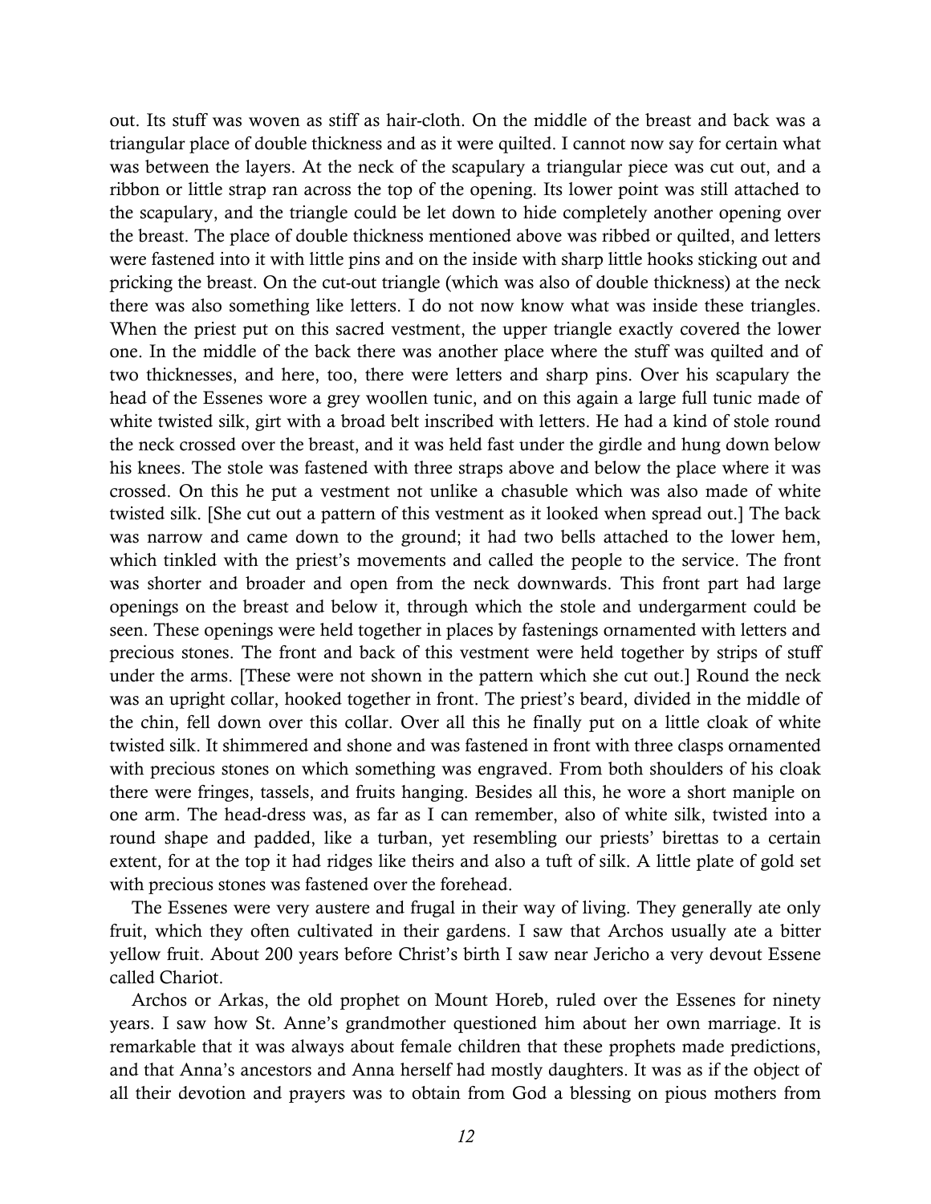out. Its stuff was woven as stiff as hair-cloth. On the middle of the breast and back was a triangular place of double thickness and as it were quilted. I cannot now say for certain what was between the layers. At the neck of the scapulary a triangular piece was cut out, and a ribbon or little strap ran across the top of the opening. Its lower point was still attached to the scapulary, and the triangle could be let down to hide completely another opening over the breast. The place of double thickness mentioned above was ribbed or quilted, and letters were fastened into it with little pins and on the inside with sharp little hooks sticking out and pricking the breast. On the cut-out triangle (which was also of double thickness) at the neck there was also something like letters. I do not now know what was inside these triangles. When the priest put on this sacred vestment, the upper triangle exactly covered the lower one. In the middle of the back there was another place where the stuff was quilted and of two thicknesses, and here, too, there were letters and sharp pins. Over his scapulary the head of the Essenes wore a grey woollen tunic, and on this again a large full tunic made of white twisted silk, girt with a broad belt inscribed with letters. He had a kind of stole round the neck crossed over the breast, and it was held fast under the girdle and hung down below his knees. The stole was fastened with three straps above and below the place where it was crossed. On this he put a vestment not unlike a chasuble which was also made of white twisted silk. [She cut out a pattern of this vestment as it looked when spread out.] The back was narrow and came down to the ground; it had two bells attached to the lower hem, which tinkled with the priest's movements and called the people to the service. The front was shorter and broader and open from the neck downwards. This front part had large openings on the breast and below it, through which the stole and undergarment could be seen. These openings were held together in places by fastenings ornamented with letters and precious stones. The front and back of this vestment were held together by strips of stuff under the arms. [These were not shown in the pattern which she cut out.] Round the neck was an upright collar, hooked together in front. The priest's beard, divided in the middle of the chin, fell down over this collar. Over all this he finally put on a little cloak of white twisted silk. It shimmered and shone and was fastened in front with three clasps ornamented with precious stones on which something was engraved. From both shoulders of his cloak there were fringes, tassels, and fruits hanging. Besides all this, he wore a short maniple on one arm. The head-dress was, as far as I can remember, also of white silk, twisted into a round shape and padded, like a turban, yet resembling our priests' birettas to a certain extent, for at the top it had ridges like theirs and also a tuft of silk. A little plate of gold set with precious stones was fastened over the forehead.

The Essenes were very austere and frugal in their way of living. They generally ate only fruit, which they often cultivated in their gardens. I saw that Archos usually ate a bitter yellow fruit. About 200 years before Christ's birth I saw near Jericho a very devout Essene called Chariot.

Archos or Arkas, the old prophet on Mount Horeb, ruled over the Essenes for ninety years. I saw how St. Anne's grandmother questioned him about her own marriage. It is remarkable that it was always about female children that these prophets made predictions, and that Anna's ancestors and Anna herself had mostly daughters. It was as if the object of all their devotion and prayers was to obtain from God a blessing on pious mothers from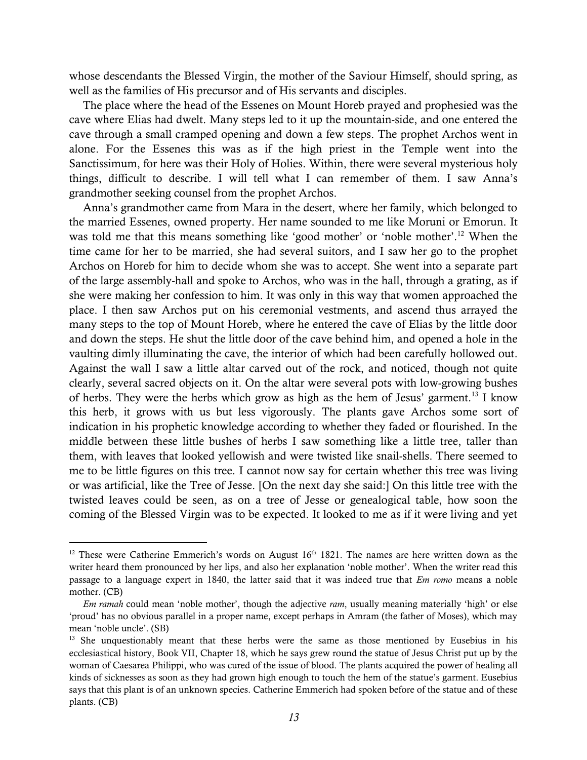whose descendants the Blessed Virgin, the mother of the Saviour Himself, should spring, as well as the families of His precursor and of His servants and disciples.

The place where the head of the Essenes on Mount Horeb prayed and prophesied was the cave where Elias had dwelt. Many steps led to it up the mountain-side, and one entered the cave through a small cramped opening and down a few steps. The prophet Archos went in alone. For the Essenes this was as if the high priest in the Temple went into the Sanctissimum, for here was their Holy of Holies. Within, there were several mysterious holy things, difficult to describe. I will tell what I can remember of them. I saw Anna's grandmother seeking counsel from the prophet Archos.

Anna's grandmother came from Mara in the desert, where her family, which belonged to the married Essenes, owned property. Her name sounded to me like Moruni or Emorun. It was told me that this means something like 'good mother' or 'noble mother'.[12] When the time came for her to be married, she had several suitors, and I saw her go to the prophet Archos on Horeb for him to decide whom she was to accept. She went into a separate part of the large assembly-hall and spoke to Archos, who was in the hall, through a grating, as if she were making her confession to him. It was only in this way that women approached the place. I then saw Archos put on his ceremonial vestments, and ascend thus arrayed the many steps to the top of Mount Horeb, where he entered the cave of Elias by the little door and down the steps. He shut the little door of the cave behind him, and opened a hole in the vaulting dimly illuminating the cave, the interior of which had been carefully hollowed out. Against the wall I saw a little altar carved out of the rock, and noticed, though not quite clearly, several sacred objects on it. On the altar were several pots with low-growing bushes of herbs. They were the herbs which grow as high as the hem of Jesus' garment.[13] I know this herb, it grows with us but less vigorously. The plants gave Archos some sort of indication in his prophetic knowledge according to whether they faded or flourished. In the middle between these little bushes of herbs I saw something like a little tree, taller than them, with leaves that looked yellowish and were twisted like snail-shells. There seemed to me to be little figures on this tree. I cannot now say for certain whether this tree was living or was artificial, like the Tree of Jesse. [On the next day she said:] On this little tree with the twisted leaves could be seen, as on a tree of Jesse or genealogical table, how soon the coming of the Blessed Virgin was to be expected. It looked to me as if it were living and yet

---

[12] These were Catherine Emmerich's words on August 16th 1821. The names are here written down as the writer heard them pronounced by her lips, and also her explanation 'noble mother'. When the writer read this passage to a language expert in 1840, the latter said that it was indeed true that *Em romo* means a noble mother. (CB)

*Em ramah* could mean 'noble mother', though the adjective *ram*, usually meaning materially 'high' or else 'proud' has no obvious parallel in a proper name, except perhaps in Amram (the father of Moses), which may mean 'noble uncle'. (SB)

[13] She unquestionably meant that these herbs were the same as those mentioned by Eusebius in his ecclesiastical history, Book VII, Chapter 18, which he says grew round the statue of Jesus Christ put up by the woman of Caesarea Philippi, who was cured of the issue of blood. The plants acquired the power of healing all kinds of sicknesses as soon as they had grown high enough to touch the hem of the statue's garment. Eusebius says that this plant is of an unknown species. Catherine Emmerich had spoken before of the statue and of these plants. (CB)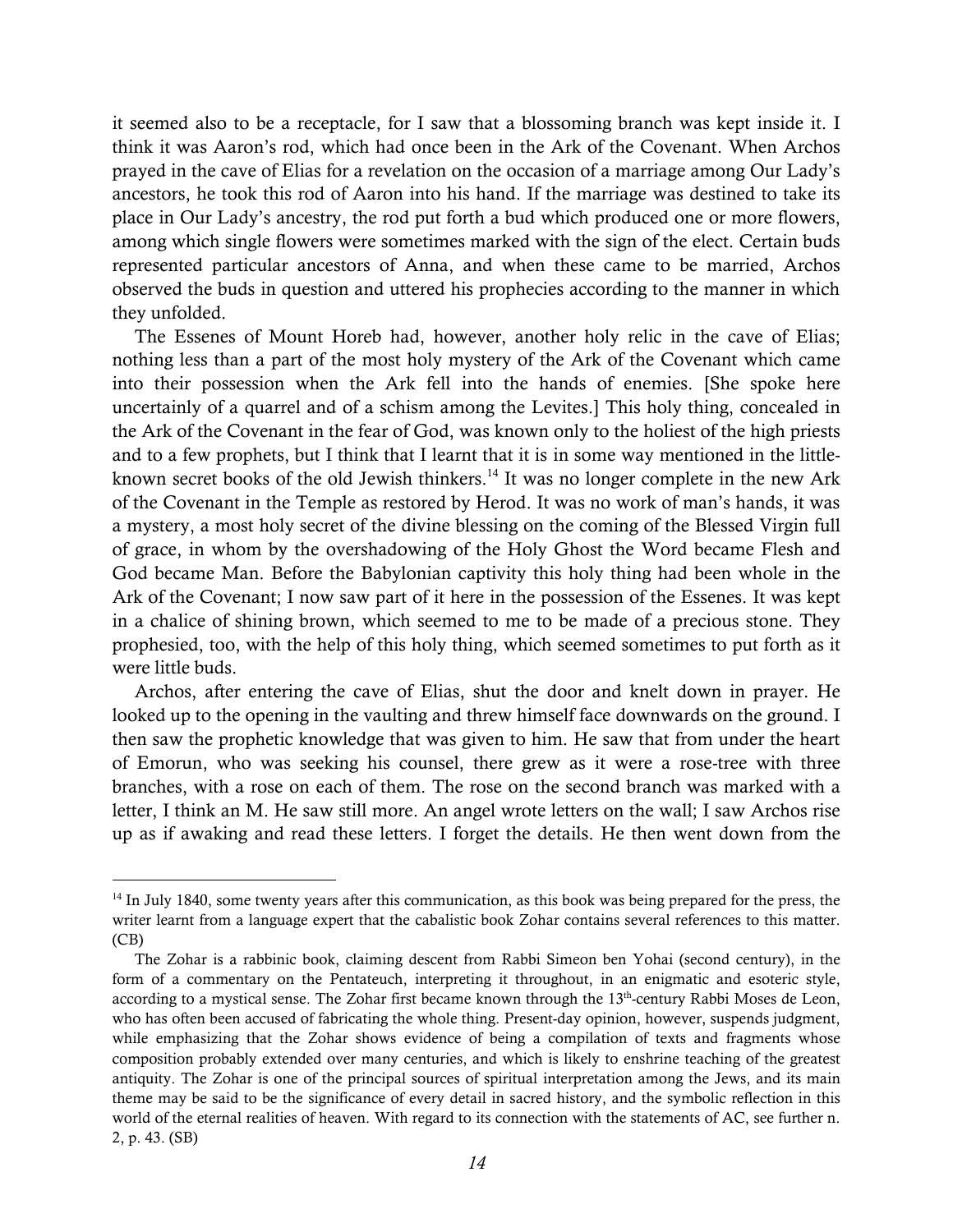it seemed also to be a receptacle, for I saw that a blossoming branch was kept inside it. I think it was Aaron's rod, which had once been in the Ark of the Covenant. When Archos prayed in the cave of Elias for a revelation on the occasion of a marriage among Our Lady's ancestors, he took this rod of Aaron into his hand. If the marriage was destined to take its place in Our Lady's ancestry, the rod put forth a bud which produced one or more flowers, among which single flowers were sometimes marked with the sign of the elect. Certain buds represented particular ancestors of Anna, and when these came to be married, Archos observed the buds in question and uttered his prophecies according to the manner in which they unfolded.

The Essenes of Mount Horeb had, however, another holy relic in the cave of Elias; nothing less than a part of the most holy mystery of the Ark of the Covenant which came into their possession when the Ark fell into the hands of enemies. [She spoke here uncertainly of a quarrel and of a schism among the Levites.] This holy thing, concealed in the Ark of the Covenant in the fear of God, was known only to the holiest of the high priests and to a few prophets, but I think that I learnt that it is in some way mentioned in the little-known secret books of the old Jewish thinkers.[14] It was no longer complete in the new Ark of the Covenant in the Temple as restored by Herod. It was no work of man's hands, it was a mystery, a most holy secret of the divine blessing on the coming of the Blessed Virgin full of grace, in whom by the overshadowing of the Holy Ghost the Word became Flesh and God became Man. Before the Babylonian captivity this holy thing had been whole in the Ark of the Covenant; I now saw part of it here in the possession of the Essenes. It was kept in a chalice of shining brown, which seemed to me to be made of a precious stone. They prophesied, too, with the help of this holy thing, which seemed sometimes to put forth as it were little buds.

Archos, after entering the cave of Elias, shut the door and knelt down in prayer. He looked up to the opening in the vaulting and threw himself face downwards on the ground. I then saw the prophetic knowledge that was given to him. He saw that from under the heart of Emorun, who was seeking his counsel, there grew as it were a rose-tree with three branches, with a rose on each of them. The rose on the second branch was marked with a letter, I think an M. He saw still more. An angel wrote letters on the wall; I saw Archos rise up as if awaking and read these letters. I forget the details. He then went down from the

---

[14] In July 1840, some twenty years after this communication, as this book was being prepared for the press, the writer learnt from a language expert that the cabalistic book Zohar contains several references to this matter. (CB)

The Zohar is a rabbinic book, claiming descent from Rabbi Simeon ben Yohai (second century), in the form of a commentary on the Pentateuch, interpreting it throughout, in an enigmatic and esoteric style, according to a mystical sense. The Zohar first became known through the 13th-century Rabbi Moses de Leon, who has often been accused of fabricating the whole thing. Present-day opinion, however, suspends judgment, while emphasizing that the Zohar shows evidence of being a compilation of texts and fragments whose composition probably extended over many centuries, and which is likely to enshrine teaching of the greatest antiquity. The Zohar is one of the principal sources of spiritual interpretation among the Jews, and its main theme may be said to be the significance of every detail in sacred history, and the symbolic reflection in this world of the eternal realities of heaven. With regard to its connection with the statements of AC, see further n. 2, p. 43. (SB)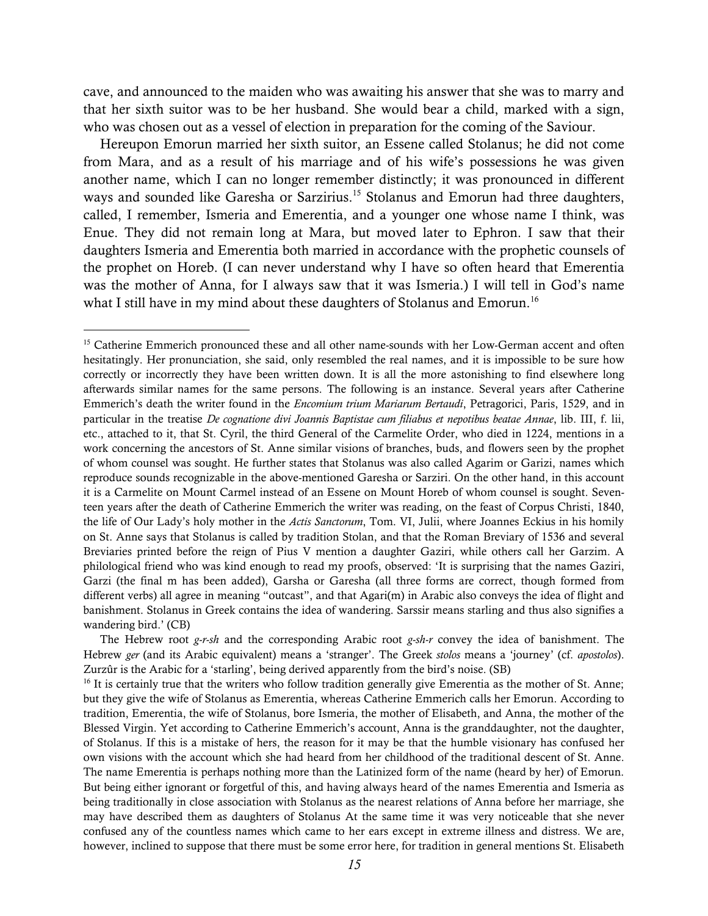cave, and announced to the maiden who was awaiting his answer that she was to marry and that her sixth suitor was to be her husband. She would bear a child, marked with a sign, who was chosen out as a vessel of election in preparation for the coming of the Saviour.

Hereupon Emorun married her sixth suitor, an Essene called Stolanus; he did not come from Mara, and as a result of his marriage and of his wife's possessions he was given another name, which I can no longer remember distinctly; it was pronounced in different ways and sounded like Garesha or Sarzirius.[15] Stolanus and Emorun had three daughters, called, I remember, Ismeria and Emerentia, and a younger one whose name I think, was Enue. They did not remain long at Mara, but moved later to Ephron. I saw that their daughters Ismeria and Emerentia both married in accordance with the prophetic counsels of the prophet on Horeb. (I can never understand why I have so often heard that Emerentia was the mother of Anna, for I always saw that it was Ismeria.) I will tell in God's name what I still have in my mind about these daughters of Stolanus and Emorun.[16]

---

[15] Catherine Emmerich pronounced these and all other name-sounds with her Low-German accent and often hesitatingly. Her pronunciation, she said, only resembled the real names, and it is impossible to be sure how correctly or incorrectly they have been written down. It is all the more astonishing to find elsewhere long afterwards similar names for the same persons. The following is an instance. Several years after Catherine Emmerich's death the writer found in the *Encomium trium Mariarum Bertaudi*, Petragorici, Paris, 1529, and in particular in the treatise *De cognatione divi Joannis Baptistae cum filiabus et nepotibus beatae Annae*, lib. III, f. lii, etc., attached to it, that St. Cyril, the third General of the Carmelite Order, who died in 1224, mentions in a work concerning the ancestors of St. Anne similar visions of branches, buds, and flowers seen by the prophet of whom counsel was sought. He further states that Stolanus was also called Agarim or Garizi, names which reproduce sounds recognizable in the above-mentioned Garesha or Sarziri. On the other hand, in this account it is a Carmelite on Mount Carmel instead of an Essene on Mount Horeb of whom counsel is sought. Seventeen years after the death of Catherine Emmerich the writer was reading, on the feast of Corpus Christi, 1840, the life of Our Lady's holy mother in the *Actis Sanctorum*, Tom. VI, Julii, where Joannes Eckius in his homily on St. Anne says that Stolanus is called by tradition Stolan, and that the Roman Breviary of 1536 and several Breviaries printed before the reign of Pius V mention a daughter Gaziri, while others call her Garzim. A philological friend who was kind enough to read my proofs, observed: 'It is surprising that the names Gaziri, Garzi (the final m has been added), Garsha or Garesha (all three forms are correct, though formed from different verbs) all agree in meaning "outcast", and that Agari(m) in Arabic also conveys the idea of flight and banishment. Stolanus in Greek contains the idea of wandering. Sarssir means starling and thus also signifies a wandering bird.' (CB)

The Hebrew root *g-r-sh* and the corresponding Arabic root *g-sh-r* convey the idea of banishment. The Hebrew *ger* (and its Arabic equivalent) means a 'stranger'. The Greek *stolos* means a 'journey' (cf. *apostolos*). Zurzûr is the Arabic for a 'starling', being derived apparently from the bird's noise. (SB)

[16] It is certainly true that the writers who follow tradition generally give Emerentia as the mother of St. Anne; but they give the wife of Stolanus as Emerentia, whereas Catherine Emmerich calls her Emorun. According to tradition, Emerentia, the wife of Stolanus, bore Ismeria, the mother of Elisabeth, and Anna, the mother of the Blessed Virgin. Yet according to Catherine Emmerich's account, Anna is the granddaughter, not the daughter, of Stolanus. If this is a mistake of hers, the reason for it may be that the humble visionary has confused her own visions with the account which she had heard from her childhood of the traditional descent of St. Anne. The name Emerentia is perhaps nothing more than the Latinized form of the name (heard by her) of Emorun. But being either ignorant or forgetful of this, and having always heard of the names Emerentia and Ismeria as being traditionally in close association with Stolanus as the nearest relations of Anna before her marriage, she may have described them as daughters of Stolanus At the same time it was very noticeable that she never confused any of the countless names which came to her ears except in extreme illness and distress. We are, however, inclined to suppose that there must be some error here, for tradition in general mentions St. Elisabeth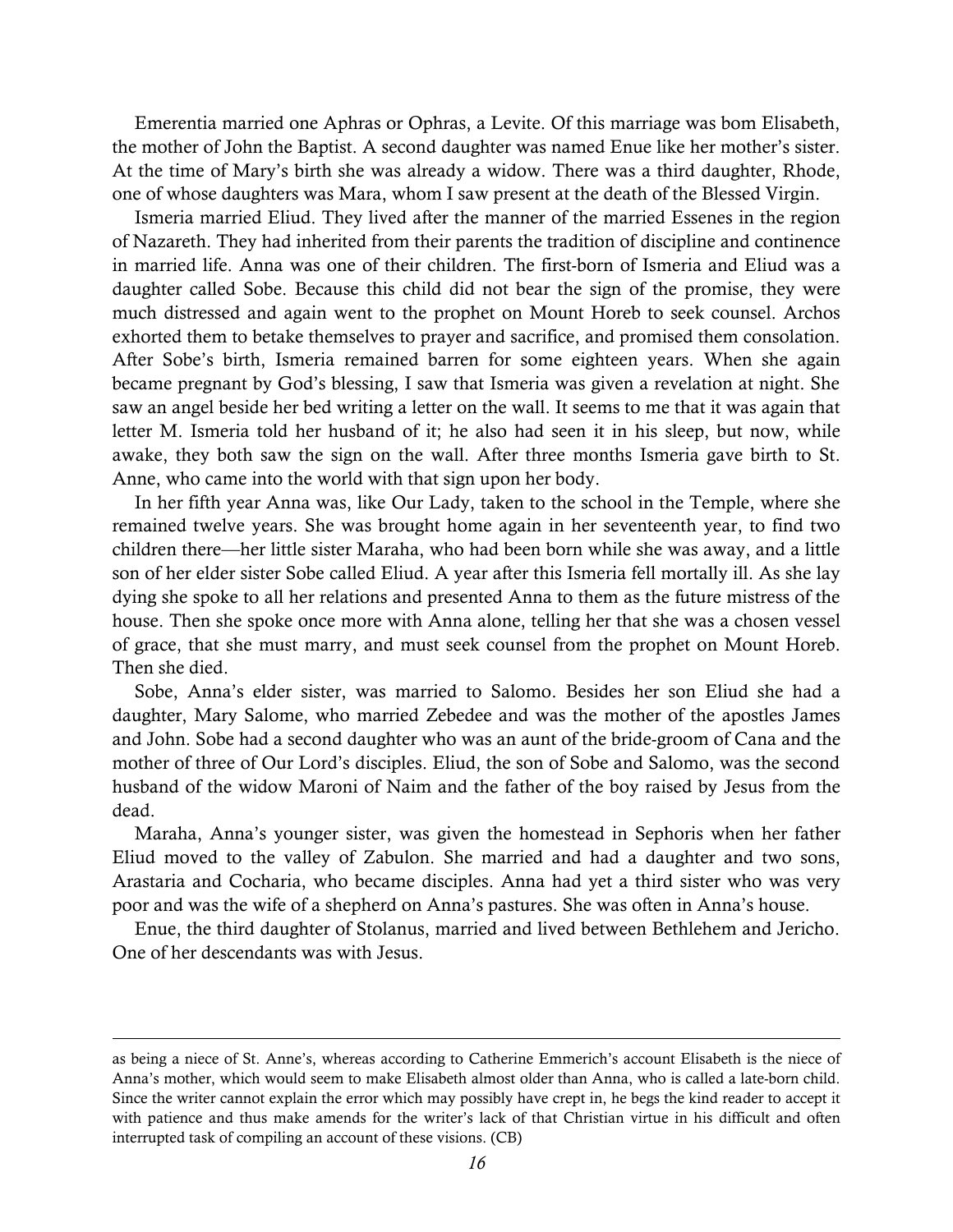Emerentia married one Aphras or Ophras, a Levite. Of this marriage was bom Elisabeth, the mother of John the Baptist. A second daughter was named Enue like her mother's sister. At the time of Mary's birth she was already a widow. There was a third daughter, Rhode, one of whose daughters was Mara, whom I saw present at the death of the Blessed Virgin.

Ismeria married Eliud. They lived after the manner of the married Essenes in the region of Nazareth. They had inherited from their parents the tradition of discipline and continence in married life. Anna was one of their children. The first-born of Ismeria and Eliud was a daughter called Sobe. Because this child did not bear the sign of the promise, they were much distressed and again went to the prophet on Mount Horeb to seek counsel. Archos exhorted them to betake themselves to prayer and sacrifice, and promised them consolation. After Sobe's birth, Ismeria remained barren for some eighteen years. When she again became pregnant by God's blessing, I saw that Ismeria was given a revelation at night. She saw an angel beside her bed writing a letter on the wall. It seems to me that it was again that letter M. Ismeria told her husband of it; he also had seen it in his sleep, but now, while awake, they both saw the sign on the wall. After three months Ismeria gave birth to St. Anne, who came into the world with that sign upon her body.

In her fifth year Anna was, like Our Lady, taken to the school in the Temple, where she remained twelve years. She was brought home again in her seventeenth year, to find two children there—her little sister Maraha, who had been born while she was away, and a little son of her elder sister Sobe called Eliud. A year after this Ismeria fell mortally ill. As she lay dying she spoke to all her relations and presented Anna to them as the future mistress of the house. Then she spoke once more with Anna alone, telling her that she was a chosen vessel of grace, that she must marry, and must seek counsel from the prophet on Mount Horeb. Then she died.

Sobe, Anna's elder sister, was married to Salomo. Besides her son Eliud she had a daughter, Mary Salome, who married Zebedee and was the mother of the apostles James and John. Sobe had a second daughter who was an aunt of the bride-groom of Cana and the mother of three of Our Lord's disciples. Eliud, the son of Sobe and Salomo, was the second husband of the widow Maroni of Naim and the father of the boy raised by Jesus from the dead.

Maraha, Anna's younger sister, was given the homestead in Sephoris when her father Eliud moved to the valley of Zabulon. She married and had a daughter and two sons, Arastaria and Cocharia, who became disciples. Anna had yet a third sister who was very poor and was the wife of a shepherd on Anna's pastures. She was often in Anna's house.

Enue, the third daughter of Stolanus, married and lived between Bethlehem and Jericho. One of her descendants was with Jesus.

---

as being a niece of St. Anne's, whereas according to Catherine Emmerich's account Elisabeth is the niece of Anna's mother, which would seem to make Elisabeth almost older than Anna, who is called a late-born child. Since the writer cannot explain the error which may possibly have crept in, he begs the kind reader to accept it with patience and thus make amends for the writer's lack of that Christian virtue in his difficult and often interrupted task of compiling an account of these visions. (CB)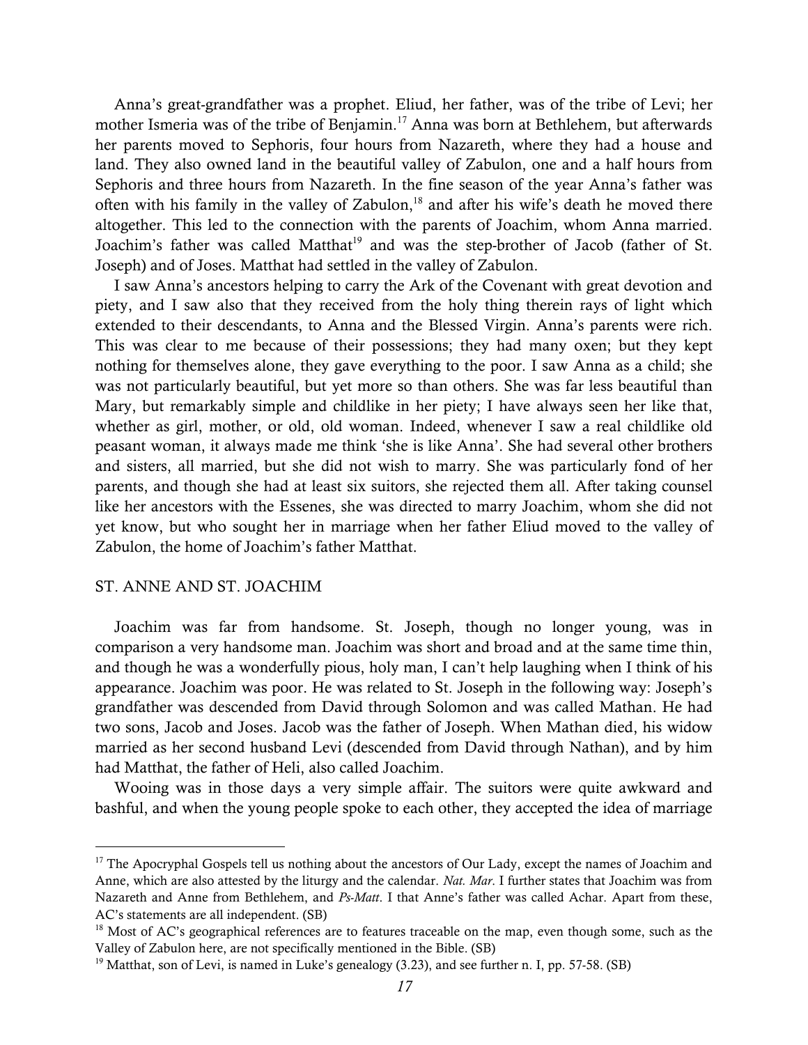Anna's great-grandfather was a prophet. Eliud, her father, was of the tribe of Levi; her mother Ismeria was of the tribe of Benjamin.[17] Anna was born at Bethlehem, but afterwards her parents moved to Sephoris, four hours from Nazareth, where they had a house and land. They also owned land in the beautiful valley of Zabulon, one and a half hours from Sephoris and three hours from Nazareth. In the fine season of the year Anna's father was often with his family in the valley of Zabulon,[18] and after his wife's death he moved there altogether. This led to the connection with the parents of Joachim, whom Anna married. Joachim's father was called Matthat[19] and was the step-brother of Jacob (father of St. Joseph) and of Joses. Matthat had settled in the valley of Zabulon.

I saw Anna's ancestors helping to carry the Ark of the Covenant with great devotion and piety, and I saw also that they received from the holy thing therein rays of light which extended to their descendants, to Anna and the Blessed Virgin. Anna's parents were rich. This was clear to me because of their possessions; they had many oxen; but they kept nothing for themselves alone, they gave everything to the poor. I saw Anna as a child; she was not particularly beautiful, but yet more so than others. She was far less beautiful than Mary, but remarkably simple and childlike in her piety; I have always seen her like that, whether as girl, mother, or old, old woman. Indeed, whenever I saw a real childlike old peasant woman, it always made me think 'she is like Anna'. She had several other brothers and sisters, all married, but she did not wish to marry. She was particularly fond of her parents, and though she had at least six suitors, she rejected them all. After taking counsel like her ancestors with the Essenes, she was directed to marry Joachim, whom she did not yet know, but who sought her in marriage when her father Eliud moved to the valley of Zabulon, the home of Joachim's father Matthat.

## ST. ANNE AND ST. JOACHIM

Joachim was far from handsome. St. Joseph, though no longer young, was in comparison a very handsome man. Joachim was short and broad and at the same time thin, and though he was a wonderfully pious, holy man, I can't help laughing when I think of his appearance. Joachim was poor. He was related to St. Joseph in the following way: Joseph's grandfather was descended from David through Solomon and was called Mathan. He had two sons, Jacob and Joses. Jacob was the father of Joseph. When Mathan died, his widow married as her second husband Levi (descended from David through Nathan), and by him had Matthat, the father of Heli, also called Joachim.

Wooing was in those days a very simple affair. The suitors were quite awkward and bashful, and when the young people spoke to each other, they accepted the idea of marriage

---

[17] The Apocryphal Gospels tell us nothing about the ancestors of Our Lady, except the names of Joachim and Anne, which are also attested by the liturgy and the calendar. *Nat. Mar*. I further states that Joachim was from Nazareth and Anne from Bethlehem, and *Ps-Matt*. I that Anne's father was called Achar. Apart from these, AC's statements are all independent. (SB)

[18] Most of AC's geographical references are to features traceable on the map, even though some, such as the Valley of Zabulon here, are not specifically mentioned in the Bible. (SB)

[19] Matthat, son of Levi, is named in Luke's genealogy (3.23), and see further n. I, pp. 57-58. (SB)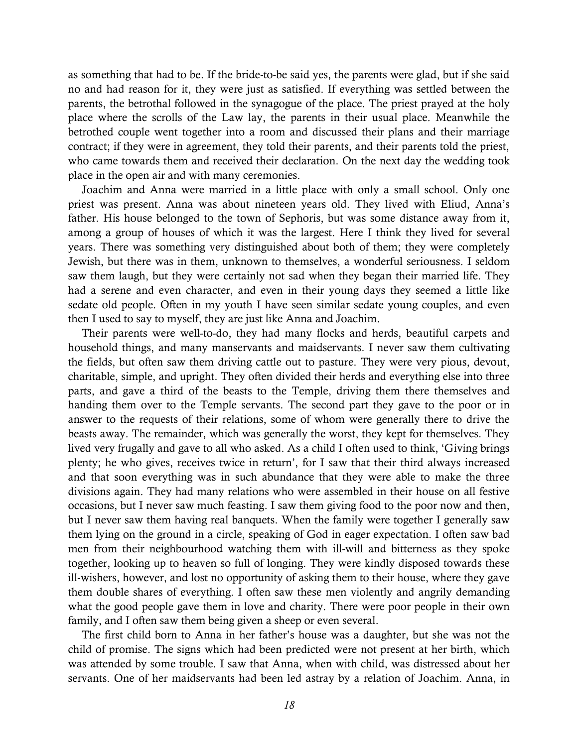as something that had to be. If the bride-to-be said yes, the parents were glad, but if she said no and had reason for it, they were just as satisfied. If everything was settled between the parents, the betrothal followed in the synagogue of the place. The priest prayed at the holy place where the scrolls of the Law lay, the parents in their usual place. Meanwhile the betrothed couple went together into a room and discussed their plans and their marriage contract; if they were in agreement, they told their parents, and their parents told the priest, who came towards them and received their declaration. On the next day the wedding took place in the open air and with many ceremonies.

Joachim and Anna were married in a little place with only a small school. Only one priest was present. Anna was about nineteen years old. They lived with Eliud, Anna's father. His house belonged to the town of Sephoris, but was some distance away from it, among a group of houses of which it was the largest. Here I think they lived for several years. There was something very distinguished about both of them; they were completely Jewish, but there was in them, unknown to themselves, a wonderful seriousness. I seldom saw them laugh, but they were certainly not sad when they began their married life. They had a serene and even character, and even in their young days they seemed a little like sedate old people. Often in my youth I have seen similar sedate young couples, and even then I used to say to myself, they are just like Anna and Joachim.

Their parents were well-to-do, they had many flocks and herds, beautiful carpets and household things, and many manservants and maidservants. I never saw them cultivating the fields, but often saw them driving cattle out to pasture. They were very pious, devout, charitable, simple, and upright. They often divided their herds and everything else into three parts, and gave a third of the beasts to the Temple, driving them there themselves and handing them over to the Temple servants. The second part they gave to the poor or in answer to the requests of their relations, some of whom were generally there to drive the beasts away. The remainder, which was generally the worst, they kept for themselves. They lived very frugally and gave to all who asked. As a child I often used to think, 'Giving brings plenty; he who gives, receives twice in return', for I saw that their third always increased and that soon everything was in such abundance that they were able to make the three divisions again. They had many relations who were assembled in their house on all festive occasions, but I never saw much feasting. I saw them giving food to the poor now and then, but I never saw them having real banquets. When the family were together I generally saw them lying on the ground in a circle, speaking of God in eager expectation. I often saw bad men from their neighbourhood watching them with ill-will and bitterness as they spoke together, looking up to heaven so full of longing. They were kindly disposed towards these ill-wishers, however, and lost no opportunity of asking them to their house, where they gave them double shares of everything. I often saw these men violently and angrily demanding what the good people gave them in love and charity. There were poor people in their own family, and I often saw them being given a sheep or even several.

The first child born to Anna in her father's house was a daughter, but she was not the child of promise. The signs which had been predicted were not present at her birth, which was attended by some trouble. I saw that Anna, when with child, was distressed about her servants. One of her maidservants had been led astray by a relation of Joachim. Anna, in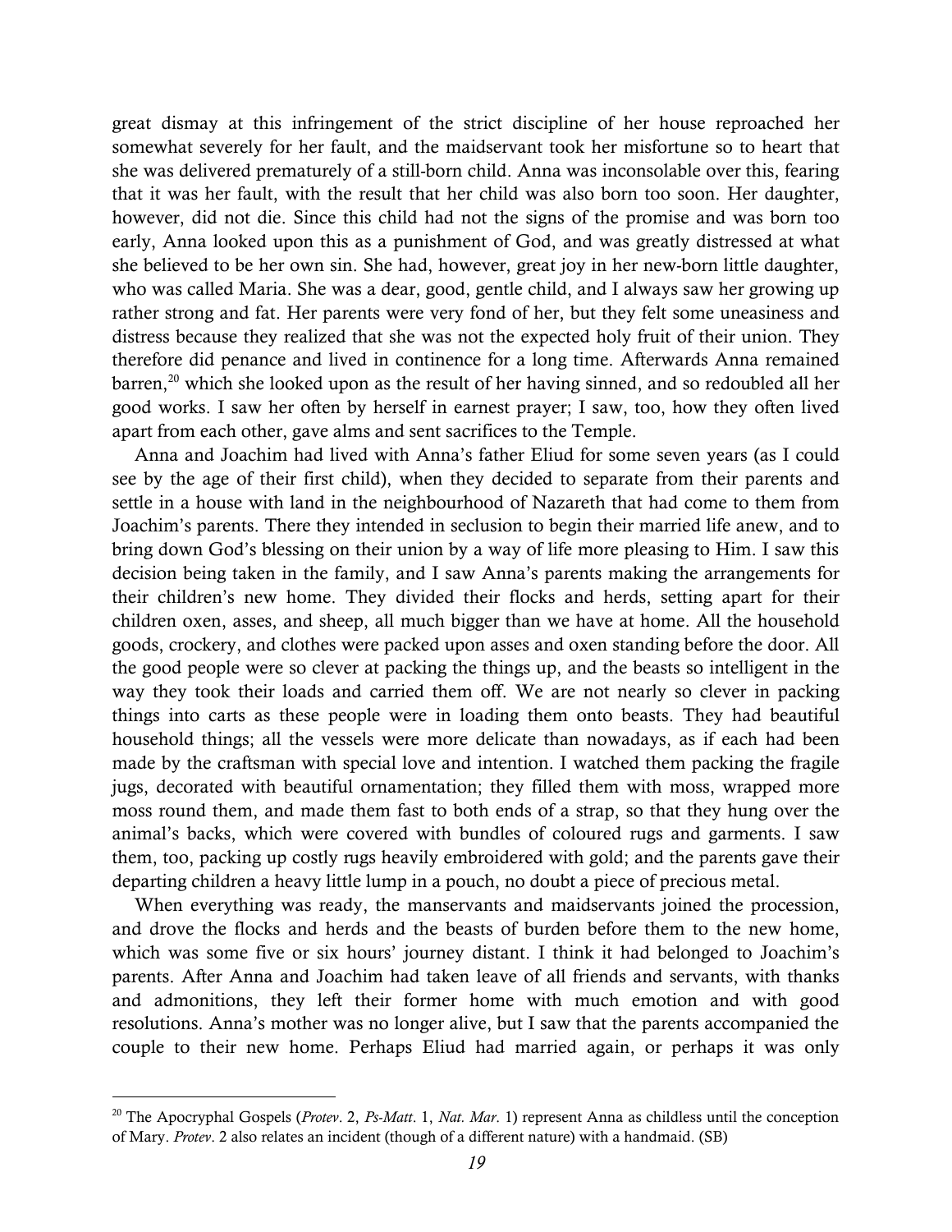great dismay at this infringement of the strict discipline of her house reproached her somewhat severely for her fault, and the maidservant took her misfortune so to heart that she was delivered prematurely of a still-born child. Anna was inconsolable over this, fearing that it was her fault, with the result that her child was also born too soon. Her daughter, however, did not die. Since this child had not the signs of the promise and was born too early, Anna looked upon this as a punishment of God, and was greatly distressed at what she believed to be her own sin. She had, however, great joy in her new-born little daughter, who was called Maria. She was a dear, good, gentle child, and I always saw her growing up rather strong and fat. Her parents were very fond of her, but they felt some uneasiness and distress because they realized that she was not the expected holy fruit of their union. They therefore did penance and lived in continence for a long time. Afterwards Anna remained barren,[20] which she looked upon as the result of her having sinned, and so redoubled all her good works. I saw her often by herself in earnest prayer; I saw, too, how they often lived apart from each other, gave alms and sent sacrifices to the Temple.

Anna and Joachim had lived with Anna's father Eliud for some seven years (as I could see by the age of their first child), when they decided to separate from their parents and settle in a house with land in the neighbourhood of Nazareth that had come to them from Joachim's parents. There they intended in seclusion to begin their married life anew, and to bring down God's blessing on their union by a way of life more pleasing to Him. I saw this decision being taken in the family, and I saw Anna's parents making the arrangements for their children's new home. They divided their flocks and herds, setting apart for their children oxen, asses, and sheep, all much bigger than we have at home. All the household goods, crockery, and clothes were packed upon asses and oxen standing before the door. All the good people were so clever at packing the things up, and the beasts so intelligent in the way they took their loads and carried them off. We are not nearly so clever in packing things into carts as these people were in loading them onto beasts. They had beautiful household things; all the vessels were more delicate than nowadays, as if each had been made by the craftsman with special love and intention. I watched them packing the fragile jugs, decorated with beautiful ornamentation; they filled them with moss, wrapped more moss round them, and made them fast to both ends of a strap, so that they hung over the animal's backs, which were covered with bundles of coloured rugs and garments. I saw them, too, packing up costly rugs heavily embroidered with gold; and the parents gave their departing children a heavy little lump in a pouch, no doubt a piece of precious metal.

When everything was ready, the manservants and maidservants joined the procession, and drove the flocks and herds and the beasts of burden before them to the new home, which was some five or six hours' journey distant. I think it had belonged to Joachim's parents. After Anna and Joachim had taken leave of all friends and servants, with thanks and admonitions, they left their former home with much emotion and with good resolutions. Anna's mother was no longer alive, but I saw that the parents accompanied the couple to their new home. Perhaps Eliud had married again, or perhaps it was only

---

[20] The Apocryphal Gospels (*Protev*. 2, *Ps-Matt*. 1, *Nat. Mar*. 1) represent Anna as childless until the conception of Mary. *Protev*. 2 also relates an incident (though of a different nature) with a handmaid. (SB)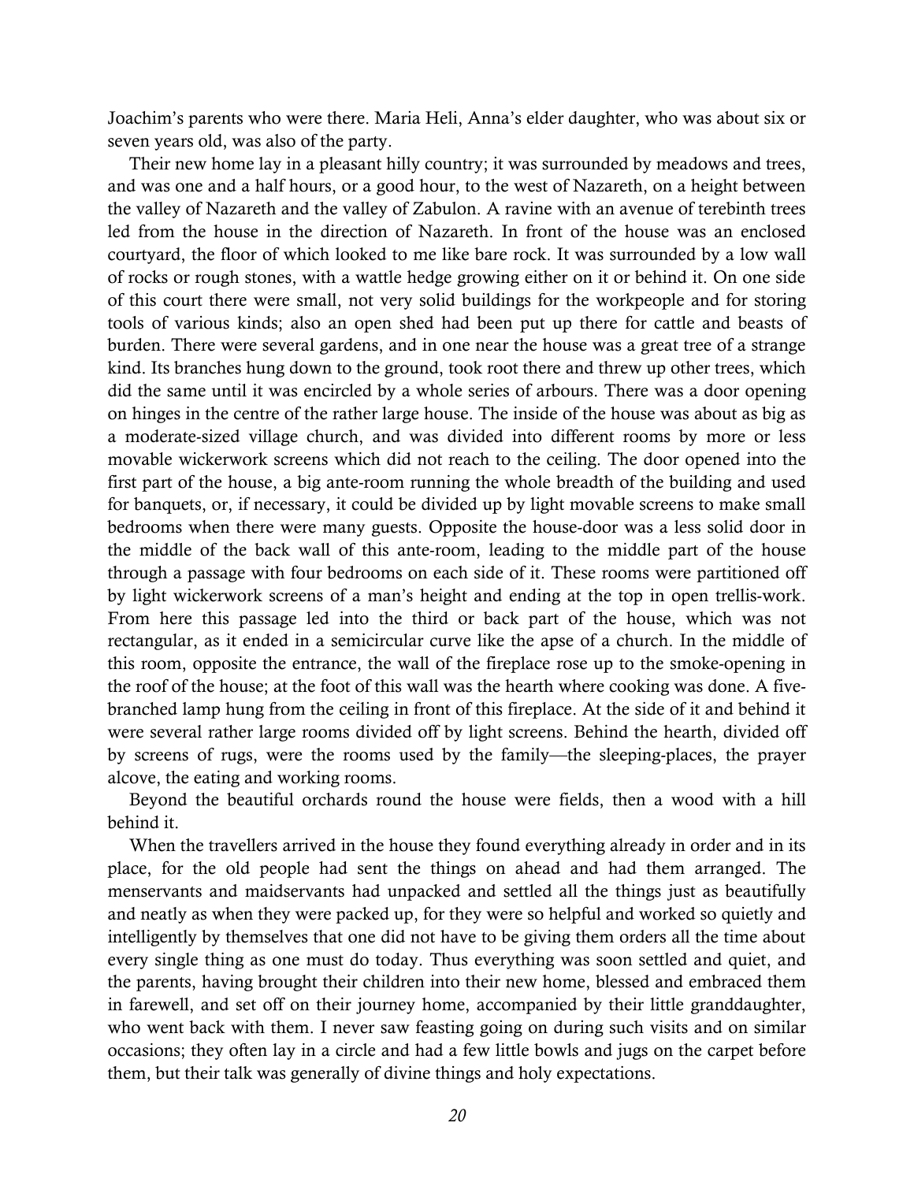Joachim's parents who were there. Maria Heli, Anna's elder daughter, who was about six or seven years old, was also of the party.

Their new home lay in a pleasant hilly country; it was surrounded by meadows and trees, and was one and a half hours, or a good hour, to the west of Nazareth, on a height between the valley of Nazareth and the valley of Zabulon. A ravine with an avenue of terebinth trees led from the house in the direction of Nazareth. In front of the house was an enclosed courtyard, the floor of which looked to me like bare rock. It was surrounded by a low wall of rocks or rough stones, with a wattle hedge growing either on it or behind it. On one side of this court there were small, not very solid buildings for the workpeople and for storing tools of various kinds; also an open shed had been put up there for cattle and beasts of burden. There were several gardens, and in one near the house was a great tree of a strange kind. Its branches hung down to the ground, took root there and threw up other trees, which did the same until it was encircled by a whole series of arbours. There was a door opening on hinges in the centre of the rather large house. The inside of the house was about as big as a moderate-sized village church, and was divided into different rooms by more or less movable wickerwork screens which did not reach to the ceiling. The door opened into the first part of the house, a big ante-room running the whole breadth of the building and used for banquets, or, if necessary, it could be divided up by light movable screens to make small bedrooms when there were many guests. Opposite the house-door was a less solid door in the middle of the back wall of this ante-room, leading to the middle part of the house through a passage with four bedrooms on each side of it. These rooms were partitioned off by light wickerwork screens of a man's height and ending at the top in open trellis-work. From here this passage led into the third or back part of the house, which was not rectangular, as it ended in a semicircular curve like the apse of a church. In the middle of this room, opposite the entrance, the wall of the fireplace rose up to the smoke-opening in the roof of the house; at the foot of this wall was the hearth where cooking was done. A five-branched lamp hung from the ceiling in front of this fireplace. At the side of it and behind it were several rather large rooms divided off by light screens. Behind the hearth, divided off by screens of rugs, were the rooms used by the family—the sleeping-places, the prayer alcove, the eating and working rooms.

Beyond the beautiful orchards round the house were fields, then a wood with a hill behind it.

When the travellers arrived in the house they found everything already in order and in its place, for the old people had sent the things on ahead and had them arranged. The menservants and maidservants had unpacked and settled all the things just as beautifully and neatly as when they were packed up, for they were so helpful and worked so quietly and intelligently by themselves that one did not have to be giving them orders all the time about every single thing as one must do today. Thus everything was soon settled and quiet, and the parents, having brought their children into their new home, blessed and embraced them in farewell, and set off on their journey home, accompanied by their little granddaughter, who went back with them. I never saw feasting going on during such visits and on similar occasions; they often lay in a circle and had a few little bowls and jugs on the carpet before them, but their talk was generally of divine things and holy expectations.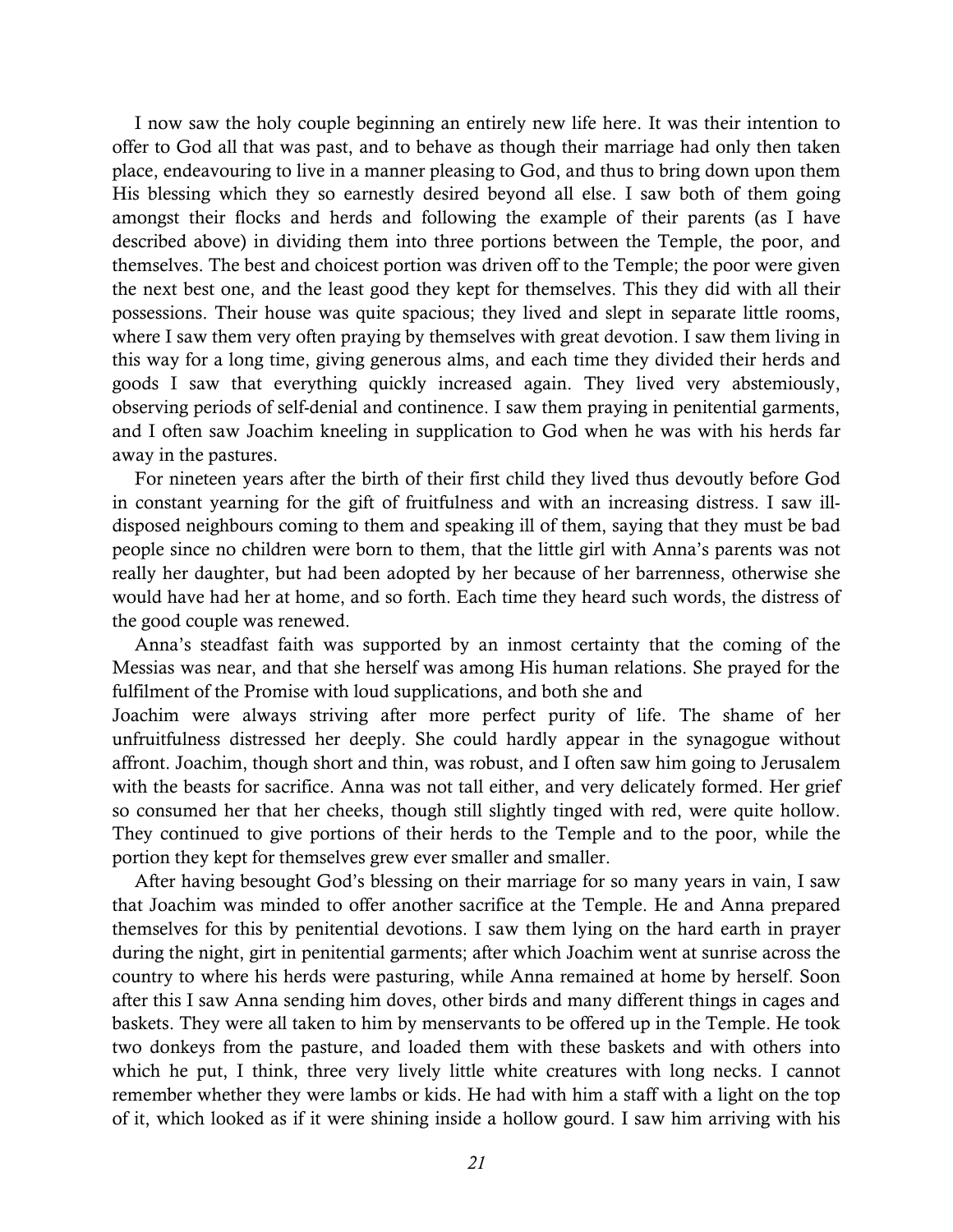I now saw the holy couple beginning an entirely new life here. It was their intention to offer to God all that was past, and to behave as though their marriage had only then taken place, endeavouring to live in a manner pleasing to God, and thus to bring down upon them His blessing which they so earnestly desired beyond all else. I saw both of them going amongst their flocks and herds and following the example of their parents (as I have described above) in dividing them into three portions between the Temple, the poor, and themselves. The best and choicest portion was driven off to the Temple; the poor were given the next best one, and the least good they kept for themselves. This they did with all their possessions. Their house was quite spacious; they lived and slept in separate little rooms, where I saw them very often praying by themselves with great devotion. I saw them living in this way for a long time, giving generous alms, and each time they divided their herds and goods I saw that everything quickly increased again. They lived very abstemiously, observing periods of self-denial and continence. I saw them praying in penitential garments, and I often saw Joachim kneeling in supplication to God when he was with his herds far away in the pastures.

For nineteen years after the birth of their first child they lived thus devoutly before God in constant yearning for the gift of fruitfulness and with an increasing distress. I saw ill-disposed neighbours coming to them and speaking ill of them, saying that they must be bad people since no children were born to them, that the little girl with Anna's parents was not really her daughter, but had been adopted by her because of her barrenness, otherwise she would have had her at home, and so forth. Each time they heard such words, the distress of the good couple was renewed.

Anna's steadfast faith was supported by an inmost certainty that the coming of the Messias was near, and that she herself was among His human relations. She prayed for the fulfilment of the Promise with loud supplications, and both she and Joachim were always striving after more perfect purity of life. The shame of her unfruitfulness distressed her deeply. She could hardly appear in the synagogue without affront. Joachim, though short and thin, was robust, and I often saw him going to Jerusalem with the beasts for sacrifice. Anna was not tall either, and very delicately formed. Her grief so consumed her that her cheeks, though still slightly tinged with red, were quite hollow. They continued to give portions of their herds to the Temple and to the poor, while the portion they kept for themselves grew ever smaller and smaller.

After having besought God's blessing on their marriage for so many years in vain, I saw that Joachim was minded to offer another sacrifice at the Temple. He and Anna prepared themselves for this by penitential devotions. I saw them lying on the hard earth in prayer during the night, girt in penitential garments; after which Joachim went at sunrise across the country to where his herds were pasturing, while Anna remained at home by herself. Soon after this I saw Anna sending him doves, other birds and many different things in cages and baskets. They were all taken to him by menservants to be offered up in the Temple. He took two donkeys from the pasture, and loaded them with these baskets and with others into which he put, I think, three very lively little white creatures with long necks. I cannot remember whether they were lambs or kids. He had with him a staff with a light on the top of it, which looked as if it were shining inside a hollow gourd. I saw him arriving with his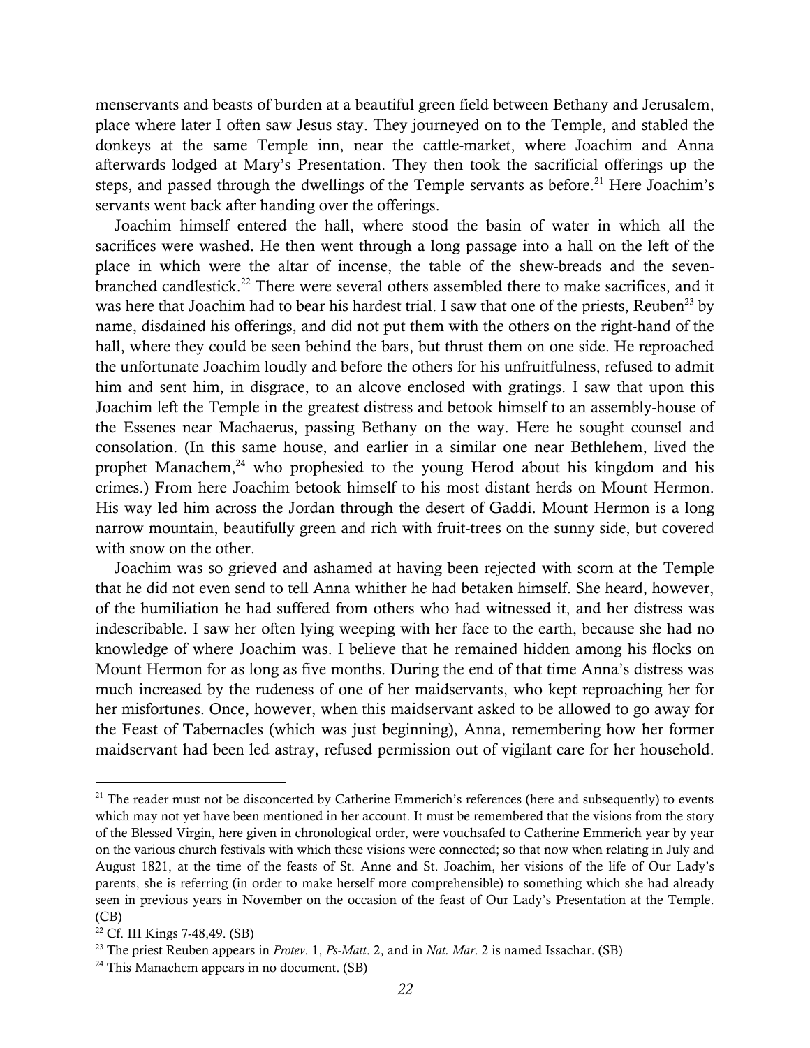menservants and beasts of burden at a beautiful green field between Bethany and Jerusalem, place where later I often saw Jesus stay. They journeyed on to the Temple, and stabled the donkeys at the same Temple inn, near the cattle-market, where Joachim and Anna afterwards lodged at Mary's Presentation. They then took the sacrificial offerings up the steps, and passed through the dwellings of the Temple servants as before.[21] Here Joachim's servants went back after handing over the offerings.

Joachim himself entered the hall, where stood the basin of water in which all the sacrifices were washed. He then went through a long passage into a hall on the left of the place in which were the altar of incense, the table of the shew-breads and the seven-branched candlestick.[22] There were several others assembled there to make sacrifices, and it was here that Joachim had to bear his hardest trial. I saw that one of the priests, Reuben[23] by name, disdained his offerings, and did not put them with the others on the right-hand of the hall, where they could be seen behind the bars, but thrust them on one side. He reproached the unfortunate Joachim loudly and before the others for his unfruitfulness, refused to admit him and sent him, in disgrace, to an alcove enclosed with gratings. I saw that upon this Joachim left the Temple in the greatest distress and betook himself to an assembly-house of the Essenes near Machaerus, passing Bethany on the way. Here he sought counsel and consolation. (In this same house, and earlier in a similar one near Bethlehem, lived the prophet Manachem,[24] who prophesied to the young Herod about his kingdom and his crimes.) From here Joachim betook himself to his most distant herds on Mount Hermon. His way led him across the Jordan through the desert of Gaddi. Mount Hermon is a long narrow mountain, beautifully green and rich with fruit-trees on the sunny side, but covered with snow on the other.

Joachim was so grieved and ashamed at having been rejected with scorn at the Temple that he did not even send to tell Anna whither he had betaken himself. She heard, however, of the humiliation he had suffered from others who had witnessed it, and her distress was indescribable. I saw her often lying weeping with her face to the earth, because she had no knowledge of where Joachim was. I believe that he remained hidden among his flocks on Mount Hermon for as long as five months. During the end of that time Anna's distress was much increased by the rudeness of one of her maidservants, who kept reproaching her for her misfortunes. Once, however, when this maidservant asked to be allowed to go away for the Feast of Tabernacles (which was just beginning), Anna, remembering how her former maidservant had been led astray, refused permission out of vigilant care for her household.

---

[21] The reader must not be disconcerted by Catherine Emmerich's references (here and subsequently) to events which may not yet have been mentioned in her account. It must be remembered that the visions from the story of the Blessed Virgin, here given in chronological order, were vouchsafed to Catherine Emmerich year by year on the various church festivals with which these visions were connected; so that now when relating in July and August 1821, at the time of the feasts of St. Anne and St. Joachim, her visions of the life of Our Lady's parents, she is referring (in order to make herself more comprehensible) to something which she had already seen in previous years in November on the occasion of the feast of Our Lady's Presentation at the Temple. (CB)

[22] Cf. III Kings 7-48,49. (SB)

[23] The priest Reuben appears in *Protev*. 1, *Ps-Matt*. 2, and in *Nat. Mar*. 2 is named Issachar. (SB)

[24] This Manachem appears in no document. (SB)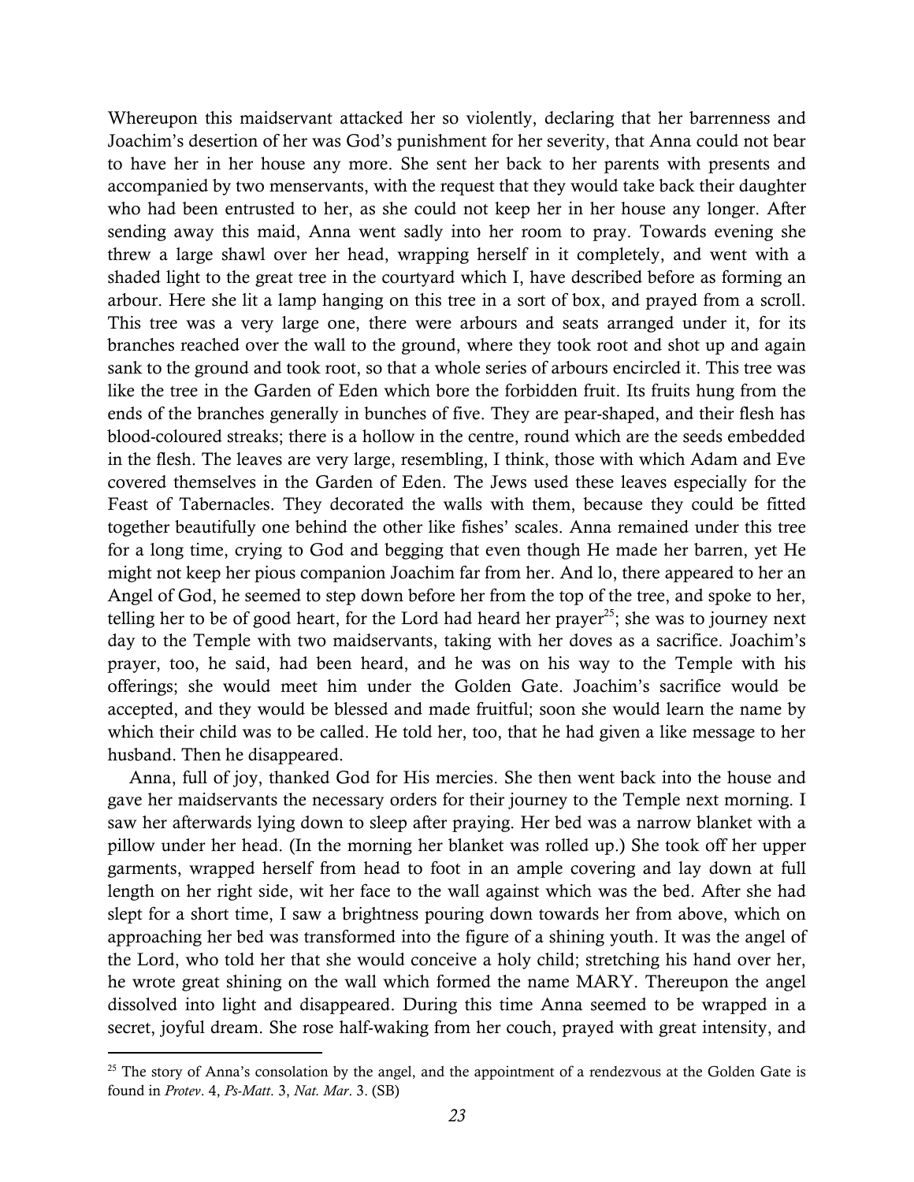Whereupon this maidservant attacked her so violently, declaring that her barrenness and Joachim's desertion of her was God's punishment for her severity, that Anna could not bear to have her in her house any more. She sent her back to her parents with presents and accompanied by two menservants, with the request that they would take back their daughter who had been entrusted to her, as she could not keep her in her house any longer. After sending away this maid, Anna went sadly into her room to pray. Towards evening she threw a large shawl over her head, wrapping herself in it completely, and went with a shaded light to the great tree in the courtyard which I, have described before as forming an arbour. Here she lit a lamp hanging on this tree in a sort of box, and prayed from a scroll. This tree was a very large one, there were arbours and seats arranged under it, for its branches reached over the wall to the ground, where they took root and shot up and again sank to the ground and took root, so that a whole series of arbours encircled it. This tree was like the tree in the Garden of Eden which bore the forbidden fruit. Its fruits hung from the ends of the branches generally in bunches of five. They are pear-shaped, and their flesh has blood-coloured streaks; there is a hollow in the centre, round which are the seeds embedded in the flesh. The leaves are very large, resembling, I think, those with which Adam and Eve covered themselves in the Garden of Eden. The Jews used these leaves especially for the Feast of Tabernacles. They decorated the walls with them, because they could be fitted together beautifully one behind the other like fishes' scales. Anna remained under this tree for a long time, crying to God and begging that even though He made her barren, yet He might not keep her pious companion Joachim far from her. And lo, there appeared to her an Angel of God, he seemed to step down before her from the top of the tree, and spoke to her, telling her to be of good heart, for the Lord had heard her prayer[25]; she was to journey next day to the Temple with two maidservants, taking with her doves as a sacrifice. Joachim's prayer, too, he said, had been heard, and he was on his way to the Temple with his offerings; she would meet him under the Golden Gate. Joachim's sacrifice would be accepted, and they would be blessed and made fruitful; soon she would learn the name by which their child was to be called. He told her, too, that he had given a like message to her husband. Then he disappeared.

Anna, full of joy, thanked God for His mercies. She then went back into the house and gave her maidservants the necessary orders for their journey to the Temple next morning. I saw her afterwards lying down to sleep after praying. Her bed was a narrow blanket with a pillow under her head. (In the morning her blanket was rolled up.) She took off her upper garments, wrapped herself from head to foot in an ample covering and lay down at full length on her right side, wit her face to the wall against which was the bed. After she had slept for a short time, I saw a brightness pouring down towards her from above, which on approaching her bed was transformed into the figure of a shining youth. It was the angel of the Lord, who told her that she would conceive a holy child; stretching his hand over her, he wrote great shining on the wall which formed the name MARY. Thereupon the angel dissolved into light and disappeared. During this time Anna seemed to be wrapped in a secret, joyful dream. She rose half-waking from her couch, prayed with great intensity, and

---

[25] The story of Anna's consolation by the angel, and the appointment of a rendezvous at the Golden Gate is found in *Protev*. 4, *Ps-Matt*. 3, *Nat. Mar*. 3. (SB)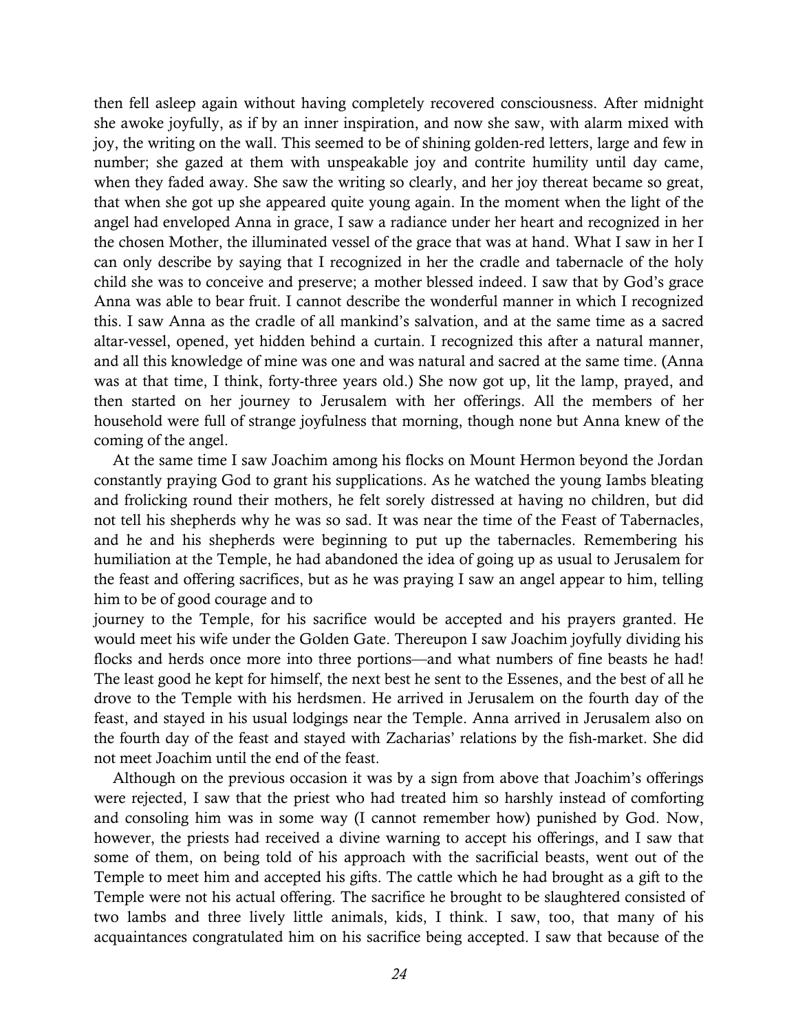then fell asleep again without having completely recovered consciousness. After midnight she awoke joyfully, as if by an inner inspiration, and now she saw, with alarm mixed with joy, the writing on the wall. This seemed to be of shining golden-red letters, large and few in number; she gazed at them with unspeakable joy and contrite humility until day came, when they faded away. She saw the writing so clearly, and her joy thereat became so great, that when she got up she appeared quite young again. In the moment when the light of the angel had enveloped Anna in grace, I saw a radiance under her heart and recognized in her the chosen Mother, the illuminated vessel of the grace that was at hand. What I saw in her I can only describe by saying that I recognized in her the cradle and tabernacle of the holy child she was to conceive and preserve; a mother blessed indeed. I saw that by God's grace Anna was able to bear fruit. I cannot describe the wonderful manner in which I recognized this. I saw Anna as the cradle of all mankind's salvation, and at the same time as a sacred altar-vessel, opened, yet hidden behind a curtain. I recognized this after a natural manner, and all this knowledge of mine was one and was natural and sacred at the same time. (Anna was at that time, I think, forty-three years old.) She now got up, lit the lamp, prayed, and then started on her journey to Jerusalem with her offerings. All the members of her household were full of strange joyfulness that morning, though none but Anna knew of the coming of the angel.

At the same time I saw Joachim among his flocks on Mount Hermon beyond the Jordan constantly praying God to grant his supplications. As he watched the young Iambs bleating and frolicking round their mothers, he felt sorely distressed at having no children, but did not tell his shepherds why he was so sad. It was near the time of the Feast of Tabernacles, and he and his shepherds were beginning to put up the tabernacles. Remembering his humiliation at the Temple, he had abandoned the idea of going up as usual to Jerusalem for the feast and offering sacrifices, but as he was praying I saw an angel appear to him, telling him to be of good courage and to journey to the Temple, for his sacrifice would be accepted and his prayers granted. He would meet his wife under the Golden Gate. Thereupon I saw Joachim joyfully dividing his flocks and herds once more into three portions—and what numbers of fine beasts he had! The least good he kept for himself, the next best he sent to the Essenes, and the best of all he drove to the Temple with his herdsmen. He arrived in Jerusalem on the fourth day of the feast, and stayed in his usual lodgings near the Temple. Anna arrived in Jerusalem also on the fourth day of the feast and stayed with Zacharias' relations by the fish-market. She did not meet Joachim until the end of the feast.

Although on the previous occasion it was by a sign from above that Joachim's offerings were rejected, I saw that the priest who had treated him so harshly instead of comforting and consoling him was in some way (I cannot remember how) punished by God. Now, however, the priests had received a divine warning to accept his offerings, and I saw that some of them, on being told of his approach with the sacrificial beasts, went out of the Temple to meet him and accepted his gifts. The cattle which he had brought as a gift to the Temple were not his actual offering. The sacrifice he brought to be slaughtered consisted of two lambs and three lively little animals, kids, I think. I saw, too, that many of his acquaintances congratulated him on his sacrifice being accepted. I saw that because of the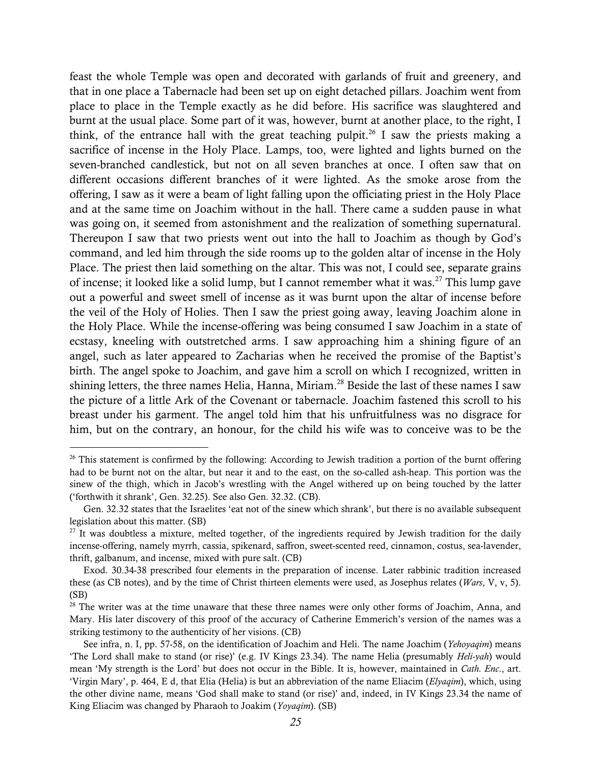feast the whole Temple was open and decorated with garlands of fruit and greenery, and that in one place a Tabernacle had been set up on eight detached pillars. Joachim went from place to place in the Temple exactly as he did before. His sacrifice was slaughtered and burnt at the usual place. Some part of it was, however, burnt at another place, to the right, I think, of the entrance hall with the great teaching pulpit.[26] I saw the priests making a sacrifice of incense in the Holy Place. Lamps, too, were lighted and lights burned on the seven-branched candlestick, but not on all seven branches at once. I often saw that on different occasions different branches of it were lighted. As the smoke arose from the offering, I saw as it were a beam of light falling upon the officiating priest in the Holy Place and at the same time on Joachim without in the hall. There came a sudden pause in what was going on, it seemed from astonishment and the realization of something supernatural. Thereupon I saw that two priests went out into the hall to Joachim as though by God's command, and led him through the side rooms up to the golden altar of incense in the Holy Place. The priest then laid something on the altar. This was not, I could see, separate grains of incense; it looked like a solid lump, but I cannot remember what it was.[27] This lump gave out a powerful and sweet smell of incense as it was burnt upon the altar of incense before the veil of the Holy of Holies. Then I saw the priest going away, leaving Joachim alone in the Holy Place. While the incense-offering was being consumed I saw Joachim in a state of ecstasy, kneeling with outstretched arms. I saw approaching him a shining figure of an angel, such as later appeared to Zacharias when he received the promise of the Baptist's birth. The angel spoke to Joachim, and gave him a scroll on which I recognized, written in shining letters, the three names Helia, Hanna, Miriam.[28] Beside the last of these names I saw the picture of a little Ark of the Covenant or tabernacle. Joachim fastened this scroll to his breast under his garment. The angel told him that his unfruitfulness was no disgrace for him, but on the contrary, an honour, for the child his wife was to conceive was to be the

---

[26] This statement is confirmed by the following: According to Jewish tradition a portion of the burnt offering had to be burnt not on the altar, but near it and to the east, on the so-called ash-heap. This portion was the sinew of the thigh, which in Jacob's wrestling with the Angel withered up on being touched by the latter ('forthwith it shrank', Gen. 32.25). See also Gen. 32.32. (CB).

Gen. 32.32 states that the Israelites 'eat not of the sinew which shrank', but there is no available subsequent legislation about this matter. (SB)

[27] It was doubtless a mixture, melted together, of the ingredients required by Jewish tradition for the daily incense-offering, namely myrrh, cassia, spikenard, saffron, sweet-scented reed, cinnamon, costus, sea-lavender, thrift, galbanum, and incense, mixed with pure salt. (CB)

Exod. 30.34-38 prescribed four elements in the preparation of incense. Later rabbinic tradition increased these (as CB notes), and by the time of Christ thirteen elements were used, as Josephus relates (*Wars*, V, v, 5). (SB)

[28] The writer was at the time unaware that these three names were only other forms of Joachim, Anna, and Mary. His later discovery of this proof of the accuracy of Catherine Emmerich's version of the names was a striking testimony to the authenticity of her visions. (CB)

See infra, n. I, pp. 57-58, on the identification of Joachim and Heli. The name Joachim (*Yehoyaqim*) means 'The Lord shall make to stand (or rise)' (e.g. IV Kings 23.34). The name Helia (presumably *Heli-yah*) would mean 'My strength is the Lord' but does not occur in the Bible. It is, however, maintained in *Cath. Enc.*, art. 'Virgin Mary', p. 464, E d, that Elia (Helia) is but an abbreviation of the name Eliacim (*Elyaqim*), which, using the other divine name, means 'God shall make to stand (or rise)' and, indeed, in IV Kings 23.34 the name of King Eliacim was changed by Pharaoh to Joakim (*Yoyaqim*). (SB)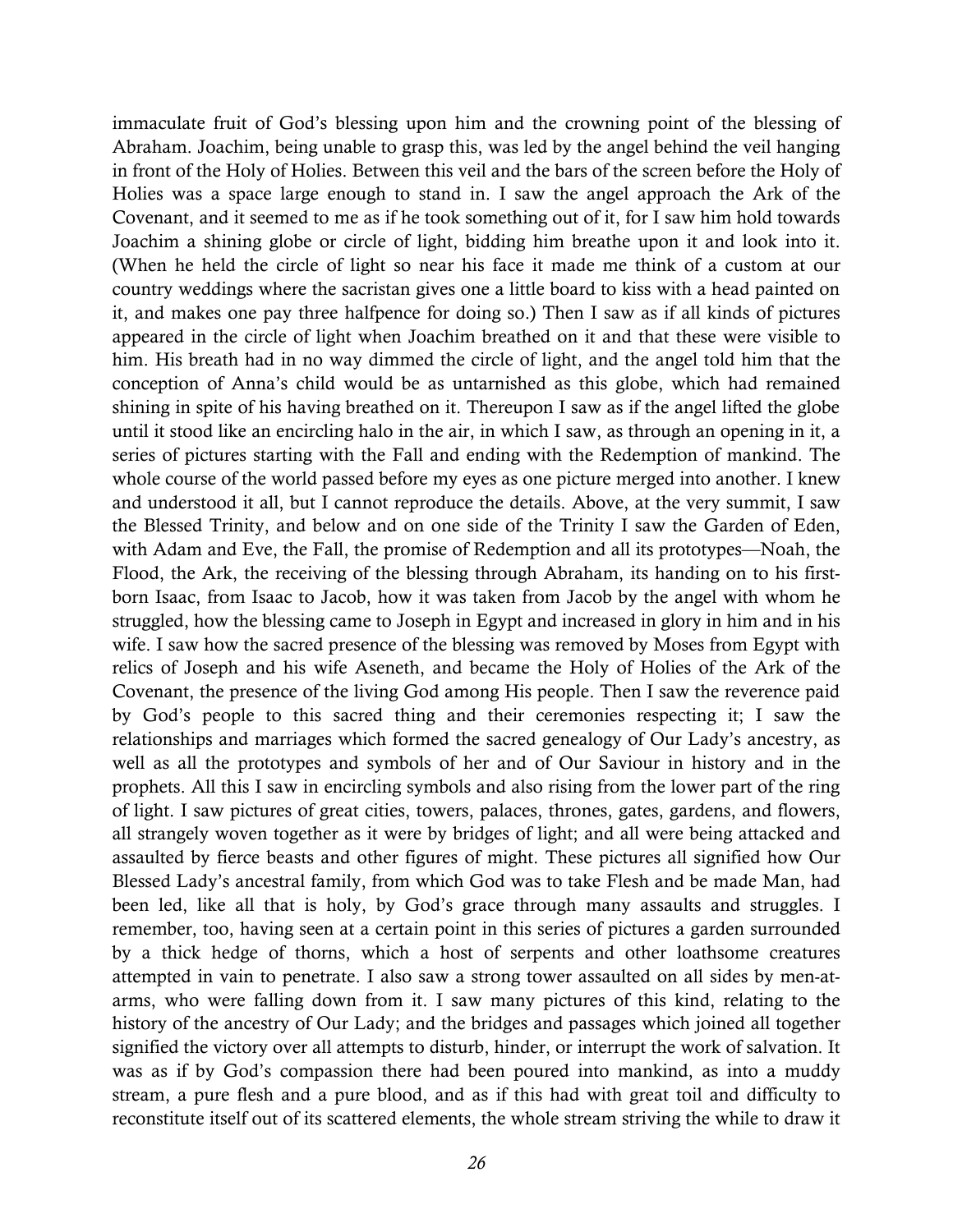immaculate fruit of God's blessing upon him and the crowning point of the blessing of Abraham. Joachim, being unable to grasp this, was led by the angel behind the veil hanging in front of the Holy of Holies. Between this veil and the bars of the screen before the Holy of Holies was a space large enough to stand in. I saw the angel approach the Ark of the Covenant, and it seemed to me as if he took something out of it, for I saw him hold towards Joachim a shining globe or circle of light, bidding him breathe upon it and look into it. (When he held the circle of light so near his face it made me think of a custom at our country weddings where the sacristan gives one a little board to kiss with a head painted on it, and makes one pay three halfpence for doing so.) Then I saw as if all kinds of pictures appeared in the circle of light when Joachim breathed on it and that these were visible to him. His breath had in no way dimmed the circle of light, and the angel told him that the conception of Anna's child would be as untarnished as this globe, which had remained shining in spite of his having breathed on it. Thereupon I saw as if the angel lifted the globe until it stood like an encircling halo in the air, in which I saw, as through an opening in it, a series of pictures starting with the Fall and ending with the Redemption of mankind. The whole course of the world passed before my eyes as one picture merged into another. I knew and understood it all, but I cannot reproduce the details. Above, at the very summit, I saw the Blessed Trinity, and below and on one side of the Trinity I saw the Garden of Eden, with Adam and Eve, the Fall, the promise of Redemption and all its prototypes—Noah, the Flood, the Ark, the receiving of the blessing through Abraham, its handing on to his first-born Isaac, from Isaac to Jacob, how it was taken from Jacob by the angel with whom he struggled, how the blessing came to Joseph in Egypt and increased in glory in him and in his wife. I saw how the sacred presence of the blessing was removed by Moses from Egypt with relics of Joseph and his wife Aseneth, and became the Holy of Holies of the Ark of the Covenant, the presence of the living God among His people. Then I saw the reverence paid by God's people to this sacred thing and their ceremonies respecting it; I saw the relationships and marriages which formed the sacred genealogy of Our Lady's ancestry, as well as all the prototypes and symbols of her and of Our Saviour in history and in the prophets. All this I saw in encircling symbols and also rising from the lower part of the ring of light. I saw pictures of great cities, towers, palaces, thrones, gates, gardens, and flowers, all strangely woven together as it were by bridges of light; and all were being attacked and assaulted by fierce beasts and other figures of might. These pictures all signified how Our Blessed Lady's ancestral family, from which God was to take Flesh and be made Man, had been led, like all that is holy, by God's grace through many assaults and struggles. I remember, too, having seen at a certain point in this series of pictures a garden surrounded by a thick hedge of thorns, which a host of serpents and other loathsome creatures attempted in vain to penetrate. I also saw a strong tower assaulted on all sides by men-at-arms, who were falling down from it. I saw many pictures of this kind, relating to the history of the ancestry of Our Lady; and the bridges and passages which joined all together signified the victory over all attempts to disturb, hinder, or interrupt the work of salvation. It was as if by God's compassion there had been poured into mankind, as into a muddy stream, a pure flesh and a pure blood, and as if this had with great toil and difficulty to reconstitute itself out of its scattered elements, the whole stream striving the while to draw it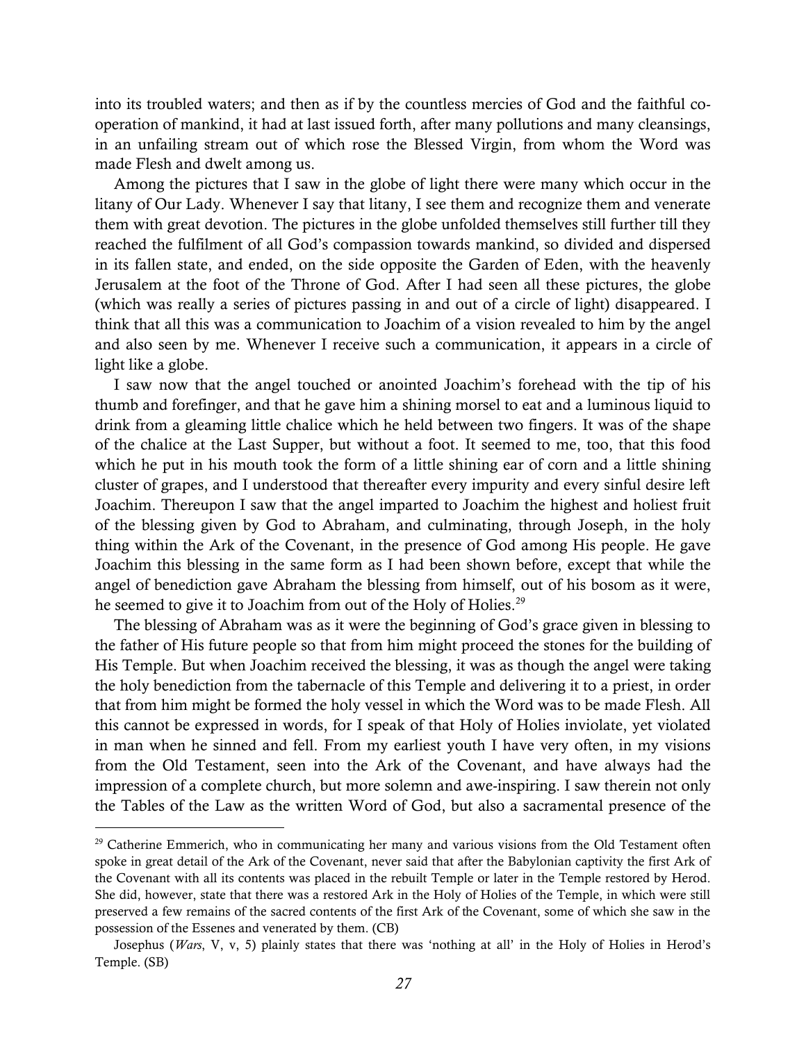into its troubled waters; and then as if by the countless mercies of God and the faithful co-operation of mankind, it had at last issued forth, after many pollutions and many cleansings, in an unfailing stream out of which rose the Blessed Virgin, from whom the Word was made Flesh and dwelt among us.

Among the pictures that I saw in the globe of light there were many which occur in the litany of Our Lady. Whenever I say that litany, I see them and recognize them and venerate them with great devotion. The pictures in the globe unfolded themselves still further till they reached the fulfilment of all God's compassion towards mankind, so divided and dispersed in its fallen state, and ended, on the side opposite the Garden of Eden, with the heavenly Jerusalem at the foot of the Throne of God. After I had seen all these pictures, the globe (which was really a series of pictures passing in and out of a circle of light) disappeared. I think that all this was a communication to Joachim of a vision revealed to him by the angel and also seen by me. Whenever I receive such a communication, it appears in a circle of light like a globe.

I saw now that the angel touched or anointed Joachim's forehead with the tip of his thumb and forefinger, and that he gave him a shining morsel to eat and a luminous liquid to drink from a gleaming little chalice which he held between two fingers. It was of the shape of the chalice at the Last Supper, but without a foot. It seemed to me, too, that this food which he put in his mouth took the form of a little shining ear of corn and a little shining cluster of grapes, and I understood that thereafter every impurity and every sinful desire left Joachim. Thereupon I saw that the angel imparted to Joachim the highest and holiest fruit of the blessing given by God to Abraham, and culminating, through Joseph, in the holy thing within the Ark of the Covenant, in the presence of God among His people. He gave Joachim this blessing in the same form as I had been shown before, except that while the angel of benediction gave Abraham the blessing from himself, out of his bosom as it were, he seemed to give it to Joachim from out of the Holy of Holies.[29]

The blessing of Abraham was as it were the beginning of God's grace given in blessing to the father of His future people so that from him might proceed the stones for the building of His Temple. But when Joachim received the blessing, it was as though the angel were taking the holy benediction from the tabernacle of this Temple and delivering it to a priest, in order that from him might be formed the holy vessel in which the Word was to be made Flesh. All this cannot be expressed in words, for I speak of that Holy of Holies inviolate, yet violated in man when he sinned and fell. From my earliest youth I have very often, in my visions from the Old Testament, seen into the Ark of the Covenant, and have always had the impression of a complete church, but more solemn and awe-inspiring. I saw therein not only the Tables of the Law as the written Word of God, but also a sacramental presence of the

---

[29] Catherine Emmerich, who in communicating her many and various visions from the Old Testament often spoke in great detail of the Ark of the Covenant, never said that after the Babylonian captivity the first Ark of the Covenant with all its contents was placed in the rebuilt Temple or later in the Temple restored by Herod. She did, however, state that there was a restored Ark in the Holy of Holies of the Temple, in which were still preserved a few remains of the sacred contents of the first Ark of the Covenant, some of which she saw in the possession of the Essenes and venerated by them. (CB)

Josephus (*Wars*, V, v, 5) plainly states that there was 'nothing at all' in the Holy of Holies in Herod's Temple. (SB)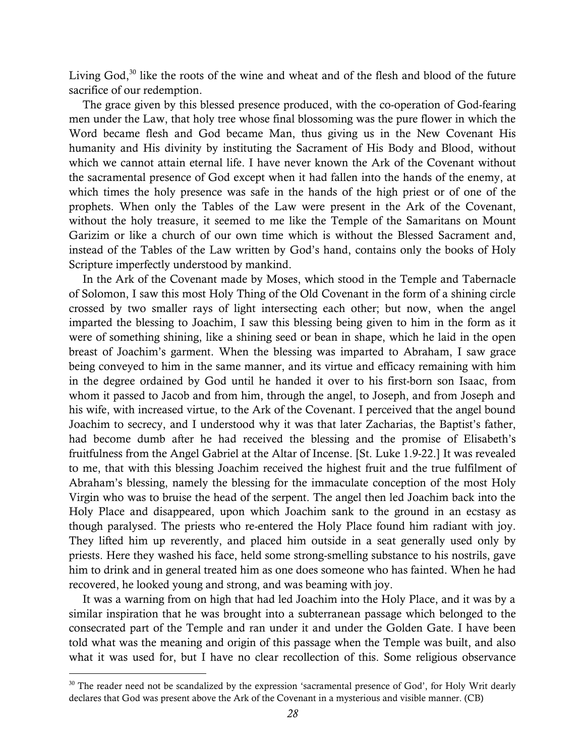Living God,[30] like the roots of the wine and wheat and of the flesh and blood of the future sacrifice of our redemption.

The grace given by this blessed presence produced, with the co-operation of God-fearing men under the Law, that holy tree whose final blossoming was the pure flower in which the Word became flesh and God became Man, thus giving us in the New Covenant His humanity and His divinity by instituting the Sacrament of His Body and Blood, without which we cannot attain eternal life. I have never known the Ark of the Covenant without the sacramental presence of God except when it had fallen into the hands of the enemy, at which times the holy presence was safe in the hands of the high priest or of one of the prophets. When only the Tables of the Law were present in the Ark of the Covenant, without the holy treasure, it seemed to me like the Temple of the Samaritans on Mount Garizim or like a church of our own time which is without the Blessed Sacrament and, instead of the Tables of the Law written by God's hand, contains only the books of Holy Scripture imperfectly understood by mankind.

In the Ark of the Covenant made by Moses, which stood in the Temple and Tabernacle of Solomon, I saw this most Holy Thing of the Old Covenant in the form of a shining circle crossed by two smaller rays of light intersecting each other; but now, when the angel imparted the blessing to Joachim, I saw this blessing being given to him in the form as it were of something shining, like a shining seed or bean in shape, which he laid in the open breast of Joachim's garment. When the blessing was imparted to Abraham, I saw grace being conveyed to him in the same manner, and its virtue and efficacy remaining with him in the degree ordained by God until he handed it over to his first-born son Isaac, from whom it passed to Jacob and from him, through the angel, to Joseph, and from Joseph and his wife, with increased virtue, to the Ark of the Covenant. I perceived that the angel bound Joachim to secrecy, and I understood why it was that later Zacharias, the Baptist's father, had become dumb after he had received the blessing and the promise of Elisabeth's fruitfulness from the Angel Gabriel at the Altar of Incense. [St. Luke 1.9-22.] It was revealed to me, that with this blessing Joachim received the highest fruit and the true fulfilment of Abraham's blessing, namely the blessing for the immaculate conception of the most Holy Virgin who was to bruise the head of the serpent. The angel then led Joachim back into the Holy Place and disappeared, upon which Joachim sank to the ground in an ecstasy as though paralysed. The priests who re-entered the Holy Place found him radiant with joy. They lifted him up reverently, and placed him outside in a seat generally used only by priests. Here they washed his face, held some strong-smelling substance to his nostrils, gave him to drink and in general treated him as one does someone who has fainted. When he had recovered, he looked young and strong, and was beaming with joy.

It was a warning from on high that had led Joachim into the Holy Place, and it was by a similar inspiration that he was brought into a subterranean passage which belonged to the consecrated part of the Temple and ran under it and under the Golden Gate. I have been told what was the meaning and origin of this passage when the Temple was built, and also what it was used for, but I have no clear recollection of this. Some religious observance

---

[30] The reader need not be scandalized by the expression 'sacramental presence of God', for Holy Writ dearly declares that God was present above the Ark of the Covenant in a mysterious and visible manner. (CB)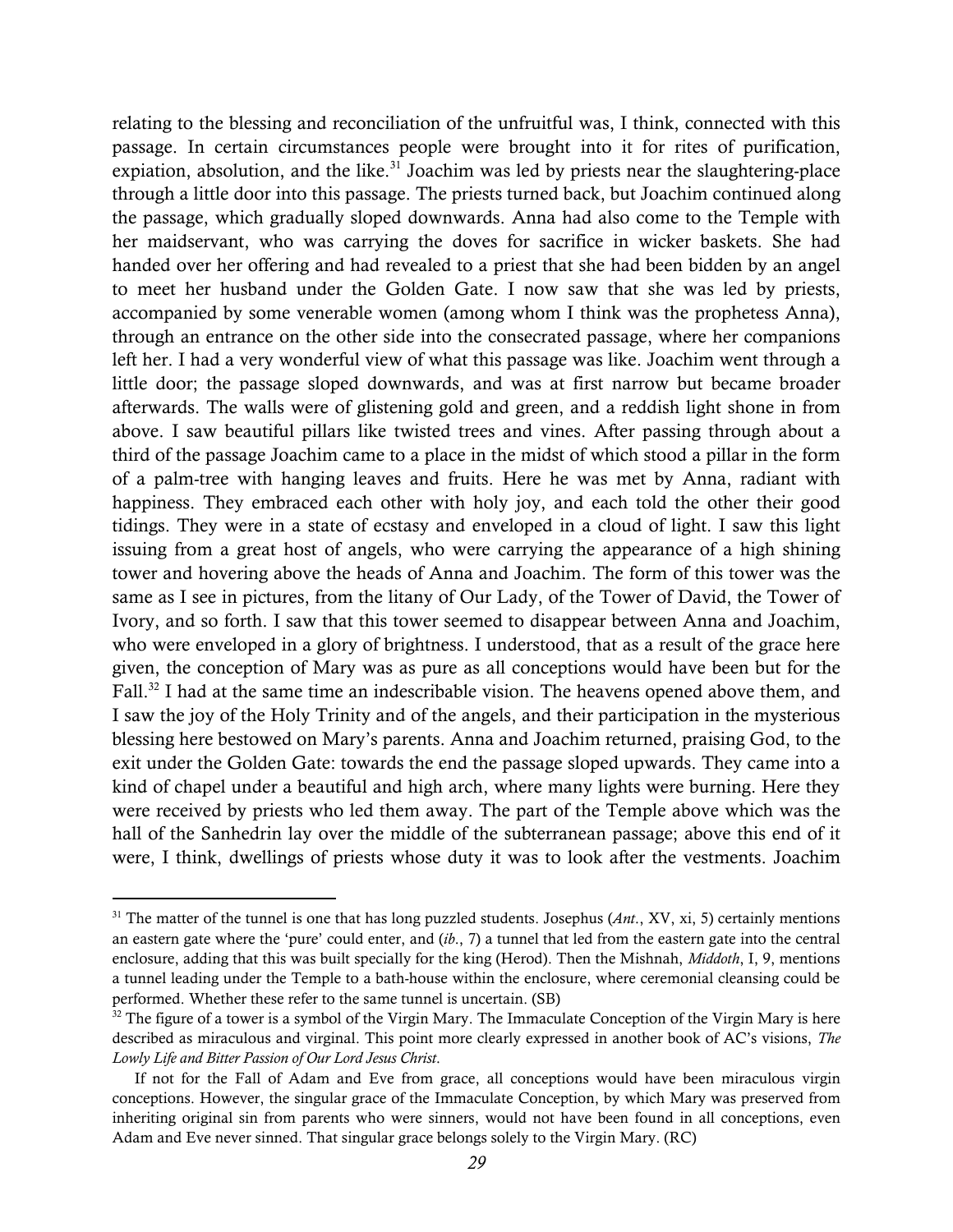relating to the blessing and reconciliation of the unfruitful was, I think, connected with this passage. In certain circumstances people were brought into it for rites of purification, expiation, absolution, and the like.[31] Joachim was led by priests near the slaughtering-place through a little door into this passage. The priests turned back, but Joachim continued along the passage, which gradually sloped downwards. Anna had also come to the Temple with her maidservant, who was carrying the doves for sacrifice in wicker baskets. She had handed over her offering and had revealed to a priest that she had been bidden by an angel to meet her husband under the Golden Gate. I now saw that she was led by priests, accompanied by some venerable women (among whom I think was the prophetess Anna), through an entrance on the other side into the consecrated passage, where her companions left her. I had a very wonderful view of what this passage was like. Joachim went through a little door; the passage sloped downwards, and was at first narrow but became broader afterwards. The walls were of glistening gold and green, and a reddish light shone in from above. I saw beautiful pillars like twisted trees and vines. After passing through about a third of the passage Joachim came to a place in the midst of which stood a pillar in the form of a palm-tree with hanging leaves and fruits. Here he was met by Anna, radiant with happiness. They embraced each other with holy joy, and each told the other their good tidings. They were in a state of ecstasy and enveloped in a cloud of light. I saw this light issuing from a great host of angels, who were carrying the appearance of a high shining tower and hovering above the heads of Anna and Joachim. The form of this tower was the same as I see in pictures, from the litany of Our Lady, of the Tower of David, the Tower of Ivory, and so forth. I saw that this tower seemed to disappear between Anna and Joachim, who were enveloped in a glory of brightness. I understood, that as a result of the grace here given, the conception of Mary was as pure as all conceptions would have been but for the Fall.[32] I had at the same time an indescribable vision. The heavens opened above them, and I saw the joy of the Holy Trinity and of the angels, and their participation in the mysterious blessing here bestowed on Mary's parents. Anna and Joachim returned, praising God, to the exit under the Golden Gate: towards the end the passage sloped upwards. They came into a kind of chapel under a beautiful and high arch, where many lights were burning. Here they were received by priests who led them away. The part of the Temple above which was the hall of the Sanhedrin lay over the middle of the subterranean passage; above this end of it were, I think, dwellings of priests whose duty it was to look after the vestments. Joachim

---

[31] The matter of the tunnel is one that has long puzzled students. Josephus (*Ant.*, XV, xi, 5) certainly mentions an eastern gate where the 'pure' could enter, and (*ib.*, 7) a tunnel that led from the eastern gate into the central enclosure, adding that this was built specially for the king (Herod). Then the Mishnah, *Middoth*, I, 9, mentions a tunnel leading under the Temple to a bath-house within the enclosure, where ceremonial cleansing could be performed. Whether these refer to the same tunnel is uncertain. (SB)

[32] The figure of a tower is a symbol of the Virgin Mary. The Immaculate Conception of the Virgin Mary is here described as miraculous and virginal. This point more clearly expressed in another book of AC's visions, *The Lowly Life and Bitter Passion of Our Lord Jesus Christ*.

If not for the Fall of Adam and Eve from grace, all conceptions would have been miraculous virgin conceptions. However, the singular grace of the Immaculate Conception, by which Mary was preserved from inheriting original sin from parents who were sinners, would not have been found in all conceptions, even Adam and Eve never sinned. That singular grace belongs solely to the Virgin Mary. (RC)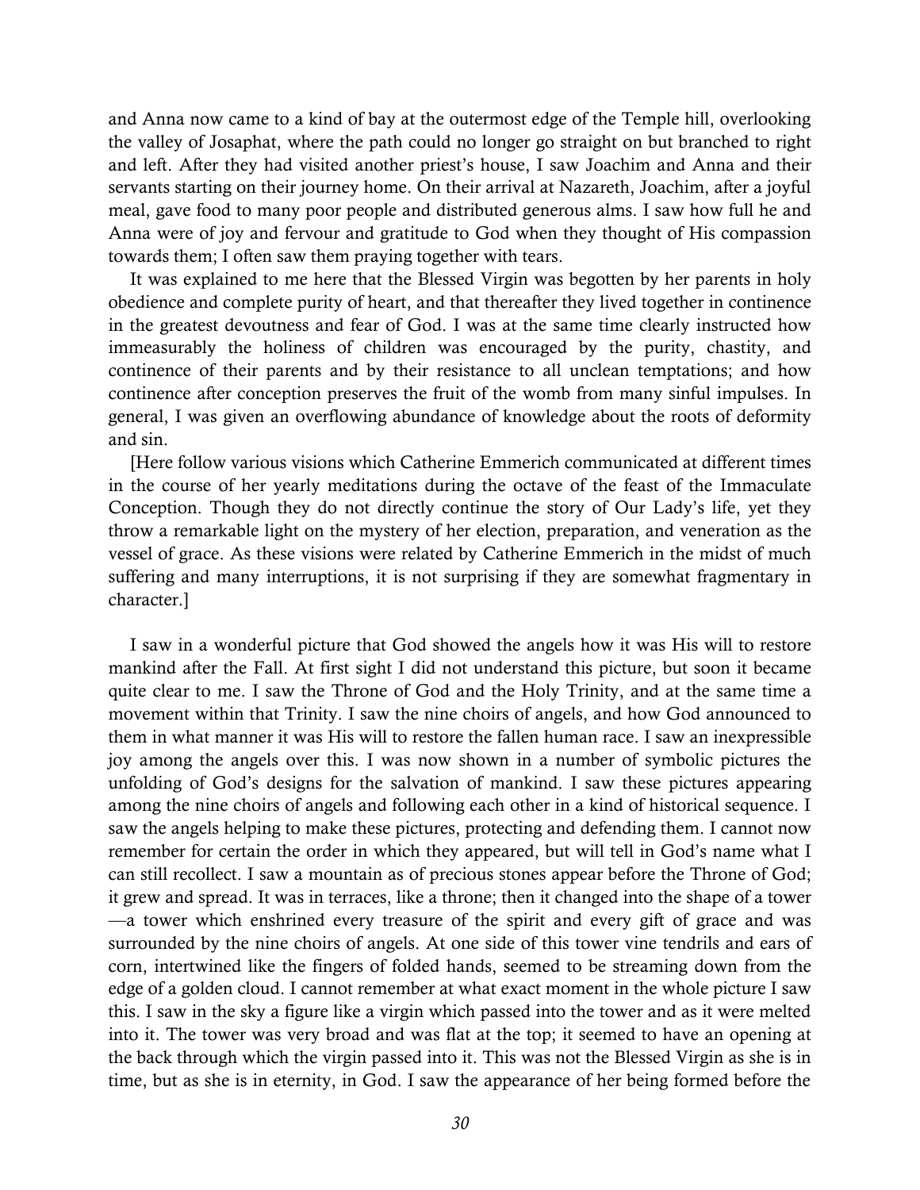and Anna now came to a kind of bay at the outermost edge of the Temple hill, overlooking the valley of Josaphat, where the path could no longer go straight on but branched to right and left. After they had visited another priest's house, I saw Joachim and Anna and their servants starting on their journey home. On their arrival at Nazareth, Joachim, after a joyful meal, gave food to many poor people and distributed generous alms. I saw how full he and Anna were of joy and fervour and gratitude to God when they thought of His compassion towards them; I often saw them praying together with tears.

It was explained to me here that the Blessed Virgin was begotten by her parents in holy obedience and complete purity of heart, and that thereafter they lived together in continence in the greatest devoutness and fear of God. I was at the same time clearly instructed how immeasurably the holiness of children was encouraged by the purity, chastity, and continence of their parents and by their resistance to all unclean temptations; and how continence after conception preserves the fruit of the womb from many sinful impulses. In general, I was given an overflowing abundance of knowledge about the roots of deformity and sin.

[Here follow various visions which Catherine Emmerich communicated at different times in the course of her yearly meditations during the octave of the feast of the Immaculate Conception. Though they do not directly continue the story of Our Lady's life, yet they throw a remarkable light on the mystery of her election, preparation, and veneration as the vessel of grace. As these visions were related by Catherine Emmerich in the midst of much suffering and many interruptions, it is not surprising if they are somewhat fragmentary in character.]

I saw in a wonderful picture that God showed the angels how it was His will to restore mankind after the Fall. At first sight I did not understand this picture, but soon it became quite clear to me. I saw the Throne of God and the Holy Trinity, and at the same time a movement within that Trinity. I saw the nine choirs of angels, and how God announced to them in what manner it was His will to restore the fallen human race. I saw an inexpressible joy among the angels over this. I was now shown in a number of symbolic pictures the unfolding of God's designs for the salvation of mankind. I saw these pictures appearing among the nine choirs of angels and following each other in a kind of historical sequence. I saw the angels helping to make these pictures, protecting and defending them. I cannot now remember for certain the order in which they appeared, but will tell in God's name what I can still recollect. I saw a mountain as of precious stones appear before the Throne of God; it grew and spread. It was in terraces, like a throne; then it changed into the shape of a tower —a tower which enshrined every treasure of the spirit and every gift of grace and was surrounded by the nine choirs of angels. At one side of this tower vine tendrils and ears of corn, intertwined like the fingers of folded hands, seemed to be streaming down from the edge of a golden cloud. I cannot remember at what exact moment in the whole picture I saw this. I saw in the sky a figure like a virgin which passed into the tower and as it were melted into it. The tower was very broad and was flat at the top; it seemed to have an opening at the back through which the virgin passed into it. This was not the Blessed Virgin as she is in time, but as she is in eternity, in God. I saw the appearance of her being formed before the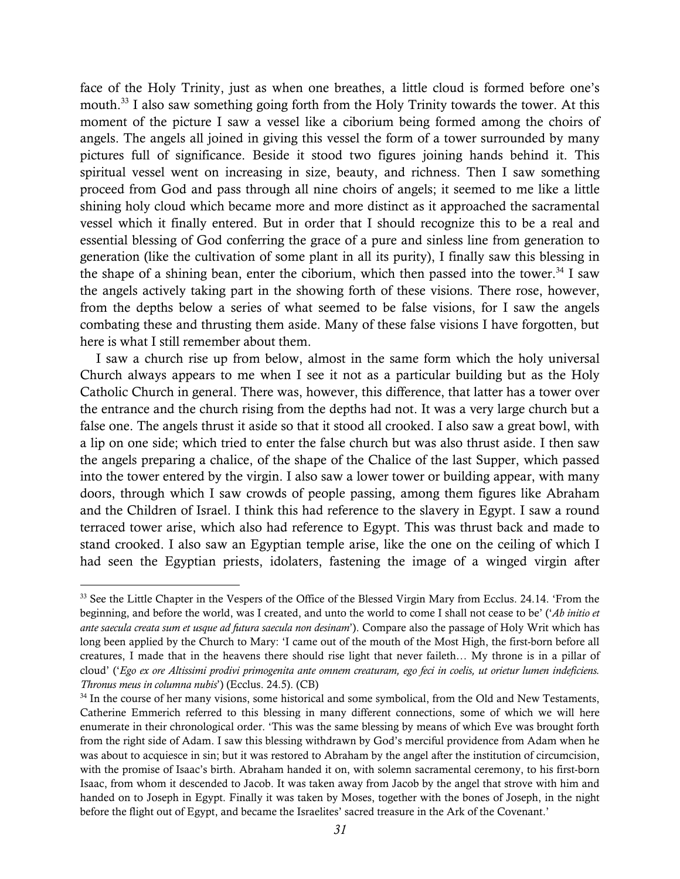face of the Holy Trinity, just as when one breathes, a little cloud is formed before one's mouth.[33] I also saw something going forth from the Holy Trinity towards the tower. At this moment of the picture I saw a vessel like a ciborium being formed among the choirs of angels. The angels all joined in giving this vessel the form of a tower surrounded by many pictures full of significance. Beside it stood two figures joining hands behind it. This spiritual vessel went on increasing in size, beauty, and richness. Then I saw something proceed from God and pass through all nine choirs of angels; it seemed to me like a little shining holy cloud which became more and more distinct as it approached the sacramental vessel which it finally entered. But in order that I should recognize this to be a real and essential blessing of God conferring the grace of a pure and sinless line from generation to generation (like the cultivation of some plant in all its purity), I finally saw this blessing in the shape of a shining bean, enter the ciborium, which then passed into the tower.[34] I saw the angels actively taking part in the showing forth of these visions. There rose, however, from the depths below a series of what seemed to be false visions, for I saw the angels combating these and thrusting them aside. Many of these false visions I have forgotten, but here is what I still remember about them.

I saw a church rise up from below, almost in the same form which the holy universal Church always appears to me when I see it not as a particular building but as the Holy Catholic Church in general. There was, however, this difference, that latter has a tower over the entrance and the church rising from the depths had not. It was a very large church but a false one. The angels thrust it aside so that it stood all crooked. I also saw a great bowl, with a lip on one side; which tried to enter the false church but was also thrust aside. I then saw the angels preparing a chalice, of the shape of the Chalice of the last Supper, which passed into the tower entered by the virgin. I also saw a lower tower or building appear, with many doors, through which I saw crowds of people passing, among them figures like Abraham and the Children of Israel. I think this had reference to the slavery in Egypt. I saw a round terraced tower arise, which also had reference to Egypt. This was thrust back and made to stand crooked. I also saw an Egyptian temple arise, like the one on the ceiling of which I had seen the Egyptian priests, idolaters, fastening the image of a winged virgin after

---

[33] See the Little Chapter in the Vespers of the Office of the Blessed Virgin Mary from Ecclus. 24.14. 'From the beginning, and before the world, was I created, and unto the world to come I shall not cease to be' ('*Ab initio et ante saecula creata sum et usque ad futura saecula non desinam*'). Compare also the passage of Holy Writ which has long been applied by the Church to Mary: 'I came out of the mouth of the Most High, the first-born before all creatures, I made that in the heavens there should rise light that never faileth… My throne is in a pillar of cloud' ('*Ego ex ore Altissimi prodivi primogenita ante omnem creaturam, ego feci in coelis, ut orietur lumen indeficiens. Thronus meus in columna nubis*') (Ecclus. 24.5). (CB)

[34] In the course of her many visions, some historical and some symbolical, from the Old and New Testaments, Catherine Emmerich referred to this blessing in many different connections, some of which we will here enumerate in their chronological order. 'This was the same blessing by means of which Eve was brought forth from the right side of Adam. I saw this blessing withdrawn by God's merciful providence from Adam when he was about to acquiesce in sin; but it was restored to Abraham by the angel after the institution of circumcision, with the promise of Isaac's birth. Abraham handed it on, with solemn sacramental ceremony, to his first-born Isaac, from whom it descended to Jacob. It was taken away from Jacob by the angel that strove with him and handed on to Joseph in Egypt. Finally it was taken by Moses, together with the bones of Joseph, in the night before the flight out of Egypt, and became the Israelites' sacred treasure in the Ark of the Covenant.'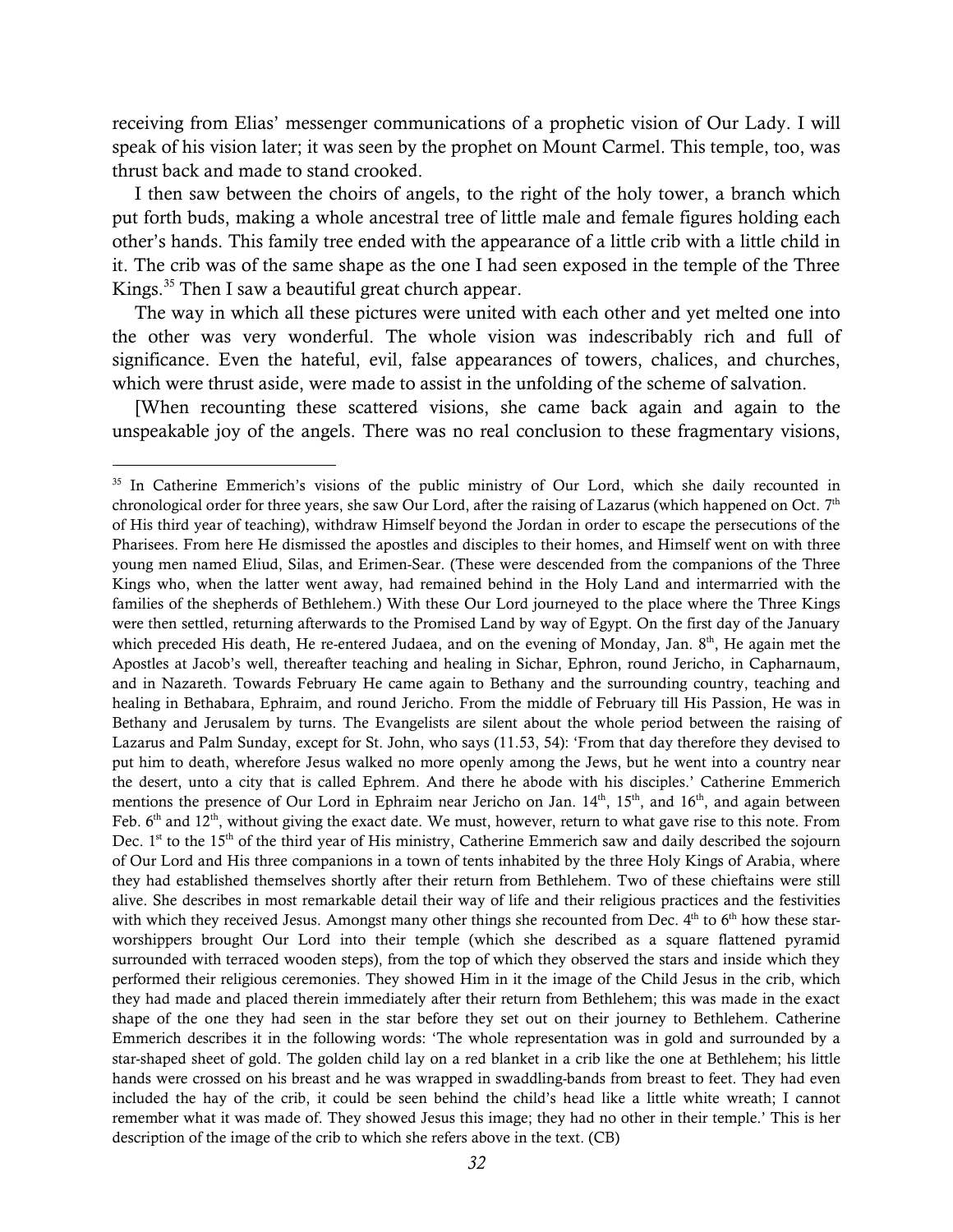receiving from Elias' messenger communications of a prophetic vision of Our Lady. I will speak of his vision later; it was seen by the prophet on Mount Carmel. This temple, too, was thrust back and made to stand crooked.

I then saw between the choirs of angels, to the right of the holy tower, a branch which put forth buds, making a whole ancestral tree of little male and female figures holding each other's hands. This family tree ended with the appearance of a little crib with a little child in it. The crib was of the same shape as the one I had seen exposed in the temple of the Three Kings.[35] Then I saw a beautiful great church appear.

The way in which all these pictures were united with each other and yet melted one into the other was very wonderful. The whole vision was indescribably rich and full of significance. Even the hateful, evil, false appearances of towers, chalices, and churches, which were thrust aside, were made to assist in the unfolding of the scheme of salvation.

[When recounting these scattered visions, she came back again and again to the unspeakable joy of the angels. There was no real conclusion to these fragmentary visions,

---

[35] In Catherine Emmerich's visions of the public ministry of Our Lord, which she daily recounted in chronological order for three years, she saw Our Lord, after the raising of Lazarus (which happened on Oct. 7th of His third year of teaching), withdraw Himself beyond the Jordan in order to escape the persecutions of the Pharisees. From here He dismissed the apostles and disciples to their homes, and Himself went on with three young men named Eliud, Silas, and Erimen-Sear. (These were descended from the companions of the Three Kings who, when the latter went away, had remained behind in the Holy Land and intermarried with the families of the shepherds of Bethlehem.) With these Our Lord journeyed to the place where the Three Kings were then settled, returning afterwards to the Promised Land by way of Egypt. On the first day of the January which preceded His death, He re-entered Judaea, and on the evening of Monday, Jan. 8th, He again met the Apostles at Jacob's well, thereafter teaching and healing in Sichar, Ephron, round Jericho, in Capharnaum, and in Nazareth. Towards February He came again to Bethany and the surrounding country, teaching and healing in Bethabara, Ephraim, and round Jericho. From the middle of February till His Passion, He was in Bethany and Jerusalem by turns. The Evangelists are silent about the whole period between the raising of Lazarus and Palm Sunday, except for St. John, who says (11.53, 54): 'From that day therefore they devised to put him to death, wherefore Jesus walked no more openly among the Jews, but he went into a country near the desert, unto a city that is called Ephrem. And there he abode with his disciples.' Catherine Emmerich mentions the presence of Our Lord in Ephraim near Jericho on Jan. 14th, 15th, and 16th, and again between Feb. 6th and 12th, without giving the exact date. We must, however, return to what gave rise to this note. From Dec. 1st to the 15th of the third year of His ministry, Catherine Emmerich saw and daily described the sojourn of Our Lord and His three companions in a town of tents inhabited by the three Holy Kings of Arabia, where they had established themselves shortly after their return from Bethlehem. Two of these chieftains were still alive. She describes in most remarkable detail their way of life and their religious practices and the festivities with which they received Jesus. Amongst many other things she recounted from Dec. 4th to 6th how these star-worshippers brought Our Lord into their temple (which she described as a square flattened pyramid surrounded with terraced wooden steps), from the top of which they observed the stars and inside which they performed their religious ceremonies. They showed Him in it the image of the Child Jesus in the crib, which they had made and placed therein immediately after their return from Bethlehem; this was made in the exact shape of the one they had seen in the star before they set out on their journey to Bethlehem. Catherine Emmerich describes it in the following words: 'The whole representation was in gold and surrounded by a star-shaped sheet of gold. The golden child lay on a red blanket in a crib like the one at Bethlehem; his little hands were crossed on his breast and he was wrapped in swaddling-bands from breast to feet. They had even included the hay of the crib, it could be seen behind the child's head like a little white wreath; I cannot remember what it was made of. They showed Jesus this image; they had no other in their temple.' This is her description of the image of the crib to which she refers above in the text. (CB)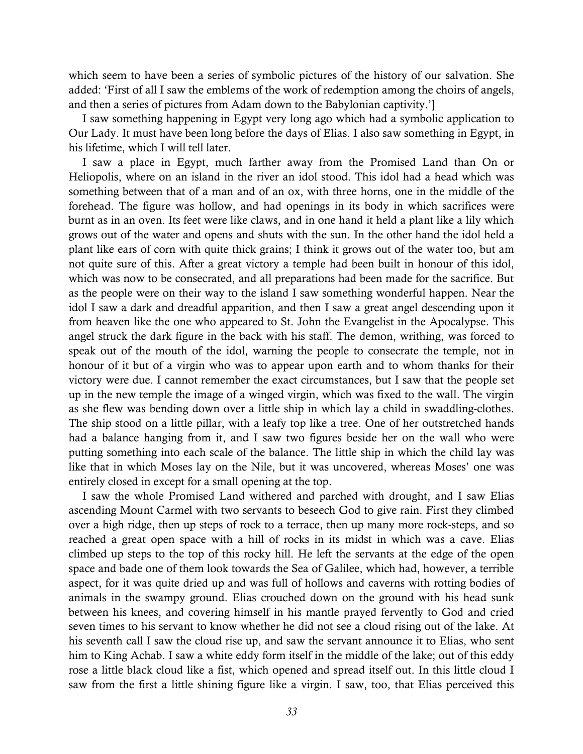which seem to have been a series of symbolic pictures of the history of our salvation. She added: 'First of all I saw the emblems of the work of redemption among the choirs of angels, and then a series of pictures from Adam down to the Babylonian captivity.']

I saw something happening in Egypt very long ago which had a symbolic application to Our Lady. It must have been long before the days of Elias. I also saw something in Egypt, in his lifetime, which I will tell later.

I saw a place in Egypt, much farther away from the Promised Land than On or Heliopolis, where on an island in the river an idol stood. This idol had a head which was something between that of a man and of an ox, with three horns, one in the middle of the forehead. The figure was hollow, and had openings in its body in which sacrifices were burnt as in an oven. Its feet were like claws, and in one hand it held a plant like a lily which grows out of the water and opens and shuts with the sun. In the other hand the idol held a plant like ears of corn with quite thick grains; I think it grows out of the water too, but am not quite sure of this. After a great victory a temple had been built in honour of this idol, which was now to be consecrated, and all preparations had been made for the sacrifice. But as the people were on their way to the island I saw something wonderful happen. Near the idol I saw a dark and dreadful apparition, and then I saw a great angel descending upon it from heaven like the one who appeared to St. John the Evangelist in the Apocalypse. This angel struck the dark figure in the back with his staff. The demon, writhing, was forced to speak out of the mouth of the idol, warning the people to consecrate the temple, not in honour of it but of a virgin who was to appear upon earth and to whom thanks for their victory were due. I cannot remember the exact circumstances, but I saw that the people set up in the new temple the image of a winged virgin, which was fixed to the wall. The virgin as she flew was bending down over a little ship in which lay a child in swaddling-clothes. The ship stood on a little pillar, with a leafy top like a tree. One of her outstretched hands had a balance hanging from it, and I saw two figures beside her on the wall who were putting something into each scale of the balance. The little ship in which the child lay was like that in which Moses lay on the Nile, but it was uncovered, whereas Moses' one was entirely closed in except for a small opening at the top.

I saw the whole Promised Land withered and parched with drought, and I saw Elias ascending Mount Carmel with two servants to beseech God to give rain. First they climbed over a high ridge, then up steps of rock to a terrace, then up many more rock-steps, and so reached a great open space with a hill of rocks in its midst in which was a cave. Elias climbed up steps to the top of this rocky hill. He left the servants at the edge of the open space and bade one of them look towards the Sea of Galilee, which had, however, a terrible aspect, for it was quite dried up and was full of hollows and caverns with rotting bodies of animals in the swampy ground. Elias crouched down on the ground with his head sunk between his knees, and covering himself in his mantle prayed fervently to God and cried seven times to his servant to know whether he did not see a cloud rising out of the lake. At his seventh call I saw the cloud rise up, and saw the servant announce it to Elias, who sent him to King Achab. I saw a white eddy form itself in the middle of the lake; out of this eddy rose a little black cloud like a fist, which opened and spread itself out. In this little cloud I saw from the first a little shining figure like a virgin. I saw, too, that Elias perceived this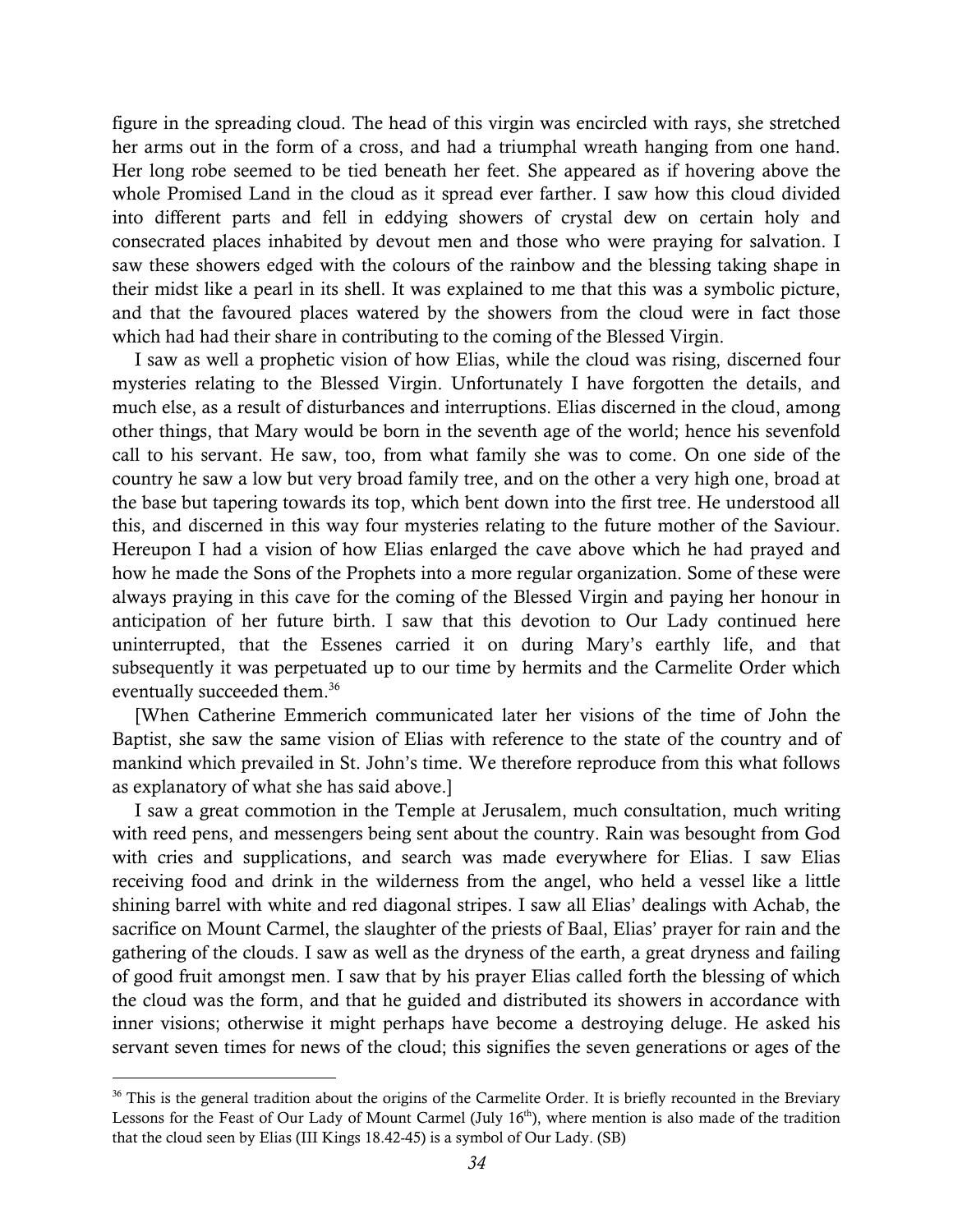figure in the spreading cloud. The head of this virgin was encircled with rays, she stretched her arms out in the form of a cross, and had a triumphal wreath hanging from one hand. Her long robe seemed to be tied beneath her feet. She appeared as if hovering above the whole Promised Land in the cloud as it spread ever farther. I saw how this cloud divided into different parts and fell in eddying showers of crystal dew on certain holy and consecrated places inhabited by devout men and those who were praying for salvation. I saw these showers edged with the colours of the rainbow and the blessing taking shape in their midst like a pearl in its shell. It was explained to me that this was a symbolic picture, and that the favoured places watered by the showers from the cloud were in fact those which had had their share in contributing to the coming of the Blessed Virgin.

I saw as well a prophetic vision of how Elias, while the cloud was rising, discerned four mysteries relating to the Blessed Virgin. Unfortunately I have forgotten the details, and much else, as a result of disturbances and interruptions. Elias discerned in the cloud, among other things, that Mary would be born in the seventh age of the world; hence his sevenfold call to his servant. He saw, too, from what family she was to come. On one side of the country he saw a low but very broad family tree, and on the other a very high one, broad at the base but tapering towards its top, which bent down into the first tree. He understood all this, and discerned in this way four mysteries relating to the future mother of the Saviour. Hereupon I had a vision of how Elias enlarged the cave above which he had prayed and how he made the Sons of the Prophets into a more regular organization. Some of these were always praying in this cave for the coming of the Blessed Virgin and paying her honour in anticipation of her future birth. I saw that this devotion to Our Lady continued here uninterrupted, that the Essenes carried it on during Mary's earthly life, and that subsequently it was perpetuated up to our time by hermits and the Carmelite Order which eventually succeeded them.[36]

[When Catherine Emmerich communicated later her visions of the time of John the Baptist, she saw the same vision of Elias with reference to the state of the country and of mankind which prevailed in St. John's time. We therefore reproduce from this what follows as explanatory of what she has said above.]

I saw a great commotion in the Temple at Jerusalem, much consultation, much writing with reed pens, and messengers being sent about the country. Rain was besought from God with cries and supplications, and search was made everywhere for Elias. I saw Elias receiving food and drink in the wilderness from the angel, who held a vessel like a little shining barrel with white and red diagonal stripes. I saw all Elias' dealings with Achab, the sacrifice on Mount Carmel, the slaughter of the priests of Baal, Elias' prayer for rain and the gathering of the clouds. I saw as well as the dryness of the earth, a great dryness and failing of good fruit amongst men. I saw that by his prayer Elias called forth the blessing of which the cloud was the form, and that he guided and distributed its showers in accordance with inner visions; otherwise it might perhaps have become a destroying deluge. He asked his servant seven times for news of the cloud; this signifies the seven generations or ages of the

---

[36] This is the general tradition about the origins of the Carmelite Order. It is briefly recounted in the Breviary Lessons for the Feast of Our Lady of Mount Carmel (July 16th), where mention is also made of the tradition that the cloud seen by Elias (III Kings 18.42-45) is a symbol of Our Lady. (SB)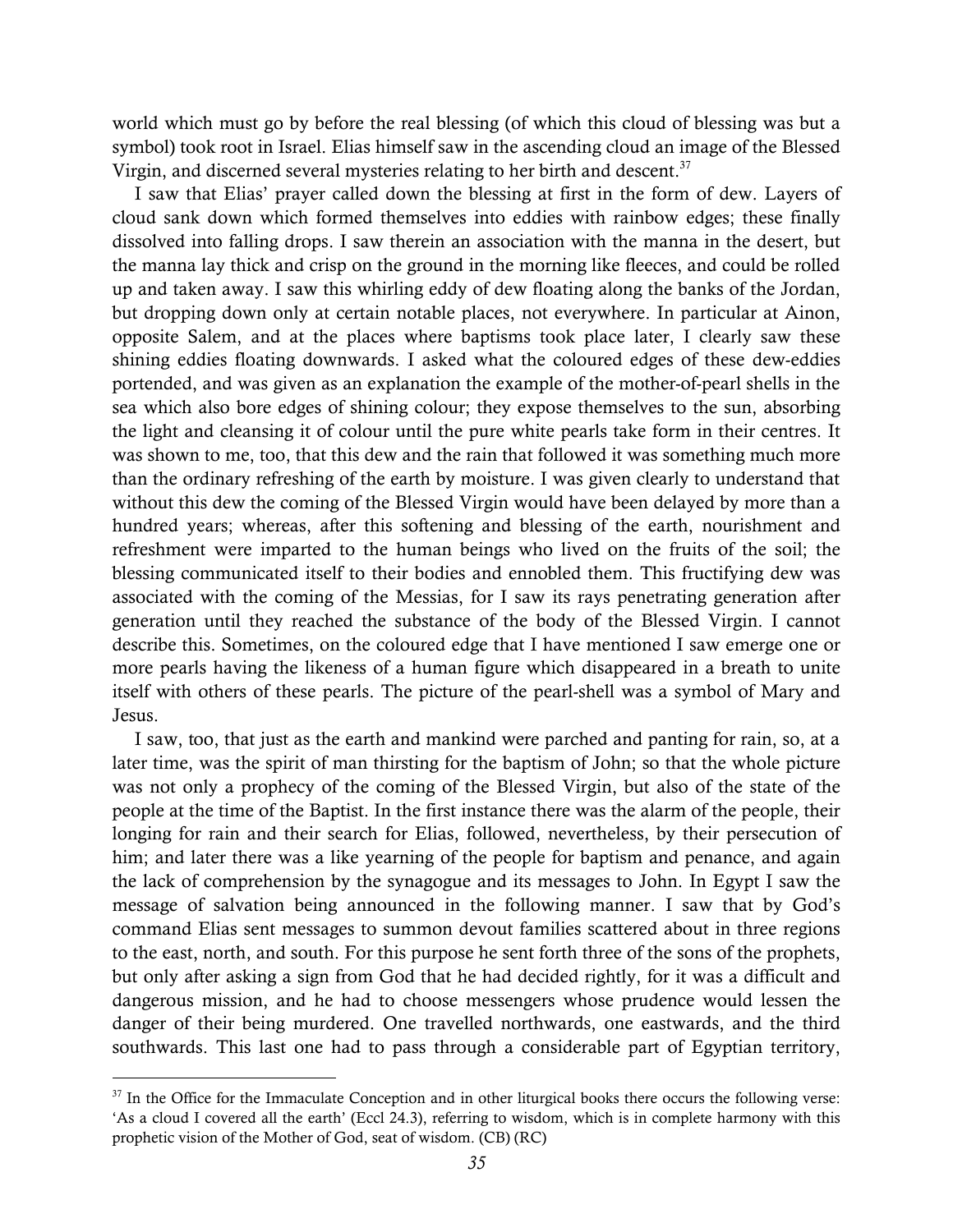world which must go by before the real blessing (of which this cloud of blessing was but a symbol) took root in Israel. Elias himself saw in the ascending cloud an image of the Blessed Virgin, and discerned several mysteries relating to her birth and descent.[37]

I saw that Elias' prayer called down the blessing at first in the form of dew. Layers of cloud sank down which formed themselves into eddies with rainbow edges; these finally dissolved into falling drops. I saw therein an association with the manna in the desert, but the manna lay thick and crisp on the ground in the morning like fleeces, and could be rolled up and taken away. I saw this whirling eddy of dew floating along the banks of the Jordan, but dropping down only at certain notable places, not everywhere. In particular at Ainon, opposite Salem, and at the places where baptisms took place later, I clearly saw these shining eddies floating downwards. I asked what the coloured edges of these dew-eddies portended, and was given as an explanation the example of the mother-of-pearl shells in the sea which also bore edges of shining colour; they expose themselves to the sun, absorbing the light and cleansing it of colour until the pure white pearls take form in their centres. It was shown to me, too, that this dew and the rain that followed it was something much more than the ordinary refreshing of the earth by moisture. I was given clearly to understand that without this dew the coming of the Blessed Virgin would have been delayed by more than a hundred years; whereas, after this softening and blessing of the earth, nourishment and refreshment were imparted to the human beings who lived on the fruits of the soil; the blessing communicated itself to their bodies and ennobled them. This fructifying dew was associated with the coming of the Messias, for I saw its rays penetrating generation after generation until they reached the substance of the body of the Blessed Virgin. I cannot describe this. Sometimes, on the coloured edge that I have mentioned I saw emerge one or more pearls having the likeness of a human figure which disappeared in a breath to unite itself with others of these pearls. The picture of the pearl-shell was a symbol of Mary and Jesus.

I saw, too, that just as the earth and mankind were parched and panting for rain, so, at a later time, was the spirit of man thirsting for the baptism of John; so that the whole picture was not only a prophecy of the coming of the Blessed Virgin, but also of the state of the people at the time of the Baptist. In the first instance there was the alarm of the people, their longing for rain and their search for Elias, followed, nevertheless, by their persecution of him; and later there was a like yearning of the people for baptism and penance, and again the lack of comprehension by the synagogue and its messages to John. In Egypt I saw the message of salvation being announced in the following manner. I saw that by God's command Elias sent messages to summon devout families scattered about in three regions to the east, north, and south. For this purpose he sent forth three of the sons of the prophets, but only after asking a sign from God that he had decided rightly, for it was a difficult and dangerous mission, and he had to choose messengers whose prudence would lessen the danger of their being murdered. One travelled northwards, one eastwards, and the third southwards. This last one had to pass through a considerable part of Egyptian territory,

[37] In the Office for the Immaculate Conception and in other liturgical books there occurs the following verse: 'As a cloud I covered all the earth' (Eccl 24.3), referring to wisdom, which is in complete harmony with this prophetic vision of the Mother of God, seat of wisdom. (CB) (RC)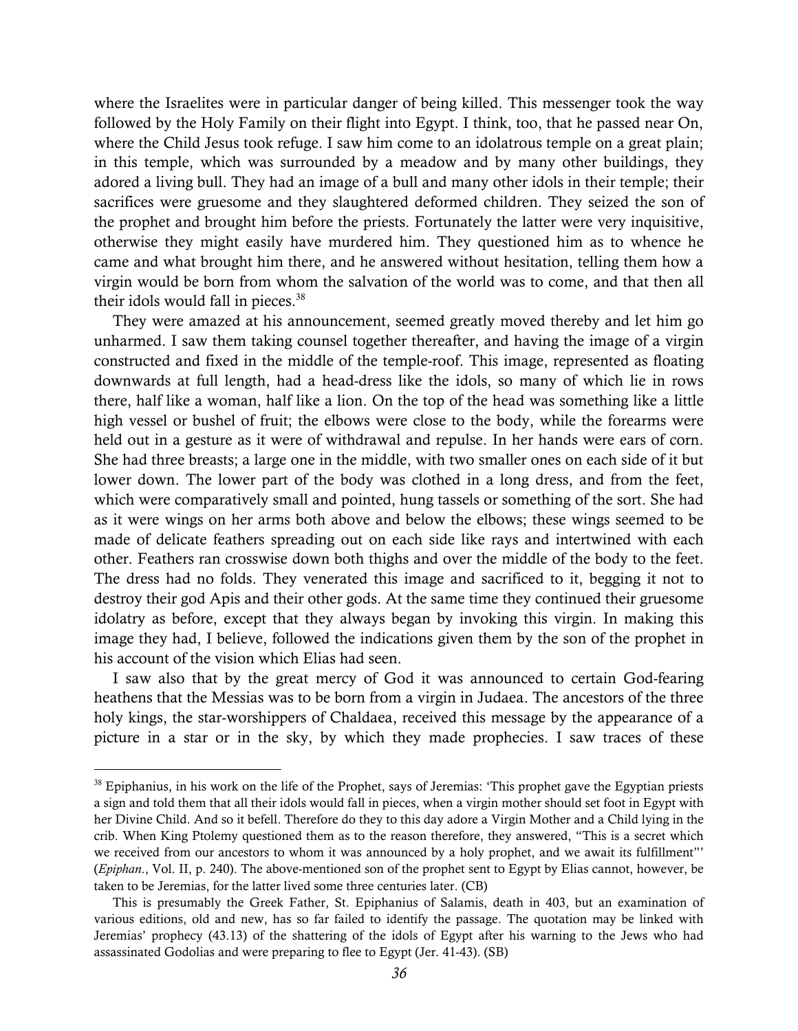where the Israelites were in particular danger of being killed. This messenger took the way followed by the Holy Family on their flight into Egypt. I think, too, that he passed near On, where the Child Jesus took refuge. I saw him come to an idolatrous temple on a great plain; in this temple, which was surrounded by a meadow and by many other buildings, they adored a living bull. They had an image of a bull and many other idols in their temple; their sacrifices were gruesome and they slaughtered deformed children. They seized the son of the prophet and brought him before the priests. Fortunately the latter were very inquisitive, otherwise they might easily have murdered him. They questioned him as to whence he came and what brought him there, and he answered without hesitation, telling them how a virgin would be born from whom the salvation of the world was to come, and that then all their idols would fall in pieces.[38]

They were amazed at his announcement, seemed greatly moved thereby and let him go unharmed. I saw them taking counsel together thereafter, and having the image of a virgin constructed and fixed in the middle of the temple-roof. This image, represented as floating downwards at full length, had a head-dress like the idols, so many of which lie in rows there, half like a woman, half like a lion. On the top of the head was something like a little high vessel or bushel of fruit; the elbows were close to the body, while the forearms were held out in a gesture as it were of withdrawal and repulse. In her hands were ears of corn. She had three breasts; a large one in the middle, with two smaller ones on each side of it but lower down. The lower part of the body was clothed in a long dress, and from the feet, which were comparatively small and pointed, hung tassels or something of the sort. She had as it were wings on her arms both above and below the elbows; these wings seemed to be made of delicate feathers spreading out on each side like rays and intertwined with each other. Feathers ran crosswise down both thighs and over the middle of the body to the feet. The dress had no folds. They venerated this image and sacrificed to it, begging it not to destroy their god Apis and their other gods. At the same time they continued their gruesome idolatry as before, except that they always began by invoking this virgin. In making this image they had, I believe, followed the indications given them by the son of the prophet in his account of the vision which Elias had seen.

I saw also that by the great mercy of God it was announced to certain God-fearing heathens that the Messias was to be born from a virgin in Judaea. The ancestors of the three holy kings, the star-worshippers of Chaldaea, received this message by the appearance of a picture in a star or in the sky, by which they made prophecies. I saw traces of these

---

[38] Epiphanius, in his work on the life of the Prophet, says of Jeremias: 'This prophet gave the Egyptian priests a sign and told them that all their idols would fall in pieces, when a virgin mother should set foot in Egypt with her Divine Child. And so it befell. Therefore do they to this day adore a Virgin Mother and a Child lying in the crib. When King Ptolemy questioned them as to the reason therefore, they answered, "This is a secret which we received from our ancestors to whom it was announced by a holy prophet, and we await its fulfillment"' (*Epiphan.*, Vol. II, p. 240). The above-mentioned son of the prophet sent to Egypt by Elias cannot, however, be taken to be Jeremias, for the latter lived some three centuries later. (CB)

This is presumably the Greek Father, St. Epiphanius of Salamis, death in 403, but an examination of various editions, old and new, has so far failed to identify the passage. The quotation may be linked with Jeremias' prophecy (43.13) of the shattering of the idols of Egypt after his warning to the Jews who had assassinated Godolias and were preparing to flee to Egypt (Jer. 41-43). (SB)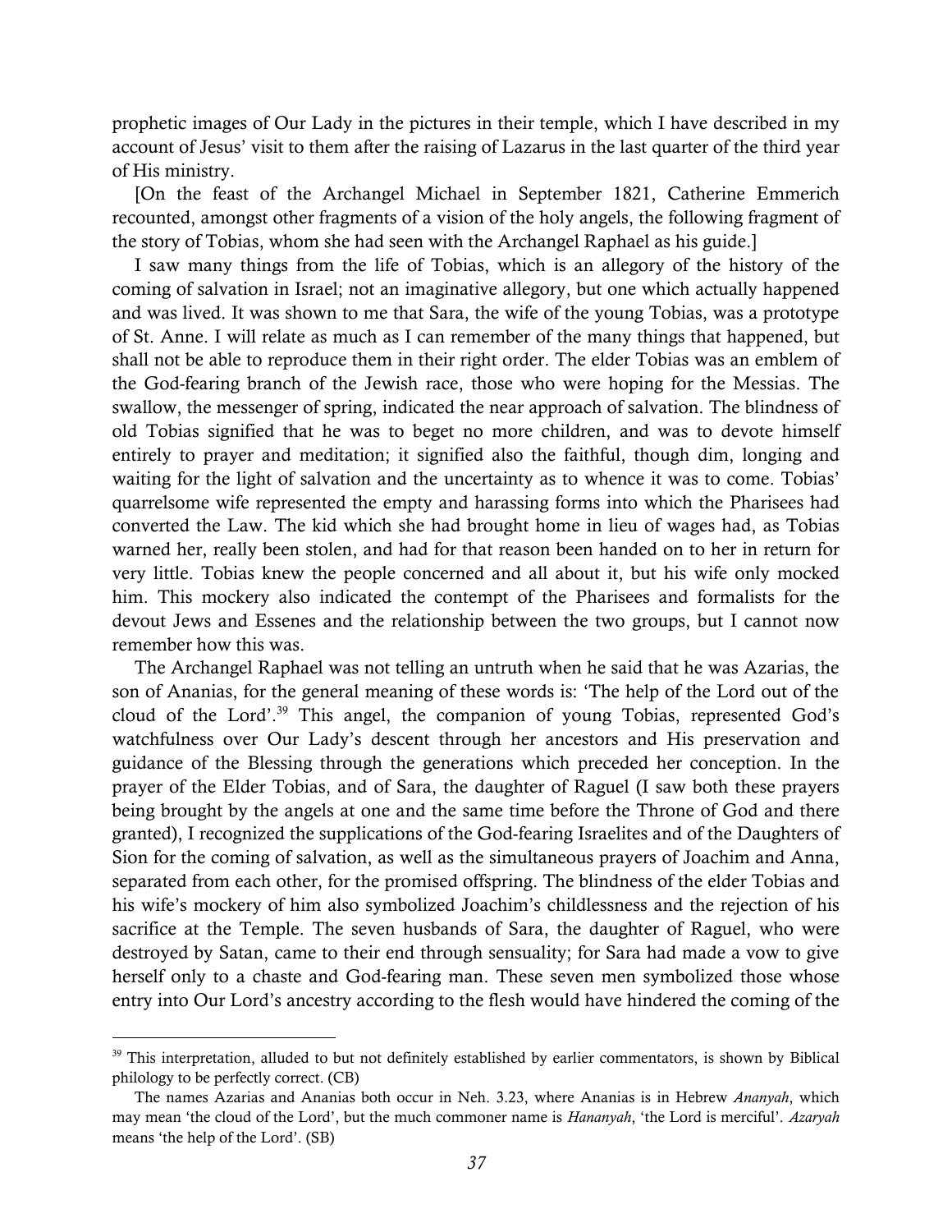prophetic images of Our Lady in the pictures in their temple, which I have described in my account of Jesus' visit to them after the raising of Lazarus in the last quarter of the third year of His ministry.

[On the feast of the Archangel Michael in September 1821, Catherine Emmerich recounted, amongst other fragments of a vision of the holy angels, the following fragment of the story of Tobias, whom she had seen with the Archangel Raphael as his guide.]

I saw many things from the life of Tobias, which is an allegory of the history of the coming of salvation in Israel; not an imaginative allegory, but one which actually happened and was lived. It was shown to me that Sara, the wife of the young Tobias, was a prototype of St. Anne. I will relate as much as I can remember of the many things that happened, but shall not be able to reproduce them in their right order. The elder Tobias was an emblem of the God-fearing branch of the Jewish race, those who were hoping for the Messias. The swallow, the messenger of spring, indicated the near approach of salvation. The blindness of old Tobias signified that he was to beget no more children, and was to devote himself entirely to prayer and meditation; it signified also the faithful, though dim, longing and waiting for the light of salvation and the uncertainty as to whence it was to come. Tobias' quarrelsome wife represented the empty and harassing forms into which the Pharisees had converted the Law. The kid which she had brought home in lieu of wages had, as Tobias warned her, really been stolen, and had for that reason been handed on to her in return for very little. Tobias knew the people concerned and all about it, but his wife only mocked him. This mockery also indicated the contempt of the Pharisees and formalists for the devout Jews and Essenes and the relationship between the two groups, but I cannot now remember how this was.

The Archangel Raphael was not telling an untruth when he said that he was Azarias, the son of Ananias, for the general meaning of these words is: 'The help of the Lord out of the cloud of the Lord'.[39] This angel, the companion of young Tobias, represented God's watchfulness over Our Lady's descent through her ancestors and His preservation and guidance of the Blessing through the generations which preceded her conception. In the prayer of the Elder Tobias, and of Sara, the daughter of Raguel (I saw both these prayers being brought by the angels at one and the same time before the Throne of God and there granted), I recognized the supplications of the God-fearing Israelites and of the Daughters of Sion for the coming of salvation, as well as the simultaneous prayers of Joachim and Anna, separated from each other, for the promised offspring. The blindness of the elder Tobias and his wife's mockery of him also symbolized Joachim's childlessness and the rejection of his sacrifice at the Temple. The seven husbands of Sara, the daughter of Raguel, who were destroyed by Satan, came to their end through sensuality; for Sara had made a vow to give herself only to a chaste and God-fearing man. These seven men symbolized those whose entry into Our Lord's ancestry according to the flesh would have hindered the coming of the

---

[39] This interpretation, alluded to but not definitely established by earlier commentators, is shown by Biblical philology to be perfectly correct. (CB)

The names Azarias and Ananias both occur in Neh. 3.23, where Ananias is in Hebrew *Ananyah*, which may mean 'the cloud of the Lord', but the much commoner name is *Hananyah*, 'the Lord is merciful'. *Azaryah* means 'the help of the Lord'. (SB)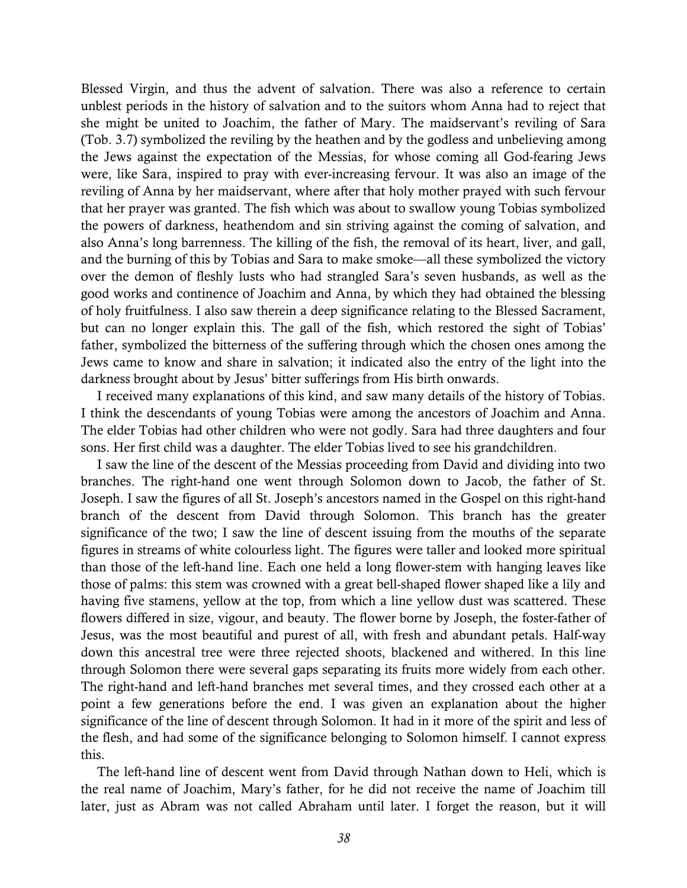Blessed Virgin, and thus the advent of salvation. There was also a reference to certain unblest periods in the history of salvation and to the suitors whom Anna had to reject that she might be united to Joachim, the father of Mary. The maidservant's reviling of Sara (Tob. 3.7) symbolized the reviling by the heathen and by the godless and unbelieving among the Jews against the expectation of the Messias, for whose coming all God-fearing Jews were, like Sara, inspired to pray with ever-increasing fervour. It was also an image of the reviling of Anna by her maidservant, where after that holy mother prayed with such fervour that her prayer was granted. The fish which was about to swallow young Tobias symbolized the powers of darkness, heathendom and sin striving against the coming of salvation, and also Anna's long barrenness. The killing of the fish, the removal of its heart, liver, and gall, and the burning of this by Tobias and Sara to make smoke—all these symbolized the victory over the demon of fleshly lusts who had strangled Sara's seven husbands, as well as the good works and continence of Joachim and Anna, by which they had obtained the blessing of holy fruitfulness. I also saw therein a deep significance relating to the Blessed Sacrament, but can no longer explain this. The gall of the fish, which restored the sight of Tobias' father, symbolized the bitterness of the suffering through which the chosen ones among the Jews came to know and share in salvation; it indicated also the entry of the light into the darkness brought about by Jesus' bitter sufferings from His birth onwards.

I received many explanations of this kind, and saw many details of the history of Tobias. I think the descendants of young Tobias were among the ancestors of Joachim and Anna. The elder Tobias had other children who were not godly. Sara had three daughters and four sons. Her first child was a daughter. The elder Tobias lived to see his grandchildren.

I saw the line of the descent of the Messias proceeding from David and dividing into two branches. The right-hand one went through Solomon down to Jacob, the father of St. Joseph. I saw the figures of all St. Joseph's ancestors named in the Gospel on this right-hand branch of the descent from David through Solomon. This branch has the greater significance of the two; I saw the line of descent issuing from the mouths of the separate figures in streams of white colourless light. The figures were taller and looked more spiritual than those of the left-hand line. Each one held a long flower-stem with hanging leaves like those of palms: this stem was crowned with a great bell-shaped flower shaped like a lily and having five stamens, yellow at the top, from which a line yellow dust was scattered. These flowers differed in size, vigour, and beauty. The flower borne by Joseph, the foster-father of Jesus, was the most beautiful and purest of all, with fresh and abundant petals. Half-way down this ancestral tree were three rejected shoots, blackened and withered. In this line through Solomon there were several gaps separating its fruits more widely from each other. The right-hand and left-hand branches met several times, and they crossed each other at a point a few generations before the end. I was given an explanation about the higher significance of the line of descent through Solomon. It had in it more of the spirit and less of the flesh, and had some of the significance belonging to Solomon himself. I cannot express this.

The left-hand line of descent went from David through Nathan down to Heli, which is the real name of Joachim, Mary's father, for he did not receive the name of Joachim till later, just as Abram was not called Abraham until later. I forget the reason, but it will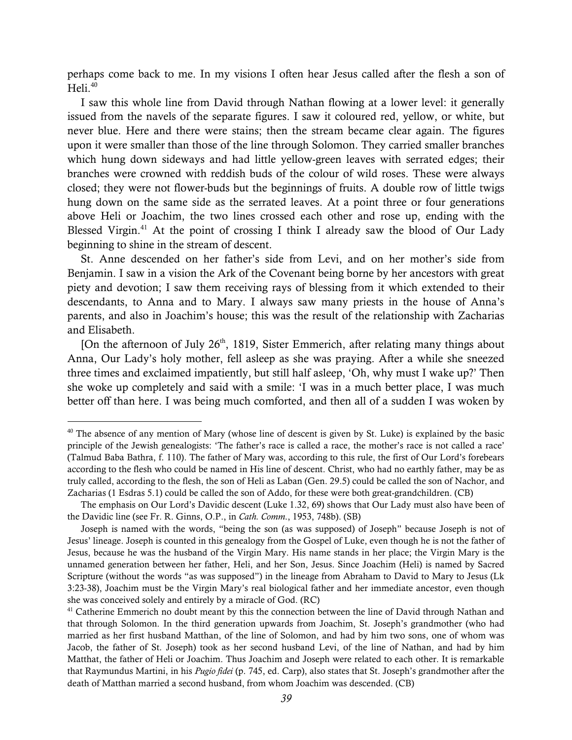perhaps come back to me. In my visions I often hear Jesus called after the flesh a son of Heli.[40]

I saw this whole line from David through Nathan flowing at a lower level: it generally issued from the navels of the separate figures. I saw it coloured red, yellow, or white, but never blue. Here and there were stains; then the stream became clear again. The figures upon it were smaller than those of the line through Solomon. They carried smaller branches which hung down sideways and had little yellow-green leaves with serrated edges; their branches were crowned with reddish buds of the colour of wild roses. These were always closed; they were not flower-buds but the beginnings of fruits. A double row of little twigs hung down on the same side as the serrated leaves. At a point three or four generations above Heli or Joachim, the two lines crossed each other and rose up, ending with the Blessed Virgin.[41] At the point of crossing I think I already saw the blood of Our Lady beginning to shine in the stream of descent.

St. Anne descended on her father's side from Levi, and on her mother's side from Benjamin. I saw in a vision the Ark of the Covenant being borne by her ancestors with great piety and devotion; I saw them receiving rays of blessing from it which extended to their descendants, to Anna and to Mary. I always saw many priests in the house of Anna's parents, and also in Joachim's house; this was the result of the relationship with Zacharias and Elisabeth.

[On the afternoon of July 26th, 1819, Sister Emmerich, after relating many things about Anna, Our Lady's holy mother, fell asleep as she was praying. After a while she sneezed three times and exclaimed impatiently, but still half asleep, 'Oh, why must I wake up?' Then she woke up completely and said with a smile: 'I was in a much better place, I was much better off than here. I was being much comforted, and then all of a sudden I was woken by

---

[40] The absence of any mention of Mary (whose line of descent is given by St. Luke) is explained by the basic principle of the Jewish genealogists: 'The father's race is called a race, the mother's race is not called a race' (Talmud Baba Bathra, f. 110). The father of Mary was, according to this rule, the first of Our Lord's forebears according to the flesh who could be named in His line of descent. Christ, who had no earthly father, may be as truly called, according to the flesh, the son of Heli as Laban (Gen. 29.5) could be called the son of Nachor, and Zacharias (1 Esdras 5.1) could be called the son of Addo, for these were both great-grandchildren. (CB)

The emphasis on Our Lord's Davidic descent (Luke 1.32, 69) shows that Our Lady must also have been of the Davidic line (see Fr. R. Ginns, O.P., in *Cath. Comm.*, 1953, 748b). (SB)

Joseph is named with the words, "being the son (as was supposed) of Joseph" because Joseph is not of Jesus' lineage. Joseph is counted in this genealogy from the Gospel of Luke, even though he is not the father of Jesus, because he was the husband of the Virgin Mary. His name stands in her place; the Virgin Mary is the unnamed generation between her father, Heli, and her Son, Jesus. Since Joachim (Heli) is named by Sacred Scripture (without the words "as was supposed") in the lineage from Abraham to David to Mary to Jesus (Lk 3:23-38), Joachim must be the Virgin Mary's real biological father and her immediate ancestor, even though she was conceived solely and entirely by a miracle of God. (RC)

[41] Catherine Emmerich no doubt meant by this the connection between the line of David through Nathan and that through Solomon. In the third generation upwards from Joachim, St. Joseph's grandmother (who had married as her first husband Matthan, of the line of Solomon, and had by him two sons, one of whom was Jacob, the father of St. Joseph) took as her second husband Levi, of the line of Nathan, and had by him Matthat, the father of Heli or Joachim. Thus Joachim and Joseph were related to each other. It is remarkable that Raymundus Martini, in his *Pugio fidei* (p. 745, ed. Carp), also states that St. Joseph's grandmother after the death of Matthan married a second husband, from whom Joachim was descended. (CB)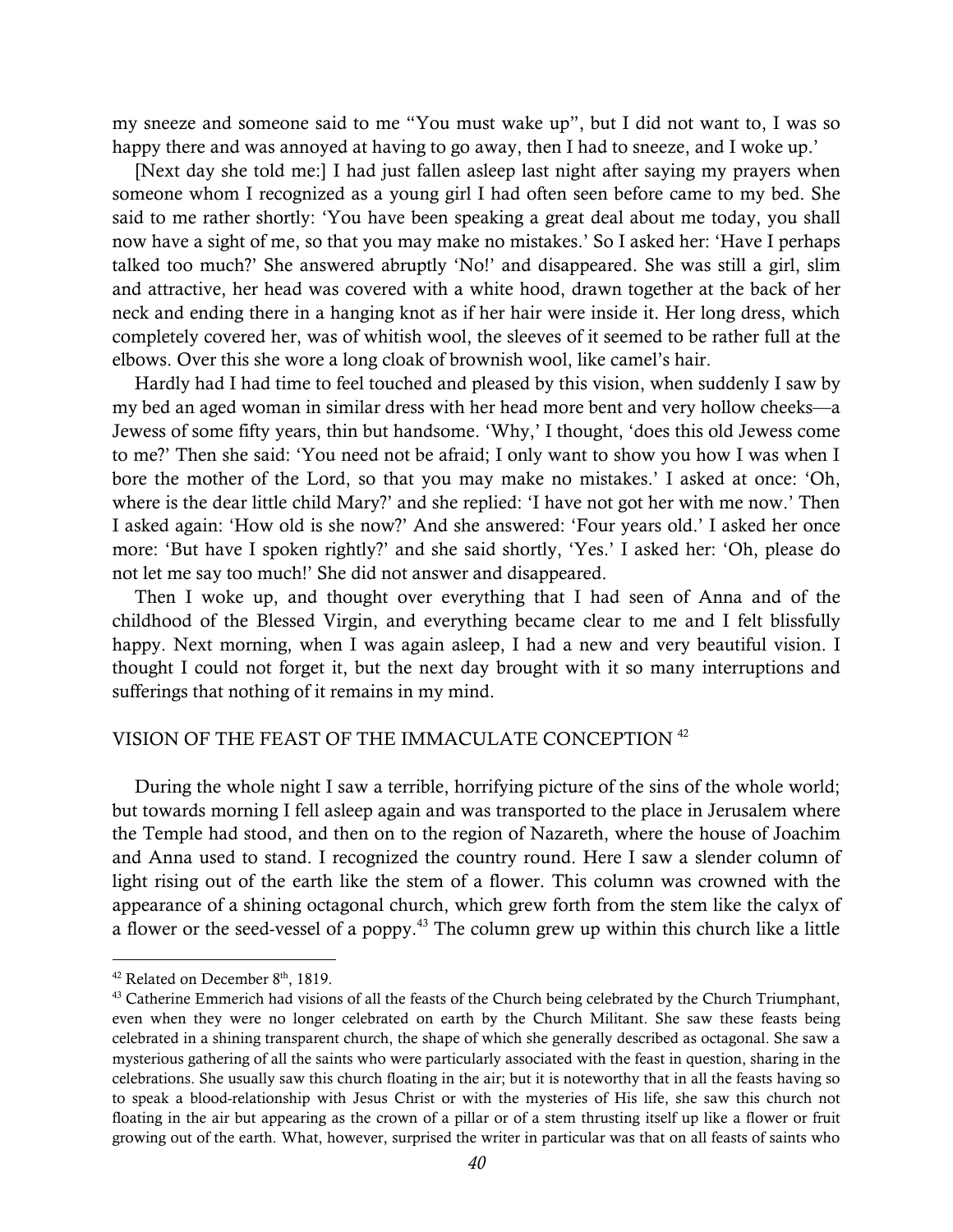my sneeze and someone said to me "You must wake up", but I did not want to, I was so happy there and was annoyed at having to go away, then I had to sneeze, and I woke up.'

[Next day she told me:] I had just fallen asleep last night after saying my prayers when someone whom I recognized as a young girl I had often seen before came to my bed. She said to me rather shortly: 'You have been speaking a great deal about me today, you shall now have a sight of me, so that you may make no mistakes.' So I asked her: 'Have I perhaps talked too much?' She answered abruptly 'No!' and disappeared. She was still a girl, slim and attractive, her head was covered with a white hood, drawn together at the back of her neck and ending there in a hanging knot as if her hair were inside it. Her long dress, which completely covered her, was of whitish wool, the sleeves of it seemed to be rather full at the elbows. Over this she wore a long cloak of brownish wool, like camel's hair.

Hardly had I had time to feel touched and pleased by this vision, when suddenly I saw by my bed an aged woman in similar dress with her head more bent and very hollow cheeks—a Jewess of some fifty years, thin but handsome. 'Why,' I thought, 'does this old Jewess come to me?' Then she said: 'You need not be afraid; I only want to show you how I was when I bore the mother of the Lord, so that you may make no mistakes.' I asked at once: 'Oh, where is the dear little child Mary?' and she replied: 'I have not got her with me now.' Then I asked again: 'How old is she now?' And she answered: 'Four years old.' I asked her once more: 'But have I spoken rightly?' and she said shortly, 'Yes.' I asked her: 'Oh, please do not let me say too much!' She did not answer and disappeared.

Then I woke up, and thought over everything that I had seen of Anna and of the childhood of the Blessed Virgin, and everything became clear to me and I felt blissfully happy. Next morning, when I was again asleep, I had a new and very beautiful vision. I thought I could not forget it, but the next day brought with it so many interruptions and sufferings that nothing of it remains in my mind.

## VISION OF THE FEAST OF THE IMMACULATE CONCEPTION [42]

During the whole night I saw a terrible, horrifying picture of the sins of the whole world; but towards morning I fell asleep again and was transported to the place in Jerusalem where the Temple had stood, and then on to the region of Nazareth, where the house of Joachim and Anna used to stand. I recognized the country round. Here I saw a slender column of light rising out of the earth like the stem of a flower. This column was crowned with the appearance of a shining octagonal church, which grew forth from the stem like the calyx of a flower or the seed-vessel of a poppy.[43] The column grew up within this church like a little

---

[42] Related on December 8th, 1819.

[43] Catherine Emmerich had visions of all the feasts of the Church being celebrated by the Church Triumphant, even when they were no longer celebrated on earth by the Church Militant. She saw these feasts being celebrated in a shining transparent church, the shape of which she generally described as octagonal. She saw a mysterious gathering of all the saints who were particularly associated with the feast in question, sharing in the celebrations. She usually saw this church floating in the air; but it is noteworthy that in all the feasts having so to speak a blood-relationship with Jesus Christ or with the mysteries of His life, she saw this church not floating in the air but appearing as the crown of a pillar or of a stem thrusting itself up like a flower or fruit growing out of the earth. What, however, surprised the writer in particular was that on all feasts of saints who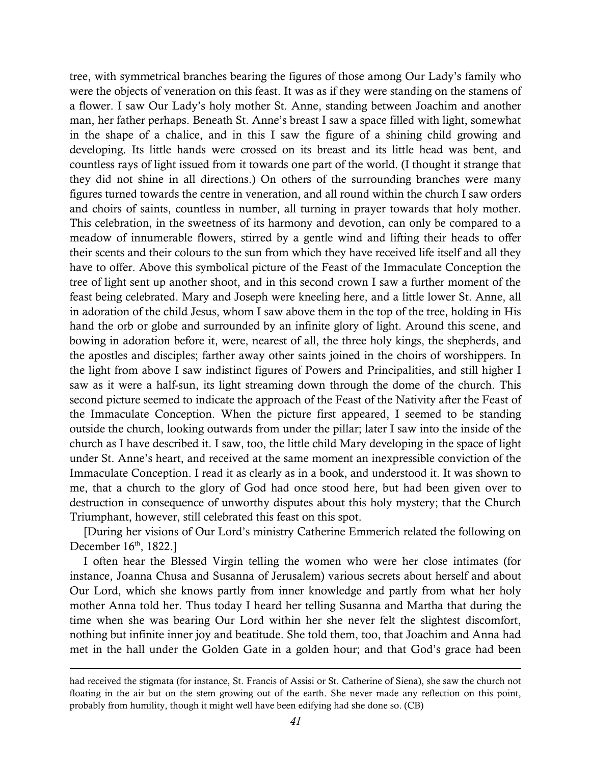tree, with symmetrical branches bearing the figures of those among Our Lady's family who were the objects of veneration on this feast. It was as if they were standing on the stamens of a flower. I saw Our Lady's holy mother St. Anne, standing between Joachim and another man, her father perhaps. Beneath St. Anne's breast I saw a space filled with light, somewhat in the shape of a chalice, and in this I saw the figure of a shining child growing and developing. Its little hands were crossed on its breast and its little head was bent, and countless rays of light issued from it towards one part of the world. (I thought it strange that they did not shine in all directions.) On others of the surrounding branches were many figures turned towards the centre in veneration, and all round within the church I saw orders and choirs of saints, countless in number, all turning in prayer towards that holy mother. This celebration, in the sweetness of its harmony and devotion, can only be compared to a meadow of innumerable flowers, stirred by a gentle wind and lifting their heads to offer their scents and their colours to the sun from which they have received life itself and all they have to offer. Above this symbolical picture of the Feast of the Immaculate Conception the tree of light sent up another shoot, and in this second crown I saw a further moment of the feast being celebrated. Mary and Joseph were kneeling here, and a little lower St. Anne, all in adoration of the child Jesus, whom I saw above them in the top of the tree, holding in His hand the orb or globe and surrounded by an infinite glory of light. Around this scene, and bowing in adoration before it, were, nearest of all, the three holy kings, the shepherds, and the apostles and disciples; farther away other saints joined in the choirs of worshippers. In the light from above I saw indistinct figures of Powers and Principalities, and still higher I saw as it were a half-sun, its light streaming down through the dome of the church. This second picture seemed to indicate the approach of the Feast of the Nativity after the Feast of the Immaculate Conception. When the picture first appeared, I seemed to be standing outside the church, looking outwards from under the pillar; later I saw into the inside of the church as I have described it. I saw, too, the little child Mary developing in the space of light under St. Anne's heart, and received at the same moment an inexpressible conviction of the Immaculate Conception. I read it as clearly as in a book, and understood it. It was shown to me, that a church to the glory of God had once stood here, but had been given over to destruction in consequence of unworthy disputes about this holy mystery; that the Church Triumphant, however, still celebrated this feast on this spot.

[During her visions of Our Lord's ministry Catherine Emmerich related the following on December 16th, 1822.]

I often hear the Blessed Virgin telling the women who were her close intimates (for instance, Joanna Chusa and Susanna of Jerusalem) various secrets about herself and about Our Lord, which she knows partly from inner knowledge and partly from what her holy mother Anna told her. Thus today I heard her telling Susanna and Martha that during the time when she was bearing Our Lord within her she never felt the slightest discomfort, nothing but infinite inner joy and beatitude. She told them, too, that Joachim and Anna had met in the hall under the Golden Gate in a golden hour; and that God's grace had been

---

had received the stigmata (for instance, St. Francis of Assisi or St. Catherine of Siena), she saw the church not floating in the air but on the stem growing out of the earth. She never made any reflection on this point, probably from humility, though it might well have been edifying had she done so. (CB)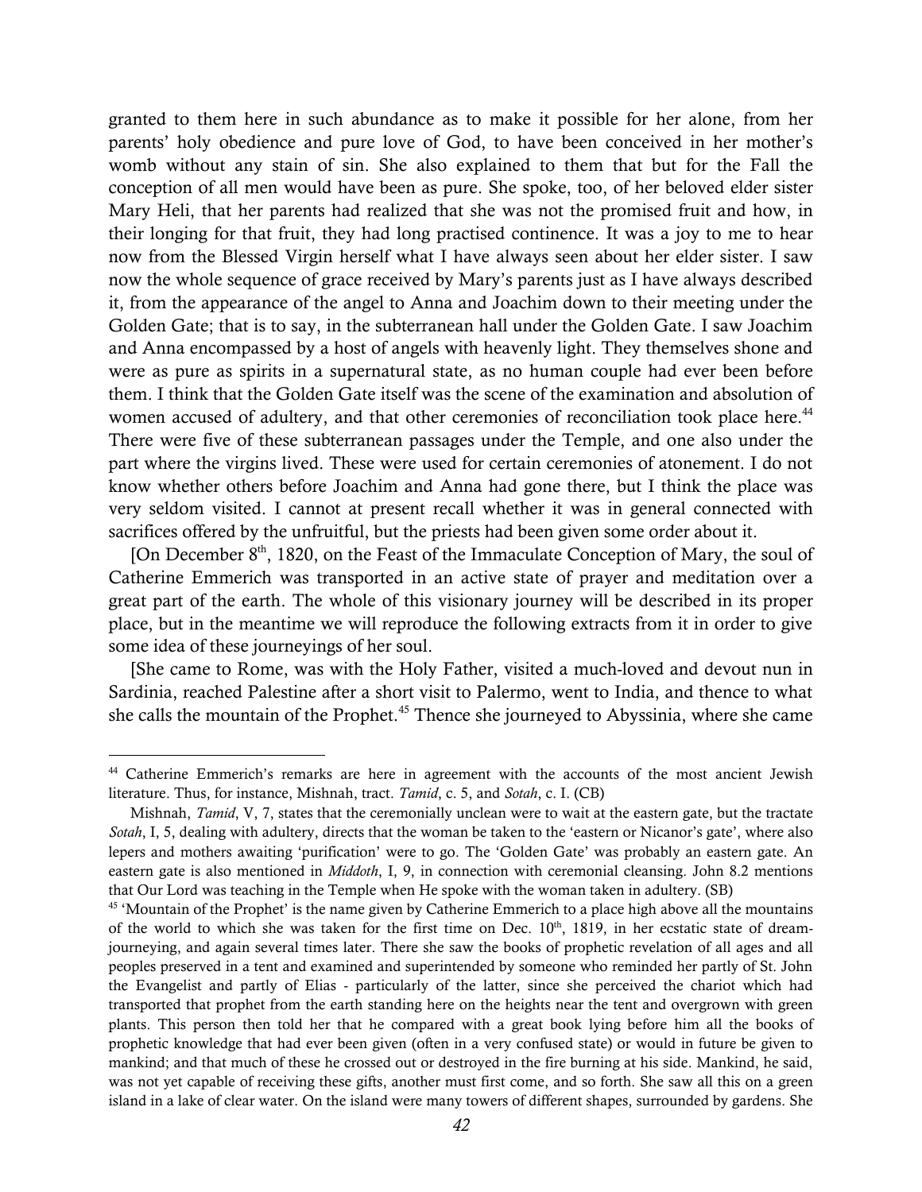granted to them here in such abundance as to make it possible for her alone, from her parents' holy obedience and pure love of God, to have been conceived in her mother's womb without any stain of sin. She also explained to them that but for the Fall the conception of all men would have been as pure. She spoke, too, of her beloved elder sister Mary Heli, that her parents had realized that she was not the promised fruit and how, in their longing for that fruit, they had long practised continence. It was a joy to me to hear now from the Blessed Virgin herself what I have always seen about her elder sister. I saw now the whole sequence of grace received by Mary's parents just as I have always described it, from the appearance of the angel to Anna and Joachim down to their meeting under the Golden Gate; that is to say, in the subterranean hall under the Golden Gate. I saw Joachim and Anna encompassed by a host of angels with heavenly light. They themselves shone and were as pure as spirits in a supernatural state, as no human couple had ever been before them. I think that the Golden Gate itself was the scene of the examination and absolution of women accused of adultery, and that other ceremonies of reconciliation took place here.[44] There were five of these subterranean passages under the Temple, and one also under the part where the virgins lived. These were used for certain ceremonies of atonement. I do not know whether others before Joachim and Anna had gone there, but I think the place was very seldom visited. I cannot at present recall whether it was in general connected with sacrifices offered by the unfruitful, but the priests had been given some order about it.

[On December 8th, 1820, on the Feast of the Immaculate Conception of Mary, the soul of Catherine Emmerich was transported in an active state of prayer and meditation over a great part of the earth. The whole of this visionary journey will be described in its proper place, but in the meantime we will reproduce the following extracts from it in order to give some idea of these journeyings of her soul.

[She came to Rome, was with the Holy Father, visited a much-loved and devout nun in Sardinia, reached Palestine after a short visit to Palermo, went to India, and thence to what she calls the mountain of the Prophet.[45] Thence she journeyed to Abyssinia, where she came

---

[44] Catherine Emmerich's remarks are here in agreement with the accounts of the most ancient Jewish literature. Thus, for instance, Mishnah, tract. *Tamid*, c. 5, and *Sotah*, c. I. (CB)

Mishnah, *Tamid*, V, 7, states that the ceremonially unclean were to wait at the eastern gate, but the tractate *Sotah*, I, 5, dealing with adultery, directs that the woman be taken to the 'eastern or Nicanor's gate', where also lepers and mothers awaiting 'purification' were to go. The 'Golden Gate' was probably an eastern gate. An eastern gate is also mentioned in *Middoth*, I, 9, in connection with ceremonial cleansing. John 8.2 mentions that Our Lord was teaching in the Temple when He spoke with the woman taken in adultery. (SB)

[45] 'Mountain of the Prophet' is the name given by Catherine Emmerich to a place high above all the mountains of the world to which she was taken for the first time on Dec. 10th, 1819, in her ecstatic state of dream-journeying, and again several times later. There she saw the books of prophetic revelation of all ages and all peoples preserved in a tent and examined and superintended by someone who reminded her partly of St. John the Evangelist and partly of Elias - particularly of the latter, since she perceived the chariot which had transported that prophet from the earth standing here on the heights near the tent and overgrown with green plants. This person then told her that he compared with a great book lying before him all the books of prophetic knowledge that had ever been given (often in a very confused state) or would in future be given to mankind; and that much of these he crossed out or destroyed in the fire burning at his side. Mankind, he said, was not yet capable of receiving these gifts, another must first come, and so forth. She saw all this on a green island in a lake of clear water. On the island were many towers of different shapes, surrounded by gardens. She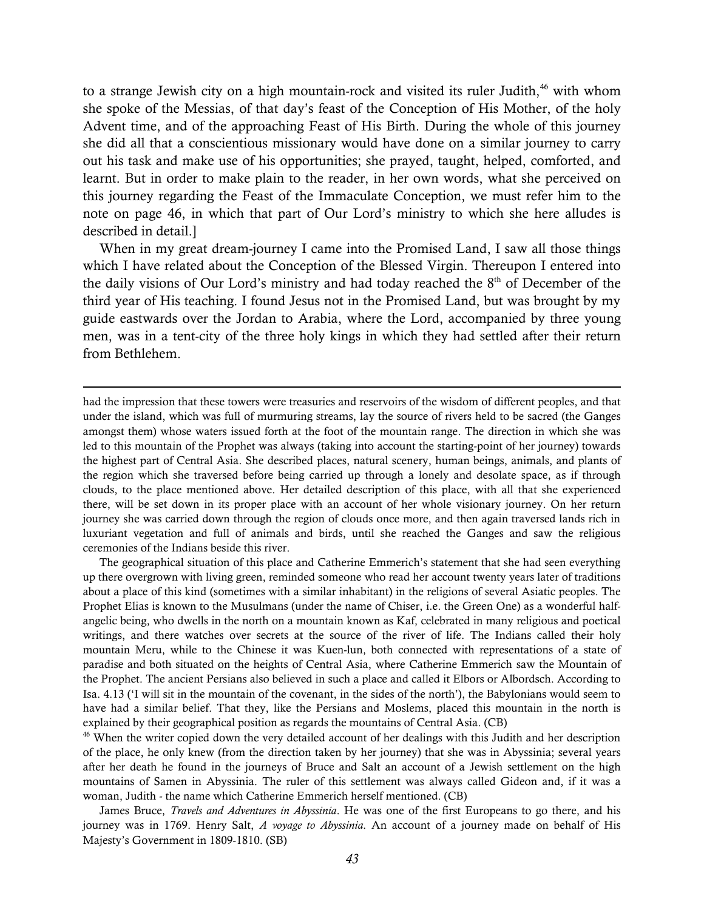to a strange Jewish city on a high mountain-rock and visited its ruler Judith,[46] with whom she spoke of the Messias, of that day's feast of the Conception of His Mother, of the holy Advent time, and of the approaching Feast of His Birth. During the whole of this journey she did all that a conscientious missionary would have done on a similar journey to carry out his task and make use of his opportunities; she prayed, taught, helped, comforted, and learnt. But in order to make plain to the reader, in her own words, what she perceived on this journey regarding the Feast of the Immaculate Conception, we must refer him to the note on page 46, in which that part of Our Lord's ministry to which she here alludes is described in detail.]

When in my great dream-journey I came into the Promised Land, I saw all those things which I have related about the Conception of the Blessed Virgin. Thereupon I entered into the daily visions of Our Lord's ministry and had today reached the 8th of December of the third year of His teaching. I found Jesus not in the Promised Land, but was brought by my guide eastwards over the Jordan to Arabia, where the Lord, accompanied by three young men, was in a tent-city of the three holy kings in which they had settled after their return from Bethlehem.

---

had the impression that these towers were treasuries and reservoirs of the wisdom of different peoples, and that under the island, which was full of murmuring streams, lay the source of rivers held to be sacred (the Ganges amongst them) whose waters issued forth at the foot of the mountain range. The direction in which she was led to this mountain of the Prophet was always (taking into account the starting-point of her journey) towards the highest part of Central Asia. She described places, natural scenery, human beings, animals, and plants of the region which she traversed before being carried up through a lonely and desolate space, as if through clouds, to the place mentioned above. Her detailed description of this place, with all that she experienced there, will be set down in its proper place with an account of her whole visionary journey. On her return journey she was carried down through the region of clouds once more, and then again traversed lands rich in luxuriant vegetation and full of animals and birds, until she reached the Ganges and saw the religious ceremonies of the Indians beside this river.

The geographical situation of this place and Catherine Emmerich's statement that she had seen everything up there overgrown with living green, reminded someone who read her account twenty years later of traditions about a place of this kind (sometimes with a similar inhabitant) in the religions of several Asiatic peoples. The Prophet Elias is known to the Musulmans (under the name of Chiser, i.e. the Green One) as a wonderful half-angelic being, who dwells in the north on a mountain known as Kaf, celebrated in many religious and poetical writings, and there watches over secrets at the source of the river of life. The Indians called their holy mountain Meru, while to the Chinese it was Kuen-lun, both connected with representations of a state of paradise and both situated on the heights of Central Asia, where Catherine Emmerich saw the Mountain of the Prophet. The ancient Persians also believed in such a place and called it Elbors or Albordsch. According to Isa. 4.13 ('I will sit in the mountain of the covenant, in the sides of the north'), the Babylonians would seem to have had a similar belief. That they, like the Persians and Moslems, placed this mountain in the north is explained by their geographical position as regards the mountains of Central Asia. (CB)

[46] When the writer copied down the very detailed account of her dealings with this Judith and her description of the place, he only knew (from the direction taken by her journey) that she was in Abyssinia; several years after her death he found in the journeys of Bruce and Salt an account of a Jewish settlement on the high mountains of Samen in Abyssinia. The ruler of this settlement was always called Gideon and, if it was a woman, Judith - the name which Catherine Emmerich herself mentioned. (CB)

James Bruce, *Travels and Adventures in Abyssinia*. He was one of the first Europeans to go there, and his journey was in 1769. Henry Salt, *A voyage to Abyssinia.* An account of a journey made on behalf of His Majesty's Government in 1809-1810. (SB)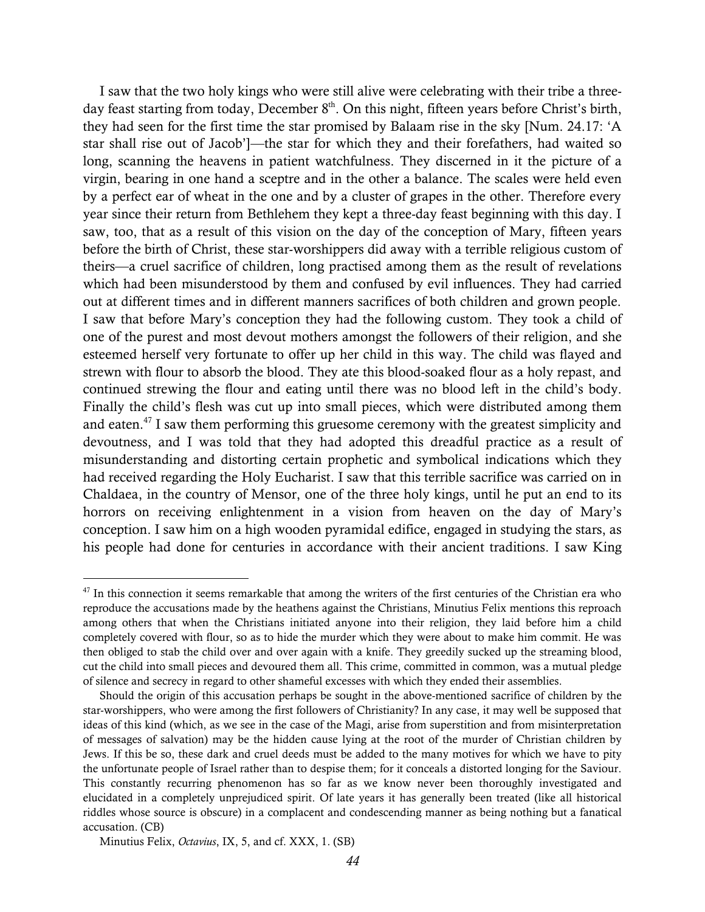I saw that the two holy kings who were still alive were celebrating with their tribe a three-day feast starting from today, December 8th. On this night, fifteen years before Christ's birth, they had seen for the first time the star promised by Balaam rise in the sky [Num. 24.17: 'A star shall rise out of Jacob']—the star for which they and their forefathers, had waited so long, scanning the heavens in patient watchfulness. They discerned in it the picture of a virgin, bearing in one hand a sceptre and in the other a balance. The scales were held even by a perfect ear of wheat in the one and by a cluster of grapes in the other. Therefore every year since their return from Bethlehem they kept a three-day feast beginning with this day. I saw, too, that as a result of this vision on the day of the conception of Mary, fifteen years before the birth of Christ, these star-worshippers did away with a terrible religious custom of theirs—a cruel sacrifice of children, long practised among them as the result of revelations which had been misunderstood by them and confused by evil influences. They had carried out at different times and in different manners sacrifices of both children and grown people. I saw that before Mary's conception they had the following custom. They took a child of one of the purest and most devout mothers amongst the followers of their religion, and she esteemed herself very fortunate to offer up her child in this way. The child was flayed and strewn with flour to absorb the blood. They ate this blood-soaked flour as a holy repast, and continued strewing the flour and eating until there was no blood left in the child's body. Finally the child's flesh was cut up into small pieces, which were distributed among them and eaten.[47] I saw them performing this gruesome ceremony with the greatest simplicity and devoutness, and I was told that they had adopted this dreadful practice as a result of misunderstanding and distorting certain prophetic and symbolical indications which they had received regarding the Holy Eucharist. I saw that this terrible sacrifice was carried on in Chaldaea, in the country of Mensor, one of the three holy kings, until he put an end to its horrors on receiving enlightenment in a vision from heaven on the day of Mary's conception. I saw him on a high wooden pyramidal edifice, engaged in studying the stars, as his people had done for centuries in accordance with their ancient traditions. I saw King

---

[47] In this connection it seems remarkable that among the writers of the first centuries of the Christian era who reproduce the accusations made by the heathens against the Christians, Minutius Felix mentions this reproach among others that when the Christians initiated anyone into their religion, they laid before him a child completely covered with flour, so as to hide the murder which they were about to make him commit. He was then obliged to stab the child over and over again with a knife. They greedily sucked up the streaming blood, cut the child into small pieces and devoured them all. This crime, committed in common, was a mutual pledge of silence and secrecy in regard to other shameful excesses with which they ended their assemblies.

Should the origin of this accusation perhaps be sought in the above-mentioned sacrifice of children by the star-worshippers, who were among the first followers of Christianity? In any case, it may well be supposed that ideas of this kind (which, as we see in the case of the Magi, arise from superstition and from misinterpretation of messages of salvation) may be the hidden cause lying at the root of the murder of Christian children by Jews. If this be so, these dark and cruel deeds must be added to the many motives for which we have to pity the unfortunate people of Israel rather than to despise them; for it conceals a distorted longing for the Saviour. This constantly recurring phenomenon has so far as we know never been thoroughly investigated and elucidated in a completely unprejudiced spirit. Of late years it has generally been treated (like all historical riddles whose source is obscure) in a complacent and condescending manner as being nothing but a fanatical accusation. (CB)

Minutius Felix, *Octavius*, IX, 5, and cf. XXX, 1. (SB)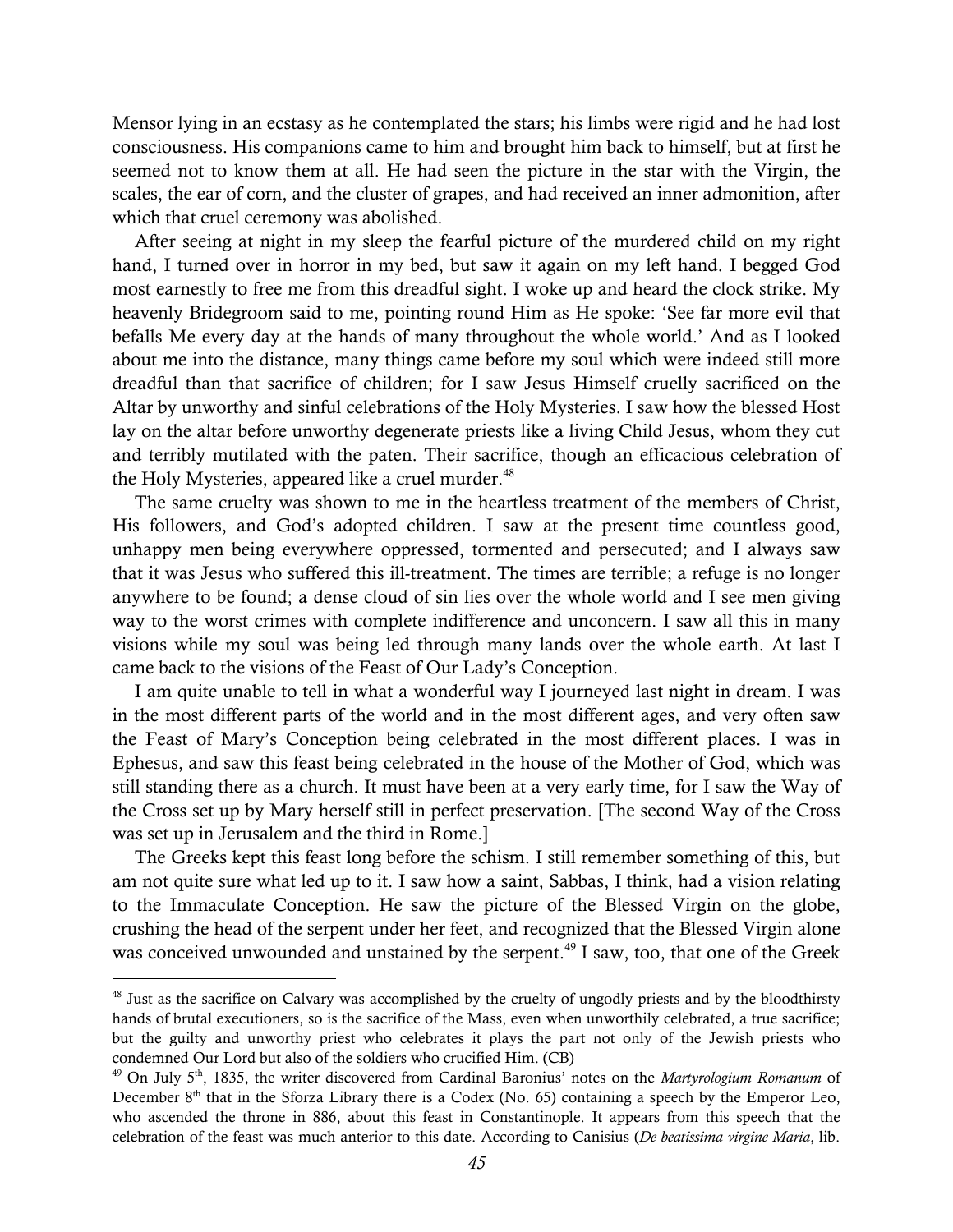Mensor lying in an ecstasy as he contemplated the stars; his limbs were rigid and he had lost consciousness. His companions came to him and brought him back to himself, but at first he seemed not to know them at all. He had seen the picture in the star with the Virgin, the scales, the ear of corn, and the cluster of grapes, and had received an inner admonition, after which that cruel ceremony was abolished.

After seeing at night in my sleep the fearful picture of the murdered child on my right hand, I turned over in horror in my bed, but saw it again on my left hand. I begged God most earnestly to free me from this dreadful sight. I woke up and heard the clock strike. My heavenly Bridegroom said to me, pointing round Him as He spoke: 'See far more evil that befalls Me every day at the hands of many throughout the whole world.' And as I looked about me into the distance, many things came before my soul which were indeed still more dreadful than that sacrifice of children; for I saw Jesus Himself cruelly sacrificed on the Altar by unworthy and sinful celebrations of the Holy Mysteries. I saw how the blessed Host lay on the altar before unworthy degenerate priests like a living Child Jesus, whom they cut and terribly mutilated with the paten. Their sacrifice, though an efficacious celebration of the Holy Mysteries, appeared like a cruel murder.[48]

The same cruelty was shown to me in the heartless treatment of the members of Christ, His followers, and God's adopted children. I saw at the present time countless good, unhappy men being everywhere oppressed, tormented and persecuted; and I always saw that it was Jesus who suffered this ill-treatment. The times are terrible; a refuge is no longer anywhere to be found; a dense cloud of sin lies over the whole world and I see men giving way to the worst crimes with complete indifference and unconcern. I saw all this in many visions while my soul was being led through many lands over the whole earth. At last I came back to the visions of the Feast of Our Lady's Conception.

I am quite unable to tell in what a wonderful way I journeyed last night in dream. I was in the most different parts of the world and in the most different ages, and very often saw the Feast of Mary's Conception being celebrated in the most different places. I was in Ephesus, and saw this feast being celebrated in the house of the Mother of God, which was still standing there as a church. It must have been at a very early time, for I saw the Way of the Cross set up by Mary herself still in perfect preservation. [The second Way of the Cross was set up in Jerusalem and the third in Rome.]

The Greeks kept this feast long before the schism. I still remember something of this, but am not quite sure what led up to it. I saw how a saint, Sabbas, I think, had a vision relating to the Immaculate Conception. He saw the picture of the Blessed Virgin on the globe, crushing the head of the serpent under her feet, and recognized that the Blessed Virgin alone was conceived unwounded and unstained by the serpent.[49] I saw, too, that one of the Greek

---

[48] Just as the sacrifice on Calvary was accomplished by the cruelty of ungodly priests and by the bloodthirsty hands of brutal executioners, so is the sacrifice of the Mass, even when unworthily celebrated, a true sacrifice; but the guilty and unworthy priest who celebrates it plays the part not only of the Jewish priests who condemned Our Lord but also of the soldiers who crucified Him. (CB)

[49] On July 5th, 1835, the writer discovered from Cardinal Baronius' notes on the *Martyrologium Romanum* of December 8th that in the Sforza Library there is a Codex (No. 65) containing a speech by the Emperor Leo, who ascended the throne in 886, about this feast in Constantinople. It appears from this speech that the celebration of the feast was much anterior to this date. According to Canisius (*De beatissima virgine Maria*, lib.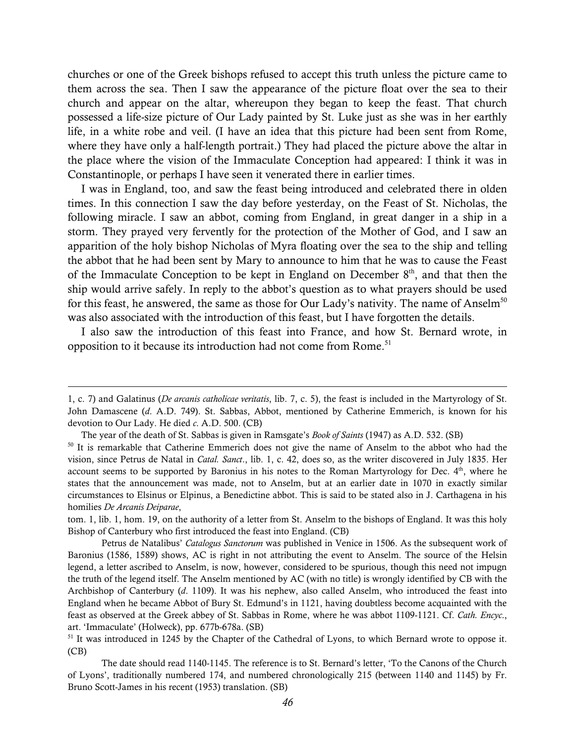churches or one of the Greek bishops refused to accept this truth unless the picture came to them across the sea. Then I saw the appearance of the picture float over the sea to their church and appear on the altar, whereupon they began to keep the feast. That church possessed a life-size picture of Our Lady painted by St. Luke just as she was in her earthly life, in a white robe and veil. (I have an idea that this picture had been sent from Rome, where they have only a half-length portrait.) They had placed the picture above the altar in the place where the vision of the Immaculate Conception had appeared: I think it was in Constantinople, or perhaps I have seen it venerated there in earlier times.

I was in England, too, and saw the feast being introduced and celebrated there in olden times. In this connection I saw the day before yesterday, on the Feast of St. Nicholas, the following miracle. I saw an abbot, coming from England, in great danger in a ship in a storm. They prayed very fervently for the protection of the Mother of God, and I saw an apparition of the holy bishop Nicholas of Myra floating over the sea to the ship and telling the abbot that he had been sent by Mary to announce to him that he was to cause the Feast of the Immaculate Conception to be kept in England on December 8th, and that then the ship would arrive safely. In reply to the abbot's question as to what prayers should be used for this feast, he answered, the same as those for Our Lady's nativity. The name of Anselm[50] was also associated with the introduction of this feast, but I have forgotten the details.

I also saw the introduction of this feast into France, and how St. Bernard wrote, in opposition to it because its introduction had not come from Rome.[51]

---

1, c. 7) and Galatinus (*De arcanis catholicae veritatis*, lib. 7, c. 5), the feast is included in the Martyrology of St. John Damascene (*d.* A.D. 749). St. Sabbas, Abbot, mentioned by Catherine Emmerich, is known for his devotion to Our Lady. He died *c.* A.D. 500. (CB)

The year of the death of St. Sabbas is given in Ramsgate's *Book of Saints* (1947) as A.D. 532. (SB)

[50] It is remarkable that Catherine Emmerich does not give the name of Anselm to the abbot who had the vision, since Petrus de Natal in *Catal. Sanct*., lib. 1, c. 42, does so, as the writer discovered in July 1835. Her account seems to be supported by Baronius in his notes to the Roman Martyrology for Dec. 4th, where he states that the announcement was made, not to Anselm, but at an earlier date in 1070 in exactly similar circumstances to Elsinus or Elpinus, a Benedictine abbot. This is said to be stated also in J. Carthagena in his homilies *De Arcanis Deiparae*, tom. 1, lib. 1, hom. 19, on the authority of a letter from St. Anselm to the bishops of England. It was this holy Bishop of Canterbury who first introduced the feast into England. (CB)

Petrus de Natalibus' *Catalogus Sanctorum* was published in Venice in 1506. As the subsequent work of Baronius (1586, 1589) shows, AC is right in not attributing the event to Anselm. The source of the Helsin legend, a letter ascribed to Anselm, is now, however, considered to be spurious, though this need not impugn the truth of the legend itself. The Anselm mentioned by AC (with no title) is wrongly identified by CB with the Archbishop of Canterbury (*d*. 1109). It was his nephew, also called Anselm, who introduced the feast into England when he became Abbot of Bury St. Edmund's in 1121, having doubtless become acquainted with the feast as observed at the Greek abbey of St. Sabbas in Rome, where he was abbot 1109-1121. Cf. *Cath. Encyc.*, art. 'Immaculate' (Holweck), pp. 677b-678a. (SB)

[51] It was introduced in 1245 by the Chapter of the Cathedral of Lyons, to which Bernard wrote to oppose it. (CB)

The date should read 1140-1145. The reference is to St. Bernard's letter, 'To the Canons of the Church of Lyons', traditionally numbered 174, and numbered chronologically 215 (between 1140 and 1145) by Fr. Bruno Scott-James in his recent (1953) translation. (SB)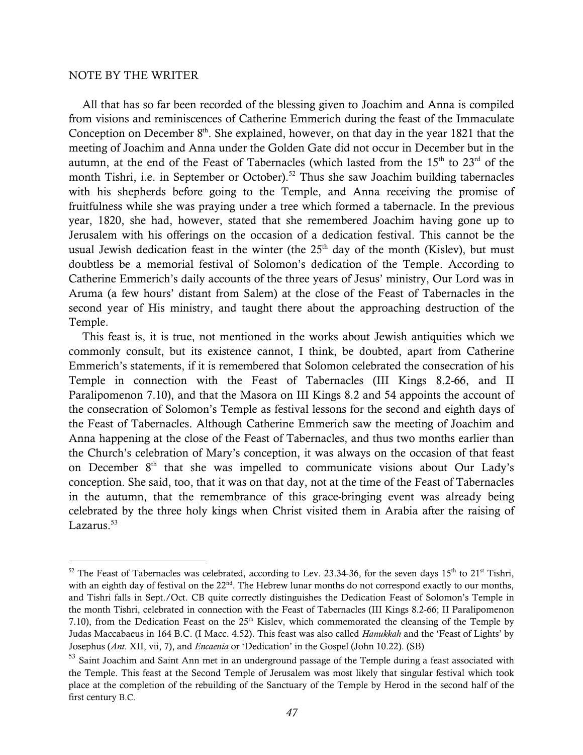NOTE BY THE WRITER

All that has so far been recorded of the blessing given to Joachim and Anna is compiled from visions and reminiscences of Catherine Emmerich during the feast of the Immaculate Conception on December 8th. She explained, however, on that day in the year 1821 that the meeting of Joachim and Anna under the Golden Gate did not occur in December but in the autumn, at the end of the Feast of Tabernacles (which lasted from the 15th to 23rd of the month Tishri, i.e. in September or October).[52] Thus she saw Joachim building tabernacles with his shepherds before going to the Temple, and Anna receiving the promise of fruitfulness while she was praying under a tree which formed a tabernacle. In the previous year, 1820, she had, however, stated that she remembered Joachim having gone up to Jerusalem with his offerings on the occasion of a dedication festival. This cannot be the usual Jewish dedication feast in the winter (the 25th day of the month (Kislev), but must doubtless be a memorial festival of Solomon's dedication of the Temple. According to Catherine Emmerich's daily accounts of the three years of Jesus' ministry, Our Lord was in Aruma (a few hours' distant from Salem) at the close of the Feast of Tabernacles in the second year of His ministry, and taught there about the approaching destruction of the Temple.

This feast is, it is true, not mentioned in the works about Jewish antiquities which we commonly consult, but its existence cannot, I think, be doubted, apart from Catherine Emmerich's statements, if it is remembered that Solomon celebrated the consecration of his Temple in connection with the Feast of Tabernacles (III Kings 8.2-66, and II Paralipomenon 7.10), and that the Masora on III Kings 8.2 and 54 appoints the account of the consecration of Solomon's Temple as festival lessons for the second and eighth days of the Feast of Tabernacles. Although Catherine Emmerich saw the meeting of Joachim and Anna happening at the close of the Feast of Tabernacles, and thus two months earlier than the Church's celebration of Mary's conception, it was always on the occasion of that feast on December 8th that she was impelled to communicate visions about Our Lady's conception. She said, too, that it was on that day, not at the time of the Feast of Tabernacles in the autumn, that the remembrance of this grace-bringing event was already being celebrated by the three holy kings when Christ visited them in Arabia after the raising of Lazarus.[53]

---

[52] The Feast of Tabernacles was celebrated, according to Lev. 23.34-36, for the seven days 15th to 21st Tishri, with an eighth day of festival on the 22nd. The Hebrew lunar months do not correspond exactly to our months, and Tishri falls in Sept./Oct. CB quite correctly distinguishes the Dedication Feast of Solomon's Temple in the month Tishri, celebrated in connection with the Feast of Tabernacles (III Kings 8.2-66; II Paralipomenon 7.10), from the Dedication Feast on the 25th Kislev, which commemorated the cleansing of the Temple by Judas Maccabaeus in 164 B.C. (I Macc. 4.52). This feast was also called *Hanukkah* and the 'Feast of Lights' by Josephus (*Ant*. XII, vii, 7), and *Encaenia* or 'Dedication' in the Gospel (John 10.22). (SB)

[53] Saint Joachim and Saint Ann met in an underground passage of the Temple during a feast associated with the Temple. This feast at the Second Temple of Jerusalem was most likely that singular festival which took place at the completion of the rebuilding of the Sanctuary of the Temple by Herod in the second half of the first century B.C.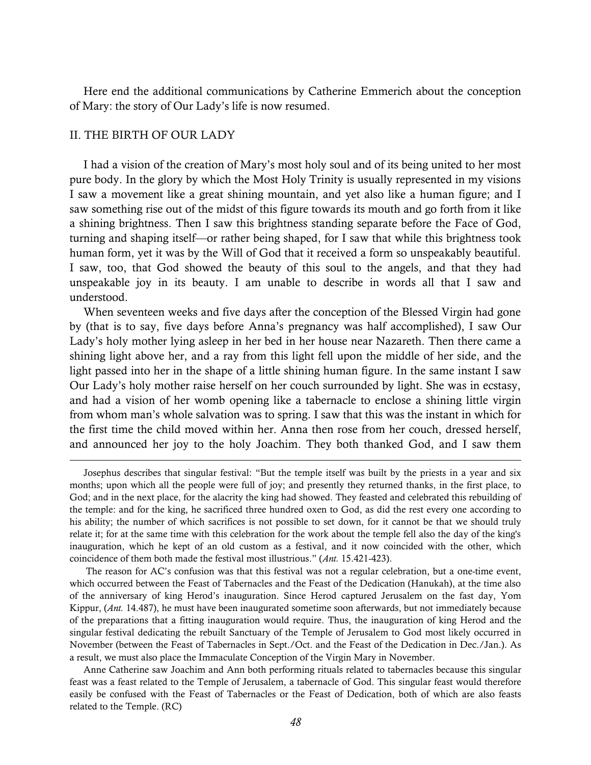Here end the additional communications by Catherine Emmerich about the conception of Mary: the story of Our Lady's life is now resumed.

## II. THE BIRTH OF OUR LADY

I had a vision of the creation of Mary's most holy soul and of its being united to her most pure body. In the glory by which the Most Holy Trinity is usually represented in my visions I saw a movement like a great shining mountain, and yet also like a human figure; and I saw something rise out of the midst of this figure towards its mouth and go forth from it like a shining brightness. Then I saw this brightness standing separate before the Face of God, turning and shaping itself—or rather being shaped, for I saw that while this brightness took human form, yet it was by the Will of God that it received a form so unspeakably beautiful. I saw, too, that God showed the beauty of this soul to the angels, and that they had unspeakable joy in its beauty. I am unable to describe in words all that I saw and understood.

When seventeen weeks and five days after the conception of the Blessed Virgin had gone by (that is to say, five days before Anna's pregnancy was half accomplished), I saw Our Lady's holy mother lying asleep in her bed in her house near Nazareth. Then there came a shining light above her, and a ray from this light fell upon the middle of her side, and the light passed into her in the shape of a little shining human figure. In the same instant I saw Our Lady's holy mother raise herself on her couch surrounded by light. She was in ecstasy, and had a vision of her womb opening like a tabernacle to enclose a shining little virgin from whom man's whole salvation was to spring. I saw that this was the instant in which for the first time the child moved within her. Anna then rose from her couch, dressed herself, and announced her joy to the holy Joachim. They both thanked God, and I saw them

---

Josephus describes that singular festival: "But the temple itself was built by the priests in a year and six months; upon which all the people were full of joy; and presently they returned thanks, in the first place, to God; and in the next place, for the alacrity the king had showed. They feasted and celebrated this rebuilding of the temple: and for the king, he sacrificed three hundred oxen to God, as did the rest every one according to his ability; the number of which sacrifices is not possible to set down, for it cannot be that we should truly relate it; for at the same time with this celebration for the work about the temple fell also the day of the king's inauguration, which he kept of an old custom as a festival, and it now coincided with the other, which coincidence of them both made the festival most illustrious." (*Ant.* 15.421-423).

The reason for AC's confusion was that this festival was not a regular celebration, but a one-time event, which occurred between the Feast of Tabernacles and the Feast of the Dedication (Hanukah), at the time also of the anniversary of king Herod's inauguration. Since Herod captured Jerusalem on the fast day, Yom Kippur, (*Ant.* 14.487), he must have been inaugurated sometime soon afterwards, but not immediately because of the preparations that a fitting inauguration would require. Thus, the inauguration of king Herod and the singular festival dedicating the rebuilt Sanctuary of the Temple of Jerusalem to God most likely occurred in November (between the Feast of Tabernacles in Sept./Oct. and the Feast of the Dedication in Dec./Jan.). As a result, we must also place the Immaculate Conception of the Virgin Mary in November.

Anne Catherine saw Joachim and Ann both performing rituals related to tabernacles because this singular feast was a feast related to the Temple of Jerusalem, a tabernacle of God. This singular feast would therefore easily be confused with the Feast of Tabernacles or the Feast of Dedication, both of which are also feasts related to the Temple. (RC)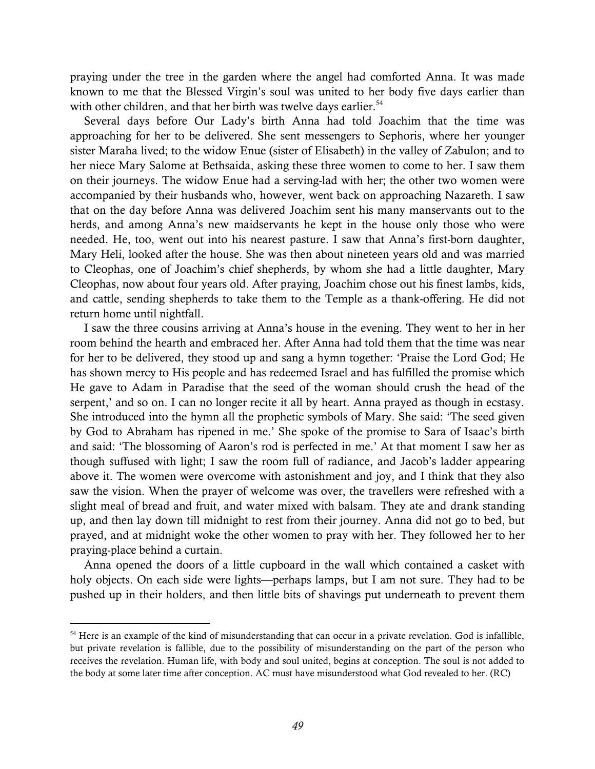praying under the tree in the garden where the angel had comforted Anna. It was made known to me that the Blessed Virgin's soul was united to her body five days earlier than with other children, and that her birth was twelve days earlier.[54]

Several days before Our Lady's birth Anna had told Joachim that the time was approaching for her to be delivered. She sent messengers to Sephoris, where her younger sister Maraha lived; to the widow Enue (sister of Elisabeth) in the valley of Zabulon; and to her niece Mary Salome at Bethsaida, asking these three women to come to her. I saw them on their journeys. The widow Enue had a serving-lad with her; the other two women were accompanied by their husbands who, however, went back on approaching Nazareth. I saw that on the day before Anna was delivered Joachim sent his many manservants out to the herds, and among Anna's new maidservants he kept in the house only those who were needed. He, too, went out into his nearest pasture. I saw that Anna's first-born daughter, Mary Heli, looked after the house. She was then about nineteen years old and was married to Cleophas, one of Joachim's chief shepherds, by whom she had a little daughter, Mary Cleophas, now about four years old. After praying, Joachim chose out his finest lambs, kids, and cattle, sending shepherds to take them to the Temple as a thank-offering. He did not return home until nightfall.

I saw the three cousins arriving at Anna's house in the evening. They went to her in her room behind the hearth and embraced her. After Anna had told them that the time was near for her to be delivered, they stood up and sang a hymn together: 'Praise the Lord God; He has shown mercy to His people and has redeemed Israel and has fulfilled the promise which He gave to Adam in Paradise that the seed of the woman should crush the head of the serpent,' and so on. I can no longer recite it all by heart. Anna prayed as though in ecstasy. She introduced into the hymn all the prophetic symbols of Mary. She said: 'The seed given by God to Abraham has ripened in me.' She spoke of the promise to Sara of Isaac's birth and said: 'The blossoming of Aaron's rod is perfected in me.' At that moment I saw her as though suffused with light; I saw the room full of radiance, and Jacob's ladder appearing above it. The women were overcome with astonishment and joy, and I think that they also saw the vision. When the prayer of welcome was over, the travellers were refreshed with a slight meal of bread and fruit, and water mixed with balsam. They ate and drank standing up, and then lay down till midnight to rest from their journey. Anna did not go to bed, but prayed, and at midnight woke the other women to pray with her. They followed her to her praying-place behind a curtain.

Anna opened the doors of a little cupboard in the wall which contained a casket with holy objects. On each side were lights—perhaps lamps, but I am not sure. They had to be pushed up in their holders, and then little bits of shavings put underneath to prevent them

---

[54] Here is an example of the kind of misunderstanding that can occur in a private revelation. God is infallible, but private revelation is fallible, due to the possibility of misunderstanding on the part of the person who receives the revelation. Human life, with body and soul united, begins at conception. The soul is not added to the body at some later time after conception. AC must have misunderstood what God revealed to her. (RC)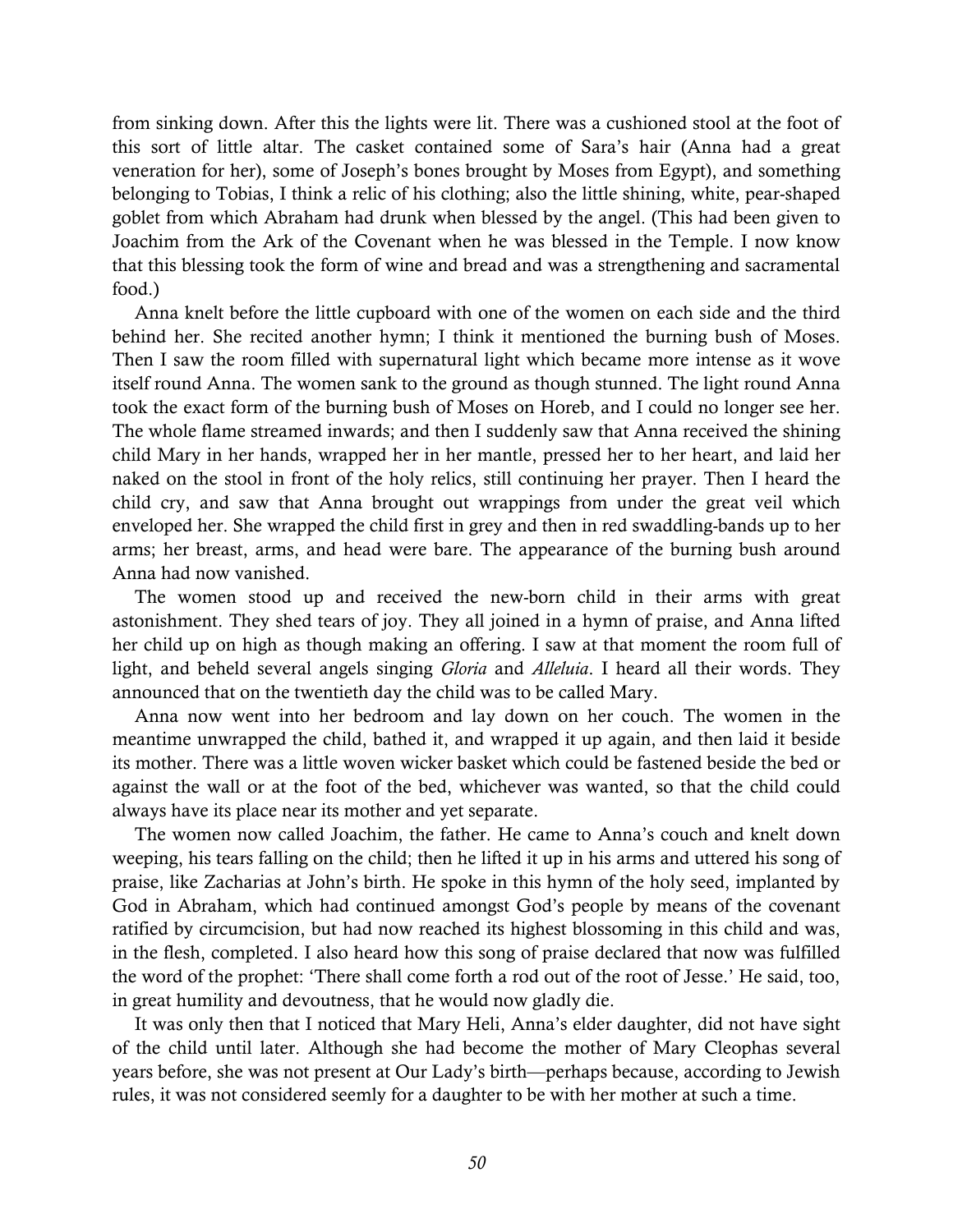from sinking down. After this the lights were lit. There was a cushioned stool at the foot of this sort of little altar. The casket contained some of Sara's hair (Anna had a great veneration for her), some of Joseph's bones brought by Moses from Egypt), and something belonging to Tobias, I think a relic of his clothing; also the little shining, white, pear-shaped goblet from which Abraham had drunk when blessed by the angel. (This had been given to Joachim from the Ark of the Covenant when he was blessed in the Temple. I now know that this blessing took the form of wine and bread and was a strengthening and sacramental food.)

Anna knelt before the little cupboard with one of the women on each side and the third behind her. She recited another hymn; I think it mentioned the burning bush of Moses. Then I saw the room filled with supernatural light which became more intense as it wove itself round Anna. The women sank to the ground as though stunned. The light round Anna took the exact form of the burning bush of Moses on Horeb, and I could no longer see her. The whole flame streamed inwards; and then I suddenly saw that Anna received the shining child Mary in her hands, wrapped her in her mantle, pressed her to her heart, and laid her naked on the stool in front of the holy relics, still continuing her prayer. Then I heard the child cry, and saw that Anna brought out wrappings from under the great veil which enveloped her. She wrapped the child first in grey and then in red swaddling-bands up to her arms; her breast, arms, and head were bare. The appearance of the burning bush around Anna had now vanished.

The women stood up and received the new-born child in their arms with great astonishment. They shed tears of joy. They all joined in a hymn of praise, and Anna lifted her child up on high as though making an offering. I saw at that moment the room full of light, and beheld several angels singing *Gloria* and *Alleluia*. I heard all their words. They announced that on the twentieth day the child was to be called Mary.

Anna now went into her bedroom and lay down on her couch. The women in the meantime unwrapped the child, bathed it, and wrapped it up again, and then laid it beside its mother. There was a little woven wicker basket which could be fastened beside the bed or against the wall or at the foot of the bed, whichever was wanted, so that the child could always have its place near its mother and yet separate.

The women now called Joachim, the father. He came to Anna's couch and knelt down weeping, his tears falling on the child; then he lifted it up in his arms and uttered his song of praise, like Zacharias at John's birth. He spoke in this hymn of the holy seed, implanted by God in Abraham, which had continued amongst God's people by means of the covenant ratified by circumcision, but had now reached its highest blossoming in this child and was, in the flesh, completed. I also heard how this song of praise declared that now was fulfilled the word of the prophet: 'There shall come forth a rod out of the root of Jesse.' He said, too, in great humility and devoutness, that he would now gladly die.

It was only then that I noticed that Mary Heli, Anna's elder daughter, did not have sight of the child until later. Although she had become the mother of Mary Cleophas several years before, she was not present at Our Lady's birth—perhaps because, according to Jewish rules, it was not considered seemly for a daughter to be with her mother at such a time.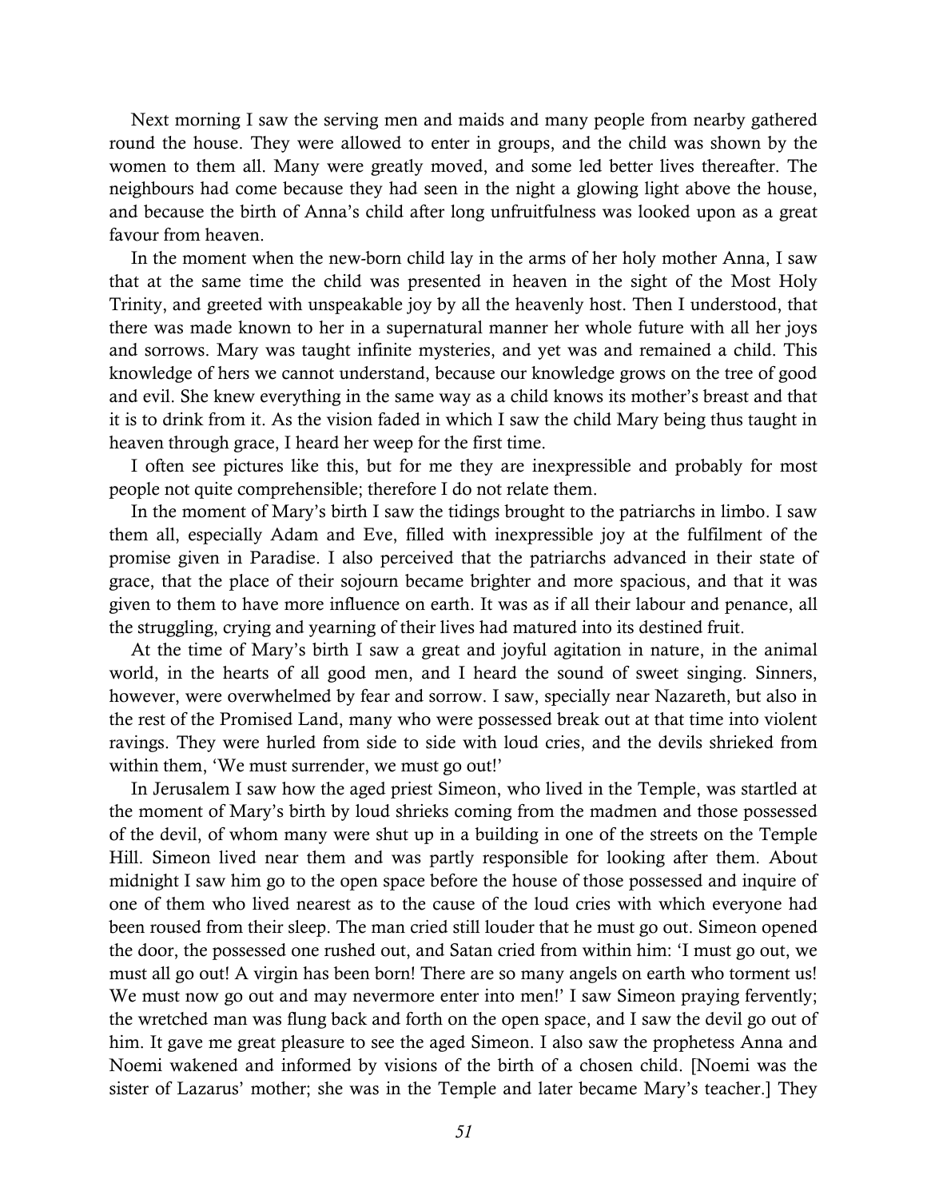Next morning I saw the serving men and maids and many people from nearby gathered round the house. They were allowed to enter in groups, and the child was shown by the women to them all. Many were greatly moved, and some led better lives thereafter. The neighbours had come because they had seen in the night a glowing light above the house, and because the birth of Anna's child after long unfruitfulness was looked upon as a great favour from heaven.

In the moment when the new-born child lay in the arms of her holy mother Anna, I saw that at the same time the child was presented in heaven in the sight of the Most Holy Trinity, and greeted with unspeakable joy by all the heavenly host. Then I understood, that there was made known to her in a supernatural manner her whole future with all her joys and sorrows. Mary was taught infinite mysteries, and yet was and remained a child. This knowledge of hers we cannot understand, because our knowledge grows on the tree of good and evil. She knew everything in the same way as a child knows its mother's breast and that it is to drink from it. As the vision faded in which I saw the child Mary being thus taught in heaven through grace, I heard her weep for the first time.

I often see pictures like this, but for me they are inexpressible and probably for most people not quite comprehensible; therefore I do not relate them.

In the moment of Mary's birth I saw the tidings brought to the patriarchs in limbo. I saw them all, especially Adam and Eve, filled with inexpressible joy at the fulfilment of the promise given in Paradise. I also perceived that the patriarchs advanced in their state of grace, that the place of their sojourn became brighter and more spacious, and that it was given to them to have more influence on earth. It was as if all their labour and penance, all the struggling, crying and yearning of their lives had matured into its destined fruit.

At the time of Mary's birth I saw a great and joyful agitation in nature, in the animal world, in the hearts of all good men, and I heard the sound of sweet singing. Sinners, however, were overwhelmed by fear and sorrow. I saw, specially near Nazareth, but also in the rest of the Promised Land, many who were possessed break out at that time into violent ravings. They were hurled from side to side with loud cries, and the devils shrieked from within them, 'We must surrender, we must go out!'

In Jerusalem I saw how the aged priest Simeon, who lived in the Temple, was startled at the moment of Mary's birth by loud shrieks coming from the madmen and those possessed of the devil, of whom many were shut up in a building in one of the streets on the Temple Hill. Simeon lived near them and was partly responsible for looking after them. About midnight I saw him go to the open space before the house of those possessed and inquire of one of them who lived nearest as to the cause of the loud cries with which everyone had been roused from their sleep. The man cried still louder that he must go out. Simeon opened the door, the possessed one rushed out, and Satan cried from within him: 'I must go out, we must all go out! A virgin has been born! There are so many angels on earth who torment us! We must now go out and may nevermore enter into men!' I saw Simeon praying fervently; the wretched man was flung back and forth on the open space, and I saw the devil go out of him. It gave me great pleasure to see the aged Simeon. I also saw the prophetess Anna and Noemi wakened and informed by visions of the birth of a chosen child. [Noemi was the sister of Lazarus' mother; she was in the Temple and later became Mary's teacher.] They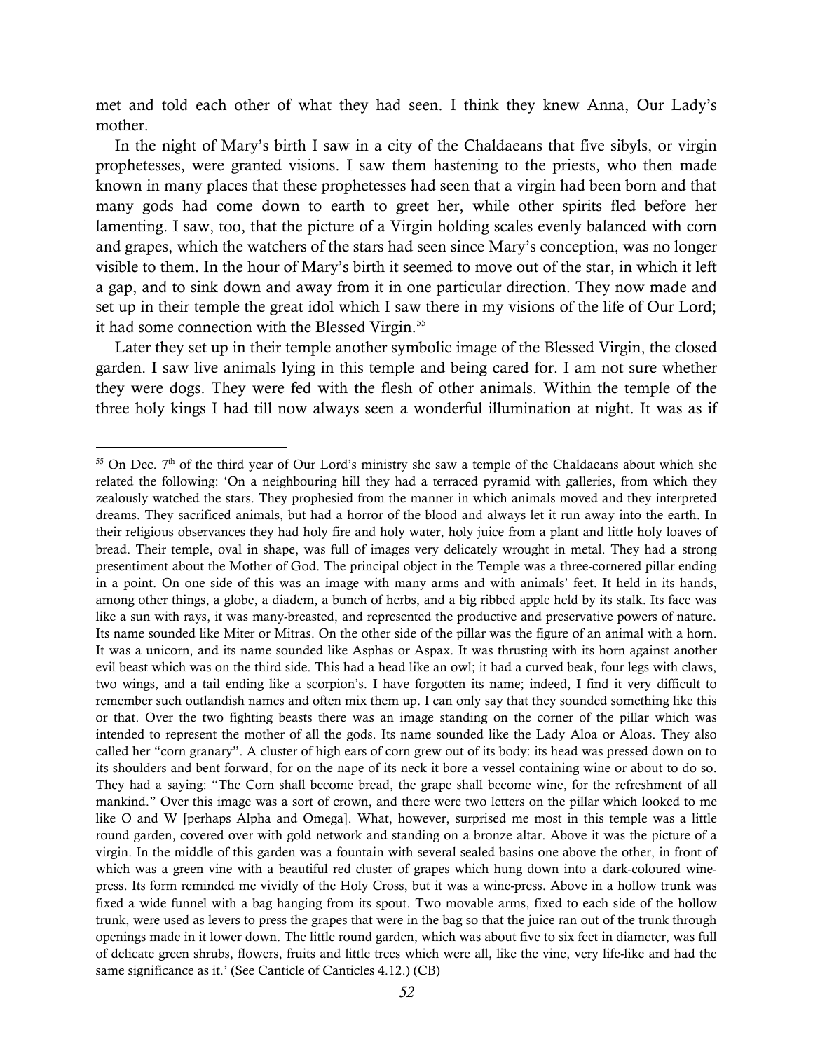met and told each other of what they had seen. I think they knew Anna, Our Lady's mother.

In the night of Mary's birth I saw in a city of the Chaldaeans that five sibyls, or virgin prophetesses, were granted visions. I saw them hastening to the priests, who then made known in many places that these prophetesses had seen that a virgin had been born and that many gods had come down to earth to greet her, while other spirits fled before her lamenting. I saw, too, that the picture of a Virgin holding scales evenly balanced with corn and grapes, which the watchers of the stars had seen since Mary's conception, was no longer visible to them. In the hour of Mary's birth it seemed to move out of the star, in which it left a gap, and to sink down and away from it in one particular direction. They now made and set up in their temple the great idol which I saw there in my visions of the life of Our Lord; it had some connection with the Blessed Virgin.[55]

Later they set up in their temple another symbolic image of the Blessed Virgin, the closed garden. I saw live animals lying in this temple and being cared for. I am not sure whether they were dogs. They were fed with the flesh of other animals. Within the temple of the three holy kings I had till now always seen a wonderful illumination at night. It was as if

---

[55] On Dec. 7th of the third year of Our Lord's ministry she saw a temple of the Chaldaeans about which she related the following: 'On a neighbouring hill they had a terraced pyramid with galleries, from which they zealously watched the stars. They prophesied from the manner in which animals moved and they interpreted dreams. They sacrificed animals, but had a horror of the blood and always let it run away into the earth. In their religious observances they had holy fire and holy water, holy juice from a plant and little holy loaves of bread. Their temple, oval in shape, was full of images very delicately wrought in metal. They had a strong presentiment about the Mother of God. The principal object in the Temple was a three-cornered pillar ending in a point. On one side of this was an image with many arms and with animals' feet. It held in its hands, among other things, a globe, a diadem, a bunch of herbs, and a big ribbed apple held by its stalk. Its face was like a sun with rays, it was many-breasted, and represented the productive and preservative powers of nature. Its name sounded like Miter or Mitras. On the other side of the pillar was the figure of an animal with a horn. It was a unicorn, and its name sounded like Asphas or Aspax. It was thrusting with its horn against another evil beast which was on the third side. This had a head like an owl; it had a curved beak, four legs with claws, two wings, and a tail ending like a scorpion's. I have forgotten its name; indeed, I find it very difficult to remember such outlandish names and often mix them up. I can only say that they sounded something like this or that. Over the two fighting beasts there was an image standing on the corner of the pillar which was intended to represent the mother of all the gods. Its name sounded like the Lady Aloa or Aloas. They also called her "corn granary". A cluster of high ears of corn grew out of its body: its head was pressed down on to its shoulders and bent forward, for on the nape of its neck it bore a vessel containing wine or about to do so. They had a saying: "The Corn shall become bread, the grape shall become wine, for the refreshment of all mankind." Over this image was a sort of crown, and there were two letters on the pillar which looked to me like O and W [perhaps Alpha and Omega]. What, however, surprised me most in this temple was a little round garden, covered over with gold network and standing on a bronze altar. Above it was the picture of a virgin. In the middle of this garden was a fountain with several sealed basins one above the other, in front of which was a green vine with a beautiful red cluster of grapes which hung down into a dark-coloured wine-press. Its form reminded me vividly of the Holy Cross, but it was a wine-press. Above in a hollow trunk was fixed a wide funnel with a bag hanging from its spout. Two movable arms, fixed to each side of the hollow trunk, were used as levers to press the grapes that were in the bag so that the juice ran out of the trunk through openings made in it lower down. The little round garden, which was about five to six feet in diameter, was full of delicate green shrubs, flowers, fruits and little trees which were all, like the vine, very life-like and had the same significance as it.' (See Canticle of Canticles 4.12.) (CB)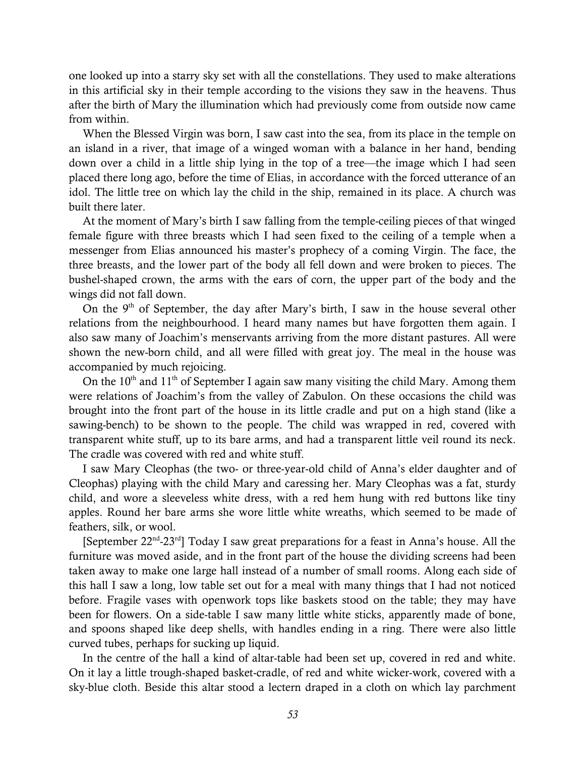one looked up into a starry sky set with all the constellations. They used to make alterations in this artificial sky in their temple according to the visions they saw in the heavens. Thus after the birth of Mary the illumination which had previously come from outside now came from within.

When the Blessed Virgin was born, I saw cast into the sea, from its place in the temple on an island in a river, that image of a winged woman with a balance in her hand, bending down over a child in a little ship lying in the top of a tree—the image which I had seen placed there long ago, before the time of Elias, in accordance with the forced utterance of an idol. The little tree on which lay the child in the ship, remained in its place. A church was built there later.

At the moment of Mary's birth I saw falling from the temple-ceiling pieces of that winged female figure with three breasts which I had seen fixed to the ceiling of a temple when a messenger from Elias announced his master's prophecy of a coming Virgin. The face, the three breasts, and the lower part of the body all fell down and were broken to pieces. The bushel-shaped crown, the arms with the ears of corn, the upper part of the body and the wings did not fall down.

On the 9th of September, the day after Mary's birth, I saw in the house several other relations from the neighbourhood. I heard many names but have forgotten them again. I also saw many of Joachim's menservants arriving from the more distant pastures. All were shown the new-born child, and all were filled with great joy. The meal in the house was accompanied by much rejoicing.

On the 10th and 11th of September I again saw many visiting the child Mary. Among them were relations of Joachim's from the valley of Zabulon. On these occasions the child was brought into the front part of the house in its little cradle and put on a high stand (like a sawing-bench) to be shown to the people. The child was wrapped in red, covered with transparent white stuff, up to its bare arms, and had a transparent little veil round its neck. The cradle was covered with red and white stuff.

I saw Mary Cleophas (the two- or three-year-old child of Anna's elder daughter and of Cleophas) playing with the child Mary and caressing her. Mary Cleophas was a fat, sturdy child, and wore a sleeveless white dress, with a red hem hung with red buttons like tiny apples. Round her bare arms she wore little white wreaths, which seemed to be made of feathers, silk, or wool.

[September 22nd-23rd] Today I saw great preparations for a feast in Anna's house. All the furniture was moved aside, and in the front part of the house the dividing screens had been taken away to make one large hall instead of a number of small rooms. Along each side of this hall I saw a long, low table set out for a meal with many things that I had not noticed before. Fragile vases with openwork tops like baskets stood on the table; they may have been for flowers. On a side-table I saw many little white sticks, apparently made of bone, and spoons shaped like deep shells, with handles ending in a ring. There were also little curved tubes, perhaps for sucking up liquid.

In the centre of the hall a kind of altar-table had been set up, covered in red and white. On it lay a little trough-shaped basket-cradle, of red and white wicker-work, covered with a sky-blue cloth. Beside this altar stood a lectern draped in a cloth on which lay parchment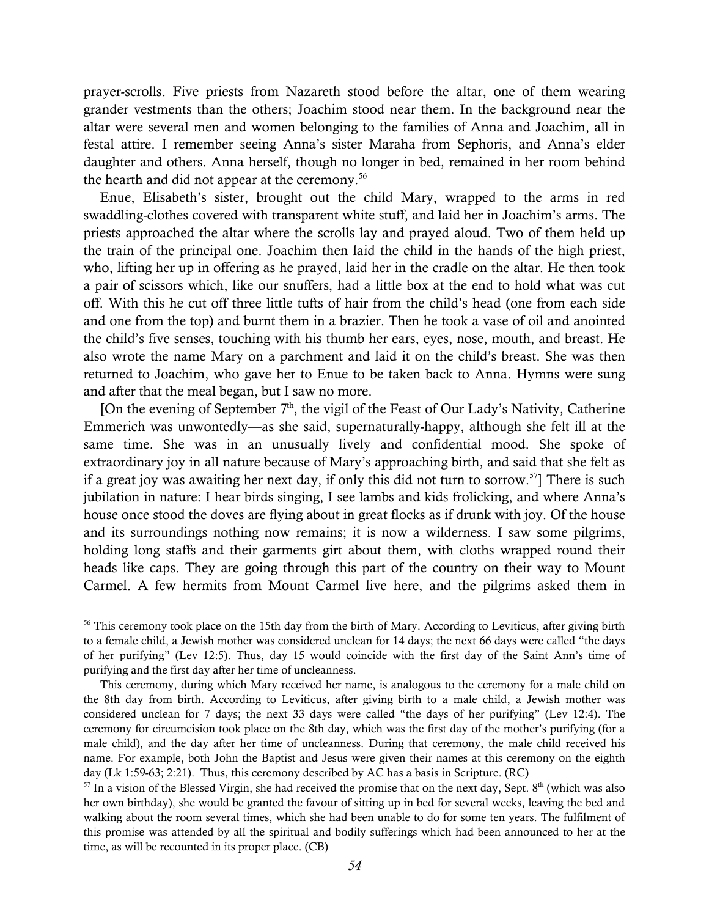prayer-scrolls. Five priests from Nazareth stood before the altar, one of them wearing grander vestments than the others; Joachim stood near them. In the background near the altar were several men and women belonging to the families of Anna and Joachim, all in festal attire. I remember seeing Anna's sister Maraha from Sephoris, and Anna's elder daughter and others. Anna herself, though no longer in bed, remained in her room behind the hearth and did not appear at the ceremony.[56]

Enue, Elisabeth's sister, brought out the child Mary, wrapped to the arms in red swaddling-clothes covered with transparent white stuff, and laid her in Joachim's arms. The priests approached the altar where the scrolls lay and prayed aloud. Two of them held up the train of the principal one. Joachim then laid the child in the hands of the high priest, who, lifting her up in offering as he prayed, laid her in the cradle on the altar. He then took a pair of scissors which, like our snuffers, had a little box at the end to hold what was cut off. With this he cut off three little tufts of hair from the child's head (one from each side and one from the top) and burnt them in a brazier. Then he took a vase of oil and anointed the child's five senses, touching with his thumb her ears, eyes, nose, mouth, and breast. He also wrote the name Mary on a parchment and laid it on the child's breast. She was then returned to Joachim, who gave her to Enue to be taken back to Anna. Hymns were sung and after that the meal began, but I saw no more.

[On the evening of September 7th, the vigil of the Feast of Our Lady's Nativity, Catherine Emmerich was unwontedly—as she said, supernaturally-happy, although she felt ill at the same time. She was in an unusually lively and confidential mood. She spoke of extraordinary joy in all nature because of Mary's approaching birth, and said that she felt as if a great joy was awaiting her next day, if only this did not turn to sorrow.[57]] There is such jubilation in nature: I hear birds singing, I see lambs and kids frolicking, and where Anna's house once stood the doves are flying about in great flocks as if drunk with joy. Of the house and its surroundings nothing now remains; it is now a wilderness. I saw some pilgrims, holding long staffs and their garments girt about them, with cloths wrapped round their heads like caps. They are going through this part of the country on their way to Mount Carmel. A few hermits from Mount Carmel live here, and the pilgrims asked them in

---

[56] This ceremony took place on the 15th day from the birth of Mary. According to Leviticus, after giving birth to a female child, a Jewish mother was considered unclean for 14 days; the next 66 days were called "the days of her purifying" (Lev 12:5). Thus, day 15 would coincide with the first day of the Saint Ann's time of purifying and the first day after her time of uncleanness.

This ceremony, during which Mary received her name, is analogous to the ceremony for a male child on the 8th day from birth. According to Leviticus, after giving birth to a male child, a Jewish mother was considered unclean for 7 days; the next 33 days were called "the days of her purifying" (Lev 12:4). The ceremony for circumcision took place on the 8th day, which was the first day of the mother's purifying (for a male child), and the day after her time of uncleanness. During that ceremony, the male child received his name. For example, both John the Baptist and Jesus were given their names at this ceremony on the eighth day (Lk 1:59-63; 2:21). Thus, this ceremony described by AC has a basis in Scripture. (RC)

[57] In a vision of the Blessed Virgin, she had received the promise that on the next day, Sept. 8th (which was also her own birthday), she would be granted the favour of sitting up in bed for several weeks, leaving the bed and walking about the room several times, which she had been unable to do for some ten years. The fulfilment of this promise was attended by all the spiritual and bodily sufferings which had been announced to her at the time, as will be recounted in its proper place. (CB)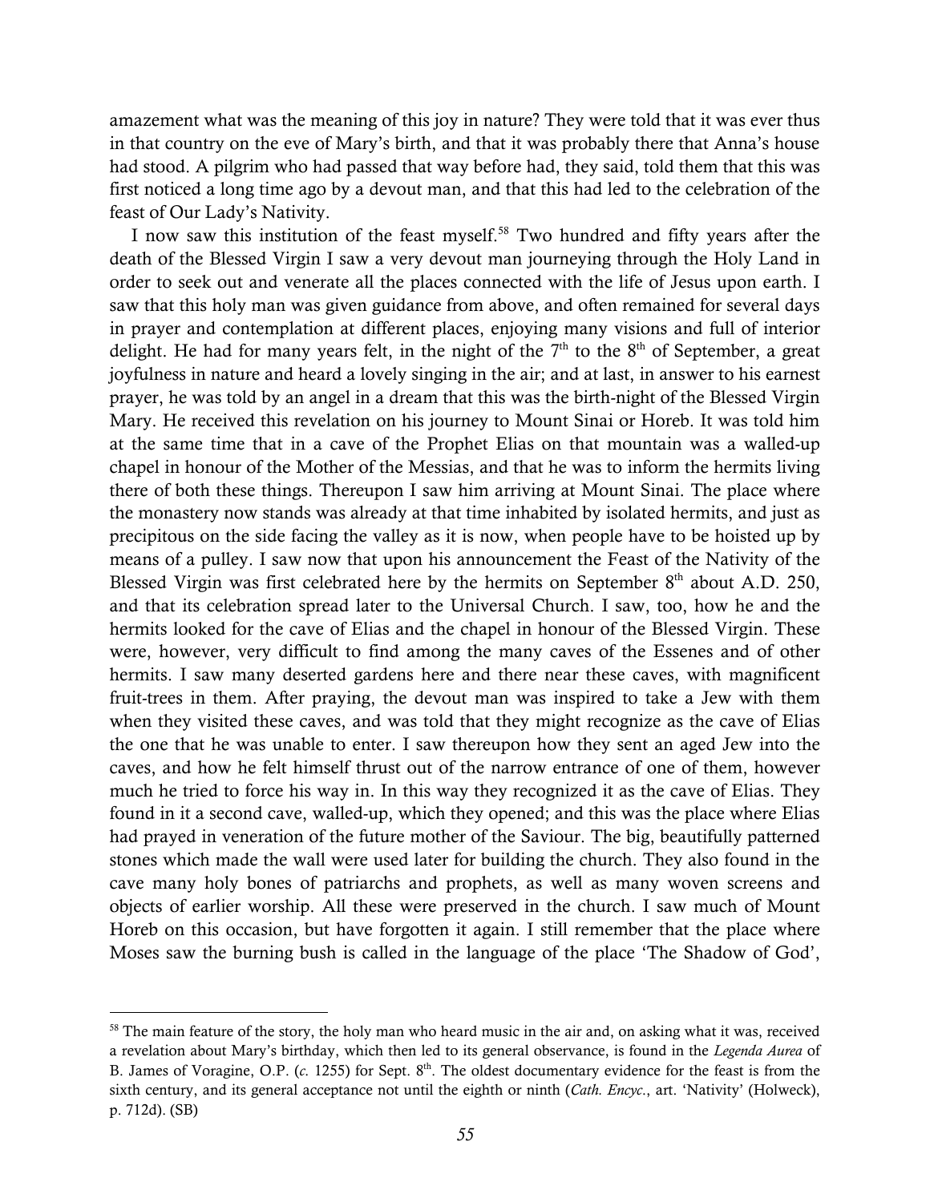amazement what was the meaning of this joy in nature? They were told that it was ever thus in that country on the eve of Mary's birth, and that it was probably there that Anna's house had stood. A pilgrim who had passed that way before had, they said, told them that this was first noticed a long time ago by a devout man, and that this had led to the celebration of the feast of Our Lady's Nativity.

I now saw this institution of the feast myself.[58] Two hundred and fifty years after the death of the Blessed Virgin I saw a very devout man journeying through the Holy Land in order to seek out and venerate all the places connected with the life of Jesus upon earth. I saw that this holy man was given guidance from above, and often remained for several days in prayer and contemplation at different places, enjoying many visions and full of interior delight. He had for many years felt, in the night of the 7th to the 8th of September, a great joyfulness in nature and heard a lovely singing in the air; and at last, in answer to his earnest prayer, he was told by an angel in a dream that this was the birth-night of the Blessed Virgin Mary. He received this revelation on his journey to Mount Sinai or Horeb. It was told him at the same time that in a cave of the Prophet Elias on that mountain was a walled-up chapel in honour of the Mother of the Messias, and that he was to inform the hermits living there of both these things. Thereupon I saw him arriving at Mount Sinai. The place where the monastery now stands was already at that time inhabited by isolated hermits, and just as precipitous on the side facing the valley as it is now, when people have to be hoisted up by means of a pulley. I saw now that upon his announcement the Feast of the Nativity of the Blessed Virgin was first celebrated here by the hermits on September 8th about A.D. 250, and that its celebration spread later to the Universal Church. I saw, too, how he and the hermits looked for the cave of Elias and the chapel in honour of the Blessed Virgin. These were, however, very difficult to find among the many caves of the Essenes and of other hermits. I saw many deserted gardens here and there near these caves, with magnificent fruit-trees in them. After praying, the devout man was inspired to take a Jew with them when they visited these caves, and was told that they might recognize as the cave of Elias the one that he was unable to enter. I saw thereupon how they sent an aged Jew into the caves, and how he felt himself thrust out of the narrow entrance of one of them, however much he tried to force his way in. In this way they recognized it as the cave of Elias. They found in it a second cave, walled-up, which they opened; and this was the place where Elias had prayed in veneration of the future mother of the Saviour. The big, beautifully patterned stones which made the wall were used later for building the church. They also found in the cave many holy bones of patriarchs and prophets, as well as many woven screens and objects of earlier worship. All these were preserved in the church. I saw much of Mount Horeb on this occasion, but have forgotten it again. I still remember that the place where Moses saw the burning bush is called in the language of the place 'The Shadow of God',

---

[58] The main feature of the story, the holy man who heard music in the air and, on asking what it was, received a revelation about Mary's birthday, which then led to its general observance, is found in the *Legenda Aurea* of B. James of Voragine, O.P. (*c.* 1255) for Sept. 8th. The oldest documentary evidence for the feast is from the sixth century, and its general acceptance not until the eighth or ninth (*Cath. Encyc.*, art. 'Nativity' (Holweck), p. 712d). (SB)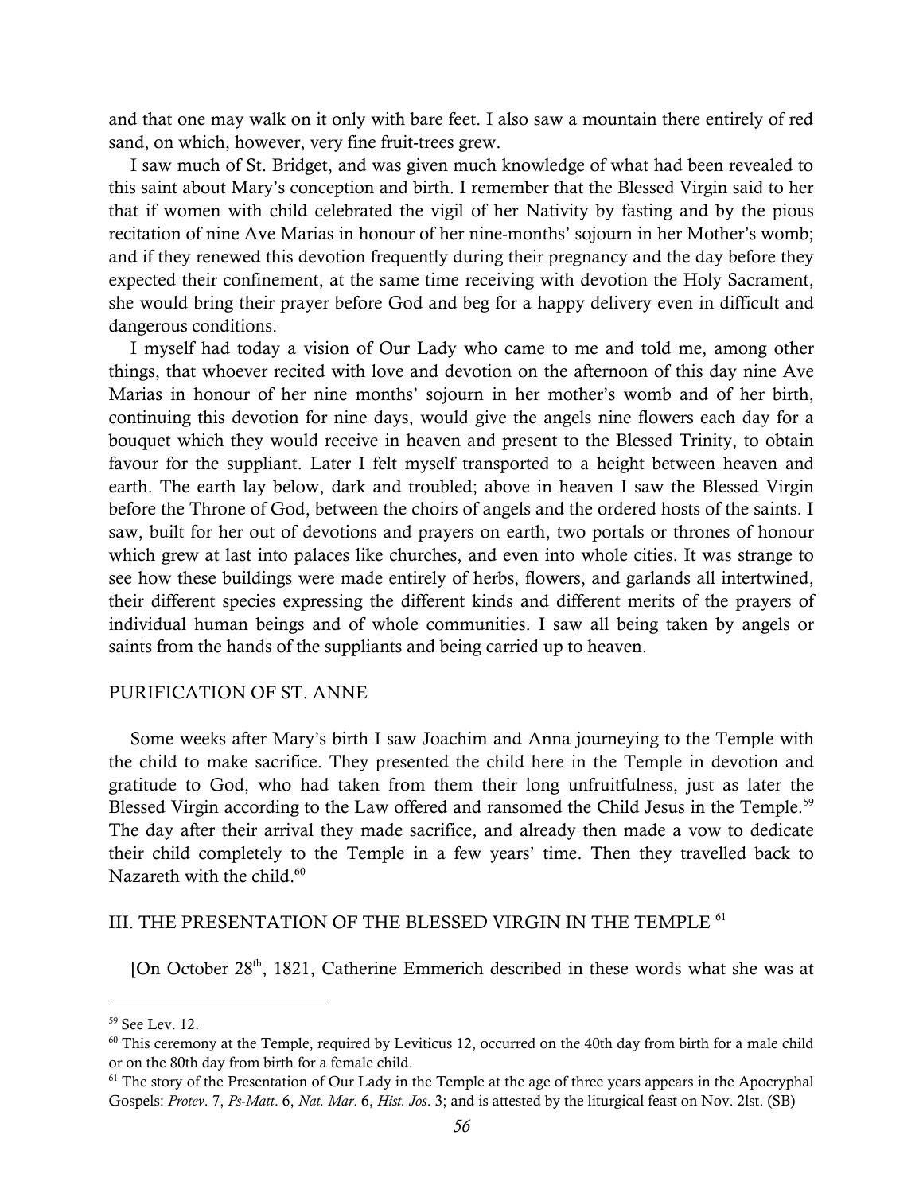and that one may walk on it only with bare feet. I also saw a mountain there entirely of red sand, on which, however, very fine fruit-trees grew.

I saw much of St. Bridget, and was given much knowledge of what had been revealed to this saint about Mary's conception and birth. I remember that the Blessed Virgin said to her that if women with child celebrated the vigil of her Nativity by fasting and by the pious recitation of nine Ave Marias in honour of her nine-months' sojourn in her Mother's womb; and if they renewed this devotion frequently during their pregnancy and the day before they expected their confinement, at the same time receiving with devotion the Holy Sacrament, she would bring their prayer before God and beg for a happy delivery even in difficult and dangerous conditions.

I myself had today a vision of Our Lady who came to me and told me, among other things, that whoever recited with love and devotion on the afternoon of this day nine Ave Marias in honour of her nine months' sojourn in her mother's womb and of her birth, continuing this devotion for nine days, would give the angels nine flowers each day for a bouquet which they would receive in heaven and present to the Blessed Trinity, to obtain favour for the suppliant. Later I felt myself transported to a height between heaven and earth. The earth lay below, dark and troubled; above in heaven I saw the Blessed Virgin before the Throne of God, between the choirs of angels and the ordered hosts of the saints. I saw, built for her out of devotions and prayers on earth, two portals or thrones of honour which grew at last into palaces like churches, and even into whole cities. It was strange to see how these buildings were made entirely of herbs, flowers, and garlands all intertwined, their different species expressing the different kinds and different merits of the prayers of individual human beings and of whole communities. I saw all being taken by angels or saints from the hands of the suppliants and being carried up to heaven.

## PURIFICATION OF ST. ANNE

Some weeks after Mary's birth I saw Joachim and Anna journeying to the Temple with the child to make sacrifice. They presented the child here in the Temple in devotion and gratitude to God, who had taken from them their long unfruitfulness, just as later the Blessed Virgin according to the Law offered and ransomed the Child Jesus in the Temple.[59] The day after their arrival they made sacrifice, and already then made a vow to dedicate their child completely to the Temple in a few years' time. Then they travelled back to Nazareth with the child.[60]

## III. THE PRESENTATION OF THE BLESSED VIRGIN IN THE TEMPLE [61]

[On October 28th, 1821, Catherine Emmerich described in these words what she was at

---

[59] See Lev. 12.

[60] This ceremony at the Temple, required by Leviticus 12, occurred on the 40th day from birth for a male child or on the 80th day from birth for a female child.

[61] The story of the Presentation of Our Lady in the Temple at the age of three years appears in the Apocryphal Gospels: *Protev*. 7, *Ps-Matt*. 6, *Nat. Mar*. 6, *Hist. Jos*. 3; and is attested by the liturgical feast on Nov. 21st. (SB)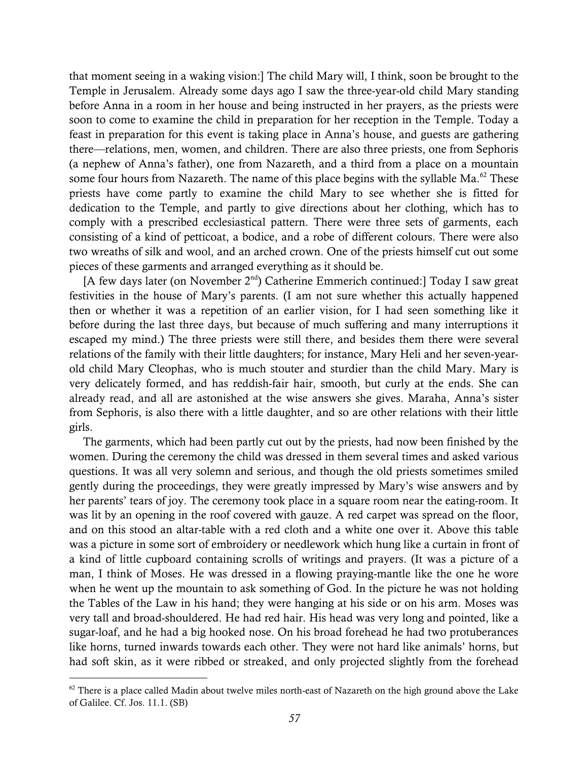that moment seeing in a waking vision:] The child Mary will, I think, soon be brought to the Temple in Jerusalem. Already some days ago I saw the three-year-old child Mary standing before Anna in a room in her house and being instructed in her prayers, as the priests were soon to come to examine the child in preparation for her reception in the Temple. Today a feast in preparation for this event is taking place in Anna's house, and guests are gathering there—relations, men, women, and children. There are also three priests, one from Sephoris (a nephew of Anna's father), one from Nazareth, and a third from a place on a mountain some four hours from Nazareth. The name of this place begins with the syllable Ma.[62] These priests have come partly to examine the child Mary to see whether she is fitted for dedication to the Temple, and partly to give directions about her clothing, which has to comply with a prescribed ecclesiastical pattern. There were three sets of garments, each consisting of a kind of petticoat, a bodice, and a robe of different colours. There were also two wreaths of silk and wool, and an arched crown. One of the priests himself cut out some pieces of these garments and arranged everything as it should be.

[A few days later (on November 2nd) Catherine Emmerich continued:] Today I saw great festivities in the house of Mary's parents. (I am not sure whether this actually happened then or whether it was a repetition of an earlier vision, for I had seen something like it before during the last three days, but because of much suffering and many interruptions it escaped my mind.) The three priests were still there, and besides them there were several relations of the family with their little daughters; for instance, Mary Heli and her seven-year-old child Mary Cleophas, who is much stouter and sturdier than the child Mary. Mary is very delicately formed, and has reddish-fair hair, smooth, but curly at the ends. She can already read, and all are astonished at the wise answers she gives. Maraha, Anna's sister from Sephoris, is also there with a little daughter, and so are other relations with their little girls.

The garments, which had been partly cut out by the priests, had now been finished by the women. During the ceremony the child was dressed in them several times and asked various questions. It was all very solemn and serious, and though the old priests sometimes smiled gently during the proceedings, they were greatly impressed by Mary's wise answers and by her parents' tears of joy. The ceremony took place in a square room near the eating-room. It was lit by an opening in the roof covered with gauze. A red carpet was spread on the floor, and on this stood an altar-table with a red cloth and a white one over it. Above this table was a picture in some sort of embroidery or needlework which hung like a curtain in front of a kind of little cupboard containing scrolls of writings and prayers. (It was a picture of a man, I think of Moses. He was dressed in a flowing praying-mantle like the one he wore when he went up the mountain to ask something of God. In the picture he was not holding the Tables of the Law in his hand; they were hanging at his side or on his arm. Moses was very tall and broad-shouldered. He had red hair. His head was very long and pointed, like a sugar-loaf, and he had a big hooked nose. On his broad forehead he had two protuberances like horns, turned inwards towards each other. They were not hard like animals' horns, but had soft skin, as it were ribbed or streaked, and only projected slightly from the forehead

---

[62] There is a place called Madin about twelve miles north-east of Nazareth on the high ground above the Lake of Galilee. Cf. Jos. 11.1. (SB)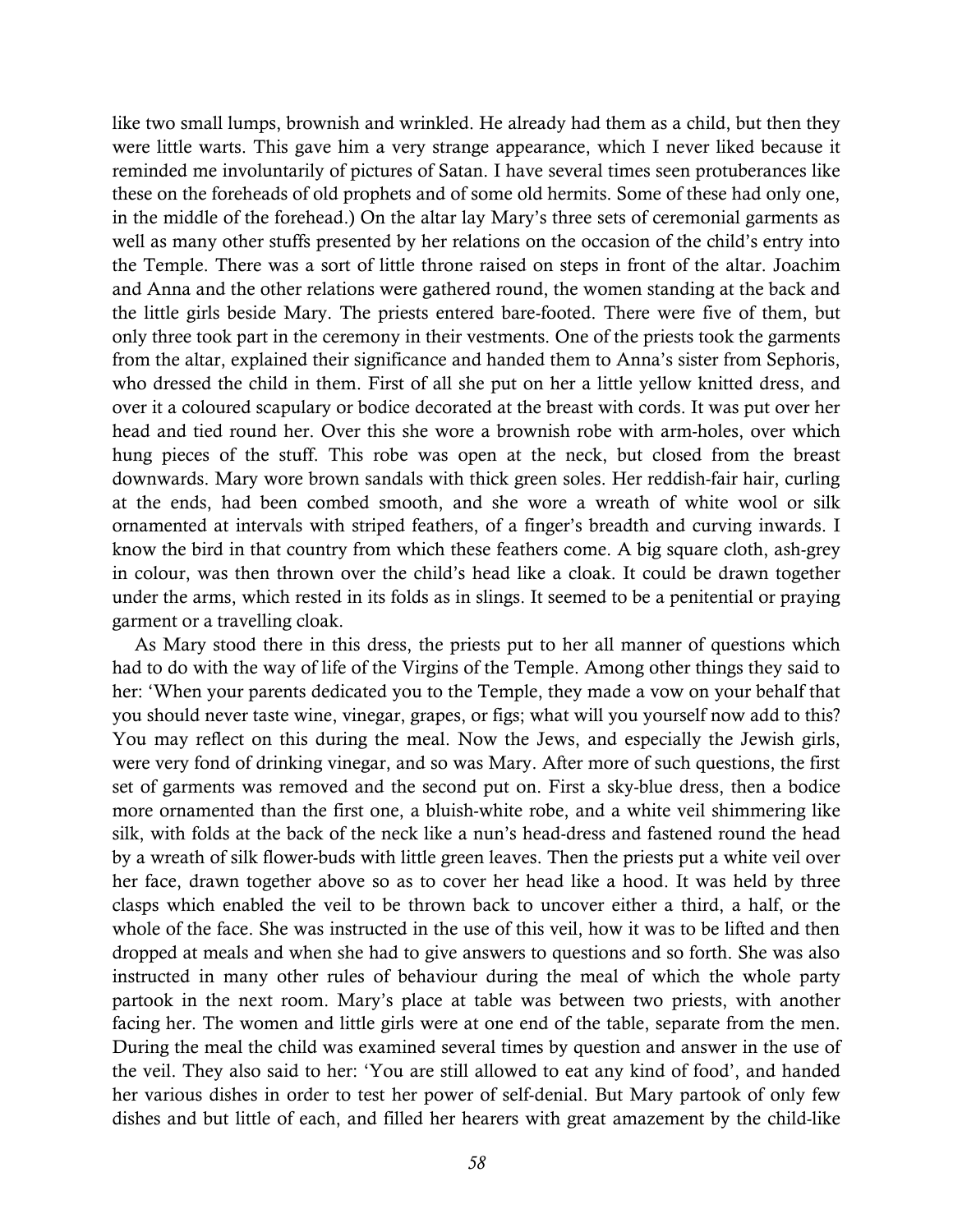like two small lumps, brownish and wrinkled. He already had them as a child, but then they were little warts. This gave him a very strange appearance, which I never liked because it reminded me involuntarily of pictures of Satan. I have several times seen protuberances like these on the foreheads of old prophets and of some old hermits. Some of these had only one, in the middle of the forehead.) On the altar lay Mary's three sets of ceremonial garments as well as many other stuffs presented by her relations on the occasion of the child's entry into the Temple. There was a sort of little throne raised on steps in front of the altar. Joachim and Anna and the other relations were gathered round, the women standing at the back and the little girls beside Mary. The priests entered bare-footed. There were five of them, but only three took part in the ceremony in their vestments. One of the priests took the garments from the altar, explained their significance and handed them to Anna's sister from Sephoris, who dressed the child in them. First of all she put on her a little yellow knitted dress, and over it a coloured scapulary or bodice decorated at the breast with cords. It was put over her head and tied round her. Over this she wore a brownish robe with arm-holes, over which hung pieces of the stuff. This robe was open at the neck, but closed from the breast downwards. Mary wore brown sandals with thick green soles. Her reddish-fair hair, curling at the ends, had been combed smooth, and she wore a wreath of white wool or silk ornamented at intervals with striped feathers, of a finger's breadth and curving inwards. I know the bird in that country from which these feathers come. A big square cloth, ash-grey in colour, was then thrown over the child's head like a cloak. It could be drawn together under the arms, which rested in its folds as in slings. It seemed to be a penitential or praying garment or a travelling cloak.

As Mary stood there in this dress, the priests put to her all manner of questions which had to do with the way of life of the Virgins of the Temple. Among other things they said to her: 'When your parents dedicated you to the Temple, they made a vow on your behalf that you should never taste wine, vinegar, grapes, or figs; what will you yourself now add to this? You may reflect on this during the meal. Now the Jews, and especially the Jewish girls, were very fond of drinking vinegar, and so was Mary. After more of such questions, the first set of garments was removed and the second put on. First a sky-blue dress, then a bodice more ornamented than the first one, a bluish-white robe, and a white veil shimmering like silk, with folds at the back of the neck like a nun's head-dress and fastened round the head by a wreath of silk flower-buds with little green leaves. Then the priests put a white veil over her face, drawn together above so as to cover her head like a hood. It was held by three clasps which enabled the veil to be thrown back to uncover either a third, a half, or the whole of the face. She was instructed in the use of this veil, how it was to be lifted and then dropped at meals and when she had to give answers to questions and so forth. She was also instructed in many other rules of behaviour during the meal of which the whole party partook in the next room. Mary's place at table was between two priests, with another facing her. The women and little girls were at one end of the table, separate from the men. During the meal the child was examined several times by question and answer in the use of the veil. They also said to her: 'You are still allowed to eat any kind of food', and handed her various dishes in order to test her power of self-denial. But Mary partook of only few dishes and but little of each, and filled her hearers with great amazement by the child-like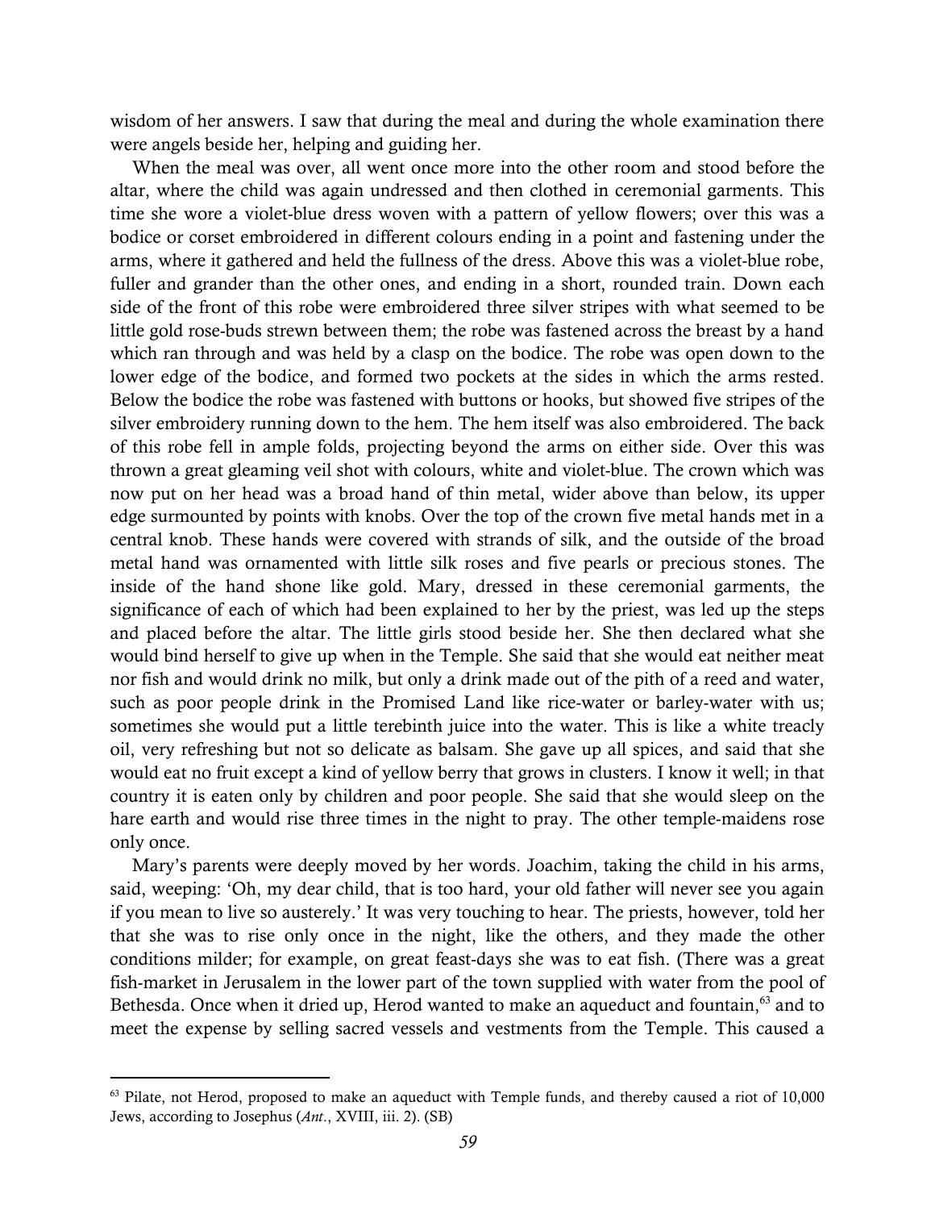wisdom of her answers. I saw that during the meal and during the whole examination there were angels beside her, helping and guiding her.

When the meal was over, all went once more into the other room and stood before the altar, where the child was again undressed and then clothed in ceremonial garments. This time she wore a violet-blue dress woven with a pattern of yellow flowers; over this was a bodice or corset embroidered in different colours ending in a point and fastening under the arms, where it gathered and held the fullness of the dress. Above this was a violet-blue robe, fuller and grander than the other ones, and ending in a short, rounded train. Down each side of the front of this robe were embroidered three silver stripes with what seemed to be little gold rose-buds strewn between them; the robe was fastened across the breast by a hand which ran through and was held by a clasp on the bodice. The robe was open down to the lower edge of the bodice, and formed two pockets at the sides in which the arms rested. Below the bodice the robe was fastened with buttons or hooks, but showed five stripes of the silver embroidery running down to the hem. The hem itself was also embroidered. The back of this robe fell in ample folds, projecting beyond the arms on either side. Over this was thrown a great gleaming veil shot with colours, white and violet-blue. The crown which was now put on her head was a broad hand of thin metal, wider above than below, its upper edge surmounted by points with knobs. Over the top of the crown five metal hands met in a central knob. These hands were covered with strands of silk, and the outside of the broad metal hand was ornamented with little silk roses and five pearls or precious stones. The inside of the hand shone like gold. Mary, dressed in these ceremonial garments, the significance of each of which had been explained to her by the priest, was led up the steps and placed before the altar. The little girls stood beside her. She then declared what she would bind herself to give up when in the Temple. She said that she would eat neither meat nor fish and would drink no milk, but only a drink made out of the pith of a reed and water, such as poor people drink in the Promised Land like rice-water or barley-water with us; sometimes she would put a little terebinth juice into the water. This is like a white treacly oil, very refreshing but not so delicate as balsam. She gave up all spices, and said that she would eat no fruit except a kind of yellow berry that grows in clusters. I know it well; in that country it is eaten only by children and poor people. She said that she would sleep on the hare earth and would rise three times in the night to pray. The other temple-maidens rose only once.

Mary's parents were deeply moved by her words. Joachim, taking the child in his arms, said, weeping: 'Oh, my dear child, that is too hard, your old father will never see you again if you mean to live so austerely.' It was very touching to hear. The priests, however, told her that she was to rise only once in the night, like the others, and they made the other conditions milder; for example, on great feast-days she was to eat fish. (There was a great fish-market in Jerusalem in the lower part of the town supplied with water from the pool of Bethesda. Once when it dried up, Herod wanted to make an aqueduct and fountain,[63] and to meet the expense by selling sacred vessels and vestments from the Temple. This caused a

---

[63] Pilate, not Herod, proposed to make an aqueduct with Temple funds, and thereby caused a riot of 10,000 Jews, according to Josephus (*Ant*., XVIII, iii. 2). (SB)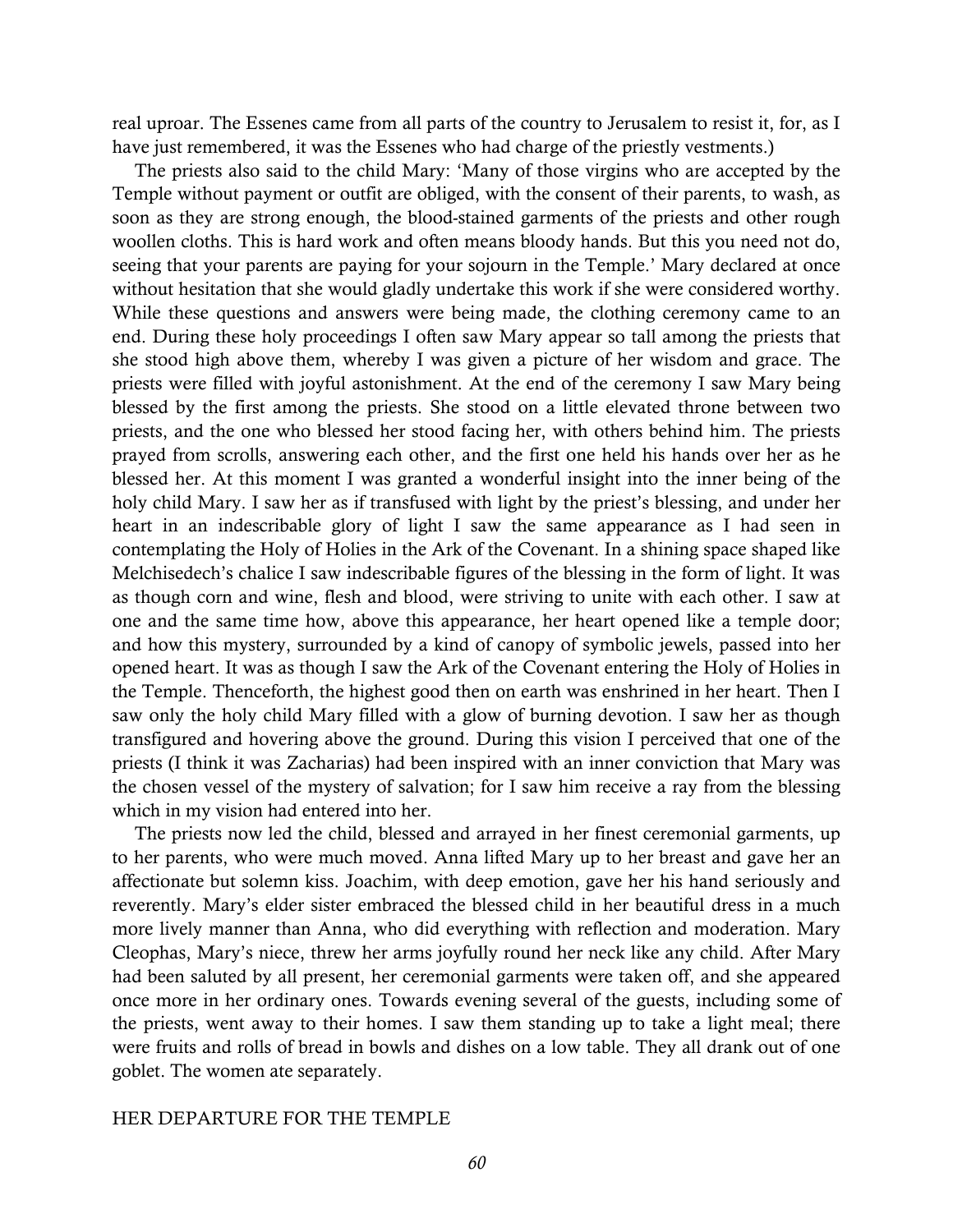real uproar. The Essenes came from all parts of the country to Jerusalem to resist it, for, as I have just remembered, it was the Essenes who had charge of the priestly vestments.)

The priests also said to the child Mary: 'Many of those virgins who are accepted by the Temple without payment or outfit are obliged, with the consent of their parents, to wash, as soon as they are strong enough, the blood-stained garments of the priests and other rough woollen cloths. This is hard work and often means bloody hands. But this you need not do, seeing that your parents are paying for your sojourn in the Temple.' Mary declared at once without hesitation that she would gladly undertake this work if she were considered worthy. While these questions and answers were being made, the clothing ceremony came to an end. During these holy proceedings I often saw Mary appear so tall among the priests that she stood high above them, whereby I was given a picture of her wisdom and grace. The priests were filled with joyful astonishment. At the end of the ceremony I saw Mary being blessed by the first among the priests. She stood on a little elevated throne between two priests, and the one who blessed her stood facing her, with others behind him. The priests prayed from scrolls, answering each other, and the first one held his hands over her as he blessed her. At this moment I was granted a wonderful insight into the inner being of the holy child Mary. I saw her as if transfused with light by the priest's blessing, and under her heart in an indescribable glory of light I saw the same appearance as I had seen in contemplating the Holy of Holies in the Ark of the Covenant. In a shining space shaped like Melchisedech's chalice I saw indescribable figures of the blessing in the form of light. It was as though corn and wine, flesh and blood, were striving to unite with each other. I saw at one and the same time how, above this appearance, her heart opened like a temple door; and how this mystery, surrounded by a kind of canopy of symbolic jewels, passed into her opened heart. It was as though I saw the Ark of the Covenant entering the Holy of Holies in the Temple. Thenceforth, the highest good then on earth was enshrined in her heart. Then I saw only the holy child Mary filled with a glow of burning devotion. I saw her as though transfigured and hovering above the ground. During this vision I perceived that one of the priests (I think it was Zacharias) had been inspired with an inner conviction that Mary was the chosen vessel of the mystery of salvation; for I saw him receive a ray from the blessing which in my vision had entered into her.

The priests now led the child, blessed and arrayed in her finest ceremonial garments, up to her parents, who were much moved. Anna lifted Mary up to her breast and gave her an affectionate but solemn kiss. Joachim, with deep emotion, gave her his hand seriously and reverently. Mary's elder sister embraced the blessed child in her beautiful dress in a much more lively manner than Anna, who did everything with reflection and moderation. Mary Cleophas, Mary's niece, threw her arms joyfully round her neck like any child. After Mary had been saluted by all present, her ceremonial garments were taken off, and she appeared once more in her ordinary ones. Towards evening several of the guests, including some of the priests, went away to their homes. I saw them standing up to take a light meal; there were fruits and rolls of bread in bowls and dishes on a low table. They all drank out of one goblet. The women ate separately.

## HER DEPARTURE FOR THE TEMPLE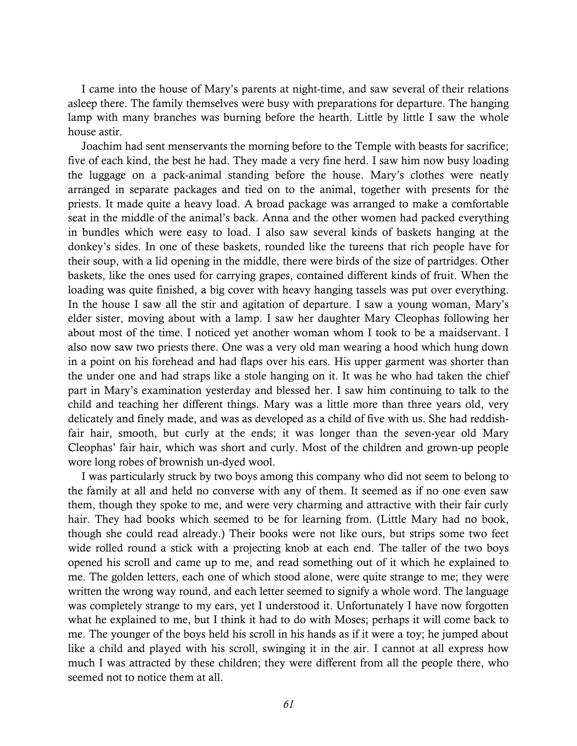I came into the house of Mary's parents at night-time, and saw several of their relations asleep there. The family themselves were busy with preparations for departure. The hanging lamp with many branches was burning before the hearth. Little by little I saw the whole house astir.

Joachim had sent menservants the morning before to the Temple with beasts for sacrifice; five of each kind, the best he had. They made a very fine herd. I saw him now busy loading the luggage on a pack-animal standing before the house. Mary's clothes were neatly arranged in separate packages and tied on to the animal, together with presents for the priests. It made quite a heavy load. A broad package was arranged to make a comfortable seat in the middle of the animal's back. Anna and the other women had packed everything in bundles which were easy to load. I also saw several kinds of baskets hanging at the donkey's sides. In one of these baskets, rounded like the tureens that rich people have for their soup, with a lid opening in the middle, there were birds of the size of partridges. Other baskets, like the ones used for carrying grapes, contained different kinds of fruit. When the loading was quite finished, a big cover with heavy hanging tassels was put over everything. In the house I saw all the stir and agitation of departure. I saw a young woman, Mary's elder sister, moving about with a lamp. I saw her daughter Mary Cleophas following her about most of the time. I noticed yet another woman whom I took to be a maidservant. I also now saw two priests there. One was a very old man wearing a hood which hung down in a point on his forehead and had flaps over his ears. His upper garment was shorter than the under one and had straps like a stole hanging on it. It was he who had taken the chief part in Mary's examination yesterday and blessed her. I saw him continuing to talk to the child and teaching her different things. Mary was a little more than three years old, very delicately and finely made, and was as developed as a child of five with us. She had reddish-fair hair, smooth, but curly at the ends; it was longer than the seven-year old Mary Cleophas' fair hair, which was short and curly. Most of the children and grown-up people wore long robes of brownish un-dyed wool.

I was particularly struck by two boys among this company who did not seem to belong to the family at all and held no converse with any of them. It seemed as if no one even saw them, though they spoke to me, and were very charming and attractive with their fair curly hair. They had books which seemed to be for learning from. (Little Mary had no book, though she could read already.) Their books were not like ours, but strips some two feet wide rolled round a stick with a projecting knob at each end. The taller of the two boys opened his scroll and came up to me, and read something out of it which he explained to me. The golden letters, each one of which stood alone, were quite strange to me; they were written the wrong way round, and each letter seemed to signify a whole word. The language was completely strange to my ears, yet I understood it. Unfortunately I have now forgotten what he explained to me, but I think it had to do with Moses; perhaps it will come back to me. The younger of the boys held his scroll in his hands as if it were a toy; he jumped about like a child and played with his scroll, swinging it in the air. I cannot at all express how much I was attracted by these children; they were different from all the people there, who seemed not to notice them at all.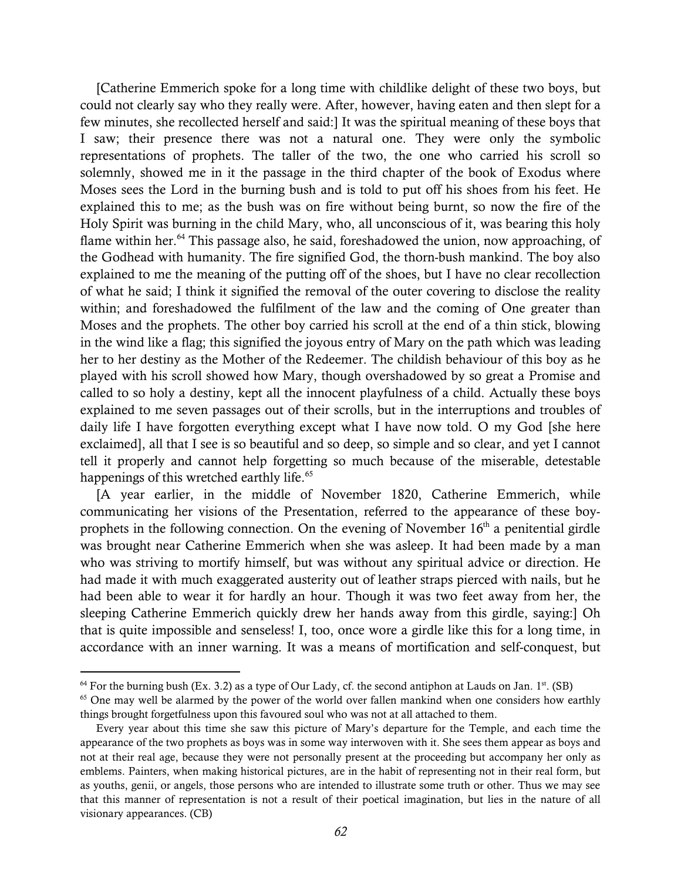[Catherine Emmerich spoke for a long time with childlike delight of these two boys, but could not clearly say who they really were. After, however, having eaten and then slept for a few minutes, she recollected herself and said:] It was the spiritual meaning of these boys that I saw; their presence there was not a natural one. They were only the symbolic representations of prophets. The taller of the two, the one who carried his scroll so solemnly, showed me in it the passage in the third chapter of the book of Exodus where Moses sees the Lord in the burning bush and is told to put off his shoes from his feet. He explained this to me; as the bush was on fire without being burnt, so now the fire of the Holy Spirit was burning in the child Mary, who, all unconscious of it, was bearing this holy flame within her.[64] This passage also, he said, foreshadowed the union, now approaching, of the Godhead with humanity. The fire signified God, the thorn-bush mankind. The boy also explained to me the meaning of the putting off of the shoes, but I have no clear recollection of what he said; I think it signified the removal of the outer covering to disclose the reality within; and foreshadowed the fulfilment of the law and the coming of One greater than Moses and the prophets. The other boy carried his scroll at the end of a thin stick, blowing in the wind like a flag; this signified the joyous entry of Mary on the path which was leading her to her destiny as the Mother of the Redeemer. The childish behaviour of this boy as he played with his scroll showed how Mary, though overshadowed by so great a Promise and called to so holy a destiny, kept all the innocent playfulness of a child. Actually these boys explained to me seven passages out of their scrolls, but in the interruptions and troubles of daily life I have forgotten everything except what I have now told. O my God [she here exclaimed], all that I see is so beautiful and so deep, so simple and so clear, and yet I cannot tell it properly and cannot help forgetting so much because of the miserable, detestable happenings of this wretched earthly life.[65]

[A year earlier, in the middle of November 1820, Catherine Emmerich, while communicating her visions of the Presentation, referred to the appearance of these boy-prophets in the following connection. On the evening of November 16th a penitential girdle was brought near Catherine Emmerich when she was asleep. It had been made by a man who was striving to mortify himself, but was without any spiritual advice or direction. He had made it with much exaggerated austerity out of leather straps pierced with nails, but he had been able to wear it for hardly an hour. Though it was two feet away from her, the sleeping Catherine Emmerich quickly drew her hands away from this girdle, saying:] Oh that is quite impossible and senseless! I, too, once wore a girdle like this for a long time, in accordance with an inner warning. It was a means of mortification and self-conquest, but

---

[64] For the burning bush (Ex. 3.2) as a type of Our Lady, cf. the second antiphon at Lauds on Jan. 1st. (SB)

[65] One may well be alarmed by the power of the world over fallen mankind when one considers how earthly things brought forgetfulness upon this favoured soul who was not at all attached to them.

Every year about this time she saw this picture of Mary's departure for the Temple, and each time the appearance of the two prophets as boys was in some way interwoven with it. She sees them appear as boys and not at their real age, because they were not personally present at the proceeding but accompany her only as emblems. Painters, when making historical pictures, are in the habit of representing not in their real form, but as youths, genii, or angels, those persons who are intended to illustrate some truth or other. Thus we may see that this manner of representation is not a result of their poetical imagination, but lies in the nature of all visionary appearances. (CB)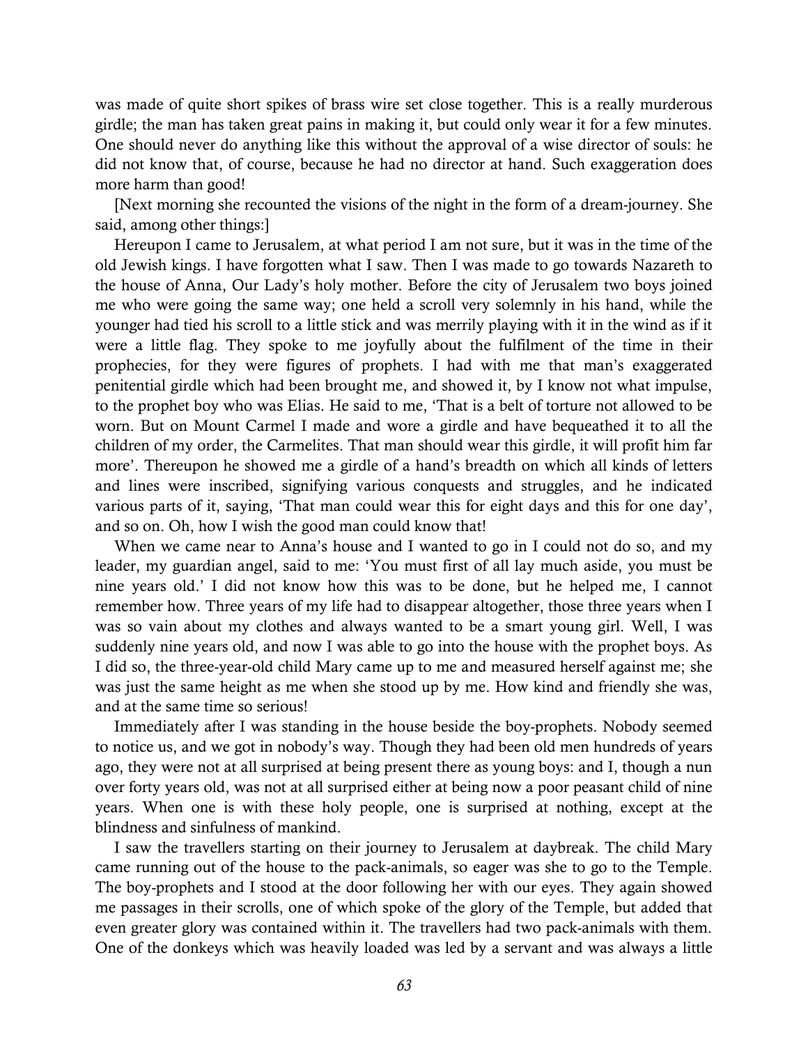was made of quite short spikes of brass wire set close together. This is a really murderous girdle; the man has taken great pains in making it, but could only wear it for a few minutes. One should never do anything like this without the approval of a wise director of souls: he did not know that, of course, because he had no director at hand. Such exaggeration does more harm than good!

[Next morning she recounted the visions of the night in the form of a dream-journey. She said, among other things:]

Hereupon I came to Jerusalem, at what period I am not sure, but it was in the time of the old Jewish kings. I have forgotten what I saw. Then I was made to go towards Nazareth to the house of Anna, Our Lady's holy mother. Before the city of Jerusalem two boys joined me who were going the same way; one held a scroll very solemnly in his hand, while the younger had tied his scroll to a little stick and was merrily playing with it in the wind as if it were a little flag. They spoke to me joyfully about the fulfilment of the time in their prophecies, for they were figures of prophets. I had with me that man's exaggerated penitential girdle which had been brought me, and showed it, by I know not what impulse, to the prophet boy who was Elias. He said to me, 'That is a belt of torture not allowed to be worn. But on Mount Carmel I made and wore a girdle and have bequeathed it to all the children of my order, the Carmelites. That man should wear this girdle, it will profit him far more'. Thereupon he showed me a girdle of a hand's breadth on which all kinds of letters and lines were inscribed, signifying various conquests and struggles, and he indicated various parts of it, saying, 'That man could wear this for eight days and this for one day', and so on. Oh, how I wish the good man could know that!

When we came near to Anna's house and I wanted to go in I could not do so, and my leader, my guardian angel, said to me: 'You must first of all lay much aside, you must be nine years old.' I did not know how this was to be done, but he helped me, I cannot remember how. Three years of my life had to disappear altogether, those three years when I was so vain about my clothes and always wanted to be a smart young girl. Well, I was suddenly nine years old, and now I was able to go into the house with the prophet boys. As I did so, the three-year-old child Mary came up to me and measured herself against me; she was just the same height as me when she stood up by me. How kind and friendly she was, and at the same time so serious!

Immediately after I was standing in the house beside the boy-prophets. Nobody seemed to notice us, and we got in nobody's way. Though they had been old men hundreds of years ago, they were not at all surprised at being present there as young boys: and I, though a nun over forty years old, was not at all surprised either at being now a poor peasant child of nine years. When one is with these holy people, one is surprised at nothing, except at the blindness and sinfulness of mankind.

I saw the travellers starting on their journey to Jerusalem at daybreak. The child Mary came running out of the house to the pack-animals, so eager was she to go to the Temple. The boy-prophets and I stood at the door following her with our eyes. They again showed me passages in their scrolls, one of which spoke of the glory of the Temple, but added that even greater glory was contained within it. The travellers had two pack-animals with them. One of the donkeys which was heavily loaded was led by a servant and was always a little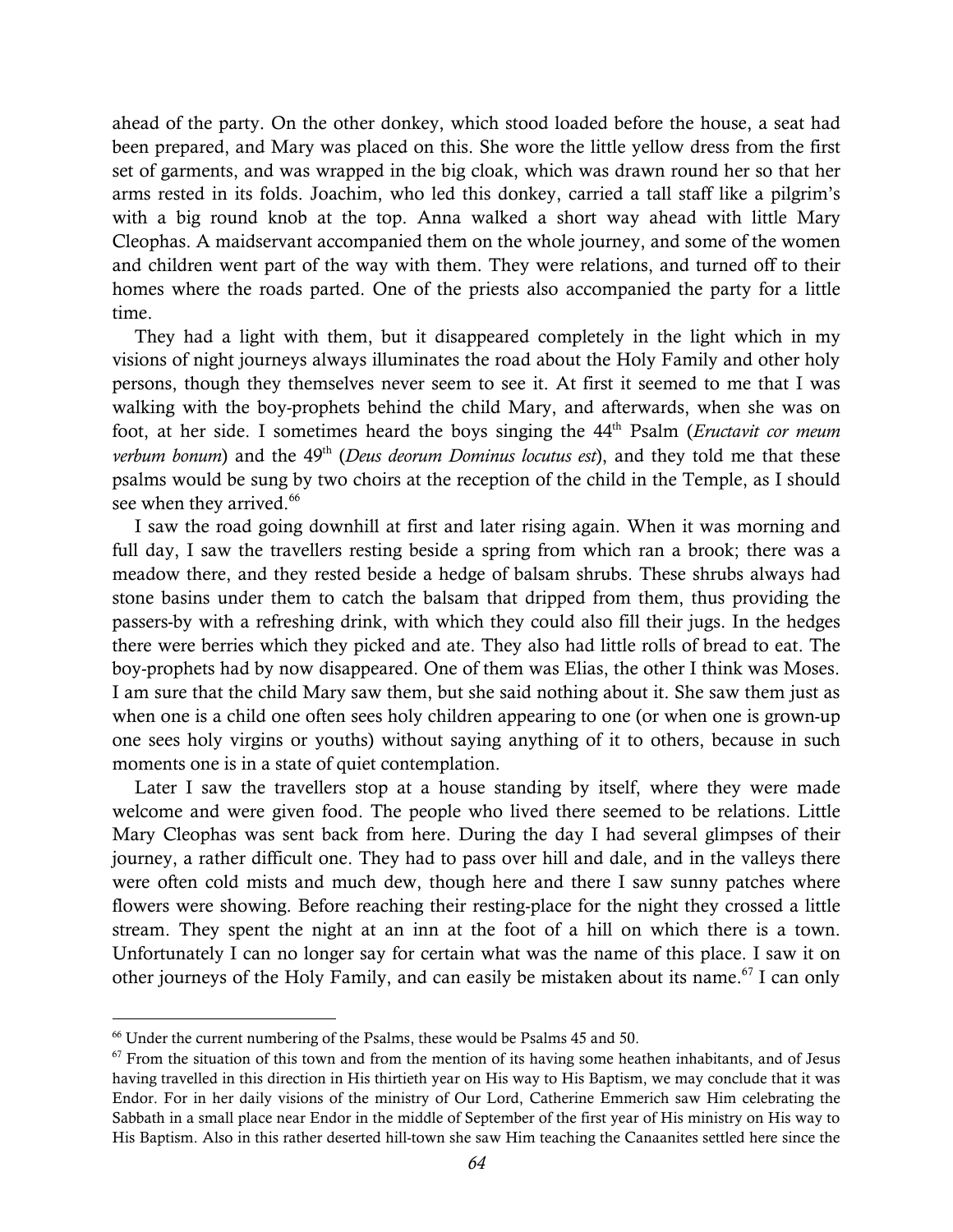ahead of the party. On the other donkey, which stood loaded before the house, a seat had been prepared, and Mary was placed on this. She wore the little yellow dress from the first set of garments, and was wrapped in the big cloak, which was drawn round her so that her arms rested in its folds. Joachim, who led this donkey, carried a tall staff like a pilgrim's with a big round knob at the top. Anna walked a short way ahead with little Mary Cleophas. A maidservant accompanied them on the whole journey, and some of the women and children went part of the way with them. They were relations, and turned off to their homes where the roads parted. One of the priests also accompanied the party for a little time.

They had a light with them, but it disappeared completely in the light which in my visions of night journeys always illuminates the road about the Holy Family and other holy persons, though they themselves never seem to see it. At first it seemed to me that I was walking with the boy-prophets behind the child Mary, and afterwards, when she was on foot, at her side. I sometimes heard the boys singing the 44th Psalm (*Eructavit cor meum verbum bonum*) and the 49th (*Deus deorum Dominus locutus est*), and they told me that these psalms would be sung by two choirs at the reception of the child in the Temple, as I should see when they arrived.[66]

I saw the road going downhill at first and later rising again. When it was morning and full day, I saw the travellers resting beside a spring from which ran a brook; there was a meadow there, and they rested beside a hedge of balsam shrubs. These shrubs always had stone basins under them to catch the balsam that dripped from them, thus providing the passers-by with a refreshing drink, with which they could also fill their jugs. In the hedges there were berries which they picked and ate. They also had little rolls of bread to eat. The boy-prophets had by now disappeared. One of them was Elias, the other I think was Moses. I am sure that the child Mary saw them, but she said nothing about it. She saw them just as when one is a child one often sees holy children appearing to one (or when one is grown-up one sees holy virgins or youths) without saying anything of it to others, because in such moments one is in a state of quiet contemplation.

Later I saw the travellers stop at a house standing by itself, where they were made welcome and were given food. The people who lived there seemed to be relations. Little Mary Cleophas was sent back from here. During the day I had several glimpses of their journey, a rather difficult one. They had to pass over hill and dale, and in the valleys there were often cold mists and much dew, though here and there I saw sunny patches where flowers were showing. Before reaching their resting-place for the night they crossed a little stream. They spent the night at an inn at the foot of a hill on which there is a town. Unfortunately I can no longer say for certain what was the name of this place. I saw it on other journeys of the Holy Family, and can easily be mistaken about its name.[67] I can only

---

[66] Under the current numbering of the Psalms, these would be Psalms 45 and 50.

[67] From the situation of this town and from the mention of its having some heathen inhabitants, and of Jesus having travelled in this direction in His thirtieth year on His way to His Baptism, we may conclude that it was Endor. For in her daily visions of the ministry of Our Lord, Catherine Emmerich saw Him celebrating the Sabbath in a small place near Endor in the middle of September of the first year of His ministry on His way to His Baptism. Also in this rather deserted hill-town she saw Him teaching the Canaanites settled here since the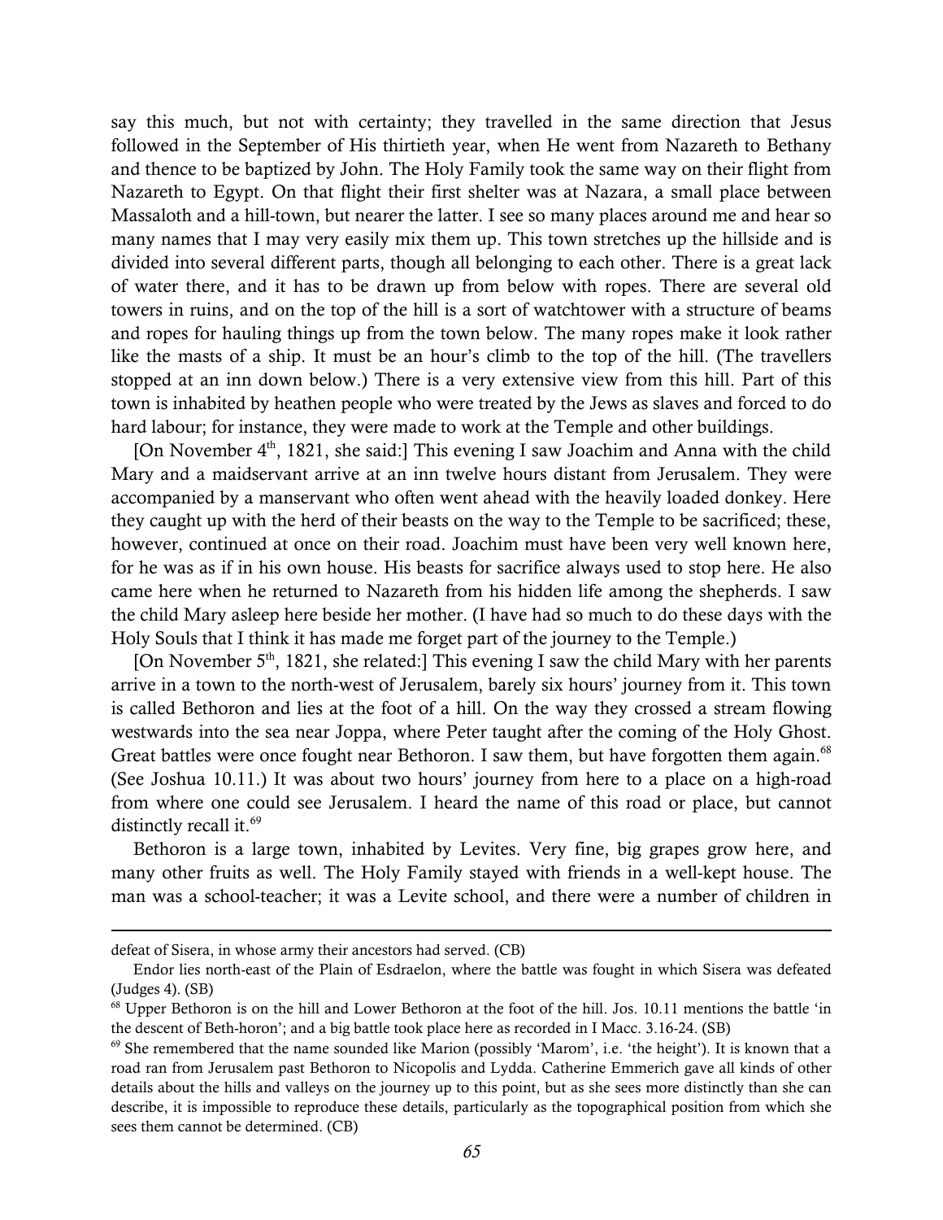say this much, but not with certainty; they travelled in the same direction that Jesus followed in the September of His thirtieth year, when He went from Nazareth to Bethany and thence to be baptized by John. The Holy Family took the same way on their flight from Nazareth to Egypt. On that flight their first shelter was at Nazara, a small place between Massaloth and a hill-town, but nearer the latter. I see so many places around me and hear so many names that I may very easily mix them up. This town stretches up the hillside and is divided into several different parts, though all belonging to each other. There is a great lack of water there, and it has to be drawn up from below with ropes. There are several old towers in ruins, and on the top of the hill is a sort of watchtower with a structure of beams and ropes for hauling things up from the town below. The many ropes make it look rather like the masts of a ship. It must be an hour's climb to the top of the hill. (The travellers stopped at an inn down below.) There is a very extensive view from this hill. Part of this town is inhabited by heathen people who were treated by the Jews as slaves and forced to do hard labour; for instance, they were made to work at the Temple and other buildings.

[On November 4th, 1821, she said:] This evening I saw Joachim and Anna with the child Mary and a maidservant arrive at an inn twelve hours distant from Jerusalem. They were accompanied by a manservant who often went ahead with the heavily loaded donkey. Here they caught up with the herd of their beasts on the way to the Temple to be sacrificed; these, however, continued at once on their road. Joachim must have been very well known here, for he was as if in his own house. His beasts for sacrifice always used to stop here. He also came here when he returned to Nazareth from his hidden life among the shepherds. I saw the child Mary asleep here beside her mother. (I have had so much to do these days with the Holy Souls that I think it has made me forget part of the journey to the Temple.)

[On November 5th, 1821, she related:] This evening I saw the child Mary with her parents arrive in a town to the north-west of Jerusalem, barely six hours' journey from it. This town is called Bethoron and lies at the foot of a hill. On the way they crossed a stream flowing westwards into the sea near Joppa, where Peter taught after the coming of the Holy Ghost. Great battles were once fought near Bethoron. I saw them, but have forgotten them again.[68] (See Joshua 10.11.) It was about two hours' journey from here to a place on a high-road from where one could see Jerusalem. I heard the name of this road or place, but cannot distinctly recall it.[69]

Bethoron is a large town, inhabited by Levites. Very fine, big grapes grow here, and many other fruits as well. The Holy Family stayed with friends in a well-kept house. The man was a school-teacher; it was a Levite school, and there were a number of children in

---

defeat of Sisera, in whose army their ancestors had served. (CB)

Endor lies north-east of the Plain of Esdraelon, where the battle was fought in which Sisera was defeated (Judges 4). (SB)

[68] Upper Bethoron is on the hill and Lower Bethoron at the foot of the hill. Jos. 10.11 mentions the battle 'in the descent of Beth-horon'; and a big battle took place here as recorded in I Macc. 3.16-24. (SB)

[69] She remembered that the name sounded like Marion (possibly 'Marom', i.e. 'the height'). It is known that a road ran from Jerusalem past Bethoron to Nicopolis and Lydda. Catherine Emmerich gave all kinds of other details about the hills and valleys on the journey up to this point, but as she sees more distinctly than she can describe, it is impossible to reproduce these details, particularly as the topographical position from which she sees them cannot be determined. (CB)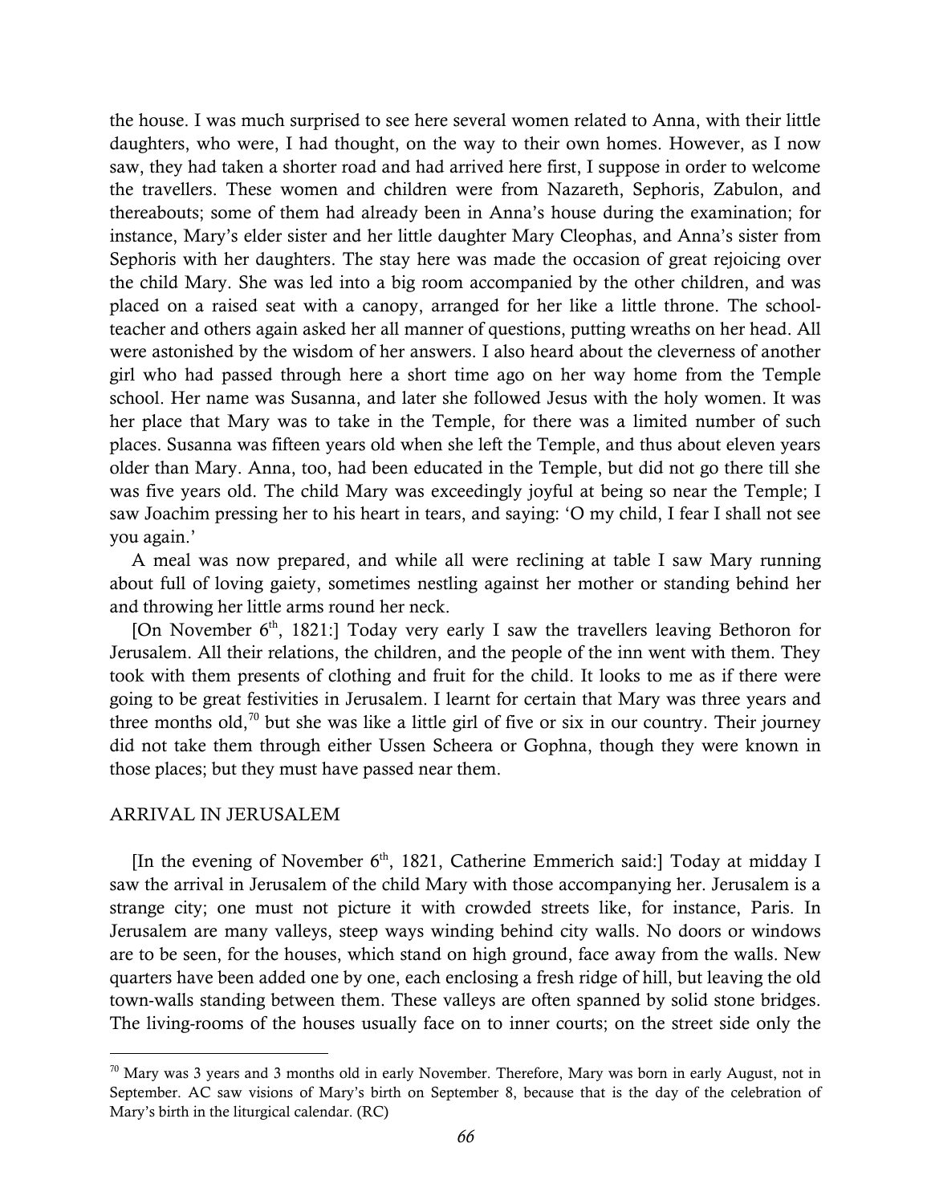the house. I was much surprised to see here several women related to Anna, with their little daughters, who were, I had thought, on the way to their own homes. However, as I now saw, they had taken a shorter road and had arrived here first, I suppose in order to welcome the travellers. These women and children were from Nazareth, Sephoris, Zabulon, and thereabouts; some of them had already been in Anna's house during the examination; for instance, Mary's elder sister and her little daughter Mary Cleophas, and Anna's sister from Sephoris with her daughters. The stay here was made the occasion of great rejoicing over the child Mary. She was led into a big room accompanied by the other children, and was placed on a raised seat with a canopy, arranged for her like a little throne. The school-teacher and others again asked her all manner of questions, putting wreaths on her head. All were astonished by the wisdom of her answers. I also heard about the cleverness of another girl who had passed through here a short time ago on her way home from the Temple school. Her name was Susanna, and later she followed Jesus with the holy women. It was her place that Mary was to take in the Temple, for there was a limited number of such places. Susanna was fifteen years old when she left the Temple, and thus about eleven years older than Mary. Anna, too, had been educated in the Temple, but did not go there till she was five years old. The child Mary was exceedingly joyful at being so near the Temple; I saw Joachim pressing her to his heart in tears, and saying: 'O my child, I fear I shall not see you again.'

A meal was now prepared, and while all were reclining at table I saw Mary running about full of loving gaiety, sometimes nestling against her mother or standing behind her and throwing her little arms round her neck.

[On November 6th, 1821:] Today very early I saw the travellers leaving Bethoron for Jerusalem. All their relations, the children, and the people of the inn went with them. They took with them presents of clothing and fruit for the child. It looks to me as if there were going to be great festivities in Jerusalem. I learnt for certain that Mary was three years and three months old,[70] but she was like a little girl of five or six in our country. Their journey did not take them through either Ussen Scheera or Gophna, though they were known in those places; but they must have passed near them.

## ARRIVAL IN JERUSALEM

[In the evening of November 6th, 1821, Catherine Emmerich said:] Today at midday I saw the arrival in Jerusalem of the child Mary with those accompanying her. Jerusalem is a strange city; one must not picture it with crowded streets like, for instance, Paris. In Jerusalem are many valleys, steep ways winding behind city walls. No doors or windows are to be seen, for the houses, which stand on high ground, face away from the walls. New quarters have been added one by one, each enclosing a fresh ridge of hill, but leaving the old town-walls standing between them. These valleys are often spanned by solid stone bridges. The living-rooms of the houses usually face on to inner courts; on the street side only the

---

[70] Mary was 3 years and 3 months old in early November. Therefore, Mary was born in early August, not in September. AC saw visions of Mary's birth on September 8, because that is the day of the celebration of Mary's birth in the liturgical calendar. (RC)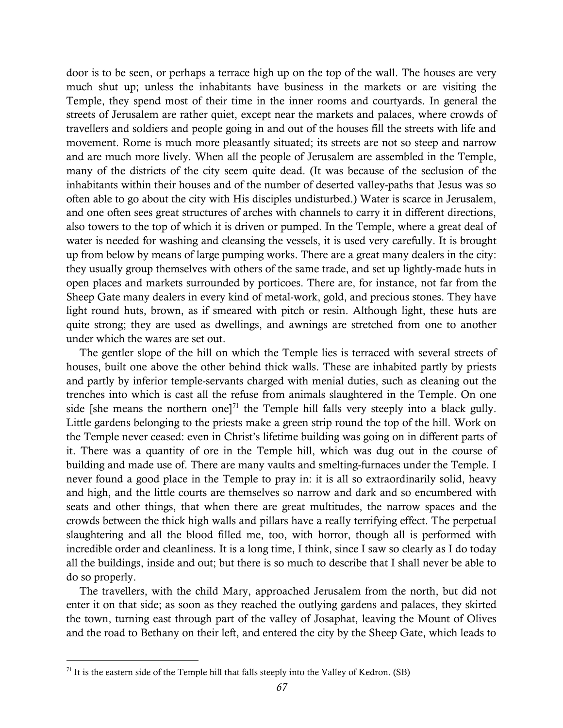door is to be seen, or perhaps a terrace high up on the top of the wall. The houses are very much shut up; unless the inhabitants have business in the markets or are visiting the Temple, they spend most of their time in the inner rooms and courtyards. In general the streets of Jerusalem are rather quiet, except near the markets and palaces, where crowds of travellers and soldiers and people going in and out of the houses fill the streets with life and movement. Rome is much more pleasantly situated; its streets are not so steep and narrow and are much more lively. When all the people of Jerusalem are assembled in the Temple, many of the districts of the city seem quite dead. (It was because of the seclusion of the inhabitants within their houses and of the number of deserted valley-paths that Jesus was so often able to go about the city with His disciples undisturbed.) Water is scarce in Jerusalem, and one often sees great structures of arches with channels to carry it in different directions, also towers to the top of which it is driven or pumped. In the Temple, where a great deal of water is needed for washing and cleansing the vessels, it is used very carefully. It is brought up from below by means of large pumping works. There are a great many dealers in the city: they usually group themselves with others of the same trade, and set up lightly-made huts in open places and markets surrounded by porticoes. There are, for instance, not far from the Sheep Gate many dealers in every kind of metal-work, gold, and precious stones. They have light round huts, brown, as if smeared with pitch or resin. Although light, these huts are quite strong; they are used as dwellings, and awnings are stretched from one to another under which the wares are set out.

The gentler slope of the hill on which the Temple lies is terraced with several streets of houses, built one above the other behind thick walls. These are inhabited partly by priests and partly by inferior temple-servants charged with menial duties, such as cleaning out the trenches into which is cast all the refuse from animals slaughtered in the Temple. On one side [she means the northern one][71] the Temple hill falls very steeply into a black gully. Little gardens belonging to the priests make a green strip round the top of the hill. Work on the Temple never ceased: even in Christ's lifetime building was going on in different parts of it. There was a quantity of ore in the Temple hill, which was dug out in the course of building and made use of. There are many vaults and smelting-furnaces under the Temple. I never found a good place in the Temple to pray in: it is all so extraordinarily solid, heavy and high, and the little courts are themselves so narrow and dark and so encumbered with seats and other things, that when there are great multitudes, the narrow spaces and the crowds between the thick high walls and pillars have a really terrifying effect. The perpetual slaughtering and all the blood filled me, too, with horror, though all is performed with incredible order and cleanliness. It is a long time, I think, since I saw so clearly as I do today all the buildings, inside and out; but there is so much to describe that I shall never be able to do so properly.

The travellers, with the child Mary, approached Jerusalem from the north, but did not enter it on that side; as soon as they reached the outlying gardens and palaces, they skirted the town, turning east through part of the valley of Josaphat, leaving the Mount of Olives and the road to Bethany on their left, and entered the city by the Sheep Gate, which leads to

---

[71] It is the eastern side of the Temple hill that falls steeply into the Valley of Kedron. (SB)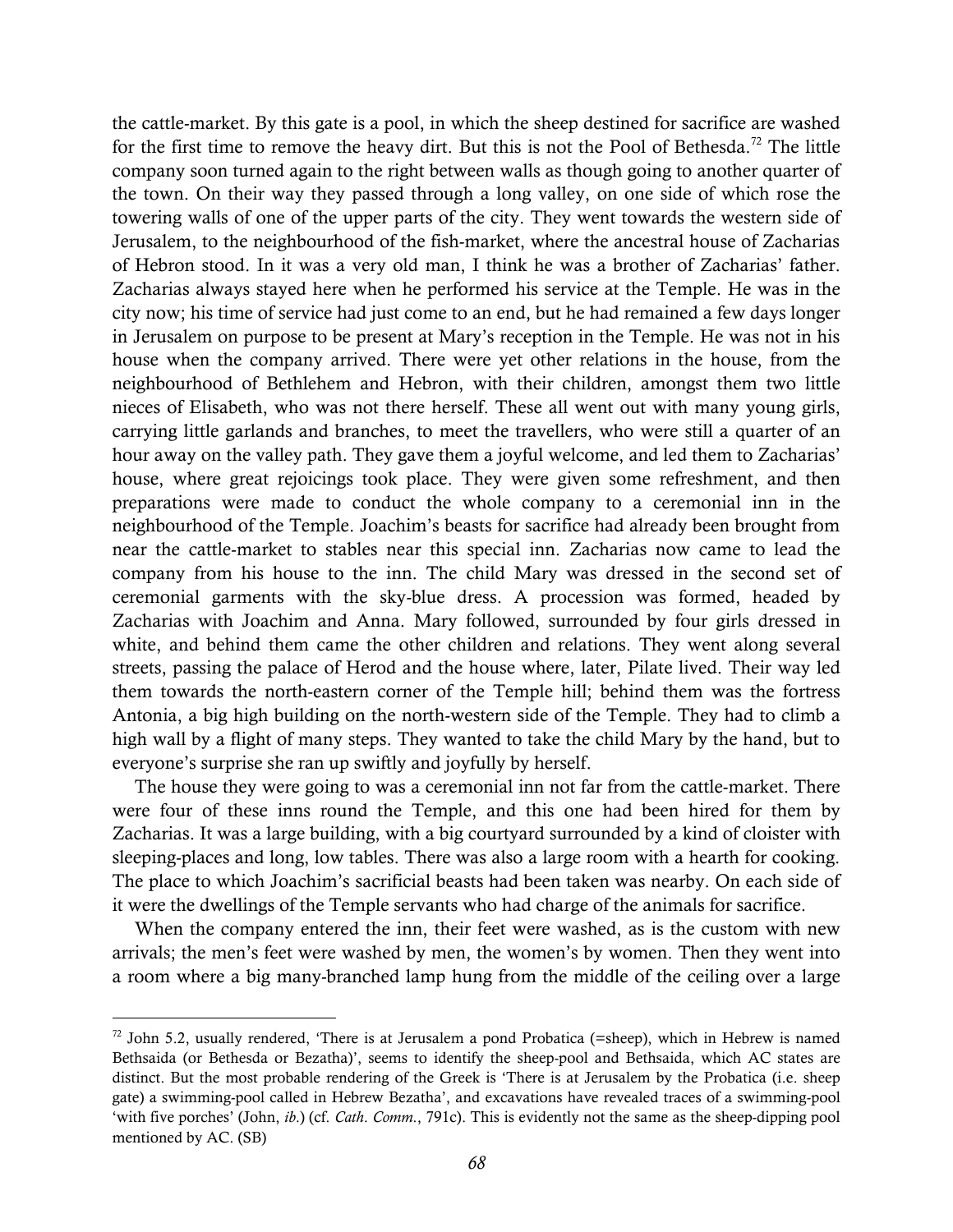the cattle-market. By this gate is a pool, in which the sheep destined for sacrifice are washed for the first time to remove the heavy dirt. But this is not the Pool of Bethesda.[72] The little company soon turned again to the right between walls as though going to another quarter of the town. On their way they passed through a long valley, on one side of which rose the towering walls of one of the upper parts of the city. They went towards the western side of Jerusalem, to the neighbourhood of the fish-market, where the ancestral house of Zacharias of Hebron stood. In it was a very old man, I think he was a brother of Zacharias' father. Zacharias always stayed here when he performed his service at the Temple. He was in the city now; his time of service had just come to an end, but he had remained a few days longer in Jerusalem on purpose to be present at Mary's reception in the Temple. He was not in his house when the company arrived. There were yet other relations in the house, from the neighbourhood of Bethlehem and Hebron, with their children, amongst them two little nieces of Elisabeth, who was not there herself. These all went out with many young girls, carrying little garlands and branches, to meet the travellers, who were still a quarter of an hour away on the valley path. They gave them a joyful welcome, and led them to Zacharias' house, where great rejoicings took place. They were given some refreshment, and then preparations were made to conduct the whole company to a ceremonial inn in the neighbourhood of the Temple. Joachim's beasts for sacrifice had already been brought from near the cattle-market to stables near this special inn. Zacharias now came to lead the company from his house to the inn. The child Mary was dressed in the second set of ceremonial garments with the sky-blue dress. A procession was formed, headed by Zacharias with Joachim and Anna. Mary followed, surrounded by four girls dressed in white, and behind them came the other children and relations. They went along several streets, passing the palace of Herod and the house where, later, Pilate lived. Their way led them towards the north-eastern corner of the Temple hill; behind them was the fortress Antonia, a big high building on the north-western side of the Temple. They had to climb a high wall by a flight of many steps. They wanted to take the child Mary by the hand, but to everyone's surprise she ran up swiftly and joyfully by herself.

The house they were going to was a ceremonial inn not far from the cattle-market. There were four of these inns round the Temple, and this one had been hired for them by Zacharias. It was a large building, with a big courtyard surrounded by a kind of cloister with sleeping-places and long, low tables. There was also a large room with a hearth for cooking. The place to which Joachim's sacrificial beasts had been taken was nearby. On each side of it were the dwellings of the Temple servants who had charge of the animals for sacrifice.

When the company entered the inn, their feet were washed, as is the custom with new arrivals; the men's feet were washed by men, the women's by women. Then they went into a room where a big many-branched lamp hung from the middle of the ceiling over a large

---

[72] John 5.2, usually rendered, 'There is at Jerusalem a pond Probatica (=sheep), which in Hebrew is named Bethsaida (or Bethesda or Bezatha)', seems to identify the sheep-pool and Bethsaida, which AC states are distinct. But the most probable rendering of the Greek is 'There is at Jerusalem by the Probatica (i.e. sheep gate) a swimming-pool called in Hebrew Bezatha', and excavations have revealed traces of a swimming-pool 'with five porches' (John, *ib.*) (cf. *Cath. Comm.*, 791c). This is evidently not the same as the sheep-dipping pool mentioned by AC. (SB)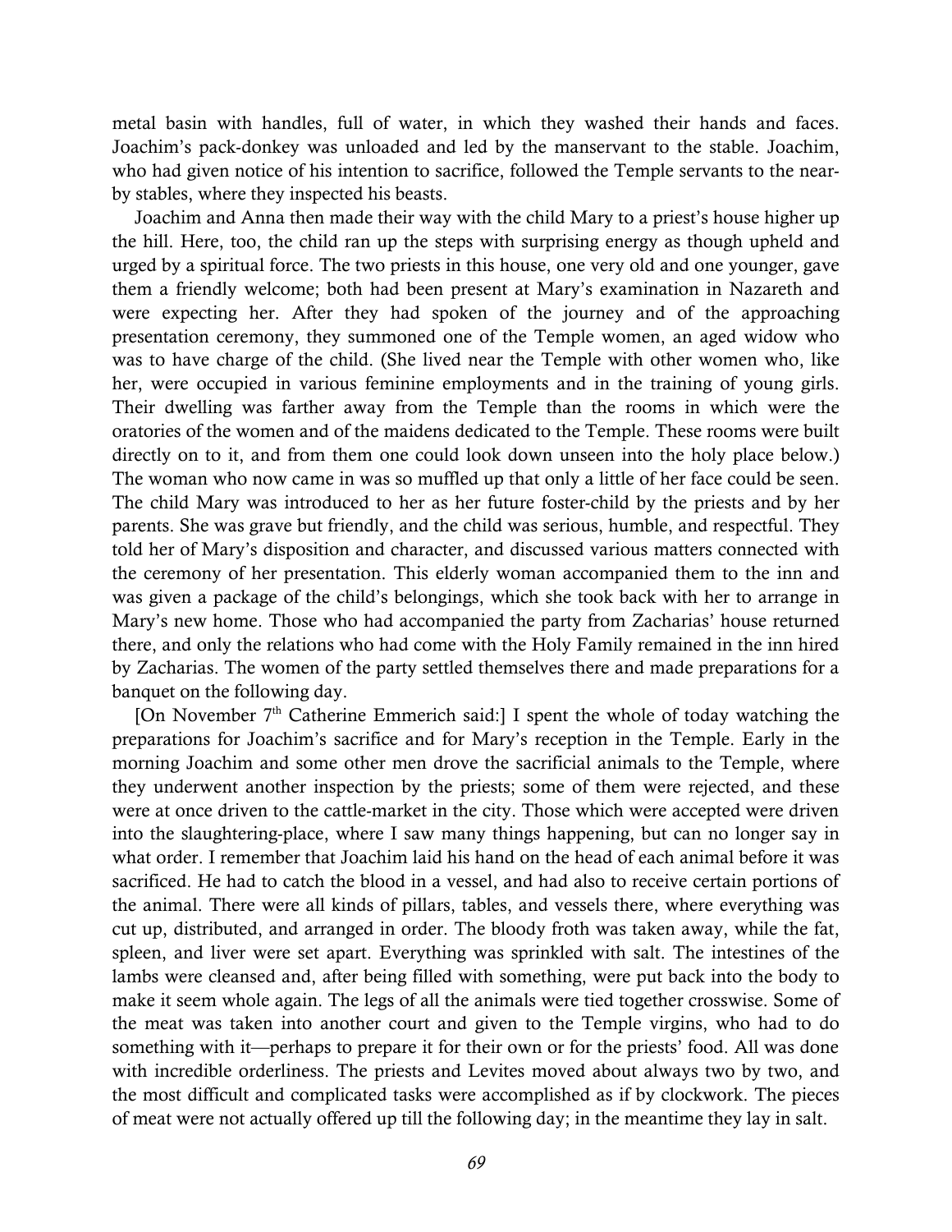metal basin with handles, full of water, in which they washed their hands and faces. Joachim's pack-donkey was unloaded and led by the manservant to the stable. Joachim, who had given notice of his intention to sacrifice, followed the Temple servants to the near-by stables, where they inspected his beasts.

Joachim and Anna then made their way with the child Mary to a priest's house higher up the hill. Here, too, the child ran up the steps with surprising energy as though upheld and urged by a spiritual force. The two priests in this house, one very old and one younger, gave them a friendly welcome; both had been present at Mary's examination in Nazareth and were expecting her. After they had spoken of the journey and of the approaching presentation ceremony, they summoned one of the Temple women, an aged widow who was to have charge of the child. (She lived near the Temple with other women who, like her, were occupied in various feminine employments and in the training of young girls. Their dwelling was farther away from the Temple than the rooms in which were the oratories of the women and of the maidens dedicated to the Temple. These rooms were built directly on to it, and from them one could look down unseen into the holy place below.) The woman who now came in was so muffled up that only a little of her face could be seen. The child Mary was introduced to her as her future foster-child by the priests and by her parents. She was grave but friendly, and the child was serious, humble, and respectful. They told her of Mary's disposition and character, and discussed various matters connected with the ceremony of her presentation. This elderly woman accompanied them to the inn and was given a package of the child's belongings, which she took back with her to arrange in Mary's new home. Those who had accompanied the party from Zacharias' house returned there, and only the relations who had come with the Holy Family remained in the inn hired by Zacharias. The women of the party settled themselves there and made preparations for a banquet on the following day.

[On November 7th Catherine Emmerich said:] I spent the whole of today watching the preparations for Joachim's sacrifice and for Mary's reception in the Temple. Early in the morning Joachim and some other men drove the sacrificial animals to the Temple, where they underwent another inspection by the priests; some of them were rejected, and these were at once driven to the cattle-market in the city. Those which were accepted were driven into the slaughtering-place, where I saw many things happening, but can no longer say in what order. I remember that Joachim laid his hand on the head of each animal before it was sacrificed. He had to catch the blood in a vessel, and had also to receive certain portions of the animal. There were all kinds of pillars, tables, and vessels there, where everything was cut up, distributed, and arranged in order. The bloody froth was taken away, while the fat, spleen, and liver were set apart. Everything was sprinkled with salt. The intestines of the lambs were cleansed and, after being filled with something, were put back into the body to make it seem whole again. The legs of all the animals were tied together crosswise. Some of the meat was taken into another court and given to the Temple virgins, who had to do something with it—perhaps to prepare it for their own or for the priests' food. All was done with incredible orderliness. The priests and Levites moved about always two by two, and the most difficult and complicated tasks were accomplished as if by clockwork. The pieces of meat were not actually offered up till the following day; in the meantime they lay in salt.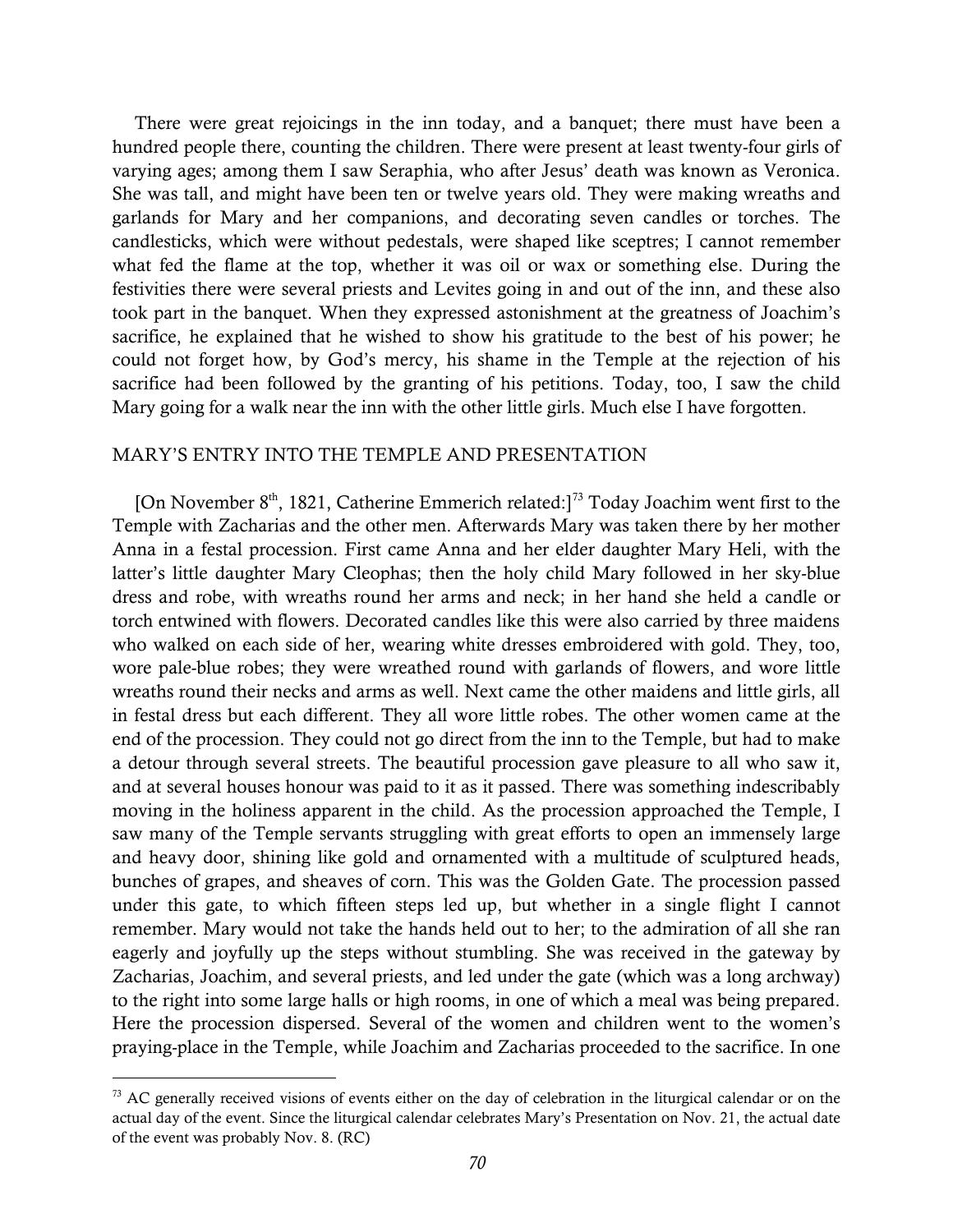There were great rejoicings in the inn today, and a banquet; there must have been a hundred people there, counting the children. There were present at least twenty-four girls of varying ages; among them I saw Seraphia, who after Jesus' death was known as Veronica. She was tall, and might have been ten or twelve years old. They were making wreaths and garlands for Mary and her companions, and decorating seven candles or torches. The candlesticks, which were without pedestals, were shaped like sceptres; I cannot remember what fed the flame at the top, whether it was oil or wax or something else. During the festivities there were several priests and Levites going in and out of the inn, and these also took part in the banquet. When they expressed astonishment at the greatness of Joachim's sacrifice, he explained that he wished to show his gratitude to the best of his power; he could not forget how, by God's mercy, his shame in the Temple at the rejection of his sacrifice had been followed by the granting of his petitions. Today, too, I saw the child Mary going for a walk near the inn with the other little girls. Much else I have forgotten.

## MARY'S ENTRY INTO THE TEMPLE AND PRESENTATION

[On November 8th, 1821, Catherine Emmerich related:][73] Today Joachim went first to the Temple with Zacharias and the other men. Afterwards Mary was taken there by her mother Anna in a festal procession. First came Anna and her elder daughter Mary Heli, with the latter's little daughter Mary Cleophas; then the holy child Mary followed in her sky-blue dress and robe, with wreaths round her arms and neck; in her hand she held a candle or torch entwined with flowers. Decorated candles like this were also carried by three maidens who walked on each side of her, wearing white dresses embroidered with gold. They, too, wore pale-blue robes; they were wreathed round with garlands of flowers, and wore little wreaths round their necks and arms as well. Next came the other maidens and little girls, all in festal dress but each different. They all wore little robes. The other women came at the end of the procession. They could not go direct from the inn to the Temple, but had to make a detour through several streets. The beautiful procession gave pleasure to all who saw it, and at several houses honour was paid to it as it passed. There was something indescribably moving in the holiness apparent in the child. As the procession approached the Temple, I saw many of the Temple servants struggling with great efforts to open an immensely large and heavy door, shining like gold and ornamented with a multitude of sculptured heads, bunches of grapes, and sheaves of corn. This was the Golden Gate. The procession passed under this gate, to which fifteen steps led up, but whether in a single flight I cannot remember. Mary would not take the hands held out to her; to the admiration of all she ran eagerly and joyfully up the steps without stumbling. She was received in the gateway by Zacharias, Joachim, and several priests, and led under the gate (which was a long archway) to the right into some large halls or high rooms, in one of which a meal was being prepared. Here the procession dispersed. Several of the women and children went to the women's praying-place in the Temple, while Joachim and Zacharias proceeded to the sacrifice. In one

---

[73] AC generally received visions of events either on the day of celebration in the liturgical calendar or on the actual day of the event. Since the liturgical calendar celebrates Mary's Presentation on Nov. 21, the actual date of the event was probably Nov. 8. (RC)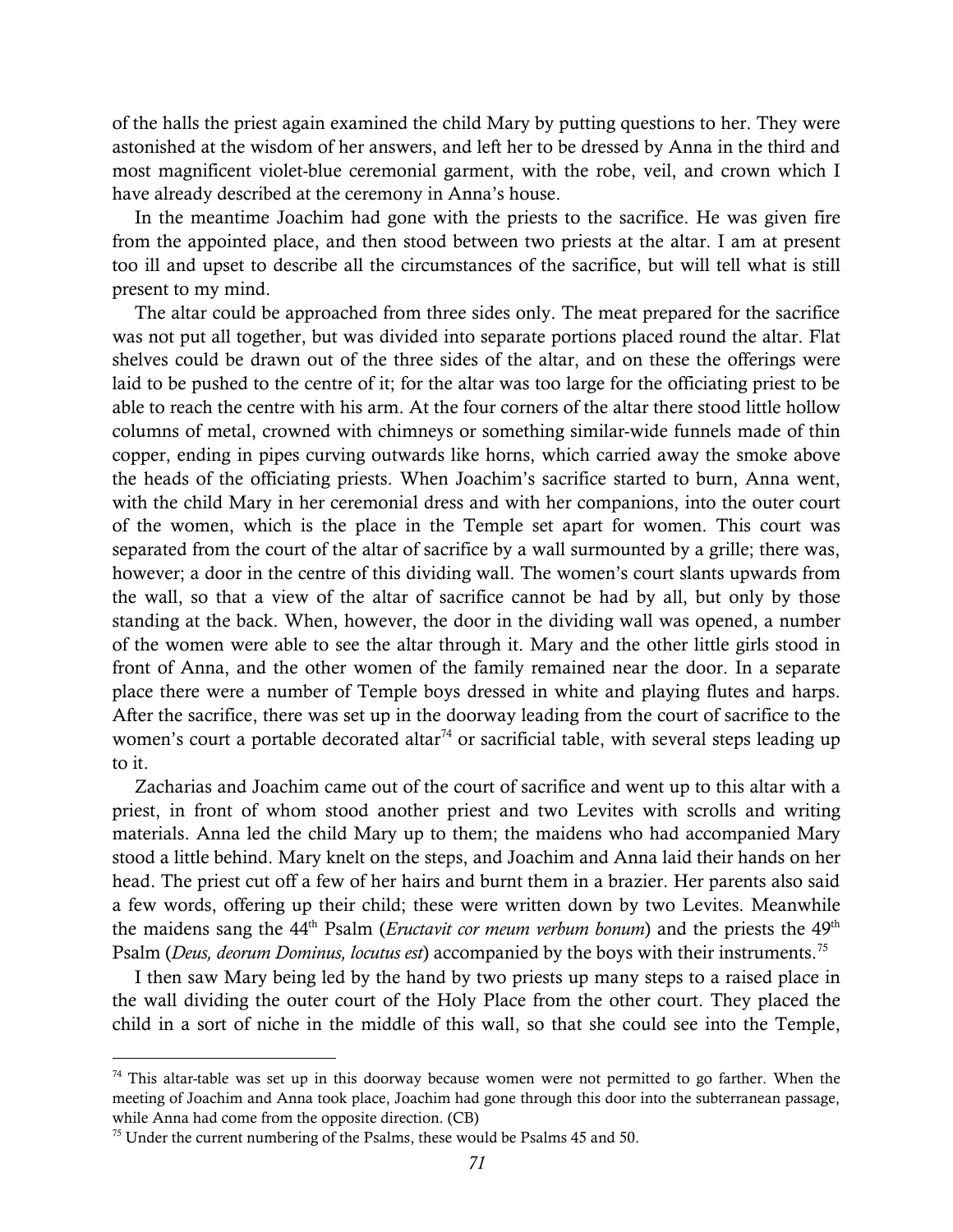of the halls the priest again examined the child Mary by putting questions to her. They were astonished at the wisdom of her answers, and left her to be dressed by Anna in the third and most magnificent violet-blue ceremonial garment, with the robe, veil, and crown which I have already described at the ceremony in Anna's house.

In the meantime Joachim had gone with the priests to the sacrifice. He was given fire from the appointed place, and then stood between two priests at the altar. I am at present too ill and upset to describe all the circumstances of the sacrifice, but will tell what is still present to my mind.

The altar could be approached from three sides only. The meat prepared for the sacrifice was not put all together, but was divided into separate portions placed round the altar. Flat shelves could be drawn out of the three sides of the altar, and on these the offerings were laid to be pushed to the centre of it; for the altar was too large for the officiating priest to be able to reach the centre with his arm. At the four corners of the altar there stood little hollow columns of metal, crowned with chimneys or something similar-wide funnels made of thin copper, ending in pipes curving outwards like horns, which carried away the smoke above the heads of the officiating priests. When Joachim's sacrifice started to burn, Anna went, with the child Mary in her ceremonial dress and with her companions, into the outer court of the women, which is the place in the Temple set apart for women. This court was separated from the court of the altar of sacrifice by a wall surmounted by a grille; there was, however; a door in the centre of this dividing wall. The women's court slants upwards from the wall, so that a view of the altar of sacrifice cannot be had by all, but only by those standing at the back. When, however, the door in the dividing wall was opened, a number of the women were able to see the altar through it. Mary and the other little girls stood in front of Anna, and the other women of the family remained near the door. In a separate place there were a number of Temple boys dressed in white and playing flutes and harps. After the sacrifice, there was set up in the doorway leading from the court of sacrifice to the women's court a portable decorated altar[74] or sacrificial table, with several steps leading up to it.

Zacharias and Joachim came out of the court of sacrifice and went up to this altar with a priest, in front of whom stood another priest and two Levites with scrolls and writing materials. Anna led the child Mary up to them; the maidens who had accompanied Mary stood a little behind. Mary knelt on the steps, and Joachim and Anna laid their hands on her head. The priest cut off a few of her hairs and burnt them in a brazier. Her parents also said a few words, offering up their child; these were written down by two Levites. Meanwhile the maidens sang the 44th Psalm (*Eructavit cor meum verbum bonum*) and the priests the 49th Psalm (*Deus, deorum Dominus, locutus est*) accompanied by the boys with their instruments.[75]

I then saw Mary being led by the hand by two priests up many steps to a raised place in the wall dividing the outer court of the Holy Place from the other court. They placed the child in a sort of niche in the middle of this wall, so that she could see into the Temple,

---

[74] This altar-table was set up in this doorway because women were not permitted to go farther. When the meeting of Joachim and Anna took place, Joachim had gone through this door into the subterranean passage, while Anna had come from the opposite direction. (CB)

[75] Under the current numbering of the Psalms, these would be Psalms 45 and 50.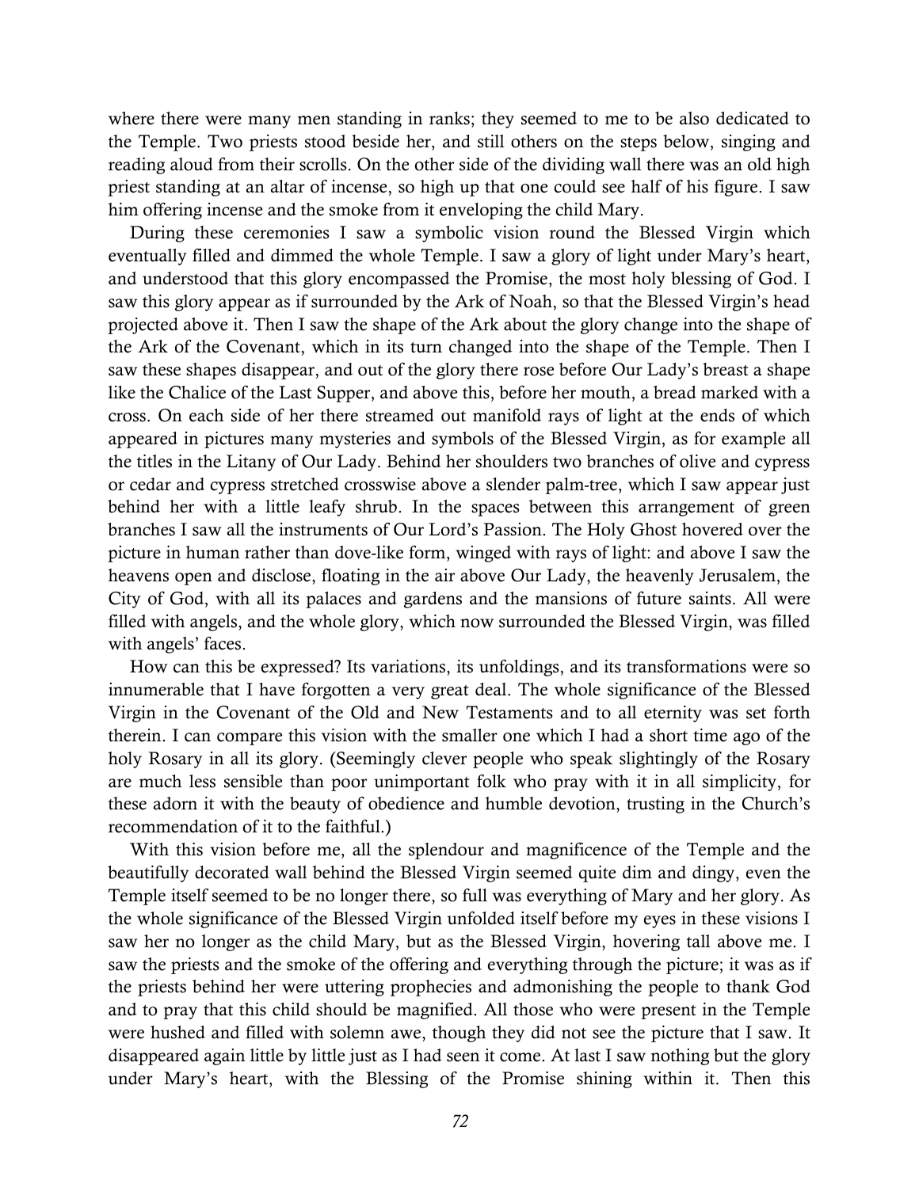where there were many men standing in ranks; they seemed to me to be also dedicated to the Temple. Two priests stood beside her, and still others on the steps below, singing and reading aloud from their scrolls. On the other side of the dividing wall there was an old high priest standing at an altar of incense, so high up that one could see half of his figure. I saw him offering incense and the smoke from it enveloping the child Mary.

During these ceremonies I saw a symbolic vision round the Blessed Virgin which eventually filled and dimmed the whole Temple. I saw a glory of light under Mary's heart, and understood that this glory encompassed the Promise, the most holy blessing of God. I saw this glory appear as if surrounded by the Ark of Noah, so that the Blessed Virgin's head projected above it. Then I saw the shape of the Ark about the glory change into the shape of the Ark of the Covenant, which in its turn changed into the shape of the Temple. Then I saw these shapes disappear, and out of the glory there rose before Our Lady's breast a shape like the Chalice of the Last Supper, and above this, before her mouth, a bread marked with a cross. On each side of her there streamed out manifold rays of light at the ends of which appeared in pictures many mysteries and symbols of the Blessed Virgin, as for example all the titles in the Litany of Our Lady. Behind her shoulders two branches of olive and cypress or cedar and cypress stretched crosswise above a slender palm-tree, which I saw appear just behind her with a little leafy shrub. In the spaces between this arrangement of green branches I saw all the instruments of Our Lord's Passion. The Holy Ghost hovered over the picture in human rather than dove-like form, winged with rays of light: and above I saw the heavens open and disclose, floating in the air above Our Lady, the heavenly Jerusalem, the City of God, with all its palaces and gardens and the mansions of future saints. All were filled with angels, and the whole glory, which now surrounded the Blessed Virgin, was filled with angels' faces.

How can this be expressed? Its variations, its unfoldings, and its transformations were so innumerable that I have forgotten a very great deal. The whole significance of the Blessed Virgin in the Covenant of the Old and New Testaments and to all eternity was set forth therein. I can compare this vision with the smaller one which I had a short time ago of the holy Rosary in all its glory. (Seemingly clever people who speak slightingly of the Rosary are much less sensible than poor unimportant folk who pray with it in all simplicity, for these adorn it with the beauty of obedience and humble devotion, trusting in the Church's recommendation of it to the faithful.)

With this vision before me, all the splendour and magnificence of the Temple and the beautifully decorated wall behind the Blessed Virgin seemed quite dim and dingy, even the Temple itself seemed to be no longer there, so full was everything of Mary and her glory. As the whole significance of the Blessed Virgin unfolded itself before my eyes in these visions I saw her no longer as the child Mary, but as the Blessed Virgin, hovering tall above me. I saw the priests and the smoke of the offering and everything through the picture; it was as if the priests behind her were uttering prophecies and admonishing the people to thank God and to pray that this child should be magnified. All those who were present in the Temple were hushed and filled with solemn awe, though they did not see the picture that I saw. It disappeared again little by little just as I had seen it come. At last I saw nothing but the glory under Mary's heart, with the Blessing of the Promise shining within it. Then this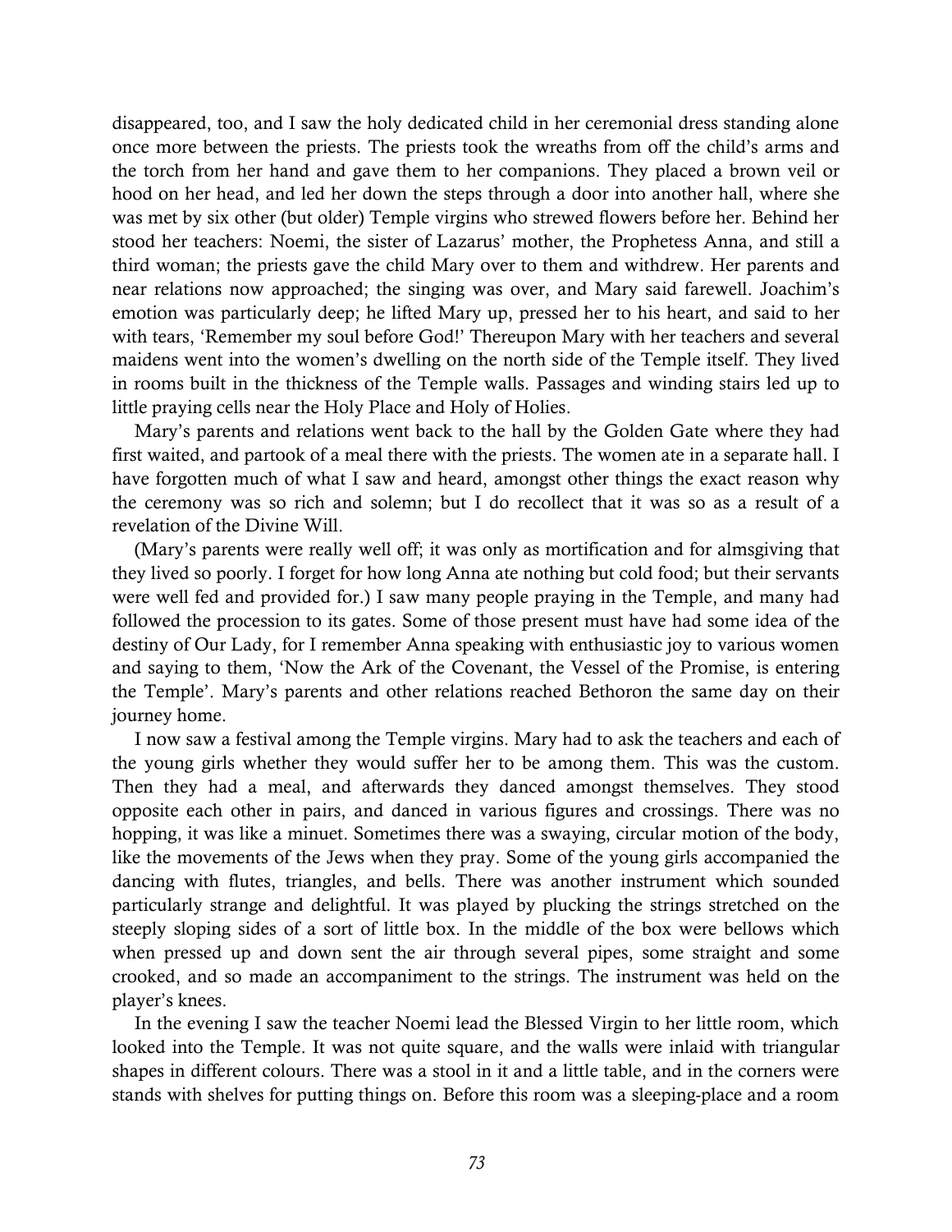disappeared, too, and I saw the holy dedicated child in her ceremonial dress standing alone once more between the priests. The priests took the wreaths from off the child's arms and the torch from her hand and gave them to her companions. They placed a brown veil or hood on her head, and led her down the steps through a door into another hall, where she was met by six other (but older) Temple virgins who strewed flowers before her. Behind her stood her teachers: Noemi, the sister of Lazarus' mother, the Prophetess Anna, and still a third woman; the priests gave the child Mary over to them and withdrew. Her parents and near relations now approached; the singing was over, and Mary said farewell. Joachim's emotion was particularly deep; he lifted Mary up, pressed her to his heart, and said to her with tears, 'Remember my soul before God!' Thereupon Mary with her teachers and several maidens went into the women's dwelling on the north side of the Temple itself. They lived in rooms built in the thickness of the Temple walls. Passages and winding stairs led up to little praying cells near the Holy Place and Holy of Holies.

Mary's parents and relations went back to the hall by the Golden Gate where they had first waited, and partook of a meal there with the priests. The women ate in a separate hall. I have forgotten much of what I saw and heard, amongst other things the exact reason why the ceremony was so rich and solemn; but I do recollect that it was so as a result of a revelation of the Divine Will.

(Mary's parents were really well off; it was only as mortification and for almsgiving that they lived so poorly. I forget for how long Anna ate nothing but cold food; but their servants were well fed and provided for.) I saw many people praying in the Temple, and many had followed the procession to its gates. Some of those present must have had some idea of the destiny of Our Lady, for I remember Anna speaking with enthusiastic joy to various women and saying to them, 'Now the Ark of the Covenant, the Vessel of the Promise, is entering the Temple'. Mary's parents and other relations reached Bethoron the same day on their journey home.

I now saw a festival among the Temple virgins. Mary had to ask the teachers and each of the young girls whether they would suffer her to be among them. This was the custom. Then they had a meal, and afterwards they danced amongst themselves. They stood opposite each other in pairs, and danced in various figures and crossings. There was no hopping, it was like a minuet. Sometimes there was a swaying, circular motion of the body, like the movements of the Jews when they pray. Some of the young girls accompanied the dancing with flutes, triangles, and bells. There was another instrument which sounded particularly strange and delightful. It was played by plucking the strings stretched on the steeply sloping sides of a sort of little box. In the middle of the box were bellows which when pressed up and down sent the air through several pipes, some straight and some crooked, and so made an accompaniment to the strings. The instrument was held on the player's knees.

In the evening I saw the teacher Noemi lead the Blessed Virgin to her little room, which looked into the Temple. It was not quite square, and the walls were inlaid with triangular shapes in different colours. There was a stool in it and a little table, and in the corners were stands with shelves for putting things on. Before this room was a sleeping-place and a room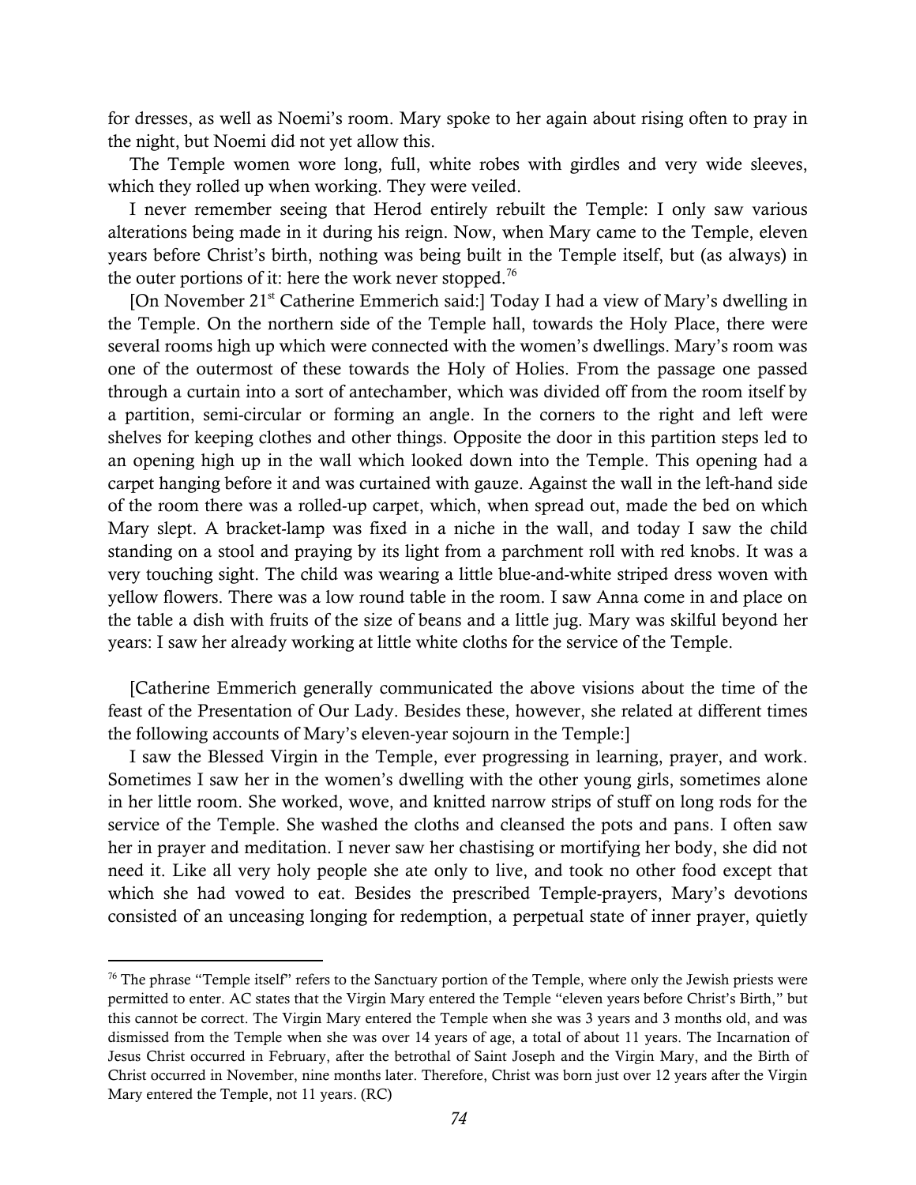for dresses, as well as Noemi's room. Mary spoke to her again about rising often to pray in the night, but Noemi did not yet allow this.

The Temple women wore long, full, white robes with girdles and very wide sleeves, which they rolled up when working. They were veiled.

I never remember seeing that Herod entirely rebuilt the Temple: I only saw various alterations being made in it during his reign. Now, when Mary came to the Temple, eleven years before Christ's birth, nothing was being built in the Temple itself, but (as always) in the outer portions of it: here the work never stopped.[76]

[On November 21st Catherine Emmerich said:] Today I had a view of Mary's dwelling in the Temple. On the northern side of the Temple hall, towards the Holy Place, there were several rooms high up which were connected with the women's dwellings. Mary's room was one of the outermost of these towards the Holy of Holies. From the passage one passed through a curtain into a sort of antechamber, which was divided off from the room itself by a partition, semi-circular or forming an angle. In the corners to the right and left were shelves for keeping clothes and other things. Opposite the door in this partition steps led to an opening high up in the wall which looked down into the Temple. This opening had a carpet hanging before it and was curtained with gauze. Against the wall in the left-hand side of the room there was a rolled-up carpet, which, when spread out, made the bed on which Mary slept. A bracket-lamp was fixed in a niche in the wall, and today I saw the child standing on a stool and praying by its light from a parchment roll with red knobs. It was a very touching sight. The child was wearing a little blue-and-white striped dress woven with yellow flowers. There was a low round table in the room. I saw Anna come in and place on the table a dish with fruits of the size of beans and a little jug. Mary was skilful beyond her years: I saw her already working at little white cloths for the service of the Temple.

[Catherine Emmerich generally communicated the above visions about the time of the feast of the Presentation of Our Lady. Besides these, however, she related at different times the following accounts of Mary's eleven-year sojourn in the Temple:]

I saw the Blessed Virgin in the Temple, ever progressing in learning, prayer, and work. Sometimes I saw her in the women's dwelling with the other young girls, sometimes alone in her little room. She worked, wove, and knitted narrow strips of stuff on long rods for the service of the Temple. She washed the cloths and cleansed the pots and pans. I often saw her in prayer and meditation. I never saw her chastising or mortifying her body, she did not need it. Like all very holy people she ate only to live, and took no other food except that which she had vowed to eat. Besides the prescribed Temple-prayers, Mary's devotions consisted of an unceasing longing for redemption, a perpetual state of inner prayer, quietly

---

[76] The phrase "Temple itself" refers to the Sanctuary portion of the Temple, where only the Jewish priests were permitted to enter. AC states that the Virgin Mary entered the Temple "eleven years before Christ's Birth," but this cannot be correct. The Virgin Mary entered the Temple when she was 3 years and 3 months old, and was dismissed from the Temple when she was over 14 years of age, a total of about 11 years. The Incarnation of Jesus Christ occurred in February, after the betrothal of Saint Joseph and the Virgin Mary, and the Birth of Christ occurred in November, nine months later. Therefore, Christ was born just over 12 years after the Virgin Mary entered the Temple, not 11 years. (RC)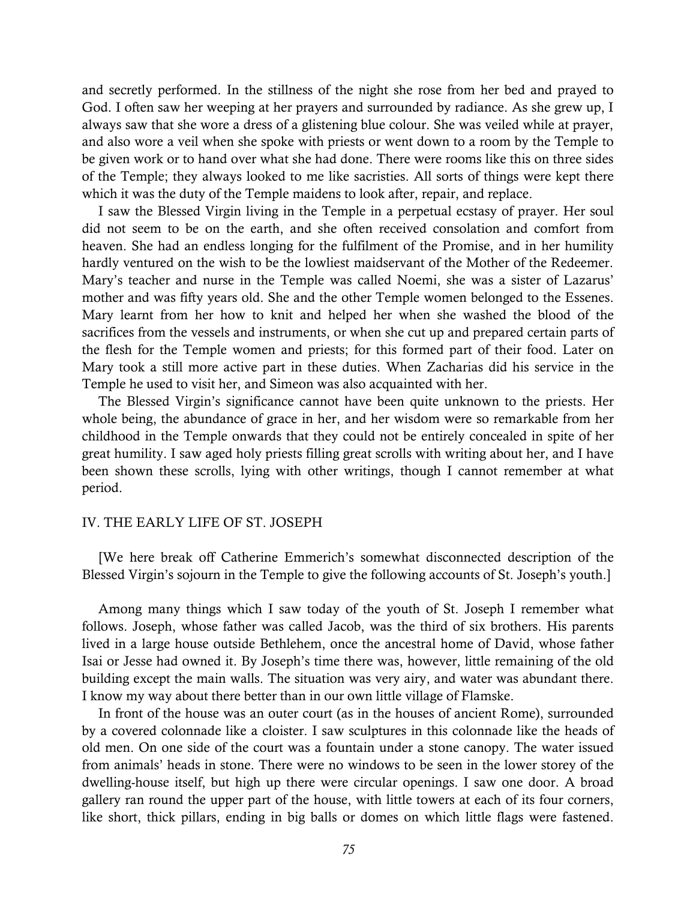and secretly performed. In the stillness of the night she rose from her bed and prayed to God. I often saw her weeping at her prayers and surrounded by radiance. As she grew up, I always saw that she wore a dress of a glistening blue colour. She was veiled while at prayer, and also wore a veil when she spoke with priests or went down to a room by the Temple to be given work or to hand over what she had done. There were rooms like this on three sides of the Temple; they always looked to me like sacristies. All sorts of things were kept there which it was the duty of the Temple maidens to look after, repair, and replace.

I saw the Blessed Virgin living in the Temple in a perpetual ecstasy of prayer. Her soul did not seem to be on the earth, and she often received consolation and comfort from heaven. She had an endless longing for the fulfilment of the Promise, and in her humility hardly ventured on the wish to be the lowliest maidservant of the Mother of the Redeemer. Mary's teacher and nurse in the Temple was called Noemi, she was a sister of Lazarus' mother and was fifty years old. She and the other Temple women belonged to the Essenes. Mary learnt from her how to knit and helped her when she washed the blood of the sacrifices from the vessels and instruments, or when she cut up and prepared certain parts of the flesh for the Temple women and priests; for this formed part of their food. Later on Mary took a still more active part in these duties. When Zacharias did his service in the Temple he used to visit her, and Simeon was also acquainted with her.

The Blessed Virgin's significance cannot have been quite unknown to the priests. Her whole being, the abundance of grace in her, and her wisdom were so remarkable from her childhood in the Temple onwards that they could not be entirely concealed in spite of her great humility. I saw aged holy priests filling great scrolls with writing about her, and I have been shown these scrolls, lying with other writings, though I cannot remember at what period.

## IV. THE EARLY LIFE OF ST. JOSEPH

[We here break off Catherine Emmerich's somewhat disconnected description of the Blessed Virgin's sojourn in the Temple to give the following accounts of St. Joseph's youth.]

Among many things which I saw today of the youth of St. Joseph I remember what follows. Joseph, whose father was called Jacob, was the third of six brothers. His parents lived in a large house outside Bethlehem, once the ancestral home of David, whose father Isai or Jesse had owned it. By Joseph's time there was, however, little remaining of the old building except the main walls. The situation was very airy, and water was abundant there. I know my way about there better than in our own little village of Flamske.

In front of the house was an outer court (as in the houses of ancient Rome), surrounded by a covered colonnade like a cloister. I saw sculptures in this colonnade like the heads of old men. On one side of the court was a fountain under a stone canopy. The water issued from animals' heads in stone. There were no windows to be seen in the lower storey of the dwelling-house itself, but high up there were circular openings. I saw one door. A broad gallery ran round the upper part of the house, with little towers at each of its four corners, like short, thick pillars, ending in big balls or domes on which little flags were fastened.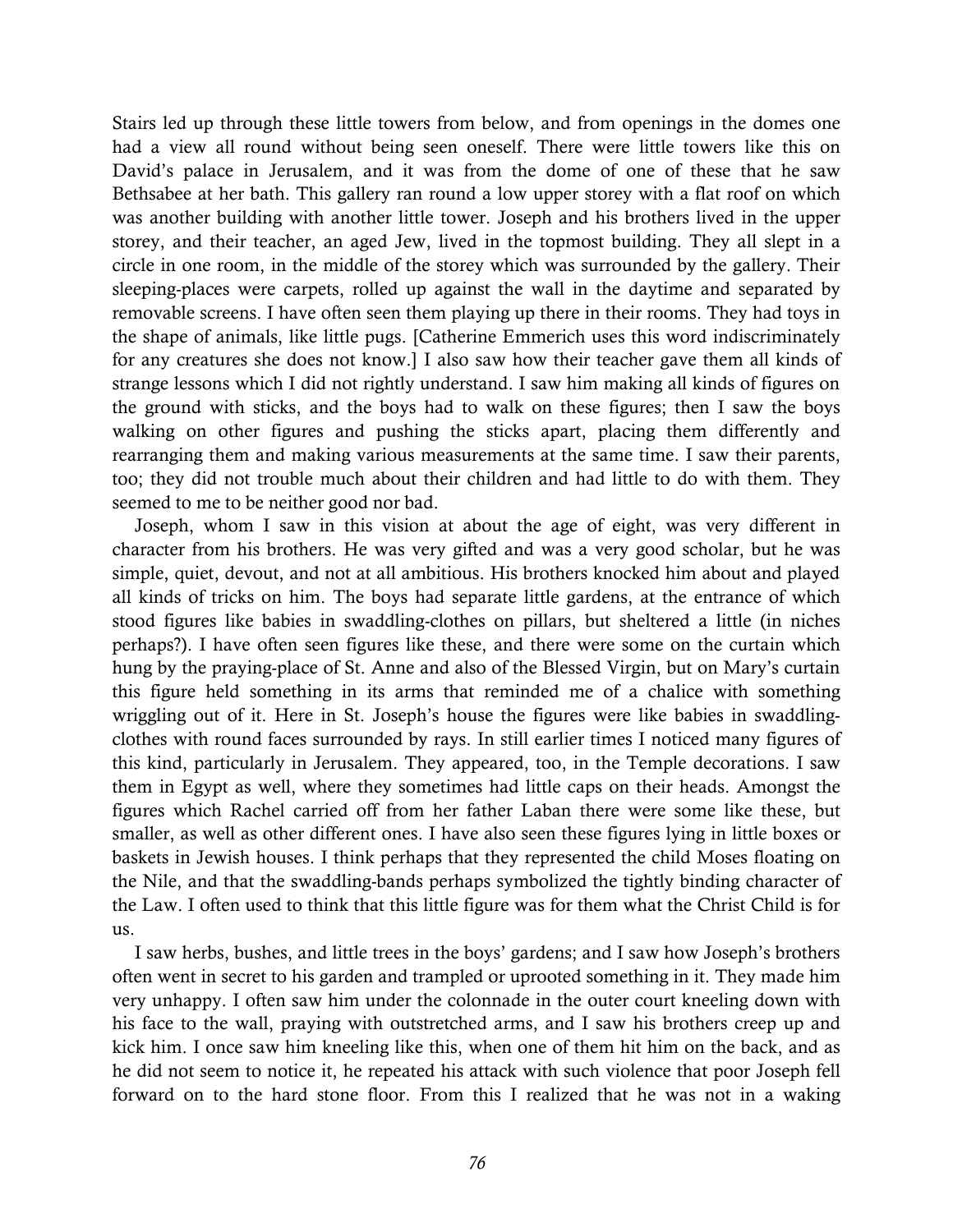Stairs led up through these little towers from below, and from openings in the domes one had a view all round without being seen oneself. There were little towers like this on David's palace in Jerusalem, and it was from the dome of one of these that he saw Bethsabee at her bath. This gallery ran round a low upper storey with a flat roof on which was another building with another little tower. Joseph and his brothers lived in the upper storey, and their teacher, an aged Jew, lived in the topmost building. They all slept in a circle in one room, in the middle of the storey which was surrounded by the gallery. Their sleeping-places were carpets, rolled up against the wall in the daytime and separated by removable screens. I have often seen them playing up there in their rooms. They had toys in the shape of animals, like little pugs. [Catherine Emmerich uses this word indiscriminately for any creatures she does not know.] I also saw how their teacher gave them all kinds of strange lessons which I did not rightly understand. I saw him making all kinds of figures on the ground with sticks, and the boys had to walk on these figures; then I saw the boys walking on other figures and pushing the sticks apart, placing them differently and rearranging them and making various measurements at the same time. I saw their parents, too; they did not trouble much about their children and had little to do with them. They seemed to me to be neither good nor bad.

Joseph, whom I saw in this vision at about the age of eight, was very different in character from his brothers. He was very gifted and was a very good scholar, but he was simple, quiet, devout, and not at all ambitious. His brothers knocked him about and played all kinds of tricks on him. The boys had separate little gardens, at the entrance of which stood figures like babies in swaddling-clothes on pillars, but sheltered a little (in niches perhaps?). I have often seen figures like these, and there were some on the curtain which hung by the praying-place of St. Anne and also of the Blessed Virgin, but on Mary's curtain this figure held something in its arms that reminded me of a chalice with something wriggling out of it. Here in St. Joseph's house the figures were like babies in swaddling-clothes with round faces surrounded by rays. In still earlier times I noticed many figures of this kind, particularly in Jerusalem. They appeared, too, in the Temple decorations. I saw them in Egypt as well, where they sometimes had little caps on their heads. Amongst the figures which Rachel carried off from her father Laban there were some like these, but smaller, as well as other different ones. I have also seen these figures lying in little boxes or baskets in Jewish houses. I think perhaps that they represented the child Moses floating on the Nile, and that the swaddling-bands perhaps symbolized the tightly binding character of the Law. I often used to think that this little figure was for them what the Christ Child is for us.

I saw herbs, bushes, and little trees in the boys' gardens; and I saw how Joseph's brothers often went in secret to his garden and trampled or uprooted something in it. They made him very unhappy. I often saw him under the colonnade in the outer court kneeling down with his face to the wall, praying with outstretched arms, and I saw his brothers creep up and kick him. I once saw him kneeling like this, when one of them hit him on the back, and as he did not seem to notice it, he repeated his attack with such violence that poor Joseph fell forward on to the hard stone floor. From this I realized that he was not in a waking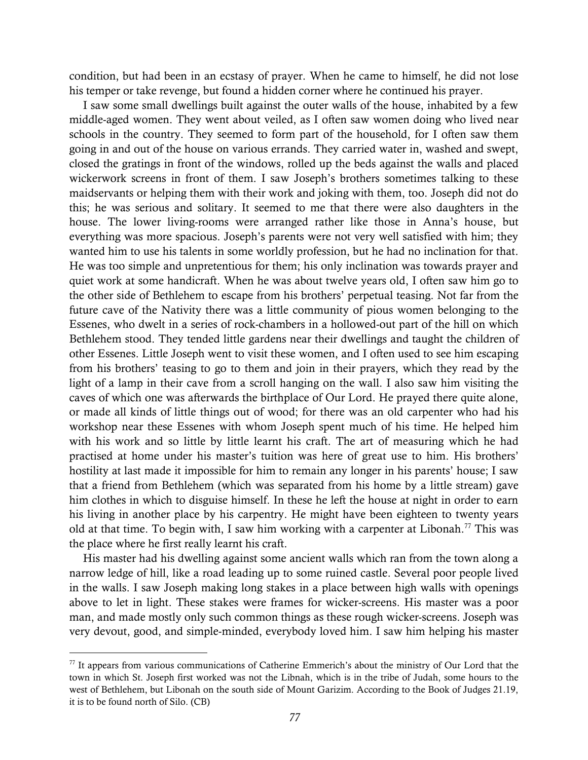condition, but had been in an ecstasy of prayer. When he came to himself, he did not lose his temper or take revenge, but found a hidden corner where he continued his prayer.

I saw some small dwellings built against the outer walls of the house, inhabited by a few middle-aged women. They went about veiled, as I often saw women doing who lived near schools in the country. They seemed to form part of the household, for I often saw them going in and out of the house on various errands. They carried water in, washed and swept, closed the gratings in front of the windows, rolled up the beds against the walls and placed wickerwork screens in front of them. I saw Joseph's brothers sometimes talking to these maidservants or helping them with their work and joking with them, too. Joseph did not do this; he was serious and solitary. It seemed to me that there were also daughters in the house. The lower living-rooms were arranged rather like those in Anna's house, but everything was more spacious. Joseph's parents were not very well satisfied with him; they wanted him to use his talents in some worldly profession, but he had no inclination for that. He was too simple and unpretentious for them; his only inclination was towards prayer and quiet work at some handicraft. When he was about twelve years old, I often saw him go to the other side of Bethlehem to escape from his brothers' perpetual teasing. Not far from the future cave of the Nativity there was a little community of pious women belonging to the Essenes, who dwelt in a series of rock-chambers in a hollowed-out part of the hill on which Bethlehem stood. They tended little gardens near their dwellings and taught the children of other Essenes. Little Joseph went to visit these women, and I often used to see him escaping from his brothers' teasing to go to them and join in their prayers, which they read by the light of a lamp in their cave from a scroll hanging on the wall. I also saw him visiting the caves of which one was afterwards the birthplace of Our Lord. He prayed there quite alone, or made all kinds of little things out of wood; for there was an old carpenter who had his workshop near these Essenes with whom Joseph spent much of his time. He helped him with his work and so little by little learnt his craft. The art of measuring which he had practised at home under his master's tuition was here of great use to him. His brothers' hostility at last made it impossible for him to remain any longer in his parents' house; I saw that a friend from Bethlehem (which was separated from his home by a little stream) gave him clothes in which to disguise himself. In these he left the house at night in order to earn his living in another place by his carpentry. He might have been eighteen to twenty years old at that time. To begin with, I saw him working with a carpenter at Libonah.[77] This was the place where he first really learnt his craft.

His master had his dwelling against some ancient walls which ran from the town along a narrow ledge of hill, like a road leading up to some ruined castle. Several poor people lived in the walls. I saw Joseph making long stakes in a place between high walls with openings above to let in light. These stakes were frames for wicker-screens. His master was a poor man, and made mostly only such common things as these rough wicker-screens. Joseph was very devout, good, and simple-minded, everybody loved him. I saw him helping his master

---

[77] It appears from various communications of Catherine Emmerich's about the ministry of Our Lord that the town in which St. Joseph first worked was not the Libnah, which is in the tribe of Judah, some hours to the west of Bethlehem, but Libonah on the south side of Mount Garizim. According to the Book of Judges 21.19, it is to be found north of Silo. (CB)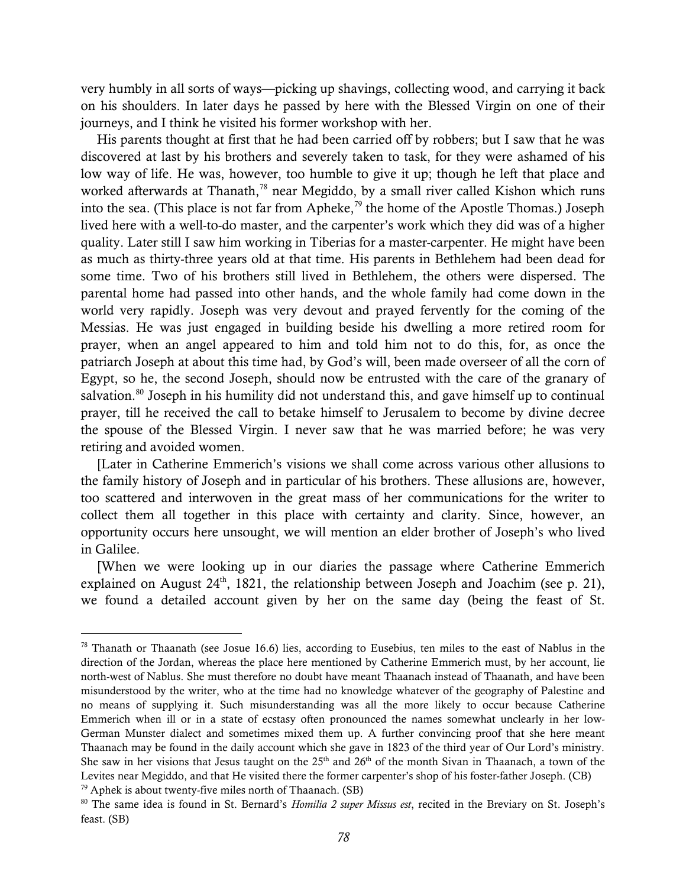very humbly in all sorts of ways—picking up shavings, collecting wood, and carrying it back on his shoulders. In later days he passed by here with the Blessed Virgin on one of their journeys, and I think he visited his former workshop with her.

His parents thought at first that he had been carried off by robbers; but I saw that he was discovered at last by his brothers and severely taken to task, for they were ashamed of his low way of life. He was, however, too humble to give it up; though he left that place and worked afterwards at Thanath,[78] near Megiddo, by a small river called Kishon which runs into the sea. (This place is not far from Apheke,[79] the home of the Apostle Thomas.) Joseph lived here with a well-to-do master, and the carpenter's work which they did was of a higher quality. Later still I saw him working in Tiberias for a master-carpenter. He might have been as much as thirty-three years old at that time. His parents in Bethlehem had been dead for some time. Two of his brothers still lived in Bethlehem, the others were dispersed. The parental home had passed into other hands, and the whole family had come down in the world very rapidly. Joseph was very devout and prayed fervently for the coming of the Messias. He was just engaged in building beside his dwelling a more retired room for prayer, when an angel appeared to him and told him not to do this, for, as once the patriarch Joseph at about this time had, by God's will, been made overseer of all the corn of Egypt, so he, the second Joseph, should now be entrusted with the care of the granary of salvation.[80] Joseph in his humility did not understand this, and gave himself up to continual prayer, till he received the call to betake himself to Jerusalem to become by divine decree the spouse of the Blessed Virgin. I never saw that he was married before; he was very retiring and avoided women.

[Later in Catherine Emmerich's visions we shall come across various other allusions to the family history of Joseph and in particular of his brothers. These allusions are, however, too scattered and interwoven in the great mass of her communications for the writer to collect them all together in this place with certainty and clarity. Since, however, an opportunity occurs here unsought, we will mention an elder brother of Joseph's who lived in Galilee.

[When we were looking up in our diaries the passage where Catherine Emmerich explained on August 24th, 1821, the relationship between Joseph and Joachim (see p. 21), we found a detailed account given by her on the same day (being the feast of St.

---

[78] Thanath or Thaanath (see Josue 16.6) lies, according to Eusebius, ten miles to the east of Nablus in the direction of the Jordan, whereas the place here mentioned by Catherine Emmerich must, by her account, lie north-west of Nablus. She must therefore no doubt have meant Thaanach instead of Thaanath, and have been misunderstood by the writer, who at the time had no knowledge whatever of the geography of Palestine and no means of supplying it. Such misunderstanding was all the more likely to occur because Catherine Emmerich when ill or in a state of ecstasy often pronounced the names somewhat unclearly in her low-German Munster dialect and sometimes mixed them up. A further convincing proof that she here meant Thaanach may be found in the daily account which she gave in 1823 of the third year of Our Lord's ministry. She saw in her visions that Jesus taught on the 25th and 26th of the month Sivan in Thaanach, a town of the Levites near Megiddo, and that He visited there the former carpenter's shop of his foster-father Joseph. (CB)

[79] Aphek is about twenty-five miles north of Thaanach. (SB)

[80] The same idea is found in St. Bernard's *Homilia 2 super Missus est*, recited in the Breviary on St. Joseph's feast. (SB)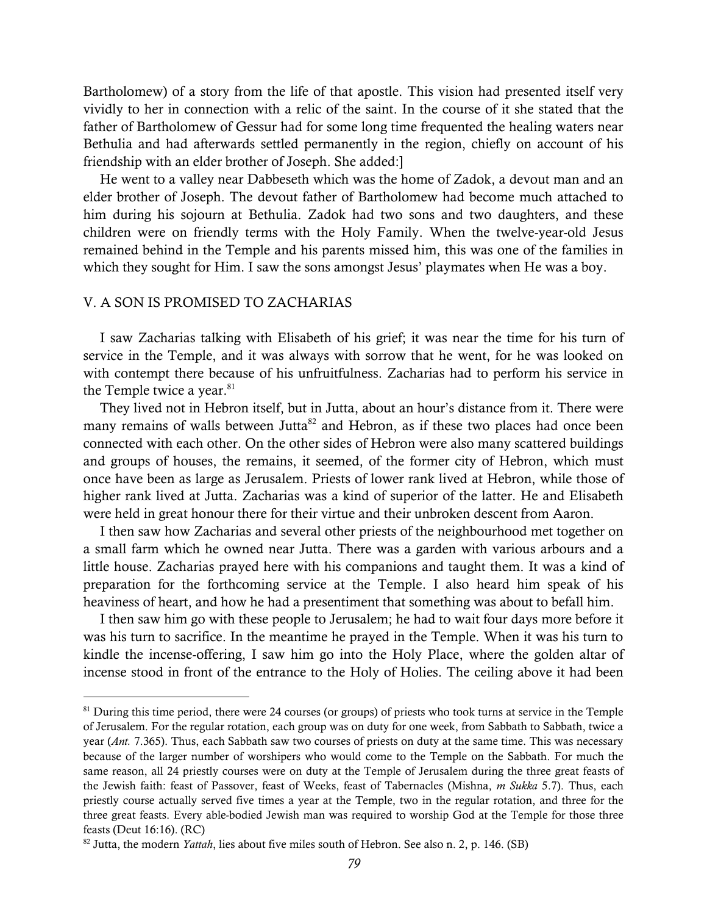Bartholomew) of a story from the life of that apostle. This vision had presented itself very vividly to her in connection with a relic of the saint. In the course of it she stated that the father of Bartholomew of Gessur had for some long time frequented the healing waters near Bethulia and had afterwards settled permanently in the region, chiefly on account of his friendship with an elder brother of Joseph. She added:]

He went to a valley near Dabbeseth which was the home of Zadok, a devout man and an elder brother of Joseph. The devout father of Bartholomew had become much attached to him during his sojourn at Bethulia. Zadok had two sons and two daughters, and these children were on friendly terms with the Holy Family. When the twelve-year-old Jesus remained behind in the Temple and his parents missed him, this was one of the families in which they sought for Him. I saw the sons amongst Jesus' playmates when He was a boy.

## V. A SON IS PROMISED TO ZACHARIAS

I saw Zacharias talking with Elisabeth of his grief; it was near the time for his turn of service in the Temple, and it was always with sorrow that he went, for he was looked on with contempt there because of his unfruitfulness. Zacharias had to perform his service in the Temple twice a year.[81]

They lived not in Hebron itself, but in Jutta, about an hour's distance from it. There were many remains of walls between Jutta[82] and Hebron, as if these two places had once been connected with each other. On the other sides of Hebron were also many scattered buildings and groups of houses, the remains, it seemed, of the former city of Hebron, which must once have been as large as Jerusalem. Priests of lower rank lived at Hebron, while those of higher rank lived at Jutta. Zacharias was a kind of superior of the latter. He and Elisabeth were held in great honour there for their virtue and their unbroken descent from Aaron.

I then saw how Zacharias and several other priests of the neighbourhood met together on a small farm which he owned near Jutta. There was a garden with various arbours and a little house. Zacharias prayed here with his companions and taught them. It was a kind of preparation for the forthcoming service at the Temple. I also heard him speak of his heaviness of heart, and how he had a presentiment that something was about to befall him.

I then saw him go with these people to Jerusalem; he had to wait four days more before it was his turn to sacrifice. In the meantime he prayed in the Temple. When it was his turn to kindle the incense-offering, I saw him go into the Holy Place, where the golden altar of incense stood in front of the entrance to the Holy of Holies. The ceiling above it had been

---

[81] During this time period, there were 24 courses (or groups) of priests who took turns at service in the Temple of Jerusalem. For the regular rotation, each group was on duty for one week, from Sabbath to Sabbath, twice a year (*Ant.* 7.365). Thus, each Sabbath saw two courses of priests on duty at the same time. This was necessary because of the larger number of worshipers who would come to the Temple on the Sabbath. For much the same reason, all 24 priestly courses were on duty at the Temple of Jerusalem during the three great feasts of the Jewish faith: feast of Passover, feast of Weeks, feast of Tabernacles (Mishna, *m Sukka* 5.7). Thus, each priestly course actually served five times a year at the Temple, two in the regular rotation, and three for the three great feasts. Every able-bodied Jewish man was required to worship God at the Temple for those three feasts (Deut 16:16). (RC)

[82] Jutta, the modern *Yattah*, lies about five miles south of Hebron. See also n. 2, p. 146. (SB)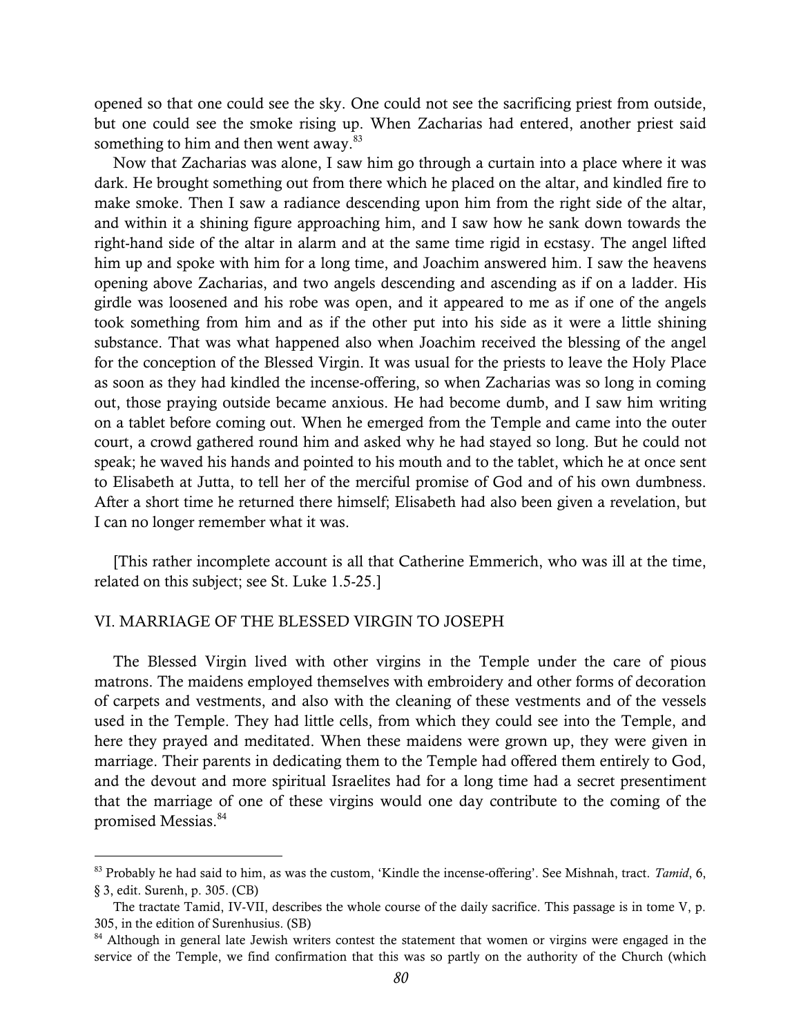opened so that one could see the sky. One could not see the sacrificing priest from outside, but one could see the smoke rising up. When Zacharias had entered, another priest said something to him and then went away.[83]

Now that Zacharias was alone, I saw him go through a curtain into a place where it was dark. He brought something out from there which he placed on the altar, and kindled fire to make smoke. Then I saw a radiance descending upon him from the right side of the altar, and within it a shining figure approaching him, and I saw how he sank down towards the right-hand side of the altar in alarm and at the same time rigid in ecstasy. The angel lifted him up and spoke with him for a long time, and Joachim answered him. I saw the heavens opening above Zacharias, and two angels descending and ascending as if on a ladder. His girdle was loosened and his robe was open, and it appeared to me as if one of the angels took something from him and as if the other put into his side as it were a little shining substance. That was what happened also when Joachim received the blessing of the angel for the conception of the Blessed Virgin. It was usual for the priests to leave the Holy Place as soon as they had kindled the incense-offering, so when Zacharias was so long in coming out, those praying outside became anxious. He had become dumb, and I saw him writing on a tablet before coming out. When he emerged from the Temple and came into the outer court, a crowd gathered round him and asked why he had stayed so long. But he could not speak; he waved his hands and pointed to his mouth and to the tablet, which he at once sent to Elisabeth at Jutta, to tell her of the merciful promise of God and of his own dumbness. After a short time he returned there himself; Elisabeth had also been given a revelation, but I can no longer remember what it was.

[This rather incomplete account is all that Catherine Emmerich, who was ill at the time, related on this subject; see St. Luke 1.5-25.]

## VI. MARRIAGE OF THE BLESSED VIRGIN TO JOSEPH

The Blessed Virgin lived with other virgins in the Temple under the care of pious matrons. The maidens employed themselves with embroidery and other forms of decoration of carpets and vestments, and also with the cleaning of these vestments and of the vessels used in the Temple. They had little cells, from which they could see into the Temple, and here they prayed and meditated. When these maidens were grown up, they were given in marriage. Their parents in dedicating them to the Temple had offered them entirely to God, and the devout and more spiritual Israelites had for a long time had a secret presentiment that the marriage of one of these virgins would one day contribute to the coming of the promised Messias.[84]

---

[83] Probably he had said to him, as was the custom, 'Kindle the incense-offering'. See Mishnah, tract. *Tamid*, 6, § 3, edit. Surenh, p. 305. (CB)

The tractate Tamid, IV-VII, describes the whole course of the daily sacrifice. This passage is in tome V, p. 305, in the edition of Surenhusius. (SB)

[84] Although in general late Jewish writers contest the statement that women or virgins were engaged in the service of the Temple, we find confirmation that this was so partly on the authority of the Church (which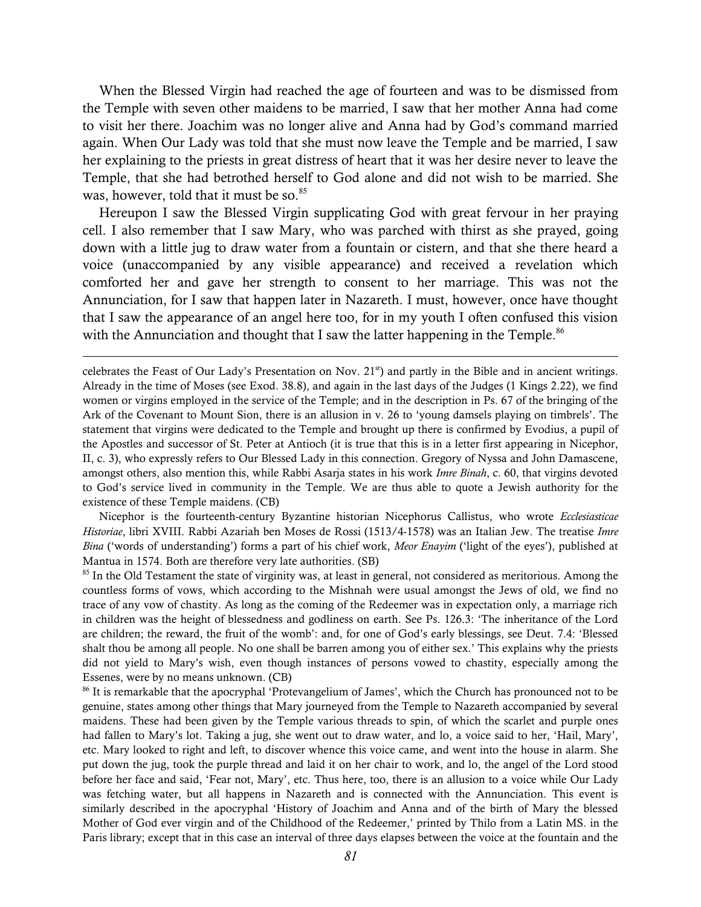When the Blessed Virgin had reached the age of fourteen and was to be dismissed from the Temple with seven other maidens to be married, I saw that her mother Anna had come to visit her there. Joachim was no longer alive and Anna had by God's command married again. When Our Lady was told that she must now leave the Temple and be married, I saw her explaining to the priests in great distress of heart that it was her desire never to leave the Temple, that she had betrothed herself to God alone and did not wish to be married. She was, however, told that it must be so.[85]

Hereupon I saw the Blessed Virgin supplicating God with great fervour in her praying cell. I also remember that I saw Mary, who was parched with thirst as she prayed, going down with a little jug to draw water from a fountain or cistern, and that she there heard a voice (unaccompanied by any visible appearance) and received a revelation which comforted her and gave her strength to consent to her marriage. This was not the Annunciation, for I saw that happen later in Nazareth. I must, however, once have thought that I saw the appearance of an angel here too, for in my youth I often confused this vision with the Annunciation and thought that I saw the latter happening in the Temple.[86]

---

celebrates the Feast of Our Lady's Presentation on Nov. 21st) and partly in the Bible and in ancient writings. Already in the time of Moses (see Exod. 38.8), and again in the last days of the Judges (1 Kings 2.22), we find women or virgins employed in the service of the Temple; and in the description in Ps. 67 of the bringing of the Ark of the Covenant to Mount Sion, there is an allusion in v. 26 to 'young damsels playing on timbrels'. The statement that virgins were dedicated to the Temple and brought up there is confirmed by Evodius, a pupil of the Apostles and successor of St. Peter at Antioch (it is true that this is in a letter first appearing in Nicephor, II, c. 3), who expressly refers to Our Blessed Lady in this connection. Gregory of Nyssa and John Damascene, amongst others, also mention this, while Rabbi Asarja states in his work *Imre Binah*, c. 60, that virgins devoted to God's service lived in community in the Temple. We are thus able to quote a Jewish authority for the existence of these Temple maidens. (CB)

Nicephor is the fourteenth-century Byzantine historian Nicephorus Callistus, who wrote *Ecclesiasticae Historiae*, libri XVIII. Rabbi Azariah ben Moses de Rossi (1513/4-1578) was an Italian Jew. The treatise *Imre Bina* ('words of understanding') forms a part of his chief work, *Meor Enayim* ('light of the eyes'), published at Mantua in 1574. Both are therefore very late authorities. (SB)

[85] In the Old Testament the state of virginity was, at least in general, not considered as meritorious. Among the countless forms of vows, which according to the Mishnah were usual amongst the Jews of old, we find no trace of any vow of chastity. As long as the coming of the Redeemer was in expectation only, a marriage rich in children was the height of blessedness and godliness on earth. See Ps. 126.3: 'The inheritance of the Lord are children; the reward, the fruit of the womb': and, for one of God's early blessings, see Deut. 7.4: 'Blessed shalt thou be among all people. No one shall be barren among you of either sex.' This explains why the priests did not yield to Mary's wish, even though instances of persons vowed to chastity, especially among the Essenes, were by no means unknown. (CB)

[86] It is remarkable that the apocryphal 'Protevangelium of James', which the Church has pronounced not to be genuine, states among other things that Mary journeyed from the Temple to Nazareth accompanied by several maidens. These had been given by the Temple various threads to spin, of which the scarlet and purple ones had fallen to Mary's lot. Taking a jug, she went out to draw water, and lo, a voice said to her, 'Hail, Mary', etc. Mary looked to right and left, to discover whence this voice came, and went into the house in alarm. She put down the jug, took the purple thread and laid it on her chair to work, and lo, the angel of the Lord stood before her face and said, 'Fear not, Mary', etc. Thus here, too, there is an allusion to a voice while Our Lady was fetching water, but all happens in Nazareth and is connected with the Annunciation. This event is similarly described in the apocryphal 'History of Joachim and Anna and of the birth of Mary the blessed Mother of God ever virgin and of the Childhood of the Redeemer,' printed by Thilo from a Latin MS. in the Paris library; except that in this case an interval of three days elapses between the voice at the fountain and the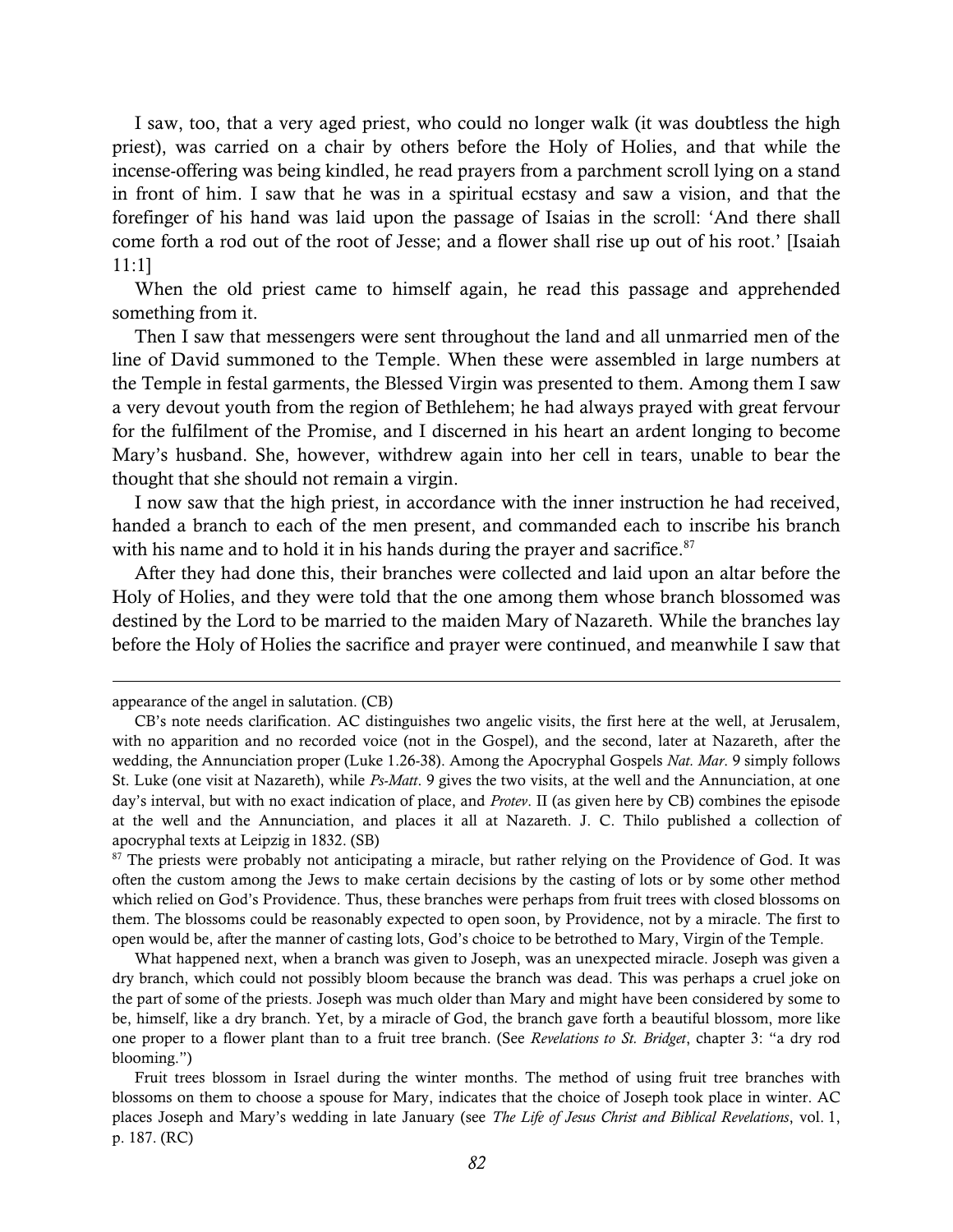I saw, too, that a very aged priest, who could no longer walk (it was doubtless the high priest), was carried on a chair by others before the Holy of Holies, and that while the incense-offering was being kindled, he read prayers from a parchment scroll lying on a stand in front of him. I saw that he was in a spiritual ecstasy and saw a vision, and that the forefinger of his hand was laid upon the passage of Isaias in the scroll: 'And there shall come forth a rod out of the root of Jesse; and a flower shall rise up out of his root.' [Isaiah 11:1]

When the old priest came to himself again, he read this passage and apprehended something from it.

Then I saw that messengers were sent throughout the land and all unmarried men of the line of David summoned to the Temple. When these were assembled in large numbers at the Temple in festal garments, the Blessed Virgin was presented to them. Among them I saw a very devout youth from the region of Bethlehem; he had always prayed with great fervour for the fulfilment of the Promise, and I discerned in his heart an ardent longing to become Mary's husband. She, however, withdrew again into her cell in tears, unable to bear the thought that she should not remain a virgin.

I now saw that the high priest, in accordance with the inner instruction he had received, handed a branch to each of the men present, and commanded each to inscribe his branch with his name and to hold it in his hands during the prayer and sacrifice.[87]

After they had done this, their branches were collected and laid upon an altar before the Holy of Holies, and they were told that the one among them whose branch blossomed was destined by the Lord to be married to the maiden Mary of Nazareth. While the branches lay before the Holy of Holies the sacrifice and prayer were continued, and meanwhile I saw that

---

appearance of the angel in salutation. (CB)

CB's note needs clarification. AC distinguishes two angelic visits, the first here at the well, at Jerusalem, with no apparition and no recorded voice (not in the Gospel), and the second, later at Nazareth, after the wedding, the Annunciation proper (Luke 1.26-38). Among the Apocryphal Gospels *Nat. Mar*. 9 simply follows St. Luke (one visit at Nazareth), while *Ps-Matt*. 9 gives the two visits, at the well and the Annunciation, at one day's interval, but with no exact indication of place, and *Protev*. II (as given here by CB) combines the episode at the well and the Annunciation, and places it all at Nazareth. J. C. Thilo published a collection of apocryphal texts at Leipzig in 1832. (SB)

[87] The priests were probably not anticipating a miracle, but rather relying on the Providence of God. It was often the custom among the Jews to make certain decisions by the casting of lots or by some other method which relied on God's Providence. Thus, these branches were perhaps from fruit trees with closed blossoms on them. The blossoms could be reasonably expected to open soon, by Providence, not by a miracle. The first to open would be, after the manner of casting lots, God's choice to be betrothed to Mary, Virgin of the Temple.

What happened next, when a branch was given to Joseph, was an unexpected miracle. Joseph was given a dry branch, which could not possibly bloom because the branch was dead. This was perhaps a cruel joke on the part of some of the priests. Joseph was much older than Mary and might have been considered by some to be, himself, like a dry branch. Yet, by a miracle of God, the branch gave forth a beautiful blossom, more like one proper to a flower plant than to a fruit tree branch. (See *Revelations to St. Bridget*, chapter 3: "a dry rod blooming.")

Fruit trees blossom in Israel during the winter months. The method of using fruit tree branches with blossoms on them to choose a spouse for Mary, indicates that the choice of Joseph took place in winter. AC places Joseph and Mary's wedding in late January (see *The Life of Jesus Christ and Biblical Revelations*, vol. 1, p. 187. (RC)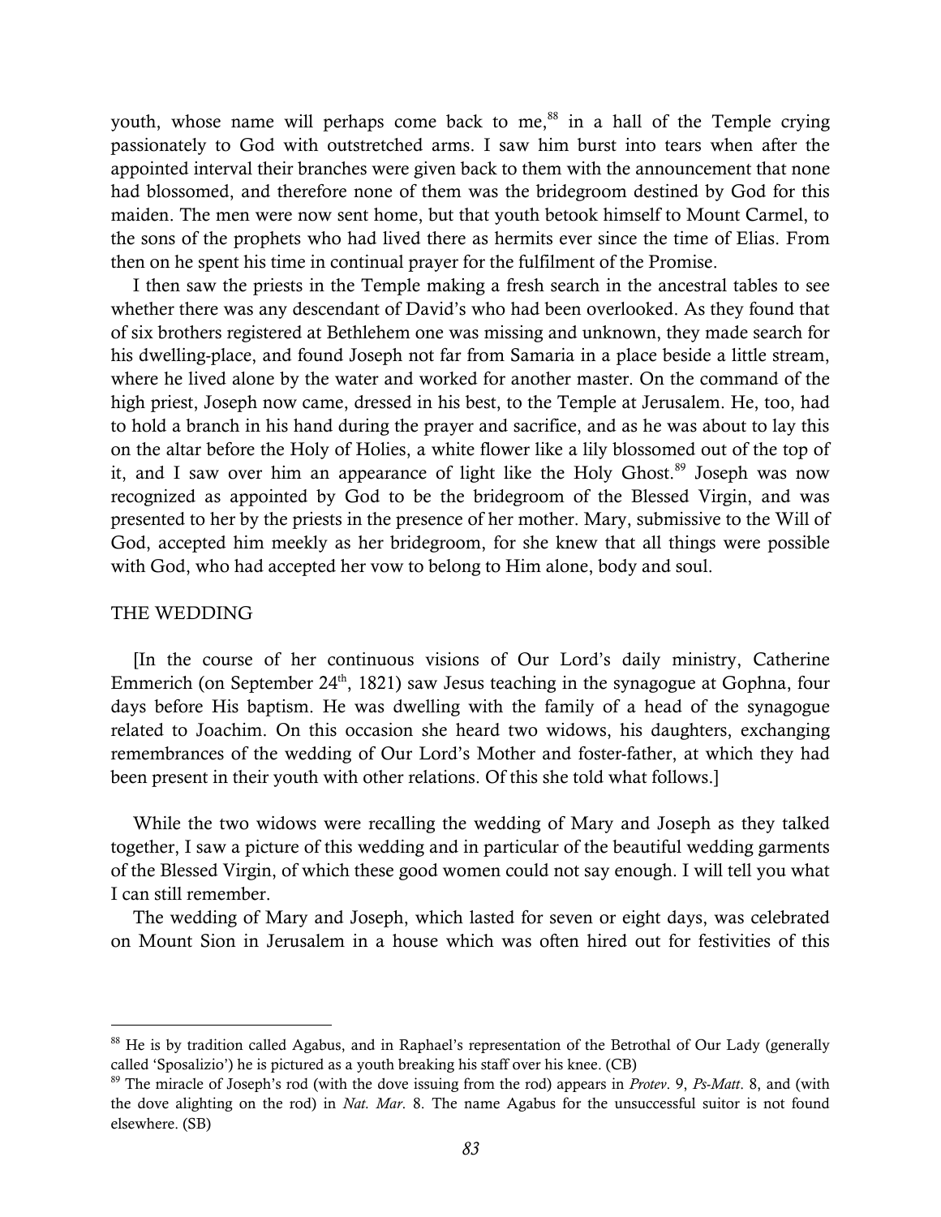youth, whose name will perhaps come back to me,[88] in a hall of the Temple crying passionately to God with outstretched arms. I saw him burst into tears when after the appointed interval their branches were given back to them with the announcement that none had blossomed, and therefore none of them was the bridegroom destined by God for this maiden. The men were now sent home, but that youth betook himself to Mount Carmel, to the sons of the prophets who had lived there as hermits ever since the time of Elias. From then on he spent his time in continual prayer for the fulfilment of the Promise.

I then saw the priests in the Temple making a fresh search in the ancestral tables to see whether there was any descendant of David's who had been overlooked. As they found that of six brothers registered at Bethlehem one was missing and unknown, they made search for his dwelling-place, and found Joseph not far from Samaria in a place beside a little stream, where he lived alone by the water and worked for another master. On the command of the high priest, Joseph now came, dressed in his best, to the Temple at Jerusalem. He, too, had to hold a branch in his hand during the prayer and sacrifice, and as he was about to lay this on the altar before the Holy of Holies, a white flower like a lily blossomed out of the top of it, and I saw over him an appearance of light like the Holy Ghost.[89] Joseph was now recognized as appointed by God to be the bridegroom of the Blessed Virgin, and was presented to her by the priests in the presence of her mother. Mary, submissive to the Will of God, accepted him meekly as her bridegroom, for she knew that all things were possible with God, who had accepted her vow to belong to Him alone, body and soul.

## THE WEDDING

[In the course of her continuous visions of Our Lord's daily ministry, Catherine Emmerich (on September 24th, 1821) saw Jesus teaching in the synagogue at Gophna, four days before His baptism. He was dwelling with the family of a head of the synagogue related to Joachim. On this occasion she heard two widows, his daughters, exchanging remembrances of the wedding of Our Lord's Mother and foster-father, at which they had been present in their youth with other relations. Of this she told what follows.]

While the two widows were recalling the wedding of Mary and Joseph as they talked together, I saw a picture of this wedding and in particular of the beautiful wedding garments of the Blessed Virgin, of which these good women could not say enough. I will tell you what I can still remember.

The wedding of Mary and Joseph, which lasted for seven or eight days, was celebrated on Mount Sion in Jerusalem in a house which was often hired out for festivities of this

---

[88] He is by tradition called Agabus, and in Raphael's representation of the Betrothal of Our Lady (generally called 'Sposalizio') he is pictured as a youth breaking his staff over his knee. (CB)

[89] The miracle of Joseph's rod (with the dove issuing from the rod) appears in *Protev*. 9, *Ps-Matt*. 8, and (with the dove alighting on the rod) in *Nat. Mar*. 8. The name Agabus for the unsuccessful suitor is not found elsewhere. (SB)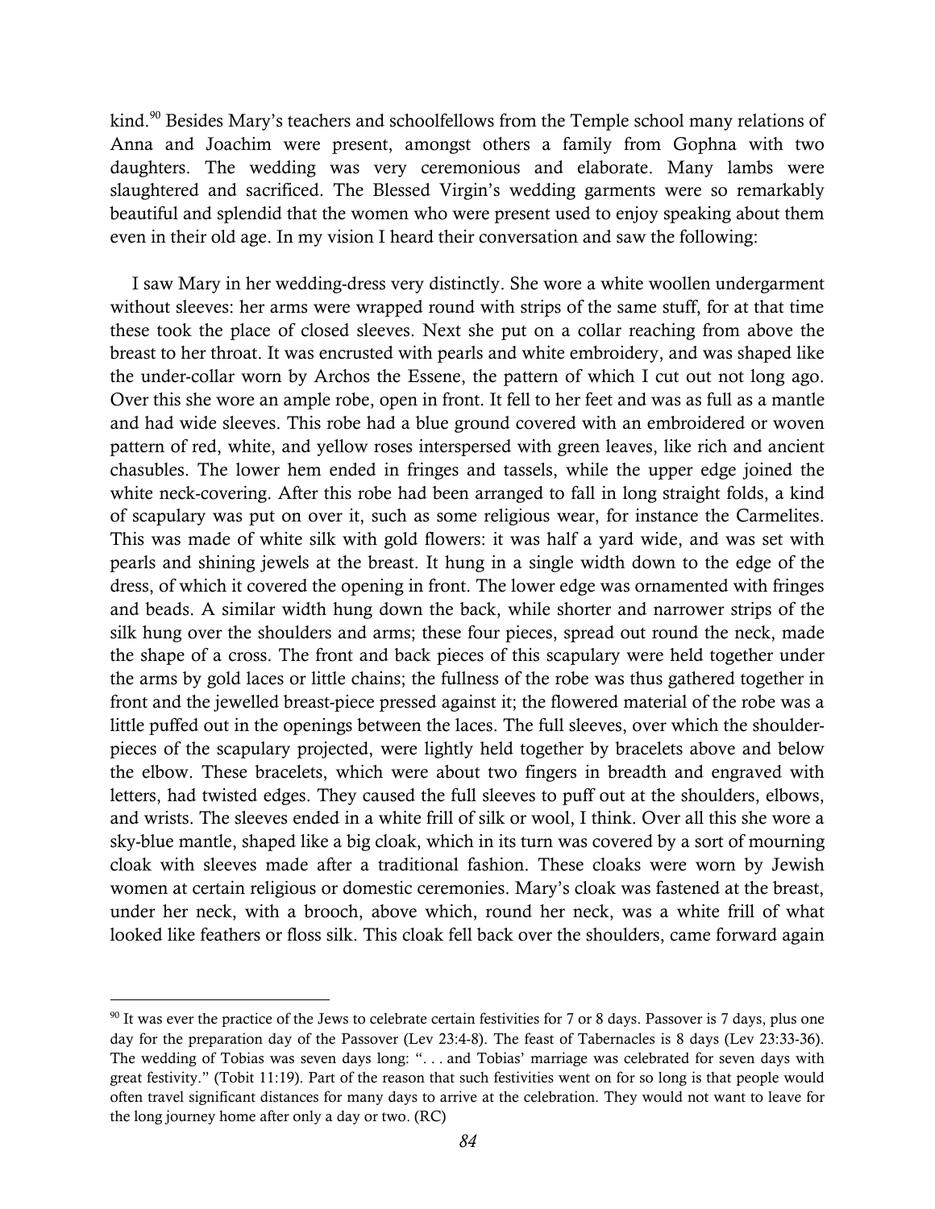kind.[90] Besides Mary's teachers and schoolfellows from the Temple school many relations of Anna and Joachim were present, amongst others a family from Gophna with two daughters. The wedding was very ceremonious and elaborate. Many lambs were slaughtered and sacrificed. The Blessed Virgin's wedding garments were so remarkably beautiful and splendid that the women who were present used to enjoy speaking about them even in their old age. In my vision I heard their conversation and saw the following:

I saw Mary in her wedding-dress very distinctly. She wore a white woollen undergarment without sleeves: her arms were wrapped round with strips of the same stuff, for at that time these took the place of closed sleeves. Next she put on a collar reaching from above the breast to her throat. It was encrusted with pearls and white embroidery, and was shaped like the under-collar worn by Archos the Essene, the pattern of which I cut out not long ago. Over this she wore an ample robe, open in front. It fell to her feet and was as full as a mantle and had wide sleeves. This robe had a blue ground covered with an embroidered or woven pattern of red, white, and yellow roses interspersed with green leaves, like rich and ancient chasubles. The lower hem ended in fringes and tassels, while the upper edge joined the white neck-covering. After this robe had been arranged to fall in long straight folds, a kind of scapulary was put on over it, such as some religious wear, for instance the Carmelites. This was made of white silk with gold flowers: it was half a yard wide, and was set with pearls and shining jewels at the breast. It hung in a single width down to the edge of the dress, of which it covered the opening in front. The lower edge was ornamented with fringes and beads. A similar width hung down the back, while shorter and narrower strips of the silk hung over the shoulders and arms; these four pieces, spread out round the neck, made the shape of a cross. The front and back pieces of this scapulary were held together under the arms by gold laces or little chains; the fullness of the robe was thus gathered together in front and the jewelled breast-piece pressed against it; the flowered material of the robe was a little puffed out in the openings between the laces. The full sleeves, over which the shoulder-pieces of the scapulary projected, were lightly held together by bracelets above and below the elbow. These bracelets, which were about two fingers in breadth and engraved with letters, had twisted edges. They caused the full sleeves to puff out at the shoulders, elbows, and wrists. The sleeves ended in a white frill of silk or wool, I think. Over all this she wore a sky-blue mantle, shaped like a big cloak, which in its turn was covered by a sort of mourning cloak with sleeves made after a traditional fashion. These cloaks were worn by Jewish women at certain religious or domestic ceremonies. Mary's cloak was fastened at the breast, under her neck, with a brooch, above which, round her neck, was a white frill of what looked like feathers or floss silk. This cloak fell back over the shoulders, came forward again

---

[90] It was ever the practice of the Jews to celebrate certain festivities for 7 or 8 days. Passover is 7 days, plus one day for the preparation day of the Passover (Lev 23:4-8). The feast of Tabernacles is 8 days (Lev 23:33-36). The wedding of Tobias was seven days long: ". . . and Tobias' marriage was celebrated for seven days with great festivity." (Tobit 11:19). Part of the reason that such festivities went on for so long is that people would often travel significant distances for many days to arrive at the celebration. They would not want to leave for the long journey home after only a day or two. (RC)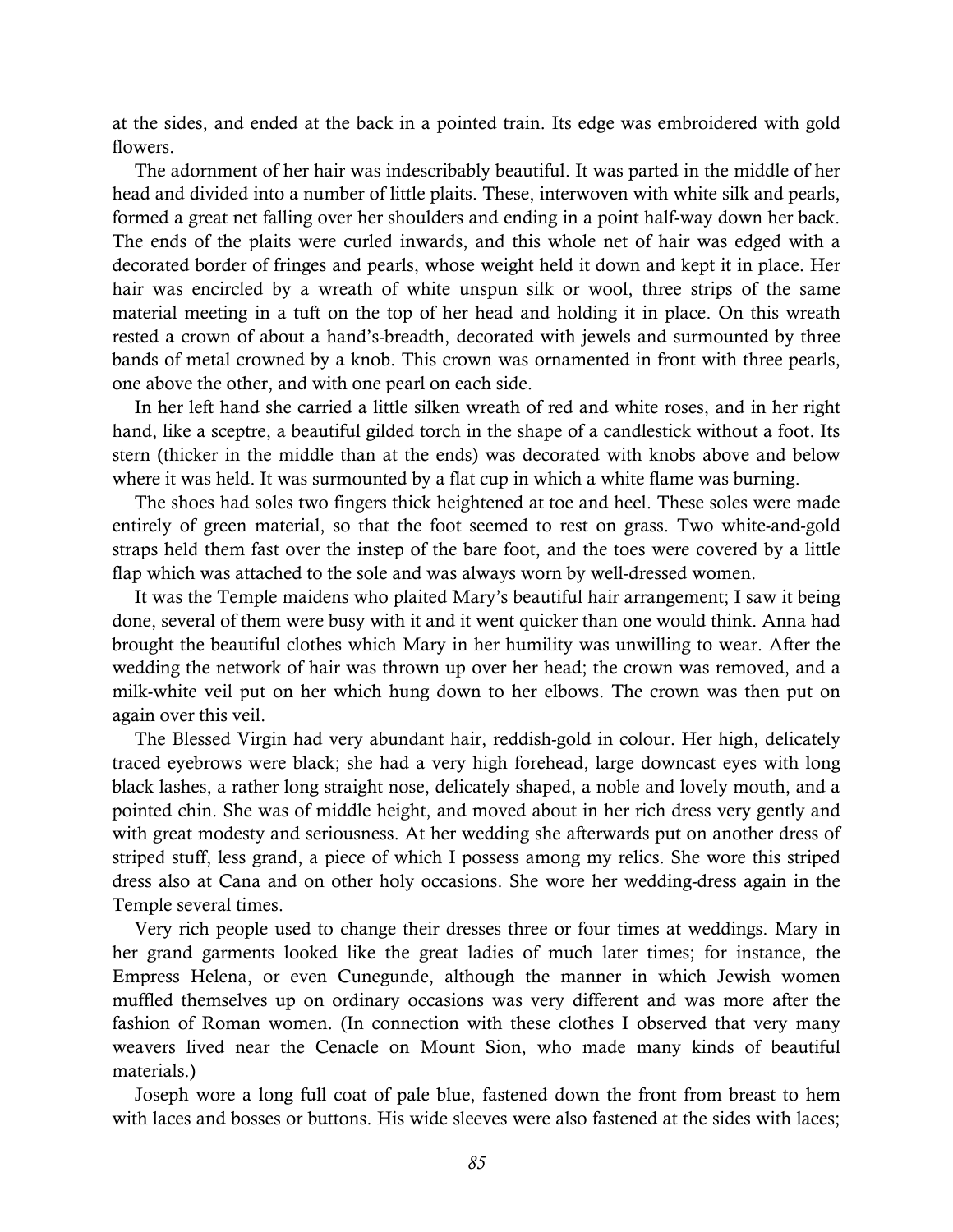at the sides, and ended at the back in a pointed train. Its edge was embroidered with gold flowers.

The adornment of her hair was indescribably beautiful. It was parted in the middle of her head and divided into a number of little plaits. These, interwoven with white silk and pearls, formed a great net falling over her shoulders and ending in a point half-way down her back. The ends of the plaits were curled inwards, and this whole net of hair was edged with a decorated border of fringes and pearls, whose weight held it down and kept it in place. Her hair was encircled by a wreath of white unspun silk or wool, three strips of the same material meeting in a tuft on the top of her head and holding it in place. On this wreath rested a crown of about a hand's-breadth, decorated with jewels and surmounted by three bands of metal crowned by a knob. This crown was ornamented in front with three pearls, one above the other, and with one pearl on each side.

In her left hand she carried a little silken wreath of red and white roses, and in her right hand, like a sceptre, a beautiful gilded torch in the shape of a candlestick without a foot. Its stern (thicker in the middle than at the ends) was decorated with knobs above and below where it was held. It was surmounted by a flat cup in which a white flame was burning.

The shoes had soles two fingers thick heightened at toe and heel. These soles were made entirely of green material, so that the foot seemed to rest on grass. Two white-and-gold straps held them fast over the instep of the bare foot, and the toes were covered by a little flap which was attached to the sole and was always worn by well-dressed women.

It was the Temple maidens who plaited Mary's beautiful hair arrangement; I saw it being done, several of them were busy with it and it went quicker than one would think. Anna had brought the beautiful clothes which Mary in her humility was unwilling to wear. After the wedding the network of hair was thrown up over her head; the crown was removed, and a milk-white veil put on her which hung down to her elbows. The crown was then put on again over this veil.

The Blessed Virgin had very abundant hair, reddish-gold in colour. Her high, delicately traced eyebrows were black; she had a very high forehead, large downcast eyes with long black lashes, a rather long straight nose, delicately shaped, a noble and lovely mouth, and a pointed chin. She was of middle height, and moved about in her rich dress very gently and with great modesty and seriousness. At her wedding she afterwards put on another dress of striped stuff, less grand, a piece of which I possess among my relics. She wore this striped dress also at Cana and on other holy occasions. She wore her wedding-dress again in the Temple several times.

Very rich people used to change their dresses three or four times at weddings. Mary in her grand garments looked like the great ladies of much later times; for instance, the Empress Helena, or even Cunegunde, although the manner in which Jewish women muffled themselves up on ordinary occasions was very different and was more after the fashion of Roman women. (In connection with these clothes I observed that very many weavers lived near the Cenacle on Mount Sion, who made many kinds of beautiful materials.)

Joseph wore a long full coat of pale blue, fastened down the front from breast to hem with laces and bosses or buttons. His wide sleeves were also fastened at the sides with laces;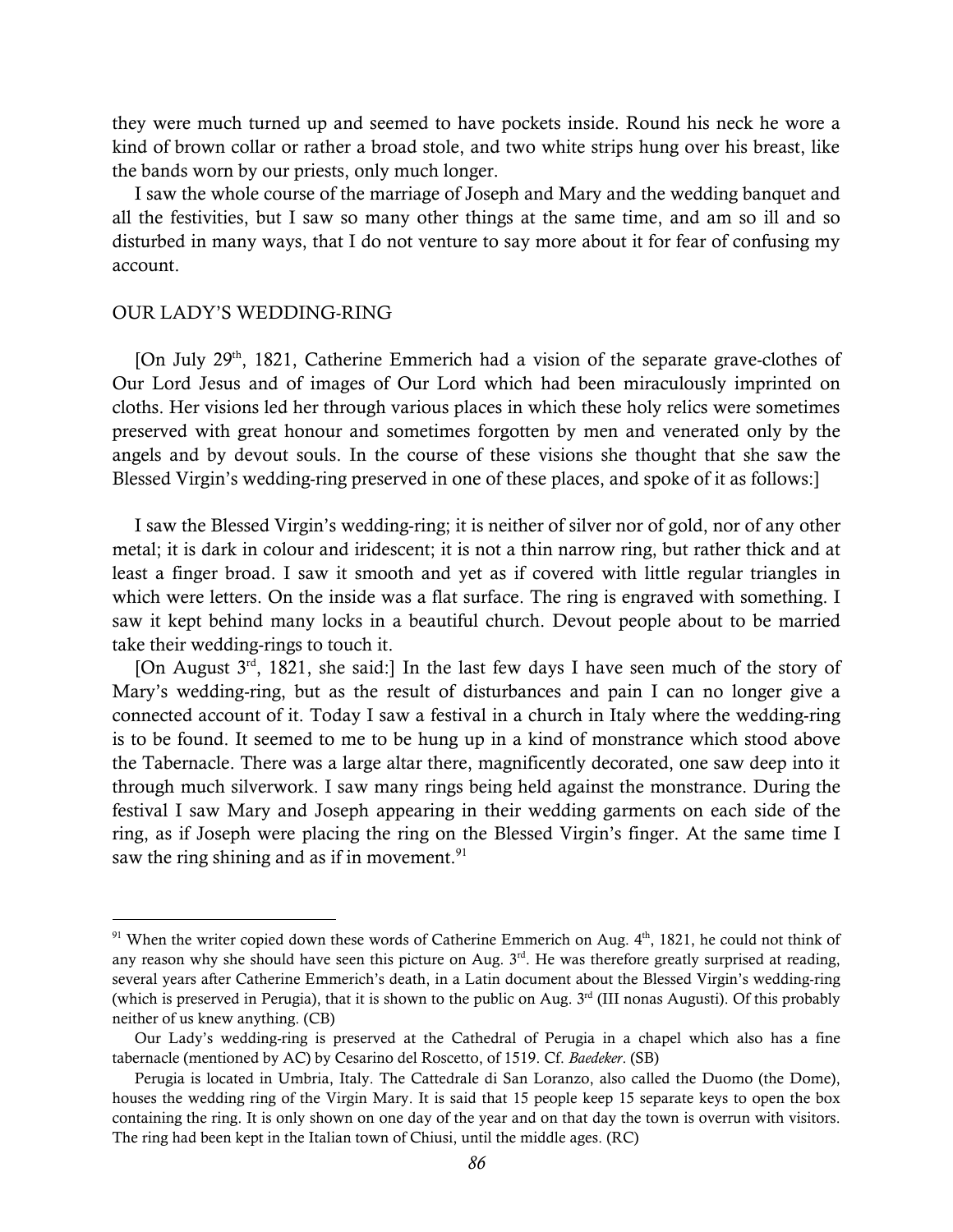they were much turned up and seemed to have pockets inside. Round his neck he wore a kind of brown collar or rather a broad stole, and two white strips hung over his breast, like the bands worn by our priests, only much longer.

I saw the whole course of the marriage of Joseph and Mary and the wedding banquet and all the festivities, but I saw so many other things at the same time, and am so ill and so disturbed in many ways, that I do not venture to say more about it for fear of confusing my account.

## OUR LADY'S WEDDING-RING

[On July 29th, 1821, Catherine Emmerich had a vision of the separate grave-clothes of Our Lord Jesus and of images of Our Lord which had been miraculously imprinted on cloths. Her visions led her through various places in which these holy relics were sometimes preserved with great honour and sometimes forgotten by men and venerated only by the angels and by devout souls. In the course of these visions she thought that she saw the Blessed Virgin's wedding-ring preserved in one of these places, and spoke of it as follows:]

I saw the Blessed Virgin's wedding-ring; it is neither of silver nor of gold, nor of any other metal; it is dark in colour and iridescent; it is not a thin narrow ring, but rather thick and at least a finger broad. I saw it smooth and yet as if covered with little regular triangles in which were letters. On the inside was a flat surface. The ring is engraved with something. I saw it kept behind many locks in a beautiful church. Devout people about to be married take their wedding-rings to touch it.

[On August 3rd, 1821, she said:] In the last few days I have seen much of the story of Mary's wedding-ring, but as the result of disturbances and pain I can no longer give a connected account of it. Today I saw a festival in a church in Italy where the wedding-ring is to be found. It seemed to me to be hung up in a kind of monstrance which stood above the Tabernacle. There was a large altar there, magnificently decorated, one saw deep into it through much silverwork. I saw many rings being held against the monstrance. During the festival I saw Mary and Joseph appearing in their wedding garments on each side of the ring, as if Joseph were placing the ring on the Blessed Virgin's finger. At the same time I saw the ring shining and as if in movement.[91]

---

[91] When the writer copied down these words of Catherine Emmerich on Aug. 4th, 1821, he could not think of any reason why she should have seen this picture on Aug. 3rd. He was therefore greatly surprised at reading, several years after Catherine Emmerich's death, in a Latin document about the Blessed Virgin's wedding-ring (which is preserved in Perugia), that it is shown to the public on Aug. 3rd (III nonas Augusti). Of this probably neither of us knew anything. (CB)

Our Lady's wedding-ring is preserved at the Cathedral of Perugia in a chapel which also has a fine tabernacle (mentioned by AC) by Cesarino del Roscetto, of 1519. Cf. *Baedeker*. (SB)

Perugia is located in Umbria, Italy. The Cattedrale di San Loranzo, also called the Duomo (the Dome), houses the wedding ring of the Virgin Mary. It is said that 15 people keep 15 separate keys to open the box containing the ring. It is only shown on one day of the year and on that day the town is overrun with visitors. The ring had been kept in the Italian town of Chiusi, until the middle ages. (RC)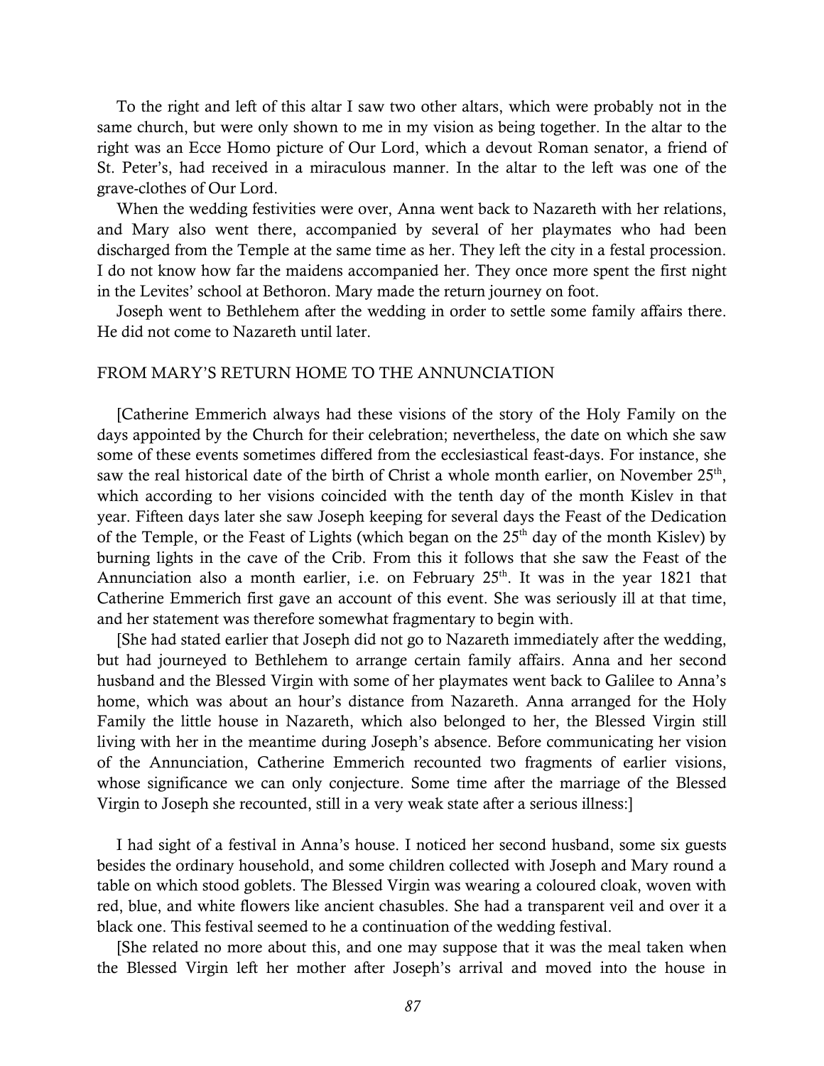To the right and left of this altar I saw two other altars, which were probably not in the same church, but were only shown to me in my vision as being together. In the altar to the right was an Ecce Homo picture of Our Lord, which a devout Roman senator, a friend of St. Peter's, had received in a miraculous manner. In the altar to the left was one of the grave-clothes of Our Lord.

When the wedding festivities were over, Anna went back to Nazareth with her relations, and Mary also went there, accompanied by several of her playmates who had been discharged from the Temple at the same time as her. They left the city in a festal procession. I do not know how far the maidens accompanied her. They once more spent the first night in the Levites' school at Bethoron. Mary made the return journey on foot.

Joseph went to Bethlehem after the wedding in order to settle some family affairs there. He did not come to Nazareth until later.

## FROM MARY'S RETURN HOME TO THE ANNUNCIATION

[Catherine Emmerich always had these visions of the story of the Holy Family on the days appointed by the Church for their celebration; nevertheless, the date on which she saw some of these events sometimes differed from the ecclesiastical feast-days. For instance, she saw the real historical date of the birth of Christ a whole month earlier, on November 25th, which according to her visions coincided with the tenth day of the month Kislev in that year. Fifteen days later she saw Joseph keeping for several days the Feast of the Dedication of the Temple, or the Feast of Lights (which began on the 25th day of the month Kislev) by burning lights in the cave of the Crib. From this it follows that she saw the Feast of the Annunciation also a month earlier, i.e. on February 25th. It was in the year 1821 that Catherine Emmerich first gave an account of this event. She was seriously ill at that time, and her statement was therefore somewhat fragmentary to begin with.

[She had stated earlier that Joseph did not go to Nazareth immediately after the wedding, but had journeyed to Bethlehem to arrange certain family affairs. Anna and her second husband and the Blessed Virgin with some of her playmates went back to Galilee to Anna's home, which was about an hour's distance from Nazareth. Anna arranged for the Holy Family the little house in Nazareth, which also belonged to her, the Blessed Virgin still living with her in the meantime during Joseph's absence. Before communicating her vision of the Annunciation, Catherine Emmerich recounted two fragments of earlier visions, whose significance we can only conjecture. Some time after the marriage of the Blessed Virgin to Joseph she recounted, still in a very weak state after a serious illness:]

I had sight of a festival in Anna's house. I noticed her second husband, some six guests besides the ordinary household, and some children collected with Joseph and Mary round a table on which stood goblets. The Blessed Virgin was wearing a coloured cloak, woven with red, blue, and white flowers like ancient chasubles. She had a transparent veil and over it a black one. This festival seemed to he a continuation of the wedding festival.

[She related no more about this, and one may suppose that it was the meal taken when the Blessed Virgin left her mother after Joseph's arrival and moved into the house in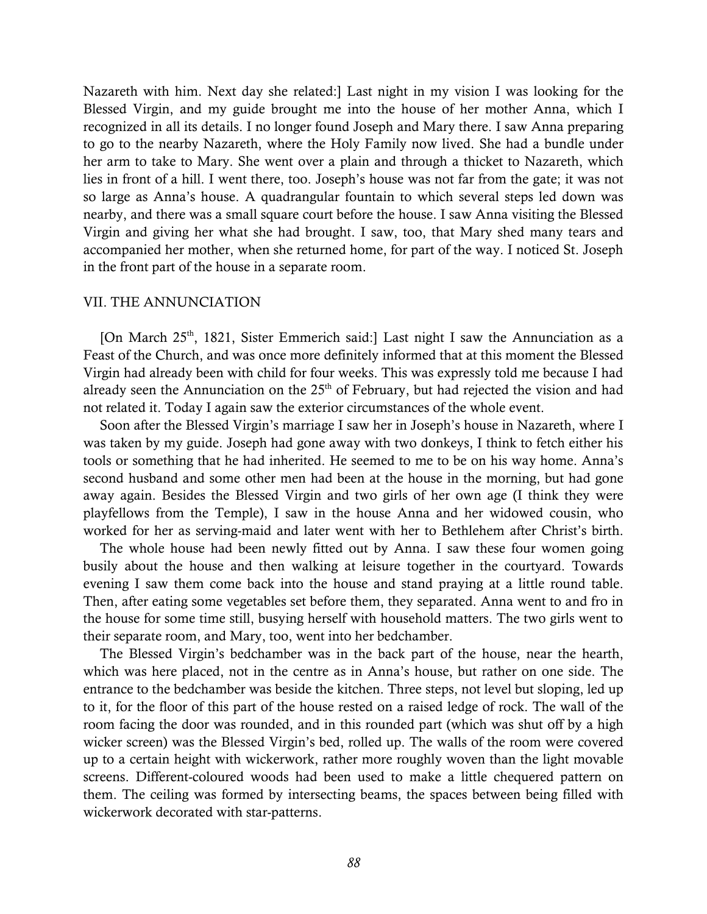Nazareth with him. Next day she related:] Last night in my vision I was looking for the Blessed Virgin, and my guide brought me into the house of her mother Anna, which I recognized in all its details. I no longer found Joseph and Mary there. I saw Anna preparing to go to the nearby Nazareth, where the Holy Family now lived. She had a bundle under her arm to take to Mary. She went over a plain and through a thicket to Nazareth, which lies in front of a hill. I went there, too. Joseph's house was not far from the gate; it was not so large as Anna's house. A quadrangular fountain to which several steps led down was nearby, and there was a small square court before the house. I saw Anna visiting the Blessed Virgin and giving her what she had brought. I saw, too, that Mary shed many tears and accompanied her mother, when she returned home, for part of the way. I noticed St. Joseph in the front part of the house in a separate room.

## VII. THE ANNUNCIATION

[On March 25th, 1821, Sister Emmerich said:] Last night I saw the Annunciation as a Feast of the Church, and was once more definitely informed that at this moment the Blessed Virgin had already been with child for four weeks. This was expressly told me because I had already seen the Annunciation on the 25th of February, but had rejected the vision and had not related it. Today I again saw the exterior circumstances of the whole event.

Soon after the Blessed Virgin's marriage I saw her in Joseph's house in Nazareth, where I was taken by my guide. Joseph had gone away with two donkeys, I think to fetch either his tools or something that he had inherited. He seemed to me to be on his way home. Anna's second husband and some other men had been at the house in the morning, but had gone away again. Besides the Blessed Virgin and two girls of her own age (I think they were playfellows from the Temple), I saw in the house Anna and her widowed cousin, who worked for her as serving-maid and later went with her to Bethlehem after Christ's birth.

The whole house had been newly fitted out by Anna. I saw these four women going busily about the house and then walking at leisure together in the courtyard. Towards evening I saw them come back into the house and stand praying at a little round table. Then, after eating some vegetables set before them, they separated. Anna went to and fro in the house for some time still, busying herself with household matters. The two girls went to their separate room, and Mary, too, went into her bedchamber.

The Blessed Virgin's bedchamber was in the back part of the house, near the hearth, which was here placed, not in the centre as in Anna's house, but rather on one side. The entrance to the bedchamber was beside the kitchen. Three steps, not level but sloping, led up to it, for the floor of this part of the house rested on a raised ledge of rock. The wall of the room facing the door was rounded, and in this rounded part (which was shut off by a high wicker screen) was the Blessed Virgin's bed, rolled up. The walls of the room were covered up to a certain height with wickerwork, rather more roughly woven than the light movable screens. Different-coloured woods had been used to make a little chequered pattern on them. The ceiling was formed by intersecting beams, the spaces between being filled with wickerwork decorated with star-patterns.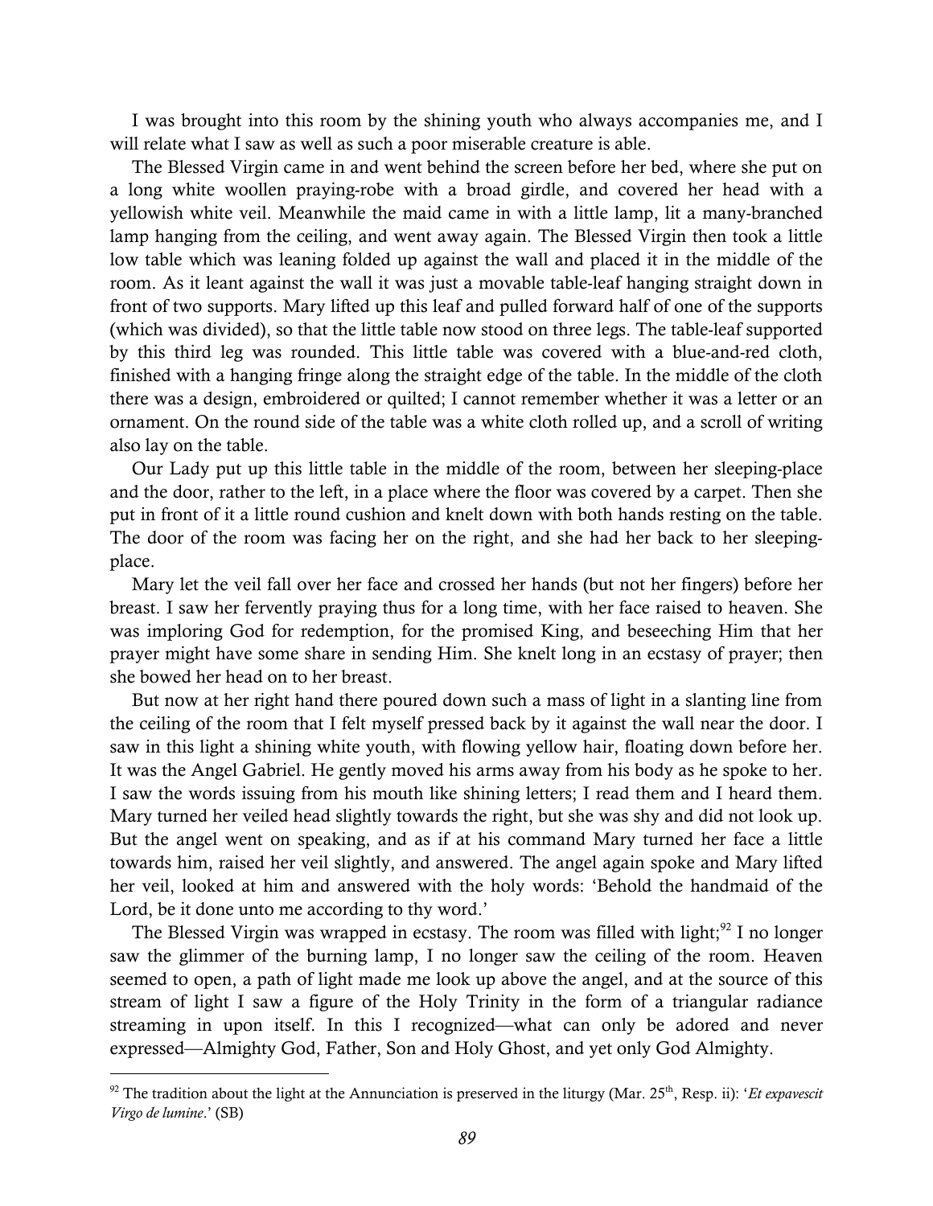I was brought into this room by the shining youth who always accompanies me, and I will relate what I saw as well as such a poor miserable creature is able.

The Blessed Virgin came in and went behind the screen before her bed, where she put on a long white woollen praying-robe with a broad girdle, and covered her head with a yellowish white veil. Meanwhile the maid came in with a little lamp, lit a many-branched lamp hanging from the ceiling, and went away again. The Blessed Virgin then took a little low table which was leaning folded up against the wall and placed it in the middle of the room. As it leant against the wall it was just a movable table-leaf hanging straight down in front of two supports. Mary lifted up this leaf and pulled forward half of one of the supports (which was divided), so that the little table now stood on three legs. The table-leaf supported by this third leg was rounded. This little table was covered with a blue-and-red cloth, finished with a hanging fringe along the straight edge of the table. In the middle of the cloth there was a design, embroidered or quilted; I cannot remember whether it was a letter or an ornament. On the round side of the table was a white cloth rolled up, and a scroll of writing also lay on the table.

Our Lady put up this little table in the middle of the room, between her sleeping-place and the door, rather to the left, in a place where the floor was covered by a carpet. Then she put in front of it a little round cushion and knelt down with both hands resting on the table. The door of the room was facing her on the right, and she had her back to her sleeping-place.

Mary let the veil fall over her face and crossed her hands (but not her fingers) before her breast. I saw her fervently praying thus for a long time, with her face raised to heaven. She was imploring God for redemption, for the promised King, and beseeching Him that her prayer might have some share in sending Him. She knelt long in an ecstasy of prayer; then she bowed her head on to her breast.

But now at her right hand there poured down such a mass of light in a slanting line from the ceiling of the room that I felt myself pressed back by it against the wall near the door. I saw in this light a shining white youth, with flowing yellow hair, floating down before her. It was the Angel Gabriel. He gently moved his arms away from his body as he spoke to her. I saw the words issuing from his mouth like shining letters; I read them and I heard them. Mary turned her veiled head slightly towards the right, but she was shy and did not look up. But the angel went on speaking, and as if at his command Mary turned her face a little towards him, raised her veil slightly, and answered. The angel again spoke and Mary lifted her veil, looked at him and answered with the holy words: 'Behold the handmaid of the Lord, be it done unto me according to thy word.'

The Blessed Virgin was wrapped in ecstasy. The room was filled with light;[92] I no longer saw the glimmer of the burning lamp, I no longer saw the ceiling of the room. Heaven seemed to open, a path of light made me look up above the angel, and at the source of this stream of light I saw a figure of the Holy Trinity in the form of a triangular radiance streaming in upon itself. In this I recognized—what can only be adored and never expressed—Almighty God, Father, Son and Holy Ghost, and yet only God Almighty.

---

[92] The tradition about the light at the Annunciation is preserved in the liturgy (Mar. 25th, Resp. ii): '*Et expavescit Virgo de lumine*.' (SB)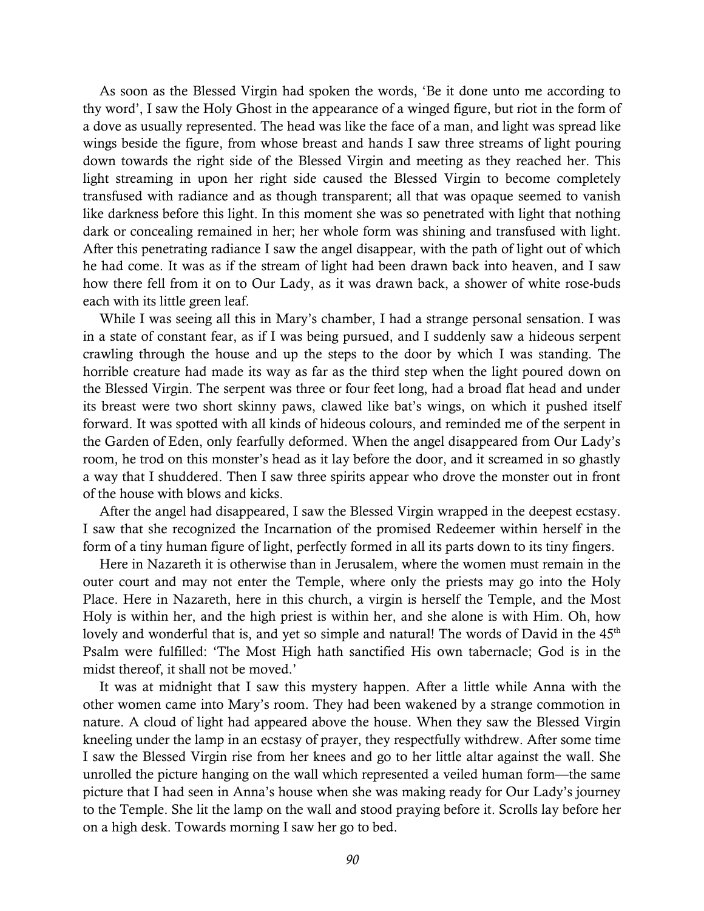As soon as the Blessed Virgin had spoken the words, ‘Be it done unto me according to thy word’, I saw the Holy Ghost in the appearance of a winged figure, but riot in the form of a dove as usually represented. The head was like the face of a man, and light was spread like wings beside the figure, from whose breast and hands I saw three streams of light pouring down towards the right side of the Blessed Virgin and meeting as they reached her. This light streaming in upon her right side caused the Blessed Virgin to become completely transfused with radiance and as though transparent; all that was opaque seemed to vanish like darkness before this light. In this moment she was so penetrated with light that nothing dark or concealing remained in her; her whole form was shining and transfused with light. After this penetrating radiance I saw the angel disappear, with the path of light out of which he had come. It was as if the stream of light had been drawn back into heaven, and I saw how there fell from it on to Our Lady, as it was drawn back, a shower of white rose-buds each with its little green leaf.

While I was seeing all this in Mary’s chamber, I had a strange personal sensation. I was in a state of constant fear, as if I was being pursued, and I suddenly saw a hideous serpent crawling through the house and up the steps to the door by which I was standing. The horrible creature had made its way as far as the third step when the light poured down on the Blessed Virgin. The serpent was three or four feet long, had a broad flat head and under its breast were two short skinny paws, clawed like bat’s wings, on which it pushed itself forward. It was spotted with all kinds of hideous colours, and reminded me of the serpent in the Garden of Eden, only fearfully deformed. When the angel disappeared from Our Lady’s room, he trod on this monster’s head as it lay before the door, and it screamed in so ghastly a way that I shuddered. Then I saw three spirits appear who drove the monster out in front of the house with blows and kicks.

After the angel had disappeared, I saw the Blessed Virgin wrapped in the deepest ecstasy. I saw that she recognized the Incarnation of the promised Redeemer within herself in the form of a tiny human figure of light, perfectly formed in all its parts down to its tiny fingers.

Here in Nazareth it is otherwise than in Jerusalem, where the women must remain in the outer court and may not enter the Temple, where only the priests may go into the Holy Place. Here in Nazareth, here in this church, a virgin is herself the Temple, and the Most Holy is within her, and the high priest is within her, and she alone is with Him. Oh, how lovely and wonderful that is, and yet so simple and natural! The words of David in the 45th Psalm were fulfilled: ‘The Most High hath sanctified His own tabernacle; God is in the midst thereof, it shall not be moved.’

It was at midnight that I saw this mystery happen. After a little while Anna with the other women came into Mary’s room. They had been wakened by a strange commotion in nature. A cloud of light had appeared above the house. When they saw the Blessed Virgin kneeling under the lamp in an ecstasy of prayer, they respectfully withdrew. After some time I saw the Blessed Virgin rise from her knees and go to her little altar against the wall. She unrolled the picture hanging on the wall which represented a veiled human form—the same picture that I had seen in Anna’s house when she was making ready for Our Lady’s journey to the Temple. She lit the lamp on the wall and stood praying before it. Scrolls lay before her on a high desk. Towards morning I saw her go to bed.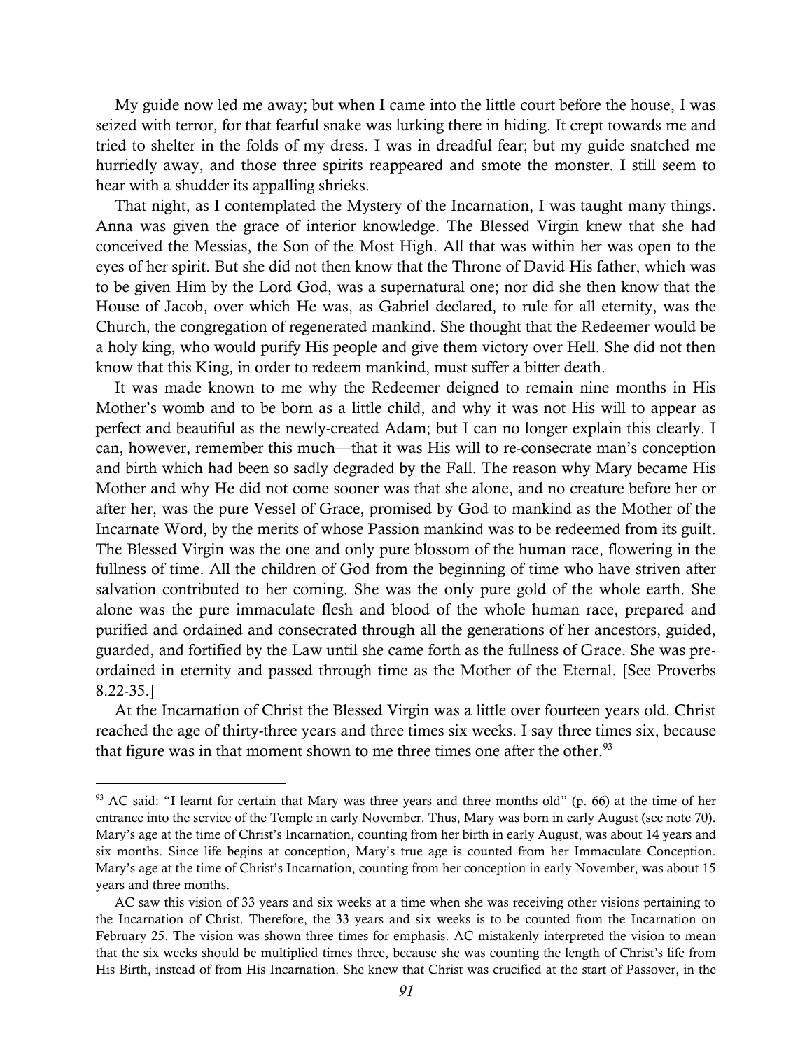My guide now led me away; but when I came into the little court before the house, I was seized with terror, for that fearful snake was lurking there in hiding. It crept towards me and tried to shelter in the folds of my dress. I was in dreadful fear; but my guide snatched me hurriedly away, and those three spirits reappeared and smote the monster. I still seem to hear with a shudder its appalling shrieks.

That night, as I contemplated the Mystery of the Incarnation, I was taught many things. Anna was given the grace of interior knowledge. The Blessed Virgin knew that she had conceived the Messias, the Son of the Most High. All that was within her was open to the eyes of her spirit. But she did not then know that the Throne of David His father, which was to be given Him by the Lord God, was a supernatural one; nor did she then know that the House of Jacob, over which He was, as Gabriel declared, to rule for all eternity, was the Church, the congregation of regenerated mankind. She thought that the Redeemer would be a holy king, who would purify His people and give them victory over Hell. She did not then know that this King, in order to redeem mankind, must suffer a bitter death.

It was made known to me why the Redeemer deigned to remain nine months in His Mother's womb and to be born as a little child, and why it was not His will to appear as perfect and beautiful as the newly-created Adam; but I can no longer explain this clearly. I can, however, remember this much—that it was His will to re-consecrate man's conception and birth which had been so sadly degraded by the Fall. The reason why Mary became His Mother and why He did not come sooner was that she alone, and no creature before her or after her, was the pure Vessel of Grace, promised by God to mankind as the Mother of the Incarnate Word, by the merits of whose Passion mankind was to be redeemed from its guilt. The Blessed Virgin was the one and only pure blossom of the human race, flowering in the fullness of time. All the children of God from the beginning of time who have striven after salvation contributed to her coming. She was the only pure gold of the whole earth. She alone was the pure immaculate flesh and blood of the whole human race, prepared and purified and ordained and consecrated through all the generations of her ancestors, guided, guarded, and fortified by the Law until she came forth as the fullness of Grace. She was pre-ordained in eternity and passed through time as the Mother of the Eternal. [See Proverbs 8.22-35.]

At the Incarnation of Christ the Blessed Virgin was a little over fourteen years old. Christ reached the age of thirty-three years and three times six weeks. I say three times six, because that figure was in that moment shown to me three times one after the other.[93]

---

[93] AC said: "I learnt for certain that Mary was three years and three months old" (p. 66) at the time of her entrance into the service of the Temple in early November. Thus, Mary was born in early August (see note 70). Mary's age at the time of Christ's Incarnation, counting from her birth in early August, was about 14 years and six months. Since life begins at conception, Mary's true age is counted from her Immaculate Conception. Mary's age at the time of Christ's Incarnation, counting from her conception in early November, was about 15 years and three months.

AC saw this vision of 33 years and six weeks at a time when she was receiving other visions pertaining to the Incarnation of Christ. Therefore, the 33 years and six weeks is to be counted from the Incarnation on February 25. The vision was shown three times for emphasis. AC mistakenly interpreted the vision to mean that the six weeks should be multiplied times three, because she was counting the length of Christ's life from His Birth, instead of from His Incarnation. She knew that Christ was crucified at the start of Passover, in the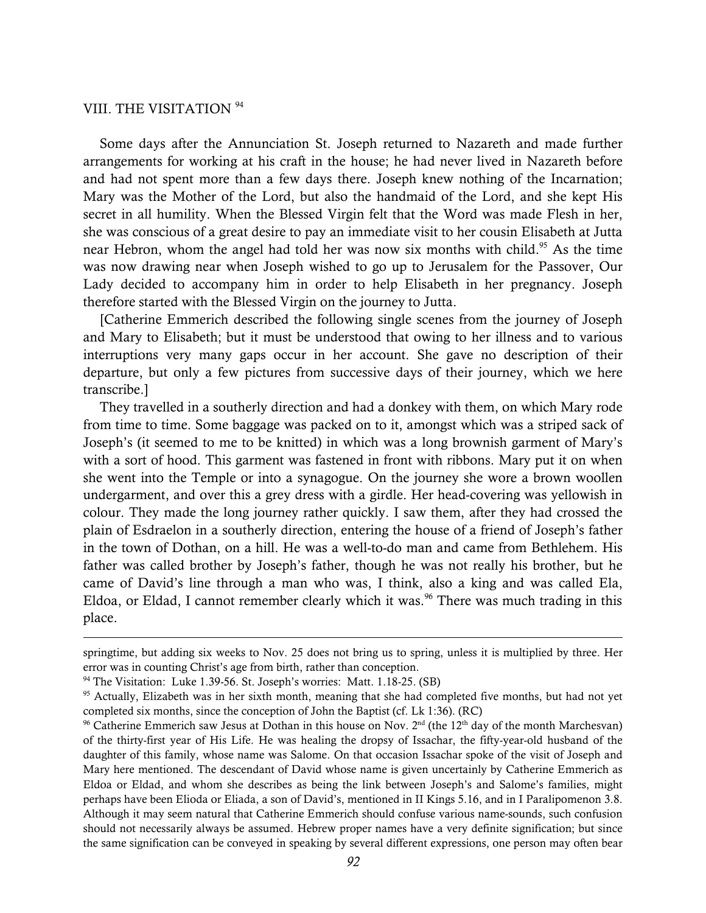## VIII. THE VISITATION [94]

Some days after the Annunciation St. Joseph returned to Nazareth and made further arrangements for working at his craft in the house; he had never lived in Nazareth before and had not spent more than a few days there. Joseph knew nothing of the Incarnation; Mary was the Mother of the Lord, but also the handmaid of the Lord, and she kept His secret in all humility. When the Blessed Virgin felt that the Word was made Flesh in her, she was conscious of a great desire to pay an immediate visit to her cousin Elisabeth at Jutta near Hebron, whom the angel had told her was now six months with child.[95] As the time was now drawing near when Joseph wished to go up to Jerusalem for the Passover, Our Lady decided to accompany him in order to help Elisabeth in her pregnancy. Joseph therefore started with the Blessed Virgin on the journey to Jutta.

[Catherine Emmerich described the following single scenes from the journey of Joseph and Mary to Elisabeth; but it must be understood that owing to her illness and to various interruptions very many gaps occur in her account. She gave no description of their departure, but only a few pictures from successive days of their journey, which we here transcribe.]

They travelled in a southerly direction and had a donkey with them, on which Mary rode from time to time. Some baggage was packed on to it, amongst which was a striped sack of Joseph's (it seemed to me to be knitted) in which was a long brownish garment of Mary's with a sort of hood. This garment was fastened in front with ribbons. Mary put it on when she went into the Temple or into a synagogue. On the journey she wore a brown woollen undergarment, and over this a grey dress with a girdle. Her head-covering was yellowish in colour. They made the long journey rather quickly. I saw them, after they had crossed the plain of Esdraelon in a southerly direction, entering the house of a friend of Joseph's father in the town of Dothan, on a hill. He was a well-to-do man and came from Bethlehem. His father was called brother by Joseph's father, though he was not really his brother, but he came of David's line through a man who was, I think, also a king and was called Ela, Eldoa, or Eldad, I cannot remember clearly which it was.[96] There was much trading in this place.

---

springtime, but adding six weeks to Nov. 25 does not bring us to spring, unless it is multiplied by three. Her error was in counting Christ's age from birth, rather than conception.

[94] The Visitation: Luke 1.39-56. St. Joseph's worries: Matt. 1.18-25. (SB)

[95] Actually, Elizabeth was in her sixth month, meaning that she had completed five months, but had not yet completed six months, since the conception of John the Baptist (cf. Lk 1:36). (RC)

[96] Catherine Emmerich saw Jesus at Dothan in this house on Nov. 2nd (the 12th day of the month Marchesvan) of the thirty-first year of His Life. He was healing the dropsy of Issachar, the fifty-year-old husband of the daughter of this family, whose name was Salome. On that occasion Issachar spoke of the visit of Joseph and Mary here mentioned. The descendant of David whose name is given uncertainly by Catherine Emmerich as Eldoa or Eldad, and whom she describes as being the link between Joseph's and Salome's families, might perhaps have been Elioda or Eliada, a son of David's, mentioned in II Kings 5.16, and in I Paralipomenon 3.8. Although it may seem natural that Catherine Emmerich should confuse various name-sounds, such confusion should not necessarily always be assumed. Hebrew proper names have a very definite signification; but since the same signification can be conveyed in speaking by several different expressions, one person may often bear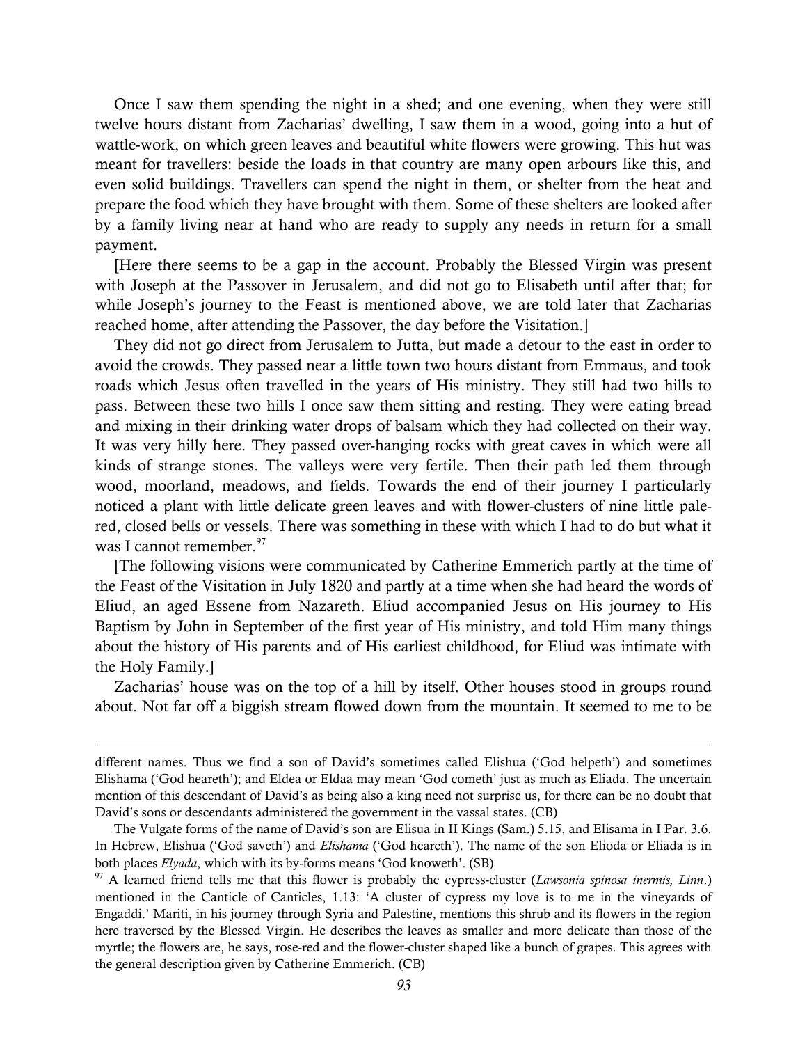Once I saw them spending the night in a shed; and one evening, when they were still twelve hours distant from Zacharias' dwelling, I saw them in a wood, going into a hut of wattle-work, on which green leaves and beautiful white flowers were growing. This hut was meant for travellers: beside the loads in that country are many open arbours like this, and even solid buildings. Travellers can spend the night in them, or shelter from the heat and prepare the food which they have brought with them. Some of these shelters are looked after by a family living near at hand who are ready to supply any needs in return for a small payment.

[Here there seems to be a gap in the account. Probably the Blessed Virgin was present with Joseph at the Passover in Jerusalem, and did not go to Elisabeth until after that; for while Joseph's journey to the Feast is mentioned above, we are told later that Zacharias reached home, after attending the Passover, the day before the Visitation.]

They did not go direct from Jerusalem to Jutta, but made a detour to the east in order to avoid the crowds. They passed near a little town two hours distant from Emmaus, and took roads which Jesus often travelled in the years of His ministry. They still had two hills to pass. Between these two hills I once saw them sitting and resting. They were eating bread and mixing in their drinking water drops of balsam which they had collected on their way. It was very hilly here. They passed over-hanging rocks with great caves in which were all kinds of strange stones. The valleys were very fertile. Then their path led them through wood, moorland, meadows, and fields. Towards the end of their journey I particularly noticed a plant with little delicate green leaves and with flower-clusters of nine little pale-red, closed bells or vessels. There was something in these with which I had to do but what it was I cannot remember.[97]

[The following visions were communicated by Catherine Emmerich partly at the time of the Feast of the Visitation in July 1820 and partly at a time when she had heard the words of Eliud, an aged Essene from Nazareth. Eliud accompanied Jesus on His journey to His Baptism by John in September of the first year of His ministry, and told Him many things about the history of His parents and of His earliest childhood, for Eliud was intimate with the Holy Family.]

Zacharias' house was on the top of a hill by itself. Other houses stood in groups round about. Not far off a biggish stream flowed down from the mountain. It seemed to me to be

---

different names. Thus we find a son of David's sometimes called Elishua ('God helpeth') and sometimes Elishama ('God heareth'); and Eldea or Eldaa may mean 'God cometh' just as much as Eliada. The uncertain mention of this descendant of David's as being also a king need not surprise us, for there can be no doubt that David's sons or descendants administered the government in the vassal states. (CB)

The Vulgate forms of the name of David's son are Elisua in II Kings (Sam.) 5.15, and Elisama in I Par. 3.6. In Hebrew, Elishua ('God saveth') and *Elishama* ('God heareth'). The name of the son Elioda or Eliada is in both places *Elyada*, which with its by-forms means 'God knoweth'. (SB)

[97] A learned friend tells me that this flower is probably the cypress-cluster (*Lawsonia spinosa inermis, Linn*.) mentioned in the Canticle of Canticles, 1.13: 'A cluster of cypress my love is to me in the vineyards of Engaddi.' Mariti, in his journey through Syria and Palestine, mentions this shrub and its flowers in the region here traversed by the Blessed Virgin. He describes the leaves as smaller and more delicate than those of the myrtle; the flowers are, he says, rose-red and the flower-cluster shaped like a bunch of grapes. This agrees with the general description given by Catherine Emmerich. (CB)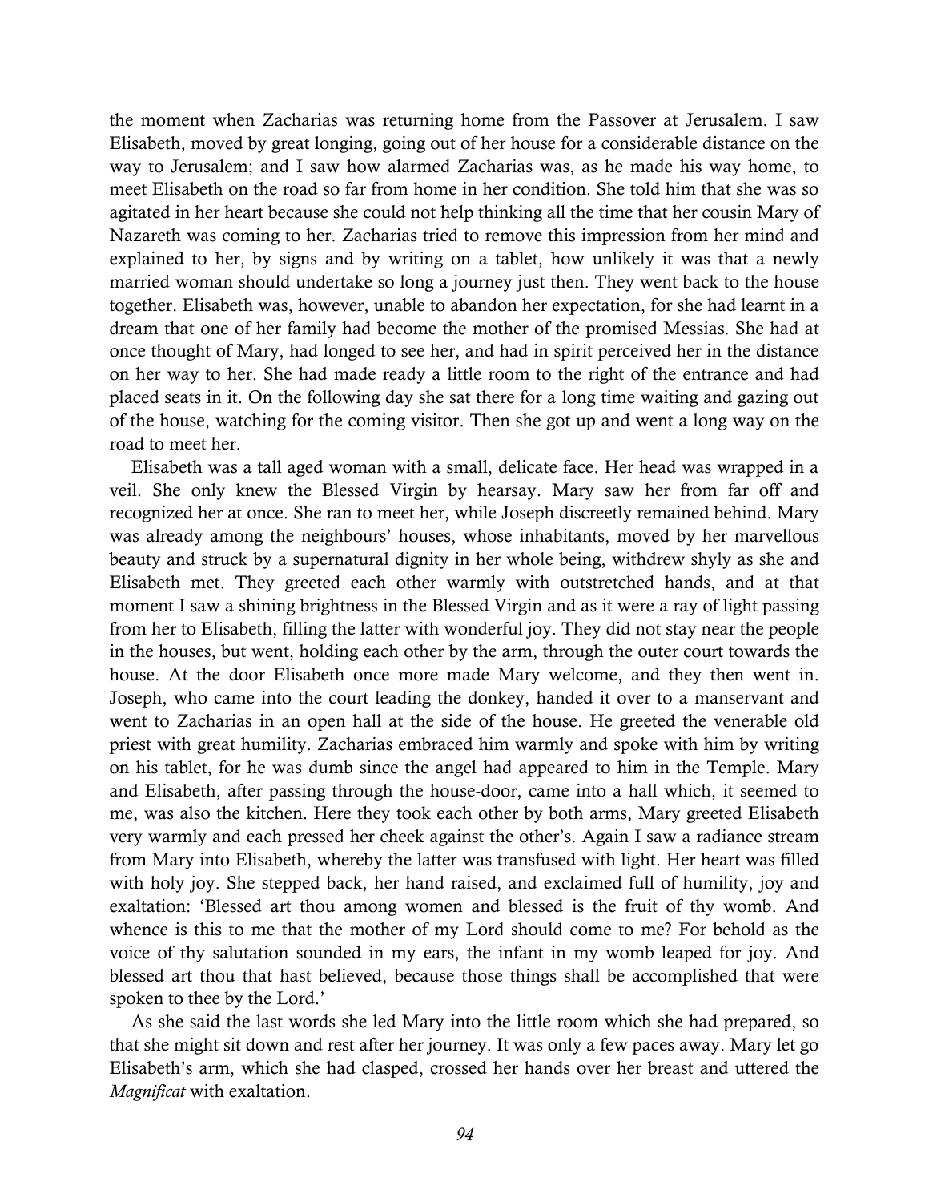the moment when Zacharias was returning home from the Passover at Jerusalem. I saw Elisabeth, moved by great longing, going out of her house for a considerable distance on the way to Jerusalem; and I saw how alarmed Zacharias was, as he made his way home, to meet Elisabeth on the road so far from home in her condition. She told him that she was so agitated in her heart because she could not help thinking all the time that her cousin Mary of Nazareth was coming to her. Zacharias tried to remove this impression from her mind and explained to her, by signs and by writing on a tablet, how unlikely it was that a newly married woman should undertake so long a journey just then. They went back to the house together. Elisabeth was, however, unable to abandon her expectation, for she had learnt in a dream that one of her family had become the mother of the promised Messias. She had at once thought of Mary, had longed to see her, and had in spirit perceived her in the distance on her way to her. She had made ready a little room to the right of the entrance and had placed seats in it. On the following day she sat there for a long time waiting and gazing out of the house, watching for the coming visitor. Then she got up and went a long way on the road to meet her.

Elisabeth was a tall aged woman with a small, delicate face. Her head was wrapped in a veil. She only knew the Blessed Virgin by hearsay. Mary saw her from far off and recognized her at once. She ran to meet her, while Joseph discreetly remained behind. Mary was already among the neighbours' houses, whose inhabitants, moved by her marvellous beauty and struck by a supernatural dignity in her whole being, withdrew shyly as she and Elisabeth met. They greeted each other warmly with outstretched hands, and at that moment I saw a shining brightness in the Blessed Virgin and as it were a ray of light passing from her to Elisabeth, filling the latter with wonderful joy. They did not stay near the people in the houses, but went, holding each other by the arm, through the outer court towards the house. At the door Elisabeth once more made Mary welcome, and they then went in. Joseph, who came into the court leading the donkey, handed it over to a manservant and went to Zacharias in an open hall at the side of the house. He greeted the venerable old priest with great humility. Zacharias embraced him warmly and spoke with him by writing on his tablet, for he was dumb since the angel had appeared to him in the Temple. Mary and Elisabeth, after passing through the house-door, came into a hall which, it seemed to me, was also the kitchen. Here they took each other by both arms, Mary greeted Elisabeth very warmly and each pressed her cheek against the other's. Again I saw a radiance stream from Mary into Elisabeth, whereby the latter was transfused with light. Her heart was filled with holy joy. She stepped back, her hand raised, and exclaimed full of humility, joy and exaltation: 'Blessed art thou among women and blessed is the fruit of thy womb. And whence is this to me that the mother of my Lord should come to me? For behold as the voice of thy salutation sounded in my ears, the infant in my womb leaped for joy. And blessed art thou that hast believed, because those things shall be accomplished that were spoken to thee by the Lord.'

As she said the last words she led Mary into the little room which she had prepared, so that she might sit down and rest after her journey. It was only a few paces away. Mary let go Elisabeth's arm, which she had clasped, crossed her hands over her breast and uttered the *Magnificat* with exaltation.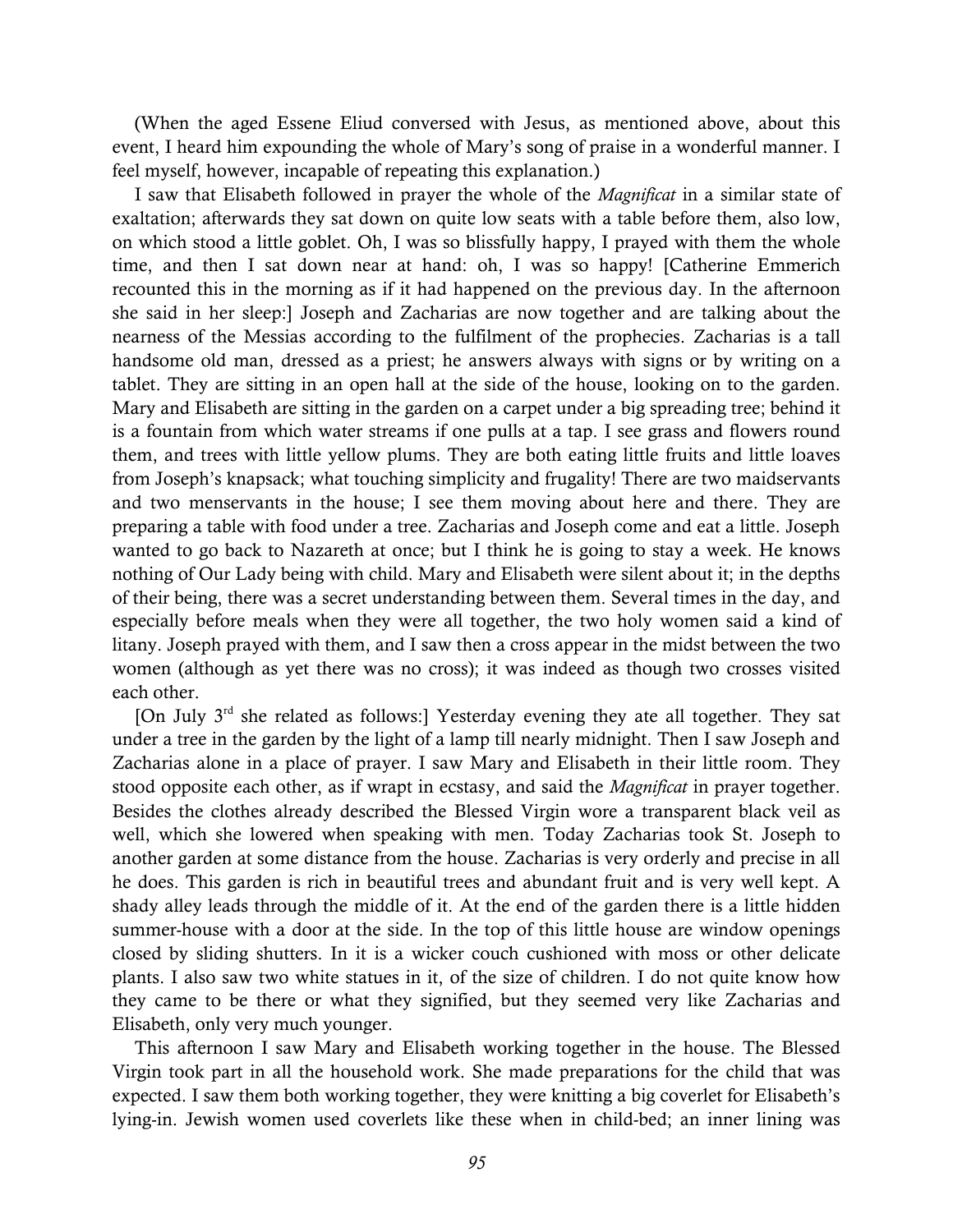(When the aged Essene Eliud conversed with Jesus, as mentioned above, about this event, I heard him expounding the whole of Mary's song of praise in a wonderful manner. I feel myself, however, incapable of repeating this explanation.)

I saw that Elisabeth followed in prayer the whole of the *Magnificat* in a similar state of exaltation; afterwards they sat down on quite low seats with a table before them, also low, on which stood a little goblet. Oh, I was so blissfully happy, I prayed with them the whole time, and then I sat down near at hand: oh, I was so happy! [Catherine Emmerich recounted this in the morning as if it had happened on the previous day. In the afternoon she said in her sleep:] Joseph and Zacharias are now together and are talking about the nearness of the Messias according to the fulfilment of the prophecies. Zacharias is a tall handsome old man, dressed as a priest; he answers always with signs or by writing on a tablet. They are sitting in an open hall at the side of the house, looking on to the garden. Mary and Elisabeth are sitting in the garden on a carpet under a big spreading tree; behind it is a fountain from which water streams if one pulls at a tap. I see grass and flowers round them, and trees with little yellow plums. They are both eating little fruits and little loaves from Joseph's knapsack; what touching simplicity and frugality! There are two maidservants and two menservants in the house; I see them moving about here and there. They are preparing a table with food under a tree. Zacharias and Joseph come and eat a little. Joseph wanted to go back to Nazareth at once; but I think he is going to stay a week. He knows nothing of Our Lady being with child. Mary and Elisabeth were silent about it; in the depths of their being, there was a secret understanding between them. Several times in the day, and especially before meals when they were all together, the two holy women said a kind of litany. Joseph prayed with them, and I saw then a cross appear in the midst between the two women (although as yet there was no cross); it was indeed as though two crosses visited each other.

[On July 3rd she related as follows:] Yesterday evening they ate all together. They sat under a tree in the garden by the light of a lamp till nearly midnight. Then I saw Joseph and Zacharias alone in a place of prayer. I saw Mary and Elisabeth in their little room. They stood opposite each other, as if wrapt in ecstasy, and said the *Magnificat* in prayer together. Besides the clothes already described the Blessed Virgin wore a transparent black veil as well, which she lowered when speaking with men. Today Zacharias took St. Joseph to another garden at some distance from the house. Zacharias is very orderly and precise in all he does. This garden is rich in beautiful trees and abundant fruit and is very well kept. A shady alley leads through the middle of it. At the end of the garden there is a little hidden summer-house with a door at the side. In the top of this little house are window openings closed by sliding shutters. In it is a wicker couch cushioned with moss or other delicate plants. I also saw two white statues in it, of the size of children. I do not quite know how they came to be there or what they signified, but they seemed very like Zacharias and Elisabeth, only very much younger.

This afternoon I saw Mary and Elisabeth working together in the house. The Blessed Virgin took part in all the household work. She made preparations for the child that was expected. I saw them both working together, they were knitting a big coverlet for Elisabeth's lying-in. Jewish women used coverlets like these when in child-bed; an inner lining was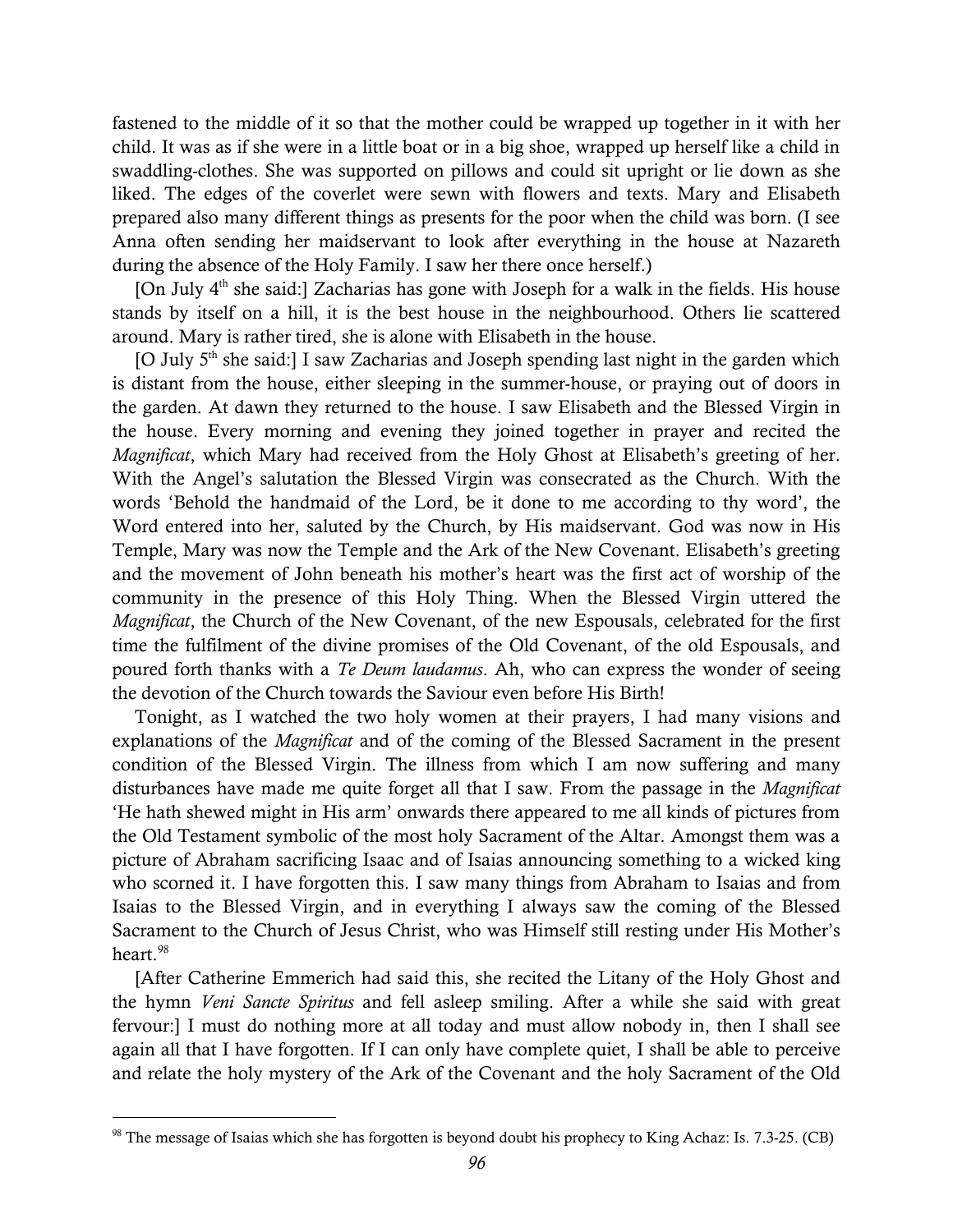fastened to the middle of it so that the mother could be wrapped up together in it with her child. It was as if she were in a little boat or in a big shoe, wrapped up herself like a child in swaddling-clothes. She was supported on pillows and could sit upright or lie down as she liked. The edges of the coverlet were sewn with flowers and texts. Mary and Elisabeth prepared also many different things as presents for the poor when the child was born. (I see Anna often sending her maidservant to look after everything in the house at Nazareth during the absence of the Holy Family. I saw her there once herself.)

[On July 4th she said:] Zacharias has gone with Joseph for a walk in the fields. His house stands by itself on a hill, it is the best house in the neighbourhood. Others lie scattered around. Mary is rather tired, she is alone with Elisabeth in the house.

[O July 5th she said:] I saw Zacharias and Joseph spending last night in the garden which is distant from the house, either sleeping in the summer-house, or praying out of doors in the garden. At dawn they returned to the house. I saw Elisabeth and the Blessed Virgin in the house. Every morning and evening they joined together in prayer and recited the *Magnificat*, which Mary had received from the Holy Ghost at Elisabeth's greeting of her. With the Angel's salutation the Blessed Virgin was consecrated as the Church. With the words 'Behold the handmaid of the Lord, be it done to me according to thy word', the Word entered into her, saluted by the Church, by His maidservant. God was now in His Temple, Mary was now the Temple and the Ark of the New Covenant. Elisabeth's greeting and the movement of John beneath his mother's heart was the first act of worship of the community in the presence of this Holy Thing. When the Blessed Virgin uttered the *Magnificat*, the Church of the New Covenant, of the new Espousals, celebrated for the first time the fulfilment of the divine promises of the Old Covenant, of the old Espousals, and poured forth thanks with a *Te Deum laudamus*. Ah, who can express the wonder of seeing the devotion of the Church towards the Saviour even before His Birth!

Tonight, as I watched the two holy women at their prayers, I had many visions and explanations of the *Magnificat* and of the coming of the Blessed Sacrament in the present condition of the Blessed Virgin. The illness from which I am now suffering and many disturbances have made me quite forget all that I saw. From the passage in the *Magnificat* 'He hath shewed might in His arm' onwards there appeared to me all kinds of pictures from the Old Testament symbolic of the most holy Sacrament of the Altar. Amongst them was a picture of Abraham sacrificing Isaac and of Isaias announcing something to a wicked king who scorned it. I have forgotten this. I saw many things from Abraham to Isaias and from Isaias to the Blessed Virgin, and in everything I always saw the coming of the Blessed Sacrament to the Church of Jesus Christ, who was Himself still resting under His Mother's heart.[98]

[After Catherine Emmerich had said this, she recited the Litany of the Holy Ghost and the hymn *Veni Sancte Spiritus* and fell asleep smiling. After a while she said with great fervour:] I must do nothing more at all today and must allow nobody in, then I shall see again all that I have forgotten. If I can only have complete quiet, I shall be able to perceive and relate the holy mystery of the Ark of the Covenant and the holy Sacrament of the Old

---

[98] The message of Isaias which she has forgotten is beyond doubt his prophecy to King Achaz: Is. 7.3-25. (CB)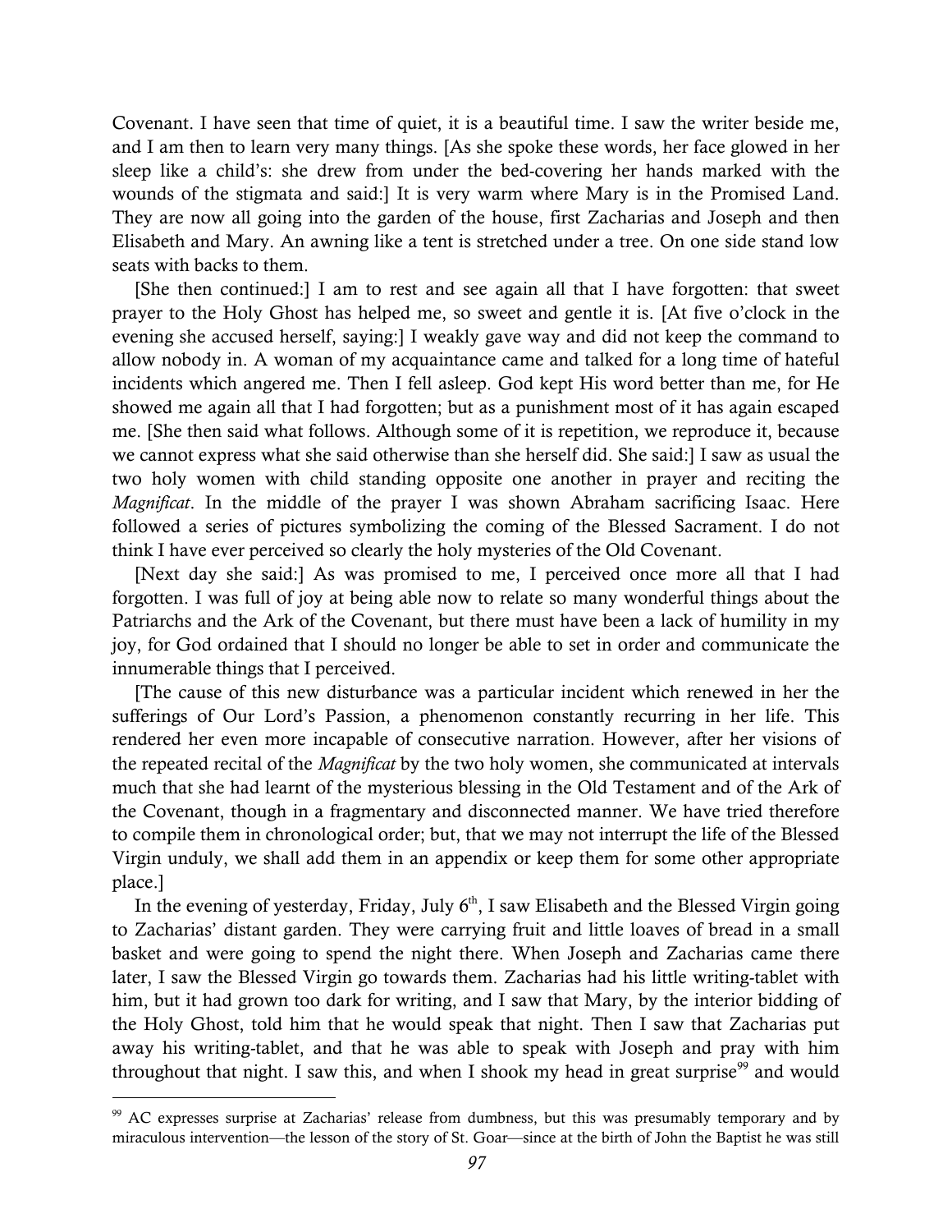Covenant. I have seen that time of quiet, it is a beautiful time. I saw the writer beside me, and I am then to learn very many things. [As she spoke these words, her face glowed in her sleep like a child's: she drew from under the bed-covering her hands marked with the wounds of the stigmata and said:] It is very warm where Mary is in the Promised Land. They are now all going into the garden of the house, first Zacharias and Joseph and then Elisabeth and Mary. An awning like a tent is stretched under a tree. On one side stand low seats with backs to them.

[She then continued:] I am to rest and see again all that I have forgotten: that sweet prayer to the Holy Ghost has helped me, so sweet and gentle it is. [At five o'clock in the evening she accused herself, saying:] I weakly gave way and did not keep the command to allow nobody in. A woman of my acquaintance came and talked for a long time of hateful incidents which angered me. Then I fell asleep. God kept His word better than me, for He showed me again all that I had forgotten; but as a punishment most of it has again escaped me. [She then said what follows. Although some of it is repetition, we reproduce it, because we cannot express what she said otherwise than she herself did. She said:] I saw as usual the two holy women with child standing opposite one another in prayer and reciting the *Magnificat*. In the middle of the prayer I was shown Abraham sacrificing Isaac. Here followed a series of pictures symbolizing the coming of the Blessed Sacrament. I do not think I have ever perceived so clearly the holy mysteries of the Old Covenant.

[Next day she said:] As was promised to me, I perceived once more all that I had forgotten. I was full of joy at being able now to relate so many wonderful things about the Patriarchs and the Ark of the Covenant, but there must have been a lack of humility in my joy, for God ordained that I should no longer be able to set in order and communicate the innumerable things that I perceived.

[The cause of this new disturbance was a particular incident which renewed in her the sufferings of Our Lord's Passion, a phenomenon constantly recurring in her life. This rendered her even more incapable of consecutive narration. However, after her visions of the repeated recital of the *Magnificat* by the two holy women, she communicated at intervals much that she had learnt of the mysterious blessing in the Old Testament and of the Ark of the Covenant, though in a fragmentary and disconnected manner. We have tried therefore to compile them in chronological order; but, that we may not interrupt the life of the Blessed Virgin unduly, we shall add them in an appendix or keep them for some other appropriate place.]

In the evening of yesterday, Friday, July 6th, I saw Elisabeth and the Blessed Virgin going to Zacharias' distant garden. They were carrying fruit and little loaves of bread in a small basket and were going to spend the night there. When Joseph and Zacharias came there later, I saw the Blessed Virgin go towards them. Zacharias had his little writing-tablet with him, but it had grown too dark for writing, and I saw that Mary, by the interior bidding of the Holy Ghost, told him that he would speak that night. Then I saw that Zacharias put away his writing-tablet, and that he was able to speak with Joseph and pray with him throughout that night. I saw this, and when I shook my head in great surprise[99] and would

---

[99] AC expresses surprise at Zacharias' release from dumbness, but this was presumably temporary and by miraculous intervention—the lesson of the story of St. Goar—since at the birth of John the Baptist he was still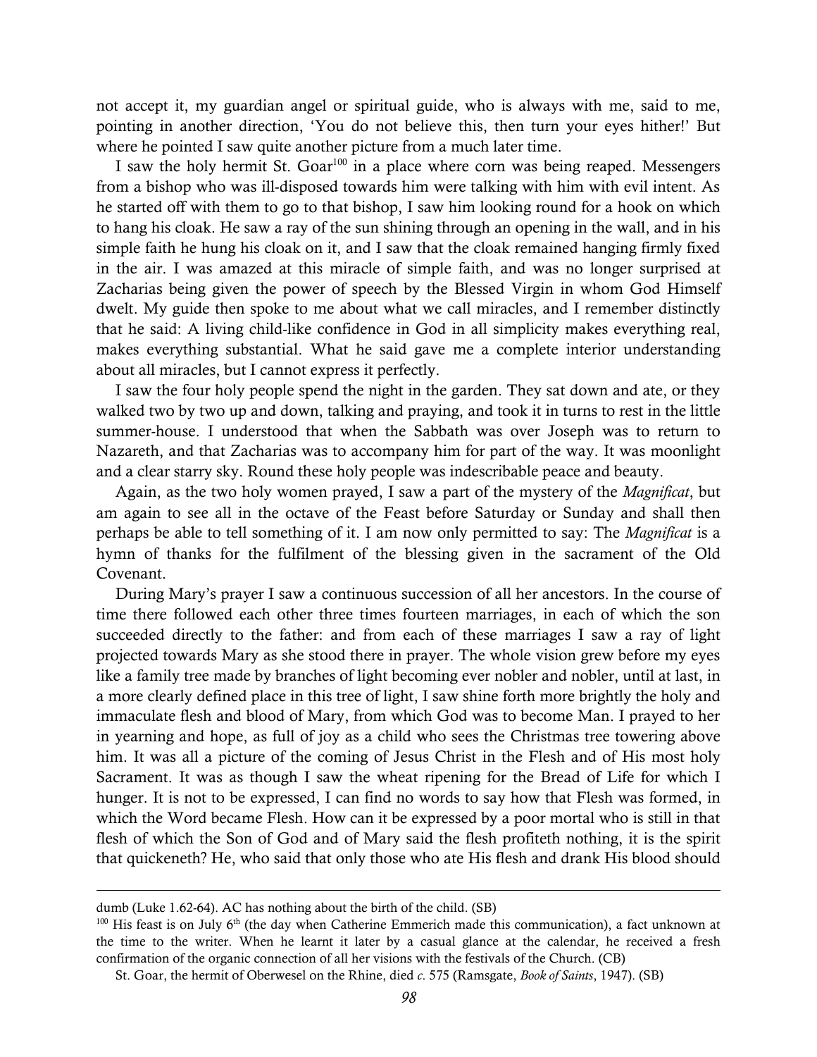not accept it, my guardian angel or spiritual guide, who is always with me, said to me, pointing in another direction, 'You do not believe this, then turn your eyes hither!' But where he pointed I saw quite another picture from a much later time.

I saw the holy hermit St. Goar[100] in a place where corn was being reaped. Messengers from a bishop who was ill-disposed towards him were talking with him with evil intent. As he started off with them to go to that bishop, I saw him looking round for a hook on which to hang his cloak. He saw a ray of the sun shining through an opening in the wall, and in his simple faith he hung his cloak on it, and I saw that the cloak remained hanging firmly fixed in the air. I was amazed at this miracle of simple faith, and was no longer surprised at Zacharias being given the power of speech by the Blessed Virgin in whom God Himself dwelt. My guide then spoke to me about what we call miracles, and I remember distinctly that he said: A living child-like confidence in God in all simplicity makes everything real, makes everything substantial. What he said gave me a complete interior understanding about all miracles, but I cannot express it perfectly.

I saw the four holy people spend the night in the garden. They sat down and ate, or they walked two by two up and down, talking and praying, and took it in turns to rest in the little summer-house. I understood that when the Sabbath was over Joseph was to return to Nazareth, and that Zacharias was to accompany him for part of the way. It was moonlight and a clear starry sky. Round these holy people was indescribable peace and beauty.

Again, as the two holy women prayed, I saw a part of the mystery of the *Magnificat*, but am again to see all in the octave of the Feast before Saturday or Sunday and shall then perhaps be able to tell something of it. I am now only permitted to say: The *Magnificat* is a hymn of thanks for the fulfilment of the blessing given in the sacrament of the Old Covenant.

During Mary's prayer I saw a continuous succession of all her ancestors. In the course of time there followed each other three times fourteen marriages, in each of which the son succeeded directly to the father: and from each of these marriages I saw a ray of light projected towards Mary as she stood there in prayer. The whole vision grew before my eyes like a family tree made by branches of light becoming ever nobler and nobler, until at last, in a more clearly defined place in this tree of light, I saw shine forth more brightly the holy and immaculate flesh and blood of Mary, from which God was to become Man. I prayed to her in yearning and hope, as full of joy as a child who sees the Christmas tree towering above him. It was all a picture of the coming of Jesus Christ in the Flesh and of His most holy Sacrament. It was as though I saw the wheat ripening for the Bread of Life for which I hunger. It is not to be expressed, I can find no words to say how that Flesh was formed, in which the Word became Flesh. How can it be expressed by a poor mortal who is still in that flesh of which the Son of God and of Mary said the flesh profiteth nothing, it is the spirit that quickeneth? He, who said that only those who ate His flesh and drank His blood should

---

dumb (Luke 1.62-64). AC has nothing about the birth of the child. (SB)

[100] His feast is on July 6th (the day when Catherine Emmerich made this communication), a fact unknown at the time to the writer. When he learnt it later by a casual glance at the calendar, he received a fresh confirmation of the organic connection of all her visions with the festivals of the Church. (CB)

St. Goar, the hermit of Oberwesel on the Rhine, died *c.* 575 (Ramsgate, *Book of Saints*, 1947). (SB)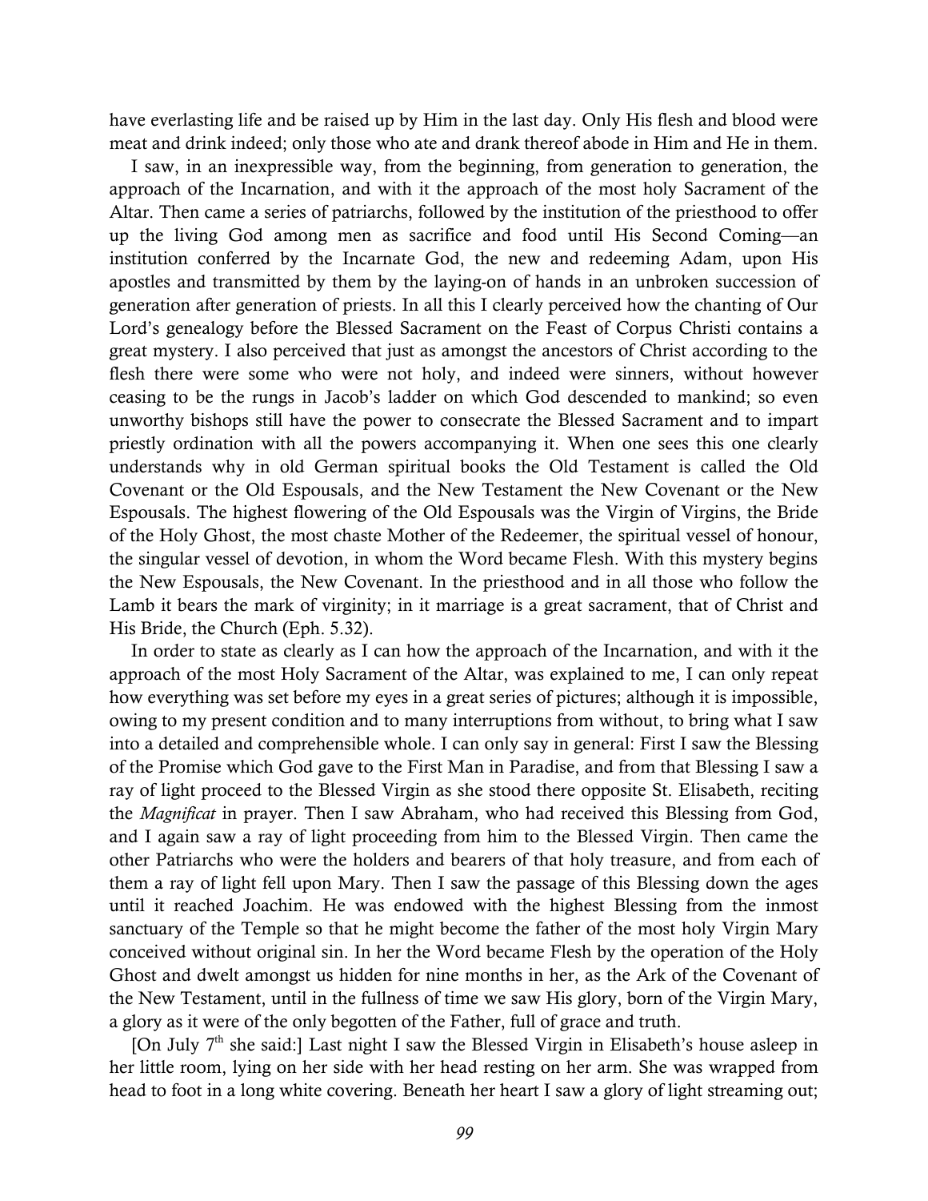have everlasting life and be raised up by Him in the last day. Only His flesh and blood were meat and drink indeed; only those who ate and drank thereof abode in Him and He in them.

I saw, in an inexpressible way, from the beginning, from generation to generation, the approach of the Incarnation, and with it the approach of the most holy Sacrament of the Altar. Then came a series of patriarchs, followed by the institution of the priesthood to offer up the living God among men as sacrifice and food until His Second Coming—an institution conferred by the Incarnate God, the new and redeeming Adam, upon His apostles and transmitted by them by the laying-on of hands in an unbroken succession of generation after generation of priests. In all this I clearly perceived how the chanting of Our Lord's genealogy before the Blessed Sacrament on the Feast of Corpus Christi contains a great mystery. I also perceived that just as amongst the ancestors of Christ according to the flesh there were some who were not holy, and indeed were sinners, without however ceasing to be the rungs in Jacob's ladder on which God descended to mankind; so even unworthy bishops still have the power to consecrate the Blessed Sacrament and to impart priestly ordination with all the powers accompanying it. When one sees this one clearly understands why in old German spiritual books the Old Testament is called the Old Covenant or the Old Espousals, and the New Testament the New Covenant or the New Espousals. The highest flowering of the Old Espousals was the Virgin of Virgins, the Bride of the Holy Ghost, the most chaste Mother of the Redeemer, the spiritual vessel of honour, the singular vessel of devotion, in whom the Word became Flesh. With this mystery begins the New Espousals, the New Covenant. In the priesthood and in all those who follow the Lamb it bears the mark of virginity; in it marriage is a great sacrament, that of Christ and His Bride, the Church (Eph. 5.32).

In order to state as clearly as I can how the approach of the Incarnation, and with it the approach of the most Holy Sacrament of the Altar, was explained to me, I can only repeat how everything was set before my eyes in a great series of pictures; although it is impossible, owing to my present condition and to many interruptions from without, to bring what I saw into a detailed and comprehensible whole. I can only say in general: First I saw the Blessing of the Promise which God gave to the First Man in Paradise, and from that Blessing I saw a ray of light proceed to the Blessed Virgin as she stood there opposite St. Elisabeth, reciting the *Magnificat* in prayer. Then I saw Abraham, who had received this Blessing from God, and I again saw a ray of light proceeding from him to the Blessed Virgin. Then came the other Patriarchs who were the holders and bearers of that holy treasure, and from each of them a ray of light fell upon Mary. Then I saw the passage of this Blessing down the ages until it reached Joachim. He was endowed with the highest Blessing from the inmost sanctuary of the Temple so that he might become the father of the most holy Virgin Mary conceived without original sin. In her the Word became Flesh by the operation of the Holy Ghost and dwelt amongst us hidden for nine months in her, as the Ark of the Covenant of the New Testament, until in the fullness of time we saw His glory, born of the Virgin Mary, a glory as it were of the only begotten of the Father, full of grace and truth.

[On July 7th she said:] Last night I saw the Blessed Virgin in Elisabeth's house asleep in her little room, lying on her side with her head resting on her arm. She was wrapped from head to foot in a long white covering. Beneath her heart I saw a glory of light streaming out;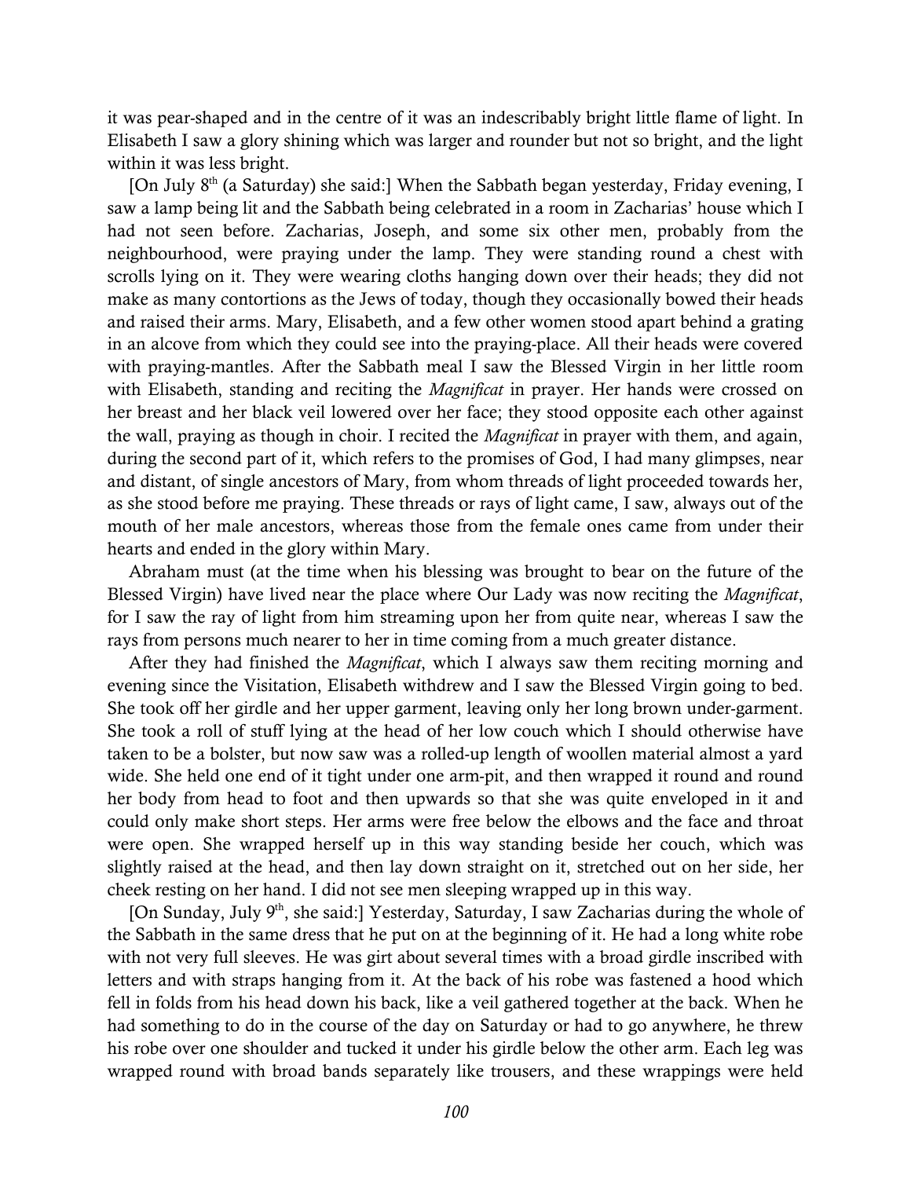it was pear-shaped and in the centre of it was an indescribably bright little flame of light. In Elisabeth I saw a glory shining which was larger and rounder but not so bright, and the light within it was less bright.

[On July 8th (a Saturday) she said:] When the Sabbath began yesterday, Friday evening, I saw a lamp being lit and the Sabbath being celebrated in a room in Zacharias' house which I had not seen before. Zacharias, Joseph, and some six other men, probably from the neighbourhood, were praying under the lamp. They were standing round a chest with scrolls lying on it. They were wearing cloths hanging down over their heads; they did not make as many contortions as the Jews of today, though they occasionally bowed their heads and raised their arms. Mary, Elisabeth, and a few other women stood apart behind a grating in an alcove from which they could see into the praying-place. All their heads were covered with praying-mantles. After the Sabbath meal I saw the Blessed Virgin in her little room with Elisabeth, standing and reciting the *Magnificat* in prayer. Her hands were crossed on her breast and her black veil lowered over her face; they stood opposite each other against the wall, praying as though in choir. I recited the *Magnificat* in prayer with them, and again, during the second part of it, which refers to the promises of God, I had many glimpses, near and distant, of single ancestors of Mary, from whom threads of light proceeded towards her, as she stood before me praying. These threads or rays of light came, I saw, always out of the mouth of her male ancestors, whereas those from the female ones came from under their hearts and ended in the glory within Mary.

Abraham must (at the time when his blessing was brought to bear on the future of the Blessed Virgin) have lived near the place where Our Lady was now reciting the *Magnificat*, for I saw the ray of light from him streaming upon her from quite near, whereas I saw the rays from persons much nearer to her in time coming from a much greater distance.

After they had finished the *Magnificat*, which I always saw them reciting morning and evening since the Visitation, Elisabeth withdrew and I saw the Blessed Virgin going to bed. She took off her girdle and her upper garment, leaving only her long brown under-garment. She took a roll of stuff lying at the head of her low couch which I should otherwise have taken to be a bolster, but now saw was a rolled-up length of woollen material almost a yard wide. She held one end of it tight under one arm-pit, and then wrapped it round and round her body from head to foot and then upwards so that she was quite enveloped in it and could only make short steps. Her arms were free below the elbows and the face and throat were open. She wrapped herself up in this way standing beside her couch, which was slightly raised at the head, and then lay down straight on it, stretched out on her side, her cheek resting on her hand. I did not see men sleeping wrapped up in this way.

[On Sunday, July 9th, she said:] Yesterday, Saturday, I saw Zacharias during the whole of the Sabbath in the same dress that he put on at the beginning of it. He had a long white robe with not very full sleeves. He was girt about several times with a broad girdle inscribed with letters and with straps hanging from it. At the back of his robe was fastened a hood which fell in folds from his head down his back, like a veil gathered together at the back. When he had something to do in the course of the day on Saturday or had to go anywhere, he threw his robe over one shoulder and tucked it under his girdle below the other arm. Each leg was wrapped round with broad bands separately like trousers, and these wrappings were held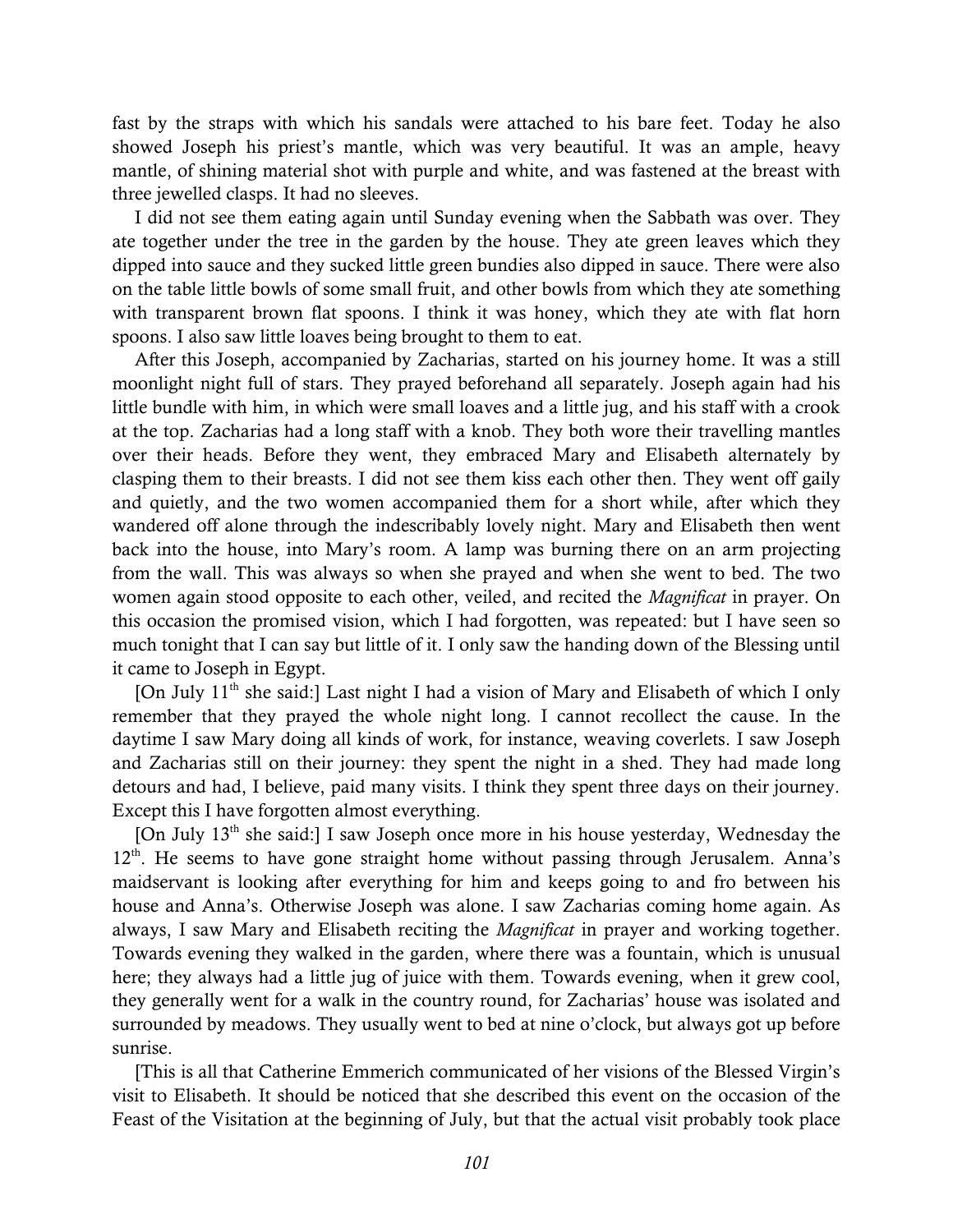fast by the straps with which his sandals were attached to his bare feet. Today he also showed Joseph his priest's mantle, which was very beautiful. It was an ample, heavy mantle, of shining material shot with purple and white, and was fastened at the breast with three jewelled clasps. It had no sleeves.

I did not see them eating again until Sunday evening when the Sabbath was over. They ate together under the tree in the garden by the house. They ate green leaves which they dipped into sauce and they sucked little green bundles also dipped in sauce. There were also on the table little bowls of some small fruit, and other bowls from which they ate something with transparent brown flat spoons. I think it was honey, which they ate with flat horn spoons. I also saw little loaves being brought to them to eat.

After this Joseph, accompanied by Zacharias, started on his journey home. It was a still moonlight night full of stars. They prayed beforehand all separately. Joseph again had his little bundle with him, in which were small loaves and a little jug, and his staff with a crook at the top. Zacharias had a long staff with a knob. They both wore their travelling mantles over their heads. Before they went, they embraced Mary and Elisabeth alternately by clasping them to their breasts. I did not see them kiss each other then. They went off gaily and quietly, and the two women accompanied them for a short while, after which they wandered off alone through the indescribably lovely night. Mary and Elisabeth then went back into the house, into Mary's room. A lamp was burning there on an arm projecting from the wall. This was always so when she prayed and when she went to bed. The two women again stood opposite to each other, veiled, and recited the *Magnificat* in prayer. On this occasion the promised vision, which I had forgotten, was repeated: but I have seen so much tonight that I can say but little of it. I only saw the handing down of the Blessing until it came to Joseph in Egypt.

[On July 11th she said:] Last night I had a vision of Mary and Elisabeth of which I only remember that they prayed the whole night long. I cannot recollect the cause. In the daytime I saw Mary doing all kinds of work, for instance, weaving coverlets. I saw Joseph and Zacharias still on their journey: they spent the night in a shed. They had made long detours and had, I believe, paid many visits. I think they spent three days on their journey. Except this I have forgotten almost everything.

[On July 13th she said:] I saw Joseph once more in his house yesterday, Wednesday the 12th. He seems to have gone straight home without passing through Jerusalem. Anna's maidservant is looking after everything for him and keeps going to and fro between his house and Anna's. Otherwise Joseph was alone. I saw Zacharias coming home again. As always, I saw Mary and Elisabeth reciting the *Magnificat* in prayer and working together. Towards evening they walked in the garden, where there was a fountain, which is unusual here; they always had a little jug of juice with them. Towards evening, when it grew cool, they generally went for a walk in the country round, for Zacharias' house was isolated and surrounded by meadows. They usually went to bed at nine o'clock, but always got up before sunrise.

[This is all that Catherine Emmerich communicated of her visions of the Blessed Virgin's visit to Elisabeth. It should be noticed that she described this event on the occasion of the Feast of the Visitation at the beginning of July, but that the actual visit probably took place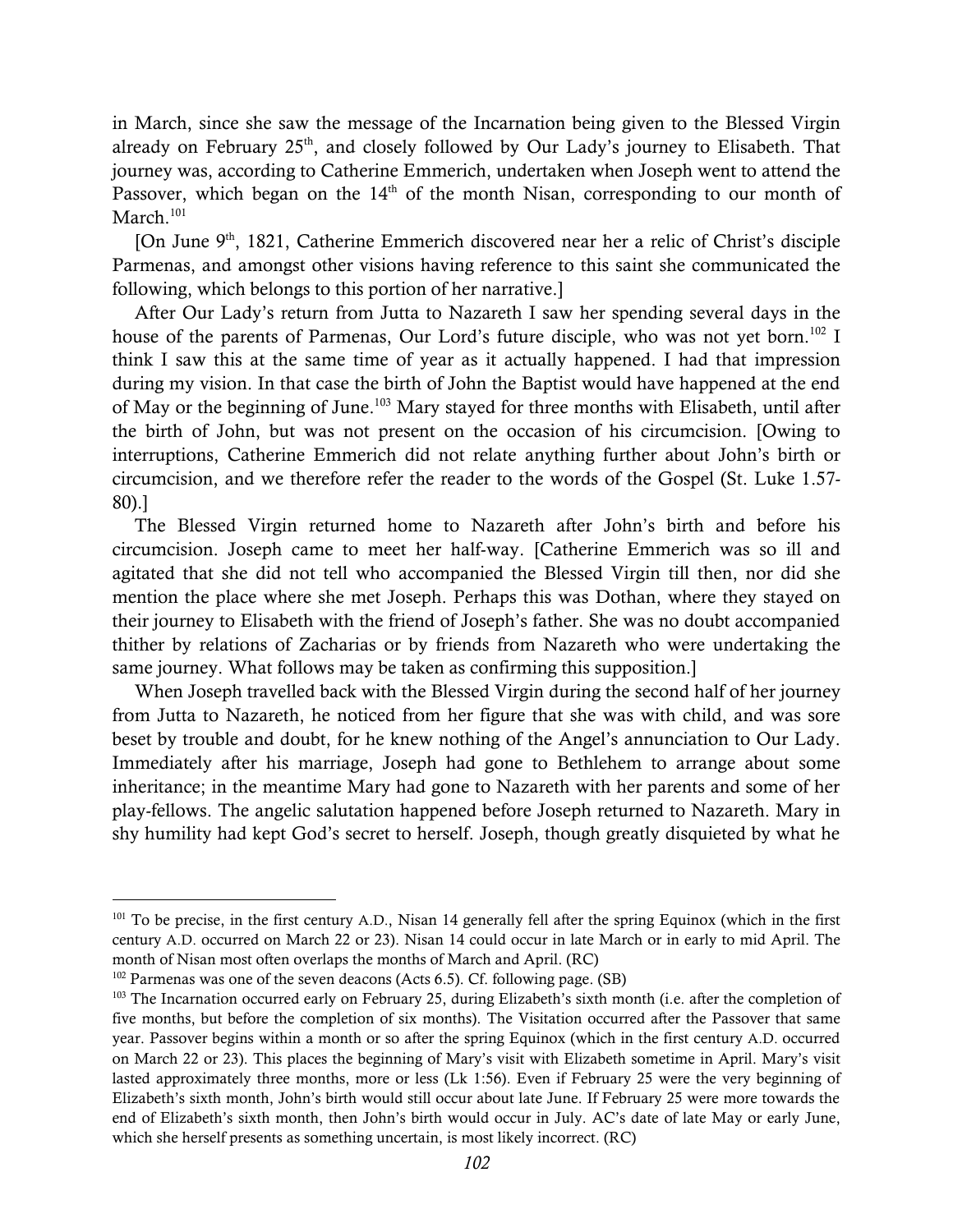in March, since she saw the message of the Incarnation being given to the Blessed Virgin already on February 25th, and closely followed by Our Lady's journey to Elisabeth. That journey was, according to Catherine Emmerich, undertaken when Joseph went to attend the Passover, which began on the 14th of the month Nisan, corresponding to our month of March.[101]

[On June 9th, 1821, Catherine Emmerich discovered near her a relic of Christ's disciple Parmenas, and amongst other visions having reference to this saint she communicated the following, which belongs to this portion of her narrative.]

After Our Lady's return from Jutta to Nazareth I saw her spending several days in the house of the parents of Parmenas, Our Lord's future disciple, who was not yet born.[102] I think I saw this at the same time of year as it actually happened. I had that impression during my vision. In that case the birth of John the Baptist would have happened at the end of May or the beginning of June.[103] Mary stayed for three months with Elisabeth, until after the birth of John, but was not present on the occasion of his circumcision. [Owing to interruptions, Catherine Emmerich did not relate anything further about John's birth or circumcision, and we therefore refer the reader to the words of the Gospel (St. Luke 1.57-80).]

The Blessed Virgin returned home to Nazareth after John's birth and before his circumcision. Joseph came to meet her half-way. [Catherine Emmerich was so ill and agitated that she did not tell who accompanied the Blessed Virgin till then, nor did she mention the place where she met Joseph. Perhaps this was Dothan, where they stayed on their journey to Elisabeth with the friend of Joseph's father. She was no doubt accompanied thither by relations of Zacharias or by friends from Nazareth who were undertaking the same journey. What follows may be taken as confirming this supposition.]

When Joseph travelled back with the Blessed Virgin during the second half of her journey from Jutta to Nazareth, he noticed from her figure that she was with child, and was sore beset by trouble and doubt, for he knew nothing of the Angel's annunciation to Our Lady. Immediately after his marriage, Joseph had gone to Bethlehem to arrange about some inheritance; in the meantime Mary had gone to Nazareth with her parents and some of her play-fellows. The angelic salutation happened before Joseph returned to Nazareth. Mary in shy humility had kept God's secret to herself. Joseph, though greatly disquieted by what he

---

[101] To be precise, in the first century A.D., Nisan 14 generally fell after the spring Equinox (which in the first century A.D. occurred on March 22 or 23). Nisan 14 could occur in late March or in early to mid April. The month of Nisan most often overlaps the months of March and April. (RC)

[102] Parmenas was one of the seven deacons (Acts 6.5). Cf. following page. (SB)

[103] The Incarnation occurred early on February 25, during Elizabeth's sixth month (i.e. after the completion of five months, but before the completion of six months). The Visitation occurred after the Passover that same year. Passover begins within a month or so after the spring Equinox (which in the first century A.D. occurred on March 22 or 23). This places the beginning of Mary's visit with Elizabeth sometime in April. Mary's visit lasted approximately three months, more or less (Lk 1:56). Even if February 25 were the very beginning of Elizabeth's sixth month, John's birth would still occur about late June. If February 25 were more towards the end of Elizabeth's sixth month, then John's birth would occur in July. AC's date of late May or early June, which she herself presents as something uncertain, is most likely incorrect. (RC)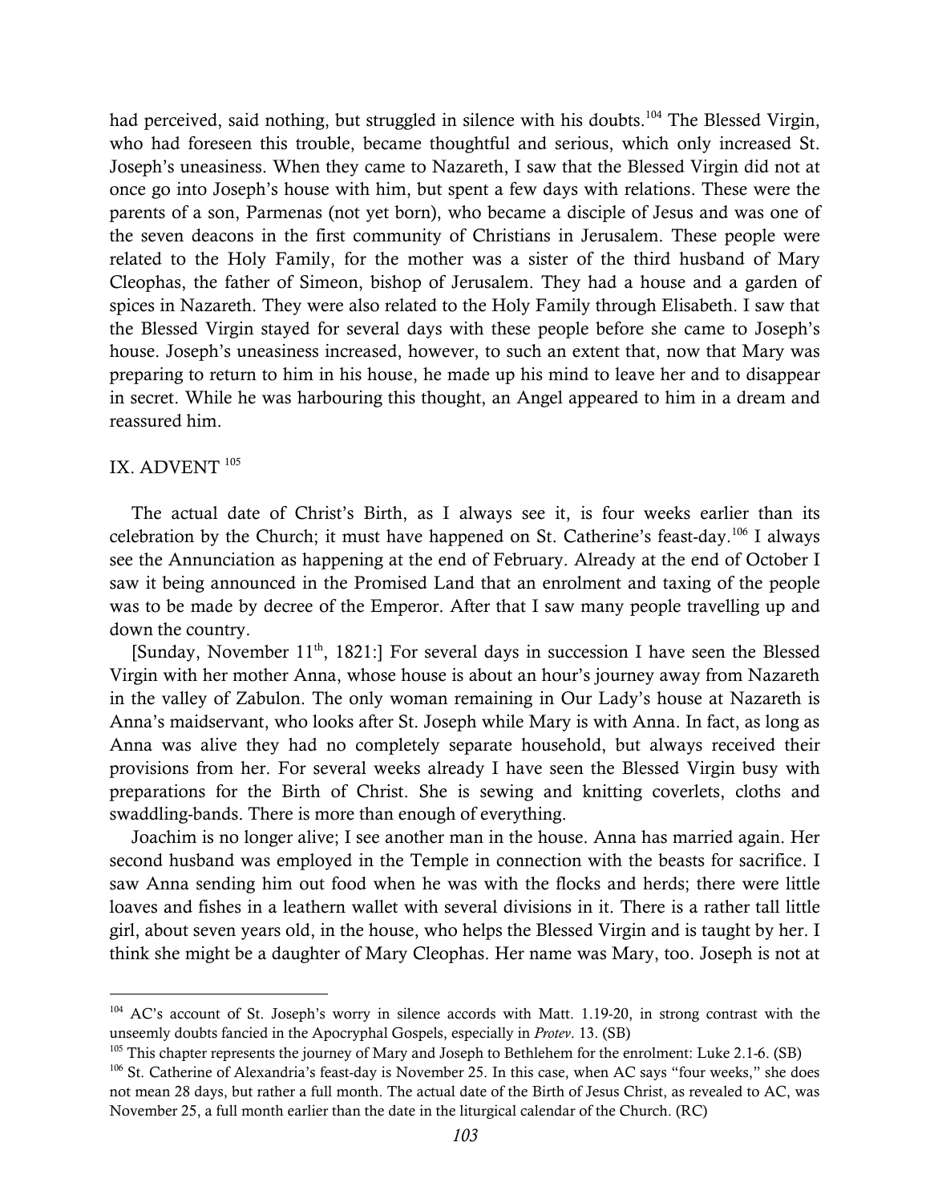had perceived, said nothing, but struggled in silence with his doubts.[104] The Blessed Virgin, who had foreseen this trouble, became thoughtful and serious, which only increased St. Joseph's uneasiness. When they came to Nazareth, I saw that the Blessed Virgin did not at once go into Joseph's house with him, but spent a few days with relations. These were the parents of a son, Parmenas (not yet born), who became a disciple of Jesus and was one of the seven deacons in the first community of Christians in Jerusalem. These people were related to the Holy Family, for the mother was a sister of the third husband of Mary Cleophas, the father of Simeon, bishop of Jerusalem. They had a house and a garden of spices in Nazareth. They were also related to the Holy Family through Elisabeth. I saw that the Blessed Virgin stayed for several days with these people before she came to Joseph's house. Joseph's uneasiness increased, however, to such an extent that, now that Mary was preparing to return to him in his house, he made up his mind to leave her and to disappear in secret. While he was harbouring this thought, an Angel appeared to him in a dream and reassured him.

## IX. ADVENT [105]

The actual date of Christ's Birth, as I always see it, is four weeks earlier than its celebration by the Church; it must have happened on St. Catherine's feast-day.[106] I always see the Annunciation as happening at the end of February. Already at the end of October I saw it being announced in the Promised Land that an enrolment and taxing of the people was to be made by decree of the Emperor. After that I saw many people travelling up and down the country.

[Sunday, November 11th, 1821:] For several days in succession I have seen the Blessed Virgin with her mother Anna, whose house is about an hour's journey away from Nazareth in the valley of Zabulon. The only woman remaining in Our Lady's house at Nazareth is Anna's maidservant, who looks after St. Joseph while Mary is with Anna. In fact, as long as Anna was alive they had no completely separate household, but always received their provisions from her. For several weeks already I have seen the Blessed Virgin busy with preparations for the Birth of Christ. She is sewing and knitting coverlets, cloths and swaddling-bands. There is more than enough of everything.

Joachim is no longer alive; I see another man in the house. Anna has married again. Her second husband was employed in the Temple in connection with the beasts for sacrifice. I saw Anna sending him out food when he was with the flocks and herds; there were little loaves and fishes in a leathern wallet with several divisions in it. There is a rather tall little girl, about seven years old, in the house, who helps the Blessed Virgin and is taught by her. I think she might be a daughter of Mary Cleophas. Her name was Mary, too. Joseph is not at

---

[104] AC's account of St. Joseph's worry in silence accords with Matt. 1.19-20, in strong contrast with the unseemly doubts fancied in the Apocryphal Gospels, especially in *Protev*. 13. (SB)

[105] This chapter represents the journey of Mary and Joseph to Bethlehem for the enrolment: Luke 2.1-6. (SB)

[106] St. Catherine of Alexandria's feast-day is November 25. In this case, when AC says "four weeks," she does not mean 28 days, but rather a full month. The actual date of the Birth of Jesus Christ, as revealed to AC, was November 25, a full month earlier than the date in the liturgical calendar of the Church. (RC)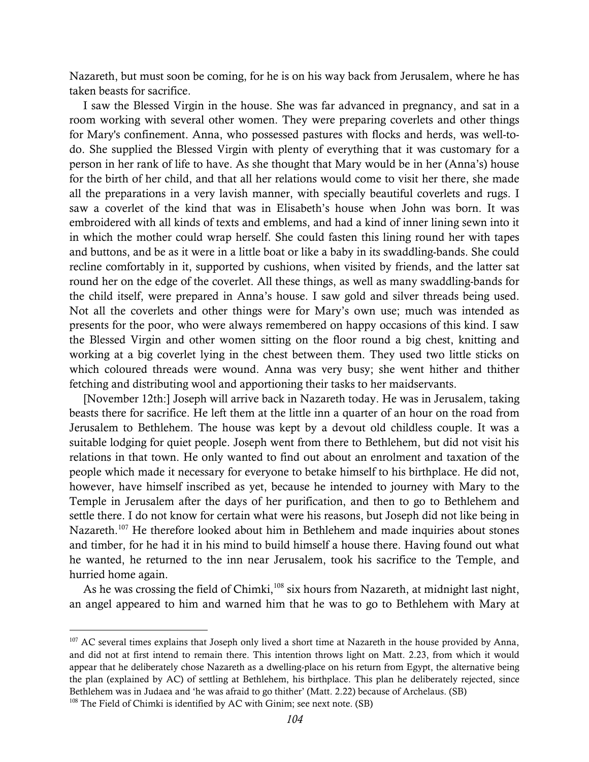Nazareth, but must soon be coming, for he is on his way back from Jerusalem, where he has taken beasts for sacrifice.

I saw the Blessed Virgin in the house. She was far advanced in pregnancy, and sat in a room working with several other women. They were preparing coverlets and other things for Mary's confinement. Anna, who possessed pastures with flocks and herds, was well-to-do. She supplied the Blessed Virgin with plenty of everything that it was customary for a person in her rank of life to have. As she thought that Mary would be in her (Anna's) house for the birth of her child, and that all her relations would come to visit her there, she made all the preparations in a very lavish manner, with specially beautiful coverlets and rugs. I saw a coverlet of the kind that was in Elisabeth's house when John was born. It was embroidered with all kinds of texts and emblems, and had a kind of inner lining sewn into it in which the mother could wrap herself. She could fasten this lining round her with tapes and buttons, and be as it were in a little boat or like a baby in its swaddling-bands. She could recline comfortably in it, supported by cushions, when visited by friends, and the latter sat round her on the edge of the coverlet. All these things, as well as many swaddling-bands for the child itself, were prepared in Anna's house. I saw gold and silver threads being used. Not all the coverlets and other things were for Mary's own use; much was intended as presents for the poor, who were always remembered on happy occasions of this kind. I saw the Blessed Virgin and other women sitting on the floor round a big chest, knitting and working at a big coverlet lying in the chest between them. They used two little sticks on which coloured threads were wound. Anna was very busy; she went hither and thither fetching and distributing wool and apportioning their tasks to her maidservants.

[November 12th:] Joseph will arrive back in Nazareth today. He was in Jerusalem, taking beasts there for sacrifice. He left them at the little inn a quarter of an hour on the road from Jerusalem to Bethlehem. The house was kept by a devout old childless couple. It was a suitable lodging for quiet people. Joseph went from there to Bethlehem, but did not visit his relations in that town. He only wanted to find out about an enrolment and taxation of the people which made it necessary for everyone to betake himself to his birthplace. He did not, however, have himself inscribed as yet, because he intended to journey with Mary to the Temple in Jerusalem after the days of her purification, and then to go to Bethlehem and settle there. I do not know for certain what were his reasons, but Joseph did not like being in Nazareth.[107] He therefore looked about him in Bethlehem and made inquiries about stones and timber, for he had it in his mind to build himself a house there. Having found out what he wanted, he returned to the inn near Jerusalem, took his sacrifice to the Temple, and hurried home again.

As he was crossing the field of Chimki,[108] six hours from Nazareth, at midnight last night, an angel appeared to him and warned him that he was to go to Bethlehem with Mary at

---

[107] AC several times explains that Joseph only lived a short time at Nazareth in the house provided by Anna, and did not at first intend to remain there. This intention throws light on Matt. 2.23, from which it would appear that he deliberately chose Nazareth as a dwelling-place on his return from Egypt, the alternative being the plan (explained by AC) of settling at Bethlehem, his birthplace. This plan he deliberately rejected, since Bethlehem was in Judaea and 'he was afraid to go thither' (Matt. 2.22) because of Archelaus. (SB)

[108] The Field of Chimki is identified by AC with Ginim; see next note. (SB)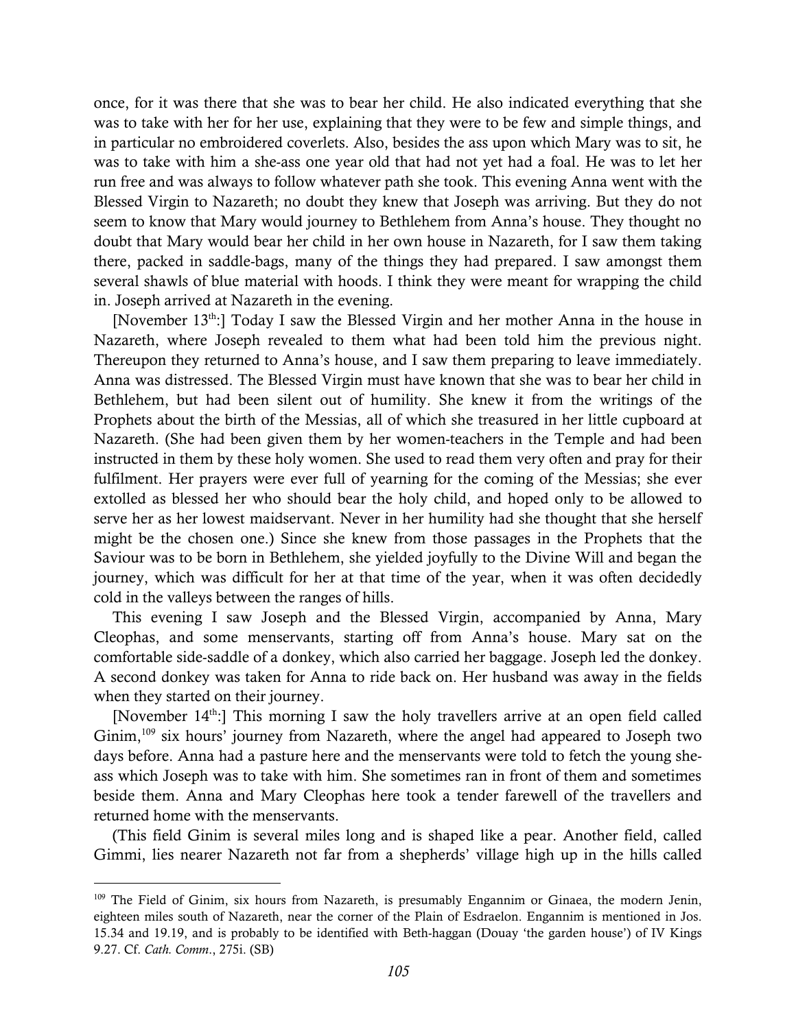once, for it was there that she was to bear her child. He also indicated everything that she was to take with her for her use, explaining that they were to be few and simple things, and in particular no embroidered coverlets. Also, besides the ass upon which Mary was to sit, he was to take with him a she-ass one year old that had not yet had a foal. He was to let her run free and was always to follow whatever path she took. This evening Anna went with the Blessed Virgin to Nazareth; no doubt they knew that Joseph was arriving. But they do not seem to know that Mary would journey to Bethlehem from Anna's house. They thought no doubt that Mary would bear her child in her own house in Nazareth, for I saw them taking there, packed in saddle-bags, many of the things they had prepared. I saw amongst them several shawls of blue material with hoods. I think they were meant for wrapping the child in. Joseph arrived at Nazareth in the evening.

[November 13th:] Today I saw the Blessed Virgin and her mother Anna in the house in Nazareth, where Joseph revealed to them what had been told him the previous night. Thereupon they returned to Anna's house, and I saw them preparing to leave immediately. Anna was distressed. The Blessed Virgin must have known that she was to bear her child in Bethlehem, but had been silent out of humility. She knew it from the writings of the Prophets about the birth of the Messias, all of which she treasured in her little cupboard at Nazareth. (She had been given them by her women-teachers in the Temple and had been instructed in them by these holy women. She used to read them very often and pray for their fulfilment. Her prayers were ever full of yearning for the coming of the Messias; she ever extolled as blessed her who should bear the holy child, and hoped only to be allowed to serve her as her lowest maidservant. Never in her humility had she thought that she herself might be the chosen one.) Since she knew from those passages in the Prophets that the Saviour was to be born in Bethlehem, she yielded joyfully to the Divine Will and began the journey, which was difficult for her at that time of the year, when it was often decidedly cold in the valleys between the ranges of hills.

This evening I saw Joseph and the Blessed Virgin, accompanied by Anna, Mary Cleophas, and some menservants, starting off from Anna's house. Mary sat on the comfortable side-saddle of a donkey, which also carried her baggage. Joseph led the donkey. A second donkey was taken for Anna to ride back on. Her husband was away in the fields when they started on their journey.

[November 14th:] This morning I saw the holy travellers arrive at an open field called Ginim,[109] six hours' journey from Nazareth, where the angel had appeared to Joseph two days before. Anna had a pasture here and the menservants were told to fetch the young she-ass which Joseph was to take with him. She sometimes ran in front of them and sometimes beside them. Anna and Mary Cleophas here took a tender farewell of the travellers and returned home with the menservants.

(This field Ginim is several miles long and is shaped like a pear. Another field, called Gimmi, lies nearer Nazareth not far from a shepherds' village high up in the hills called

---

[109] The Field of Ginim, six hours from Nazareth, is presumably Engannim or Ginaea, the modern Jenin, eighteen miles south of Nazareth, near the corner of the Plain of Esdraelon. Engannim is mentioned in Jos. 15.34 and 19.19, and is probably to be identified with Beth-haggan (Douay 'the garden house') of IV Kings 9.27. Cf. *Cath. Comm*., 275i. (SB)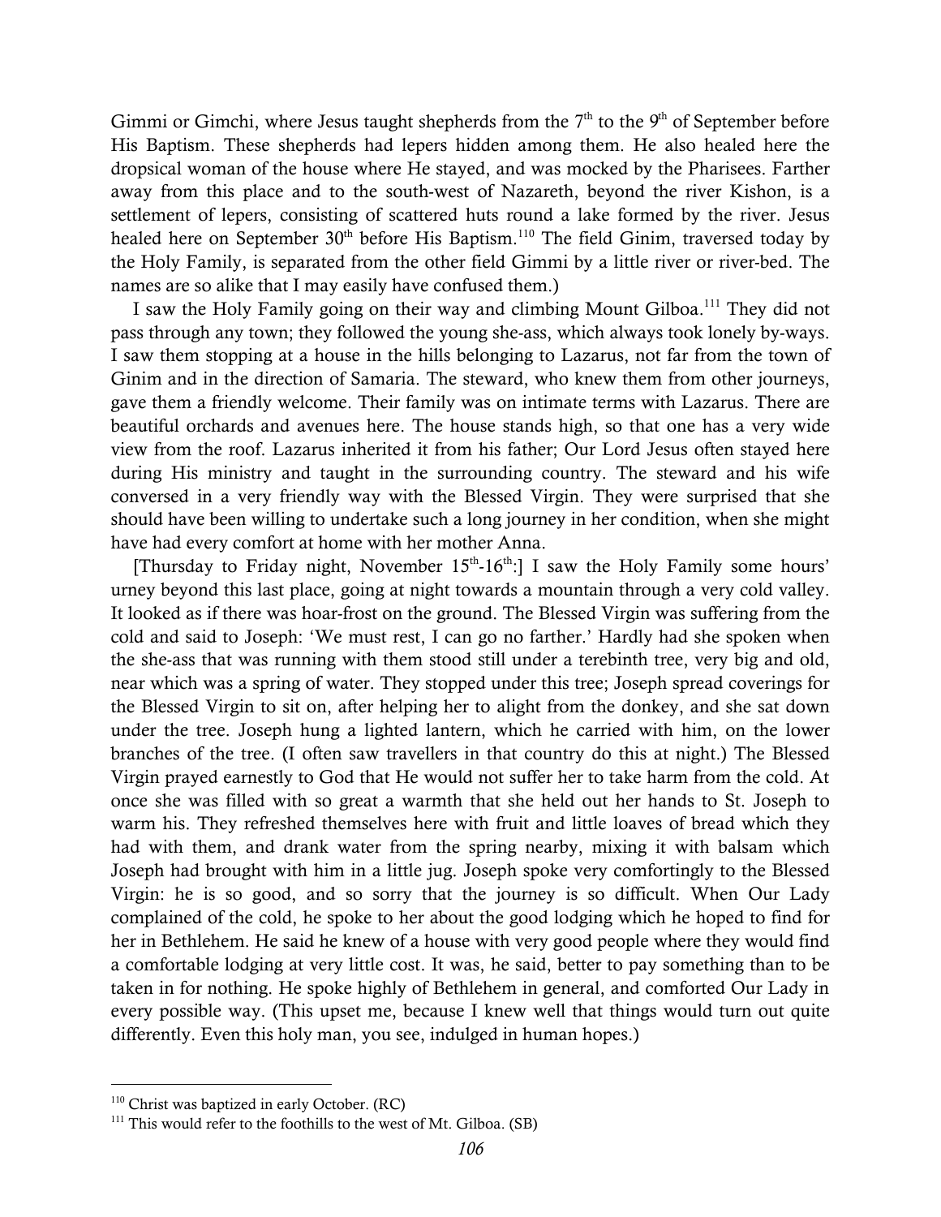Gimmi or Gimchi, where Jesus taught shepherds from the 7th to the 9th of September before His Baptism. These shepherds had lepers hidden among them. He also healed here the dropsical woman of the house where He stayed, and was mocked by the Pharisees. Farther away from this place and to the south-west of Nazareth, beyond the river Kishon, is a settlement of lepers, consisting of scattered huts round a lake formed by the river. Jesus healed here on September 30th before His Baptism.[110] The field Ginim, traversed today by the Holy Family, is separated from the other field Gimmi by a little river or river-bed. The names are so alike that I may easily have confused them.)

I saw the Holy Family going on their way and climbing Mount Gilboa.[111] They did not pass through any town; they followed the young she-ass, which always took lonely by-ways. I saw them stopping at a house in the hills belonging to Lazarus, not far from the town of Ginim and in the direction of Samaria. The steward, who knew them from other journeys, gave them a friendly welcome. Their family was on intimate terms with Lazarus. There are beautiful orchards and avenues here. The house stands high, so that one has a very wide view from the roof. Lazarus inherited it from his father; Our Lord Jesus often stayed here during His ministry and taught in the surrounding country. The steward and his wife conversed in a very friendly way with the Blessed Virgin. They were surprised that she should have been willing to undertake such a long journey in her condition, when she might have had every comfort at home with her mother Anna.

[Thursday to Friday night, November 15th-16th:] I saw the Holy Family some hours' urney beyond this last place, going at night towards a mountain through a very cold valley. It looked as if there was hoar-frost on the ground. The Blessed Virgin was suffering from the cold and said to Joseph: 'We must rest, I can go no farther.' Hardly had she spoken when the she-ass that was running with them stood still under a terebinth tree, very big and old, near which was a spring of water. They stopped under this tree; Joseph spread coverings for the Blessed Virgin to sit on, after helping her to alight from the donkey, and she sat down under the tree. Joseph hung a lighted lantern, which he carried with him, on the lower branches of the tree. (I often saw travellers in that country do this at night.) The Blessed Virgin prayed earnestly to God that He would not suffer her to take harm from the cold. At once she was filled with so great a warmth that she held out her hands to St. Joseph to warm his. They refreshed themselves here with fruit and little loaves of bread which they had with them, and drank water from the spring nearby, mixing it with balsam which Joseph had brought with him in a little jug. Joseph spoke very comfortingly to the Blessed Virgin: he is so good, and so sorry that the journey is so difficult. When Our Lady complained of the cold, he spoke to her about the good lodging which he hoped to find for her in Bethlehem. He said he knew of a house with very good people where they would find a comfortable lodging at very little cost. It was, he said, better to pay something than to be taken in for nothing. He spoke highly of Bethlehem in general, and comforted Our Lady in every possible way. (This upset me, because I knew well that things would turn out quite differently. Even this holy man, you see, indulged in human hopes.)

---

[110] Christ was baptized in early October. (RC)

[111] This would refer to the foothills to the west of Mt. Gilboa. (SB)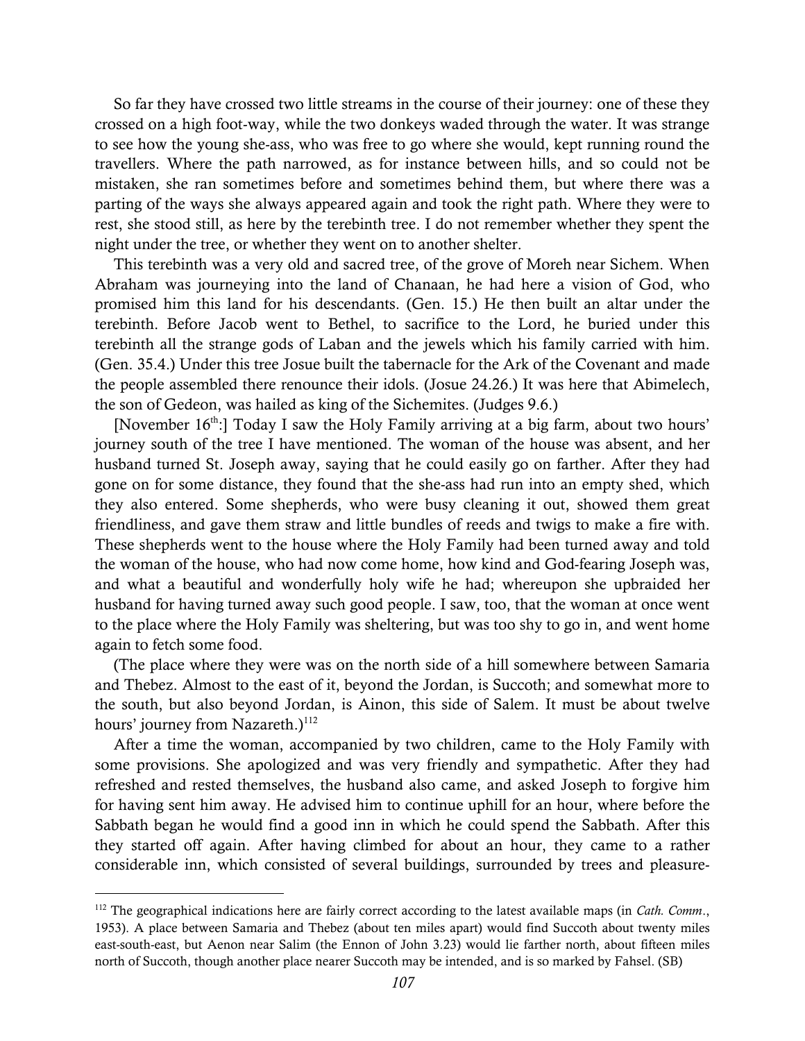So far they have crossed two little streams in the course of their journey: one of these they crossed on a high foot-way, while the two donkeys waded through the water. It was strange to see how the young she-ass, who was free to go where she would, kept running round the travellers. Where the path narrowed, as for instance between hills, and so could not be mistaken, she ran sometimes before and sometimes behind them, but where there was a parting of the ways she always appeared again and took the right path. Where they were to rest, she stood still, as here by the terebinth tree. I do not remember whether they spent the night under the tree, or whether they went on to another shelter.

This terebinth was a very old and sacred tree, of the grove of Moreh near Sichem. When Abraham was journeying into the land of Chanaan, he had here a vision of God, who promised him this land for his descendants. (Gen. 15.) He then built an altar under the terebinth. Before Jacob went to Bethel, to sacrifice to the Lord, he buried under this terebinth all the strange gods of Laban and the jewels which his family carried with him. (Gen. 35.4.) Under this tree Josue built the tabernacle for the Ark of the Covenant and made the people assembled there renounce their idols. (Josue 24.26.) It was here that Abimelech, the son of Gedeon, was hailed as king of the Sichemites. (Judges 9.6.)

[November 16th:] Today I saw the Holy Family arriving at a big farm, about two hours' journey south of the tree I have mentioned. The woman of the house was absent, and her husband turned St. Joseph away, saying that he could easily go on farther. After they had gone on for some distance, they found that the she-ass had run into an empty shed, which they also entered. Some shepherds, who were busy cleaning it out, showed them great friendliness, and gave them straw and little bundles of reeds and twigs to make a fire with. These shepherds went to the house where the Holy Family had been turned away and told the woman of the house, who had now come home, how kind and God-fearing Joseph was, and what a beautiful and wonderfully holy wife he had; whereupon she upbraided her husband for having turned away such good people. I saw, too, that the woman at once went to the place where the Holy Family was sheltering, but was too shy to go in, and went home again to fetch some food.

(The place where they were was on the north side of a hill somewhere between Samaria and Thebez. Almost to the east of it, beyond the Jordan, is Succoth; and somewhat more to the south, but also beyond Jordan, is Ainon, this side of Salem. It must be about twelve hours' journey from Nazareth.)[112]

After a time the woman, accompanied by two children, came to the Holy Family with some provisions. She apologized and was very friendly and sympathetic. After they had refreshed and rested themselves, the husband also came, and asked Joseph to forgive him for having sent him away. He advised him to continue uphill for an hour, where before the Sabbath began he would find a good inn in which he could spend the Sabbath. After this they started off again. After having climbed for about an hour, they came to a rather considerable inn, which consisted of several buildings, surrounded by trees and pleasure-

---

[112] The geographical indications here are fairly correct according to the latest available maps (in *Cath. Comm*., 1953). A place between Samaria and Thebez (about ten miles apart) would find Succoth about twenty miles east-south-east, but Aenon near Salim (the Ennon of John 3.23) would lie farther north, about fifteen miles north of Succoth, though another place nearer Succoth may be intended, and is so marked by Fahsel. (SB)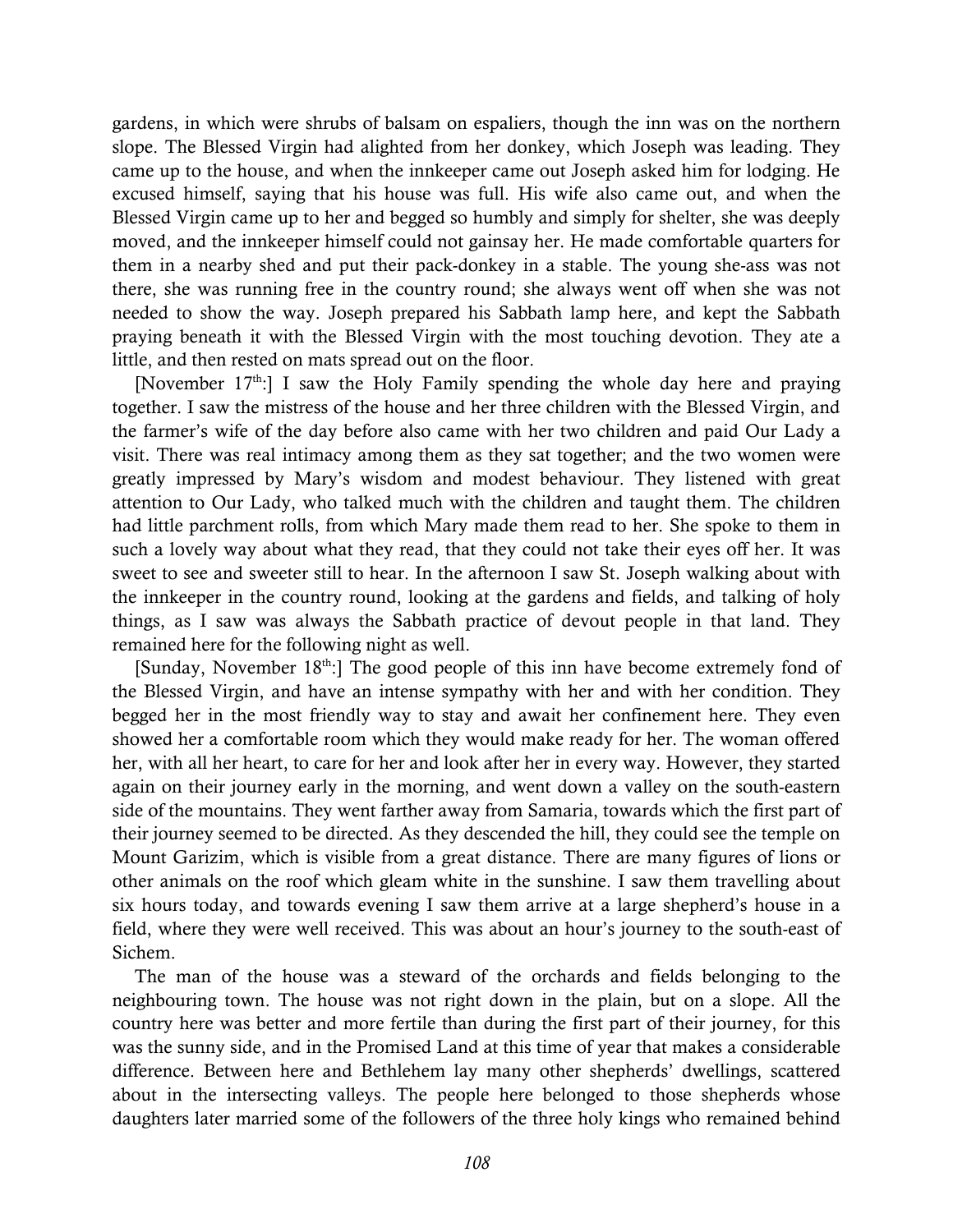gardens, in which were shrubs of balsam on espaliers, though the inn was on the northern slope. The Blessed Virgin had alighted from her donkey, which Joseph was leading. They came up to the house, and when the innkeeper came out Joseph asked him for lodging. He excused himself, saying that his house was full. His wife also came out, and when the Blessed Virgin came up to her and begged so humbly and simply for shelter, she was deeply moved, and the innkeeper himself could not gainsay her. He made comfortable quarters for them in a nearby shed and put their pack-donkey in a stable. The young she-ass was not there, she was running free in the country round; she always went off when she was not needed to show the way. Joseph prepared his Sabbath lamp here, and kept the Sabbath praying beneath it with the Blessed Virgin with the most touching devotion. They ate a little, and then rested on mats spread out on the floor.

[November 17th:] I saw the Holy Family spending the whole day here and praying together. I saw the mistress of the house and her three children with the Blessed Virgin, and the farmer's wife of the day before also came with her two children and paid Our Lady a visit. There was real intimacy among them as they sat together; and the two women were greatly impressed by Mary's wisdom and modest behaviour. They listened with great attention to Our Lady, who talked much with the children and taught them. The children had little parchment rolls, from which Mary made them read to her. She spoke to them in such a lovely way about what they read, that they could not take their eyes off her. It was sweet to see and sweeter still to hear. In the afternoon I saw St. Joseph walking about with the innkeeper in the country round, looking at the gardens and fields, and talking of holy things, as I saw was always the Sabbath practice of devout people in that land. They remained here for the following night as well.

[Sunday, November 18th:] The good people of this inn have become extremely fond of the Blessed Virgin, and have an intense sympathy with her and with her condition. They begged her in the most friendly way to stay and await her confinement here. They even showed her a comfortable room which they would make ready for her. The woman offered her, with all her heart, to care for her and look after her in every way. However, they started again on their journey early in the morning, and went down a valley on the south-eastern side of the mountains. They went farther away from Samaria, towards which the first part of their journey seemed to be directed. As they descended the hill, they could see the temple on Mount Garizim, which is visible from a great distance. There are many figures of lions or other animals on the roof which gleam white in the sunshine. I saw them travelling about six hours today, and towards evening I saw them arrive at a large shepherd's house in a field, where they were well received. This was about an hour's journey to the south-east of Sichem.

The man of the house was a steward of the orchards and fields belonging to the neighbouring town. The house was not right down in the plain, but on a slope. All the country here was better and more fertile than during the first part of their journey, for this was the sunny side, and in the Promised Land at this time of year that makes a considerable difference. Between here and Bethlehem lay many other shepherds' dwellings, scattered about in the intersecting valleys. The people here belonged to those shepherds whose daughters later married some of the followers of the three holy kings who remained behind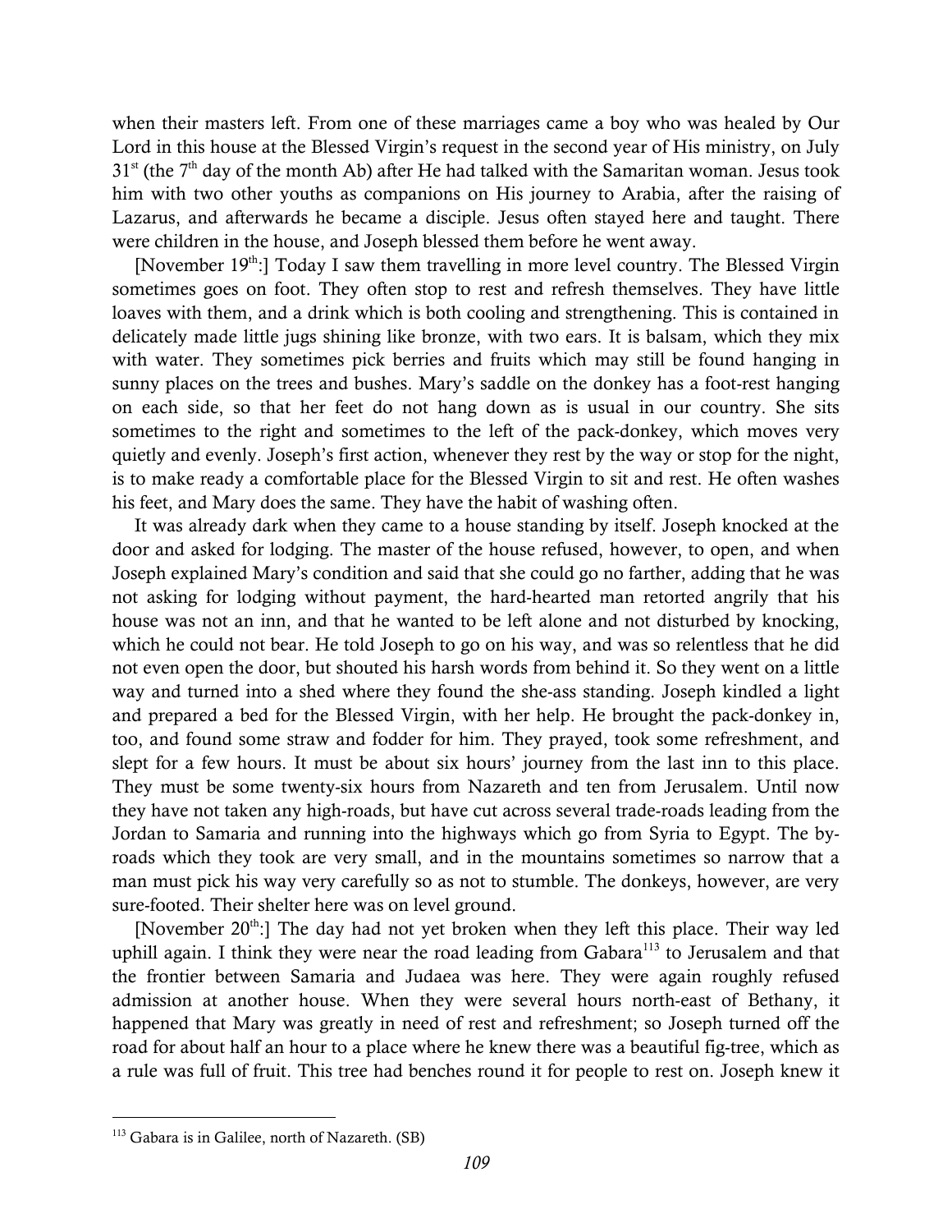when their masters left. From one of these marriages came a boy who was healed by Our Lord in this house at the Blessed Virgin's request in the second year of His ministry, on July 31st (the 7th day of the month Ab) after He had talked with the Samaritan woman. Jesus took him with two other youths as companions on His journey to Arabia, after the raising of Lazarus, and afterwards he became a disciple. Jesus often stayed here and taught. There were children in the house, and Joseph blessed them before he went away.

[November 19th:] Today I saw them travelling in more level country. The Blessed Virgin sometimes goes on foot. They often stop to rest and refresh themselves. They have little loaves with them, and a drink which is both cooling and strengthening. This is contained in delicately made little jugs shining like bronze, with two ears. It is balsam, which they mix with water. They sometimes pick berries and fruits which may still be found hanging in sunny places on the trees and bushes. Mary's saddle on the donkey has a foot-rest hanging on each side, so that her feet do not hang down as is usual in our country. She sits sometimes to the right and sometimes to the left of the pack-donkey, which moves very quietly and evenly. Joseph's first action, whenever they rest by the way or stop for the night, is to make ready a comfortable place for the Blessed Virgin to sit and rest. He often washes his feet, and Mary does the same. They have the habit of washing often.

It was already dark when they came to a house standing by itself. Joseph knocked at the door and asked for lodging. The master of the house refused, however, to open, and when Joseph explained Mary's condition and said that she could go no farther, adding that he was not asking for lodging without payment, the hard-hearted man retorted angrily that his house was not an inn, and that he wanted to be left alone and not disturbed by knocking, which he could not bear. He told Joseph to go on his way, and was so relentless that he did not even open the door, but shouted his harsh words from behind it. So they went on a little way and turned into a shed where they found the she-ass standing. Joseph kindled a light and prepared a bed for the Blessed Virgin, with her help. He brought the pack-donkey in, too, and found some straw and fodder for him. They prayed, took some refreshment, and slept for a few hours. It must be about six hours' journey from the last inn to this place. They must be some twenty-six hours from Nazareth and ten from Jerusalem. Until now they have not taken any high-roads, but have cut across several trade-roads leading from the Jordan to Samaria and running into the highways which go from Syria to Egypt. The by-roads which they took are very small, and in the mountains sometimes so narrow that a man must pick his way very carefully so as not to stumble. The donkeys, however, are very sure-footed. Their shelter here was on level ground.

[November 20th:] The day had not yet broken when they left this place. Their way led uphill again. I think they were near the road leading from Gabara[113] to Jerusalem and that the frontier between Samaria and Judaea was here. They were again roughly refused admission at another house. When they were several hours north-east of Bethany, it happened that Mary was greatly in need of rest and refreshment; so Joseph turned off the road for about half an hour to a place where he knew there was a beautiful fig-tree, which as a rule was full of fruit. This tree had benches round it for people to rest on. Joseph knew it

---

[113] Gabara is in Galilee, north of Nazareth. (SB)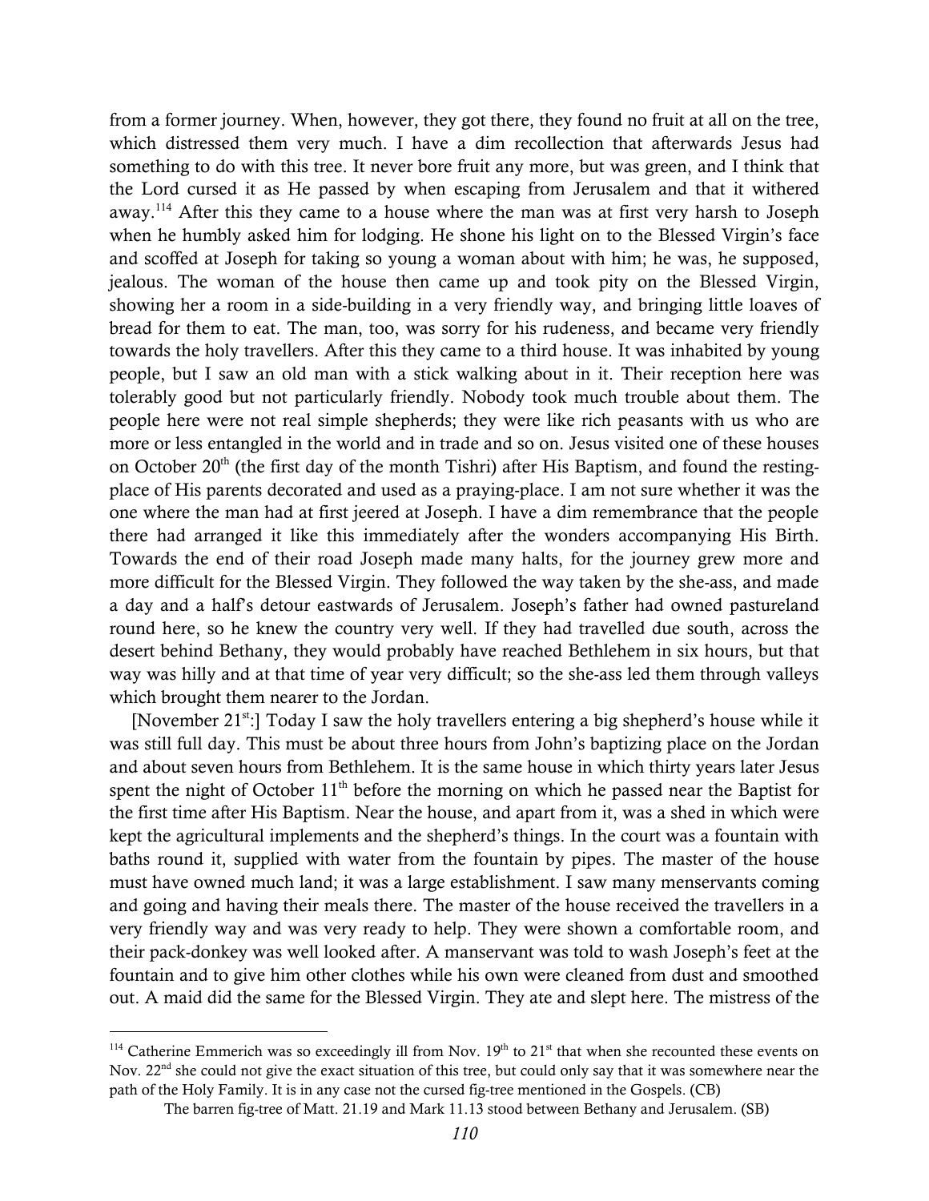from a former journey. When, however, they got there, they found no fruit at all on the tree, which distressed them very much. I have a dim recollection that afterwards Jesus had something to do with this tree. It never bore fruit any more, but was green, and I think that the Lord cursed it as He passed by when escaping from Jerusalem and that it withered away.[114] After this they came to a house where the man was at first very harsh to Joseph when he humbly asked him for lodging. He shone his light on to the Blessed Virgin's face and scoffed at Joseph for taking so young a woman about with him; he was, he supposed, jealous. The woman of the house then came up and took pity on the Blessed Virgin, showing her a room in a side-building in a very friendly way, and bringing little loaves of bread for them to eat. The man, too, was sorry for his rudeness, and became very friendly towards the holy travellers. After this they came to a third house. It was inhabited by young people, but I saw an old man with a stick walking about in it. Their reception here was tolerably good but not particularly friendly. Nobody took much trouble about them. The people here were not real simple shepherds; they were like rich peasants with us who are more or less entangled in the world and in trade and so on. Jesus visited one of these houses on October 20th (the first day of the month Tishri) after His Baptism, and found the resting-place of His parents decorated and used as a praying-place. I am not sure whether it was the one where the man had at first jeered at Joseph. I have a dim remembrance that the people there had arranged it like this immediately after the wonders accompanying His Birth. Towards the end of their road Joseph made many halts, for the journey grew more and more difficult for the Blessed Virgin. They followed the way taken by the she-ass, and made a day and a half's detour eastwards of Jerusalem. Joseph's father had owned pastureland round here, so he knew the country very well. If they had travelled due south, across the desert behind Bethany, they would probably have reached Bethlehem in six hours, but that way was hilly and at that time of year very difficult; so the she-ass led them through valleys which brought them nearer to the Jordan.

[November 21st:] Today I saw the holy travellers entering a big shepherd's house while it was still full day. This must be about three hours from John's baptizing place on the Jordan and about seven hours from Bethlehem. It is the same house in which thirty years later Jesus spent the night of October 11th before the morning on which he passed near the Baptist for the first time after His Baptism. Near the house, and apart from it, was a shed in which were kept the agricultural implements and the shepherd's things. In the court was a fountain with baths round it, supplied with water from the fountain by pipes. The master of the house must have owned much land; it was a large establishment. I saw many menservants coming and going and having their meals there. The master of the house received the travellers in a very friendly way and was very ready to help. They were shown a comfortable room, and their pack-donkey was well looked after. A manservant was told to wash Joseph's feet at the fountain and to give him other clothes while his own were cleaned from dust and smoothed out. A maid did the same for the Blessed Virgin. They ate and slept here. The mistress of the

---

[114] Catherine Emmerich was so exceedingly ill from Nov. 19th to 21st that when she recounted these events on Nov. 22nd she could not give the exact situation of this tree, but could only say that it was somewhere near the path of the Holy Family. It is in any case not the cursed fig-tree mentioned in the Gospels. (CB)

The barren fig-tree of Matt. 21.19 and Mark 11.13 stood between Bethany and Jerusalem. (SB)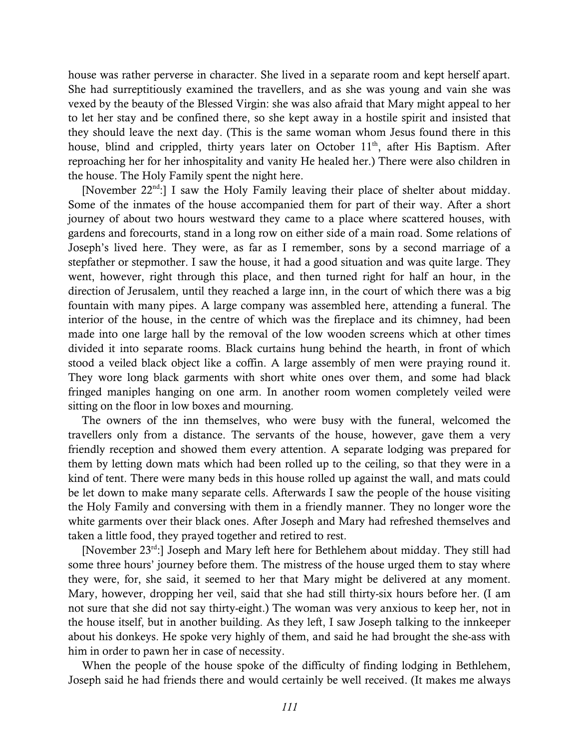house was rather perverse in character. She lived in a separate room and kept herself apart. She had surreptitiously examined the travellers, and as she was young and vain she was vexed by the beauty of the Blessed Virgin: she was also afraid that Mary might appeal to her to let her stay and be confined there, so she kept away in a hostile spirit and insisted that they should leave the next day. (This is the same woman whom Jesus found there in this house, blind and crippled, thirty years later on October 11th, after His Baptism. After reproaching her for her inhospitality and vanity He healed her.) There were also children in the house. The Holy Family spent the night here.

[November 22nd:] I saw the Holy Family leaving their place of shelter about midday. Some of the inmates of the house accompanied them for part of their way. After a short journey of about two hours westward they came to a place where scattered houses, with gardens and forecourts, stand in a long row on either side of a main road. Some relations of Joseph's lived here. They were, as far as I remember, sons by a second marriage of a stepfather or stepmother. I saw the house, it had a good situation and was quite large. They went, however, right through this place, and then turned right for half an hour, in the direction of Jerusalem, until they reached a large inn, in the court of which there was a big fountain with many pipes. A large company was assembled here, attending a funeral. The interior of the house, in the centre of which was the fireplace and its chimney, had been made into one large hall by the removal of the low wooden screens which at other times divided it into separate rooms. Black curtains hung behind the hearth, in front of which stood a veiled black object like a coffin. A large assembly of men were praying round it. They wore long black garments with short white ones over them, and some had black fringed maniples hanging on one arm. In another room women completely veiled were sitting on the floor in low boxes and mourning.

The owners of the inn themselves, who were busy with the funeral, welcomed the travellers only from a distance. The servants of the house, however, gave them a very friendly reception and showed them every attention. A separate lodging was prepared for them by letting down mats which had been rolled up to the ceiling, so that they were in a kind of tent. There were many beds in this house rolled up against the wall, and mats could be let down to make many separate cells. Afterwards I saw the people of the house visiting the Holy Family and conversing with them in a friendly manner. They no longer wore the white garments over their black ones. After Joseph and Mary had refreshed themselves and taken a little food, they prayed together and retired to rest.

[November 23rd:] Joseph and Mary left here for Bethlehem about midday. They still had some three hours' journey before them. The mistress of the house urged them to stay where they were, for, she said, it seemed to her that Mary might be delivered at any moment. Mary, however, dropping her veil, said that she had still thirty-six hours before her. (I am not sure that she did not say thirty-eight.) The woman was very anxious to keep her, not in the house itself, but in another building. As they left, I saw Joseph talking to the innkeeper about his donkeys. He spoke very highly of them, and said he had brought the she-ass with him in order to pawn her in case of necessity.

When the people of the house spoke of the difficulty of finding lodging in Bethlehem, Joseph said he had friends there and would certainly be well received. (It makes me always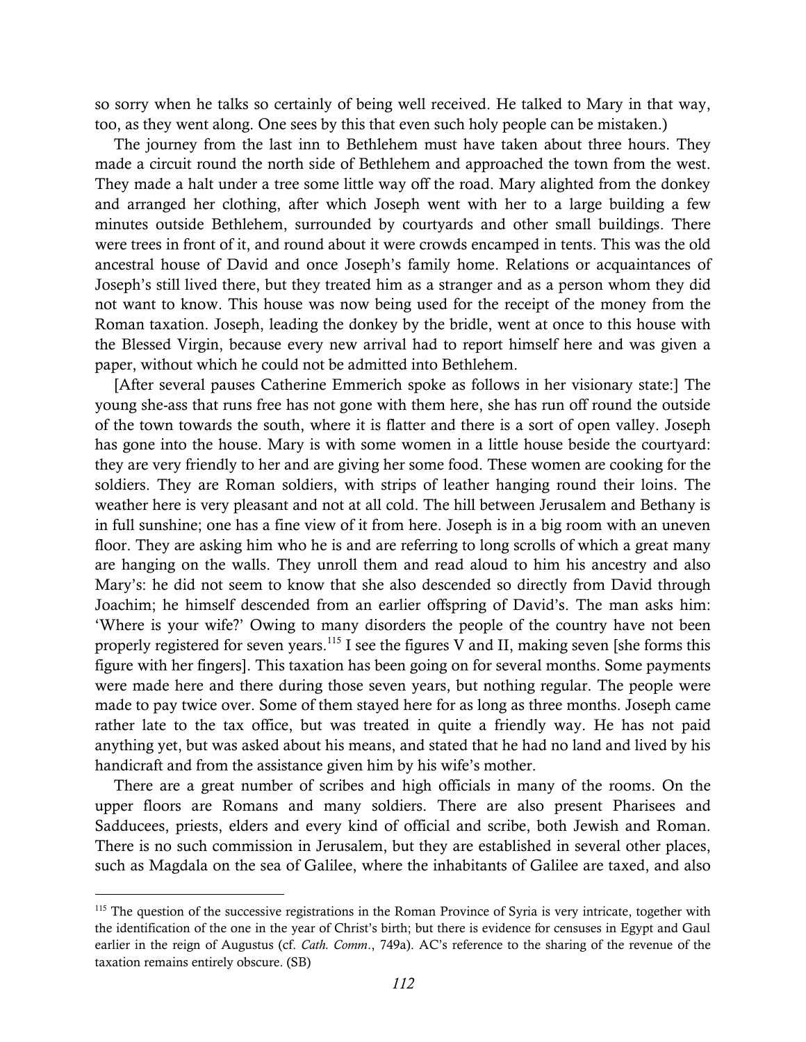so sorry when he talks so certainly of being well received. He talked to Mary in that way, too, as they went along. One sees by this that even such holy people can be mistaken.)

The journey from the last inn to Bethlehem must have taken about three hours. They made a circuit round the north side of Bethlehem and approached the town from the west. They made a halt under a tree some little way off the road. Mary alighted from the donkey and arranged her clothing, after which Joseph went with her to a large building a few minutes outside Bethlehem, surrounded by courtyards and other small buildings. There were trees in front of it, and round about it were crowds encamped in tents. This was the old ancestral house of David and once Joseph's family home. Relations or acquaintances of Joseph's still lived there, but they treated him as a stranger and as a person whom they did not want to know. This house was now being used for the receipt of the money from the Roman taxation. Joseph, leading the donkey by the bridle, went at once to this house with the Blessed Virgin, because every new arrival had to report himself here and was given a paper, without which he could not be admitted into Bethlehem.

[After several pauses Catherine Emmerich spoke as follows in her visionary state:] The young she-ass that runs free has not gone with them here, she has run off round the outside of the town towards the south, where it is flatter and there is a sort of open valley. Joseph has gone into the house. Mary is with some women in a little house beside the courtyard: they are very friendly to her and are giving her some food. These women are cooking for the soldiers. They are Roman soldiers, with strips of leather hanging round their loins. The weather here is very pleasant and not at all cold. The hill between Jerusalem and Bethany is in full sunshine; one has a fine view of it from here. Joseph is in a big room with an uneven floor. They are asking him who he is and are referring to long scrolls of which a great many are hanging on the walls. They unroll them and read aloud to him his ancestry and also Mary's: he did not seem to know that she also descended so directly from David through Joachim; he himself descended from an earlier offspring of David's. The man asks him: 'Where is your wife?' Owing to many disorders the people of the country have not been properly registered for seven years.[115] I see the figures V and II, making seven [she forms this figure with her fingers]. This taxation has been going on for several months. Some payments were made here and there during those seven years, but nothing regular. The people were made to pay twice over. Some of them stayed here for as long as three months. Joseph came rather late to the tax office, but was treated in quite a friendly way. He has not paid anything yet, but was asked about his means, and stated that he had no land and lived by his handicraft and from the assistance given him by his wife's mother.

There are a great number of scribes and high officials in many of the rooms. On the upper floors are Romans and many soldiers. There are also present Pharisees and Sadducees, priests, elders and every kind of official and scribe, both Jewish and Roman. There is no such commission in Jerusalem, but they are established in several other places, such as Magdala on the sea of Galilee, where the inhabitants of Galilee are taxed, and also

---

[115] The question of the successive registrations in the Roman Province of Syria is very intricate, together with the identification of the one in the year of Christ's birth; but there is evidence for censuses in Egypt and Gaul earlier in the reign of Augustus (cf. *Cath. Comm*., 749a). AC's reference to the sharing of the revenue of the taxation remains entirely obscure. (SB)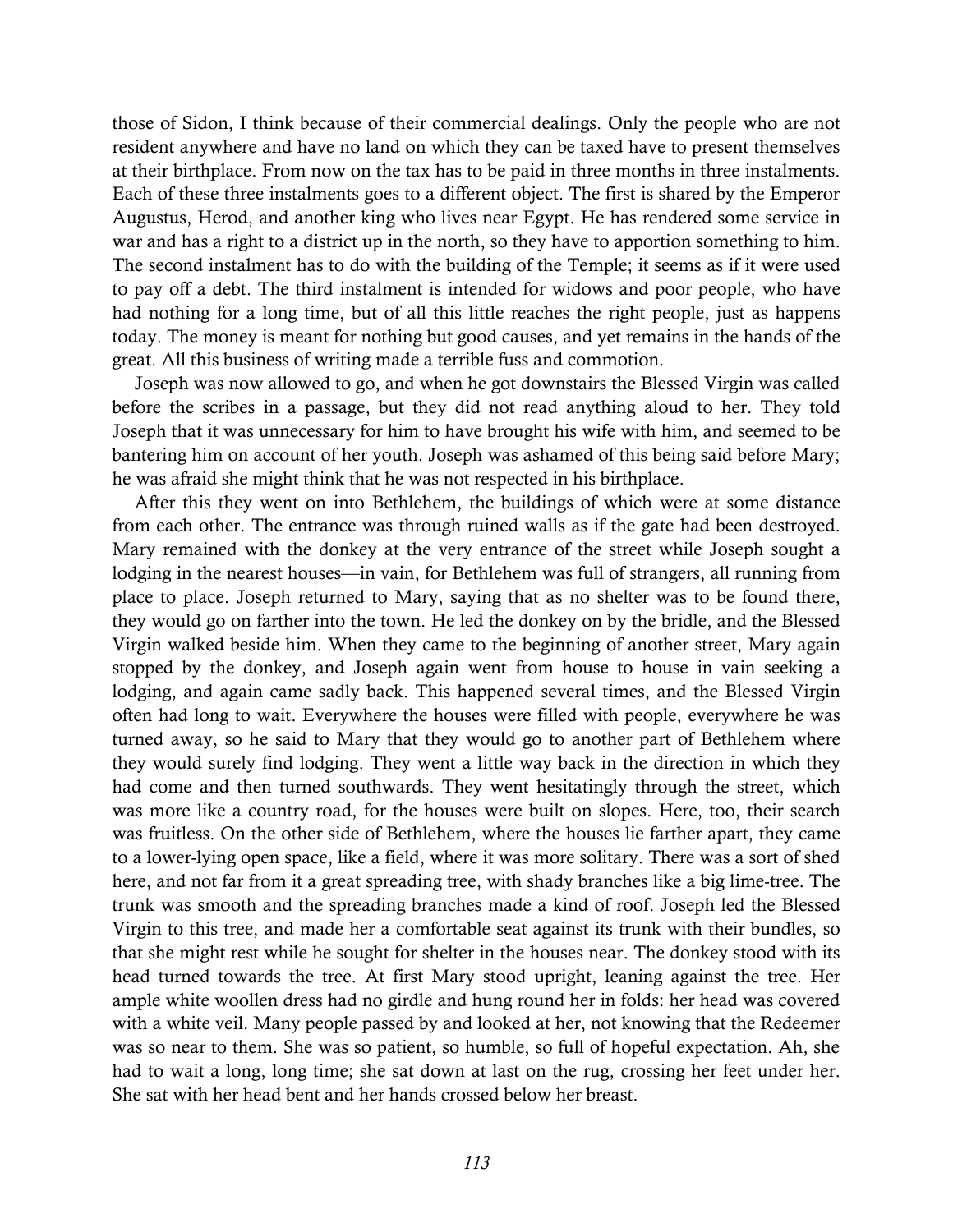those of Sidon, I think because of their commercial dealings. Only the people who are not resident anywhere and have no land on which they can be taxed have to present themselves at their birthplace. From now on the tax has to be paid in three months in three instalments. Each of these three instalments goes to a different object. The first is shared by the Emperor Augustus, Herod, and another king who lives near Egypt. He has rendered some service in war and has a right to a district up in the north, so they have to apportion something to him. The second instalment has to do with the building of the Temple; it seems as if it were used to pay off a debt. The third instalment is intended for widows and poor people, who have had nothing for a long time, but of all this little reaches the right people, just as happens today. The money is meant for nothing but good causes, and yet remains in the hands of the great. All this business of writing made a terrible fuss and commotion.

Joseph was now allowed to go, and when he got downstairs the Blessed Virgin was called before the scribes in a passage, but they did not read anything aloud to her. They told Joseph that it was unnecessary for him to have brought his wife with him, and seemed to be bantering him on account of her youth. Joseph was ashamed of this being said before Mary; he was afraid she might think that he was not respected in his birthplace.

After this they went on into Bethlehem, the buildings of which were at some distance from each other. The entrance was through ruined walls as if the gate had been destroyed. Mary remained with the donkey at the very entrance of the street while Joseph sought a lodging in the nearest houses—in vain, for Bethlehem was full of strangers, all running from place to place. Joseph returned to Mary, saying that as no shelter was to be found there, they would go on farther into the town. He led the donkey on by the bridle, and the Blessed Virgin walked beside him. When they came to the beginning of another street, Mary again stopped by the donkey, and Joseph again went from house to house in vain seeking a lodging, and again came sadly back. This happened several times, and the Blessed Virgin often had long to wait. Everywhere the houses were filled with people, everywhere he was turned away, so he said to Mary that they would go to another part of Bethlehem where they would surely find lodging. They went a little way back in the direction in which they had come and then turned southwards. They went hesitatingly through the street, which was more like a country road, for the houses were built on slopes. Here, too, their search was fruitless. On the other side of Bethlehem, where the houses lie farther apart, they came to a lower-lying open space, like a field, where it was more solitary. There was a sort of shed here, and not far from it a great spreading tree, with shady branches like a big lime-tree. The trunk was smooth and the spreading branches made a kind of roof. Joseph led the Blessed Virgin to this tree, and made her a comfortable seat against its trunk with their bundles, so that she might rest while he sought for shelter in the houses near. The donkey stood with its head turned towards the tree. At first Mary stood upright, leaning against the tree. Her ample white woollen dress had no girdle and hung round her in folds: her head was covered with a white veil. Many people passed by and looked at her, not knowing that the Redeemer was so near to them. She was so patient, so humble, so full of hopeful expectation. Ah, she had to wait a long, long time; she sat down at last on the rug, crossing her feet under her. She sat with her head bent and her hands crossed below her breast.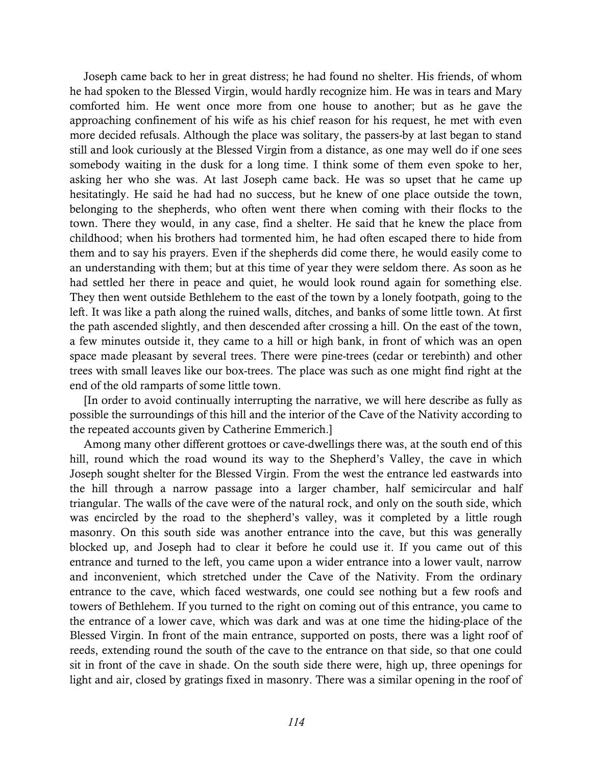Joseph came back to her in great distress; he had found no shelter. His friends, of whom he had spoken to the Blessed Virgin, would hardly recognize him. He was in tears and Mary comforted him. He went once more from one house to another; but as he gave the approaching confinement of his wife as his chief reason for his request, he met with even more decided refusals. Although the place was solitary, the passers-by at last began to stand still and look curiously at the Blessed Virgin from a distance, as one may well do if one sees somebody waiting in the dusk for a long time. I think some of them even spoke to her, asking her who she was. At last Joseph came back. He was so upset that he came up hesitatingly. He said he had had no success, but he knew of one place outside the town, belonging to the shepherds, who often went there when coming with their flocks to the town. There they would, in any case, find a shelter. He said that he knew the place from childhood; when his brothers had tormented him, he had often escaped there to hide from them and to say his prayers. Even if the shepherds did come there, he would easily come to an understanding with them; but at this time of year they were seldom there. As soon as he had settled her there in peace and quiet, he would look round again for something else. They then went outside Bethlehem to the east of the town by a lonely footpath, going to the left. It was like a path along the ruined walls, ditches, and banks of some little town. At first the path ascended slightly, and then descended after crossing a hill. On the east of the town, a few minutes outside it, they came to a hill or high bank, in front of which was an open space made pleasant by several trees. There were pine-trees (cedar or terebinth) and other trees with small leaves like our box-trees. The place was such as one might find right at the end of the old ramparts of some little town.

[In order to avoid continually interrupting the narrative, we will here describe as fully as possible the surroundings of this hill and the interior of the Cave of the Nativity according to the repeated accounts given by Catherine Emmerich.]

Among many other different grottoes or cave-dwellings there was, at the south end of this hill, round which the road wound its way to the Shepherd's Valley, the cave in which Joseph sought shelter for the Blessed Virgin. From the west the entrance led eastwards into the hill through a narrow passage into a larger chamber, half semicircular and half triangular. The walls of the cave were of the natural rock, and only on the south side, which was encircled by the road to the shepherd's valley, was it completed by a little rough masonry. On this south side was another entrance into the cave, but this was generally blocked up, and Joseph had to clear it before he could use it. If you came out of this entrance and turned to the left, you came upon a wider entrance into a lower vault, narrow and inconvenient, which stretched under the Cave of the Nativity. From the ordinary entrance to the cave, which faced westwards, one could see nothing but a few roofs and towers of Bethlehem. If you turned to the right on coming out of this entrance, you came to the entrance of a lower cave, which was dark and was at one time the hiding-place of the Blessed Virgin. In front of the main entrance, supported on posts, there was a light roof of reeds, extending round the south of the cave to the entrance on that side, so that one could sit in front of the cave in shade. On the south side there were, high up, three openings for light and air, closed by gratings fixed in masonry. There was a similar opening in the roof of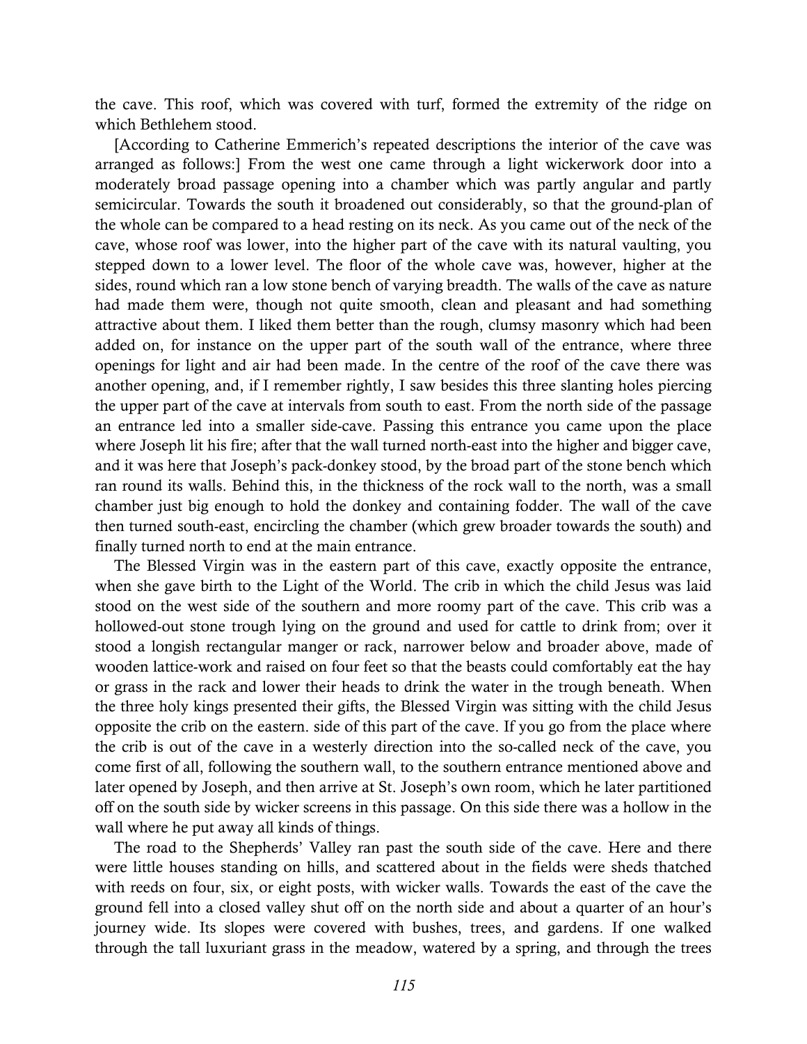the cave. This roof, which was covered with turf, formed the extremity of the ridge on which Bethlehem stood.

[According to Catherine Emmerich's repeated descriptions the interior of the cave was arranged as follows:] From the west one came through a light wickerwork door into a moderately broad passage opening into a chamber which was partly angular and partly semicircular. Towards the south it broadened out considerably, so that the ground-plan of the whole can be compared to a head resting on its neck. As you came out of the neck of the cave, whose roof was lower, into the higher part of the cave with its natural vaulting, you stepped down to a lower level. The floor of the whole cave was, however, higher at the sides, round which ran a low stone bench of varying breadth. The walls of the cave as nature had made them were, though not quite smooth, clean and pleasant and had something attractive about them. I liked them better than the rough, clumsy masonry which had been added on, for instance on the upper part of the south wall of the entrance, where three openings for light and air had been made. In the centre of the roof of the cave there was another opening, and, if I remember rightly, I saw besides this three slanting holes piercing the upper part of the cave at intervals from south to east. From the north side of the passage an entrance led into a smaller side-cave. Passing this entrance you came upon the place where Joseph lit his fire; after that the wall turned north-east into the higher and bigger cave, and it was here that Joseph's pack-donkey stood, by the broad part of the stone bench which ran round its walls. Behind this, in the thickness of the rock wall to the north, was a small chamber just big enough to hold the donkey and containing fodder. The wall of the cave then turned south-east, encircling the chamber (which grew broader towards the south) and finally turned north to end at the main entrance.

The Blessed Virgin was in the eastern part of this cave, exactly opposite the entrance, when she gave birth to the Light of the World. The crib in which the child Jesus was laid stood on the west side of the southern and more roomy part of the cave. This crib was a hollowed-out stone trough lying on the ground and used for cattle to drink from; over it stood a longish rectangular manger or rack, narrower below and broader above, made of wooden lattice-work and raised on four feet so that the beasts could comfortably eat the hay or grass in the rack and lower their heads to drink the water in the trough beneath. When the three holy kings presented their gifts, the Blessed Virgin was sitting with the child Jesus opposite the crib on the eastern. side of this part of the cave. If you go from the place where the crib is out of the cave in a westerly direction into the so-called neck of the cave, you come first of all, following the southern wall, to the southern entrance mentioned above and later opened by Joseph, and then arrive at St. Joseph's own room, which he later partitioned off on the south side by wicker screens in this passage. On this side there was a hollow in the wall where he put away all kinds of things.

The road to the Shepherds' Valley ran past the south side of the cave. Here and there were little houses standing on hills, and scattered about in the fields were sheds thatched with reeds on four, six, or eight posts, with wicker walls. Towards the east of the cave the ground fell into a closed valley shut off on the north side and about a quarter of an hour's journey wide. Its slopes were covered with bushes, trees, and gardens. If one walked through the tall luxuriant grass in the meadow, watered by a spring, and through the trees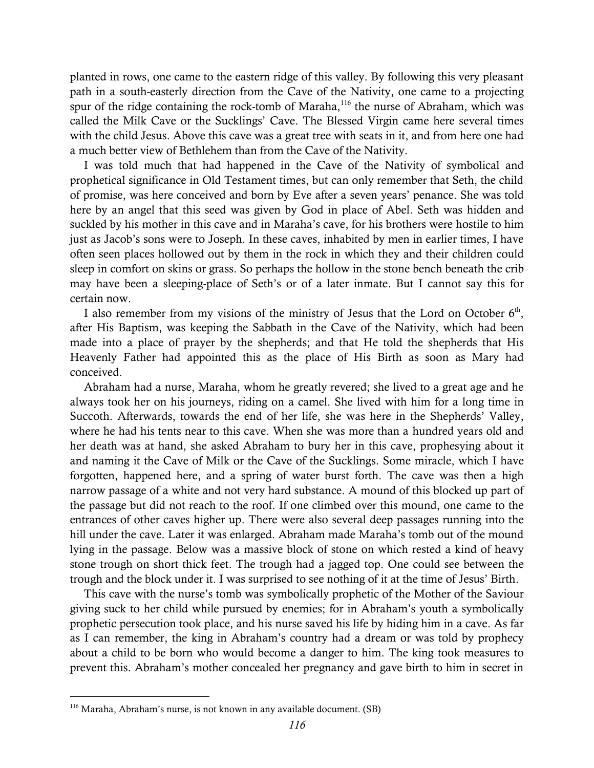planted in rows, one came to the eastern ridge of this valley. By following this very pleasant path in a south-easterly direction from the Cave of the Nativity, one came to a projecting spur of the ridge containing the rock-tomb of Maraha,[116] the nurse of Abraham, which was called the Milk Cave or the Sucklings' Cave. The Blessed Virgin came here several times with the child Jesus. Above this cave was a great tree with seats in it, and from here one had a much better view of Bethlehem than from the Cave of the Nativity.

I was told much that had happened in the Cave of the Nativity of symbolical and prophetical significance in Old Testament times, but can only remember that Seth, the child of promise, was here conceived and born by Eve after a seven years' penance. She was told here by an angel that this seed was given by God in place of Abel. Seth was hidden and suckled by his mother in this cave and in Maraha's cave, for his brothers were hostile to him just as Jacob's sons were to Joseph. In these caves, inhabited by men in earlier times, I have often seen places hollowed out by them in the rock in which they and their children could sleep in comfort on skins or grass. So perhaps the hollow in the stone bench beneath the crib may have been a sleeping-place of Seth's or of a later inmate. But I cannot say this for certain now.

I also remember from my visions of the ministry of Jesus that the Lord on October 6th, after His Baptism, was keeping the Sabbath in the Cave of the Nativity, which had been made into a place of prayer by the shepherds; and that He told the shepherds that His Heavenly Father had appointed this as the place of His Birth as soon as Mary had conceived.

Abraham had a nurse, Maraha, whom he greatly revered; she lived to a great age and he always took her on his journeys, riding on a camel. She lived with him for a long time in Succoth. Afterwards, towards the end of her life, she was here in the Shepherds' Valley, where he had his tents near to this cave. When she was more than a hundred years old and her death was at hand, she asked Abraham to bury her in this cave, prophesying about it and naming it the Cave of Milk or the Cave of the Sucklings. Some miracle, which I have forgotten, happened here, and a spring of water burst forth. The cave was then a high narrow passage of a white and not very hard substance. A mound of this blocked up part of the passage but did not reach to the roof. If one climbed over this mound, one came to the entrances of other caves higher up. There were also several deep passages running into the hill under the cave. Later it was enlarged. Abraham made Maraha's tomb out of the mound lying in the passage. Below was a massive block of stone on which rested a kind of heavy stone trough on short thick feet. The trough had a jagged top. One could see between the trough and the block under it. I was surprised to see nothing of it at the time of Jesus' Birth.

This cave with the nurse's tomb was symbolically prophetic of the Mother of the Saviour giving suck to her child while pursued by enemies; for in Abraham's youth a symbolically prophetic persecution took place, and his nurse saved his life by hiding him in a cave. As far as I can remember, the king in Abraham's country had a dream or was told by prophecy about a child to be born who would become a danger to him. The king took measures to prevent this. Abraham's mother concealed her pregnancy and gave birth to him in secret in

[116] Maraha, Abraham's nurse, is not known in any available document. (SB)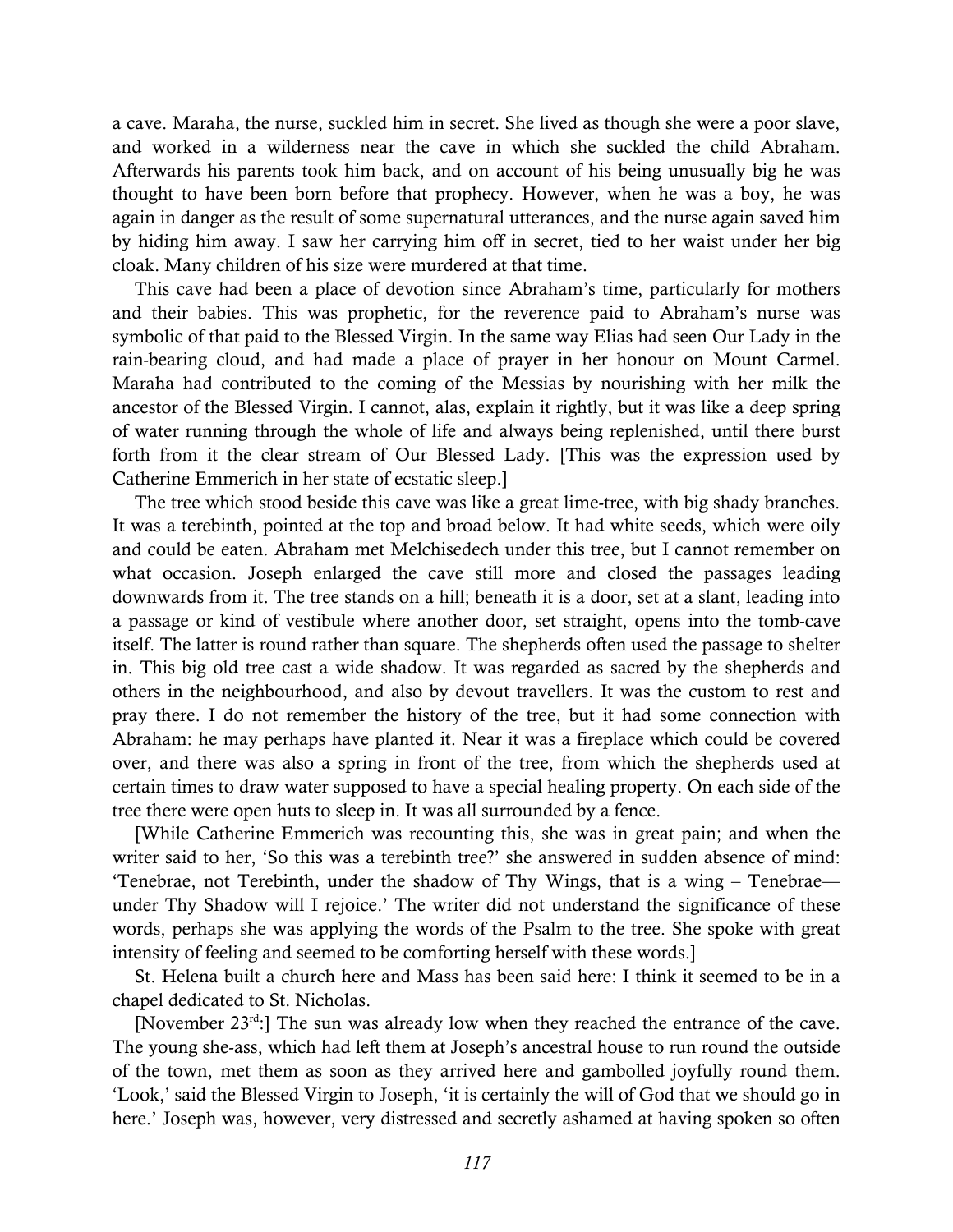a cave. Maraha, the nurse, suckled him in secret. She lived as though she were a poor slave, and worked in a wilderness near the cave in which she suckled the child Abraham. Afterwards his parents took him back, and on account of his being unusually big he was thought to have been born before that prophecy. However, when he was a boy, he was again in danger as the result of some supernatural utterances, and the nurse again saved him by hiding him away. I saw her carrying him off in secret, tied to her waist under her big cloak. Many children of his size were murdered at that time.

This cave had been a place of devotion since Abraham's time, particularly for mothers and their babies. This was prophetic, for the reverence paid to Abraham's nurse was symbolic of that paid to the Blessed Virgin. In the same way Elias had seen Our Lady in the rain-bearing cloud, and had made a place of prayer in her honour on Mount Carmel. Maraha had contributed to the coming of the Messias by nourishing with her milk the ancestor of the Blessed Virgin. I cannot, alas, explain it rightly, but it was like a deep spring of water running through the whole of life and always being replenished, until there burst forth from it the clear stream of Our Blessed Lady. [This was the expression used by Catherine Emmerich in her state of ecstatic sleep.]

The tree which stood beside this cave was like a great lime-tree, with big shady branches. It was a terebinth, pointed at the top and broad below. It had white seeds, which were oily and could be eaten. Abraham met Melchisedech under this tree, but I cannot remember on what occasion. Joseph enlarged the cave still more and closed the passages leading downwards from it. The tree stands on a hill; beneath it is a door, set at a slant, leading into a passage or kind of vestibule where another door, set straight, opens into the tomb-cave itself. The latter is round rather than square. The shepherds often used the passage to shelter in. This big old tree cast a wide shadow. It was regarded as sacred by the shepherds and others in the neighbourhood, and also by devout travellers. It was the custom to rest and pray there. I do not remember the history of the tree, but it had some connection with Abraham: he may perhaps have planted it. Near it was a fireplace which could be covered over, and there was also a spring in front of the tree, from which the shepherds used at certain times to draw water supposed to have a special healing property. On each side of the tree there were open huts to sleep in. It was all surrounded by a fence.

[While Catherine Emmerich was recounting this, she was in great pain; and when the writer said to her, 'So this was a terebinth tree?' she answered in sudden absence of mind: 'Tenebrae, not Terebinth, under the shadow of Thy Wings, that is a wing – Tenebrae— under Thy Shadow will I rejoice.' The writer did not understand the significance of these words, perhaps she was applying the words of the Psalm to the tree. She spoke with great intensity of feeling and seemed to be comforting herself with these words.]

St. Helena built a church here and Mass has been said here: I think it seemed to be in a chapel dedicated to St. Nicholas.

[November 23rd:] The sun was already low when they reached the entrance of the cave. The young she-ass, which had left them at Joseph's ancestral house to run round the outside of the town, met them as soon as they arrived here and gambolled joyfully round them. 'Look,' said the Blessed Virgin to Joseph, 'it is certainly the will of God that we should go in here.' Joseph was, however, very distressed and secretly ashamed at having spoken so often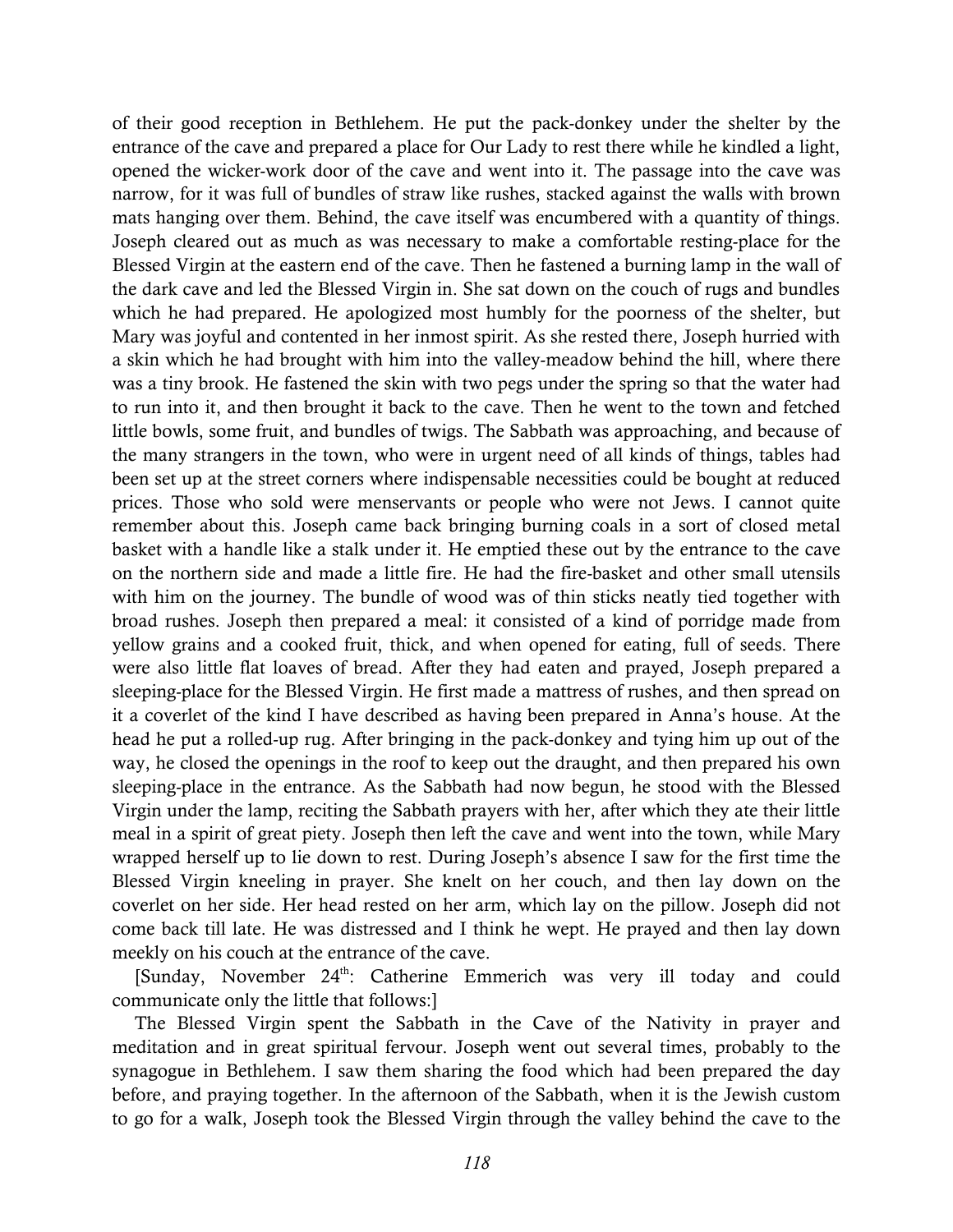of their good reception in Bethlehem. He put the pack-donkey under the shelter by the entrance of the cave and prepared a place for Our Lady to rest there while he kindled a light, opened the wicker-work door of the cave and went into it. The passage into the cave was narrow, for it was full of bundles of straw like rushes, stacked against the walls with brown mats hanging over them. Behind, the cave itself was encumbered with a quantity of things. Joseph cleared out as much as was necessary to make a comfortable resting-place for the Blessed Virgin at the eastern end of the cave. Then he fastened a burning lamp in the wall of the dark cave and led the Blessed Virgin in. She sat down on the couch of rugs and bundles which he had prepared. He apologized most humbly for the poorness of the shelter, but Mary was joyful and contented in her inmost spirit. As she rested there, Joseph hurried with a skin which he had brought with him into the valley-meadow behind the hill, where there was a tiny brook. He fastened the skin with two pegs under the spring so that the water had to run into it, and then brought it back to the cave. Then he went to the town and fetched little bowls, some fruit, and bundles of twigs. The Sabbath was approaching, and because of the many strangers in the town, who were in urgent need of all kinds of things, tables had been set up at the street corners where indispensable necessities could be bought at reduced prices. Those who sold were menservants or people who were not Jews. I cannot quite remember about this. Joseph came back bringing burning coals in a sort of closed metal basket with a handle like a stalk under it. He emptied these out by the entrance to the cave on the northern side and made a little fire. He had the fire-basket and other small utensils with him on the journey. The bundle of wood was of thin sticks neatly tied together with broad rushes. Joseph then prepared a meal: it consisted of a kind of porridge made from yellow grains and a cooked fruit, thick, and when opened for eating, full of seeds. There were also little flat loaves of bread. After they had eaten and prayed, Joseph prepared a sleeping-place for the Blessed Virgin. He first made a mattress of rushes, and then spread on it a coverlet of the kind I have described as having been prepared in Anna's house. At the head he put a rolled-up rug. After bringing in the pack-donkey and tying him up out of the way, he closed the openings in the roof to keep out the draught, and then prepared his own sleeping-place in the entrance. As the Sabbath had now begun, he stood with the Blessed Virgin under the lamp, reciting the Sabbath prayers with her, after which they ate their little meal in a spirit of great piety. Joseph then left the cave and went into the town, while Mary wrapped herself up to lie down to rest. During Joseph's absence I saw for the first time the Blessed Virgin kneeling in prayer. She knelt on her couch, and then lay down on the coverlet on her side. Her head rested on her arm, which lay on the pillow. Joseph did not come back till late. He was distressed and I think he wept. He prayed and then lay down meekly on his couch at the entrance of the cave.

[Sunday, November 24th: Catherine Emmerich was very ill today and could communicate only the little that follows:]

The Blessed Virgin spent the Sabbath in the Cave of the Nativity in prayer and meditation and in great spiritual fervour. Joseph went out several times, probably to the synagogue in Bethlehem. I saw them sharing the food which had been prepared the day before, and praying together. In the afternoon of the Sabbath, when it is the Jewish custom to go for a walk, Joseph took the Blessed Virgin through the valley behind the cave to the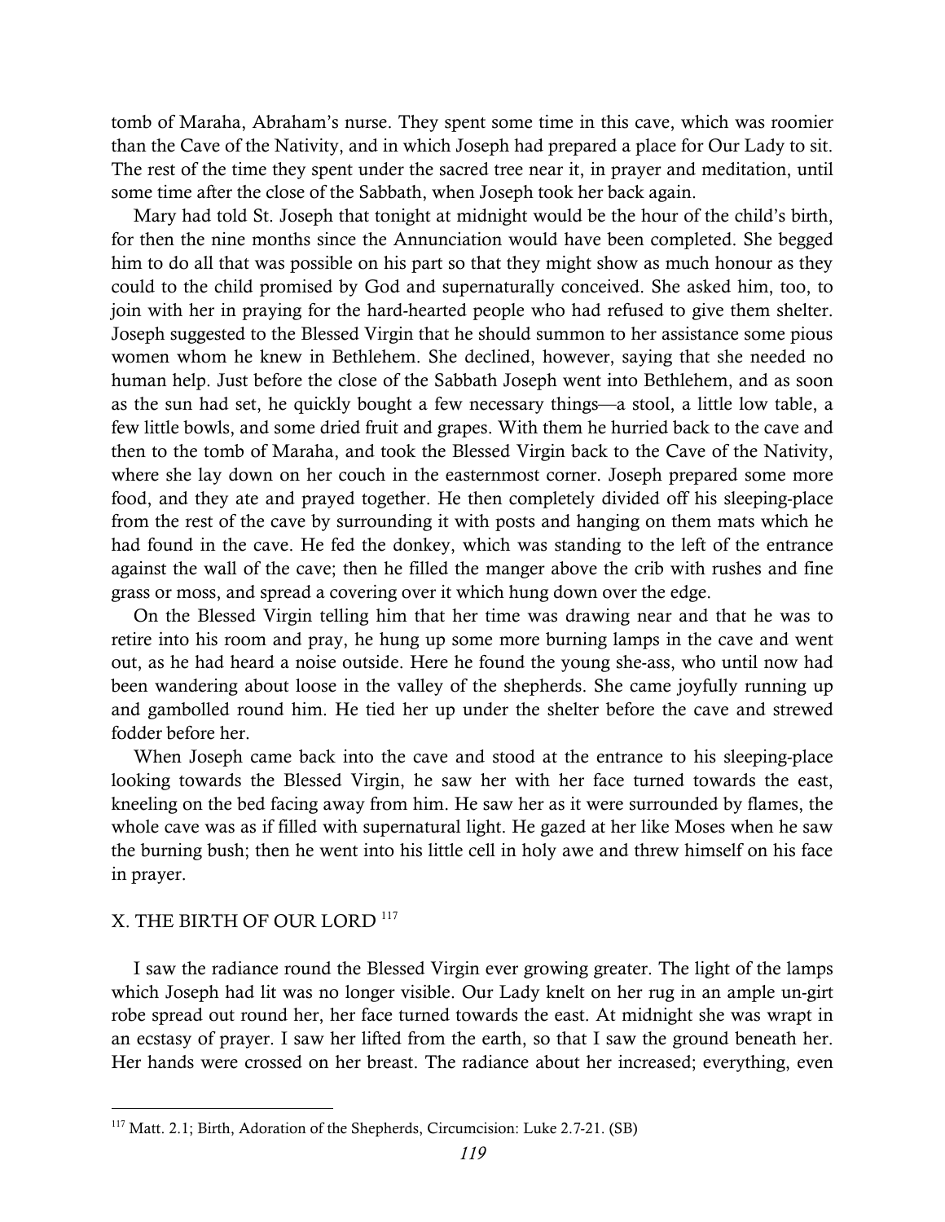tomb of Maraha, Abraham's nurse. They spent some time in this cave, which was roomier than the Cave of the Nativity, and in which Joseph had prepared a place for Our Lady to sit. The rest of the time they spent under the sacred tree near it, in prayer and meditation, until some time after the close of the Sabbath, when Joseph took her back again.

Mary had told St. Joseph that tonight at midnight would be the hour of the child's birth, for then the nine months since the Annunciation would have been completed. She begged him to do all that was possible on his part so that they might show as much honour as they could to the child promised by God and supernaturally conceived. She asked him, too, to join with her in praying for the hard-hearted people who had refused to give them shelter. Joseph suggested to the Blessed Virgin that he should summon to her assistance some pious women whom he knew in Bethlehem. She declined, however, saying that she needed no human help. Just before the close of the Sabbath Joseph went into Bethlehem, and as soon as the sun had set, he quickly bought a few necessary things—a stool, a little low table, a few little bowls, and some dried fruit and grapes. With them he hurried back to the cave and then to the tomb of Maraha, and took the Blessed Virgin back to the Cave of the Nativity, where she lay down on her couch in the easternmost corner. Joseph prepared some more food, and they ate and prayed together. He then completely divided off his sleeping-place from the rest of the cave by surrounding it with posts and hanging on them mats which he had found in the cave. He fed the donkey, which was standing to the left of the entrance against the wall of the cave; then he filled the manger above the crib with rushes and fine grass or moss, and spread a covering over it which hung down over the edge.

On the Blessed Virgin telling him that her time was drawing near and that he was to retire into his room and pray, he hung up some more burning lamps in the cave and went out, as he had heard a noise outside. Here he found the young she-ass, who until now had been wandering about loose in the valley of the shepherds. She came joyfully running up and gambolled round him. He tied her up under the shelter before the cave and strewed fodder before her.

When Joseph came back into the cave and stood at the entrance to his sleeping-place looking towards the Blessed Virgin, he saw her with her face turned towards the east, kneeling on the bed facing away from him. He saw her as it were surrounded by flames, the whole cave was as if filled with supernatural light. He gazed at her like Moses when he saw the burning bush; then he went into his little cell in holy awe and threw himself on his face in prayer.

## X. THE BIRTH OF OUR LORD [117]

I saw the radiance round the Blessed Virgin ever growing greater. The light of the lamps which Joseph had lit was no longer visible. Our Lady knelt on her rug in an ample un-girt robe spread out round her, her face turned towards the east. At midnight she was wrapt in an ecstasy of prayer. I saw her lifted from the earth, so that I saw the ground beneath her. Her hands were crossed on her breast. The radiance about her increased; everything, even

[117] Matt. 2.1; Birth, Adoration of the Shepherds, Circumcision: Luke 2.7-21. (SB)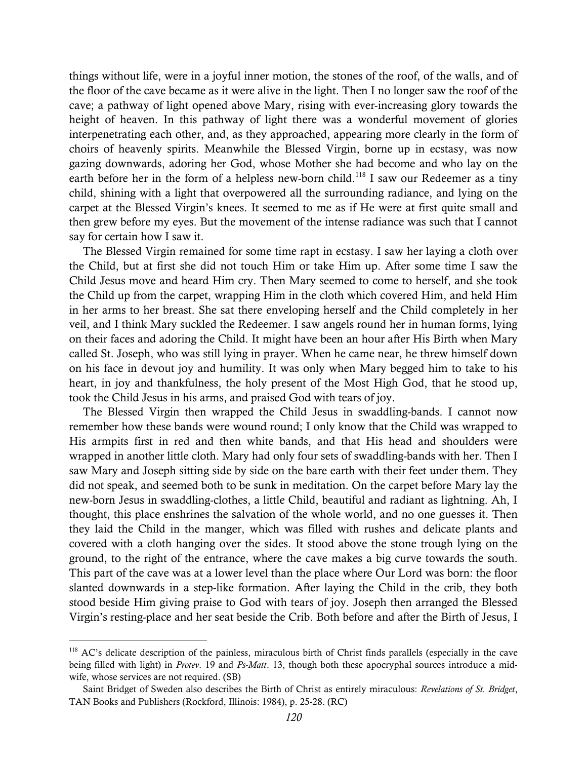things without life, were in a joyful inner motion, the stones of the roof, of the walls, and of the floor of the cave became as it were alive in the light. Then I no longer saw the roof of the cave; a pathway of light opened above Mary, rising with ever-increasing glory towards the height of heaven. In this pathway of light there was a wonderful movement of glories interpenetrating each other, and, as they approached, appearing more clearly in the form of choirs of heavenly spirits. Meanwhile the Blessed Virgin, borne up in ecstasy, was now gazing downwards, adoring her God, whose Mother she had become and who lay on the earth before her in the form of a helpless new-born child.[118] I saw our Redeemer as a tiny child, shining with a light that overpowered all the surrounding radiance, and lying on the carpet at the Blessed Virgin's knees. It seemed to me as if He were at first quite small and then grew before my eyes. But the movement of the intense radiance was such that I cannot say for certain how I saw it.

The Blessed Virgin remained for some time rapt in ecstasy. I saw her laying a cloth over the Child, but at first she did not touch Him or take Him up. After some time I saw the Child Jesus move and heard Him cry. Then Mary seemed to come to herself, and she took the Child up from the carpet, wrapping Him in the cloth which covered Him, and held Him in her arms to her breast. She sat there enveloping herself and the Child completely in her veil, and I think Mary suckled the Redeemer. I saw angels round her in human forms, lying on their faces and adoring the Child. It might have been an hour after His Birth when Mary called St. Joseph, who was still lying in prayer. When he came near, he threw himself down on his face in devout joy and humility. It was only when Mary begged him to take to his heart, in joy and thankfulness, the holy present of the Most High God, that he stood up, took the Child Jesus in his arms, and praised God with tears of joy.

The Blessed Virgin then wrapped the Child Jesus in swaddling-bands. I cannot now remember how these bands were wound round; I only know that the Child was wrapped to His armpits first in red and then white bands, and that His head and shoulders were wrapped in another little cloth. Mary had only four sets of swaddling-bands with her. Then I saw Mary and Joseph sitting side by side on the bare earth with their feet under them. They did not speak, and seemed both to be sunk in meditation. On the carpet before Mary lay the new-born Jesus in swaddling-clothes, a little Child, beautiful and radiant as lightning. Ah, I thought, this place enshrines the salvation of the whole world, and no one guesses it. Then they laid the Child in the manger, which was filled with rushes and delicate plants and covered with a cloth hanging over the sides. It stood above the stone trough lying on the ground, to the right of the entrance, where the cave makes a big curve towards the south. This part of the cave was at a lower level than the place where Our Lord was born: the floor slanted downwards in a step-like formation. After laying the Child in the crib, they both stood beside Him giving praise to God with tears of joy. Joseph then arranged the Blessed Virgin's resting-place and her seat beside the Crib. Both before and after the Birth of Jesus, I

---

[118] AC's delicate description of the painless, miraculous birth of Christ finds parallels (especially in the cave being filled with light) in *Protev*. 19 and *Ps-Matt*. 13, though both these apocryphal sources introduce a mid-wife, whose services are not required. (SB)

Saint Bridget of Sweden also describes the Birth of Christ as entirely miraculous: *Revelations of St. Bridget*, TAN Books and Publishers (Rockford, Illinois: 1984), p. 25-28. (RC)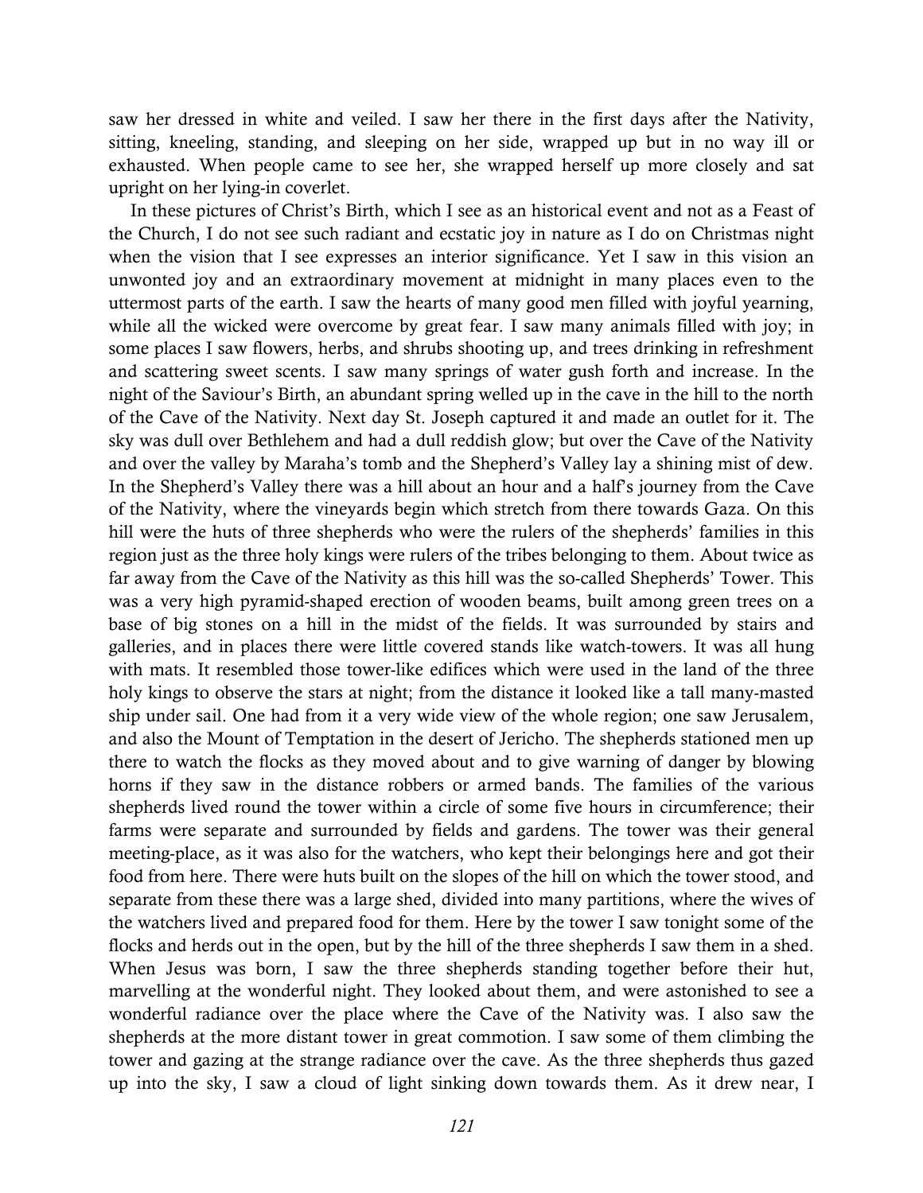saw her dressed in white and veiled. I saw her there in the first days after the Nativity, sitting, kneeling, standing, and sleeping on her side, wrapped up but in no way ill or exhausted. When people came to see her, she wrapped herself up more closely and sat upright on her lying-in coverlet.

In these pictures of Christ's Birth, which I see as an historical event and not as a Feast of the Church, I do not see such radiant and ecstatic joy in nature as I do on Christmas night when the vision that I see expresses an interior significance. Yet I saw in this vision an unwonted joy and an extraordinary movement at midnight in many places even to the uttermost parts of the earth. I saw the hearts of many good men filled with joyful yearning, while all the wicked were overcome by great fear. I saw many animals filled with joy; in some places I saw flowers, herbs, and shrubs shooting up, and trees drinking in refreshment and scattering sweet scents. I saw many springs of water gush forth and increase. In the night of the Saviour's Birth, an abundant spring welled up in the cave in the hill to the north of the Cave of the Nativity. Next day St. Joseph captured it and made an outlet for it. The sky was dull over Bethlehem and had a dull reddish glow; but over the Cave of the Nativity and over the valley by Maraha's tomb and the Shepherd's Valley lay a shining mist of dew. In the Shepherd's Valley there was a hill about an hour and a half's journey from the Cave of the Nativity, where the vineyards begin which stretch from there towards Gaza. On this hill were the huts of three shepherds who were the rulers of the shepherds' families in this region just as the three holy kings were rulers of the tribes belonging to them. About twice as far away from the Cave of the Nativity as this hill was the so-called Shepherds' Tower. This was a very high pyramid-shaped erection of wooden beams, built among green trees on a base of big stones on a hill in the midst of the fields. It was surrounded by stairs and galleries, and in places there were little covered stands like watch-towers. It was all hung with mats. It resembled those tower-like edifices which were used in the land of the three holy kings to observe the stars at night; from the distance it looked like a tall many-masted ship under sail. One had from it a very wide view of the whole region; one saw Jerusalem, and also the Mount of Temptation in the desert of Jericho. The shepherds stationed men up there to watch the flocks as they moved about and to give warning of danger by blowing horns if they saw in the distance robbers or armed bands. The families of the various shepherds lived round the tower within a circle of some five hours in circumference; their farms were separate and surrounded by fields and gardens. The tower was their general meeting-place, as it was also for the watchers, who kept their belongings here and got their food from here. There were huts built on the slopes of the hill on which the tower stood, and separate from these there was a large shed, divided into many partitions, where the wives of the watchers lived and prepared food for them. Here by the tower I saw tonight some of the flocks and herds out in the open, but by the hill of the three shepherds I saw them in a shed. When Jesus was born, I saw the three shepherds standing together before their hut, marvelling at the wonderful night. They looked about them, and were astonished to see a wonderful radiance over the place where the Cave of the Nativity was. I also saw the shepherds at the more distant tower in great commotion. I saw some of them climbing the tower and gazing at the strange radiance over the cave. As the three shepherds thus gazed up into the sky, I saw a cloud of light sinking down towards them. As it drew near, I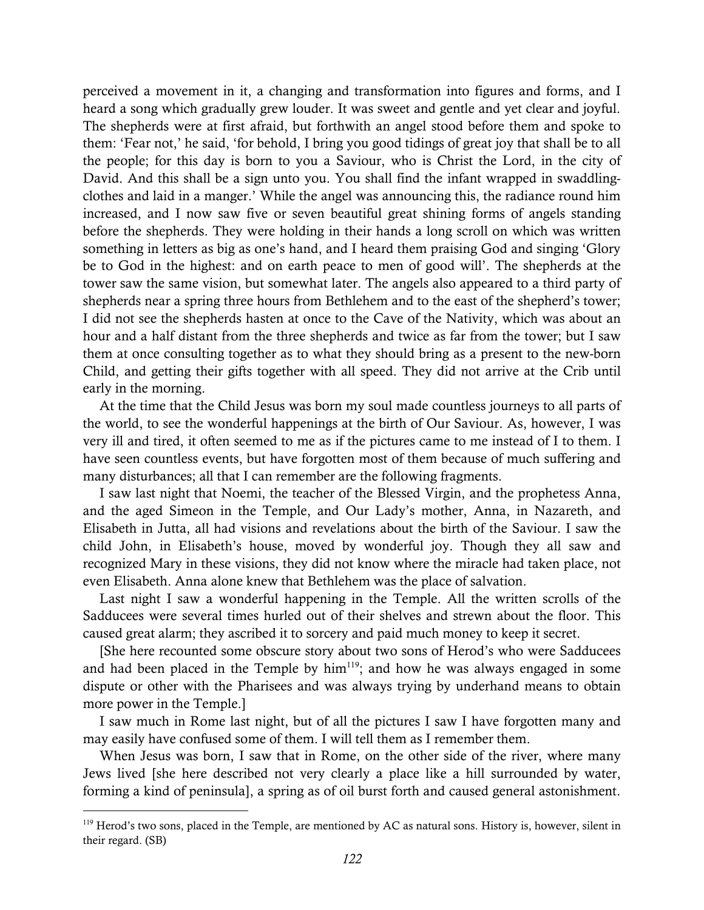perceived a movement in it, a changing and transformation into figures and forms, and I heard a song which gradually grew louder. It was sweet and gentle and yet clear and joyful. The shepherds were at first afraid, but forthwith an angel stood before them and spoke to them: 'Fear not,' he said, 'for behold, I bring you good tidings of great joy that shall be to all the people; for this day is born to you a Saviour, who is Christ the Lord, in the city of David. And this shall be a sign unto you. You shall find the infant wrapped in swaddling-clothes and laid in a manger.' While the angel was announcing this, the radiance round him increased, and I now saw five or seven beautiful great shining forms of angels standing before the shepherds. They were holding in their hands a long scroll on which was written something in letters as big as one's hand, and I heard them praising God and singing 'Glory be to God in the highest: and on earth peace to men of good will'. The shepherds at the tower saw the same vision, but somewhat later. The angels also appeared to a third party of shepherds near a spring three hours from Bethlehem and to the east of the shepherd's tower; I did not see the shepherds hasten at once to the Cave of the Nativity, which was about an hour and a half distant from the three shepherds and twice as far from the tower; but I saw them at once consulting together as to what they should bring as a present to the new-born Child, and getting their gifts together with all speed. They did not arrive at the Crib until early in the morning.

At the time that the Child Jesus was born my soul made countless journeys to all parts of the world, to see the wonderful happenings at the birth of Our Saviour. As, however, I was very ill and tired, it often seemed to me as if the pictures came to me instead of I to them. I have seen countless events, but have forgotten most of them because of much suffering and many disturbances; all that I can remember are the following fragments.

I saw last night that Noemi, the teacher of the Blessed Virgin, and the prophetess Anna, and the aged Simeon in the Temple, and Our Lady's mother, Anna, in Nazareth, and Elisabeth in Jutta, all had visions and revelations about the birth of the Saviour. I saw the child John, in Elisabeth's house, moved by wonderful joy. Though they all saw and recognized Mary in these visions, they did not know where the miracle had taken place, not even Elisabeth. Anna alone knew that Bethlehem was the place of salvation.

Last night I saw a wonderful happening in the Temple. All the written scrolls of the Sadducees were several times hurled out of their shelves and strewn about the floor. This caused great alarm; they ascribed it to sorcery and paid much money to keep it secret.

[She here recounted some obscure story about two sons of Herod's who were Sadducees and had been placed in the Temple by him[119]; and how he was always engaged in some dispute or other with the Pharisees and was always trying by underhand means to obtain more power in the Temple.]

I saw much in Rome last night, but of all the pictures I saw I have forgotten many and may easily have confused some of them. I will tell them as I remember them.

When Jesus was born, I saw that in Rome, on the other side of the river, where many Jews lived [she here described not very clearly a place like a hill surrounded by water, forming a kind of peninsula], a spring as of oil burst forth and caused general astonishment.

---

[119] Herod's two sons, placed in the Temple, are mentioned by AC as natural sons. History is, however, silent in their regard. (SB)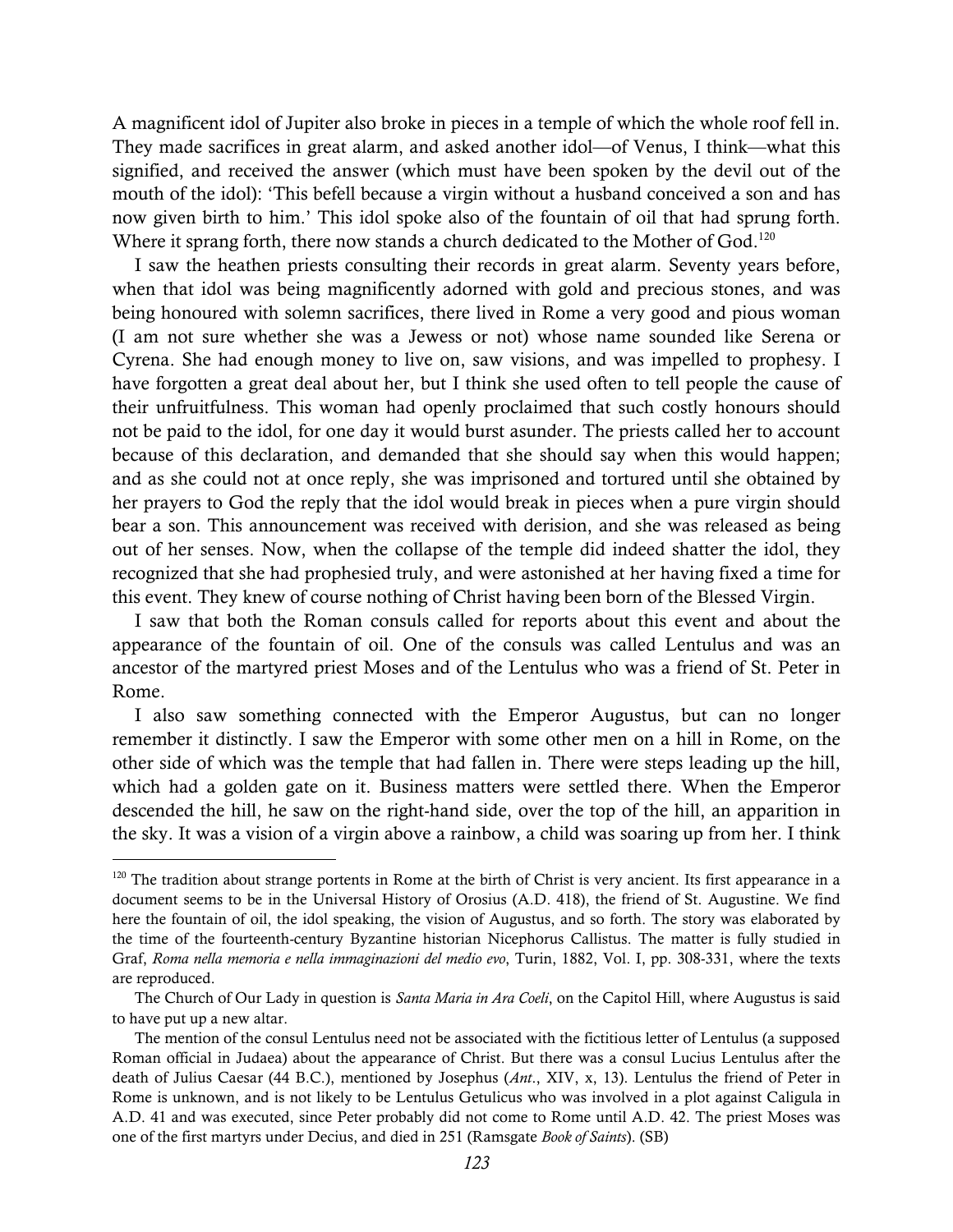A magnificent idol of Jupiter also broke in pieces in a temple of which the whole roof fell in. They made sacrifices in great alarm, and asked another idol—of Venus, I think—what this signified, and received the answer (which must have been spoken by the devil out of the mouth of the idol): 'This befell because a virgin without a husband conceived a son and has now given birth to him.' This idol spoke also of the fountain of oil that had sprung forth. Where it sprang forth, there now stands a church dedicated to the Mother of God.[120]

I saw the heathen priests consulting their records in great alarm. Seventy years before, when that idol was being magnificently adorned with gold and precious stones, and was being honoured with solemn sacrifices, there lived in Rome a very good and pious woman (I am not sure whether she was a Jewess or not) whose name sounded like Serena or Cyrena. She had enough money to live on, saw visions, and was impelled to prophesy. I have forgotten a great deal about her, but I think she used often to tell people the cause of their unfruitfulness. This woman had openly proclaimed that such costly honours should not be paid to the idol, for one day it would burst asunder. The priests called her to account because of this declaration, and demanded that she should say when this would happen; and as she could not at once reply, she was imprisoned and tortured until she obtained by her prayers to God the reply that the idol would break in pieces when a pure virgin should bear a son. This announcement was received with derision, and she was released as being out of her senses. Now, when the collapse of the temple did indeed shatter the idol, they recognized that she had prophesied truly, and were astonished at her having fixed a time for this event. They knew of course nothing of Christ having been born of the Blessed Virgin.

I saw that both the Roman consuls called for reports about this event and about the appearance of the fountain of oil. One of the consuls was called Lentulus and was an ancestor of the martyred priest Moses and of the Lentulus who was a friend of St. Peter in Rome.

I also saw something connected with the Emperor Augustus, but can no longer remember it distinctly. I saw the Emperor with some other men on a hill in Rome, on the other side of which was the temple that had fallen in. There were steps leading up the hill, which had a golden gate on it. Business matters were settled there. When the Emperor descended the hill, he saw on the right-hand side, over the top of the hill, an apparition in the sky. It was a vision of a virgin above a rainbow, a child was soaring up from her. I think

---

[120] The tradition about strange portents in Rome at the birth of Christ is very ancient. Its first appearance in a document seems to be in the Universal History of Orosius (A.D. 418), the friend of St. Augustine. We find here the fountain of oil, the idol speaking, the vision of Augustus, and so forth. The story was elaborated by the time of the fourteenth-century Byzantine historian Nicephorus Callistus. The matter is fully studied in Graf, *Roma nella memoria e nella immaginazioni del medio evo*, Turin, 1882, Vol. I, pp. 308-331, where the texts are reproduced.

The Church of Our Lady in question is *Santa Maria in Ara Coeli*, on the Capitol Hill, where Augustus is said to have put up a new altar.

The mention of the consul Lentulus need not be associated with the fictitious letter of Lentulus (a supposed Roman official in Judaea) about the appearance of Christ. But there was a consul Lucius Lentulus after the death of Julius Caesar (44 B.C.), mentioned by Josephus (*Ant.*, XIV, x, 13). Lentulus the friend of Peter in Rome is unknown, and is not likely to be Lentulus Getulicus who was involved in a plot against Caligula in A.D. 41 and was executed, since Peter probably did not come to Rome until A.D. 42. The priest Moses was one of the first martyrs under Decius, and died in 251 (Ramsgate *Book of Saints*). (SB)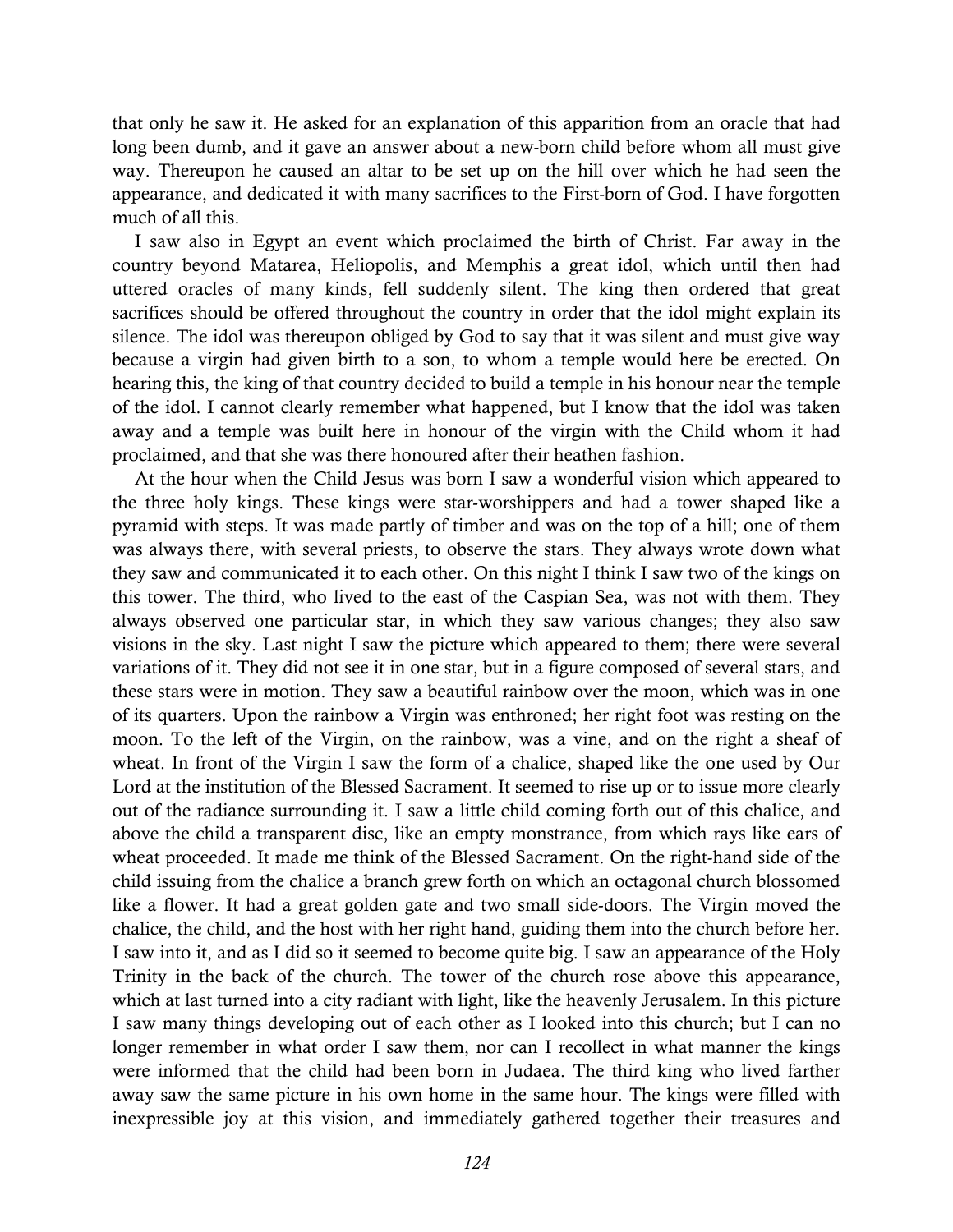that only he saw it. He asked for an explanation of this apparition from an oracle that had long been dumb, and it gave an answer about a new-born child before whom all must give way. Thereupon he caused an altar to be set up on the hill over which he had seen the appearance, and dedicated it with many sacrifices to the First-born of God. I have forgotten much of all this.

I saw also in Egypt an event which proclaimed the birth of Christ. Far away in the country beyond Matarea, Heliopolis, and Memphis a great idol, which until then had uttered oracles of many kinds, fell suddenly silent. The king then ordered that great sacrifices should be offered throughout the country in order that the idol might explain its silence. The idol was thereupon obliged by God to say that it was silent and must give way because a virgin had given birth to a son, to whom a temple would here be erected. On hearing this, the king of that country decided to build a temple in his honour near the temple of the idol. I cannot clearly remember what happened, but I know that the idol was taken away and a temple was built here in honour of the virgin with the Child whom it had proclaimed, and that she was there honoured after their heathen fashion.

At the hour when the Child Jesus was born I saw a wonderful vision which appeared to the three holy kings. These kings were star-worshippers and had a tower shaped like a pyramid with steps. It was made partly of timber and was on the top of a hill; one of them was always there, with several priests, to observe the stars. They always wrote down what they saw and communicated it to each other. On this night I think I saw two of the kings on this tower. The third, who lived to the east of the Caspian Sea, was not with them. They always observed one particular star, in which they saw various changes; they also saw visions in the sky. Last night I saw the picture which appeared to them; there were several variations of it. They did not see it in one star, but in a figure composed of several stars, and these stars were in motion. They saw a beautiful rainbow over the moon, which was in one of its quarters. Upon the rainbow a Virgin was enthroned; her right foot was resting on the moon. To the left of the Virgin, on the rainbow, was a vine, and on the right a sheaf of wheat. In front of the Virgin I saw the form of a chalice, shaped like the one used by Our Lord at the institution of the Blessed Sacrament. It seemed to rise up or to issue more clearly out of the radiance surrounding it. I saw a little child coming forth out of this chalice, and above the child a transparent disc, like an empty monstrance, from which rays like ears of wheat proceeded. It made me think of the Blessed Sacrament. On the right-hand side of the child issuing from the chalice a branch grew forth on which an octagonal church blossomed like a flower. It had a great golden gate and two small side-doors. The Virgin moved the chalice, the child, and the host with her right hand, guiding them into the church before her. I saw into it, and as I did so it seemed to become quite big. I saw an appearance of the Holy Trinity in the back of the church. The tower of the church rose above this appearance, which at last turned into a city radiant with light, like the heavenly Jerusalem. In this picture I saw many things developing out of each other as I looked into this church; but I can no longer remember in what order I saw them, nor can I recollect in what manner the kings were informed that the child had been born in Judaea. The third king who lived farther away saw the same picture in his own home in the same hour. The kings were filled with inexpressible joy at this vision, and immediately gathered together their treasures and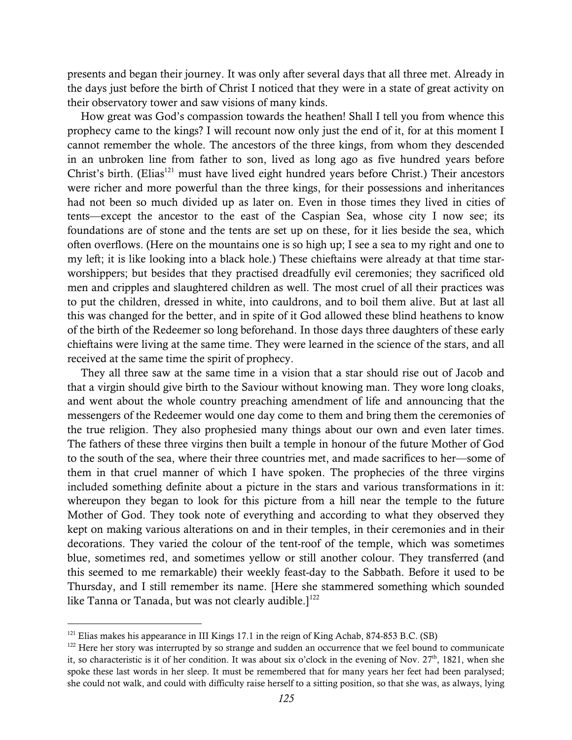presents and began their journey. It was only after several days that all three met. Already in the days just before the birth of Christ I noticed that they were in a state of great activity on their observatory tower and saw visions of many kinds.

How great was God's compassion towards the heathen! Shall I tell you from whence this prophecy came to the kings? I will recount now only just the end of it, for at this moment I cannot remember the whole. The ancestors of the three kings, from whom they descended in an unbroken line from father to son, lived as long ago as five hundred years before Christ's birth. (Elias[121] must have lived eight hundred years before Christ.) Their ancestors were richer and more powerful than the three kings, for their possessions and inheritances had not been so much divided up as later on. Even in those times they lived in cities of tents—except the ancestor to the east of the Caspian Sea, whose city I now see; its foundations are of stone and the tents are set up on these, for it lies beside the sea, which often overflows. (Here on the mountains one is so high up; I see a sea to my right and one to my left; it is like looking into a black hole.) These chieftains were already at that time star-worshippers; but besides that they practised dreadfully evil ceremonies; they sacrificed old men and cripples and slaughtered children as well. The most cruel of all their practices was to put the children, dressed in white, into cauldrons, and to boil them alive. But at last all this was changed for the better, and in spite of it God allowed these blind heathens to know of the birth of the Redeemer so long beforehand. In those days three daughters of these early chieftains were living at the same time. They were learned in the science of the stars, and all received at the same time the spirit of prophecy.

They all three saw at the same time in a vision that a star should rise out of Jacob and that a virgin should give birth to the Saviour without knowing man. They wore long cloaks, and went about the whole country preaching amendment of life and announcing that the messengers of the Redeemer would one day come to them and bring them the ceremonies of the true religion. They also prophesied many things about our own and even later times. The fathers of these three virgins then built a temple in honour of the future Mother of God to the south of the sea, where their three countries met, and made sacrifices to her—some of them in that cruel manner of which I have spoken. The prophecies of the three virgins included something definite about a picture in the stars and various transformations in it: whereupon they began to look for this picture from a hill near the temple to the future Mother of God. They took note of everything and according to what they observed they kept on making various alterations on and in their temples, in their ceremonies and in their decorations. They varied the colour of the tent-roof of the temple, which was sometimes blue, sometimes red, and sometimes yellow or still another colour. They transferred (and this seemed to me remarkable) their weekly feast-day to the Sabbath. Before it used to be Thursday, and I still remember its name. [Here she stammered something which sounded like Tanna or Tanada, but was not clearly audible.][122]

---

[121] Elias makes his appearance in III Kings 17.1 in the reign of King Achab, 874-853 B.C. (SB)

[122] Here her story was interrupted by so strange and sudden an occurrence that we feel bound to communicate it, so characteristic is it of her condition. It was about six o'clock in the evening of Nov. 27th, 1821, when she spoke these last words in her sleep. It must be remembered that for many years her feet had been paralysed; she could not walk, and could with difficulty raise herself to a sitting position, so that she was, as always, lying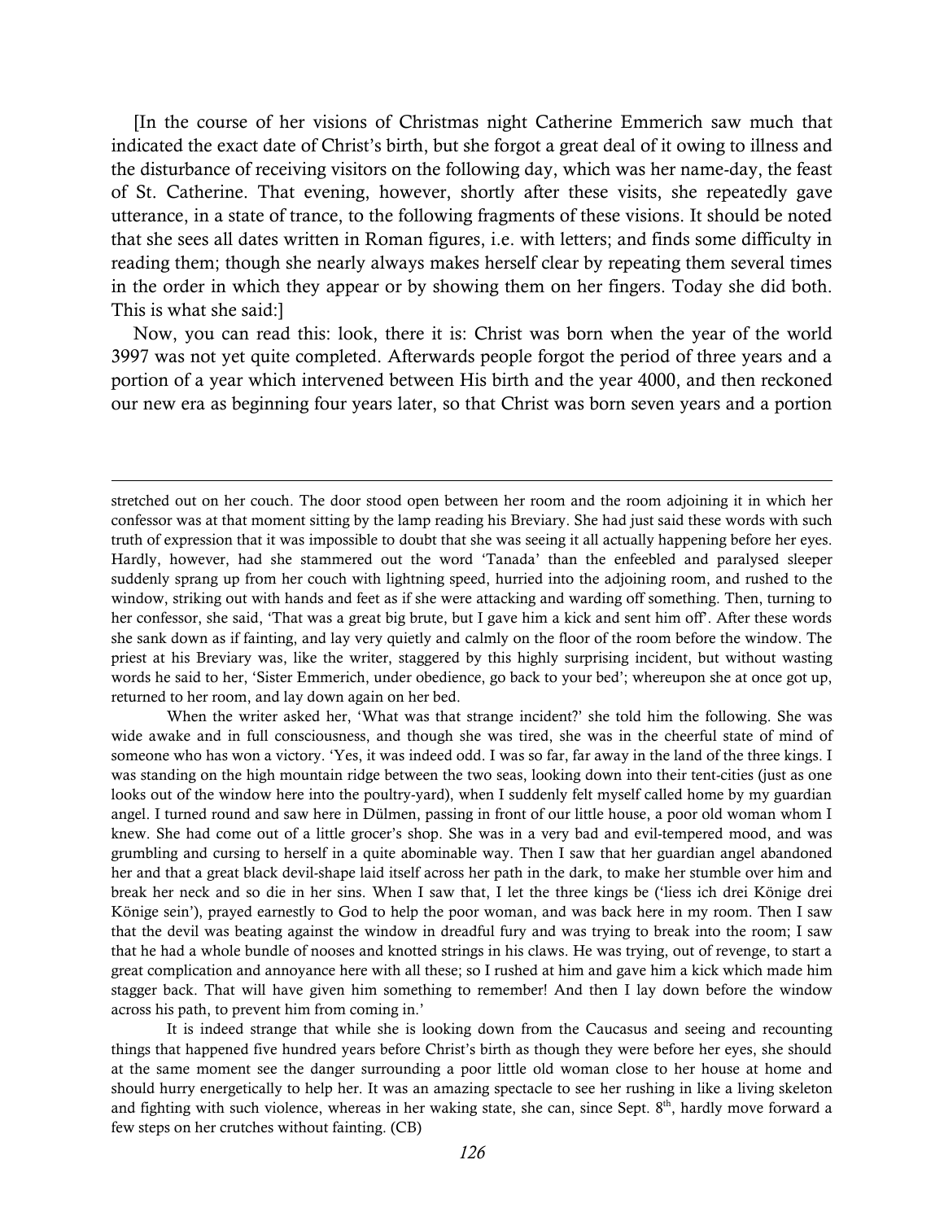[In the course of her visions of Christmas night Catherine Emmerich saw much that indicated the exact date of Christ's birth, but she forgot a great deal of it owing to illness and the disturbance of receiving visitors on the following day, which was her name-day, the feast of St. Catherine. That evening, however, shortly after these visits, she repeatedly gave utterance, in a state of trance, to the following fragments of these visions. It should be noted that she sees all dates written in Roman figures, i.e. with letters; and finds some difficulty in reading them; though she nearly always makes herself clear by repeating them several times in the order in which they appear or by showing them on her fingers. Today she did both. This is what she said:]

Now, you can read this: look, there it is: Christ was born when the year of the world 3997 was not yet quite completed. Afterwards people forgot the period of three years and a portion of a year which intervened between His birth and the year 4000, and then reckoned our new era as beginning four years later, so that Christ was born seven years and a portion

---

stretched out on her couch. The door stood open between her room and the room adjoining it in which her confessor was at that moment sitting by the lamp reading his Breviary. She had just said these words with such truth of expression that it was impossible to doubt that she was seeing it all actually happening before her eyes. Hardly, however, had she stammered out the word 'Tanada' than the enfeebled and paralysed sleeper suddenly sprang up from her couch with lightning speed, hurried into the adjoining room, and rushed to the window, striking out with hands and feet as if she were attacking and warding off something. Then, turning to her confessor, she said, 'That was a great big brute, but I gave him a kick and sent him off'. After these words she sank down as if fainting, and lay very quietly and calmly on the floor of the room before the window. The priest at his Breviary was, like the writer, staggered by this highly surprising incident, but without wasting words he said to her, 'Sister Emmerich, under obedience, go back to your bed'; whereupon she at once got up, returned to her room, and lay down again on her bed.

When the writer asked her, 'What was that strange incident?' she told him the following. She was wide awake and in full consciousness, and though she was tired, she was in the cheerful state of mind of someone who has won a victory. 'Yes, it was indeed odd. I was so far, far away in the land of the three kings. I was standing on the high mountain ridge between the two seas, looking down into their tent-cities (just as one looks out of the window here into the poultry-yard), when I suddenly felt myself called home by my guardian angel. I turned round and saw here in Dülmen, passing in front of our little house, a poor old woman whom I knew. She had come out of a little grocer's shop. She was in a very bad and evil-tempered mood, and was grumbling and cursing to herself in a quite abominable way. Then I saw that her guardian angel abandoned her and that a great black devil-shape laid itself across her path in the dark, to make her stumble over him and break her neck and so die in her sins. When I saw that, I let the three kings be ('liess ich drei Könige drei Könige sein'), prayed earnestly to God to help the poor woman, and was back here in my room. Then I saw that the devil was beating against the window in dreadful fury and was trying to break into the room; I saw that he had a whole bundle of nooses and knotted strings in his claws. He was trying, out of revenge, to start a great complication and annoyance here with all these; so I rushed at him and gave him a kick which made him stagger back. That will have given him something to remember! And then I lay down before the window across his path, to prevent him from coming in.'

It is indeed strange that while she is looking down from the Caucasus and seeing and recounting things that happened five hundred years before Christ's birth as though they were before her eyes, she should at the same moment see the danger surrounding a poor little old woman close to her house at home and should hurry energetically to help her. It was an amazing spectacle to see her rushing in like a living skeleton and fighting with such violence, whereas in her waking state, she can, since Sept. 8th, hardly move forward a few steps on her crutches without fainting. (CB)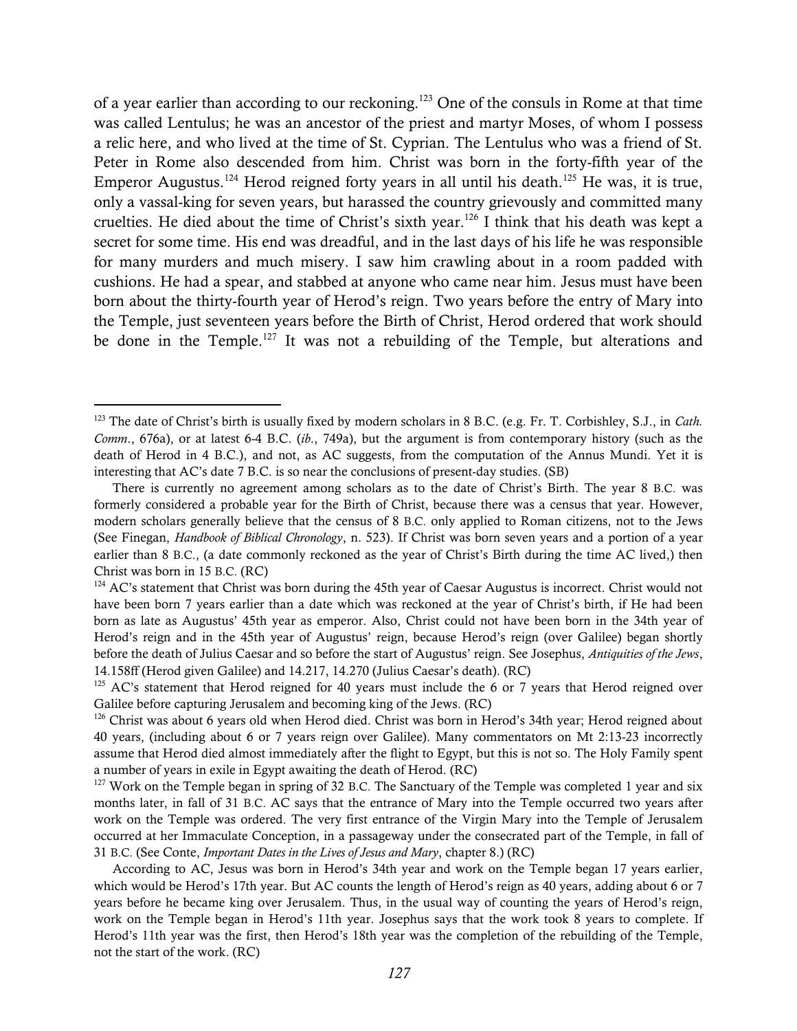of a year earlier than according to our reckoning.[123] One of the consuls in Rome at that time was called Lentulus; he was an ancestor of the priest and martyr Moses, of whom I possess a relic here, and who lived at the time of St. Cyprian. The Lentulus who was a friend of St. Peter in Rome also descended from him. Christ was born in the forty-fifth year of the Emperor Augustus.[124] Herod reigned forty years in all until his death.[125] He was, it is true, only a vassal-king for seven years, but harassed the country grievously and committed many cruelties. He died about the time of Christ's sixth year.[126] I think that his death was kept a secret for some time. His end was dreadful, and in the last days of his life he was responsible for many murders and much misery. I saw him crawling about in a room padded with cushions. He had a spear, and stabbed at anyone who came near him. Jesus must have been born about the thirty-fourth year of Herod's reign. Two years before the entry of Mary into the Temple, just seventeen years before the Birth of Christ, Herod ordered that work should be done in the Temple.[127] It was not a rebuilding of the Temple, but alterations and

---

[123] The date of Christ's birth is usually fixed by modern scholars in 8 B.C. (e.g. Fr. T. Corbishley, S.J., in *Cath. Comm*., 676a), or at latest 6-4 B.C. (*ib*., 749a), but the argument is from contemporary history (such as the death of Herod in 4 B.C.), and not, as AC suggests, from the computation of the Annus Mundi. Yet it is interesting that AC's date 7 B.C. is so near the conclusions of present-day studies. (SB)

There is currently no agreement among scholars as to the date of Christ's Birth. The year 8 B.C. was formerly considered a probable year for the Birth of Christ, because there was a census that year. However, modern scholars generally believe that the census of 8 B.C. only applied to Roman citizens, not to the Jews (See Finegan, *Handbook of Biblical Chronology*, n. 523). If Christ was born seven years and a portion of a year earlier than 8 B.C., (a date commonly reckoned as the year of Christ's Birth during the time AC lived,) then Christ was born in 15 B.C. (RC)

[124] AC's statement that Christ was born during the 45th year of Caesar Augustus is incorrect. Christ would not have been born 7 years earlier than a date which was reckoned at the year of Christ's birth, if He had been born as late as Augustus' 45th year as emperor. Also, Christ could not have been born in the 34th year of Herod's reign and in the 45th year of Augustus' reign, because Herod's reign (over Galilee) began shortly before the death of Julius Caesar and so before the start of Augustus' reign. See Josephus, *Antiquities of the Jews*, 14.158ff (Herod given Galilee) and 14.217, 14.270 (Julius Caesar's death). (RC)

[125] AC's statement that Herod reigned for 40 years must include the 6 or 7 years that Herod reigned over Galilee before capturing Jerusalem and becoming king of the Jews. (RC)

[126] Christ was about 6 years old when Herod died. Christ was born in Herod's 34th year; Herod reigned about 40 years, (including about 6 or 7 years reign over Galilee). Many commentators on Mt 2:13-23 incorrectly assume that Herod died almost immediately after the flight to Egypt, but this is not so. The Holy Family spent a number of years in exile in Egypt awaiting the death of Herod. (RC)

[127] Work on the Temple began in spring of 32 B.C. The Sanctuary of the Temple was completed 1 year and six months later, in fall of 31 B.C. AC says that the entrance of Mary into the Temple occurred two years after work on the Temple was ordered. The very first entrance of the Virgin Mary into the Temple of Jerusalem occurred at her Immaculate Conception, in a passageway under the consecrated part of the Temple, in fall of 31 B.C. (See Conte, *Important Dates in the Lives of Jesus and Mary*, chapter 8.) (RC)

According to AC, Jesus was born in Herod's 34th year and work on the Temple began 17 years earlier, which would be Herod's 17th year. But AC counts the length of Herod's reign as 40 years, adding about 6 or 7 years before he became king over Jerusalem. Thus, in the usual way of counting the years of Herod's reign, work on the Temple began in Herod's 11th year. Josephus says that the work took 8 years to complete. If Herod's 11th year was the first, then Herod's 18th year was the completion of the rebuilding of the Temple, not the start of the work. (RC)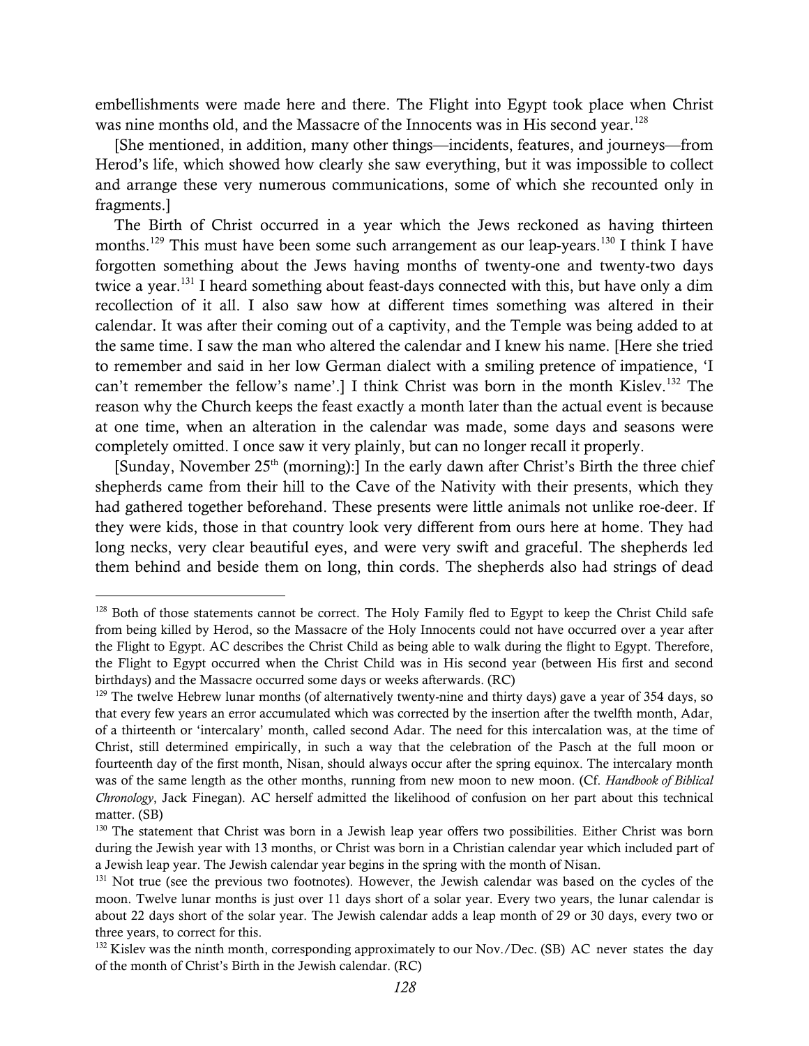embellishments were made here and there. The Flight into Egypt took place when Christ was nine months old, and the Massacre of the Innocents was in His second year.[128]

[She mentioned, in addition, many other things—incidents, features, and journeys—from Herod's life, which showed how clearly she saw everything, but it was impossible to collect and arrange these very numerous communications, some of which she recounted only in fragments.]

The Birth of Christ occurred in a year which the Jews reckoned as having thirteen months.[129] This must have been some such arrangement as our leap-years.[130] I think I have forgotten something about the Jews having months of twenty-one and twenty-two days twice a year.[131] I heard something about feast-days connected with this, but have only a dim recollection of it all. I also saw how at different times something was altered in their calendar. It was after their coming out of a captivity, and the Temple was being added to at the same time. I saw the man who altered the calendar and I knew his name. [Here she tried to remember and said in her low German dialect with a smiling pretence of impatience, 'I can't remember the fellow's name'.] I think Christ was born in the month Kislev.[132] The reason why the Church keeps the feast exactly a month later than the actual event is because at one time, when an alteration in the calendar was made, some days and seasons were completely omitted. I once saw it very plainly, but can no longer recall it properly.

[Sunday, November 25th (morning):] In the early dawn after Christ's Birth the three chief shepherds came from their hill to the Cave of the Nativity with their presents, which they had gathered together beforehand. These presents were little animals not unlike roe-deer. If they were kids, those in that country look very different from ours here at home. They had long necks, very clear beautiful eyes, and were very swift and graceful. The shepherds led them behind and beside them on long, thin cords. The shepherds also had strings of dead

---

[128] Both of those statements cannot be correct. The Holy Family fled to Egypt to keep the Christ Child safe from being killed by Herod, so the Massacre of the Holy Innocents could not have occurred over a year after the Flight to Egypt. AC describes the Christ Child as being able to walk during the flight to Egypt. Therefore, the Flight to Egypt occurred when the Christ Child was in His second year (between His first and second birthdays) and the Massacre occurred some days or weeks afterwards. (RC)

[129] The twelve Hebrew lunar months (of alternatively twenty-nine and thirty days) gave a year of 354 days, so that every few years an error accumulated which was corrected by the insertion after the twelfth month, Adar, of a thirteenth or 'intercalary' month, called second Adar. The need for this intercalation was, at the time of Christ, still determined empirically, in such a way that the celebration of the Pasch at the full moon or fourteenth day of the first month, Nisan, should always occur after the spring equinox. The intercalary month was of the same length as the other months, running from new moon to new moon. (Cf. *Handbook of Biblical Chronology*, Jack Finegan). AC herself admitted the likelihood of confusion on her part about this technical matter. (SB)

[130] The statement that Christ was born in a Jewish leap year offers two possibilities. Either Christ was born during the Jewish year with 13 months, or Christ was born in a Christian calendar year which included part of a Jewish leap year. The Jewish calendar year begins in the spring with the month of Nisan.

[131] Not true (see the previous two footnotes). However, the Jewish calendar was based on the cycles of the moon. Twelve lunar months is just over 11 days short of a solar year. Every two years, the lunar calendar is about 22 days short of the solar year. The Jewish calendar adds a leap month of 29 or 30 days, every two or three years, to correct for this.

[132] Kislev was the ninth month, corresponding approximately to our Nov./Dec. (SB) AC never states the day of the month of Christ's Birth in the Jewish calendar. (RC)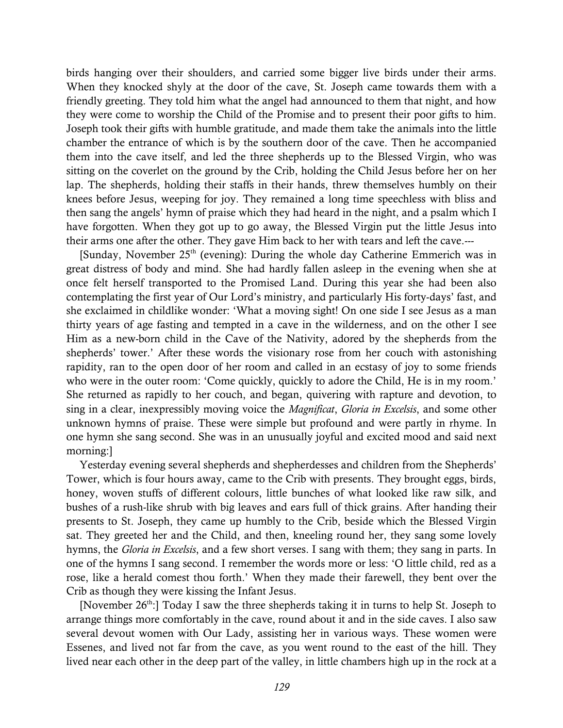birds hanging over their shoulders, and carried some bigger live birds under their arms. When they knocked shyly at the door of the cave, St. Joseph came towards them with a friendly greeting. They told him what the angel had announced to them that night, and how they were come to worship the Child of the Promise and to present their poor gifts to him. Joseph took their gifts with humble gratitude, and made them take the animals into the little chamber the entrance of which is by the southern door of the cave. Then he accompanied them into the cave itself, and led the three shepherds up to the Blessed Virgin, who was sitting on the coverlet on the ground by the Crib, holding the Child Jesus before her on her lap. The shepherds, holding their staffs in their hands, threw themselves humbly on their knees before Jesus, weeping for joy. They remained a long time speechless with bliss and then sang the angels' hymn of praise which they had heard in the night, and a psalm which I have forgotten. When they got up to go away, the Blessed Virgin put the little Jesus into their arms one after the other. They gave Him back to her with tears and left the cave.---

[Sunday, November 25th (evening): During the whole day Catherine Emmerich was in great distress of body and mind. She had hardly fallen asleep in the evening when she at once felt herself transported to the Promised Land. During this year she had been also contemplating the first year of Our Lord's ministry, and particularly His forty-days' fast, and she exclaimed in childlike wonder: 'What a moving sight! On one side I see Jesus as a man thirty years of age fasting and tempted in a cave in the wilderness, and on the other I see Him as a new-born child in the Cave of the Nativity, adored by the shepherds from the shepherds' tower.' After these words the visionary rose from her couch with astonishing rapidity, ran to the open door of her room and called in an ecstasy of joy to some friends who were in the outer room: 'Come quickly, quickly to adore the Child, He is in my room.' She returned as rapidly to her couch, and began, quivering with rapture and devotion, to sing in a clear, inexpressibly moving voice the *Magnificat*, *Gloria in Excelsis*, and some other unknown hymns of praise. These were simple but profound and were partly in rhyme. In one hymn she sang second. She was in an unusually joyful and excited mood and said next morning:]

Yesterday evening several shepherds and shepherdesses and children from the Shepherds' Tower, which is four hours away, came to the Crib with presents. They brought eggs, birds, honey, woven stuffs of different colours, little bunches of what looked like raw silk, and bushes of a rush-like shrub with big leaves and ears full of thick grains. After handing their presents to St. Joseph, they came up humbly to the Crib, beside which the Blessed Virgin sat. They greeted her and the Child, and then, kneeling round her, they sang some lovely hymns, the *Gloria in Excelsis*, and a few short verses. I sang with them; they sang in parts. In one of the hymns I sang second. I remember the words more or less: 'O little child, red as a rose, like a herald comest thou forth.' When they made their farewell, they bent over the Crib as though they were kissing the Infant Jesus.

[November 26th:] Today I saw the three shepherds taking it in turns to help St. Joseph to arrange things more comfortably in the cave, round about it and in the side caves. I also saw several devout women with Our Lady, assisting her in various ways. These women were Essenes, and lived not far from the cave, as you went round to the east of the hill. They lived near each other in the deep part of the valley, in little chambers high up in the rock at a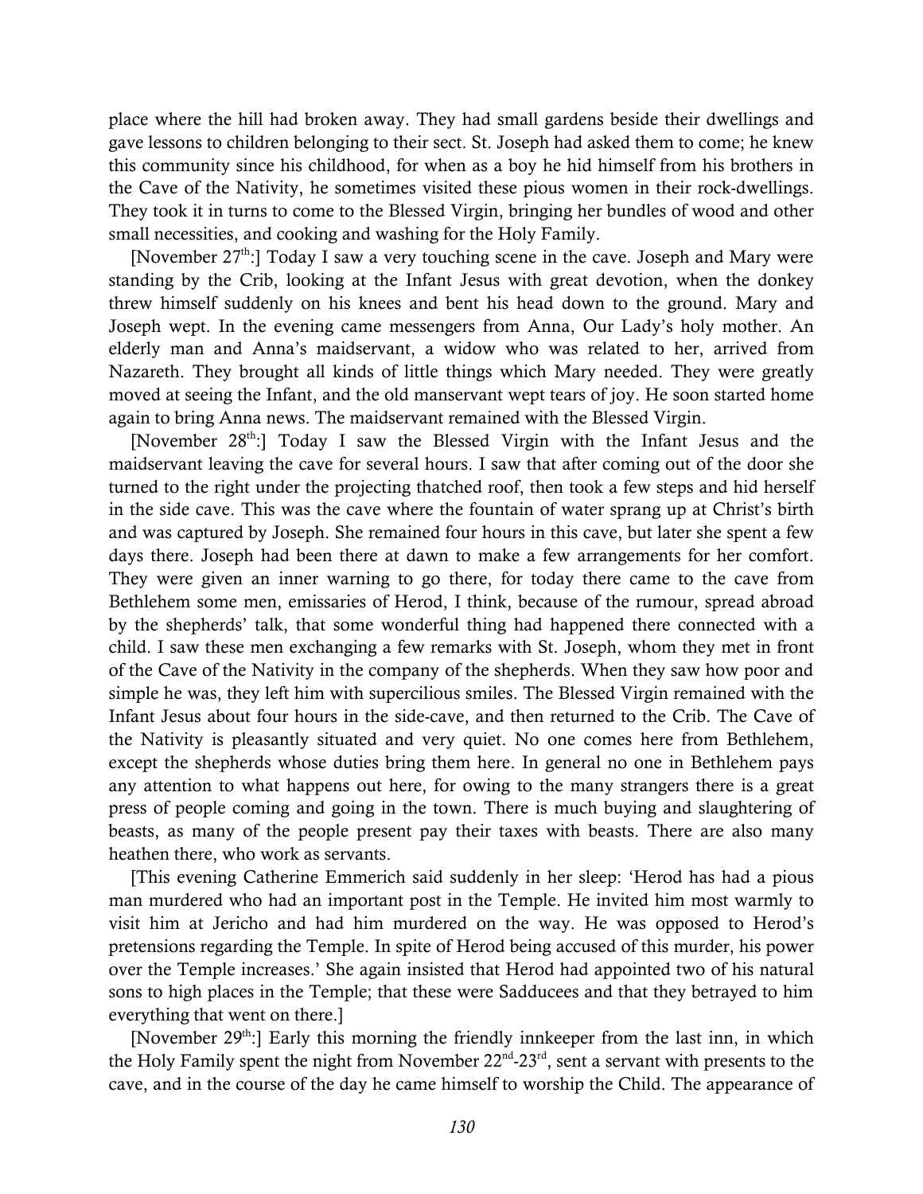place where the hill had broken away. They had small gardens beside their dwellings and gave lessons to children belonging to their sect. St. Joseph had asked them to come; he knew this community since his childhood, for when as a boy he hid himself from his brothers in the Cave of the Nativity, he sometimes visited these pious women in their rock-dwellings. They took it in turns to come to the Blessed Virgin, bringing her bundles of wood and other small necessities, and cooking and washing for the Holy Family.

[November 27th:] Today I saw a very touching scene in the cave. Joseph and Mary were standing by the Crib, looking at the Infant Jesus with great devotion, when the donkey threw himself suddenly on his knees and bent his head down to the ground. Mary and Joseph wept. In the evening came messengers from Anna, Our Lady's holy mother. An elderly man and Anna's maidservant, a widow who was related to her, arrived from Nazareth. They brought all kinds of little things which Mary needed. They were greatly moved at seeing the Infant, and the old manservant wept tears of joy. He soon started home again to bring Anna news. The maidservant remained with the Blessed Virgin.

[November 28th:] Today I saw the Blessed Virgin with the Infant Jesus and the maidservant leaving the cave for several hours. I saw that after coming out of the door she turned to the right under the projecting thatched roof, then took a few steps and hid herself in the side cave. This was the cave where the fountain of water sprang up at Christ's birth and was captured by Joseph. She remained four hours in this cave, but later she spent a few days there. Joseph had been there at dawn to make a few arrangements for her comfort. They were given an inner warning to go there, for today there came to the cave from Bethlehem some men, emissaries of Herod, I think, because of the rumour, spread abroad by the shepherds' talk, that some wonderful thing had happened there connected with a child. I saw these men exchanging a few remarks with St. Joseph, whom they met in front of the Cave of the Nativity in the company of the shepherds. When they saw how poor and simple he was, they left him with supercilious smiles. The Blessed Virgin remained with the Infant Jesus about four hours in the side-cave, and then returned to the Crib. The Cave of the Nativity is pleasantly situated and very quiet. No one comes here from Bethlehem, except the shepherds whose duties bring them here. In general no one in Bethlehem pays any attention to what happens out here, for owing to the many strangers there is a great press of people coming and going in the town. There is much buying and slaughtering of beasts, as many of the people present pay their taxes with beasts. There are also many heathen there, who work as servants.

[This evening Catherine Emmerich said suddenly in her sleep: 'Herod has had a pious man murdered who had an important post in the Temple. He invited him most warmly to visit him at Jericho and had him murdered on the way. He was opposed to Herod's pretensions regarding the Temple. In spite of Herod being accused of this murder, his power over the Temple increases.' She again insisted that Herod had appointed two of his natural sons to high places in the Temple; that these were Sadducees and that they betrayed to him everything that went on there.]

[November 29th:] Early this morning the friendly innkeeper from the last inn, in which the Holy Family spent the night from November 22nd-23rd, sent a servant with presents to the cave, and in the course of the day he came himself to worship the Child. The appearance of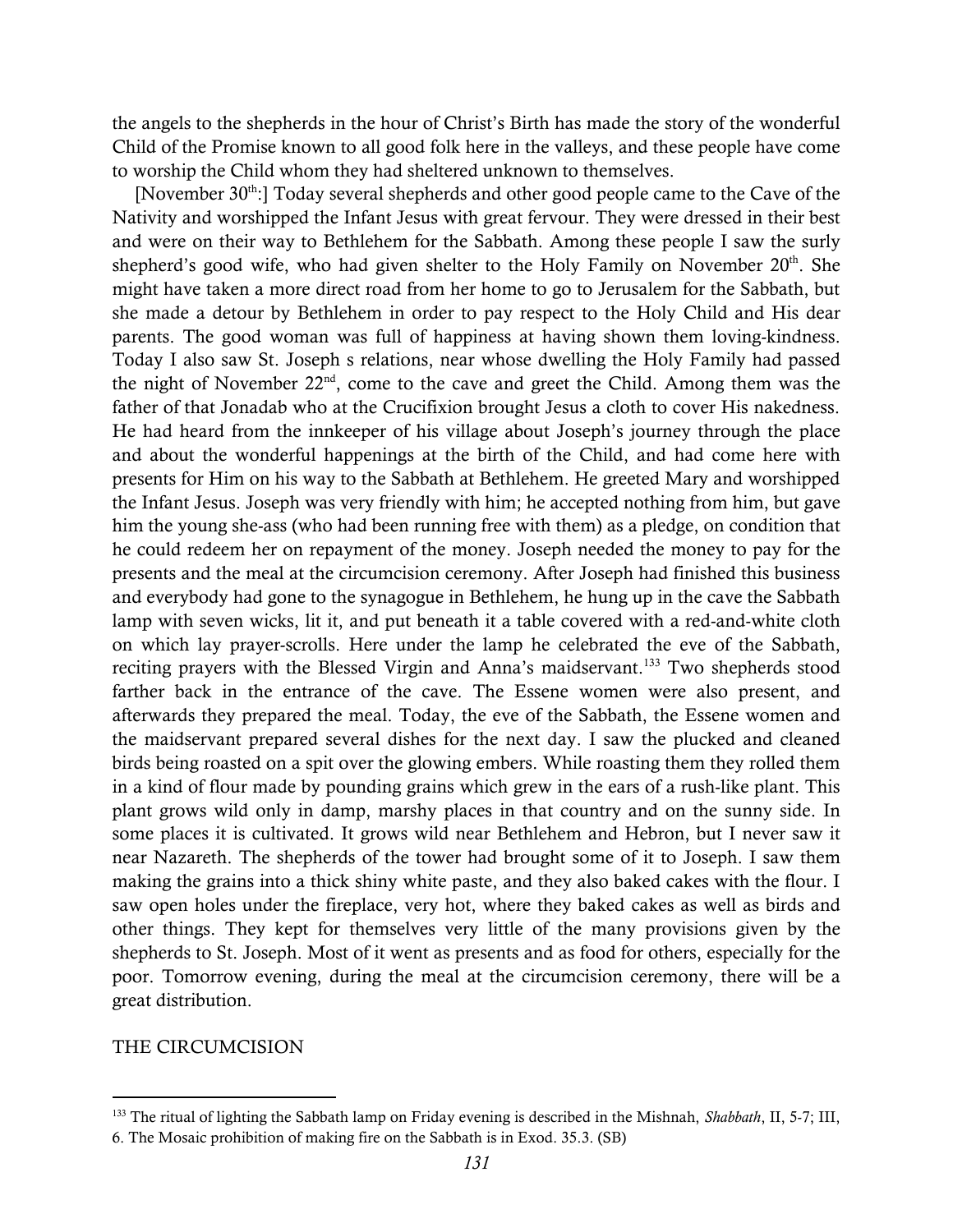the angels to the shepherds in the hour of Christ's Birth has made the story of the wonderful Child of the Promise known to all good folk here in the valleys, and these people have come to worship the Child whom they had sheltered unknown to themselves.

[November 30th:] Today several shepherds and other good people came to the Cave of the Nativity and worshipped the Infant Jesus with great fervour. They were dressed in their best and were on their way to Bethlehem for the Sabbath. Among these people I saw the surly shepherd's good wife, who had given shelter to the Holy Family on November 20th. She might have taken a more direct road from her home to go to Jerusalem for the Sabbath, but she made a detour by Bethlehem in order to pay respect to the Holy Child and His dear parents. The good woman was full of happiness at having shown them loving-kindness. Today I also saw St. Joseph s relations, near whose dwelling the Holy Family had passed the night of November 22nd, come to the cave and greet the Child. Among them was the father of that Jonadab who at the Crucifixion brought Jesus a cloth to cover His nakedness. He had heard from the innkeeper of his village about Joseph's journey through the place and about the wonderful happenings at the birth of the Child, and had come here with presents for Him on his way to the Sabbath at Bethlehem. He greeted Mary and worshipped the Infant Jesus. Joseph was very friendly with him; he accepted nothing from him, but gave him the young she-ass (who had been running free with them) as a pledge, on condition that he could redeem her on repayment of the money. Joseph needed the money to pay for the presents and the meal at the circumcision ceremony. After Joseph had finished this business and everybody had gone to the synagogue in Bethlehem, he hung up in the cave the Sabbath lamp with seven wicks, lit it, and put beneath it a table covered with a red-and-white cloth on which lay prayer-scrolls. Here under the lamp he celebrated the eve of the Sabbath, reciting prayers with the Blessed Virgin and Anna's maidservant.[133] Two shepherds stood farther back in the entrance of the cave. The Essene women were also present, and afterwards they prepared the meal. Today, the eve of the Sabbath, the Essene women and the maidservant prepared several dishes for the next day. I saw the plucked and cleaned birds being roasted on a spit over the glowing embers. While roasting them they rolled them in a kind of flour made by pounding grains which grew in the ears of a rush-like plant. This plant grows wild only in damp, marshy places in that country and on the sunny side. In some places it is cultivated. It grows wild near Bethlehem and Hebron, but I never saw it near Nazareth. The shepherds of the tower had brought some of it to Joseph. I saw them making the grains into a thick shiny white paste, and they also baked cakes with the flour. I saw open holes under the fireplace, very hot, where they baked cakes as well as birds and other things. They kept for themselves very little of the many provisions given by the shepherds to St. Joseph. Most of it went as presents and as food for others, especially for the poor. Tomorrow evening, during the meal at the circumcision ceremony, there will be a great distribution.

## THE CIRCUMCISION

---

[133] The ritual of lighting the Sabbath lamp on Friday evening is described in the Mishnah, *Shabbath*, II, 5-7; III, 6. The Mosaic prohibition of making fire on the Sabbath is in Exod. 35.3. (SB)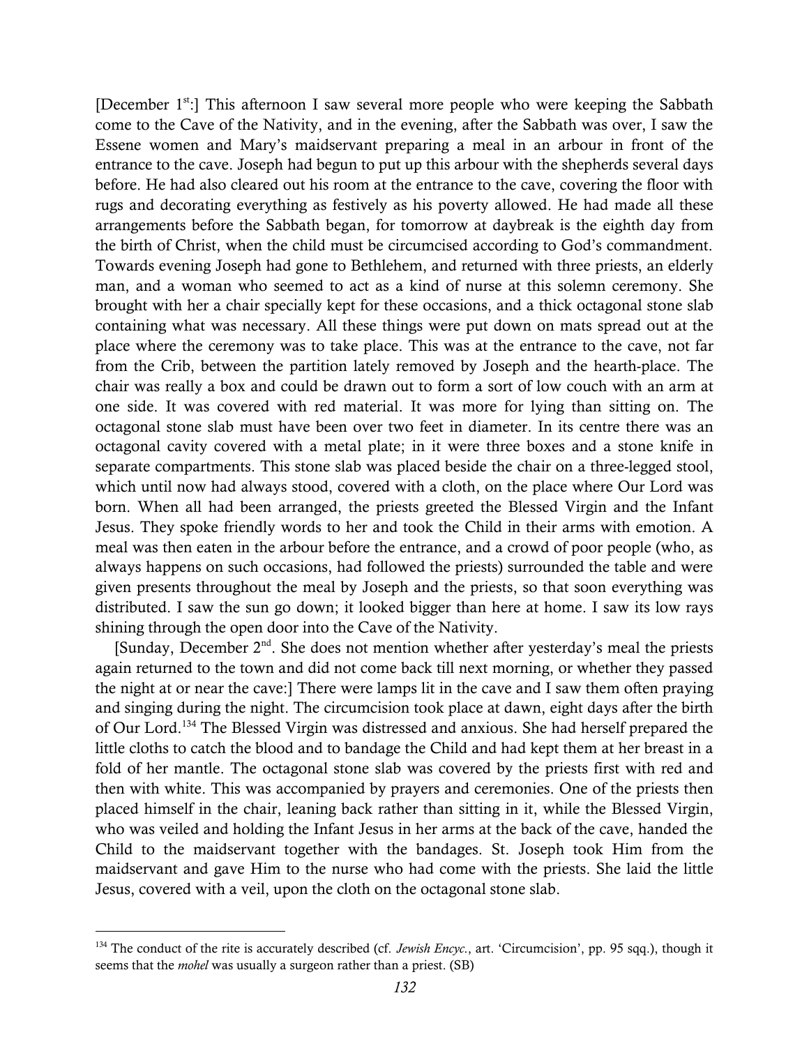[December 1st:] This afternoon I saw several more people who were keeping the Sabbath come to the Cave of the Nativity, and in the evening, after the Sabbath was over, I saw the Essene women and Mary's maidservant preparing a meal in an arbour in front of the entrance to the cave. Joseph had begun to put up this arbour with the shepherds several days before. He had also cleared out his room at the entrance to the cave, covering the floor with rugs and decorating everything as festively as his poverty allowed. He had made all these arrangements before the Sabbath began, for tomorrow at daybreak is the eighth day from the birth of Christ, when the child must be circumcised according to God's commandment. Towards evening Joseph had gone to Bethlehem, and returned with three priests, an elderly man, and a woman who seemed to act as a kind of nurse at this solemn ceremony. She brought with her a chair specially kept for these occasions, and a thick octagonal stone slab containing what was necessary. All these things were put down on mats spread out at the place where the ceremony was to take place. This was at the entrance to the cave, not far from the Crib, between the partition lately removed by Joseph and the hearth-place. The chair was really a box and could be drawn out to form a sort of low couch with an arm at one side. It was covered with red material. It was more for lying than sitting on. The octagonal stone slab must have been over two feet in diameter. In its centre there was an octagonal cavity covered with a metal plate; in it were three boxes and a stone knife in separate compartments. This stone slab was placed beside the chair on a three-legged stool, which until now had always stood, covered with a cloth, on the place where Our Lord was born. When all had been arranged, the priests greeted the Blessed Virgin and the Infant Jesus. They spoke friendly words to her and took the Child in their arms with emotion. A meal was then eaten in the arbour before the entrance, and a crowd of poor people (who, as always happens on such occasions, had followed the priests) surrounded the table and were given presents throughout the meal by Joseph and the priests, so that soon everything was distributed. I saw the sun go down; it looked bigger than here at home. I saw its low rays shining through the open door into the Cave of the Nativity.

[Sunday, December 2nd. She does not mention whether after yesterday's meal the priests again returned to the town and did not come back till next morning, or whether they passed the night at or near the cave:] There were lamps lit in the cave and I saw them often praying and singing during the night. The circumcision took place at dawn, eight days after the birth of Our Lord.[134] The Blessed Virgin was distressed and anxious. She had herself prepared the little cloths to catch the blood and to bandage the Child and had kept them at her breast in a fold of her mantle. The octagonal stone slab was covered by the priests first with red and then with white. This was accompanied by prayers and ceremonies. One of the priests then placed himself in the chair, leaning back rather than sitting in it, while the Blessed Virgin, who was veiled and holding the Infant Jesus in her arms at the back of the cave, handed the Child to the maidservant together with the bandages. St. Joseph took Him from the maidservant and gave Him to the nurse who had come with the priests. She laid the little Jesus, covered with a veil, upon the cloth on the octagonal stone slab.

---

[134] The conduct of the rite is accurately described (cf. *Jewish Encyc.*, art. 'Circumcision', pp. 95 sqq.), though it seems that the *mohel* was usually a surgeon rather than a priest. (SB)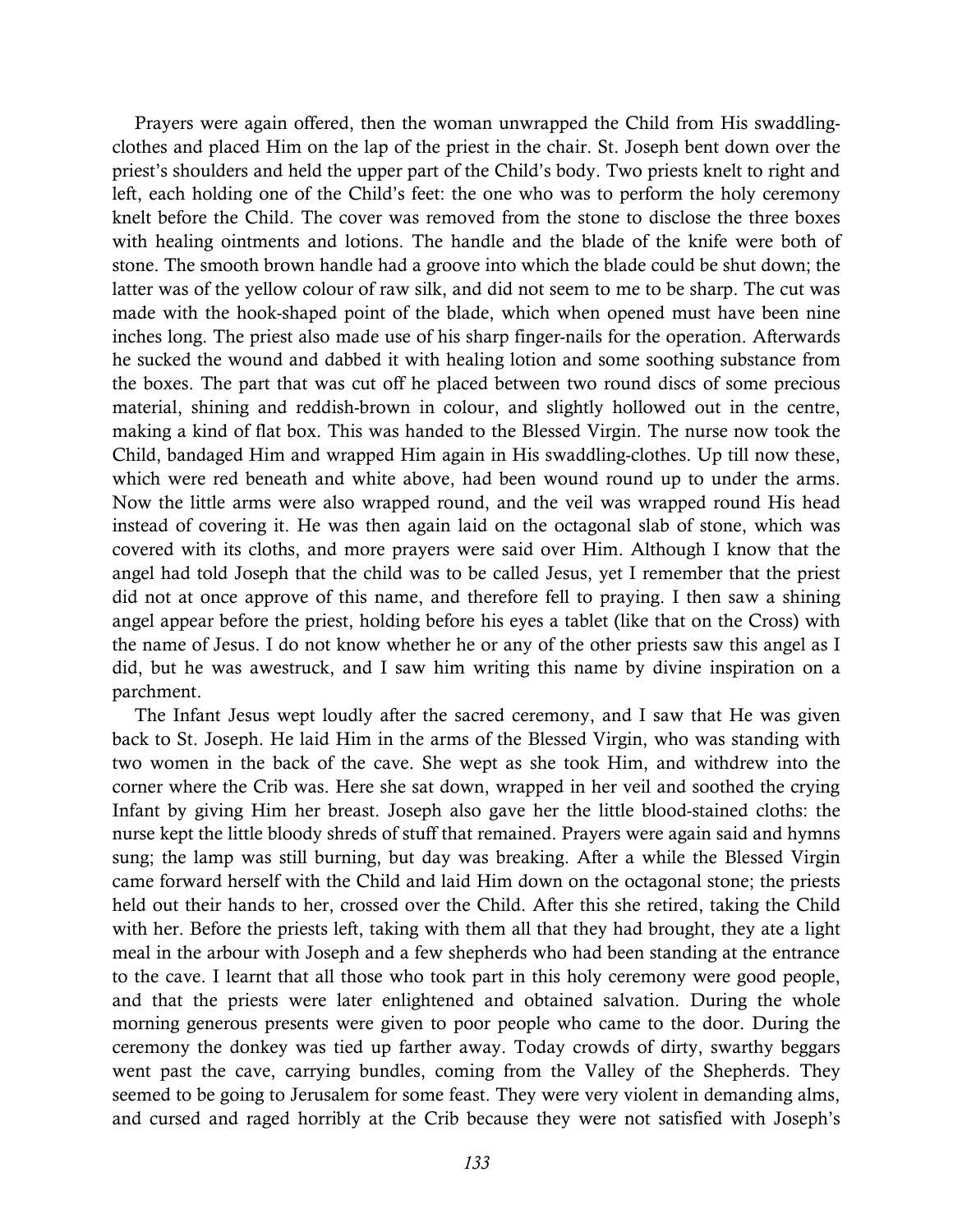Prayers were again offered, then the woman unwrapped the Child from His swaddling-clothes and placed Him on the lap of the priest in the chair. St. Joseph bent down over the priest's shoulders and held the upper part of the Child's body. Two priests knelt to right and left, each holding one of the Child's feet: the one who was to perform the holy ceremony knelt before the Child. The cover was removed from the stone to disclose the three boxes with healing ointments and lotions. The handle and the blade of the knife were both of stone. The smooth brown handle had a groove into which the blade could be shut down; the latter was of the yellow colour of raw silk, and did not seem to me to be sharp. The cut was made with the hook-shaped point of the blade, which when opened must have been nine inches long. The priest also made use of his sharp finger-nails for the operation. Afterwards he sucked the wound and dabbed it with healing lotion and some soothing substance from the boxes. The part that was cut off he placed between two round discs of some precious material, shining and reddish-brown in colour, and slightly hollowed out in the centre, making a kind of flat box. This was handed to the Blessed Virgin. The nurse now took the Child, bandaged Him and wrapped Him again in His swaddling-clothes. Up till now these, which were red beneath and white above, had been wound round up to under the arms. Now the little arms were also wrapped round, and the veil was wrapped round His head instead of covering it. He was then again laid on the octagonal slab of stone, which was covered with its cloths, and more prayers were said over Him. Although I know that the angel had told Joseph that the child was to be called Jesus, yet I remember that the priest did not at once approve of this name, and therefore fell to praying. I then saw a shining angel appear before the priest, holding before his eyes a tablet (like that on the Cross) with the name of Jesus. I do not know whether he or any of the other priests saw this angel as I did, but he was awestruck, and I saw him writing this name by divine inspiration on a parchment.

The Infant Jesus wept loudly after the sacred ceremony, and I saw that He was given back to St. Joseph. He laid Him in the arms of the Blessed Virgin, who was standing with two women in the back of the cave. She wept as she took Him, and withdrew into the corner where the Crib was. Here she sat down, wrapped in her veil and soothed the crying Infant by giving Him her breast. Joseph also gave her the little blood-stained cloths: the nurse kept the little bloody shreds of stuff that remained. Prayers were again said and hymns sung; the lamp was still burning, but day was breaking. After a while the Blessed Virgin came forward herself with the Child and laid Him down on the octagonal stone; the priests held out their hands to her, crossed over the Child. After this she retired, taking the Child with her. Before the priests left, taking with them all that they had brought, they ate a light meal in the arbour with Joseph and a few shepherds who had been standing at the entrance to the cave. I learnt that all those who took part in this holy ceremony were good people, and that the priests were later enlightened and obtained salvation. During the whole morning generous presents were given to poor people who came to the door. During the ceremony the donkey was tied up farther away. Today crowds of dirty, swarthy beggars went past the cave, carrying bundles, coming from the Valley of the Shepherds. They seemed to be going to Jerusalem for some feast. They were very violent in demanding alms, and cursed and raged horribly at the Crib because they were not satisfied with Joseph's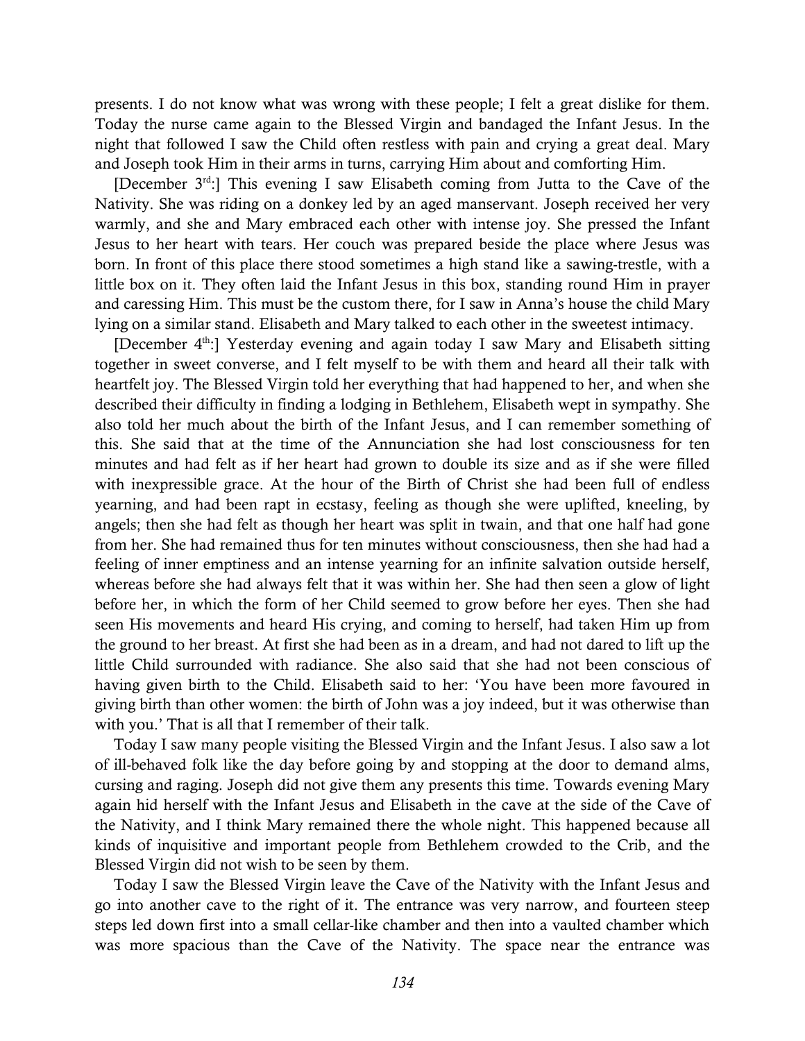presents. I do not know what was wrong with these people; I felt a great dislike for them. Today the nurse came again to the Blessed Virgin and bandaged the Infant Jesus. In the night that followed I saw the Child often restless with pain and crying a great deal. Mary and Joseph took Him in their arms in turns, carrying Him about and comforting Him.

[December 3rd:] This evening I saw Elisabeth coming from Jutta to the Cave of the Nativity. She was riding on a donkey led by an aged manservant. Joseph received her very warmly, and she and Mary embraced each other with intense joy. She pressed the Infant Jesus to her heart with tears. Her couch was prepared beside the place where Jesus was born. In front of this place there stood sometimes a high stand like a sawing-trestle, with a little box on it. They often laid the Infant Jesus in this box, standing round Him in prayer and caressing Him. This must be the custom there, for I saw in Anna's house the child Mary lying on a similar stand. Elisabeth and Mary talked to each other in the sweetest intimacy.

[December 4th:] Yesterday evening and again today I saw Mary and Elisabeth sitting together in sweet converse, and I felt myself to be with them and heard all their talk with heartfelt joy. The Blessed Virgin told her everything that had happened to her, and when she described their difficulty in finding a lodging in Bethlehem, Elisabeth wept in sympathy. She also told her much about the birth of the Infant Jesus, and I can remember something of this. She said that at the time of the Annunciation she had lost consciousness for ten minutes and had felt as if her heart had grown to double its size and as if she were filled with inexpressible grace. At the hour of the Birth of Christ she had been full of endless yearning, and had been rapt in ecstasy, feeling as though she were uplifted, kneeling, by angels; then she had felt as though her heart was split in twain, and that one half had gone from her. She had remained thus for ten minutes without consciousness, then she had had a feeling of inner emptiness and an intense yearning for an infinite salvation outside herself, whereas before she had always felt that it was within her. She had then seen a glow of light before her, in which the form of her Child seemed to grow before her eyes. Then she had seen His movements and heard His crying, and coming to herself, had taken Him up from the ground to her breast. At first she had been as in a dream, and had not dared to lift up the little Child surrounded with radiance. She also said that she had not been conscious of having given birth to the Child. Elisabeth said to her: 'You have been more favoured in giving birth than other women: the birth of John was a joy indeed, but it was otherwise than with you.' That is all that I remember of their talk.

Today I saw many people visiting the Blessed Virgin and the Infant Jesus. I also saw a lot of ill-behaved folk like the day before going by and stopping at the door to demand alms, cursing and raging. Joseph did not give them any presents this time. Towards evening Mary again hid herself with the Infant Jesus and Elisabeth in the cave at the side of the Cave of the Nativity, and I think Mary remained there the whole night. This happened because all kinds of inquisitive and important people from Bethlehem crowded to the Crib, and the Blessed Virgin did not wish to be seen by them.

Today I saw the Blessed Virgin leave the Cave of the Nativity with the Infant Jesus and go into another cave to the right of it. The entrance was very narrow, and fourteen steep steps led down first into a small cellar-like chamber and then into a vaulted chamber which was more spacious than the Cave of the Nativity. The space near the entrance was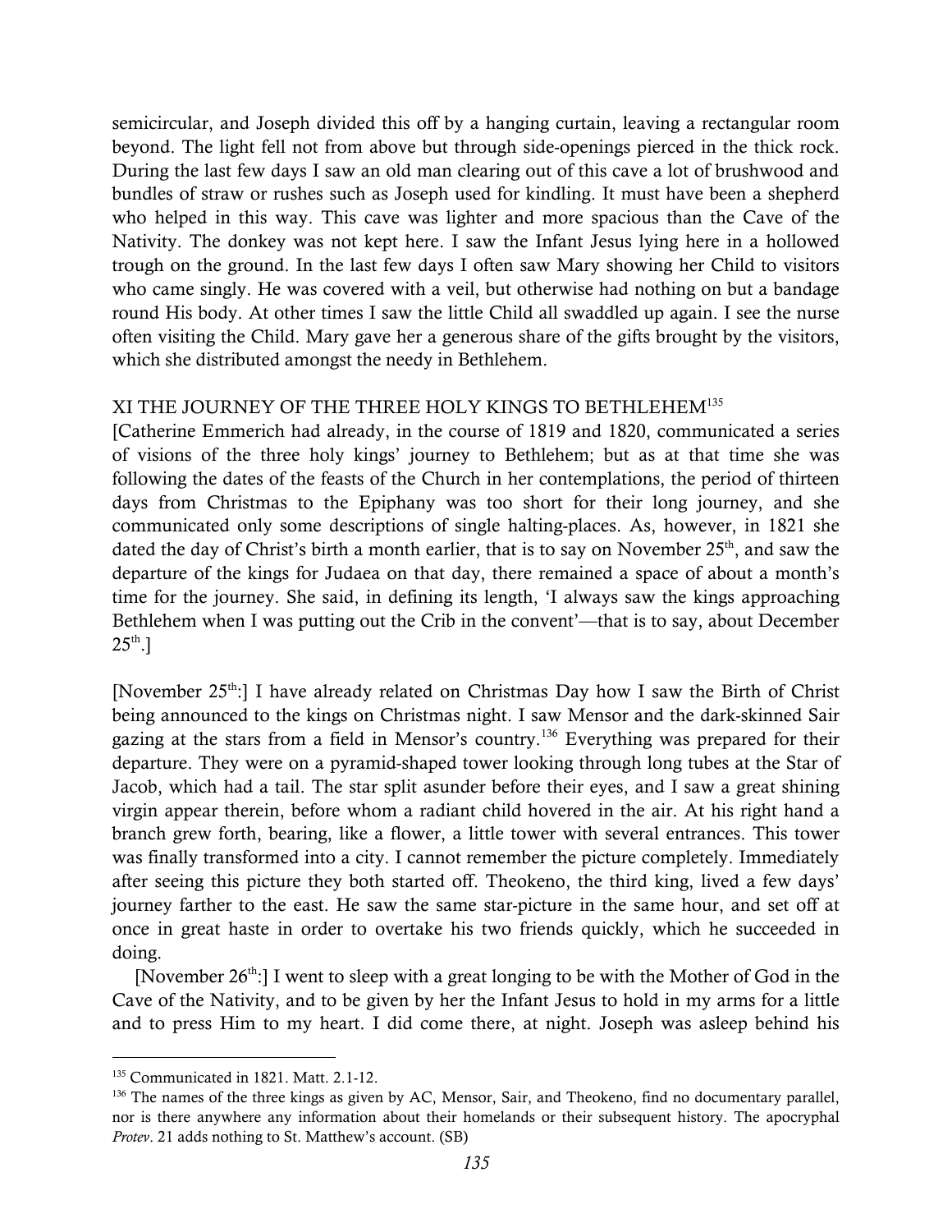semicircular, and Joseph divided this off by a hanging curtain, leaving a rectangular room beyond. The light fell not from above but through side-openings pierced in the thick rock. During the last few days I saw an old man clearing out of this cave a lot of brushwood and bundles of straw or rushes such as Joseph used for kindling. It must have been a shepherd who helped in this way. This cave was lighter and more spacious than the Cave of the Nativity. The donkey was not kept here. I saw the Infant Jesus lying here in a hollowed trough on the ground. In the last few days I often saw Mary showing her Child to visitors who came singly. He was covered with a veil, but otherwise had nothing on but a bandage round His body. At other times I saw the little Child all swaddled up again. I see the nurse often visiting the Child. Mary gave her a generous share of the gifts brought by the visitors, which she distributed amongst the needy in Bethlehem.

## XI THE JOURNEY OF THE THREE HOLY KINGS TO BETHLEHEM[135]

[Catherine Emmerich had already, in the course of 1819 and 1820, communicated a series of visions of the three holy kings' journey to Bethlehem; but as at that time she was following the dates of the feasts of the Church in her contemplations, the period of thirteen days from Christmas to the Epiphany was too short for their long journey, and she communicated only some descriptions of single halting-places. As, however, in 1821 she dated the day of Christ's birth a month earlier, that is to say on November 25th, and saw the departure of the kings for Judaea on that day, there remained a space of about a month's time for the journey. She said, in defining its length, 'I always saw the kings approaching Bethlehem when I was putting out the Crib in the convent'—that is to say, about December 25th.]

[November 25th:] I have already related on Christmas Day how I saw the Birth of Christ being announced to the kings on Christmas night. I saw Mensor and the dark-skinned Sair gazing at the stars from a field in Mensor's country.[136] Everything was prepared for their departure. They were on a pyramid-shaped tower looking through long tubes at the Star of Jacob, which had a tail. The star split asunder before their eyes, and I saw a great shining virgin appear therein, before whom a radiant child hovered in the air. At his right hand a branch grew forth, bearing, like a flower, a little tower with several entrances. This tower was finally transformed into a city. I cannot remember the picture completely. Immediately after seeing this picture they both started off. Theokeno, the third king, lived a few days' journey farther to the east. He saw the same star-picture in the same hour, and set off at once in great haste in order to overtake his two friends quickly, which he succeeded in doing.

[November 26th:] I went to sleep with a great longing to be with the Mother of God in the Cave of the Nativity, and to be given by her the Infant Jesus to hold in my arms for a little and to press Him to my heart. I did come there, at night. Joseph was asleep behind his

---

[135] Communicated in 1821. Matt. 2.1-12.

[136] The names of the three kings as given by AC, Mensor, Sair, and Theokeno, find no documentary parallel, nor is there anywhere any information about their homelands or their subsequent history. The apocryphal *Protev*. 21 adds nothing to St. Matthew's account. (SB)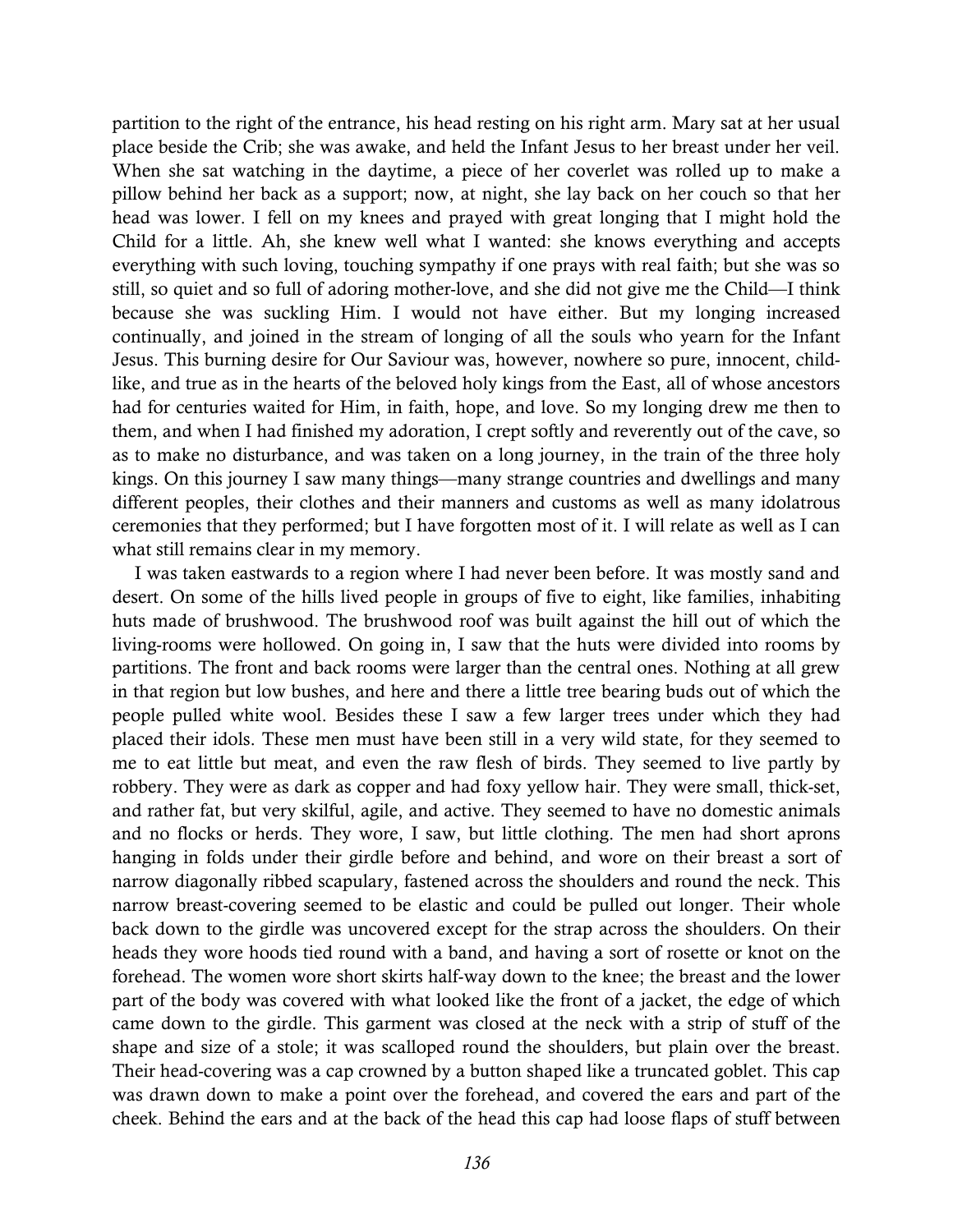partition to the right of the entrance, his head resting on his right arm. Mary sat at her usual place beside the Crib; she was awake, and held the Infant Jesus to her breast under her veil. When she sat watching in the daytime, a piece of her coverlet was rolled up to make a pillow behind her back as a support; now, at night, she lay back on her couch so that her head was lower. I fell on my knees and prayed with great longing that I might hold the Child for a little. Ah, she knew well what I wanted: she knows everything and accepts everything with such loving, touching sympathy if one prays with real faith; but she was so still, so quiet and so full of adoring mother-love, and she did not give me the Child—I think because she was suckling Him. I would not have either. But my longing increased continually, and joined in the stream of longing of all the souls who yearn for the Infant Jesus. This burning desire for Our Saviour was, however, nowhere so pure, innocent, child-like, and true as in the hearts of the beloved holy kings from the East, all of whose ancestors had for centuries waited for Him, in faith, hope, and love. So my longing drew me then to them, and when I had finished my adoration, I crept softly and reverently out of the cave, so as to make no disturbance, and was taken on a long journey, in the train of the three holy kings. On this journey I saw many things—many strange countries and dwellings and many different peoples, their clothes and their manners and customs as well as many idolatrous ceremonies that they performed; but I have forgotten most of it. I will relate as well as I can what still remains clear in my memory.

I was taken eastwards to a region where I had never been before. It was mostly sand and desert. On some of the hills lived people in groups of five to eight, like families, inhabiting huts made of brushwood. The brushwood roof was built against the hill out of which the living-rooms were hollowed. On going in, I saw that the huts were divided into rooms by partitions. The front and back rooms were larger than the central ones. Nothing at all grew in that region but low bushes, and here and there a little tree bearing buds out of which the people pulled white wool. Besides these I saw a few larger trees under which they had placed their idols. These men must have been still in a very wild state, for they seemed to me to eat little but meat, and even the raw flesh of birds. They seemed to live partly by robbery. They were as dark as copper and had foxy yellow hair. They were small, thick-set, and rather fat, but very skilful, agile, and active. They seemed to have no domestic animals and no flocks or herds. They wore, I saw, but little clothing. The men had short aprons hanging in folds under their girdle before and behind, and wore on their breast a sort of narrow diagonally ribbed scapulary, fastened across the shoulders and round the neck. This narrow breast-covering seemed to be elastic and could be pulled out longer. Their whole back down to the girdle was uncovered except for the strap across the shoulders. On their heads they wore hoods tied round with a band, and having a sort of rosette or knot on the forehead. The women wore short skirts half-way down to the knee; the breast and the lower part of the body was covered with what looked like the front of a jacket, the edge of which came down to the girdle. This garment was closed at the neck with a strip of stuff of the shape and size of a stole; it was scalloped round the shoulders, but plain over the breast. Their head-covering was a cap crowned by a button shaped like a truncated goblet. This cap was drawn down to make a point over the forehead, and covered the ears and part of the cheek. Behind the ears and at the back of the head this cap had loose flaps of stuff between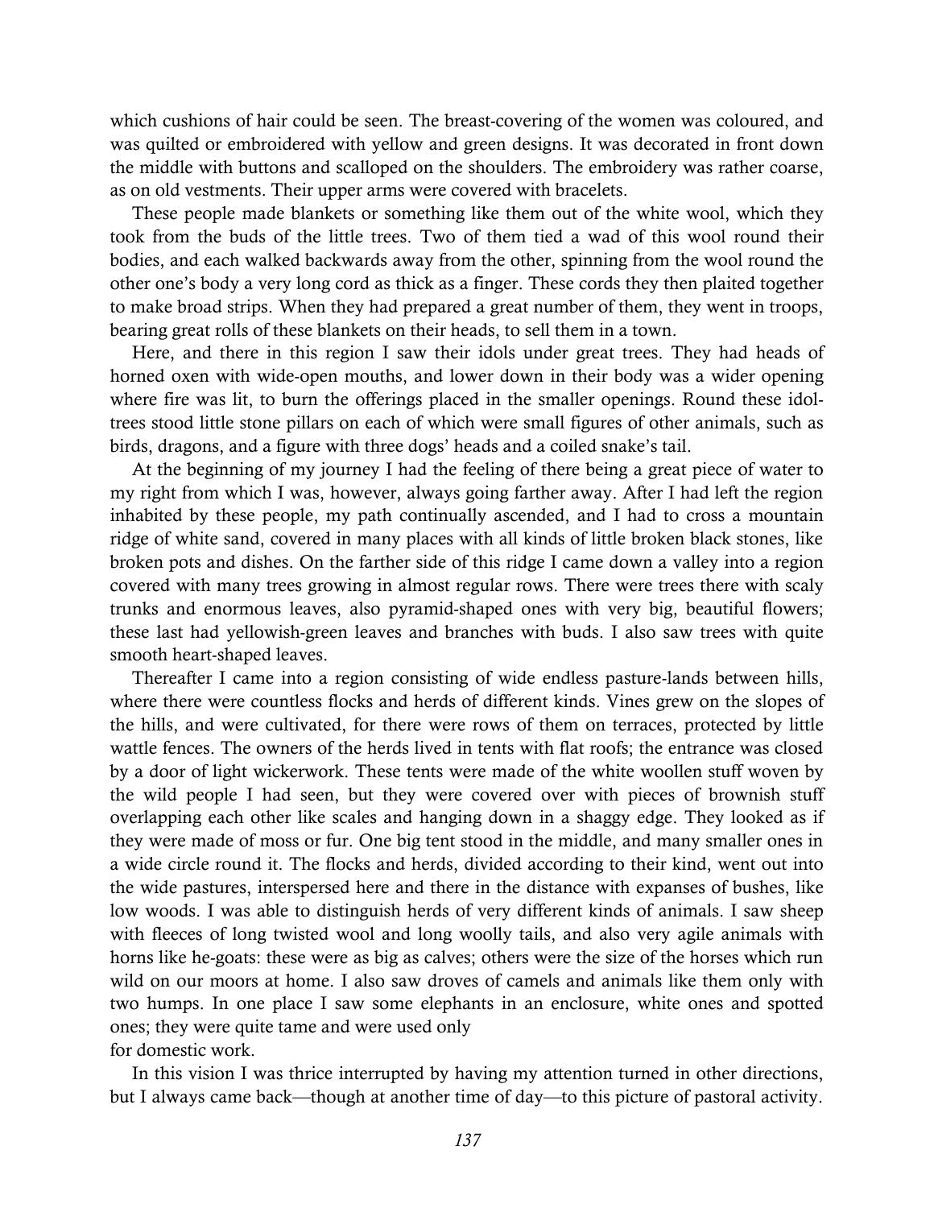which cushions of hair could be seen. The breast-covering of the women was coloured, and was quilted or embroidered with yellow and green designs. It was decorated in front down the middle with buttons and scalloped on the shoulders. The embroidery was rather coarse, as on old vestments. Their upper arms were covered with bracelets.

These people made blankets or something like them out of the white wool, which they took from the buds of the little trees. Two of them tied a wad of this wool round their bodies, and each walked backwards away from the other, spinning from the wool round the other one's body a very long cord as thick as a finger. These cords they then plaited together to make broad strips. When they had prepared a great number of them, they went in troops, bearing great rolls of these blankets on their heads, to sell them in a town.

Here, and there in this region I saw their idols under great trees. They had heads of horned oxen with wide-open mouths, and lower down in their body was a wider opening where fire was lit, to burn the offerings placed in the smaller openings. Round these idol-trees stood little stone pillars on each of which were small figures of other animals, such as birds, dragons, and a figure with three dogs' heads and a coiled snake's tail.

At the beginning of my journey I had the feeling of there being a great piece of water to my right from which I was, however, always going farther away. After I had left the region inhabited by these people, my path continually ascended, and I had to cross a mountain ridge of white sand, covered in many places with all kinds of little broken black stones, like broken pots and dishes. On the farther side of this ridge I came down a valley into a region covered with many trees growing in almost regular rows. There were trees there with scaly trunks and enormous leaves, also pyramid-shaped ones with very big, beautiful flowers; these last had yellowish-green leaves and branches with buds. I also saw trees with quite smooth heart-shaped leaves.

Thereafter I came into a region consisting of wide endless pasture-lands between hills, where there were countless flocks and herds of different kinds. Vines grew on the slopes of the hills, and were cultivated, for there were rows of them on terraces, protected by little wattle fences. The owners of the herds lived in tents with flat roofs; the entrance was closed by a door of light wickerwork. These tents were made of the white woollen stuff woven by the wild people I had seen, but they were covered over with pieces of brownish stuff overlapping each other like scales and hanging down in a shaggy edge. They looked as if they were made of moss or fur. One big tent stood in the middle, and many smaller ones in a wide circle round it. The flocks and herds, divided according to their kind, went out into the wide pastures, interspersed here and there in the distance with expanses of bushes, like low woods. I was able to distinguish herds of very different kinds of animals. I saw sheep with fleeces of long twisted wool and long woolly tails, and also very agile animals with horns like he-goats: these were as big as calves; others were the size of the horses which run wild on our moors at home. I also saw droves of camels and animals like them only with two humps. In one place I saw some elephants in an enclosure, white ones and spotted ones; they were quite tame and were used only for domestic work.

In this vision I was thrice interrupted by having my attention turned in other directions, but I always came back—though at another time of day—to this picture of pastoral activity.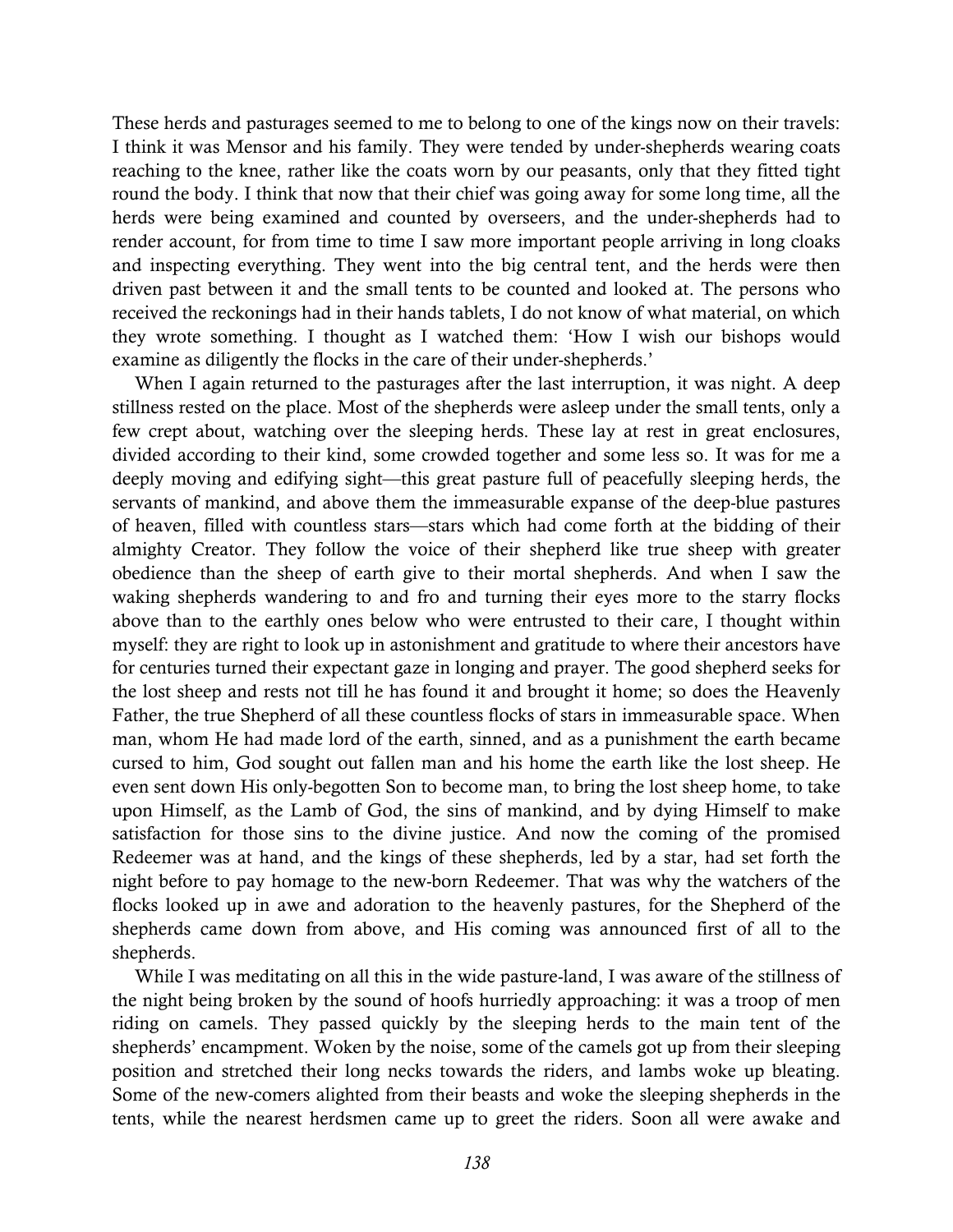These herds and pasturages seemed to me to belong to one of the kings now on their travels: I think it was Mensor and his family. They were tended by under-shepherds wearing coats reaching to the knee, rather like the coats worn by our peasants, only that they fitted tight round the body. I think that now that their chief was going away for some long time, all the herds were being examined and counted by overseers, and the under-shepherds had to render account, for from time to time I saw more important people arriving in long cloaks and inspecting everything. They went into the big central tent, and the herds were then driven past between it and the small tents to be counted and looked at. The persons who received the reckonings had in their hands tablets, I do not know of what material, on which they wrote something. I thought as I watched them: 'How I wish our bishops would examine as diligently the flocks in the care of their under-shepherds.'

When I again returned to the pasturages after the last interruption, it was night. A deep stillness rested on the place. Most of the shepherds were asleep under the small tents, only a few crept about, watching over the sleeping herds. These lay at rest in great enclosures, divided according to their kind, some crowded together and some less so. It was for me a deeply moving and edifying sight—this great pasture full of peacefully sleeping herds, the servants of mankind, and above them the immeasurable expanse of the deep-blue pastures of heaven, filled with countless stars—stars which had come forth at the bidding of their almighty Creator. They follow the voice of their shepherd like true sheep with greater obedience than the sheep of earth give to their mortal shepherds. And when I saw the waking shepherds wandering to and fro and turning their eyes more to the starry flocks above than to the earthly ones below who were entrusted to their care, I thought within myself: they are right to look up in astonishment and gratitude to where their ancestors have for centuries turned their expectant gaze in longing and prayer. The good shepherd seeks for the lost sheep and rests not till he has found it and brought it home; so does the Heavenly Father, the true Shepherd of all these countless flocks of stars in immeasurable space. When man, whom He had made lord of the earth, sinned, and as a punishment the earth became cursed to him, God sought out fallen man and his home the earth like the lost sheep. He even sent down His only-begotten Son to become man, to bring the lost sheep home, to take upon Himself, as the Lamb of God, the sins of mankind, and by dying Himself to make satisfaction for those sins to the divine justice. And now the coming of the promised Redeemer was at hand, and the kings of these shepherds, led by a star, had set forth the night before to pay homage to the new-born Redeemer. That was why the watchers of the flocks looked up in awe and adoration to the heavenly pastures, for the Shepherd of the shepherds came down from above, and His coming was announced first of all to the shepherds.

While I was meditating on all this in the wide pasture-land, I was aware of the stillness of the night being broken by the sound of hoofs hurriedly approaching: it was a troop of men riding on camels. They passed quickly by the sleeping herds to the main tent of the shepherds' encampment. Woken by the noise, some of the camels got up from their sleeping position and stretched their long necks towards the riders, and lambs woke up bleating. Some of the new-comers alighted from their beasts and woke the sleeping shepherds in the tents, while the nearest herdsmen came up to greet the riders. Soon all were awake and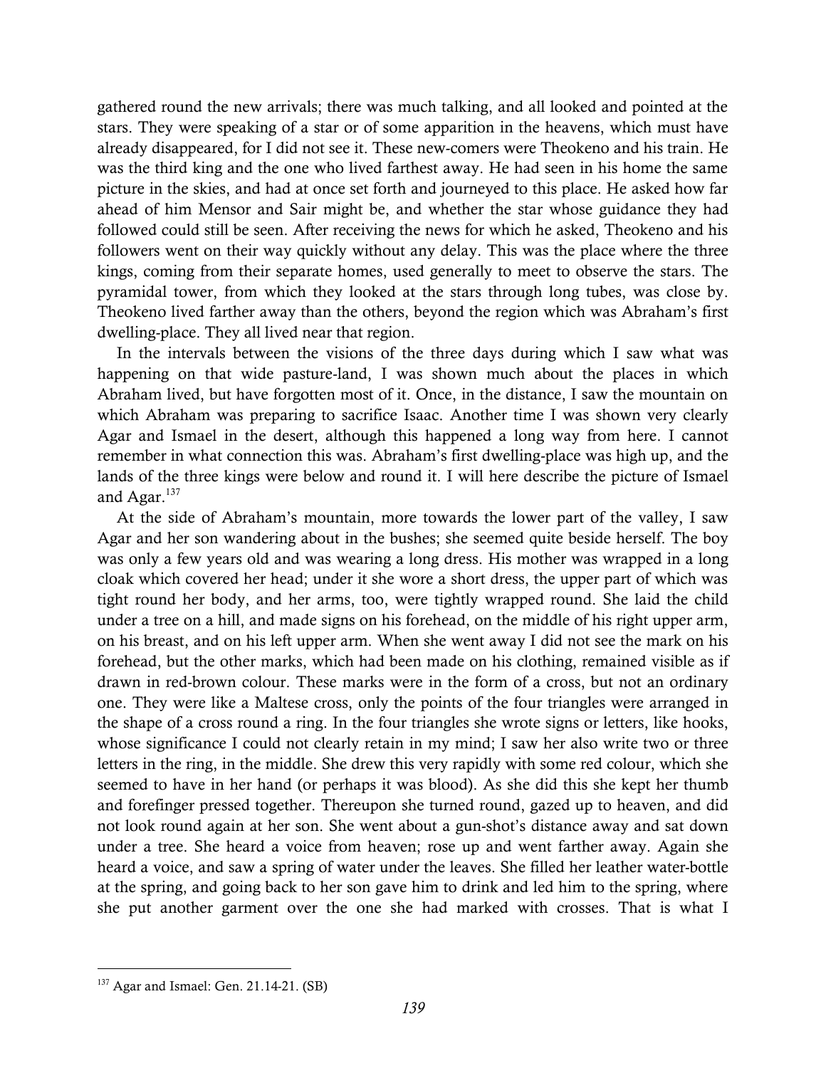gathered round the new arrivals; there was much talking, and all looked and pointed at the stars. They were speaking of a star or of some apparition in the heavens, which must have already disappeared, for I did not see it. These new-comers were Theokeno and his train. He was the third king and the one who lived farthest away. He had seen in his home the same picture in the skies, and had at once set forth and journeyed to this place. He asked how far ahead of him Mensor and Sair might be, and whether the star whose guidance they had followed could still be seen. After receiving the news for which he asked, Theokeno and his followers went on their way quickly without any delay. This was the place where the three kings, coming from their separate homes, used generally to meet to observe the stars. The pyramidal tower, from which they looked at the stars through long tubes, was close by. Theokeno lived farther away than the others, beyond the region which was Abraham's first dwelling-place. They all lived near that region.

In the intervals between the visions of the three days during which I saw what was happening on that wide pasture-land, I was shown much about the places in which Abraham lived, but have forgotten most of it. Once, in the distance, I saw the mountain on which Abraham was preparing to sacrifice Isaac. Another time I was shown very clearly Agar and Ismael in the desert, although this happened a long way from here. I cannot remember in what connection this was. Abraham's first dwelling-place was high up, and the lands of the three kings were below and round it. I will here describe the picture of Ismael and Agar.[137]

At the side of Abraham's mountain, more towards the lower part of the valley, I saw Agar and her son wandering about in the bushes; she seemed quite beside herself. The boy was only a few years old and was wearing a long dress. His mother was wrapped in a long cloak which covered her head; under it she wore a short dress, the upper part of which was tight round her body, and her arms, too, were tightly wrapped round. She laid the child under a tree on a hill, and made signs on his forehead, on the middle of his right upper arm, on his breast, and on his left upper arm. When she went away I did not see the mark on his forehead, but the other marks, which had been made on his clothing, remained visible as if drawn in red-brown colour. These marks were in the form of a cross, but not an ordinary one. They were like a Maltese cross, only the points of the four triangles were arranged in the shape of a cross round a ring. In the four triangles she wrote signs or letters, like hooks, whose significance I could not clearly retain in my mind; I saw her also write two or three letters in the ring, in the middle. She drew this very rapidly with some red colour, which she seemed to have in her hand (or perhaps it was blood). As she did this she kept her thumb and forefinger pressed together. Thereupon she turned round, gazed up to heaven, and did not look round again at her son. She went about a gun-shot's distance away and sat down under a tree. She heard a voice from heaven; rose up and went farther away. Again she heard a voice, and saw a spring of water under the leaves. She filled her leather water-bottle at the spring, and going back to her son gave him to drink and led him to the spring, where she put another garment over the one she had marked with crosses. That is what I

[137] Agar and Ismael: Gen. 21.14-21. (SB)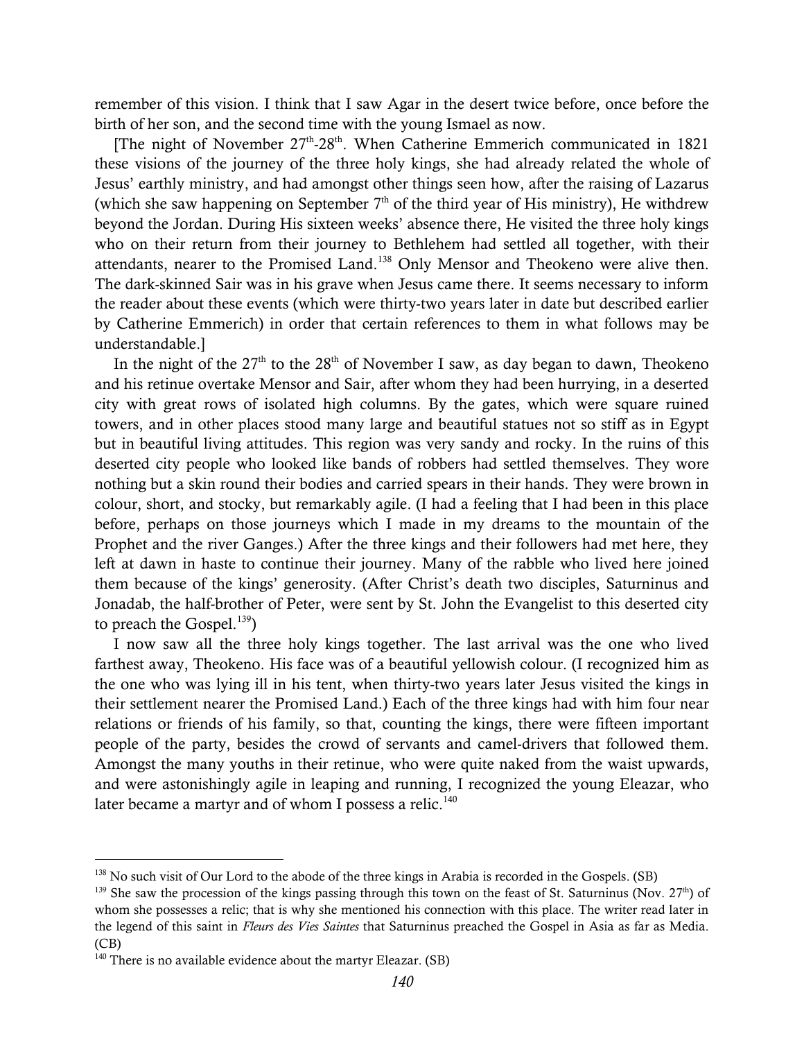remember of this vision. I think that I saw Agar in the desert twice before, once before the birth of her son, and the second time with the young Ismael as now.

[The night of November 27th-28th. When Catherine Emmerich communicated in 1821 these visions of the journey of the three holy kings, she had already related the whole of Jesus' earthly ministry, and had amongst other things seen how, after the raising of Lazarus (which she saw happening on September 7th of the third year of His ministry), He withdrew beyond the Jordan. During His sixteen weeks' absence there, He visited the three holy kings who on their return from their journey to Bethlehem had settled all together, with their attendants, nearer to the Promised Land.[138] Only Mensor and Theokeno were alive then. The dark-skinned Sair was in his grave when Jesus came there. It seems necessary to inform the reader about these events (which were thirty-two years later in date but described earlier by Catherine Emmerich) in order that certain references to them in what follows may be understandable.]

In the night of the 27th to the 28th of November I saw, as day began to dawn, Theokeno and his retinue overtake Mensor and Sair, after whom they had been hurrying, in a deserted city with great rows of isolated high columns. By the gates, which were square ruined towers, and in other places stood many large and beautiful statues not so stiff as in Egypt but in beautiful living attitudes. This region was very sandy and rocky. In the ruins of this deserted city people who looked like bands of robbers had settled themselves. They wore nothing but a skin round their bodies and carried spears in their hands. They were brown in colour, short, and stocky, but remarkably agile. (I had a feeling that I had been in this place before, perhaps on those journeys which I made in my dreams to the mountain of the Prophet and the river Ganges.) After the three kings and their followers had met here, they left at dawn in haste to continue their journey. Many of the rabble who lived here joined them because of the kings' generosity. (After Christ's death two disciples, Saturninus and Jonadab, the half-brother of Peter, were sent by St. John the Evangelist to this deserted city to preach the Gospel.[139])

I now saw all the three holy kings together. The last arrival was the one who lived farthest away, Theokeno. His face was of a beautiful yellowish colour. (I recognized him as the one who was lying ill in his tent, when thirty-two years later Jesus visited the kings in their settlement nearer the Promised Land.) Each of the three kings had with him four near relations or friends of his family, so that, counting the kings, there were fifteen important people of the party, besides the crowd of servants and camel-drivers that followed them. Amongst the many youths in their retinue, who were quite naked from the waist upwards, and were astonishingly agile in leaping and running, I recognized the young Eleazar, who later became a martyr and of whom I possess a relic.[140]

---

[138] No such visit of Our Lord to the abode of the three kings in Arabia is recorded in the Gospels. (SB)

[139] She saw the procession of the kings passing through this town on the feast of St. Saturninus (Nov. 27th) of whom she possesses a relic; that is why she mentioned his connection with this place. The writer read later in the legend of this saint in *Fleurs des Vies Saintes* that Saturninus preached the Gospel in Asia as far as Media. (CB)

[140] There is no available evidence about the martyr Eleazar. (SB)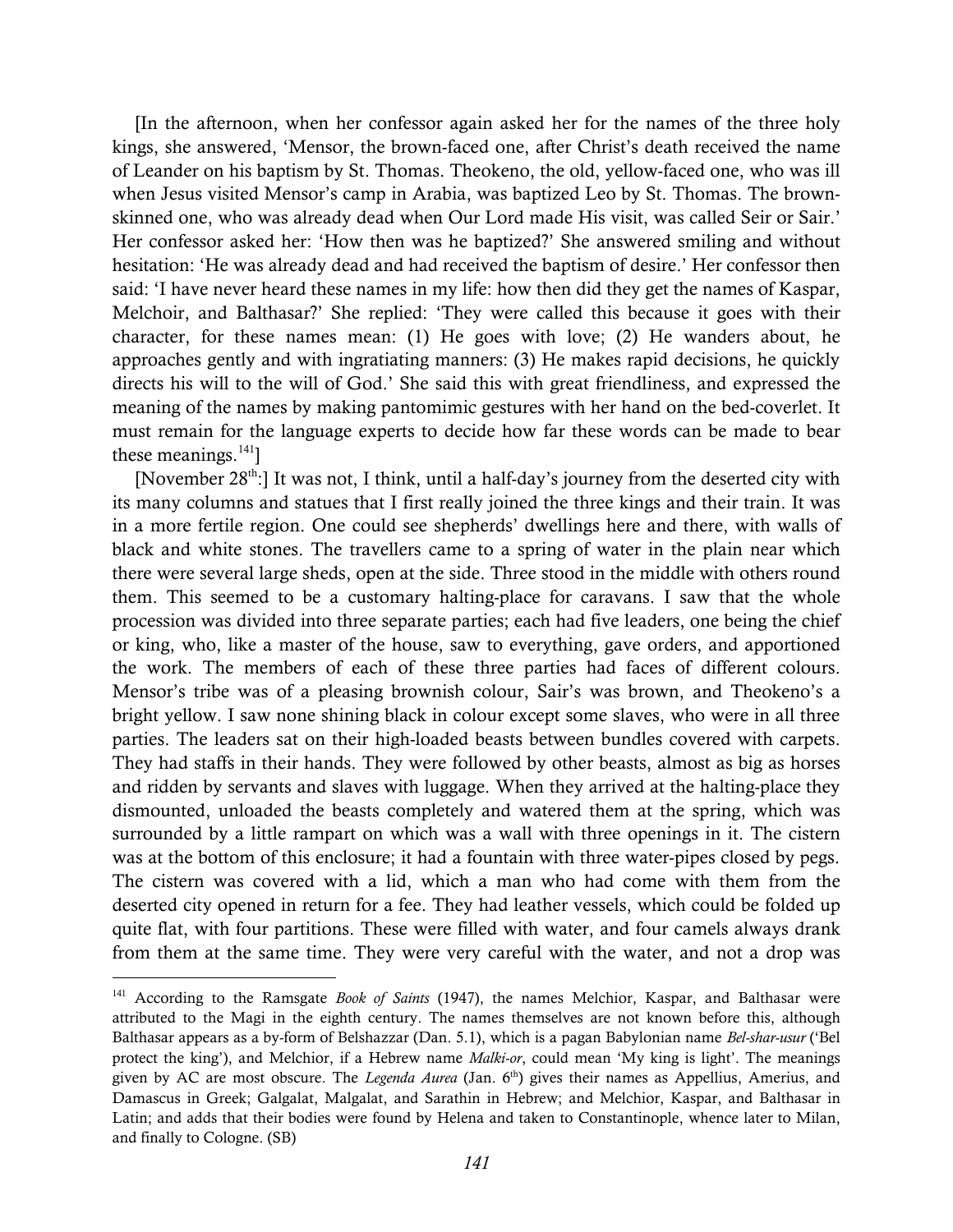[In the afternoon, when her confessor again asked her for the names of the three holy kings, she answered, 'Mensor, the brown-faced one, after Christ's death received the name of Leander on his baptism by St. Thomas. Theokeno, the old, yellow-faced one, who was ill when Jesus visited Mensor's camp in Arabia, was baptized Leo by St. Thomas. The brown-skinned one, who was already dead when Our Lord made His visit, was called Seir or Sair.' Her confessor asked her: 'How then was he baptized?' She answered smiling and without hesitation: 'He was already dead and had received the baptism of desire.' Her confessor then said: 'I have never heard these names in my life: how then did they get the names of Kaspar, Melchoir, and Balthasar?' She replied: 'They were called this because it goes with their character, for these names mean: (1) He goes with love; (2) He wanders about, he approaches gently and with ingratiating manners: (3) He makes rapid decisions, he quickly directs his will to the will of God.' She said this with great friendliness, and expressed the meaning of the names by making pantomimic gestures with her hand on the bed-coverlet. It must remain for the language experts to decide how far these words can be made to bear these meanings.[141]]

[November 28th:] It was not, I think, until a half-day's journey from the deserted city with its many columns and statues that I first really joined the three kings and their train. It was in a more fertile region. One could see shepherds' dwellings here and there, with walls of black and white stones. The travellers came to a spring of water in the plain near which there were several large sheds, open at the side. Three stood in the middle with others round them. This seemed to be a customary halting-place for caravans. I saw that the whole procession was divided into three separate parties; each had five leaders, one being the chief or king, who, like a master of the house, saw to everything, gave orders, and apportioned the work. The members of each of these three parties had faces of different colours. Mensor's tribe was of a pleasing brownish colour, Sair's was brown, and Theokeno's a bright yellow. I saw none shining black in colour except some slaves, who were in all three parties. The leaders sat on their high-loaded beasts between bundles covered with carpets. They had staffs in their hands. They were followed by other beasts, almost as big as horses and ridden by servants and slaves with luggage. When they arrived at the halting-place they dismounted, unloaded the beasts completely and watered them at the spring, which was surrounded by a little rampart on which was a wall with three openings in it. The cistern was at the bottom of this enclosure; it had a fountain with three water-pipes closed by pegs. The cistern was covered with a lid, which a man who had come with them from the deserted city opened in return for a fee. They had leather vessels, which could be folded up quite flat, with four partitions. These were filled with water, and four camels always drank from them at the same time. They were very careful with the water, and not a drop was

---

[141] According to the Ramsgate *Book of Saints* (1947), the names Melchior, Kaspar, and Balthasar were attributed to the Magi in the eighth century. The names themselves are not known before this, although Balthasar appears as a by-form of Belshazzar (Dan. 5.1), which is a pagan Babylonian name *Bel-shar-usur* ('Bel protect the king'), and Melchior, if a Hebrew name *Malki-or*, could mean 'My king is light'. The meanings given by AC are most obscure. The *Legenda Aurea* (Jan. 6th) gives their names as Appellius, Amerius, and Damascus in Greek; Galgalat, Malgalat, and Sarathin in Hebrew; and Melchior, Kaspar, and Balthasar in Latin; and adds that their bodies were found by Helena and taken to Constantinople, whence later to Milan, and finally to Cologne. (SB)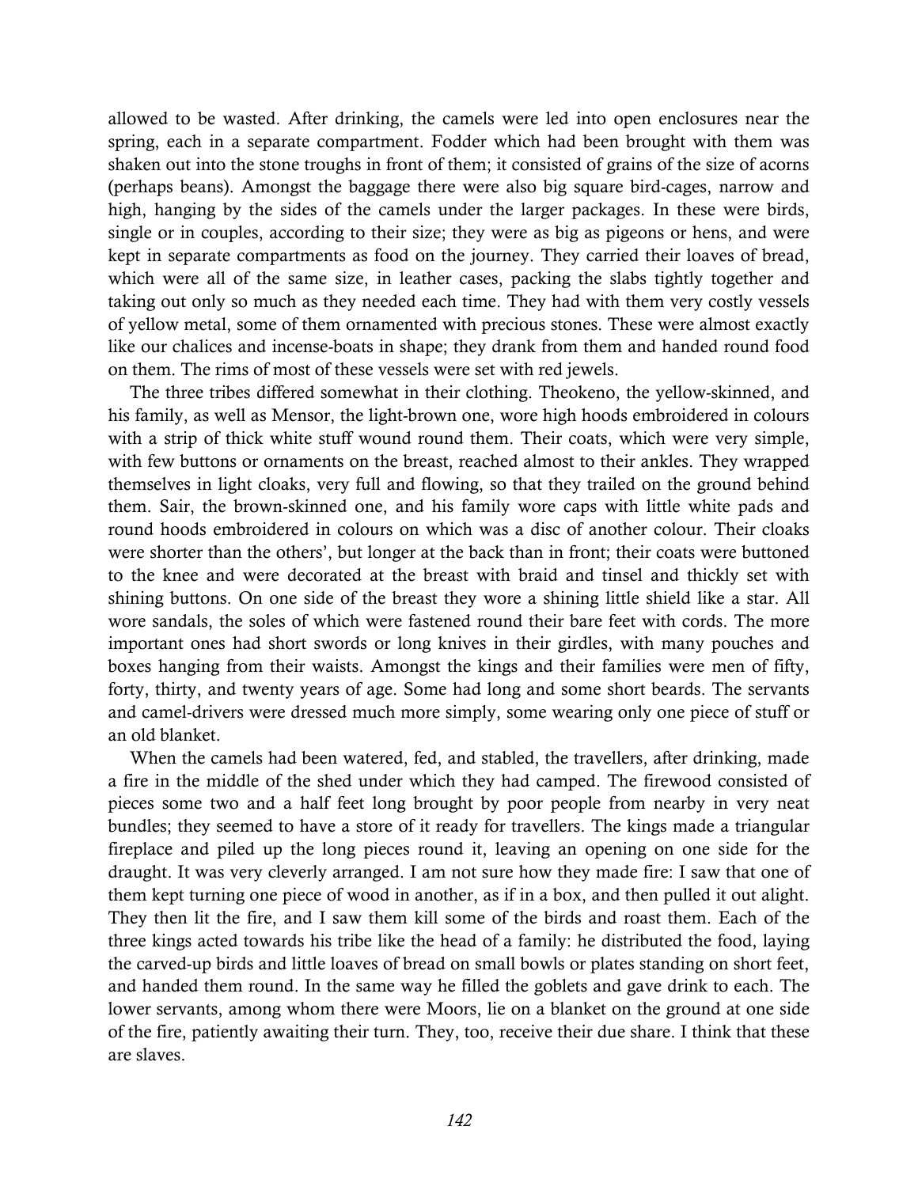allowed to be wasted. After drinking, the camels were led into open enclosures near the spring, each in a separate compartment. Fodder which had been brought with them was shaken out into the stone troughs in front of them; it consisted of grains of the size of acorns (perhaps beans). Amongst the baggage there were also big square bird-cages, narrow and high, hanging by the sides of the camels under the larger packages. In these were birds, single or in couples, according to their size; they were as big as pigeons or hens, and were kept in separate compartments as food on the journey. They carried their loaves of bread, which were all of the same size, in leather cases, packing the slabs tightly together and taking out only so much as they needed each time. They had with them very costly vessels of yellow metal, some of them ornamented with precious stones. These were almost exactly like our chalices and incense-boats in shape; they drank from them and handed round food on them. The rims of most of these vessels were set with red jewels.

The three tribes differed somewhat in their clothing. Theokeno, the yellow-skinned, and his family, as well as Mensor, the light-brown one, wore high hoods embroidered in colours with a strip of thick white stuff wound round them. Their coats, which were very simple, with few buttons or ornaments on the breast, reached almost to their ankles. They wrapped themselves in light cloaks, very full and flowing, so that they trailed on the ground behind them. Sair, the brown-skinned one, and his family wore caps with little white pads and round hoods embroidered in colours on which was a disc of another colour. Their cloaks were shorter than the others', but longer at the back than in front; their coats were buttoned to the knee and were decorated at the breast with braid and tinsel and thickly set with shining buttons. On one side of the breast they wore a shining little shield like a star. All wore sandals, the soles of which were fastened round their bare feet with cords. The more important ones had short swords or long knives in their girdles, with many pouches and boxes hanging from their waists. Amongst the kings and their families were men of fifty, forty, thirty, and twenty years of age. Some had long and some short beards. The servants and camel-drivers were dressed much more simply, some wearing only one piece of stuff or an old blanket.

When the camels had been watered, fed, and stabled, the travellers, after drinking, made a fire in the middle of the shed under which they had camped. The firewood consisted of pieces some two and a half feet long brought by poor people from nearby in very neat bundles; they seemed to have a store of it ready for travellers. The kings made a triangular fireplace and piled up the long pieces round it, leaving an opening on one side for the draught. It was very cleverly arranged. I am not sure how they made fire: I saw that one of them kept turning one piece of wood in another, as if in a box, and then pulled it out alight. They then lit the fire, and I saw them kill some of the birds and roast them. Each of the three kings acted towards his tribe like the head of a family: he distributed the food, laying the carved-up birds and little loaves of bread on small bowls or plates standing on short feet, and handed them round. In the same way he filled the goblets and gave drink to each. The lower servants, among whom there were Moors, lie on a blanket on the ground at one side of the fire, patiently awaiting their turn. They, too, receive their due share. I think that these are slaves.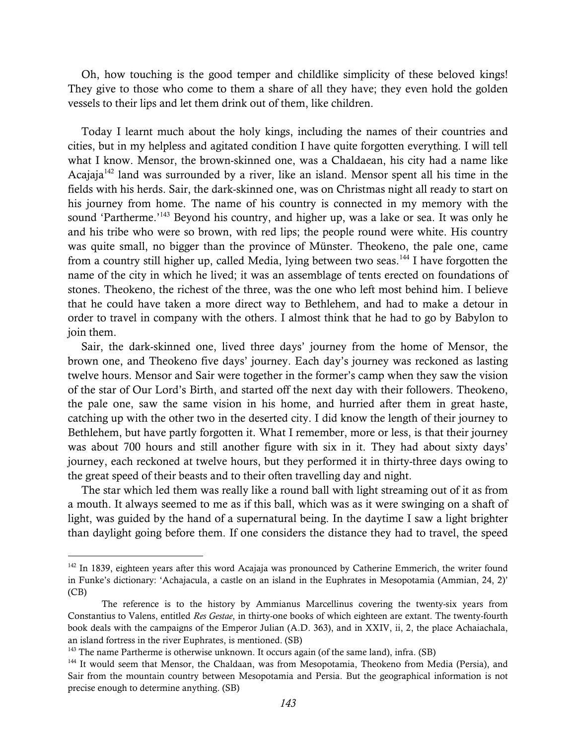Oh, how touching is the good temper and childlike simplicity of these beloved kings! They give to those who come to them a share of all they have; they even hold the golden vessels to their lips and let them drink out of them, like children.

Today I learnt much about the holy kings, including the names of their countries and cities, but in my helpless and agitated condition I have quite forgotten everything. I will tell what I know. Mensor, the brown-skinned one, was a Chaldaean, his city had a name like Acajaja[142] land was surrounded by a river, like an island. Mensor spent all his time in the fields with his herds. Sair, the dark-skinned one, was on Christmas night all ready to start on his journey from home. The name of his country is connected in my memory with the sound 'Partherme.'[143] Beyond his country, and higher up, was a lake or sea. It was only he and his tribe who were so brown, with red lips; the people round were white. His country was quite small, no bigger than the province of Münster. Theokeno, the pale one, came from a country still higher up, called Media, lying between two seas.[144] I have forgotten the name of the city in which he lived; it was an assemblage of tents erected on foundations of stones. Theokeno, the richest of the three, was the one who left most behind him. I believe that he could have taken a more direct way to Bethlehem, and had to make a detour in order to travel in company with the others. I almost think that he had to go by Babylon to join them.

Sair, the dark-skinned one, lived three days' journey from the home of Mensor, the brown one, and Theokeno five days' journey. Each day's journey was reckoned as lasting twelve hours. Mensor and Sair were together in the former's camp when they saw the vision of the star of Our Lord's Birth, and started off the next day with their followers. Theokeno, the pale one, saw the same vision in his home, and hurried after them in great haste, catching up with the other two in the deserted city. I did know the length of their journey to Bethlehem, but have partly forgotten it. What I remember, more or less, is that their journey was about 700 hours and still another figure with six in it. They had about sixty days' journey, each reckoned at twelve hours, but they performed it in thirty-three days owing to the great speed of their beasts and to their often travelling day and night.

The star which led them was really like a round ball with light streaming out of it as from a mouth. It always seemed to me as if this ball, which was as it were swinging on a shaft of light, was guided by the hand of a supernatural being. In the daytime I saw a light brighter than daylight going before them. If one considers the distance they had to travel, the speed

---

[142] In 1839, eighteen years after this word Acajaja was pronounced by Catherine Emmerich, the writer found in Funke's dictionary: 'Achajacula, a castle on an island in the Euphrates in Mesopotamia (Ammian, 24, 2)' (CB)

The reference is to the history by Ammianus Marcellinus covering the twenty-six years from Constantius to Valens, entitled *Res Gestae*, in thirty-one books of which eighteen are extant. The twenty-fourth book deals with the campaigns of the Emperor Julian (A.D. 363), and in XXIV, ii, 2, the place Achaiachala, an island fortress in the river Euphrates, is mentioned. (SB)

[143] The name Partherme is otherwise unknown. It occurs again (of the same land), infra. (SB)

[144] It would seem that Mensor, the Chaldaan, was from Mesopotamia, Theokeno from Media (Persia), and Sair from the mountain country between Mesopotamia and Persia. But the geographical information is not precise enough to determine anything. (SB)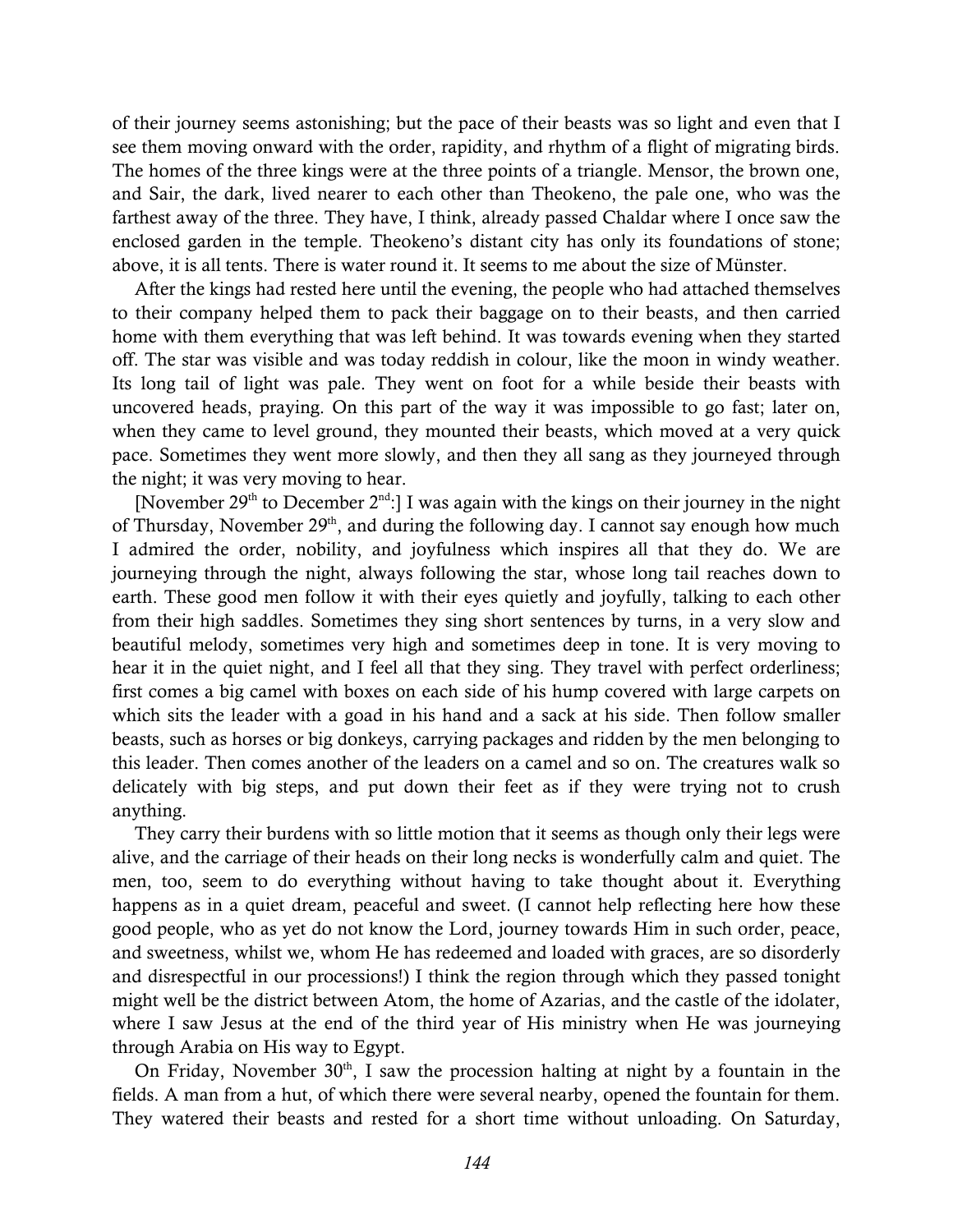of their journey seems astonishing; but the pace of their beasts was so light and even that I see them moving onward with the order, rapidity, and rhythm of a flight of migrating birds. The homes of the three kings were at the three points of a triangle. Mensor, the brown one, and Sair, the dark, lived nearer to each other than Theokeno, the pale one, who was the farthest away of the three. They have, I think, already passed Chaldar where I once saw the enclosed garden in the temple. Theokeno's distant city has only its foundations of stone; above, it is all tents. There is water round it. It seems to me about the size of Münster.

After the kings had rested here until the evening, the people who had attached themselves to their company helped them to pack their baggage on to their beasts, and then carried home with them everything that was left behind. It was towards evening when they started off. The star was visible and was today reddish in colour, like the moon in windy weather. Its long tail of light was pale. They went on foot for a while beside their beasts with uncovered heads, praying. On this part of the way it was impossible to go fast; later on, when they came to level ground, they mounted their beasts, which moved at a very quick pace. Sometimes they went more slowly, and then they all sang as they journeyed through the night; it was very moving to hear.

[November 29th to December 2nd:] I was again with the kings on their journey in the night of Thursday, November 29th, and during the following day. I cannot say enough how much I admired the order, nobility, and joyfulness which inspires all that they do. We are journeying through the night, always following the star, whose long tail reaches down to earth. These good men follow it with their eyes quietly and joyfully, talking to each other from their high saddles. Sometimes they sing short sentences by turns, in a very slow and beautiful melody, sometimes very high and sometimes deep in tone. It is very moving to hear it in the quiet night, and I feel all that they sing. They travel with perfect orderliness; first comes a big camel with boxes on each side of his hump covered with large carpets on which sits the leader with a goad in his hand and a sack at his side. Then follow smaller beasts, such as horses or big donkeys, carrying packages and ridden by the men belonging to this leader. Then comes another of the leaders on a camel and so on. The creatures walk so delicately with big steps, and put down their feet as if they were trying not to crush anything.

They carry their burdens with so little motion that it seems as though only their legs were alive, and the carriage of their heads on their long necks is wonderfully calm and quiet. The men, too, seem to do everything without having to take thought about it. Everything happens as in a quiet dream, peaceful and sweet. (I cannot help reflecting here how these good people, who as yet do not know the Lord, journey towards Him in such order, peace, and sweetness, whilst we, whom He has redeemed and loaded with graces, are so disorderly and disrespectful in our processions!) I think the region through which they passed tonight might well be the district between Atom, the home of Azarias, and the castle of the idolater, where I saw Jesus at the end of the third year of His ministry when He was journeying through Arabia on His way to Egypt.

On Friday, November 30th, I saw the procession halting at night by a fountain in the fields. A man from a hut, of which there were several nearby, opened the fountain for them. They watered their beasts and rested for a short time without unloading. On Saturday,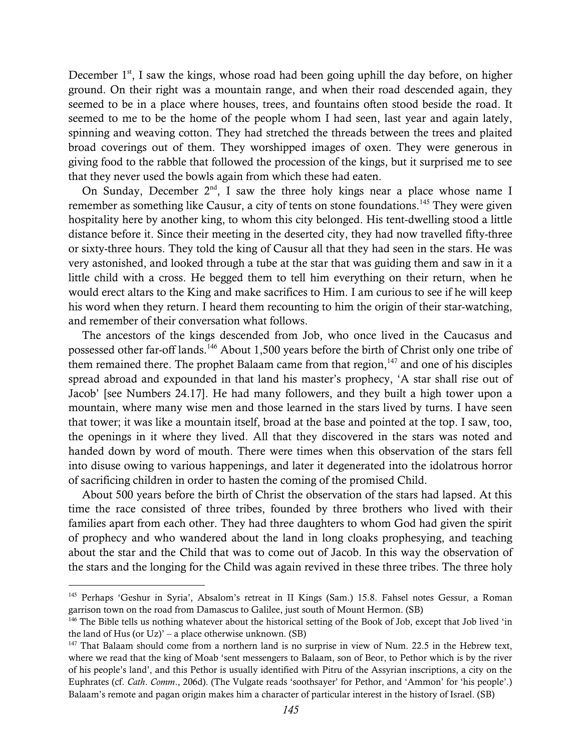December 1st, I saw the kings, whose road had been going uphill the day before, on higher ground. On their right was a mountain range, and when their road descended again, they seemed to be in a place where houses, trees, and fountains often stood beside the road. It seemed to me to be the home of the people whom I had seen, last year and again lately, spinning and weaving cotton. They had stretched the threads between the trees and plaited broad coverings out of them. They worshipped images of oxen. They were generous in giving food to the rabble that followed the procession of the kings, but it surprised me to see that they never used the bowls again from which these had eaten.

On Sunday, December 2nd, I saw the three holy kings near a place whose name I remember as something like Causur, a city of tents on stone foundations.[145] They were given hospitality here by another king, to whom this city belonged. His tent-dwelling stood a little distance before it. Since their meeting in the deserted city, they had now travelled fifty-three or sixty-three hours. They told the king of Causur all that they had seen in the stars. He was very astonished, and looked through a tube at the star that was guiding them and saw in it a little child with a cross. He begged them to tell him everything on their return, when he would erect altars to the King and make sacrifices to Him. I am curious to see if he will keep his word when they return. I heard them recounting to him the origin of their star-watching, and remember of their conversation what follows.

The ancestors of the kings descended from Job, who once lived in the Caucasus and possessed other far-off lands.[146] About 1,500 years before the birth of Christ only one tribe of them remained there. The prophet Balaam came from that region,[147] and one of his disciples spread abroad and expounded in that land his master's prophecy, 'A star shall rise out of Jacob' [see Numbers 24.17]. He had many followers, and they built a high tower upon a mountain, where many wise men and those learned in the stars lived by turns. I have seen that tower; it was like a mountain itself, broad at the base and pointed at the top. I saw, too, the openings in it where they lived. All that they discovered in the stars was noted and handed down by word of mouth. There were times when this observation of the stars fell into disuse owing to various happenings, and later it degenerated into the idolatrous horror of sacrificing children in order to hasten the coming of the promised Child.

About 500 years before the birth of Christ the observation of the stars had lapsed. At this time the race consisted of three tribes, founded by three brothers who lived with their families apart from each other. They had three daughters to whom God had given the spirit of prophecy and who wandered about the land in long cloaks prophesying, and teaching about the star and the Child that was to come out of Jacob. In this way the observation of the stars and the longing for the Child was again revived in these three tribes. The three holy

---

[145] Perhaps 'Geshur in Syria', Absalom's retreat in II Kings (Sam.) 15.8. Fahsel notes Gessur, a Roman garrison town on the road from Damascus to Galilee, just south of Mount Hermon. (SB)

[146] The Bible tells us nothing whatever about the historical setting of the Book of Job, except that Job lived 'in the land of Hus (or Uz)' – a place otherwise unknown. (SB)

[147] That Balaam should come from a northern land is no surprise in view of Num. 22.5 in the Hebrew text, where we read that the king of Moab 'sent messengers to Balaam, son of Beor, to Pethor which is by the river of his people's land', and this Pethor is usually identified with Pitru of the Assyrian inscriptions, a city on the Euphrates (cf. *Cath. Comm.*, 206d). (The Vulgate reads 'soothsayer' for Pethor, and 'Ammon' for 'his people'.) Balaam's remote and pagan origin makes him a character of particular interest in the history of Israel. (SB)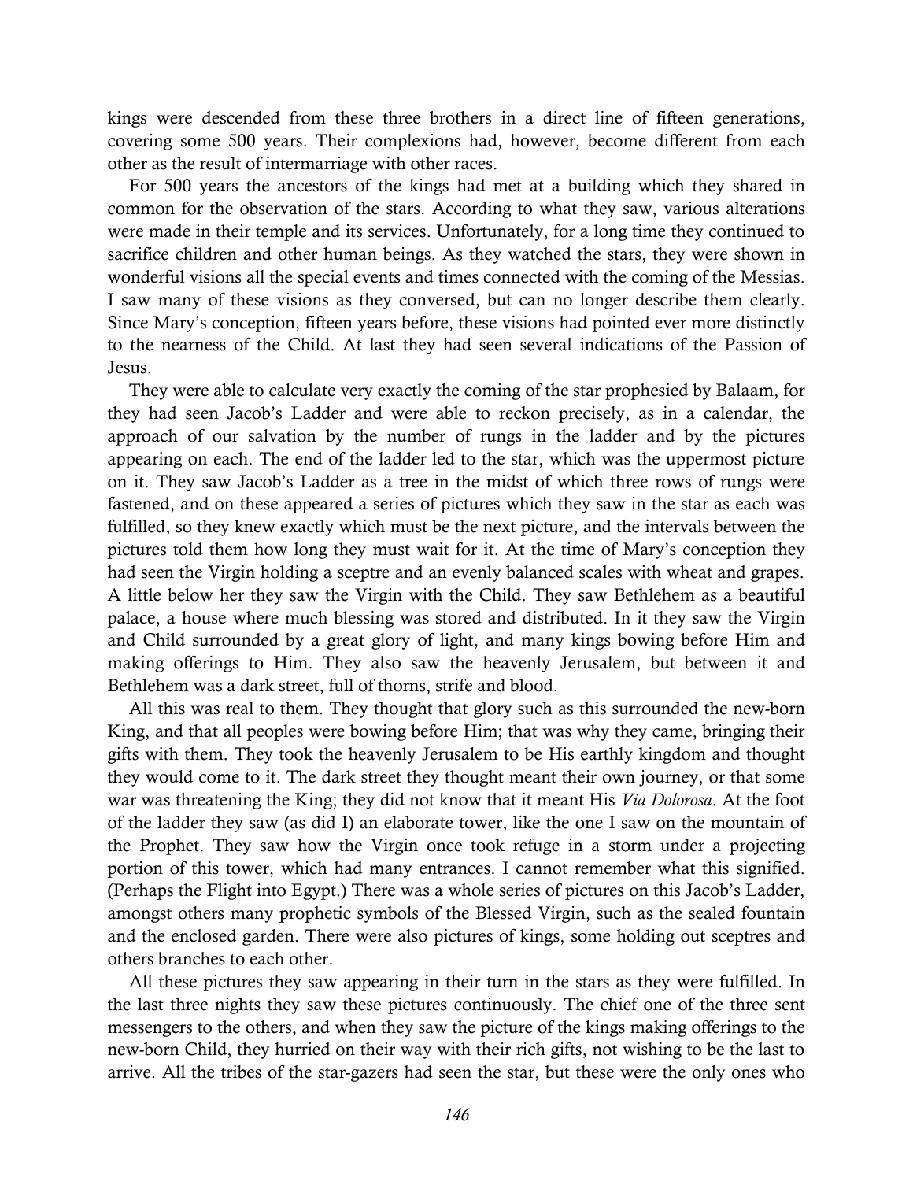kings were descended from these three brothers in a direct line of fifteen generations, covering some 500 years. Their complexions had, however, become different from each other as the result of intermarriage with other races.

For 500 years the ancestors of the kings had met at a building which they shared in common for the observation of the stars. According to what they saw, various alterations were made in their temple and its services. Unfortunately, for a long time they continued to sacrifice children and other human beings. As they watched the stars, they were shown in wonderful visions all the special events and times connected with the coming of the Messias. I saw many of these visions as they conversed, but can no longer describe them clearly. Since Mary's conception, fifteen years before, these visions had pointed ever more distinctly to the nearness of the Child. At last they had seen several indications of the Passion of Jesus.

They were able to calculate very exactly the coming of the star prophesied by Balaam, for they had seen Jacob's Ladder and were able to reckon precisely, as in a calendar, the approach of our salvation by the number of rungs in the ladder and by the pictures appearing on each. The end of the ladder led to the star, which was the uppermost picture on it. They saw Jacob's Ladder as a tree in the midst of which three rows of rungs were fastened, and on these appeared a series of pictures which they saw in the star as each was fulfilled, so they knew exactly which must be the next picture, and the intervals between the pictures told them how long they must wait for it. At the time of Mary's conception they had seen the Virgin holding a sceptre and an evenly balanced scales with wheat and grapes. A little below her they saw the Virgin with the Child. They saw Bethlehem as a beautiful palace, a house where much blessing was stored and distributed. In it they saw the Virgin and Child surrounded by a great glory of light, and many kings bowing before Him and making offerings to Him. They also saw the heavenly Jerusalem, but between it and Bethlehem was a dark street, full of thorns, strife and blood.

All this was real to them. They thought that glory such as this surrounded the new-born King, and that all peoples were bowing before Him; that was why they came, bringing their gifts with them. They took the heavenly Jerusalem to be His earthly kingdom and thought they would come to it. The dark street they thought meant their own journey, or that some war was threatening the King; they did not know that it meant His *Via Dolorosa*. At the foot of the ladder they saw (as did I) an elaborate tower, like the one I saw on the mountain of the Prophet. They saw how the Virgin once took refuge in a storm under a projecting portion of this tower, which had many entrances. I cannot remember what this signified. (Perhaps the Flight into Egypt.) There was a whole series of pictures on this Jacob's Ladder, amongst others many prophetic symbols of the Blessed Virgin, such as the sealed fountain and the enclosed garden. There were also pictures of kings, some holding out sceptres and others branches to each other.

All these pictures they saw appearing in their turn in the stars as they were fulfilled. In the last three nights they saw these pictures continuously. The chief one of the three sent messengers to the others, and when they saw the picture of the kings making offerings to the new-born Child, they hurried on their way with their rich gifts, not wishing to be the last to arrive. All the tribes of the star-gazers had seen the star, but these were the only ones who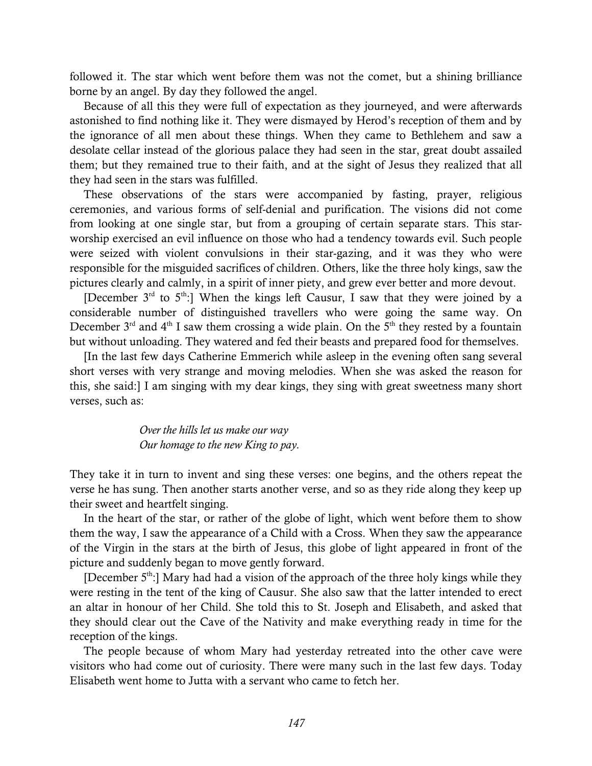followed it. The star which went before them was not the comet, but a shining brilliance borne by an angel. By day they followed the angel.

Because of all this they were full of expectation as they journeyed, and were afterwards astonished to find nothing like it. They were dismayed by Herod's reception of them and by the ignorance of all men about these things. When they came to Bethlehem and saw a desolate cellar instead of the glorious palace they had seen in the star, great doubt assailed them; but they remained true to their faith, and at the sight of Jesus they realized that all they had seen in the stars was fulfilled.

These observations of the stars were accompanied by fasting, prayer, religious ceremonies, and various forms of self-denial and purification. The visions did not come from looking at one single star, but from a grouping of certain separate stars. This star-worship exercised an evil influence on those who had a tendency towards evil. Such people were seized with violent convulsions in their star-gazing, and it was they who were responsible for the misguided sacrifices of children. Others, like the three holy kings, saw the pictures clearly and calmly, in a spirit of inner piety, and grew ever better and more devout.

[December 3rd to 5th:] When the kings left Causur, I saw that they were joined by a considerable number of distinguished travellers who were going the same way. On December 3rd and 4th I saw them crossing a wide plain. On the 5th they rested by a fountain but without unloading. They watered and fed their beasts and prepared food for themselves.

[In the last few days Catherine Emmerich while asleep in the evening often sang several short verses with very strange and moving melodies. When she was asked the reason for this, she said:] I am singing with my dear kings, they sing with great sweetness many short verses, such as:

> *Over the hills let us make our way*
> *Our homage to the new King to pay.*

They take it in turn to invent and sing these verses: one begins, and the others repeat the verse he has sung. Then another starts another verse, and so as they ride along they keep up their sweet and heartfelt singing.

In the heart of the star, or rather of the globe of light, which went before them to show them the way, I saw the appearance of a Child with a Cross. When they saw the appearance of the Virgin in the stars at the birth of Jesus, this globe of light appeared in front of the picture and suddenly began to move gently forward.

[December 5th:] Mary had had a vision of the approach of the three holy kings while they were resting in the tent of the king of Causur. She also saw that the latter intended to erect an altar in honour of her Child. She told this to St. Joseph and Elisabeth, and asked that they should clear out the Cave of the Nativity and make everything ready in time for the reception of the kings.

The people because of whom Mary had yesterday retreated into the other cave were visitors who had come out of curiosity. There were many such in the last few days. Today Elisabeth went home to Jutta with a servant who came to fetch her.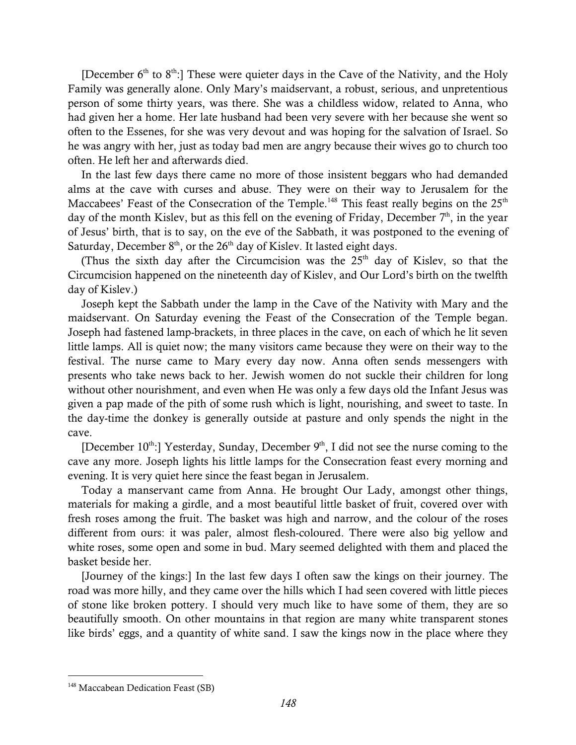[December 6th to 8th:] These were quieter days in the Cave of the Nativity, and the Holy Family was generally alone. Only Mary's maidservant, a robust, serious, and unpretentious person of some thirty years, was there. She was a childless widow, related to Anna, who had given her a home. Her late husband had been very severe with her because she went so often to the Essenes, for she was very devout and was hoping for the salvation of Israel. So he was angry with her, just as today bad men are angry because their wives go to church too often. He left her and afterwards died.

In the last few days there came no more of those insistent beggars who had demanded alms at the cave with curses and abuse. They were on their way to Jerusalem for the Maccabees' Feast of the Consecration of the Temple.[148] This feast really begins on the 25th day of the month Kislev, but as this fell on the evening of Friday, December 7th, in the year of Jesus' birth, that is to say, on the eve of the Sabbath, it was postponed to the evening of Saturday, December 8th, or the 26th day of Kislev. It lasted eight days.

(Thus the sixth day after the Circumcision was the 25th day of Kislev, so that the Circumcision happened on the nineteenth day of Kislev, and Our Lord's birth on the twelfth day of Kislev.)

Joseph kept the Sabbath under the lamp in the Cave of the Nativity with Mary and the maidservant. On Saturday evening the Feast of the Consecration of the Temple began. Joseph had fastened lamp-brackets, in three places in the cave, on each of which he lit seven little lamps. All is quiet now; the many visitors came because they were on their way to the festival. The nurse came to Mary every day now. Anna often sends messengers with presents who take news back to her. Jewish women do not suckle their children for long without other nourishment, and even when He was only a few days old the Infant Jesus was given a pap made of the pith of some rush which is light, nourishing, and sweet to taste. In the day-time the donkey is generally outside at pasture and only spends the night in the cave.

[December 10th:] Yesterday, Sunday, December 9th, I did not see the nurse coming to the cave any more. Joseph lights his little lamps for the Consecration feast every morning and evening. It is very quiet here since the feast began in Jerusalem.

Today a manservant came from Anna. He brought Our Lady, amongst other things, materials for making a girdle, and a most beautiful little basket of fruit, covered over with fresh roses among the fruit. The basket was high and narrow, and the colour of the roses different from ours: it was paler, almost flesh-coloured. There were also big yellow and white roses, some open and some in bud. Mary seemed delighted with them and placed the basket beside her.

[Journey of the kings:] In the last few days I often saw the kings on their journey. The road was more hilly, and they came over the hills which I had seen covered with little pieces of stone like broken pottery. I should very much like to have some of them, they are so beautifully smooth. On other mountains in that region are many white transparent stones like birds' eggs, and a quantity of white sand. I saw the kings now in the place where they

---

[148] Maccabean Dedication Feast (SB)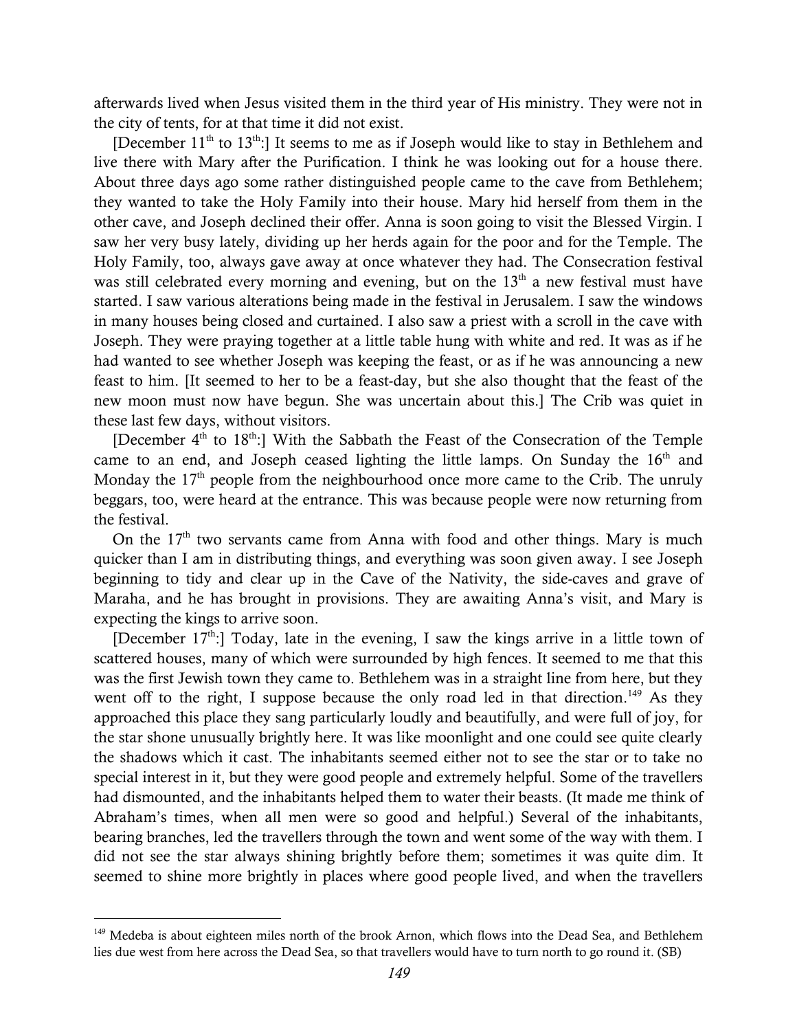afterwards lived when Jesus visited them in the third year of His ministry. They were not in the city of tents, for at that time it did not exist.

[December 11th to 13th:] It seems to me as if Joseph would like to stay in Bethlehem and live there with Mary after the Purification. I think he was looking out for a house there. About three days ago some rather distinguished people came to the cave from Bethlehem; they wanted to take the Holy Family into their house. Mary hid herself from them in the other cave, and Joseph declined their offer. Anna is soon going to visit the Blessed Virgin. I saw her very busy lately, dividing up her herds again for the poor and for the Temple. The Holy Family, too, always gave away at once whatever they had. The Consecration festival was still celebrated every morning and evening, but on the 13th a new festival must have started. I saw various alterations being made in the festival in Jerusalem. I saw the windows in many houses being closed and curtained. I also saw a priest with a scroll in the cave with Joseph. They were praying together at a little table hung with white and red. It was as if he had wanted to see whether Joseph was keeping the feast, or as if he was announcing a new feast to him. [It seemed to her to be a feast-day, but she also thought that the feast of the new moon must now have begun. She was uncertain about this.] The Crib was quiet in these last few days, without visitors.

[December 4th to 18th:] With the Sabbath the Feast of the Consecration of the Temple came to an end, and Joseph ceased lighting the little lamps. On Sunday the 16th and Monday the 17th people from the neighbourhood once more came to the Crib. The unruly beggars, too, were heard at the entrance. This was because people were now returning from the festival.

On the 17th two servants came from Anna with food and other things. Mary is much quicker than I am in distributing things, and everything was soon given away. I see Joseph beginning to tidy and clear up in the Cave of the Nativity, the side-caves and grave of Maraha, and he has brought in provisions. They are awaiting Anna's visit, and Mary is expecting the kings to arrive soon.

[December 17th:] Today, late in the evening, I saw the kings arrive in a little town of scattered houses, many of which were surrounded by high fences. It seemed to me that this was the first Jewish town they came to. Bethlehem was in a straight line from here, but they went off to the right, I suppose because the only road led in that direction.[149] As they approached this place they sang particularly loudly and beautifully, and were full of joy, for the star shone unusually brightly here. It was like moonlight and one could see quite clearly the shadows which it cast. The inhabitants seemed either not to see the star or to take no special interest in it, but they were good people and extremely helpful. Some of the travellers had dismounted, and the inhabitants helped them to water their beasts. (It made me think of Abraham's times, when all men were so good and helpful.) Several of the inhabitants, bearing branches, led the travellers through the town and went some of the way with them. I did not see the star always shining brightly before them; sometimes it was quite dim. It seemed to shine more brightly in places where good people lived, and when the travellers

---

[149] Medeba is about eighteen miles north of the brook Arnon, which flows into the Dead Sea, and Bethlehem lies due west from here across the Dead Sea, so that travellers would have to turn north to go round it. (SB)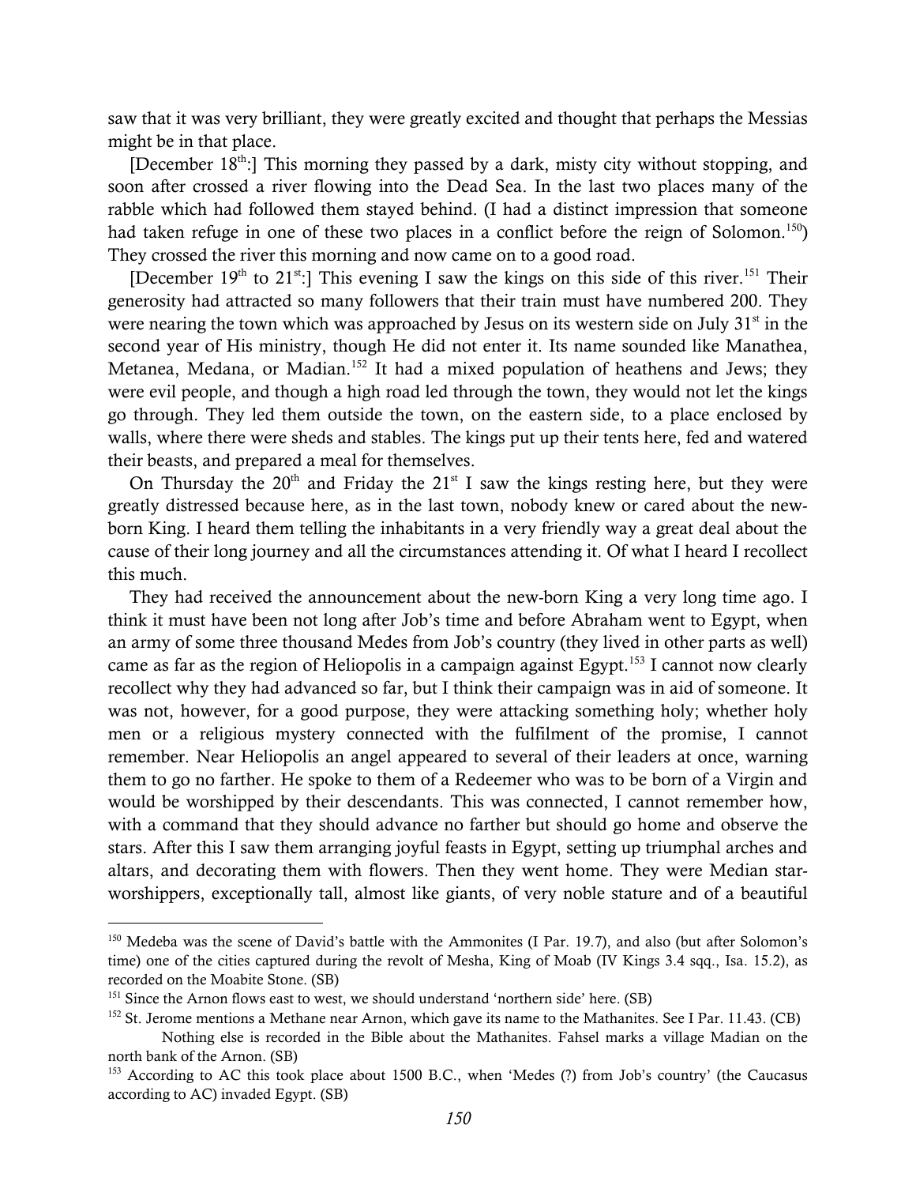saw that it was very brilliant, they were greatly excited and thought that perhaps the Messias might be in that place.

[December 18th:] This morning they passed by a dark, misty city without stopping, and soon after crossed a river flowing into the Dead Sea. In the last two places many of the rabble which had followed them stayed behind. (I had a distinct impression that someone had taken refuge in one of these two places in a conflict before the reign of Solomon.[150]) They crossed the river this morning and now came on to a good road.

[December 19th to 21st:] This evening I saw the kings on this side of this river.[151] Their generosity had attracted so many followers that their train must have numbered 200. They were nearing the town which was approached by Jesus on its western side on July 31st in the second year of His ministry, though He did not enter it. Its name sounded like Manathea, Metanea, Medana, or Madian.[152] It had a mixed population of heathens and Jews; they were evil people, and though a high road led through the town, they would not let the kings go through. They led them outside the town, on the eastern side, to a place enclosed by walls, where there were sheds and stables. The kings put up their tents here, fed and watered their beasts, and prepared a meal for themselves.

On Thursday the 20th and Friday the 21st I saw the kings resting here, but they were greatly distressed because here, as in the last town, nobody knew or cared about the new-born King. I heard them telling the inhabitants in a very friendly way a great deal about the cause of their long journey and all the circumstances attending it. Of what I heard I recollect this much.

They had received the announcement about the new-born King a very long time ago. I think it must have been not long after Job's time and before Abraham went to Egypt, when an army of some three thousand Medes from Job's country (they lived in other parts as well) came as far as the region of Heliopolis in a campaign against Egypt.[153] I cannot now clearly recollect why they had advanced so far, but I think their campaign was in aid of someone. It was not, however, for a good purpose, they were attacking something holy; whether holy men or a religious mystery connected with the fulfilment of the promise, I cannot remember. Near Heliopolis an angel appeared to several of their leaders at once, warning them to go no farther. He spoke to them of a Redeemer who was to be born of a Virgin and would be worshipped by their descendants. This was connected, I cannot remember how, with a command that they should advance no farther but should go home and observe the stars. After this I saw them arranging joyful feasts in Egypt, setting up triumphal arches and altars, and decorating them with flowers. Then they went home. They were Median star-worshippers, exceptionally tall, almost like giants, of very noble stature and of a beautiful

---

[150] Medeba was the scene of David's battle with the Ammonites (I Par. 19.7), and also (but after Solomon's time) one of the cities captured during the revolt of Mesha, King of Moab (IV Kings 3.4 sqq., Isa. 15.2), as recorded on the Moabite Stone. (SB)

[151] Since the Arnon flows east to west, we should understand 'northern side' here. (SB)

[152] St. Jerome mentions a Methane near Arnon, which gave its name to the Mathanites. See I Par. 11.43. (CB)

Nothing else is recorded in the Bible about the Mathanites. Fahsel marks a village Madian on the north bank of the Arnon. (SB)

[153] According to AC this took place about 1500 B.C., when 'Medes (?) from Job's country' (the Caucasus according to AC) invaded Egypt. (SB)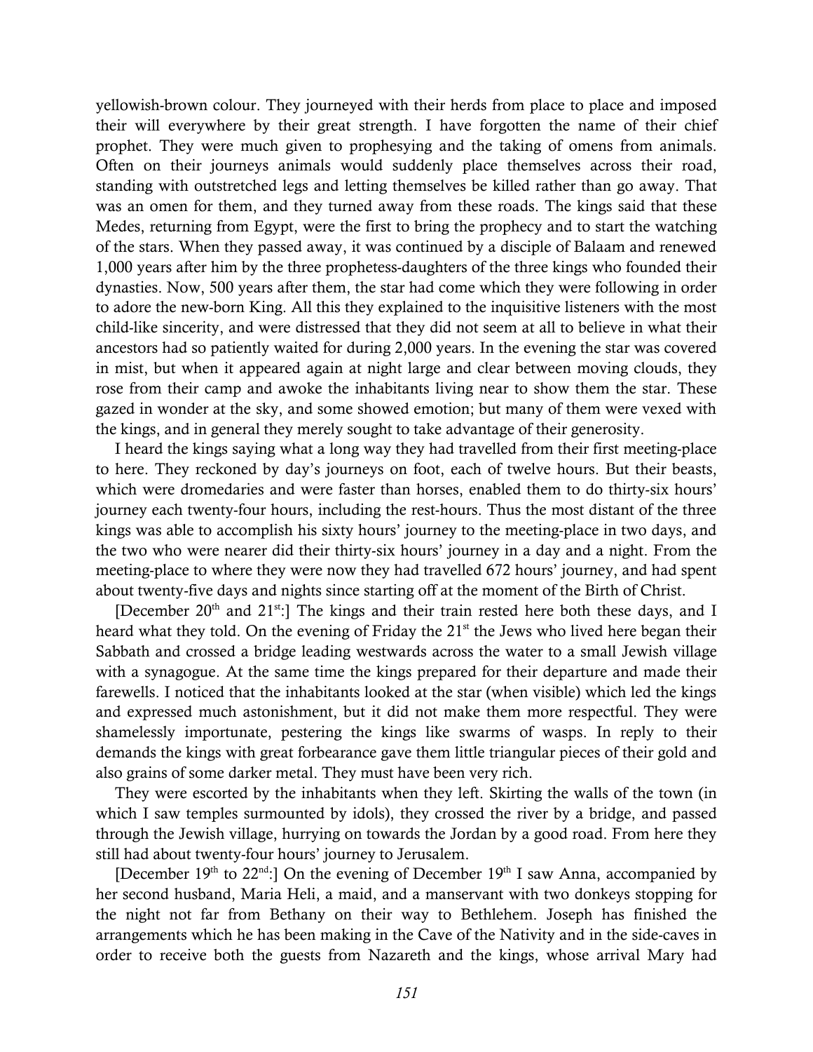yellowish-brown colour. They journeyed with their herds from place to place and imposed their will everywhere by their great strength. I have forgotten the name of their chief prophet. They were much given to prophesying and the taking of omens from animals. Often on their journeys animals would suddenly place themselves across their road, standing with outstretched legs and letting themselves be killed rather than go away. That was an omen for them, and they turned away from these roads. The kings said that these Medes, returning from Egypt, were the first to bring the prophecy and to start the watching of the stars. When they passed away, it was continued by a disciple of Balaam and renewed 1,000 years after him by the three prophetess-daughters of the three kings who founded their dynasties. Now, 500 years after them, the star had come which they were following in order to adore the new-born King. All this they explained to the inquisitive listeners with the most child-like sincerity, and were distressed that they did not seem at all to believe in what their ancestors had so patiently waited for during 2,000 years. In the evening the star was covered in mist, but when it appeared again at night large and clear between moving clouds, they rose from their camp and awoke the inhabitants living near to show them the star. These gazed in wonder at the sky, and some showed emotion; but many of them were vexed with the kings, and in general they merely sought to take advantage of their generosity.

I heard the kings saying what a long way they had travelled from their first meeting-place to here. They reckoned by day's journeys on foot, each of twelve hours. But their beasts, which were dromedaries and were faster than horses, enabled them to do thirty-six hours' journey each twenty-four hours, including the rest-hours. Thus the most distant of the three kings was able to accomplish his sixty hours' journey to the meeting-place in two days, and the two who were nearer did their thirty-six hours' journey in a day and a night. From the meeting-place to where they were now they had travelled 672 hours' journey, and had spent about twenty-five days and nights since starting off at the moment of the Birth of Christ.

[December 20th and 21st:] The kings and their train rested here both these days, and I heard what they told. On the evening of Friday the 21st the Jews who lived here began their Sabbath and crossed a bridge leading westwards across the water to a small Jewish village with a synagogue. At the same time the kings prepared for their departure and made their farewells. I noticed that the inhabitants looked at the star (when visible) which led the kings and expressed much astonishment, but it did not make them more respectful. They were shamelessly importunate, pestering the kings like swarms of wasps. In reply to their demands the kings with great forbearance gave them little triangular pieces of their gold and also grains of some darker metal. They must have been very rich.

They were escorted by the inhabitants when they left. Skirting the walls of the town (in which I saw temples surmounted by idols), they crossed the river by a bridge, and passed through the Jewish village, hurrying on towards the Jordan by a good road. From here they still had about twenty-four hours' journey to Jerusalem.

[December 19th to 22nd:] On the evening of December 19th I saw Anna, accompanied by her second husband, Maria Heli, a maid, and a manservant with two donkeys stopping for the night not far from Bethany on their way to Bethlehem. Joseph has finished the arrangements which he has been making in the Cave of the Nativity and in the side-caves in order to receive both the guests from Nazareth and the kings, whose arrival Mary had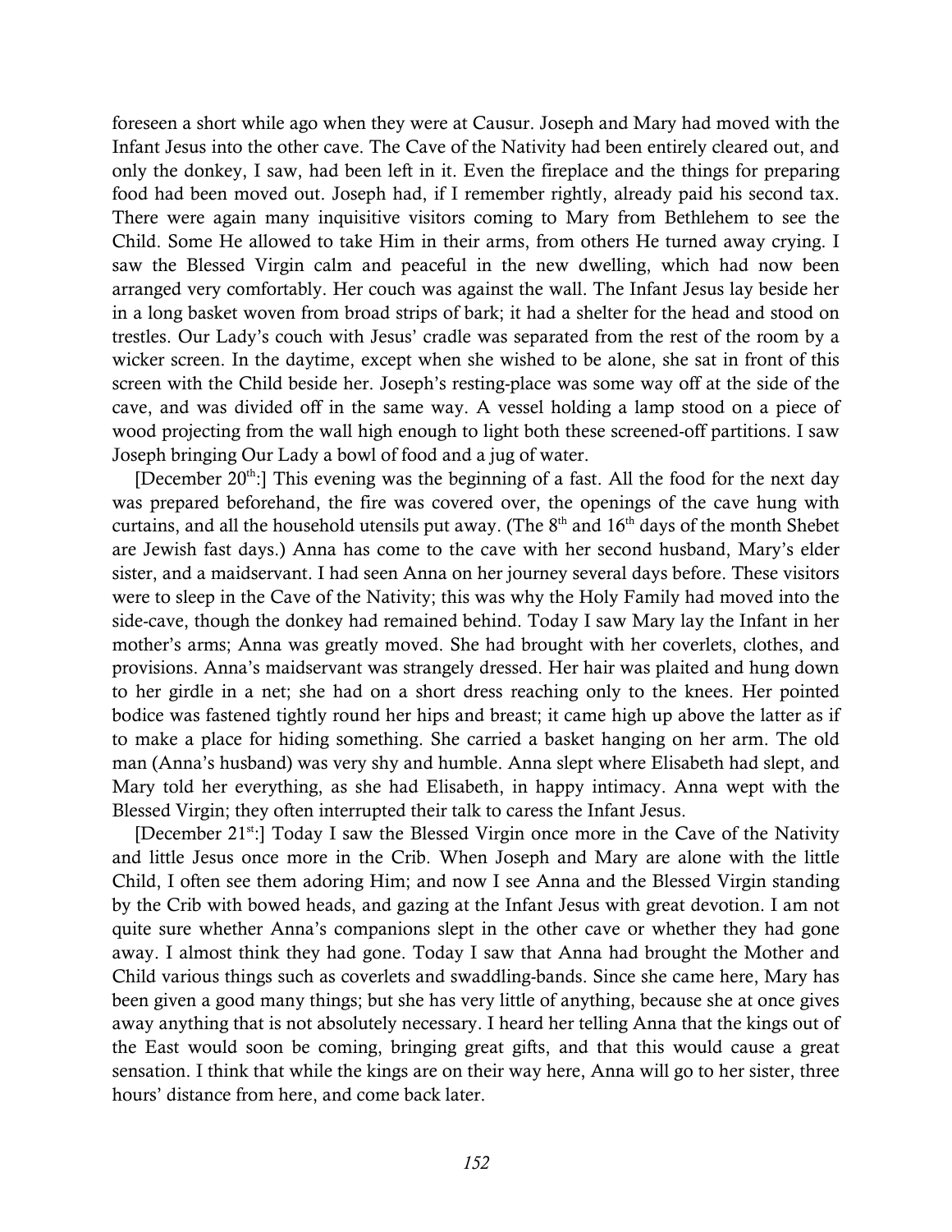foreseen a short while ago when they were at Causur. Joseph and Mary had moved with the Infant Jesus into the other cave. The Cave of the Nativity had been entirely cleared out, and only the donkey, I saw, had been left in it. Even the fireplace and the things for preparing food had been moved out. Joseph had, if I remember rightly, already paid his second tax. There were again many inquisitive visitors coming to Mary from Bethlehem to see the Child. Some He allowed to take Him in their arms, from others He turned away crying. I saw the Blessed Virgin calm and peaceful in the new dwelling, which had now been arranged very comfortably. Her couch was against the wall. The Infant Jesus lay beside her in a long basket woven from broad strips of bark; it had a shelter for the head and stood on trestles. Our Lady's couch with Jesus' cradle was separated from the rest of the room by a wicker screen. In the daytime, except when she wished to be alone, she sat in front of this screen with the Child beside her. Joseph's resting-place was some way off at the side of the cave, and was divided off in the same way. A vessel holding a lamp stood on a piece of wood projecting from the wall high enough to light both these screened-off partitions. I saw Joseph bringing Our Lady a bowl of food and a jug of water.

[December 20th:] This evening was the beginning of a fast. All the food for the next day was prepared beforehand, the fire was covered over, the openings of the cave hung with curtains, and all the household utensils put away. (The 8th and 16th days of the month Shebet are Jewish fast days.) Anna has come to the cave with her second husband, Mary's elder sister, and a maidservant. I had seen Anna on her journey several days before. These visitors were to sleep in the Cave of the Nativity; this was why the Holy Family had moved into the side-cave, though the donkey had remained behind. Today I saw Mary lay the Infant in her mother's arms; Anna was greatly moved. She had brought with her coverlets, clothes, and provisions. Anna's maidservant was strangely dressed. Her hair was plaited and hung down to her girdle in a net; she had on a short dress reaching only to the knees. Her pointed bodice was fastened tightly round her hips and breast; it came high up above the latter as if to make a place for hiding something. She carried a basket hanging on her arm. The old man (Anna's husband) was very shy and humble. Anna slept where Elisabeth had slept, and Mary told her everything, as she had Elisabeth, in happy intimacy. Anna wept with the Blessed Virgin; they often interrupted their talk to caress the Infant Jesus.

[December 21st:] Today I saw the Blessed Virgin once more in the Cave of the Nativity and little Jesus once more in the Crib. When Joseph and Mary are alone with the little Child, I often see them adoring Him; and now I see Anna and the Blessed Virgin standing by the Crib with bowed heads, and gazing at the Infant Jesus with great devotion. I am not quite sure whether Anna's companions slept in the other cave or whether they had gone away. I almost think they had gone. Today I saw that Anna had brought the Mother and Child various things such as coverlets and swaddling-bands. Since she came here, Mary has been given a good many things; but she has very little of anything, because she at once gives away anything that is not absolutely necessary. I heard her telling Anna that the kings out of the East would soon be coming, bringing great gifts, and that this would cause a great sensation. I think that while the kings are on their way here, Anna will go to her sister, three hours' distance from here, and come back later.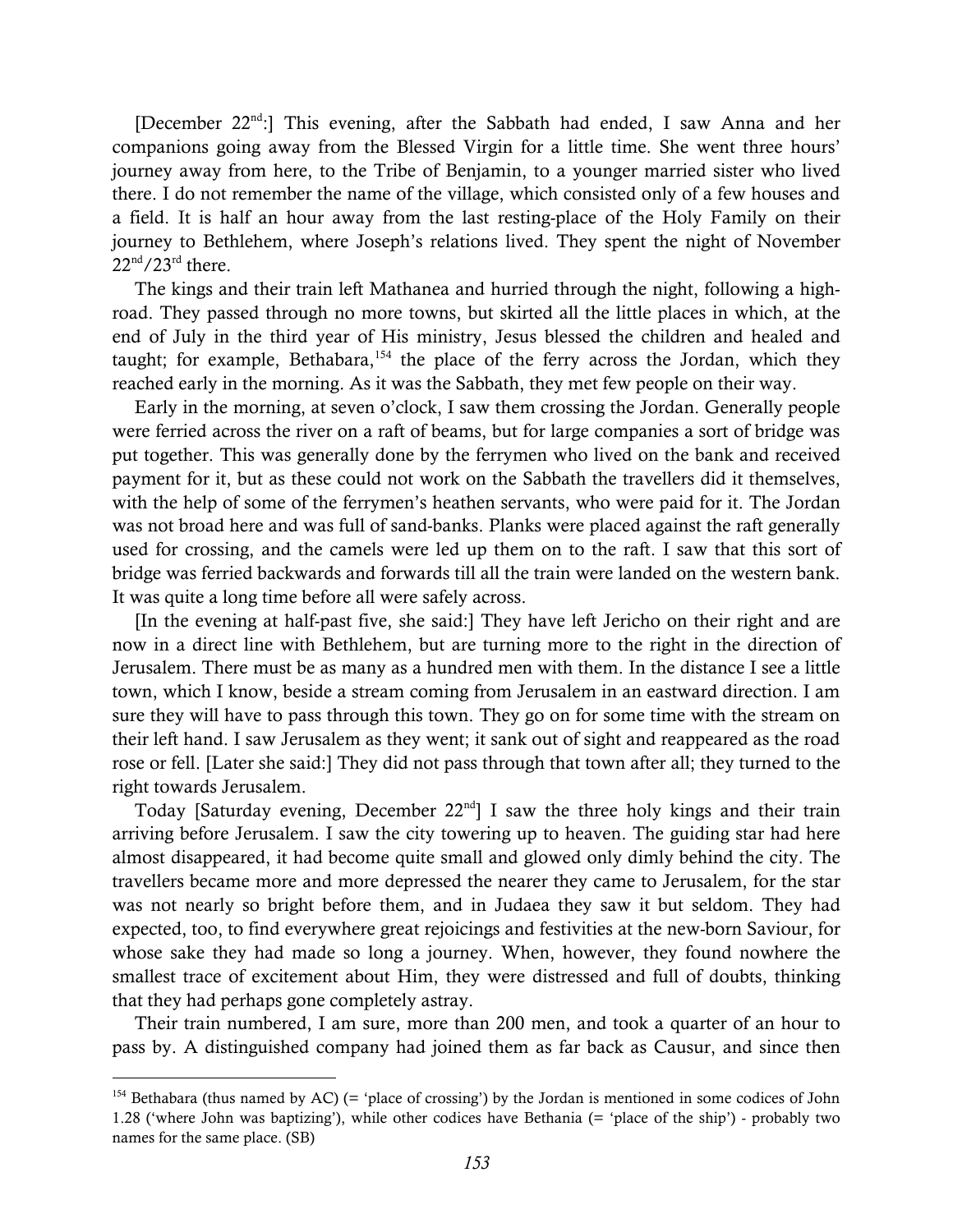[December 22nd:] This evening, after the Sabbath had ended, I saw Anna and her companions going away from the Blessed Virgin for a little time. She went three hours' journey away from here, to the Tribe of Benjamin, to a younger married sister who lived there. I do not remember the name of the village, which consisted only of a few houses and a field. It is half an hour away from the last resting-place of the Holy Family on their journey to Bethlehem, where Joseph's relations lived. They spent the night of November 22nd/23rd there.

The kings and their train left Mathanea and hurried through the night, following a high-road. They passed through no more towns, but skirted all the little places in which, at the end of July in the third year of His ministry, Jesus blessed the children and healed and taught; for example, Bethabara,[154] the place of the ferry across the Jordan, which they reached early in the morning. As it was the Sabbath, they met few people on their way.

Early in the morning, at seven o'clock, I saw them crossing the Jordan. Generally people were ferried across the river on a raft of beams, but for large companies a sort of bridge was put together. This was generally done by the ferrymen who lived on the bank and received payment for it, but as these could not work on the Sabbath the travellers did it themselves, with the help of some of the ferrymen's heathen servants, who were paid for it. The Jordan was not broad here and was full of sand-banks. Planks were placed against the raft generally used for crossing, and the camels were led up them on to the raft. I saw that this sort of bridge was ferried backwards and forwards till all the train were landed on the western bank. It was quite a long time before all were safely across.

[In the evening at half-past five, she said:] They have left Jericho on their right and are now in a direct line with Bethlehem, but are turning more to the right in the direction of Jerusalem. There must be as many as a hundred men with them. In the distance I see a little town, which I know, beside a stream coming from Jerusalem in an eastward direction. I am sure they will have to pass through this town. They go on for some time with the stream on their left hand. I saw Jerusalem as they went; it sank out of sight and reappeared as the road rose or fell. [Later she said:] They did not pass through that town after all; they turned to the right towards Jerusalem.

Today [Saturday evening, December 22nd] I saw the three holy kings and their train arriving before Jerusalem. I saw the city towering up to heaven. The guiding star had here almost disappeared, it had become quite small and glowed only dimly behind the city. The travellers became more and more depressed the nearer they came to Jerusalem, for the star was not nearly so bright before them, and in Judaea they saw it but seldom. They had expected, too, to find everywhere great rejoicings and festivities at the new-born Saviour, for whose sake they had made so long a journey. When, however, they found nowhere the smallest trace of excitement about Him, they were distressed and full of doubts, thinking that they had perhaps gone completely astray.

Their train numbered, I am sure, more than 200 men, and took a quarter of an hour to pass by. A distinguished company had joined them as far back as Causur, and since then

---

[154] Bethabara (thus named by AC) (= 'place of crossing') by the Jordan is mentioned in some codices of John 1.28 ('where John was baptizing'), while other codices have Bethania (= 'place of the ship') - probably two names for the same place. (SB)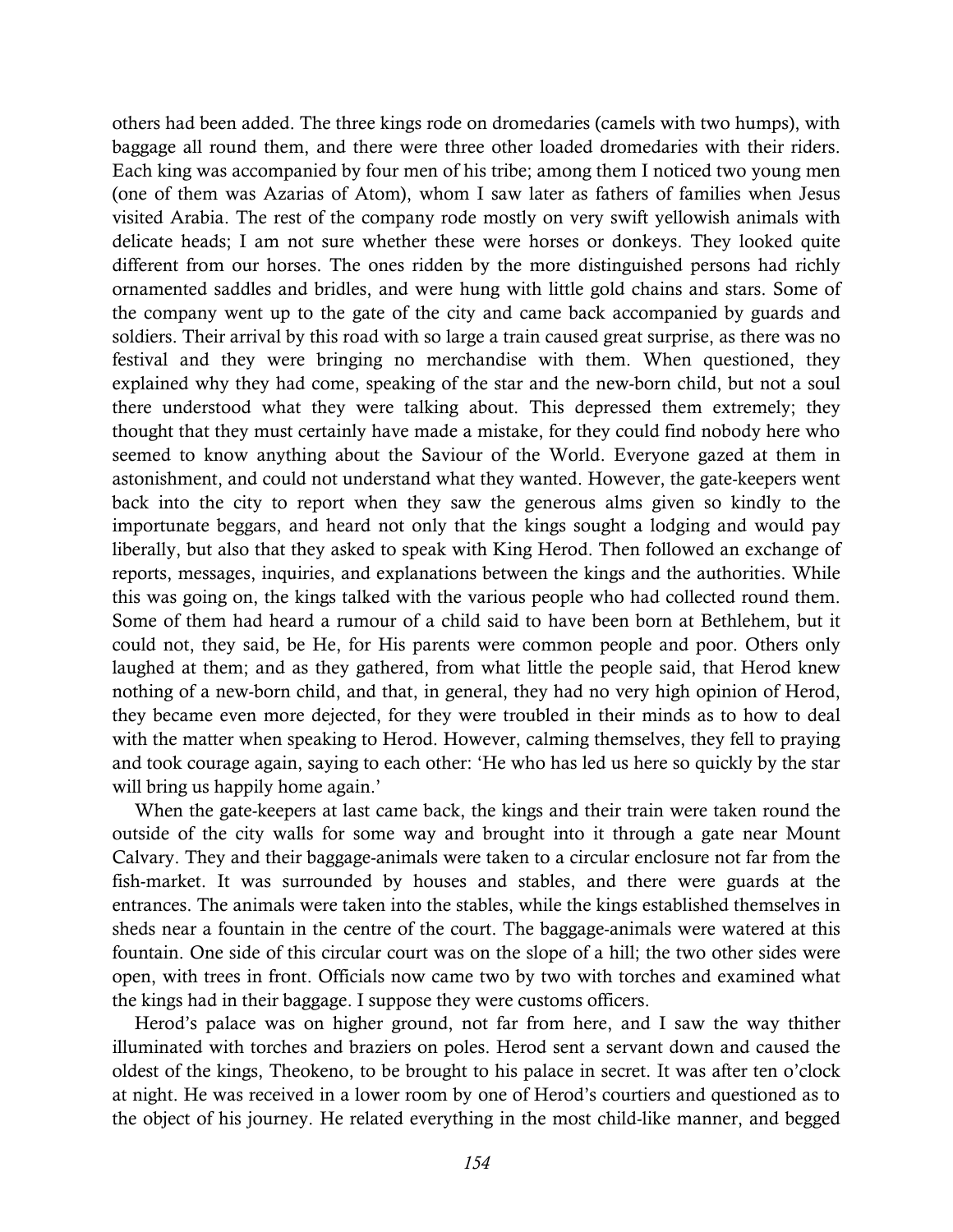others had been added. The three kings rode on dromedaries (camels with two humps), with baggage all round them, and there were three other loaded dromedaries with their riders. Each king was accompanied by four men of his tribe; among them I noticed two young men (one of them was Azarias of Atom), whom I saw later as fathers of families when Jesus visited Arabia. The rest of the company rode mostly on very swift yellowish animals with delicate heads; I am not sure whether these were horses or donkeys. They looked quite different from our horses. The ones ridden by the more distinguished persons had richly ornamented saddles and bridles, and were hung with little gold chains and stars. Some of the company went up to the gate of the city and came back accompanied by guards and soldiers. Their arrival by this road with so large a train caused great surprise, as there was no festival and they were bringing no merchandise with them. When questioned, they explained why they had come, speaking of the star and the new-born child, but not a soul there understood what they were talking about. This depressed them extremely; they thought that they must certainly have made a mistake, for they could find nobody here who seemed to know anything about the Saviour of the World. Everyone gazed at them in astonishment, and could not understand what they wanted. However, the gate-keepers went back into the city to report when they saw the generous alms given so kindly to the importunate beggars, and heard not only that the kings sought a lodging and would pay liberally, but also that they asked to speak with King Herod. Then followed an exchange of reports, messages, inquiries, and explanations between the kings and the authorities. While this was going on, the kings talked with the various people who had collected round them. Some of them had heard a rumour of a child said to have been born at Bethlehem, but it could not, they said, be He, for His parents were common people and poor. Others only laughed at them; and as they gathered, from what little the people said, that Herod knew nothing of a new-born child, and that, in general, they had no very high opinion of Herod, they became even more dejected, for they were troubled in their minds as to how to deal with the matter when speaking to Herod. However, calming themselves, they fell to praying and took courage again, saying to each other: 'He who has led us here so quickly by the star will bring us happily home again.'

When the gate-keepers at last came back, the kings and their train were taken round the outside of the city walls for some way and brought into it through a gate near Mount Calvary. They and their baggage-animals were taken to a circular enclosure not far from the fish-market. It was surrounded by houses and stables, and there were guards at the entrances. The animals were taken into the stables, while the kings established themselves in sheds near a fountain in the centre of the court. The baggage-animals were watered at this fountain. One side of this circular court was on the slope of a hill; the two other sides were open, with trees in front. Officials now came two by two with torches and examined what the kings had in their baggage. I suppose they were customs officers.

Herod's palace was on higher ground, not far from here, and I saw the way thither illuminated with torches and braziers on poles. Herod sent a servant down and caused the oldest of the kings, Theokeno, to be brought to his palace in secret. It was after ten o'clock at night. He was received in a lower room by one of Herod's courtiers and questioned as to the object of his journey. He related everything in the most child-like manner, and begged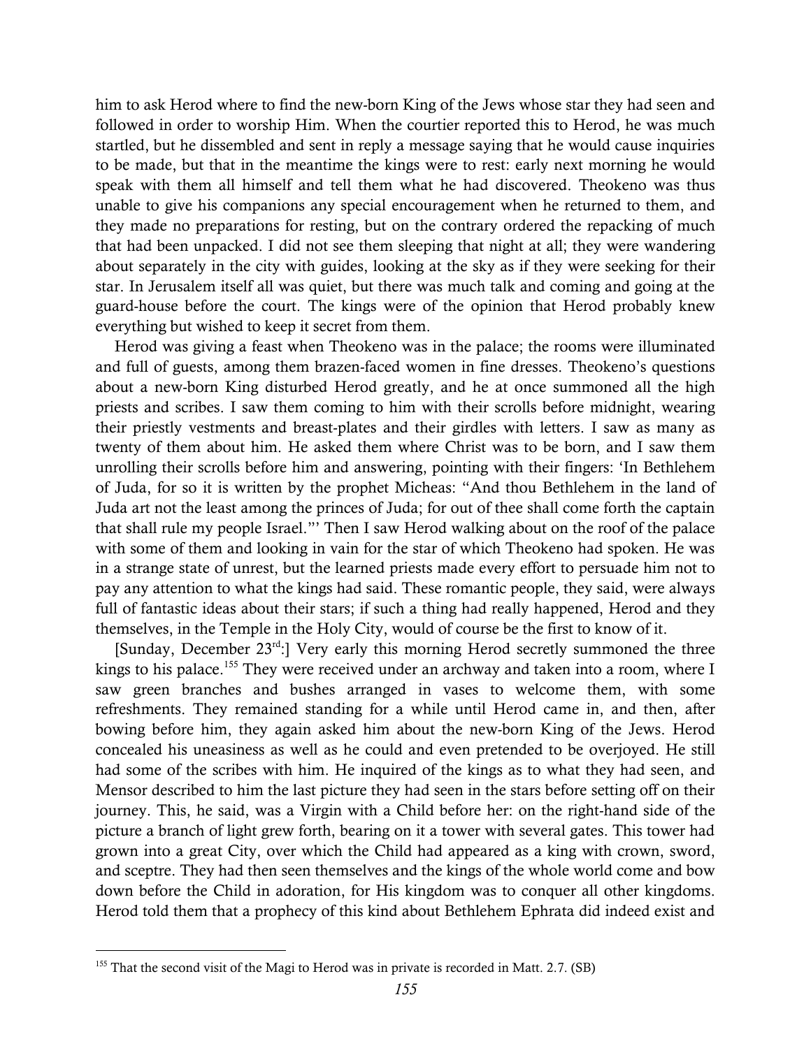him to ask Herod where to find the new-born King of the Jews whose star they had seen and followed in order to worship Him. When the courtier reported this to Herod, he was much startled, but he dissembled and sent in reply a message saying that he would cause inquiries to be made, but that in the meantime the kings were to rest: early next morning he would speak with them all himself and tell them what he had discovered. Theokeno was thus unable to give his companions any special encouragement when he returned to them, and they made no preparations for resting, but on the contrary ordered the repacking of much that had been unpacked. I did not see them sleeping that night at all; they were wandering about separately in the city with guides, looking at the sky as if they were seeking for their star. In Jerusalem itself all was quiet, but there was much talk and coming and going at the guard-house before the court. The kings were of the opinion that Herod probably knew everything but wished to keep it secret from them.

Herod was giving a feast when Theokeno was in the palace; the rooms were illuminated and full of guests, among them brazen-faced women in fine dresses. Theokeno's questions about a new-born King disturbed Herod greatly, and he at once summoned all the high priests and scribes. I saw them coming to him with their scrolls before midnight, wearing their priestly vestments and breast-plates and their girdles with letters. I saw as many as twenty of them about him. He asked them where Christ was to be born, and I saw them unrolling their scrolls before him and answering, pointing with their fingers: 'In Bethlehem of Juda, for so it is written by the prophet Micheas: "And thou Bethlehem in the land of Juda art not the least among the princes of Juda; for out of thee shall come forth the captain that shall rule my people Israel."' Then I saw Herod walking about on the roof of the palace with some of them and looking in vain for the star of which Theokeno had spoken. He was in a strange state of unrest, but the learned priests made every effort to persuade him not to pay any attention to what the kings had said. These romantic people, they said, were always full of fantastic ideas about their stars; if such a thing had really happened, Herod and they themselves, in the Temple in the Holy City, would of course be the first to know of it.

[Sunday, December 23rd:] Very early this morning Herod secretly summoned the three kings to his palace.[155] They were received under an archway and taken into a room, where I saw green branches and bushes arranged in vases to welcome them, with some refreshments. They remained standing for a while until Herod came in, and then, after bowing before him, they again asked him about the new-born King of the Jews. Herod concealed his uneasiness as well as he could and even pretended to be overjoyed. He still had some of the scribes with him. He inquired of the kings as to what they had seen, and Mensor described to him the last picture they had seen in the stars before setting off on their journey. This, he said, was a Virgin with a Child before her: on the right-hand side of the picture a branch of light grew forth, bearing on it a tower with several gates. This tower had grown into a great City, over which the Child had appeared as a king with crown, sword, and sceptre. They had then seen themselves and the kings of the whole world come and bow down before the Child in adoration, for His kingdom was to conquer all other kingdoms. Herod told them that a prophecy of this kind about Bethlehem Ephrata did indeed exist and

---

[155] That the second visit of the Magi to Herod was in private is recorded in Matt. 2.7. (SB)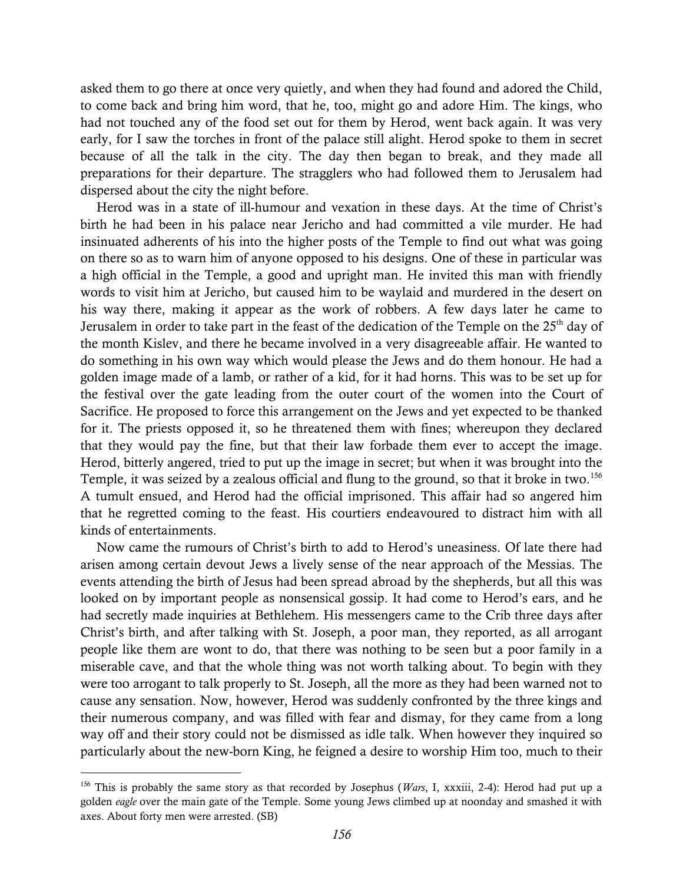asked them to go there at once very quietly, and when they had found and adored the Child, to come back and bring him word, that he, too, might go and adore Him. The kings, who had not touched any of the food set out for them by Herod, went back again. It was very early, for I saw the torches in front of the palace still alight. Herod spoke to them in secret because of all the talk in the city. The day then began to break, and they made all preparations for their departure. The stragglers who had followed them to Jerusalem had dispersed about the city the night before.

Herod was in a state of ill-humour and vexation in these days. At the time of Christ's birth he had been in his palace near Jericho and had committed a vile murder. He had insinuated adherents of his into the higher posts of the Temple to find out what was going on there so as to warn him of anyone opposed to his designs. One of these in particular was a high official in the Temple, a good and upright man. He invited this man with friendly words to visit him at Jericho, but caused him to be waylaid and murdered in the desert on his way there, making it appear as the work of robbers. A few days later he came to Jerusalem in order to take part in the feast of the dedication of the Temple on the 25th day of the month Kislev, and there he became involved in a very disagreeable affair. He wanted to do something in his own way which would please the Jews and do them honour. He had a golden image made of a lamb, or rather of a kid, for it had horns. This was to be set up for the festival over the gate leading from the outer court of the women into the Court of Sacrifice. He proposed to force this arrangement on the Jews and yet expected to be thanked for it. The priests opposed it, so he threatened them with fines; whereupon they declared that they would pay the fine, but that their law forbade them ever to accept the image. Herod, bitterly angered, tried to put up the image in secret; but when it was brought into the Temple, it was seized by a zealous official and flung to the ground, so that it broke in two.[156] A tumult ensued, and Herod had the official imprisoned. This affair had so angered him that he regretted coming to the feast. His courtiers endeavoured to distract him with all kinds of entertainments.

Now came the rumours of Christ's birth to add to Herod's uneasiness. Of late there had arisen among certain devout Jews a lively sense of the near approach of the Messias. The events attending the birth of Jesus had been spread abroad by the shepherds, but all this was looked on by important people as nonsensical gossip. It had come to Herod's ears, and he had secretly made inquiries at Bethlehem. His messengers came to the Crib three days after Christ's birth, and after talking with St. Joseph, a poor man, they reported, as all arrogant people like them are wont to do, that there was nothing to be seen but a poor family in a miserable cave, and that the whole thing was not worth talking about. To begin with they were too arrogant to talk properly to St. Joseph, all the more as they had been warned not to cause any sensation. Now, however, Herod was suddenly confronted by the three kings and their numerous company, and was filled with fear and dismay, for they came from a long way off and their story could not be dismissed as idle talk. When however they inquired so particularly about the new-born King, he feigned a desire to worship Him too, much to their

---

[156] This is probably the same story as that recorded by Josephus (*Wars*, I, xxxiii, 2-4): Herod had put up a golden *eagle* over the main gate of the Temple. Some young Jews climbed up at noonday and smashed it with axes. About forty men were arrested. (SB)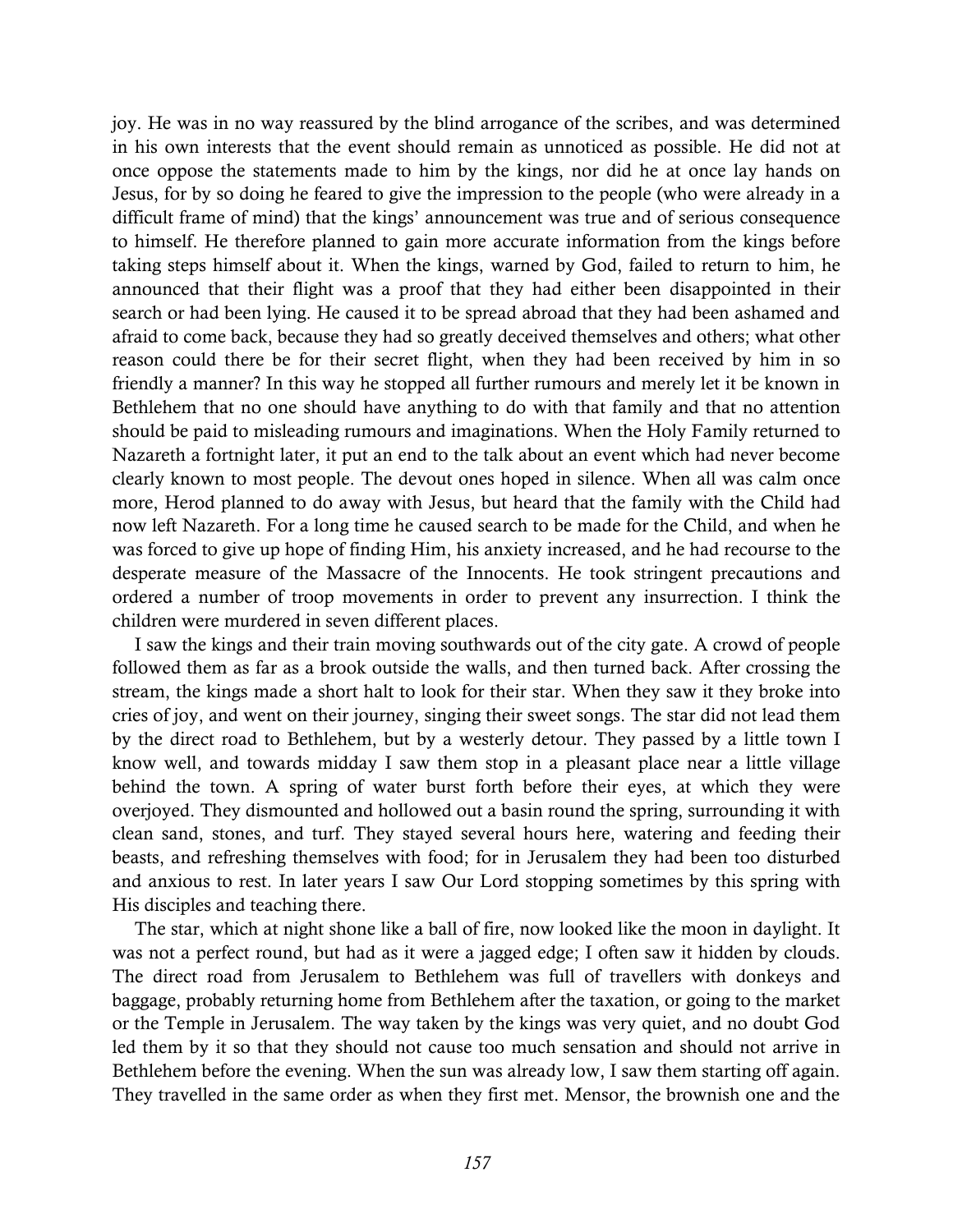joy. He was in no way reassured by the blind arrogance of the scribes, and was determined in his own interests that the event should remain as unnoticed as possible. He did not at once oppose the statements made to him by the kings, nor did he at once lay hands on Jesus, for by so doing he feared to give the impression to the people (who were already in a difficult frame of mind) that the kings' announcement was true and of serious consequence to himself. He therefore planned to gain more accurate information from the kings before taking steps himself about it. When the kings, warned by God, failed to return to him, he announced that their flight was a proof that they had either been disappointed in their search or had been lying. He caused it to be spread abroad that they had been ashamed and afraid to come back, because they had so greatly deceived themselves and others; what other reason could there be for their secret flight, when they had been received by him in so friendly a manner? In this way he stopped all further rumours and merely let it be known in Bethlehem that no one should have anything to do with that family and that no attention should be paid to misleading rumours and imaginations. When the Holy Family returned to Nazareth a fortnight later, it put an end to the talk about an event which had never become clearly known to most people. The devout ones hoped in silence. When all was calm once more, Herod planned to do away with Jesus, but heard that the family with the Child had now left Nazareth. For a long time he caused search to be made for the Child, and when he was forced to give up hope of finding Him, his anxiety increased, and he had recourse to the desperate measure of the Massacre of the Innocents. He took stringent precautions and ordered a number of troop movements in order to prevent any insurrection. I think the children were murdered in seven different places.

I saw the kings and their train moving southwards out of the city gate. A crowd of people followed them as far as a brook outside the walls, and then turned back. After crossing the stream, the kings made a short halt to look for their star. When they saw it they broke into cries of joy, and went on their journey, singing their sweet songs. The star did not lead them by the direct road to Bethlehem, but by a westerly detour. They passed by a little town I know well, and towards midday I saw them stop in a pleasant place near a little village behind the town. A spring of water burst forth before their eyes, at which they were overjoyed. They dismounted and hollowed out a basin round the spring, surrounding it with clean sand, stones, and turf. They stayed several hours here, watering and feeding their beasts, and refreshing themselves with food; for in Jerusalem they had been too disturbed and anxious to rest. In later years I saw Our Lord stopping sometimes by this spring with His disciples and teaching there.

The star, which at night shone like a ball of fire, now looked like the moon in daylight. It was not a perfect round, but had as it were a jagged edge; I often saw it hidden by clouds. The direct road from Jerusalem to Bethlehem was full of travellers with donkeys and baggage, probably returning home from Bethlehem after the taxation, or going to the market or the Temple in Jerusalem. The way taken by the kings was very quiet, and no doubt God led them by it so that they should not cause too much sensation and should not arrive in Bethlehem before the evening. When the sun was already low, I saw them starting off again. They travelled in the same order as when they first met. Mensor, the brownish one and the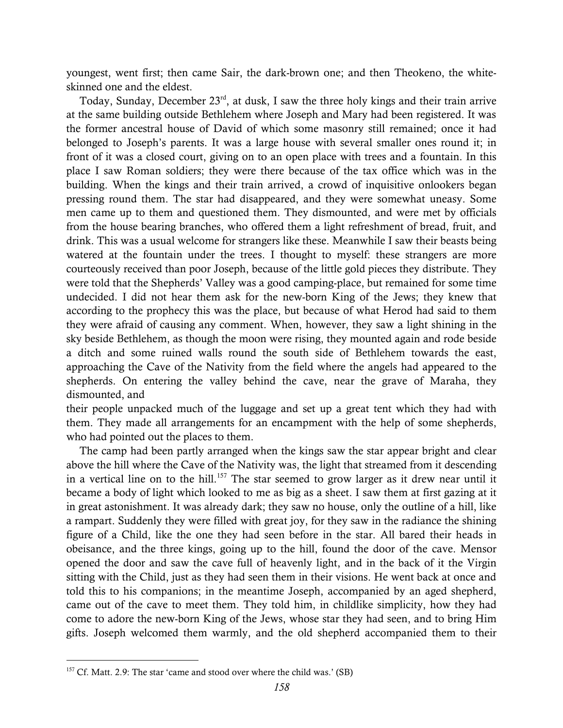youngest, went first; then came Sair, the dark-brown one; and then Theokeno, the white-skinned one and the eldest.

Today, Sunday, December 23rd, at dusk, I saw the three holy kings and their train arrive at the same building outside Bethlehem where Joseph and Mary had been registered. It was the former ancestral house of David of which some masonry still remained; once it had belonged to Joseph's parents. It was a large house with several smaller ones round it; in front of it was a closed court, giving on to an open place with trees and a fountain. In this place I saw Roman soldiers; they were there because of the tax office which was in the building. When the kings and their train arrived, a crowd of inquisitive onlookers began pressing round them. The star had disappeared, and they were somewhat uneasy. Some men came up to them and questioned them. They dismounted, and were met by officials from the house bearing branches, who offered them a light refreshment of bread, fruit, and drink. This was a usual welcome for strangers like these. Meanwhile I saw their beasts being watered at the fountain under the trees. I thought to myself: these strangers are more courteously received than poor Joseph, because of the little gold pieces they distribute. They were told that the Shepherds' Valley was a good camping-place, but remained for some time undecided. I did not hear them ask for the new-born King of the Jews; they knew that according to the prophecy this was the place, but because of what Herod had said to them they were afraid of causing any comment. When, however, they saw a light shining in the sky beside Bethlehem, as though the moon were rising, they mounted again and rode beside a ditch and some ruined walls round the south side of Bethlehem towards the east, approaching the Cave of the Nativity from the field where the angels had appeared to the shepherds. On entering the valley behind the cave, near the grave of Maraha, they dismounted, and their people unpacked much of the luggage and set up a great tent which they had with them. They made all arrangements for an encampment with the help of some shepherds, who had pointed out the places to them.

The camp had been partly arranged when the kings saw the star appear bright and clear above the hill where the Cave of the Nativity was, the light that streamed from it descending in a vertical line on to the hill.[157] The star seemed to grow larger as it drew near until it became a body of light which looked to me as big as a sheet. I saw them at first gazing at it in great astonishment. It was already dark; they saw no house, only the outline of a hill, like a rampart. Suddenly they were filled with great joy, for they saw in the radiance the shining figure of a Child, like the one they had seen before in the star. All bared their heads in obeisance, and the three kings, going up to the hill, found the door of the cave. Mensor opened the door and saw the cave full of heavenly light, and in the back of it the Virgin sitting with the Child, just as they had seen them in their visions. He went back at once and told this to his companions; in the meantime Joseph, accompanied by an aged shepherd, came out of the cave to meet them. They told him, in childlike simplicity, how they had come to adore the new-born King of the Jews, whose star they had seen, and to bring Him gifts. Joseph welcomed them warmly, and the old shepherd accompanied them to their

---

[157] Cf. Matt. 2.9: The star 'came and stood over where the child was.' (SB)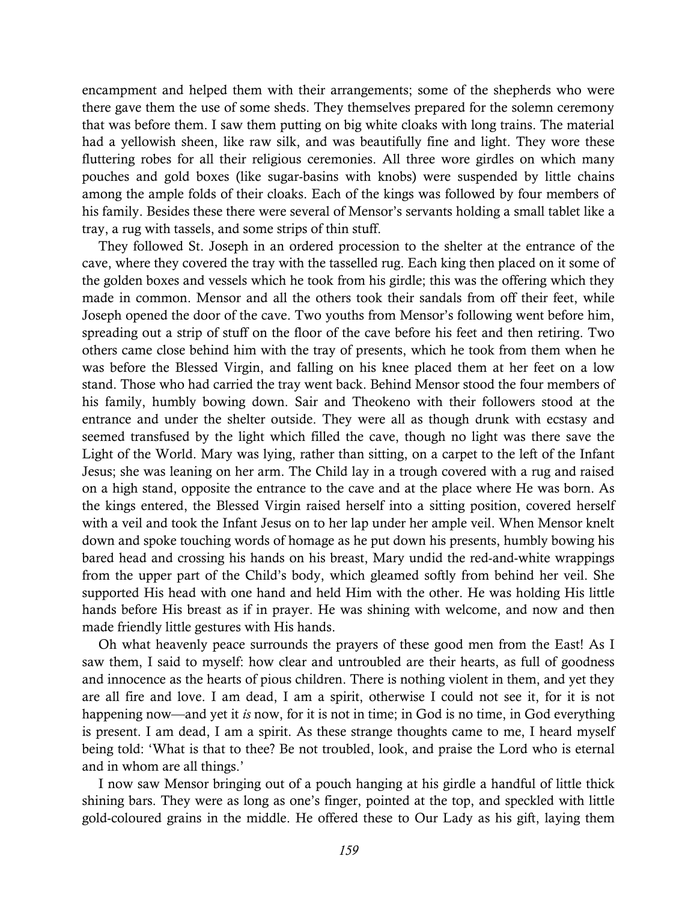encampment and helped them with their arrangements; some of the shepherds who were there gave them the use of some sheds. They themselves prepared for the solemn ceremony that was before them. I saw them putting on big white cloaks with long trains. The material had a yellowish sheen, like raw silk, and was beautifully fine and light. They wore these fluttering robes for all their religious ceremonies. All three wore girdles on which many pouches and gold boxes (like sugar-basins with knobs) were suspended by little chains among the ample folds of their cloaks. Each of the kings was followed by four members of his family. Besides these there were several of Mensor's servants holding a small tablet like a tray, a rug with tassels, and some strips of thin stuff.

They followed St. Joseph in an ordered procession to the shelter at the entrance of the cave, where they covered the tray with the tasselled rug. Each king then placed on it some of the golden boxes and vessels which he took from his girdle; this was the offering which they made in common. Mensor and all the others took their sandals from off their feet, while Joseph opened the door of the cave. Two youths from Mensor's following went before him, spreading out a strip of stuff on the floor of the cave before his feet and then retiring. Two others came close behind him with the tray of presents, which he took from them when he was before the Blessed Virgin, and falling on his knee placed them at her feet on a low stand. Those who had carried the tray went back. Behind Mensor stood the four members of his family, humbly bowing down. Sair and Theokeno with their followers stood at the entrance and under the shelter outside. They were all as though drunk with ecstasy and seemed transfused by the light which filled the cave, though no light was there save the Light of the World. Mary was lying, rather than sitting, on a carpet to the left of the Infant Jesus; she was leaning on her arm. The Child lay in a trough covered with a rug and raised on a high stand, opposite the entrance to the cave and at the place where He was born. As the kings entered, the Blessed Virgin raised herself into a sitting position, covered herself with a veil and took the Infant Jesus on to her lap under her ample veil. When Mensor knelt down and spoke touching words of homage as he put down his presents, humbly bowing his bared head and crossing his hands on his breast, Mary undid the red-and-white wrappings from the upper part of the Child's body, which gleamed softly from behind her veil. She supported His head with one hand and held Him with the other. He was holding His little hands before His breast as if in prayer. He was shining with welcome, and now and then made friendly little gestures with His hands.

Oh what heavenly peace surrounds the prayers of these good men from the East! As I saw them, I said to myself: how clear and untroubled are their hearts, as full of goodness and innocence as the hearts of pious children. There is nothing violent in them, and yet they are all fire and love. I am dead, I am a spirit, otherwise I could not see it, for it is not happening now—and yet it *is* now, for it is not in time; in God is no time, in God everything is present. I am dead, I am a spirit. As these strange thoughts came to me, I heard myself being told: 'What is that to thee? Be not troubled, look, and praise the Lord who is eternal and in whom are all things.'

I now saw Mensor bringing out of a pouch hanging at his girdle a handful of little thick shining bars. They were as long as one's finger, pointed at the top, and speckled with little gold-coloured grains in the middle. He offered these to Our Lady as his gift, laying them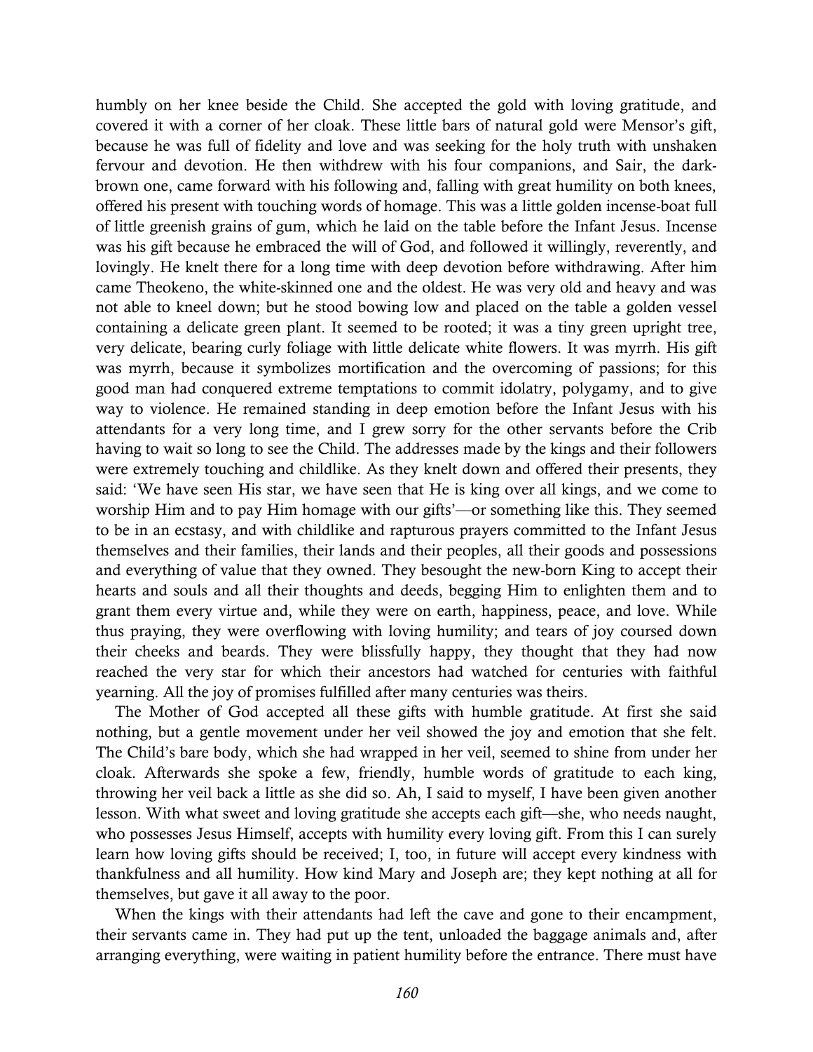humbly on her knee beside the Child. She accepted the gold with loving gratitude, and covered it with a corner of her cloak. These little bars of natural gold were Mensor's gift, because he was full of fidelity and love and was seeking for the holy truth with unshaken fervour and devotion. He then withdrew with his four companions, and Sair, the dark-brown one, came forward with his following and, falling with great humility on both knees, offered his present with touching words of homage. This was a little golden incense-boat full of little greenish grains of gum, which he laid on the table before the Infant Jesus. Incense was his gift because he embraced the will of God, and followed it willingly, reverently, and lovingly. He knelt there for a long time with deep devotion before withdrawing. After him came Theokeno, the white-skinned one and the oldest. He was very old and heavy and was not able to kneel down; but he stood bowing low and placed on the table a golden vessel containing a delicate green plant. It seemed to be rooted; it was a tiny green upright tree, very delicate, bearing curly foliage with little delicate white flowers. It was myrrh. His gift was myrrh, because it symbolizes mortification and the overcoming of passions; for this good man had conquered extreme temptations to commit idolatry, polygamy, and to give way to violence. He remained standing in deep emotion before the Infant Jesus with his attendants for a very long time, and I grew sorry for the other servants before the Crib having to wait so long to see the Child. The addresses made by the kings and their followers were extremely touching and childlike. As they knelt down and offered their presents, they said: 'We have seen His star, we have seen that He is king over all kings, and we come to worship Him and to pay Him homage with our gifts'—or something like this. They seemed to be in an ecstasy, and with childlike and rapturous prayers committed to the Infant Jesus themselves and their families, their lands and their peoples, all their goods and possessions and everything of value that they owned. They besought the new-born King to accept their hearts and souls and all their thoughts and deeds, begging Him to enlighten them and to grant them every virtue and, while they were on earth, happiness, peace, and love. While thus praying, they were overflowing with loving humility; and tears of joy coursed down their cheeks and beards. They were blissfully happy, they thought that they had now reached the very star for which their ancestors had watched for centuries with faithful yearning. All the joy of promises fulfilled after many centuries was theirs.

The Mother of God accepted all these gifts with humble gratitude. At first she said nothing, but a gentle movement under her veil showed the joy and emotion that she felt. The Child's bare body, which she had wrapped in her veil, seemed to shine from under her cloak. Afterwards she spoke a few, friendly, humble words of gratitude to each king, throwing her veil back a little as she did so. Ah, I said to myself, I have been given another lesson. With what sweet and loving gratitude she accepts each gift—she, who needs naught, who possesses Jesus Himself, accepts with humility every loving gift. From this I can surely learn how loving gifts should be received; I, too, in future will accept every kindness with thankfulness and all humility. How kind Mary and Joseph are; they kept nothing at all for themselves, but gave it all away to the poor.

When the kings with their attendants had left the cave and gone to their encampment, their servants came in. They had put up the tent, unloaded the baggage animals and, after arranging everything, were waiting in patient humility before the entrance. There must have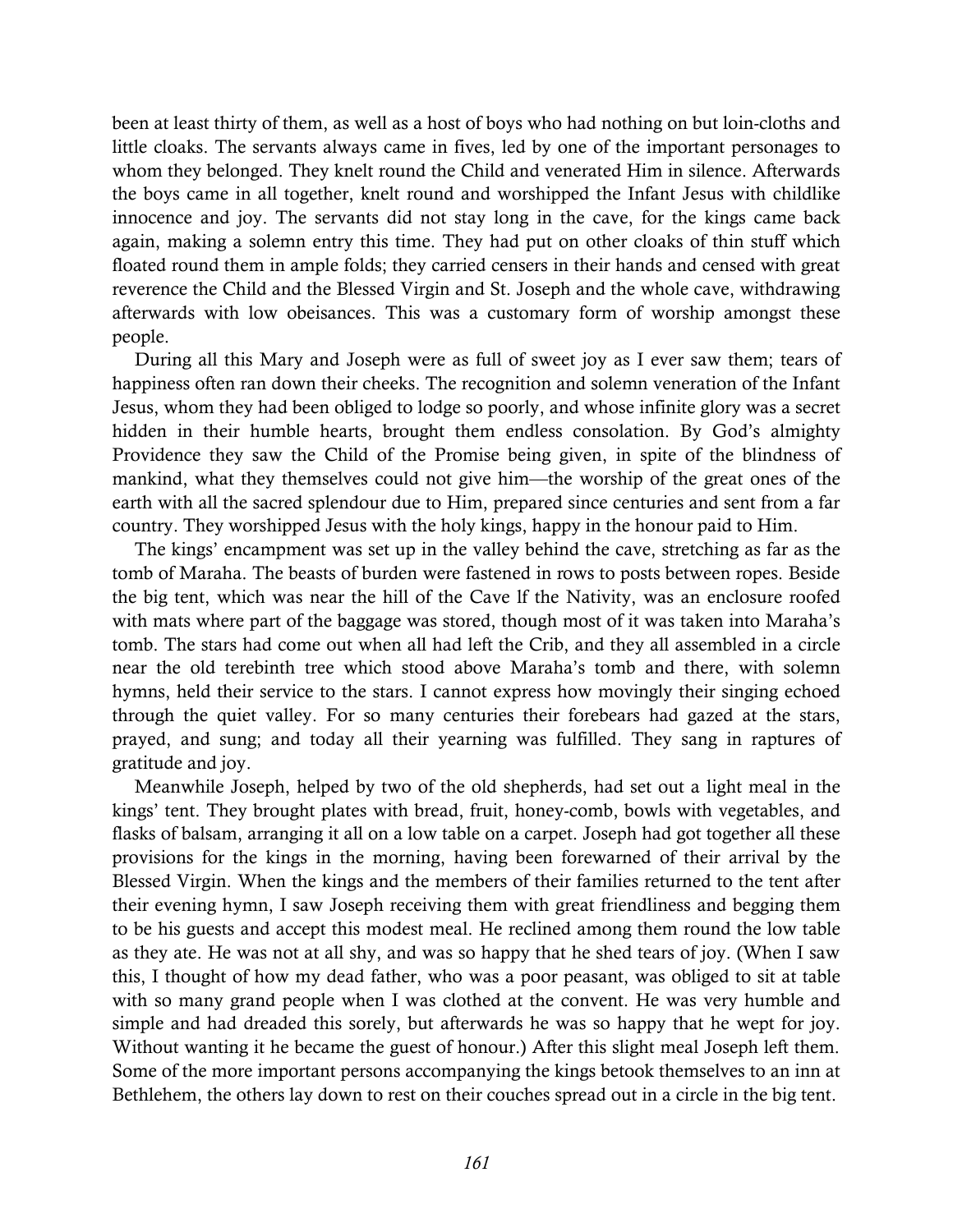been at least thirty of them, as well as a host of boys who had nothing on but loin-cloths and little cloaks. The servants always came in fives, led by one of the important personages to whom they belonged. They knelt round the Child and venerated Him in silence. Afterwards the boys came in all together, knelt round and worshipped the Infant Jesus with childlike innocence and joy. The servants did not stay long in the cave, for the kings came back again, making a solemn entry this time. They had put on other cloaks of thin stuff which floated round them in ample folds; they carried censers in their hands and censed with great reverence the Child and the Blessed Virgin and St. Joseph and the whole cave, withdrawing afterwards with low obeisances. This was a customary form of worship amongst these people.

During all this Mary and Joseph were as full of sweet joy as I ever saw them; tears of happiness often ran down their cheeks. The recognition and solemn veneration of the Infant Jesus, whom they had been obliged to lodge so poorly, and whose infinite glory was a secret hidden in their humble hearts, brought them endless consolation. By God's almighty Providence they saw the Child of the Promise being given, in spite of the blindness of mankind, what they themselves could not give him—the worship of the great ones of the earth with all the sacred splendour due to Him, prepared since centuries and sent from a far country. They worshipped Jesus with the holy kings, happy in the honour paid to Him.

The kings' encampment was set up in the valley behind the cave, stretching as far as the tomb of Maraha. The beasts of burden were fastened in rows to posts between ropes. Beside the big tent, which was near the hill of the Cave lf the Nativity, was an enclosure roofed with mats where part of the baggage was stored, though most of it was taken into Maraha's tomb. The stars had come out when all had left the Crib, and they all assembled in a circle near the old terebinth tree which stood above Maraha's tomb and there, with solemn hymns, held their service to the stars. I cannot express how movingly their singing echoed through the quiet valley. For so many centuries their forebears had gazed at the stars, prayed, and sung; and today all their yearning was fulfilled. They sang in raptures of gratitude and joy.

Meanwhile Joseph, helped by two of the old shepherds, had set out a light meal in the kings' tent. They brought plates with bread, fruit, honey-comb, bowls with vegetables, and flasks of balsam, arranging it all on a low table on a carpet. Joseph had got together all these provisions for the kings in the morning, having been forewarned of their arrival by the Blessed Virgin. When the kings and the members of their families returned to the tent after their evening hymn, I saw Joseph receiving them with great friendliness and begging them to be his guests and accept this modest meal. He reclined among them round the low table as they ate. He was not at all shy, and was so happy that he shed tears of joy. (When I saw this, I thought of how my dead father, who was a poor peasant, was obliged to sit at table with so many grand people when I was clothed at the convent. He was very humble and simple and had dreaded this sorely, but afterwards he was so happy that he wept for joy. Without wanting it he became the guest of honour.) After this slight meal Joseph left them. Some of the more important persons accompanying the kings betook themselves to an inn at Bethlehem, the others lay down to rest on their couches spread out in a circle in the big tent.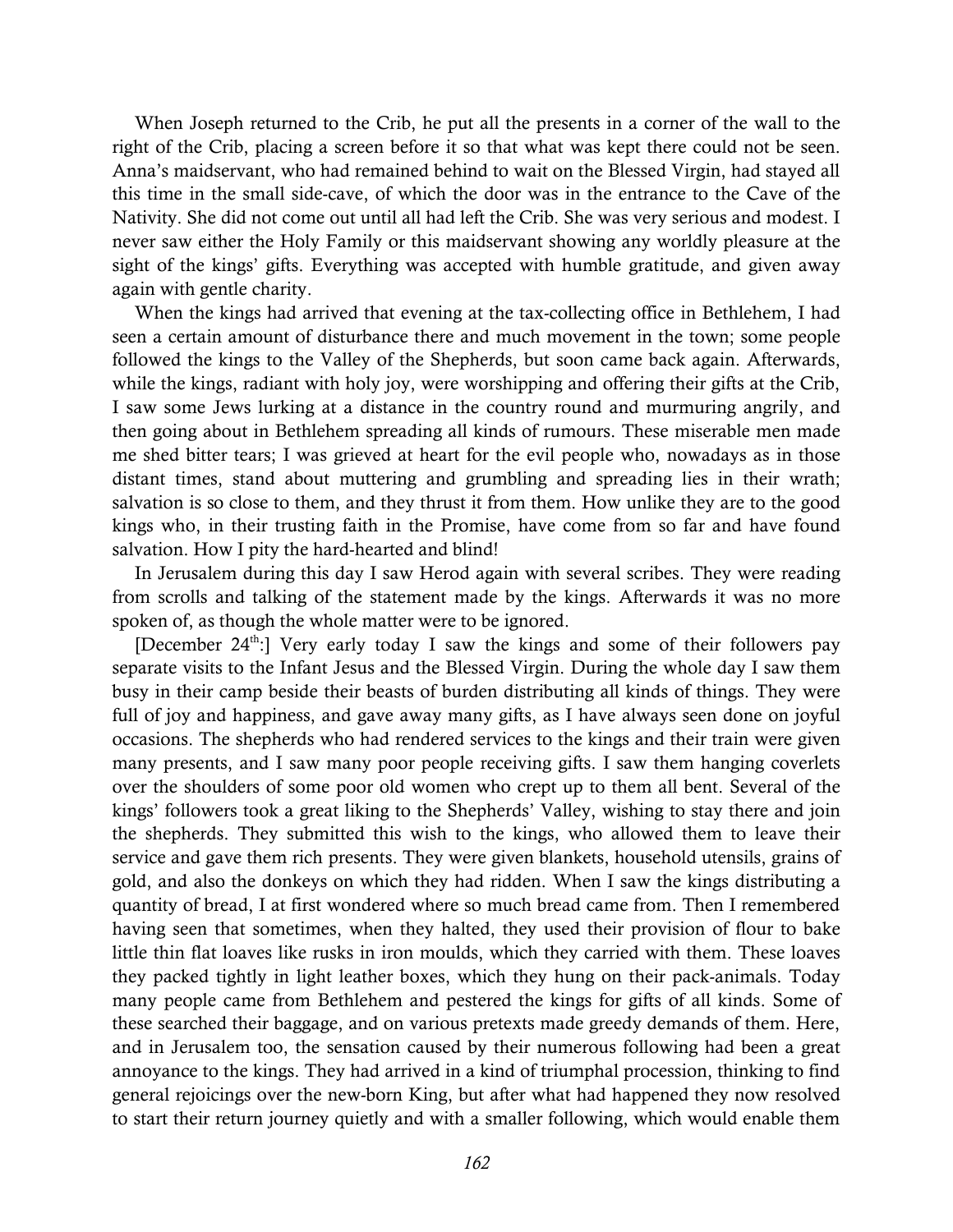When Joseph returned to the Crib, he put all the presents in a corner of the wall to the right of the Crib, placing a screen before it so that what was kept there could not be seen. Anna's maidservant, who had remained behind to wait on the Blessed Virgin, had stayed all this time in the small side-cave, of which the door was in the entrance to the Cave of the Nativity. She did not come out until all had left the Crib. She was very serious and modest. I never saw either the Holy Family or this maidservant showing any worldly pleasure at the sight of the kings' gifts. Everything was accepted with humble gratitude, and given away again with gentle charity.

When the kings had arrived that evening at the tax-collecting office in Bethlehem, I had seen a certain amount of disturbance there and much movement in the town; some people followed the kings to the Valley of the Shepherds, but soon came back again. Afterwards, while the kings, radiant with holy joy, were worshipping and offering their gifts at the Crib, I saw some Jews lurking at a distance in the country round and murmuring angrily, and then going about in Bethlehem spreading all kinds of rumours. These miserable men made me shed bitter tears; I was grieved at heart for the evil people who, nowadays as in those distant times, stand about muttering and grumbling and spreading lies in their wrath; salvation is so close to them, and they thrust it from them. How unlike they are to the good kings who, in their trusting faith in the Promise, have come from so far and have found salvation. How I pity the hard-hearted and blind!

In Jerusalem during this day I saw Herod again with several scribes. They were reading from scrolls and talking of the statement made by the kings. Afterwards it was no more spoken of, as though the whole matter were to be ignored.

[December 24th:] Very early today I saw the kings and some of their followers pay separate visits to the Infant Jesus and the Blessed Virgin. During the whole day I saw them busy in their camp beside their beasts of burden distributing all kinds of things. They were full of joy and happiness, and gave away many gifts, as I have always seen done on joyful occasions. The shepherds who had rendered services to the kings and their train were given many presents, and I saw many poor people receiving gifts. I saw them hanging coverlets over the shoulders of some poor old women who crept up to them all bent. Several of the kings' followers took a great liking to the Shepherds' Valley, wishing to stay there and join the shepherds. They submitted this wish to the kings, who allowed them to leave their service and gave them rich presents. They were given blankets, household utensils, grains of gold, and also the donkeys on which they had ridden. When I saw the kings distributing a quantity of bread, I at first wondered where so much bread came from. Then I remembered having seen that sometimes, when they halted, they used their provision of flour to bake little thin flat loaves like rusks in iron moulds, which they carried with them. These loaves they packed tightly in light leather boxes, which they hung on their pack-animals. Today many people came from Bethlehem and pestered the kings for gifts of all kinds. Some of these searched their baggage, and on various pretexts made greedy demands of them. Here, and in Jerusalem too, the sensation caused by their numerous following had been a great annoyance to the kings. They had arrived in a kind of triumphal procession, thinking to find general rejoicings over the new-born King, but after what had happened they now resolved to start their return journey quietly and with a smaller following, which would enable them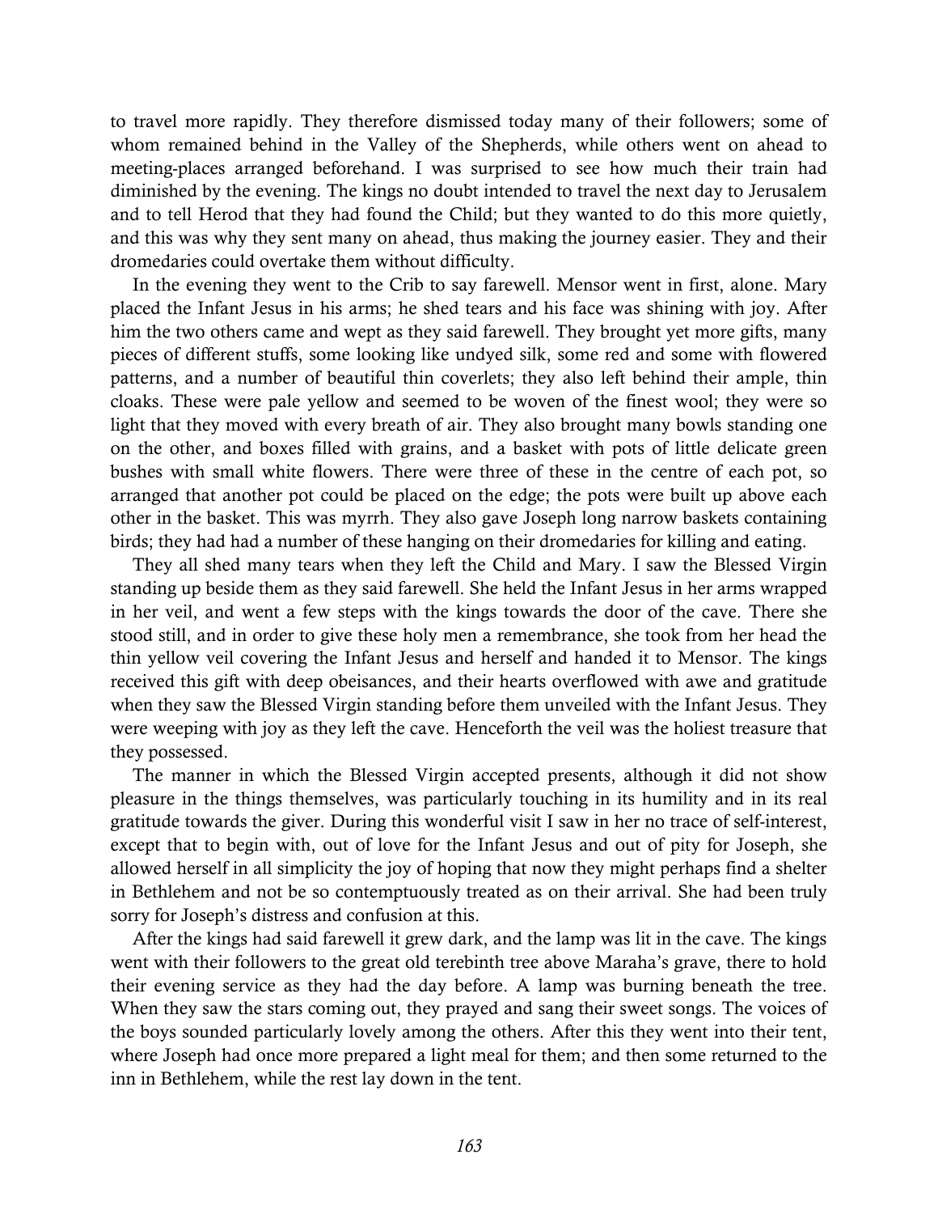to travel more rapidly. They therefore dismissed today many of their followers; some of whom remained behind in the Valley of the Shepherds, while others went on ahead to meeting-places arranged beforehand. I was surprised to see how much their train had diminished by the evening. The kings no doubt intended to travel the next day to Jerusalem and to tell Herod that they had found the Child; but they wanted to do this more quietly, and this was why they sent many on ahead, thus making the journey easier. They and their dromedaries could overtake them without difficulty.

In the evening they went to the Crib to say farewell. Mensor went in first, alone. Mary placed the Infant Jesus in his arms; he shed tears and his face was shining with joy. After him the two others came and wept as they said farewell. They brought yet more gifts, many pieces of different stuffs, some looking like undyed silk, some red and some with flowered patterns, and a number of beautiful thin coverlets; they also left behind their ample, thin cloaks. These were pale yellow and seemed to be woven of the finest wool; they were so light that they moved with every breath of air. They also brought many bowls standing one on the other, and boxes filled with grains, and a basket with pots of little delicate green bushes with small white flowers. There were three of these in the centre of each pot, so arranged that another pot could be placed on the edge; the pots were built up above each other in the basket. This was myrrh. They also gave Joseph long narrow baskets containing birds; they had had a number of these hanging on their dromedaries for killing and eating.

They all shed many tears when they left the Child and Mary. I saw the Blessed Virgin standing up beside them as they said farewell. She held the Infant Jesus in her arms wrapped in her veil, and went a few steps with the kings towards the door of the cave. There she stood still, and in order to give these holy men a remembrance, she took from her head the thin yellow veil covering the Infant Jesus and herself and handed it to Mensor. The kings received this gift with deep obeisances, and their hearts overflowed with awe and gratitude when they saw the Blessed Virgin standing before them unveiled with the Infant Jesus. They were weeping with joy as they left the cave. Henceforth the veil was the holiest treasure that they possessed.

The manner in which the Blessed Virgin accepted presents, although it did not show pleasure in the things themselves, was particularly touching in its humility and in its real gratitude towards the giver. During this wonderful visit I saw in her no trace of self-interest, except that to begin with, out of love for the Infant Jesus and out of pity for Joseph, she allowed herself in all simplicity the joy of hoping that now they might perhaps find a shelter in Bethlehem and not be so contemptuously treated as on their arrival. She had been truly sorry for Joseph's distress and confusion at this.

After the kings had said farewell it grew dark, and the lamp was lit in the cave. The kings went with their followers to the great old terebinth tree above Maraha's grave, there to hold their evening service as they had the day before. A lamp was burning beneath the tree. When they saw the stars coming out, they prayed and sang their sweet songs. The voices of the boys sounded particularly lovely among the others. After this they went into their tent, where Joseph had once more prepared a light meal for them; and then some returned to the inn in Bethlehem, while the rest lay down in the tent.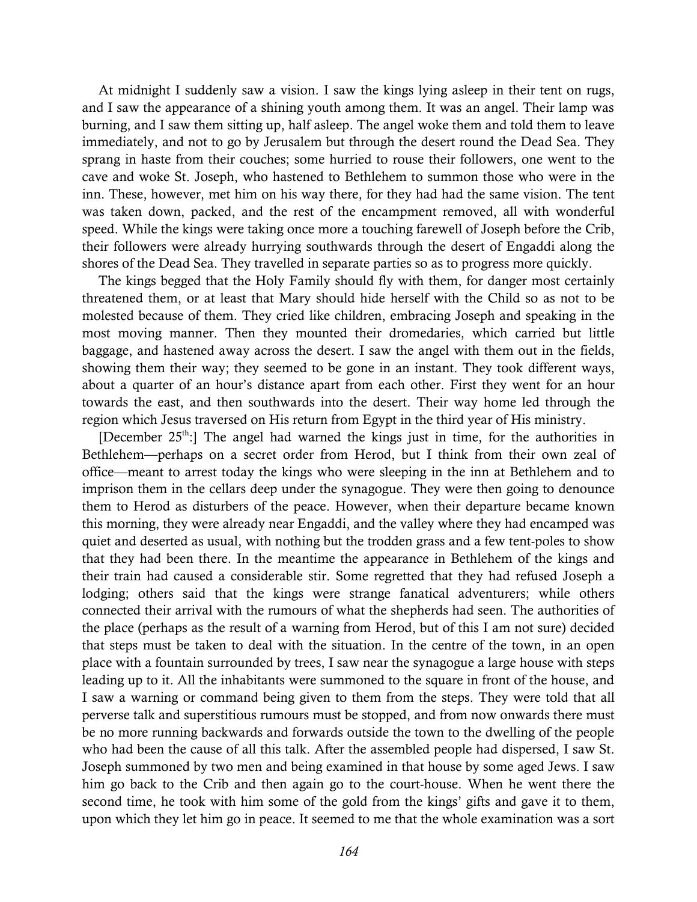At midnight I suddenly saw a vision. I saw the kings lying asleep in their tent on rugs, and I saw the appearance of a shining youth among them. It was an angel. Their lamp was burning, and I saw them sitting up, half asleep. The angel woke them and told them to leave immediately, and not to go by Jerusalem but through the desert round the Dead Sea. They sprang in haste from their couches; some hurried to rouse their followers, one went to the cave and woke St. Joseph, who hastened to Bethlehem to summon those who were in the inn. These, however, met him on his way there, for they had had the same vision. The tent was taken down, packed, and the rest of the encampment removed, all with wonderful speed. While the kings were taking once more a touching farewell of Joseph before the Crib, their followers were already hurrying southwards through the desert of Engaddi along the shores of the Dead Sea. They travelled in separate parties so as to progress more quickly.

The kings begged that the Holy Family should fly with them, for danger most certainly threatened them, or at least that Mary should hide herself with the Child so as not to be molested because of them. They cried like children, embracing Joseph and speaking in the most moving manner. Then they mounted their dromedaries, which carried but little baggage, and hastened away across the desert. I saw the angel with them out in the fields, showing them their way; they seemed to be gone in an instant. They took different ways, about a quarter of an hour's distance apart from each other. First they went for an hour towards the east, and then southwards into the desert. Their way home led through the region which Jesus traversed on His return from Egypt in the third year of His ministry.

[December 25th:] The angel had warned the kings just in time, for the authorities in Bethlehem—perhaps on a secret order from Herod, but I think from their own zeal of office—meant to arrest today the kings who were sleeping in the inn at Bethlehem and to imprison them in the cellars deep under the synagogue. They were then going to denounce them to Herod as disturbers of the peace. However, when their departure became known this morning, they were already near Engaddi, and the valley where they had encamped was quiet and deserted as usual, with nothing but the trodden grass and a few tent-poles to show that they had been there. In the meantime the appearance in Bethlehem of the kings and their train had caused a considerable stir. Some regretted that they had refused Joseph a lodging; others said that the kings were strange fanatical adventurers; while others connected their arrival with the rumours of what the shepherds had seen. The authorities of the place (perhaps as the result of a warning from Herod, but of this I am not sure) decided that steps must be taken to deal with the situation. In the centre of the town, in an open place with a fountain surrounded by trees, I saw near the synagogue a large house with steps leading up to it. All the inhabitants were summoned to the square in front of the house, and I saw a warning or command being given to them from the steps. They were told that all perverse talk and superstitious rumours must be stopped, and from now onwards there must be no more running backwards and forwards outside the town to the dwelling of the people who had been the cause of all this talk. After the assembled people had dispersed, I saw St. Joseph summoned by two men and being examined in that house by some aged Jews. I saw him go back to the Crib and then again go to the court-house. When he went there the second time, he took with him some of the gold from the kings' gifts and gave it to them, upon which they let him go in peace. It seemed to me that the whole examination was a sort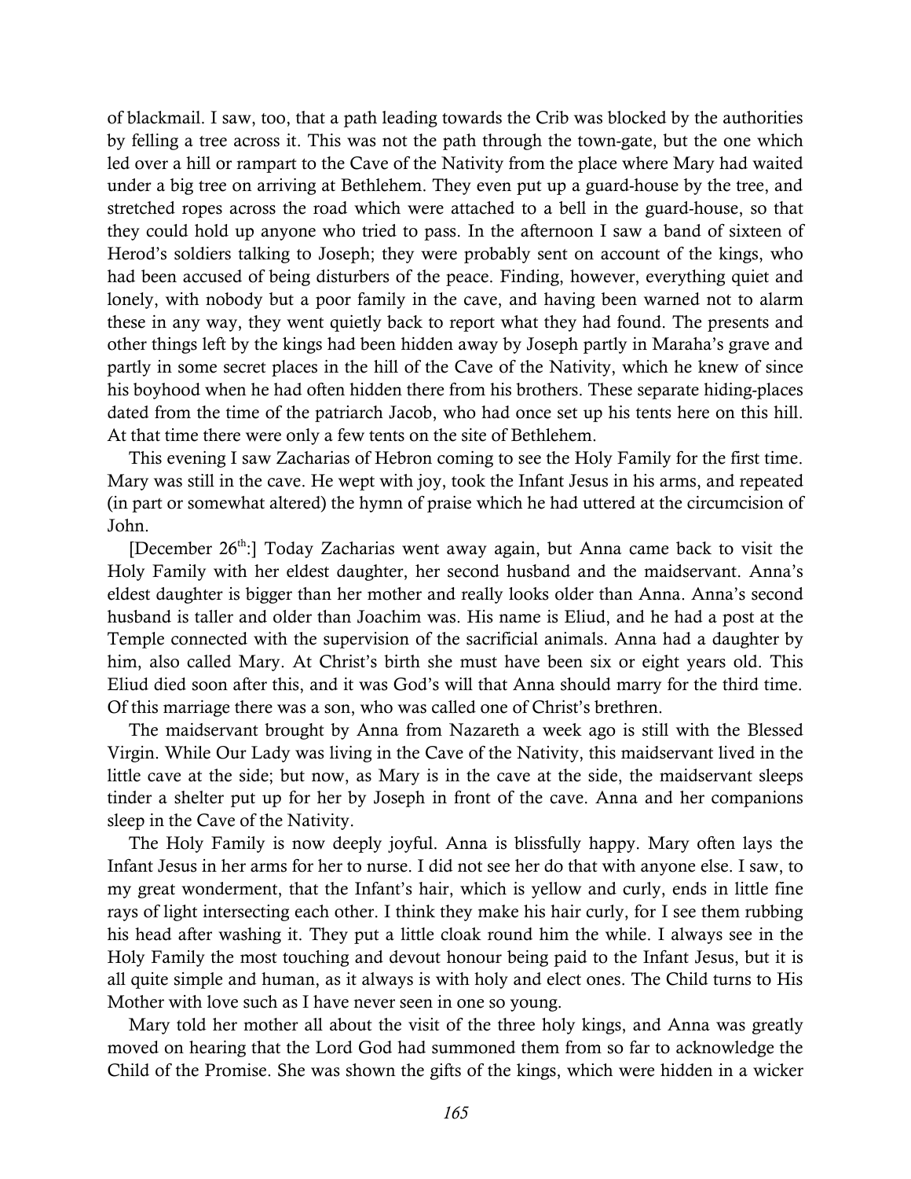of blackmail. I saw, too, that a path leading towards the Crib was blocked by the authorities by felling a tree across it. This was not the path through the town-gate, but the one which led over a hill or rampart to the Cave of the Nativity from the place where Mary had waited under a big tree on arriving at Bethlehem. They even put up a guard-house by the tree, and stretched ropes across the road which were attached to a bell in the guard-house, so that they could hold up anyone who tried to pass. In the afternoon I saw a band of sixteen of Herod's soldiers talking to Joseph; they were probably sent on account of the kings, who had been accused of being disturbers of the peace. Finding, however, everything quiet and lonely, with nobody but a poor family in the cave, and having been warned not to alarm these in any way, they went quietly back to report what they had found. The presents and other things left by the kings had been hidden away by Joseph partly in Maraha's grave and partly in some secret places in the hill of the Cave of the Nativity, which he knew of since his boyhood when he had often hidden there from his brothers. These separate hiding-places dated from the time of the patriarch Jacob, who had once set up his tents here on this hill. At that time there were only a few tents on the site of Bethlehem.

This evening I saw Zacharias of Hebron coming to see the Holy Family for the first time. Mary was still in the cave. He wept with joy, took the Infant Jesus in his arms, and repeated (in part or somewhat altered) the hymn of praise which he had uttered at the circumcision of John.

[December 26th:] Today Zacharias went away again, but Anna came back to visit the Holy Family with her eldest daughter, her second husband and the maidservant. Anna's eldest daughter is bigger than her mother and really looks older than Anna. Anna's second husband is taller and older than Joachim was. His name is Eliud, and he had a post at the Temple connected with the supervision of the sacrificial animals. Anna had a daughter by him, also called Mary. At Christ's birth she must have been six or eight years old. This Eliud died soon after this, and it was God's will that Anna should marry for the third time. Of this marriage there was a son, who was called one of Christ's brethren.

The maidservant brought by Anna from Nazareth a week ago is still with the Blessed Virgin. While Our Lady was living in the Cave of the Nativity, this maidservant lived in the little cave at the side; but now, as Mary is in the cave at the side, the maidservant sleeps tinder a shelter put up for her by Joseph in front of the cave. Anna and her companions sleep in the Cave of the Nativity.

The Holy Family is now deeply joyful. Anna is blissfully happy. Mary often lays the Infant Jesus in her arms for her to nurse. I did not see her do that with anyone else. I saw, to my great wonderment, that the Infant's hair, which is yellow and curly, ends in little fine rays of light intersecting each other. I think they make his hair curly, for I see them rubbing his head after washing it. They put a little cloak round him the while. I always see in the Holy Family the most touching and devout honour being paid to the Infant Jesus, but it is all quite simple and human, as it always is with holy and elect ones. The Child turns to His Mother with love such as I have never seen in one so young.

Mary told her mother all about the visit of the three holy kings, and Anna was greatly moved on hearing that the Lord God had summoned them from so far to acknowledge the Child of the Promise. She was shown the gifts of the kings, which were hidden in a wicker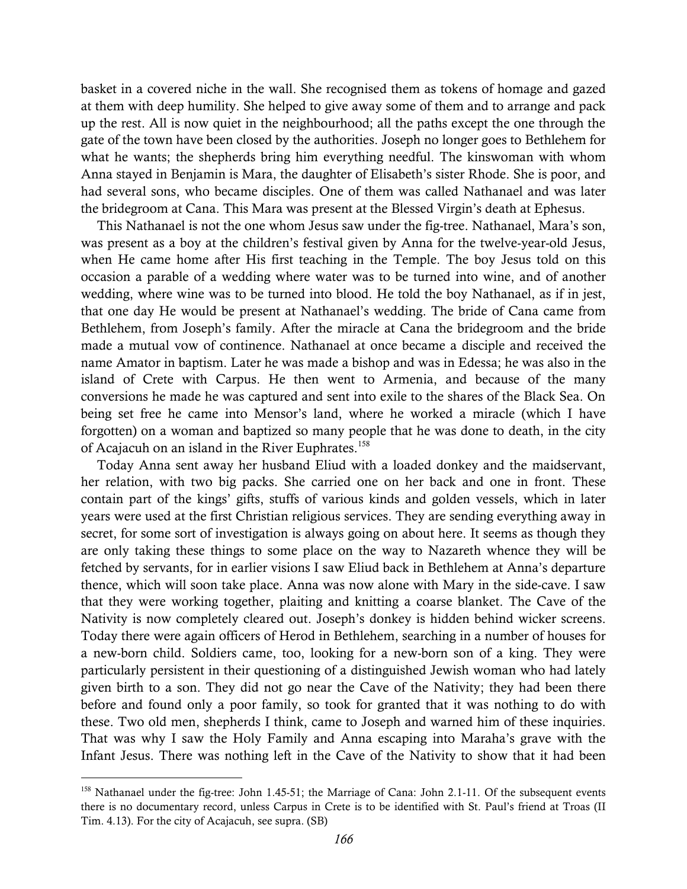basket in a covered niche in the wall. She recognised them as tokens of homage and gazed at them with deep humility. She helped to give away some of them and to arrange and pack up the rest. All is now quiet in the neighbourhood; all the paths except the one through the gate of the town have been closed by the authorities. Joseph no longer goes to Bethlehem for what he wants; the shepherds bring him everything needful. The kinswoman with whom Anna stayed in Benjamin is Mara, the daughter of Elisabeth's sister Rhode. She is poor, and had several sons, who became disciples. One of them was called Nathanael and was later the bridegroom at Cana. This Mara was present at the Blessed Virgin's death at Ephesus.

This Nathanael is not the one whom Jesus saw under the fig-tree. Nathanael, Mara's son, was present as a boy at the children's festival given by Anna for the twelve-year-old Jesus, when He came home after His first teaching in the Temple. The boy Jesus told on this occasion a parable of a wedding where water was to be turned into wine, and of another wedding, where wine was to be turned into blood. He told the boy Nathanael, as if in jest, that one day He would be present at Nathanael's wedding. The bride of Cana came from Bethlehem, from Joseph's family. After the miracle at Cana the bridegroom and the bride made a mutual vow of continence. Nathanael at once became a disciple and received the name Amator in baptism. Later he was made a bishop and was in Edessa; he was also in the island of Crete with Carpus. He then went to Armenia, and because of the many conversions he made he was captured and sent into exile to the shares of the Black Sea. On being set free he came into Mensor's land, where he worked a miracle (which I have forgotten) on a woman and baptized so many people that he was done to death, in the city of Acajacuh on an island in the River Euphrates.[158]

Today Anna sent away her husband Eliud with a loaded donkey and the maidservant, her relation, with two big packs. She carried one on her back and one in front. These contain part of the kings' gifts, stuffs of various kinds and golden vessels, which in later years were used at the first Christian religious services. They are sending everything away in secret, for some sort of investigation is always going on about here. It seems as though they are only taking these things to some place on the way to Nazareth whence they will be fetched by servants, for in earlier visions I saw Eliud back in Bethlehem at Anna's departure thence, which will soon take place. Anna was now alone with Mary in the side-cave. I saw that they were working together, plaiting and knitting a coarse blanket. The Cave of the Nativity is now completely cleared out. Joseph's donkey is hidden behind wicker screens. Today there were again officers of Herod in Bethlehem, searching in a number of houses for a new-born child. Soldiers came, too, looking for a new-born son of a king. They were particularly persistent in their questioning of a distinguished Jewish woman who had lately given birth to a son. They did not go near the Cave of the Nativity; they had been there before and found only a poor family, so took for granted that it was nothing to do with these. Two old men, shepherds I think, came to Joseph and warned him of these inquiries. That was why I saw the Holy Family and Anna escaping into Maraha's grave with the Infant Jesus. There was nothing left in the Cave of the Nativity to show that it had been

---

[158] Nathanael under the fig-tree: John 1.45-51; the Marriage of Cana: John 2.1-11. Of the subsequent events there is no documentary record, unless Carpus in Crete is to be identified with St. Paul's friend at Troas (II Tim. 4.13). For the city of Acajacuh, see supra. (SB)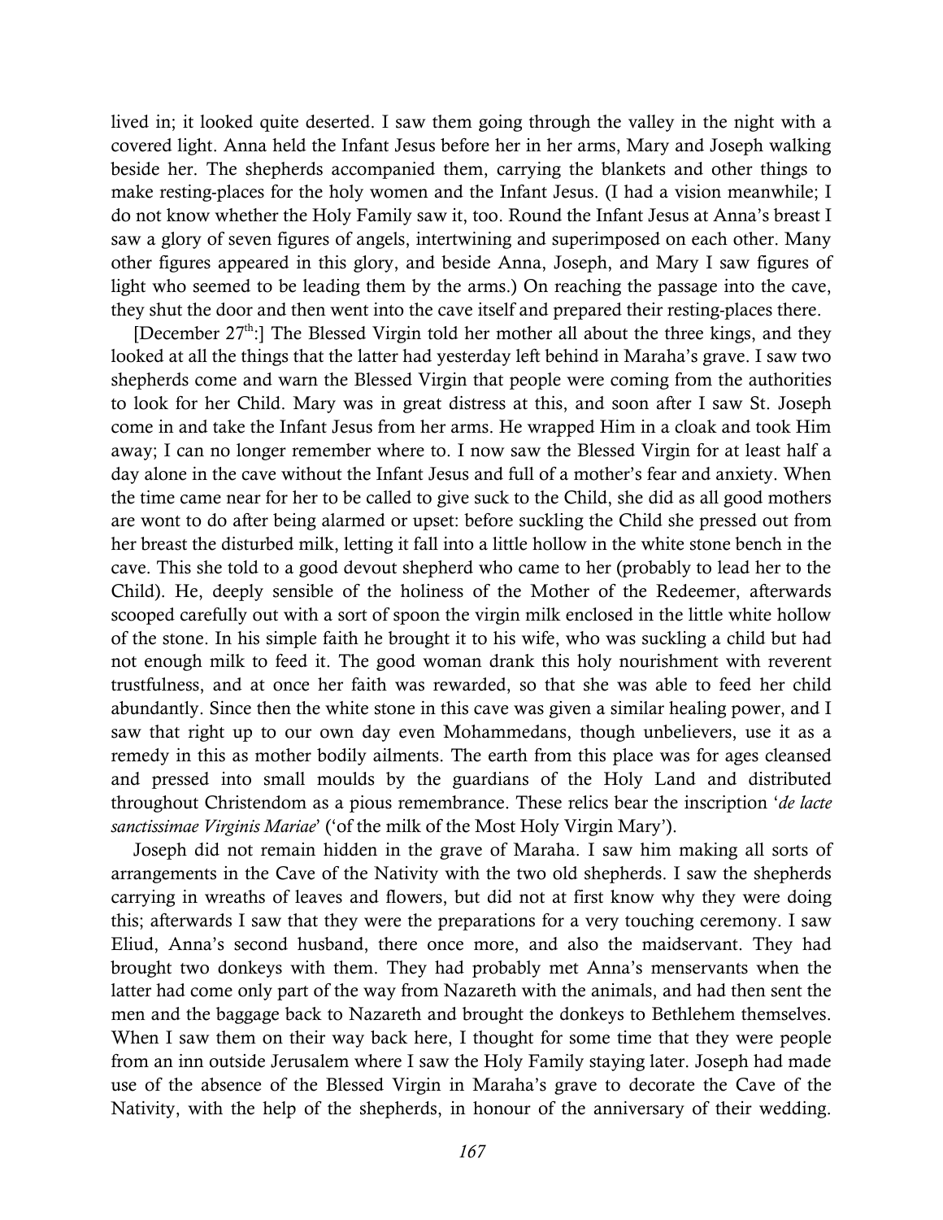lived in; it looked quite deserted. I saw them going through the valley in the night with a covered light. Anna held the Infant Jesus before her in her arms, Mary and Joseph walking beside her. The shepherds accompanied them, carrying the blankets and other things to make resting-places for the holy women and the Infant Jesus. (I had a vision meanwhile; I do not know whether the Holy Family saw it, too. Round the Infant Jesus at Anna's breast I saw a glory of seven figures of angels, intertwining and superimposed on each other. Many other figures appeared in this glory, and beside Anna, Joseph, and Mary I saw figures of light who seemed to be leading them by the arms.) On reaching the passage into the cave, they shut the door and then went into the cave itself and prepared their resting-places there.

[December 27th:] The Blessed Virgin told her mother all about the three kings, and they looked at all the things that the latter had yesterday left behind in Maraha's grave. I saw two shepherds come and warn the Blessed Virgin that people were coming from the authorities to look for her Child. Mary was in great distress at this, and soon after I saw St. Joseph come in and take the Infant Jesus from her arms. He wrapped Him in a cloak and took Him away; I can no longer remember where to. I now saw the Blessed Virgin for at least half a day alone in the cave without the Infant Jesus and full of a mother's fear and anxiety. When the time came near for her to be called to give suck to the Child, she did as all good mothers are wont to do after being alarmed or upset: before suckling the Child she pressed out from her breast the disturbed milk, letting it fall into a little hollow in the white stone bench in the cave. This she told to a good devout shepherd who came to her (probably to lead her to the Child). He, deeply sensible of the holiness of the Mother of the Redeemer, afterwards scooped carefully out with a sort of spoon the virgin milk enclosed in the little white hollow of the stone. In his simple faith he brought it to his wife, who was suckling a child but had not enough milk to feed it. The good woman drank this holy nourishment with reverent trustfulness, and at once her faith was rewarded, so that she was able to feed her child abundantly. Since then the white stone in this cave was given a similar healing power, and I saw that right up to our own day even Mohammedans, though unbelievers, use it as a remedy in this as mother bodily ailments. The earth from this place was for ages cleansed and pressed into small moulds by the guardians of the Holy Land and distributed throughout Christendom as a pious remembrance. These relics bear the inscription '*de lacte sanctissimae Virginis Mariae*' ('of the milk of the Most Holy Virgin Mary').

Joseph did not remain hidden in the grave of Maraha. I saw him making all sorts of arrangements in the Cave of the Nativity with the two old shepherds. I saw the shepherds carrying in wreaths of leaves and flowers, but did not at first know why they were doing this; afterwards I saw that they were the preparations for a very touching ceremony. I saw Eliud, Anna's second husband, there once more, and also the maidservant. They had brought two donkeys with them. They had probably met Anna's menservants when the latter had come only part of the way from Nazareth with the animals, and had then sent the men and the baggage back to Nazareth and brought the donkeys to Bethlehem themselves. When I saw them on their way back here, I thought for some time that they were people from an inn outside Jerusalem where I saw the Holy Family staying later. Joseph had made use of the absence of the Blessed Virgin in Maraha's grave to decorate the Cave of the Nativity, with the help of the shepherds, in honour of the anniversary of their wedding.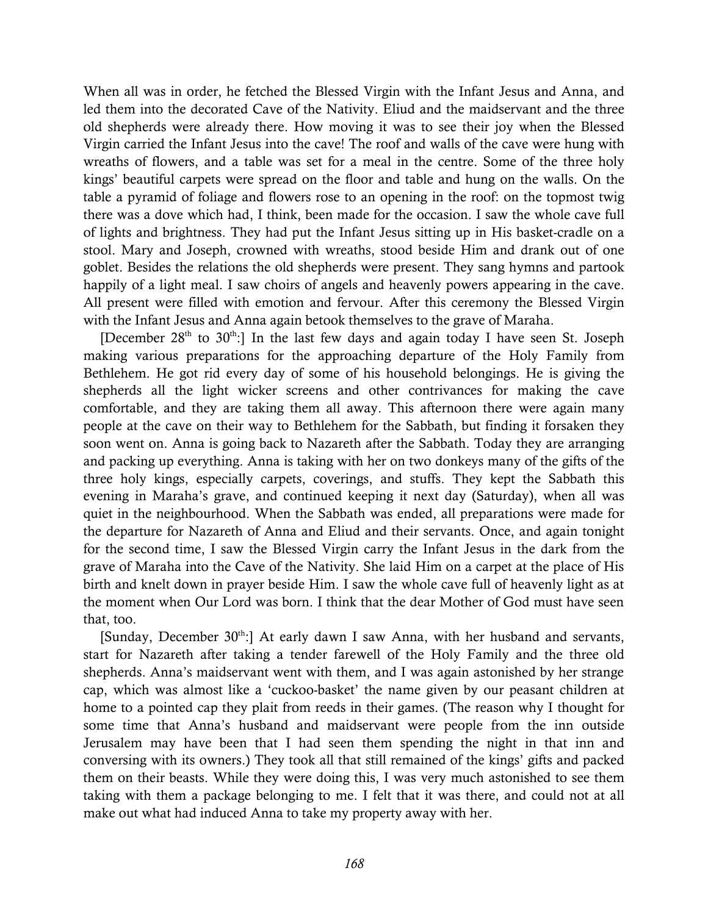When all was in order, he fetched the Blessed Virgin with the Infant Jesus and Anna, and led them into the decorated Cave of the Nativity. Eliud and the maidservant and the three old shepherds were already there. How moving it was to see their joy when the Blessed Virgin carried the Infant Jesus into the cave! The roof and walls of the cave were hung with wreaths of flowers, and a table was set for a meal in the centre. Some of the three holy kings' beautiful carpets were spread on the floor and table and hung on the walls. On the table a pyramid of foliage and flowers rose to an opening in the roof: on the topmost twig there was a dove which had, I think, been made for the occasion. I saw the whole cave full of lights and brightness. They had put the Infant Jesus sitting up in His basket-cradle on a stool. Mary and Joseph, crowned with wreaths, stood beside Him and drank out of one goblet. Besides the relations the old shepherds were present. They sang hymns and partook happily of a light meal. I saw choirs of angels and heavenly powers appearing in the cave. All present were filled with emotion and fervour. After this ceremony the Blessed Virgin with the Infant Jesus and Anna again betook themselves to the grave of Maraha.

[December 28th to 30th:] In the last few days and again today I have seen St. Joseph making various preparations for the approaching departure of the Holy Family from Bethlehem. He got rid every day of some of his household belongings. He is giving the shepherds all the light wicker screens and other contrivances for making the cave comfortable, and they are taking them all away. This afternoon there were again many people at the cave on their way to Bethlehem for the Sabbath, but finding it forsaken they soon went on. Anna is going back to Nazareth after the Sabbath. Today they are arranging and packing up everything. Anna is taking with her on two donkeys many of the gifts of the three holy kings, especially carpets, coverings, and stuffs. They kept the Sabbath this evening in Maraha's grave, and continued keeping it next day (Saturday), when all was quiet in the neighbourhood. When the Sabbath was ended, all preparations were made for the departure for Nazareth of Anna and Eliud and their servants. Once, and again tonight for the second time, I saw the Blessed Virgin carry the Infant Jesus in the dark from the grave of Maraha into the Cave of the Nativity. She laid Him on a carpet at the place of His birth and knelt down in prayer beside Him. I saw the whole cave full of heavenly light as at the moment when Our Lord was born. I think that the dear Mother of God must have seen that, too.

[Sunday, December 30th:] At early dawn I saw Anna, with her husband and servants, start for Nazareth after taking a tender farewell of the Holy Family and the three old shepherds. Anna's maidservant went with them, and I was again astonished by her strange cap, which was almost like a 'cuckoo-basket' the name given by our peasant children at home to a pointed cap they plait from reeds in their games. (The reason why I thought for some time that Anna's husband and maidservant were people from the inn outside Jerusalem may have been that I had seen them spending the night in that inn and conversing with its owners.) They took all that still remained of the kings' gifts and packed them on their beasts. While they were doing this, I was very much astonished to see them taking with them a package belonging to me. I felt that it was there, and could not at all make out what had induced Anna to take my property away with her.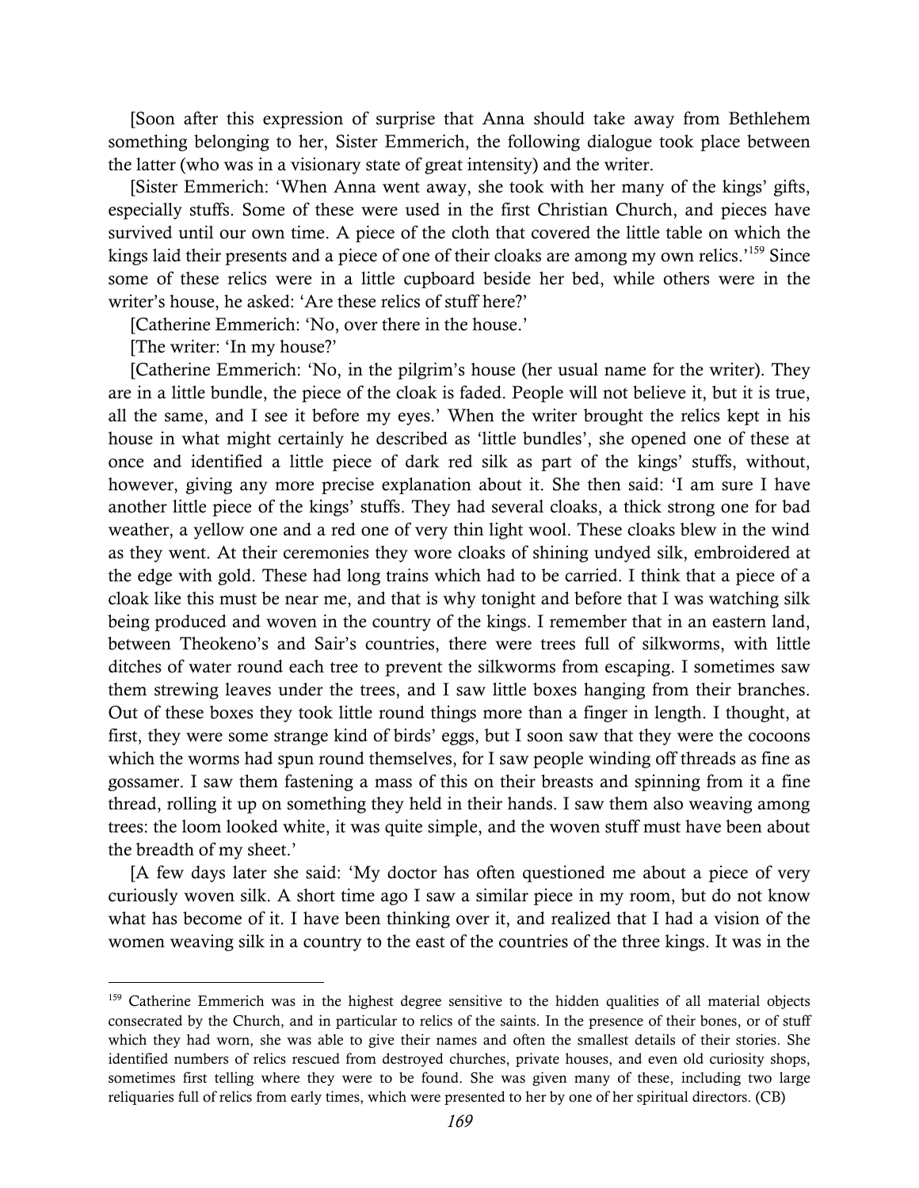[Soon after this expression of surprise that Anna should take away from Bethlehem something belonging to her, Sister Emmerich, the following dialogue took place between the latter (who was in a visionary state of great intensity) and the writer.

[Sister Emmerich: 'When Anna went away, she took with her many of the kings' gifts, especially stuffs. Some of these were used in the first Christian Church, and pieces have survived until our own time. A piece of the cloth that covered the little table on which the kings laid their presents and a piece of one of their cloaks are among my own relics.'[159] Since some of these relics were in a little cupboard beside her bed, while others were in the writer's house, he asked: 'Are these relics of stuff here?'

[Catherine Emmerich: 'No, over there in the house.'

[The writer: 'In my house?'

[Catherine Emmerich: 'No, in the pilgrim's house (her usual name for the writer). They are in a little bundle, the piece of the cloak is faded. People will not believe it, but it is true, all the same, and I see it before my eyes.' When the writer brought the relics kept in his house in what might certainly he described as 'little bundles', she opened one of these at once and identified a little piece of dark red silk as part of the kings' stuffs, without, however, giving any more precise explanation about it. She then said: 'I am sure I have another little piece of the kings' stuffs. They had several cloaks, a thick strong one for bad weather, a yellow one and a red one of very thin light wool. These cloaks blew in the wind as they went. At their ceremonies they wore cloaks of shining undyed silk, embroidered at the edge with gold. These had long trains which had to be carried. I think that a piece of a cloak like this must be near me, and that is why tonight and before that I was watching silk being produced and woven in the country of the kings. I remember that in an eastern land, between Theokeno's and Sair's countries, there were trees full of silkworms, with little ditches of water round each tree to prevent the silkworms from escaping. I sometimes saw them strewing leaves under the trees, and I saw little boxes hanging from their branches. Out of these boxes they took little round things more than a finger in length. I thought, at first, they were some strange kind of birds' eggs, but I soon saw that they were the cocoons which the worms had spun round themselves, for I saw people winding off threads as fine as gossamer. I saw them fastening a mass of this on their breasts and spinning from it a fine thread, rolling it up on something they held in their hands. I saw them also weaving among trees: the loom looked white, it was quite simple, and the woven stuff must have been about the breadth of my sheet.'

[A few days later she said: 'My doctor has often questioned me about a piece of very curiously woven silk. A short time ago I saw a similar piece in my room, but do not know what has become of it. I have been thinking over it, and realized that I had a vision of the women weaving silk in a country to the east of the countries of the three kings. It was in the

---

[159] Catherine Emmerich was in the highest degree sensitive to the hidden qualities of all material objects consecrated by the Church, and in particular to relics of the saints. In the presence of their bones, or of stuff which they had worn, she was able to give their names and often the smallest details of their stories. She identified numbers of relics rescued from destroyed churches, private houses, and even old curiosity shops, sometimes first telling where they were to be found. She was given many of these, including two large reliquaries full of relics from early times, which were presented to her by one of her spiritual directors. (CB)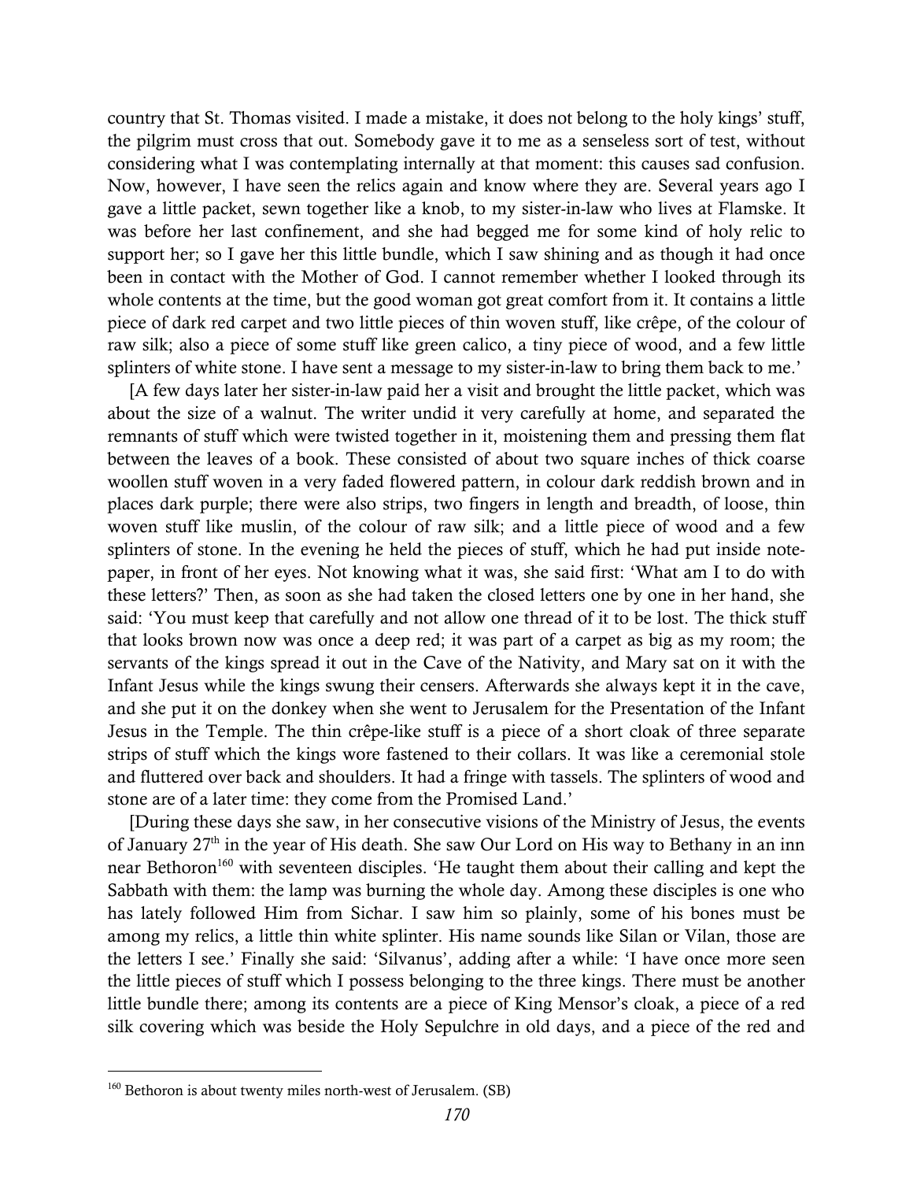country that St. Thomas visited. I made a mistake, it does not belong to the holy kings' stuff, the pilgrim must cross that out. Somebody gave it to me as a senseless sort of test, without considering what I was contemplating internally at that moment: this causes sad confusion. Now, however, I have seen the relics again and know where they are. Several years ago I gave a little packet, sewn together like a knob, to my sister-in-law who lives at Flamske. It was before her last confinement, and she had begged me for some kind of holy relic to support her; so I gave her this little bundle, which I saw shining and as though it had once been in contact with the Mother of God. I cannot remember whether I looked through its whole contents at the time, but the good woman got great comfort from it. It contains a little piece of dark red carpet and two little pieces of thin woven stuff, like crêpe, of the colour of raw silk; also a piece of some stuff like green calico, a tiny piece of wood, and a few little splinters of white stone. I have sent a message to my sister-in-law to bring them back to me.'

[A few days later her sister-in-law paid her a visit and brought the little packet, which was about the size of a walnut. The writer undid it very carefully at home, and separated the remnants of stuff which were twisted together in it, moistening them and pressing them flat between the leaves of a book. These consisted of about two square inches of thick coarse woollen stuff woven in a very faded flowered pattern, in colour dark reddish brown and in places dark purple; there were also strips, two fingers in length and breadth, of loose, thin woven stuff like muslin, of the colour of raw silk; and a little piece of wood and a few splinters of stone. In the evening he held the pieces of stuff, which he had put inside note-paper, in front of her eyes. Not knowing what it was, she said first: 'What am I to do with these letters?' Then, as soon as she had taken the closed letters one by one in her hand, she said: 'You must keep that carefully and not allow one thread of it to be lost. The thick stuff that looks brown now was once a deep red; it was part of a carpet as big as my room; the servants of the kings spread it out in the Cave of the Nativity, and Mary sat on it with the Infant Jesus while the kings swung their censers. Afterwards she always kept it in the cave, and she put it on the donkey when she went to Jerusalem for the Presentation of the Infant Jesus in the Temple. The thin crêpe-like stuff is a piece of a short cloak of three separate strips of stuff which the kings wore fastened to their collars. It was like a ceremonial stole and fluttered over back and shoulders. It had a fringe with tassels. The splinters of wood and stone are of a later time: they come from the Promised Land.'

[During these days she saw, in her consecutive visions of the Ministry of Jesus, the events of January 27th in the year of His death. She saw Our Lord on His way to Bethany in an inn near Bethoron[160] with seventeen disciples. 'He taught them about their calling and kept the Sabbath with them: the lamp was burning the whole day. Among these disciples is one who has lately followed Him from Sichar. I saw him so plainly, some of his bones must be among my relics, a little thin white splinter. His name sounds like Silan or Vilan, those are the letters I see.' Finally she said: 'Silvanus', adding after a while: 'I have once more seen the little pieces of stuff which I possess belonging to the three kings. There must be another little bundle there; among its contents are a piece of King Mensor's cloak, a piece of a red silk covering which was beside the Holy Sepulchre in old days, and a piece of the red and

---

[160] Bethoron is about twenty miles north-west of Jerusalem. (SB)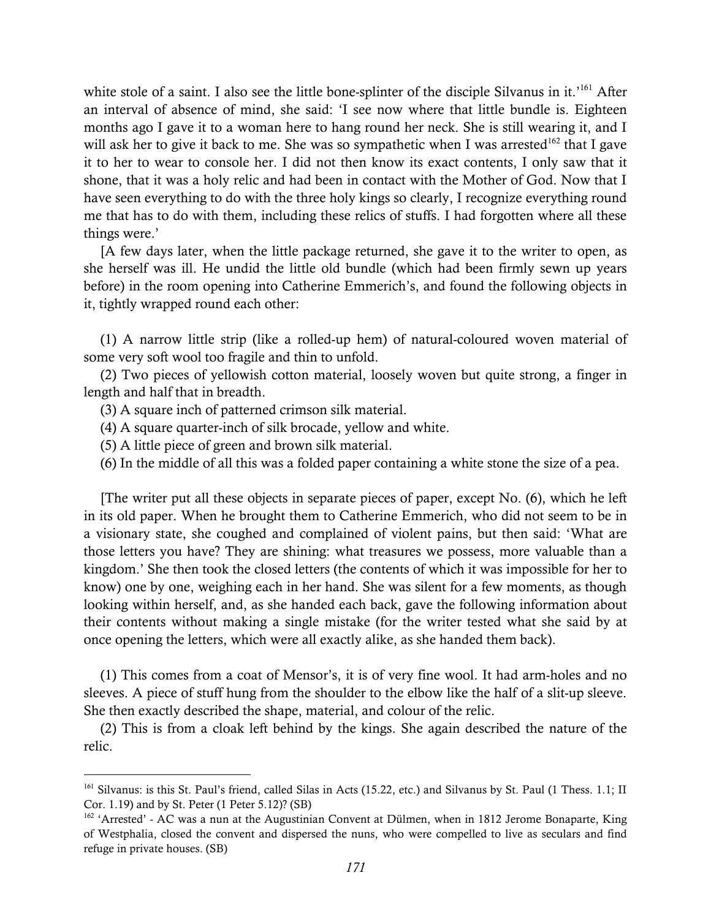white stole of a saint. I also see the little bone-splinter of the disciple Silvanus in it.'[161] After an interval of absence of mind, she said: 'I see now where that little bundle is. Eighteen months ago I gave it to a woman here to hang round her neck. She is still wearing it, and I will ask her to give it back to me. She was so sympathetic when I was arrested[162] that I gave it to her to wear to console her. I did not then know its exact contents, I only saw that it shone, that it was a holy relic and had been in contact with the Mother of God. Now that I have seen everything to do with the three holy kings so clearly, I recognize everything round me that has to do with them, including these relics of stuffs. I had forgotten where all these things were.'

[A few days later, when the little package returned, she gave it to the writer to open, as she herself was ill. He undid the little old bundle (which had been firmly sewn up years before) in the room opening into Catherine Emmerich's, and found the following objects in it, tightly wrapped round each other:

(1) A narrow little strip (like a rolled-up hem) of natural-coloured woven material of some very soft wool too fragile and thin to unfold.

(2) Two pieces of yellowish cotton material, loosely woven but quite strong, a finger in length and half that in breadth.

(3) A square inch of patterned crimson silk material.

(4) A square quarter-inch of silk brocade, yellow and white.

(5) A little piece of green and brown silk material.

(6) In the middle of all this was a folded paper containing a white stone the size of a pea.

[The writer put all these objects in separate pieces of paper, except No. (6), which he left in its old paper. When he brought them to Catherine Emmerich, who did not seem to be in a visionary state, she coughed and complained of violent pains, but then said: 'What are those letters you have? They are shining: what treasures we possess, more valuable than a kingdom.' She then took the closed letters (the contents of which it was impossible for her to know) one by one, weighing each in her hand. She was silent for a few moments, as though looking within herself, and, as she handed each back, gave the following information about their contents without making a single mistake (for the writer tested what she said by at once opening the letters, which were all exactly alike, as she handed them back).

(1) This comes from a coat of Mensor's, it is of very fine wool. It had arm-holes and no sleeves. A piece of stuff hung from the shoulder to the elbow like the half of a slit-up sleeve. She then exactly described the shape, material, and colour of the relic.

(2) This is from a cloak left behind by the kings. She again described the nature of the relic.

---

[161] Silvanus: is this St. Paul's friend, called Silas in Acts (15.22, etc.) and Silvanus by St. Paul (1 Thess. 1.1; II Cor. 1.19) and by St. Peter (1 Peter 5.12)? (SB)

[162] 'Arrested' - AC was a nun at the Augustinian Convent at Dülmen, when in 1812 Jerome Bonaparte, King of Westphalia, closed the convent and dispersed the nuns, who were compelled to live as seculars and find refuge in private houses. (SB)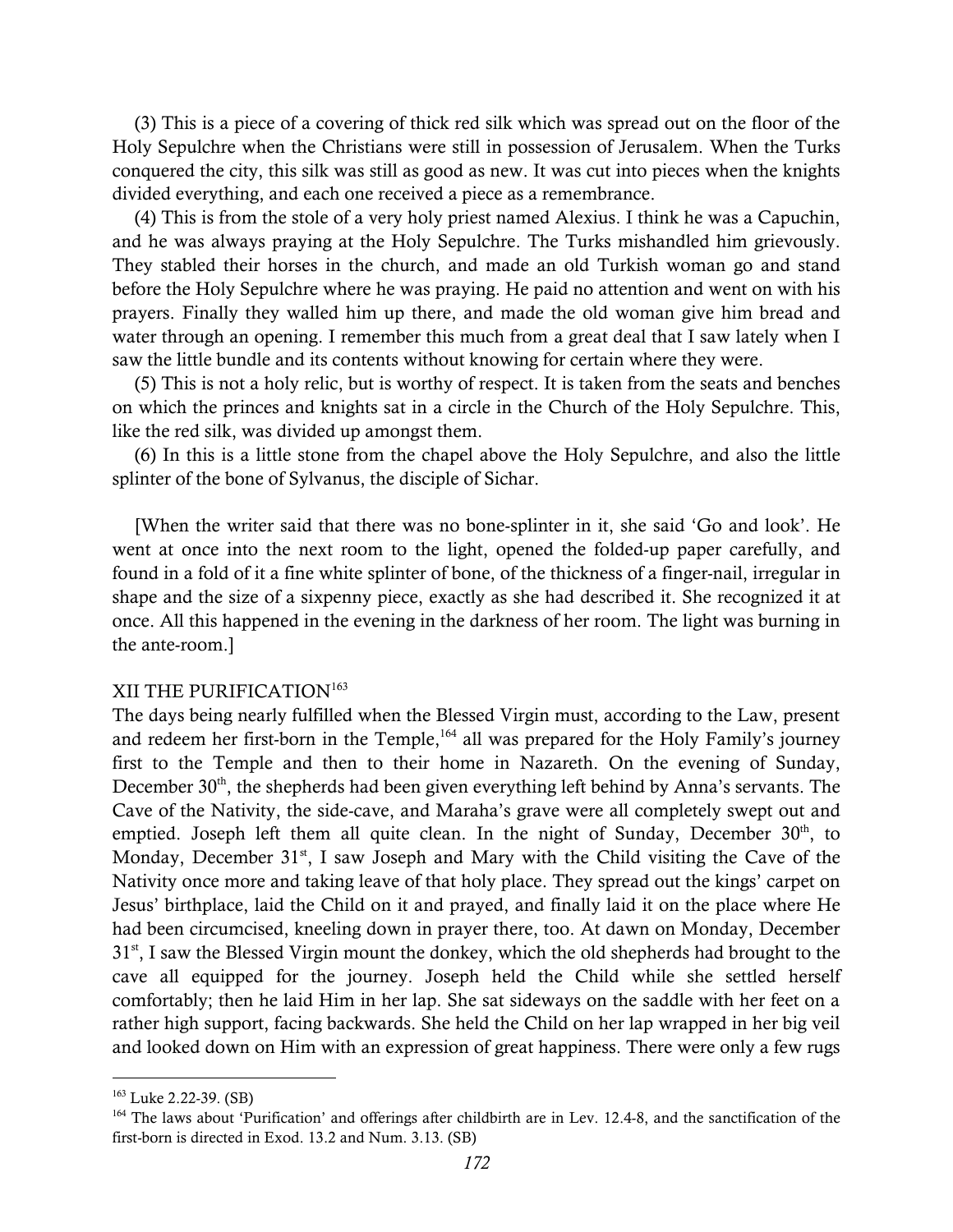(3) This is a piece of a covering of thick red silk which was spread out on the floor of the Holy Sepulchre when the Christians were still in possession of Jerusalem. When the Turks conquered the city, this silk was still as good as new. It was cut into pieces when the knights divided everything, and each one received a piece as a remembrance.

(4) This is from the stole of a very holy priest named Alexius. I think he was a Capuchin, and he was always praying at the Holy Sepulchre. The Turks mishandled him grievously. They stabled their horses in the church, and made an old Turkish woman go and stand before the Holy Sepulchre where he was praying. He paid no attention and went on with his prayers. Finally they walled him up there, and made the old woman give him bread and water through an opening. I remember this much from a great deal that I saw lately when I saw the little bundle and its contents without knowing for certain where they were.

(5) This is not a holy relic, but is worthy of respect. It is taken from the seats and benches on which the princes and knights sat in a circle in the Church of the Holy Sepulchre. This, like the red silk, was divided up amongst them.

(6) In this is a little stone from the chapel above the Holy Sepulchre, and also the little splinter of the bone of Sylvanus, the disciple of Sichar.

[When the writer said that there was no bone-splinter in it, she said 'Go and look'. He went at once into the next room to the light, opened the folded-up paper carefully, and found in a fold of it a fine white splinter of bone, of the thickness of a finger-nail, irregular in shape and the size of a sixpenny piece, exactly as she had described it. She recognized it at once. All this happened in the evening in the darkness of her room. The light was burning in the ante-room.]

## XII THE PURIFICATION[163]

The days being nearly fulfilled when the Blessed Virgin must, according to the Law, present and redeem her first-born in the Temple,[164] all was prepared for the Holy Family's journey first to the Temple and then to their home in Nazareth. On the evening of Sunday, December 30th, the shepherds had been given everything left behind by Anna's servants. The Cave of the Nativity, the side-cave, and Maraha's grave were all completely swept out and emptied. Joseph left them all quite clean. In the night of Sunday, December 30th, to Monday, December 31st, I saw Joseph and Mary with the Child visiting the Cave of the Nativity once more and taking leave of that holy place. They spread out the kings' carpet on Jesus' birthplace, laid the Child on it and prayed, and finally laid it on the place where He had been circumcised, kneeling down in prayer there, too. At dawn on Monday, December 31st, I saw the Blessed Virgin mount the donkey, which the old shepherds had brought to the cave all equipped for the journey. Joseph held the Child while she settled herself comfortably; then he laid Him in her lap. She sat sideways on the saddle with her feet on a rather high support, facing backwards. She held the Child on her lap wrapped in her big veil and looked down on Him with an expression of great happiness. There were only a few rugs

---

[163] Luke 2.22-39. (SB)

[164] The laws about 'Purification' and offerings after childbirth are in Lev. 12.4-8, and the sanctification of the first-born is directed in Exod. 13.2 and Num. 3.13. (SB)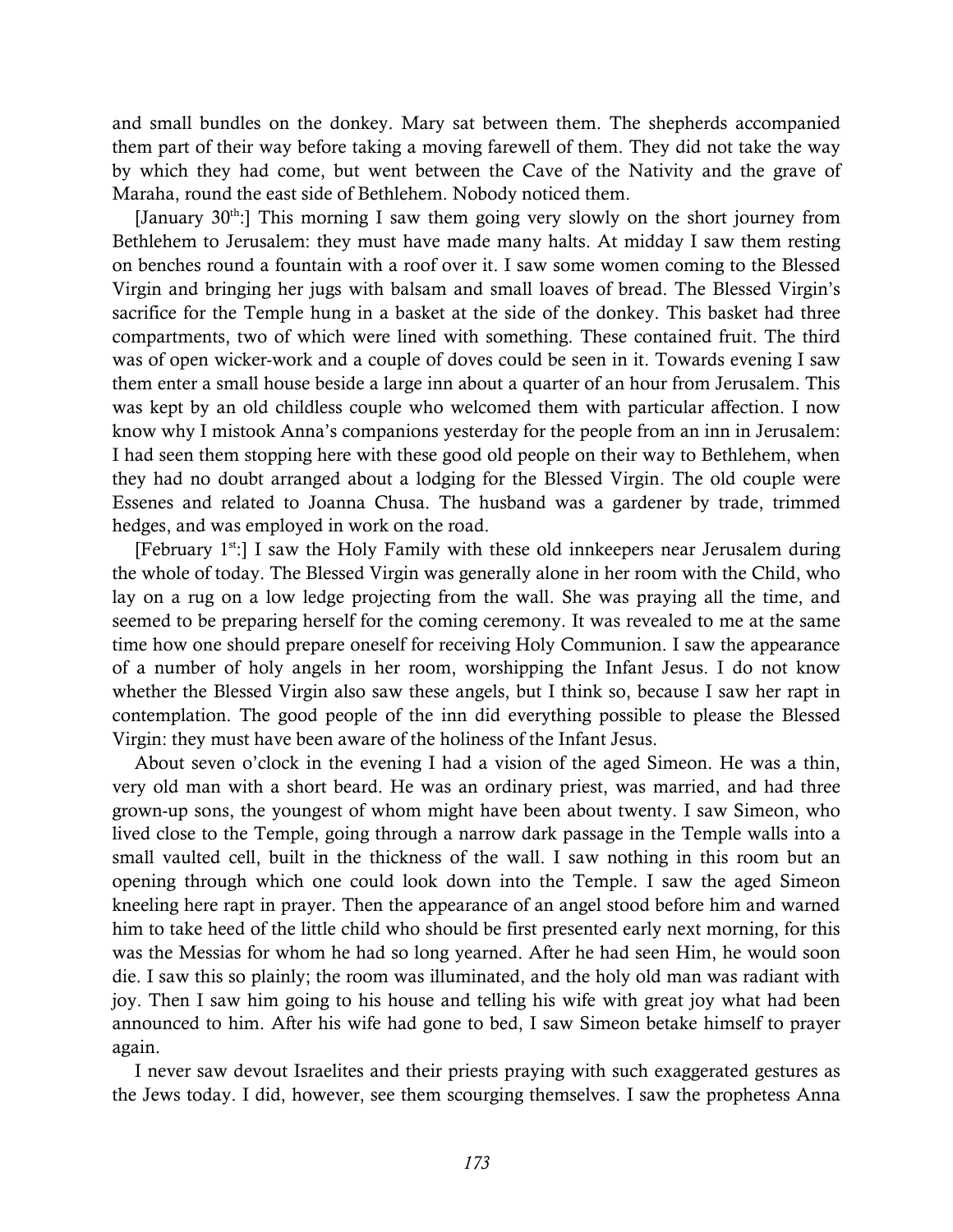and small bundles on the donkey. Mary sat between them. The shepherds accompanied them part of their way before taking a moving farewell of them. They did not take the way by which they had come, but went between the Cave of the Nativity and the grave of Maraha, round the east side of Bethlehem. Nobody noticed them.

[January 30th:] This morning I saw them going very slowly on the short journey from Bethlehem to Jerusalem: they must have made many halts. At midday I saw them resting on benches round a fountain with a roof over it. I saw some women coming to the Blessed Virgin and bringing her jugs with balsam and small loaves of bread. The Blessed Virgin's sacrifice for the Temple hung in a basket at the side of the donkey. This basket had three compartments, two of which were lined with something. These contained fruit. The third was of open wicker-work and a couple of doves could be seen in it. Towards evening I saw them enter a small house beside a large inn about a quarter of an hour from Jerusalem. This was kept by an old childless couple who welcomed them with particular affection. I now know why I mistook Anna's companions yesterday for the people from an inn in Jerusalem: I had seen them stopping here with these good old people on their way to Bethlehem, when they had no doubt arranged about a lodging for the Blessed Virgin. The old couple were Essenes and related to Joanna Chusa. The husband was a gardener by trade, trimmed hedges, and was employed in work on the road.

[February 1st:] I saw the Holy Family with these old innkeepers near Jerusalem during the whole of today. The Blessed Virgin was generally alone in her room with the Child, who lay on a rug on a low ledge projecting from the wall. She was praying all the time, and seemed to be preparing herself for the coming ceremony. It was revealed to me at the same time how one should prepare oneself for receiving Holy Communion. I saw the appearance of a number of holy angels in her room, worshipping the Infant Jesus. I do not know whether the Blessed Virgin also saw these angels, but I think so, because I saw her rapt in contemplation. The good people of the inn did everything possible to please the Blessed Virgin: they must have been aware of the holiness of the Infant Jesus.

About seven o'clock in the evening I had a vision of the aged Simeon. He was a thin, very old man with a short beard. He was an ordinary priest, was married, and had three grown-up sons, the youngest of whom might have been about twenty. I saw Simeon, who lived close to the Temple, going through a narrow dark passage in the Temple walls into a small vaulted cell, built in the thickness of the wall. I saw nothing in this room but an opening through which one could look down into the Temple. I saw the aged Simeon kneeling here rapt in prayer. Then the appearance of an angel stood before him and warned him to take heed of the little child who should be first presented early next morning, for this was the Messias for whom he had so long yearned. After he had seen Him, he would soon die. I saw this so plainly; the room was illuminated, and the holy old man was radiant with joy. Then I saw him going to his house and telling his wife with great joy what had been announced to him. After his wife had gone to bed, I saw Simeon betake himself to prayer again.

I never saw devout Israelites and their priests praying with such exaggerated gestures as the Jews today. I did, however, see them scourging themselves. I saw the prophetess Anna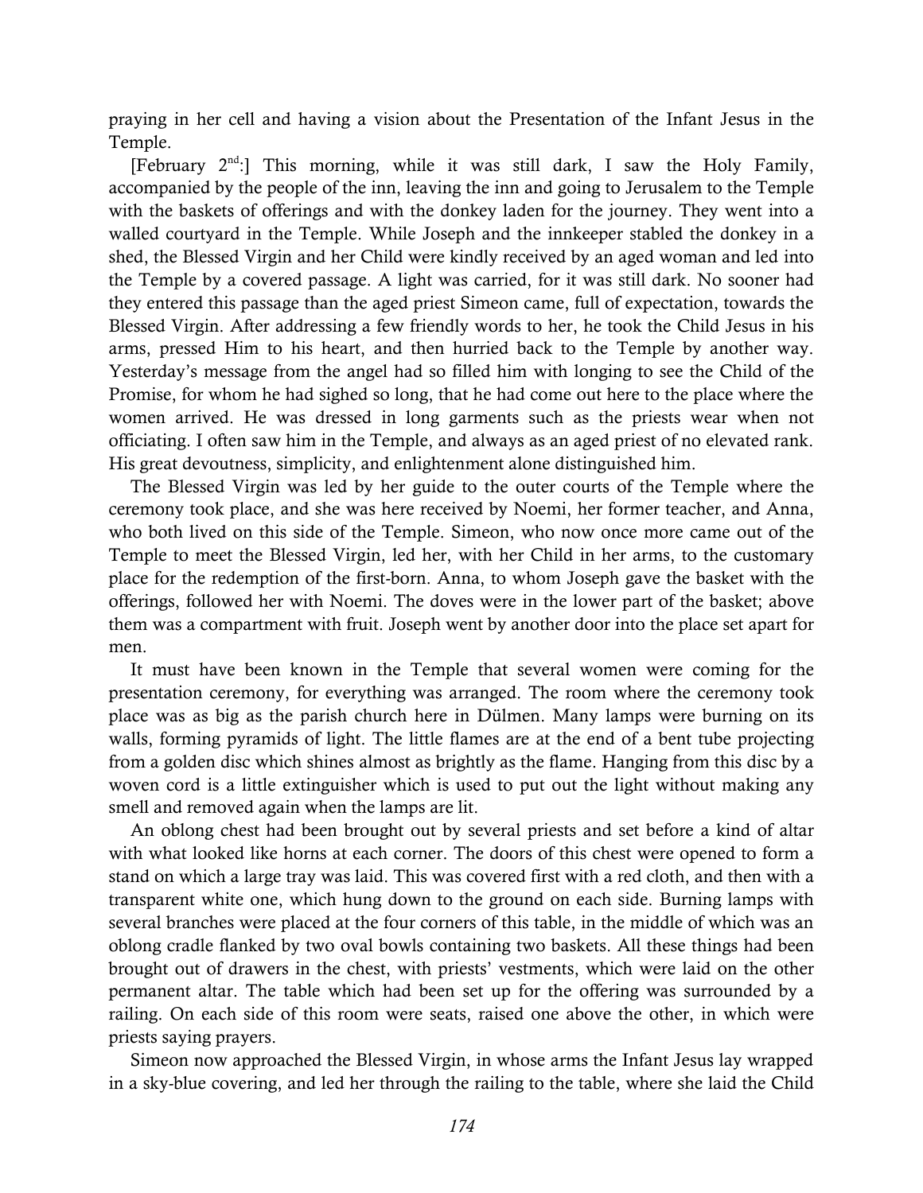praying in her cell and having a vision about the Presentation of the Infant Jesus in the Temple.

[February 2nd:] This morning, while it was still dark, I saw the Holy Family, accompanied by the people of the inn, leaving the inn and going to Jerusalem to the Temple with the baskets of offerings and with the donkey laden for the journey. They went into a walled courtyard in the Temple. While Joseph and the innkeeper stabled the donkey in a shed, the Blessed Virgin and her Child were kindly received by an aged woman and led into the Temple by a covered passage. A light was carried, for it was still dark. No sooner had they entered this passage than the aged priest Simeon came, full of expectation, towards the Blessed Virgin. After addressing a few friendly words to her, he took the Child Jesus in his arms, pressed Him to his heart, and then hurried back to the Temple by another way. Yesterday's message from the angel had so filled him with longing to see the Child of the Promise, for whom he had sighed so long, that he had come out here to the place where the women arrived. He was dressed in long garments such as the priests wear when not officiating. I often saw him in the Temple, and always as an aged priest of no elevated rank. His great devoutness, simplicity, and enlightenment alone distinguished him.

The Blessed Virgin was led by her guide to the outer courts of the Temple where the ceremony took place, and she was here received by Noemi, her former teacher, and Anna, who both lived on this side of the Temple. Simeon, who now once more came out of the Temple to meet the Blessed Virgin, led her, with her Child in her arms, to the customary place for the redemption of the first-born. Anna, to whom Joseph gave the basket with the offerings, followed her with Noemi. The doves were in the lower part of the basket; above them was a compartment with fruit. Joseph went by another door into the place set apart for men.

It must have been known in the Temple that several women were coming for the presentation ceremony, for everything was arranged. The room where the ceremony took place was as big as the parish church here in Dülmen. Many lamps were burning on its walls, forming pyramids of light. The little flames are at the end of a bent tube projecting from a golden disc which shines almost as brightly as the flame. Hanging from this disc by a woven cord is a little extinguisher which is used to put out the light without making any smell and removed again when the lamps are lit.

An oblong chest had been brought out by several priests and set before a kind of altar with what looked like horns at each corner. The doors of this chest were opened to form a stand on which a large tray was laid. This was covered first with a red cloth, and then with a transparent white one, which hung down to the ground on each side. Burning lamps with several branches were placed at the four corners of this table, in the middle of which was an oblong cradle flanked by two oval bowls containing two baskets. All these things had been brought out of drawers in the chest, with priests' vestments, which were laid on the other permanent altar. The table which had been set up for the offering was surrounded by a railing. On each side of this room were seats, raised one above the other, in which were priests saying prayers.

Simeon now approached the Blessed Virgin, in whose arms the Infant Jesus lay wrapped in a sky-blue covering, and led her through the railing to the table, where she laid the Child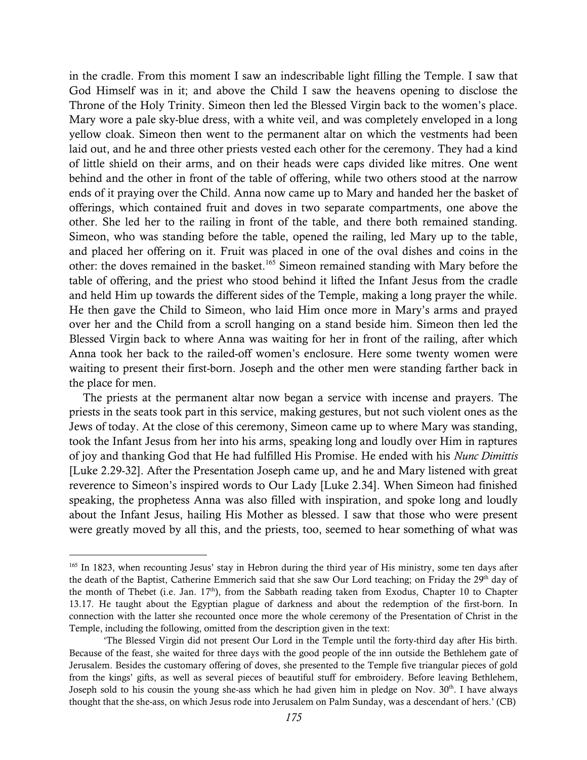in the cradle. From this moment I saw an indescribable light filling the Temple. I saw that God Himself was in it; and above the Child I saw the heavens opening to disclose the Throne of the Holy Trinity. Simeon then led the Blessed Virgin back to the women's place. Mary wore a pale sky-blue dress, with a white veil, and was completely enveloped in a long yellow cloak. Simeon then went to the permanent altar on which the vestments had been laid out, and he and three other priests vested each other for the ceremony. They had a kind of little shield on their arms, and on their heads were caps divided like mitres. One went behind and the other in front of the table of offering, while two others stood at the narrow ends of it praying over the Child. Anna now came up to Mary and handed her the basket of offerings, which contained fruit and doves in two separate compartments, one above the other. She led her to the railing in front of the table, and there both remained standing. Simeon, who was standing before the table, opened the railing, led Mary up to the table, and placed her offering on it. Fruit was placed in one of the oval dishes and coins in the other: the doves remained in the basket.[165] Simeon remained standing with Mary before the table of offering, and the priest who stood behind it lifted the Infant Jesus from the cradle and held Him up towards the different sides of the Temple, making a long prayer the while. He then gave the Child to Simeon, who laid Him once more in Mary's arms and prayed over her and the Child from a scroll hanging on a stand beside him. Simeon then led the Blessed Virgin back to where Anna was waiting for her in front of the railing, after which Anna took her back to the railed-off women's enclosure. Here some twenty women were waiting to present their first-born. Joseph and the other men were standing farther back in the place for men.

The priests at the permanent altar now began a service with incense and prayers. The priests in the seats took part in this service, making gestures, but not such violent ones as the Jews of today. At the close of this ceremony, Simeon came up to where Mary was standing, took the Infant Jesus from her into his arms, speaking long and loudly over Him in raptures of joy and thanking God that He had fulfilled His Promise. He ended with his *Nunc Dimittis* [Luke 2.29-32]. After the Presentation Joseph came up, and he and Mary listened with great reverence to Simeon's inspired words to Our Lady [Luke 2.34]. When Simeon had finished speaking, the prophetess Anna was also filled with inspiration, and spoke long and loudly about the Infant Jesus, hailing His Mother as blessed. I saw that those who were present were greatly moved by all this, and the priests, too, seemed to hear something of what was

---

[165] In 1823, when recounting Jesus' stay in Hebron during the third year of His ministry, some ten days after the death of the Baptist, Catherine Emmerich said that she saw Our Lord teaching; on Friday the 29th day of the month of Thebet (i.e. Jan. 17th), from the Sabbath reading taken from Exodus, Chapter 10 to Chapter 13.17. He taught about the Egyptian plague of darkness and about the redemption of the first-born. In connection with the latter she recounted once more the whole ceremony of the Presentation of Christ in the Temple, including the following, omitted from the description given in the text:

'The Blessed Virgin did not present Our Lord in the Temple until the forty-third day after His birth. Because of the feast, she waited for three days with the good people of the inn outside the Bethlehem gate of Jerusalem. Besides the customary offering of doves, she presented to the Temple five triangular pieces of gold from the kings' gifts, as well as several pieces of beautiful stuff for embroidery. Before leaving Bethlehem, Joseph sold to his cousin the young she-ass which he had given him in pledge on Nov. 30th. I have always thought that the she-ass, on which Jesus rode into Jerusalem on Palm Sunday, was a descendant of hers.' (CB)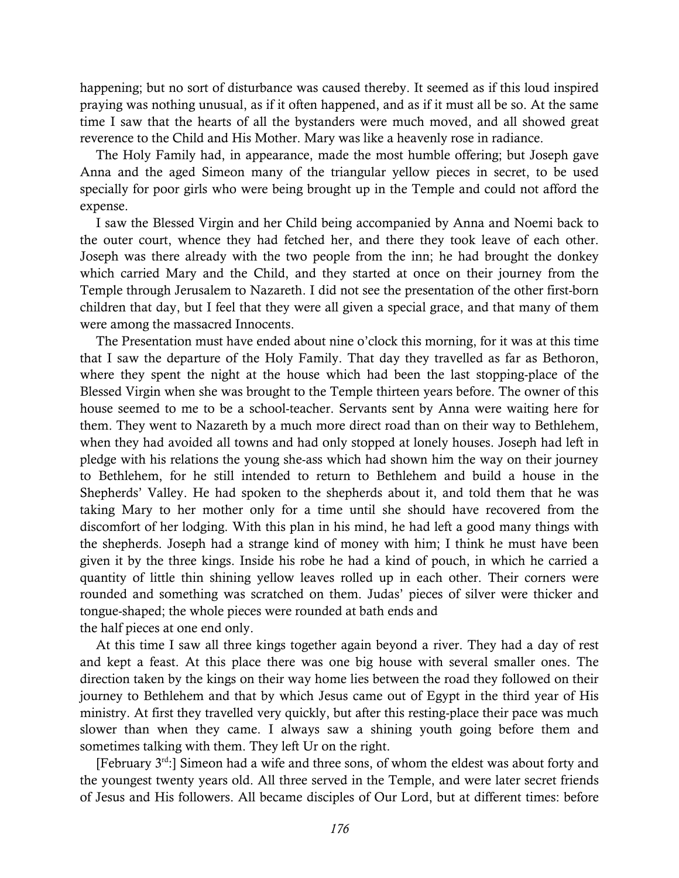happening; but no sort of disturbance was caused thereby. It seemed as if this loud inspired praying was nothing unusual, as if it often happened, and as if it must all be so. At the same time I saw that the hearts of all the bystanders were much moved, and all showed great reverence to the Child and His Mother. Mary was like a heavenly rose in radiance.

The Holy Family had, in appearance, made the most humble offering; but Joseph gave Anna and the aged Simeon many of the triangular yellow pieces in secret, to be used specially for poor girls who were being brought up in the Temple and could not afford the expense.

I saw the Blessed Virgin and her Child being accompanied by Anna and Noemi back to the outer court, whence they had fetched her, and there they took leave of each other. Joseph was there already with the two people from the inn; he had brought the donkey which carried Mary and the Child, and they started at once on their journey from the Temple through Jerusalem to Nazareth. I did not see the presentation of the other first-born children that day, but I feel that they were all given a special grace, and that many of them were among the massacred Innocents.

The Presentation must have ended about nine o'clock this morning, for it was at this time that I saw the departure of the Holy Family. That day they travelled as far as Bethoron, where they spent the night at the house which had been the last stopping-place of the Blessed Virgin when she was brought to the Temple thirteen years before. The owner of this house seemed to me to be a school-teacher. Servants sent by Anna were waiting here for them. They went to Nazareth by a much more direct road than on their way to Bethlehem, when they had avoided all towns and had only stopped at lonely houses. Joseph had left in pledge with his relations the young she-ass which had shown him the way on their journey to Bethlehem, for he still intended to return to Bethlehem and build a house in the Shepherds' Valley. He had spoken to the shepherds about it, and told them that he was taking Mary to her mother only for a time until she should have recovered from the discomfort of her lodging. With this plan in his mind, he had left a good many things with the shepherds. Joseph had a strange kind of money with him; I think he must have been given it by the three kings. Inside his robe he had a kind of pouch, in which he carried a quantity of little thin shining yellow leaves rolled up in each other. Their corners were rounded and something was scratched on them. Judas' pieces of silver were thicker and tongue-shaped; the whole pieces were rounded at bath ends and the half pieces at one end only.

At this time I saw all three kings together again beyond a river. They had a day of rest and kept a feast. At this place there was one big house with several smaller ones. The direction taken by the kings on their way home lies between the road they followed on their journey to Bethlehem and that by which Jesus came out of Egypt in the third year of His ministry. At first they travelled very quickly, but after this resting-place their pace was much slower than when they came. I always saw a shining youth going before them and sometimes talking with them. They left Ur on the right.

[February 3rd:] Simeon had a wife and three sons, of whom the eldest was about forty and the youngest twenty years old. All three served in the Temple, and were later secret friends of Jesus and His followers. All became disciples of Our Lord, but at different times: before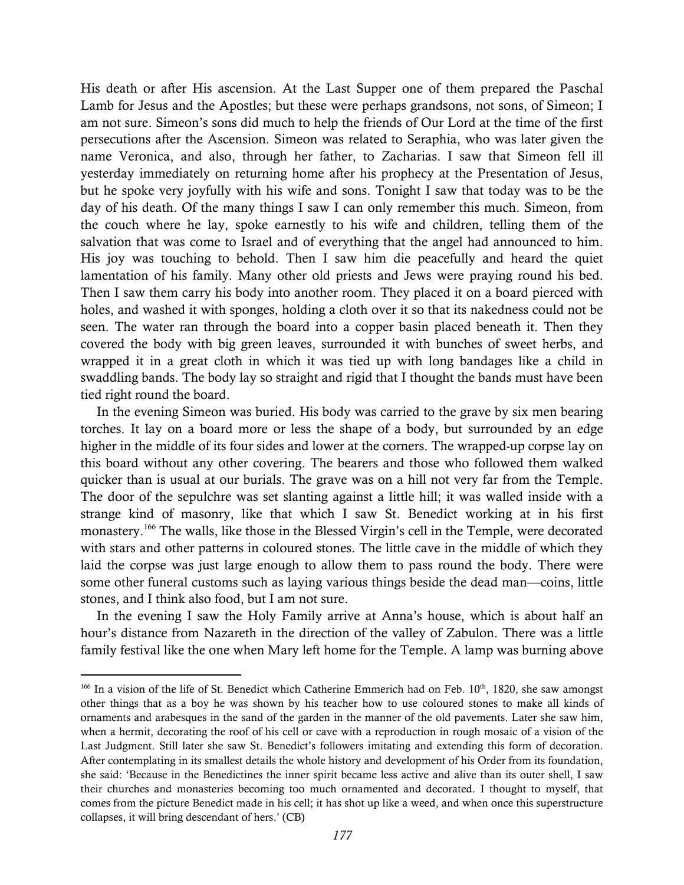His death or after His ascension. At the Last Supper one of them prepared the Paschal Lamb for Jesus and the Apostles; but these were perhaps grandsons, not sons, of Simeon; I am not sure. Simeon's sons did much to help the friends of Our Lord at the time of the first persecutions after the Ascension. Simeon was related to Seraphia, who was later given the name Veronica, and also, through her father, to Zacharias. I saw that Simeon fell ill yesterday immediately on returning home after his prophecy at the Presentation of Jesus, but he spoke very joyfully with his wife and sons. Tonight I saw that today was to be the day of his death. Of the many things I saw I can only remember this much. Simeon, from the couch where he lay, spoke earnestly to his wife and children, telling them of the salvation that was come to Israel and of everything that the angel had announced to him. His joy was touching to behold. Then I saw him die peacefully and heard the quiet lamentation of his family. Many other old priests and Jews were praying round his bed. Then I saw them carry his body into another room. They placed it on a board pierced with holes, and washed it with sponges, holding a cloth over it so that its nakedness could not be seen. The water ran through the board into a copper basin placed beneath it. Then they covered the body with big green leaves, surrounded it with bunches of sweet herbs, and wrapped it in a great cloth in which it was tied up with long bandages like a child in swaddling bands. The body lay so straight and rigid that I thought the bands must have been tied right round the board.

In the evening Simeon was buried. His body was carried to the grave by six men bearing torches. It lay on a board more or less the shape of a body, but surrounded by an edge higher in the middle of its four sides and lower at the corners. The wrapped-up corpse lay on this board without any other covering. The bearers and those who followed them walked quicker than is usual at our burials. The grave was on a hill not very far from the Temple. The door of the sepulchre was set slanting against a little hill; it was walled inside with a strange kind of masonry, like that which I saw St. Benedict working at in his first monastery.[166] The walls, like those in the Blessed Virgin's cell in the Temple, were decorated with stars and other patterns in coloured stones. The little cave in the middle of which they laid the corpse was just large enough to allow them to pass round the body. There were some other funeral customs such as laying various things beside the dead man—coins, little stones, and I think also food, but I am not sure.

In the evening I saw the Holy Family arrive at Anna's house, which is about half an hour's distance from Nazareth in the direction of the valley of Zabulon. There was a little family festival like the one when Mary left home for the Temple. A lamp was burning above

---

[166] In a vision of the life of St. Benedict which Catherine Emmerich had on Feb. 10th, 1820, she saw amongst other things that as a boy he was shown by his teacher how to use coloured stones to make all kinds of ornaments and arabesques in the sand of the garden in the manner of the old pavements. Later she saw him, when a hermit, decorating the roof of his cell or cave with a reproduction in rough mosaic of a vision of the Last Judgment. Still later she saw St. Benedict's followers imitating and extending this form of decoration. After contemplating in its smallest details the whole history and development of his Order from its foundation, she said: 'Because in the Benedictines the inner spirit became less active and alive than its outer shell, I saw their churches and monasteries becoming too much ornamented and decorated. I thought to myself, that comes from the picture Benedict made in his cell; it has shot up like a weed, and when once this superstructure collapses, it will bring descendant of hers.' (CB)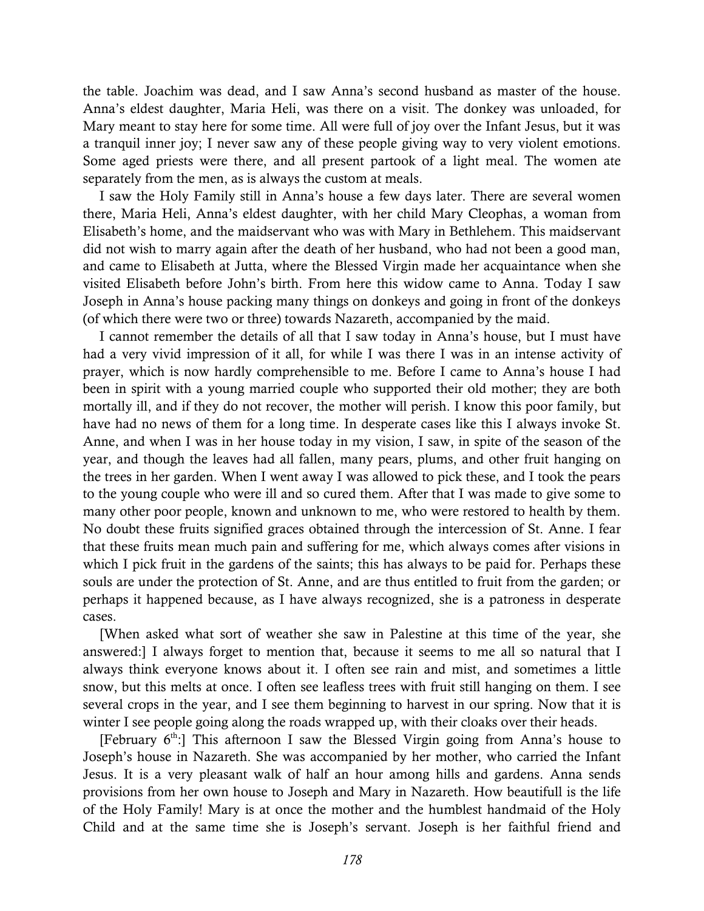the table. Joachim was dead, and I saw Anna's second husband as master of the house. Anna's eldest daughter, Maria Heli, was there on a visit. The donkey was unloaded, for Mary meant to stay here for some time. All were full of joy over the Infant Jesus, but it was a tranquil inner joy; I never saw any of these people giving way to very violent emotions. Some aged priests were there, and all present partook of a light meal. The women ate separately from the men, as is always the custom at meals.

I saw the Holy Family still in Anna's house a few days later. There are several women there, Maria Heli, Anna's eldest daughter, with her child Mary Cleophas, a woman from Elisabeth's home, and the maidservant who was with Mary in Bethlehem. This maidservant did not wish to marry again after the death of her husband, who had not been a good man, and came to Elisabeth at Jutta, where the Blessed Virgin made her acquaintance when she visited Elisabeth before John's birth. From here this widow came to Anna. Today I saw Joseph in Anna's house packing many things on donkeys and going in front of the donkeys (of which there were two or three) towards Nazareth, accompanied by the maid.

I cannot remember the details of all that I saw today in Anna's house, but I must have had a very vivid impression of it all, for while I was there I was in an intense activity of prayer, which is now hardly comprehensible to me. Before I came to Anna's house I had been in spirit with a young married couple who supported their old mother; they are both mortally ill, and if they do not recover, the mother will perish. I know this poor family, but have had no news of them for a long time. In desperate cases like this I always invoke St. Anne, and when I was in her house today in my vision, I saw, in spite of the season of the year, and though the leaves had all fallen, many pears, plums, and other fruit hanging on the trees in her garden. When I went away I was allowed to pick these, and I took the pears to the young couple who were ill and so cured them. After that I was made to give some to many other poor people, known and unknown to me, who were restored to health by them. No doubt these fruits signified graces obtained through the intercession of St. Anne. I fear that these fruits mean much pain and suffering for me, which always comes after visions in which I pick fruit in the gardens of the saints; this has always to be paid for. Perhaps these souls are under the protection of St. Anne, and are thus entitled to fruit from the garden; or perhaps it happened because, as I have always recognized, she is a patroness in desperate cases.

[When asked what sort of weather she saw in Palestine at this time of the year, she answered:] I always forget to mention that, because it seems to me all so natural that I always think everyone knows about it. I often see rain and mist, and sometimes a little snow, but this melts at once. I often see leafless trees with fruit still hanging on them. I see several crops in the year, and I see them beginning to harvest in our spring. Now that it is winter I see people going along the roads wrapped up, with their cloaks over their heads.

[February 6th:] This afternoon I saw the Blessed Virgin going from Anna's house to Joseph's house in Nazareth. She was accompanied by her mother, who carried the Infant Jesus. It is a very pleasant walk of half an hour among hills and gardens. Anna sends provisions from her own house to Joseph and Mary in Nazareth. How beautifull is the life of the Holy Family! Mary is at once the mother and the humblest handmaid of the Holy Child and at the same time she is Joseph's servant. Joseph is her faithful friend and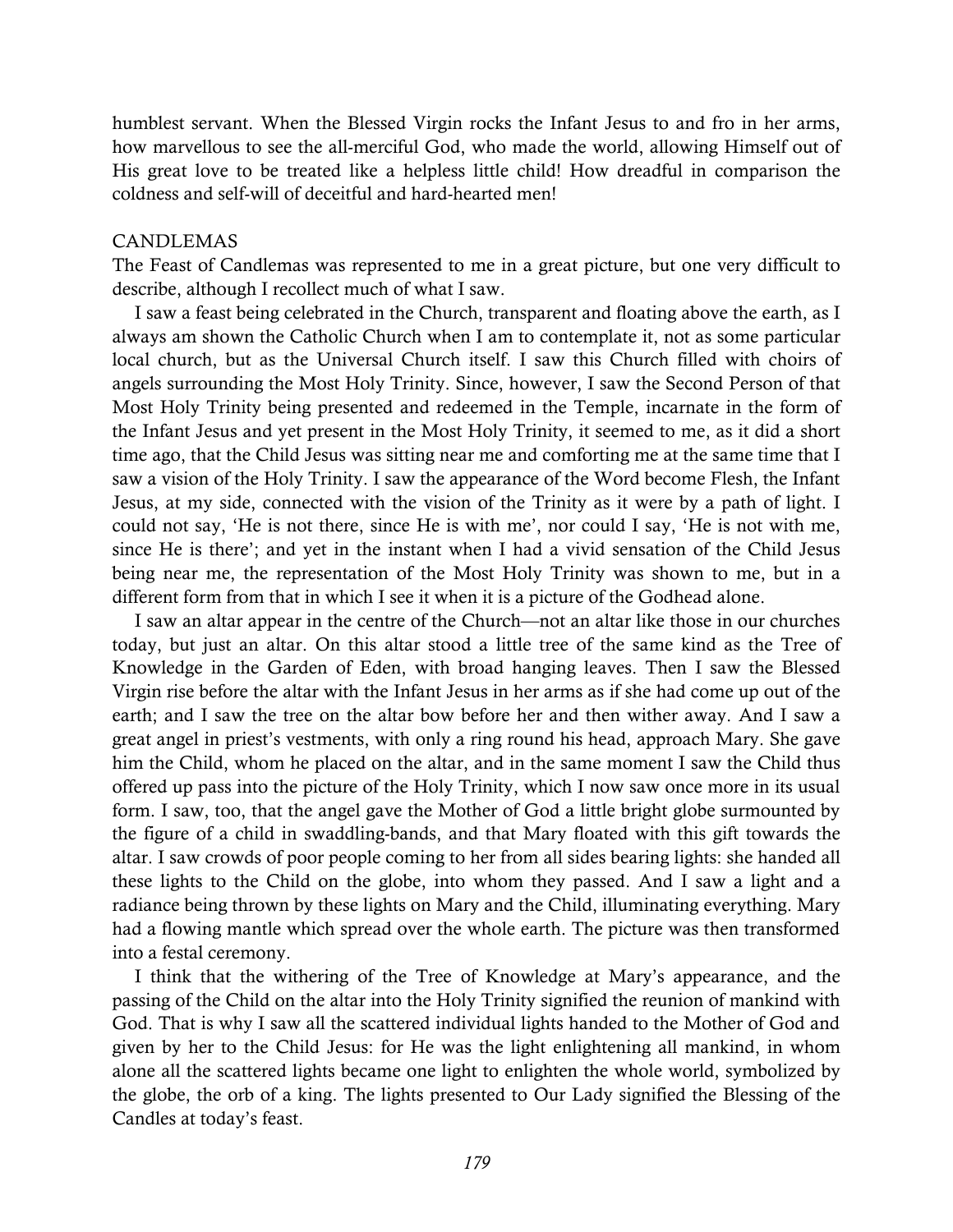humblest servant. When the Blessed Virgin rocks the Infant Jesus to and fro in her arms, how marvellous to see the all-merciful God, who made the world, allowing Himself out of His great love to be treated like a helpless little child! How dreadful in comparison the coldness and self-will of deceitful and hard-hearted men!

## CANDLEMAS

The Feast of Candlemas was represented to me in a great picture, but one very difficult to describe, although I recollect much of what I saw.

I saw a feast being celebrated in the Church, transparent and floating above the earth, as I always am shown the Catholic Church when I am to contemplate it, not as some particular local church, but as the Universal Church itself. I saw this Church filled with choirs of angels surrounding the Most Holy Trinity. Since, however, I saw the Second Person of that Most Holy Trinity being presented and redeemed in the Temple, incarnate in the form of the Infant Jesus and yet present in the Most Holy Trinity, it seemed to me, as it did a short time ago, that the Child Jesus was sitting near me and comforting me at the same time that I saw a vision of the Holy Trinity. I saw the appearance of the Word become Flesh, the Infant Jesus, at my side, connected with the vision of the Trinity as it were by a path of light. I could not say, 'He is not there, since He is with me', nor could I say, 'He is not with me, since He is there'; and yet in the instant when I had a vivid sensation of the Child Jesus being near me, the representation of the Most Holy Trinity was shown to me, but in a different form from that in which I see it when it is a picture of the Godhead alone.

I saw an altar appear in the centre of the Church—not an altar like those in our churches today, but just an altar. On this altar stood a little tree of the same kind as the Tree of Knowledge in the Garden of Eden, with broad hanging leaves. Then I saw the Blessed Virgin rise before the altar with the Infant Jesus in her arms as if she had come up out of the earth; and I saw the tree on the altar bow before her and then wither away. And I saw a great angel in priest's vestments, with only a ring round his head, approach Mary. She gave him the Child, whom he placed on the altar, and in the same moment I saw the Child thus offered up pass into the picture of the Holy Trinity, which I now saw once more in its usual form. I saw, too, that the angel gave the Mother of God a little bright globe surmounted by the figure of a child in swaddling-bands, and that Mary floated with this gift towards the altar. I saw crowds of poor people coming to her from all sides bearing lights: she handed all these lights to the Child on the globe, into whom they passed. And I saw a light and a radiance being thrown by these lights on Mary and the Child, illuminating everything. Mary had a flowing mantle which spread over the whole earth. The picture was then transformed into a festal ceremony.

I think that the withering of the Tree of Knowledge at Mary's appearance, and the passing of the Child on the altar into the Holy Trinity signified the reunion of mankind with God. That is why I saw all the scattered individual lights handed to the Mother of God and given by her to the Child Jesus: for He was the light enlightening all mankind, in whom alone all the scattered lights became one light to enlighten the whole world, symbolized by the globe, the orb of a king. The lights presented to Our Lady signified the Blessing of the Candles at today's feast.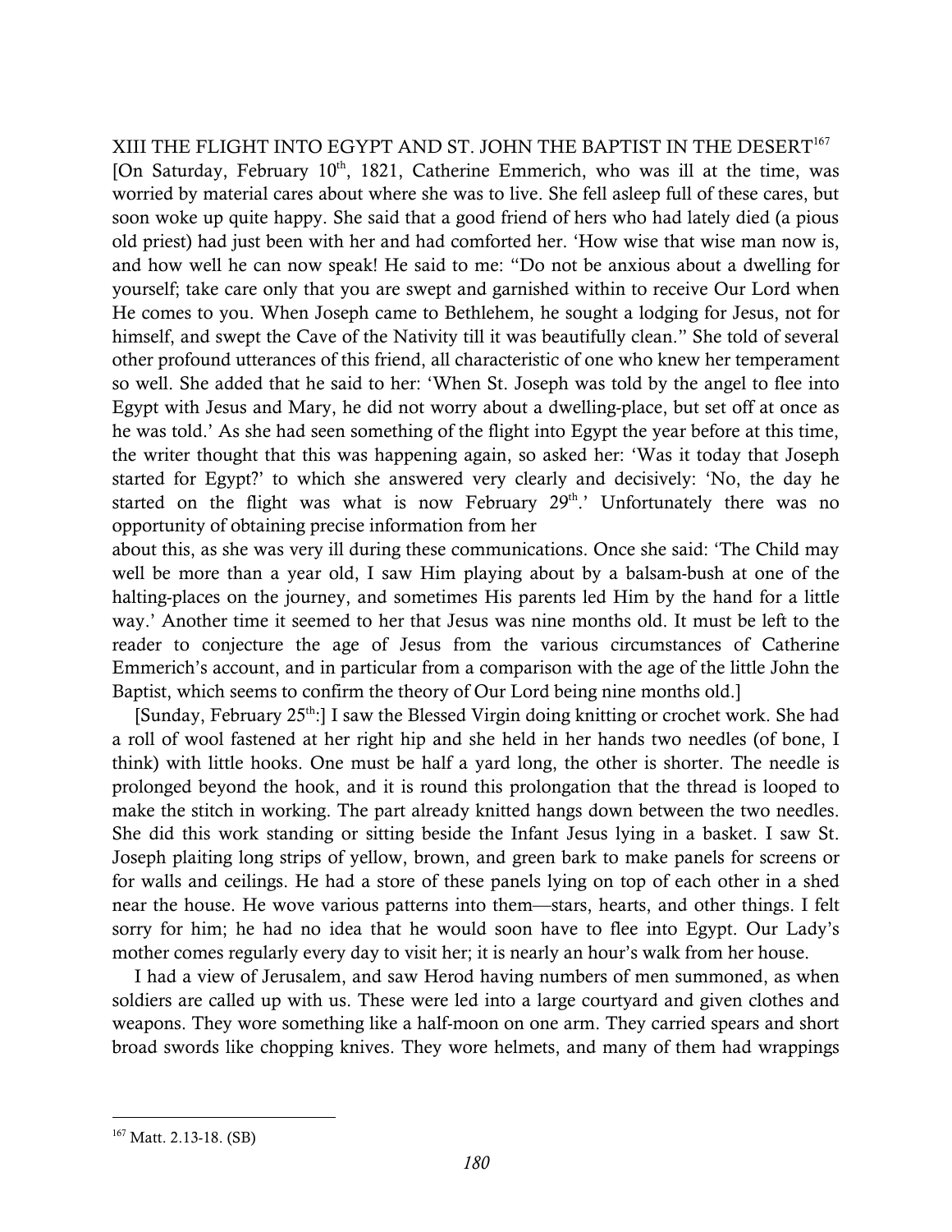# XIII THE FLIGHT INTO EGYPT AND ST. JOHN THE BAPTIST IN THE DESERT[167]

[On Saturday, February 10th, 1821, Catherine Emmerich, who was ill at the time, was worried by material cares about where she was to live. She fell asleep full of these cares, but soon woke up quite happy. She said that a good friend of hers who had lately died (a pious old priest) had just been with her and had comforted her. 'How wise that wise man now is, and how well he can now speak! He said to me: "Do not be anxious about a dwelling for yourself; take care only that you are swept and garnished within to receive Our Lord when He comes to you. When Joseph came to Bethlehem, he sought a lodging for Jesus, not for himself, and swept the Cave of the Nativity till it was beautifully clean." She told of several other profound utterances of this friend, all characteristic of one who knew her temperament so well. She added that he said to her: 'When St. Joseph was told by the angel to flee into Egypt with Jesus and Mary, he did not worry about a dwelling-place, but set off at once as he was told.' As she had seen something of the flight into Egypt the year before at this time, the writer thought that this was happening again, so asked her: 'Was it today that Joseph started for Egypt?' to which she answered very clearly and decisively: 'No, the day he started on the flight was what is now February 29th.' Unfortunately there was no opportunity of obtaining precise information from her about this, as she was very ill during these communications. Once she said: 'The Child may well be more than a year old, I saw Him playing about by a balsam-bush at one of the halting-places on the journey, and sometimes His parents led Him by the hand for a little way.' Another time it seemed to her that Jesus was nine months old. It must be left to the reader to conjecture the age of Jesus from the various circumstances of Catherine Emmerich's account, and in particular from a comparison with the age of the little John the Baptist, which seems to confirm the theory of Our Lord being nine months old.]

[Sunday, February 25th:] I saw the Blessed Virgin doing knitting or crochet work. She had a roll of wool fastened at her right hip and she held in her hands two needles (of bone, I think) with little hooks. One must be half a yard long, the other is shorter. The needle is prolonged beyond the hook, and it is round this prolongation that the thread is looped to make the stitch in working. The part already knitted hangs down between the two needles. She did this work standing or sitting beside the Infant Jesus lying in a basket. I saw St. Joseph plaiting long strips of yellow, brown, and green bark to make panels for screens or for walls and ceilings. He had a store of these panels lying on top of each other in a shed near the house. He wove various patterns into them—stars, hearts, and other things. I felt sorry for him; he had no idea that he would soon have to flee into Egypt. Our Lady's mother comes regularly every day to visit her; it is nearly an hour's walk from her house.

I had a view of Jerusalem, and saw Herod having numbers of men summoned, as when soldiers are called up with us. These were led into a large courtyard and given clothes and weapons. They wore something like a half-moon on one arm. They carried spears and short broad swords like chopping knives. They wore helmets, and many of them had wrappings

---

[167] Matt. 2.13-18. (SB)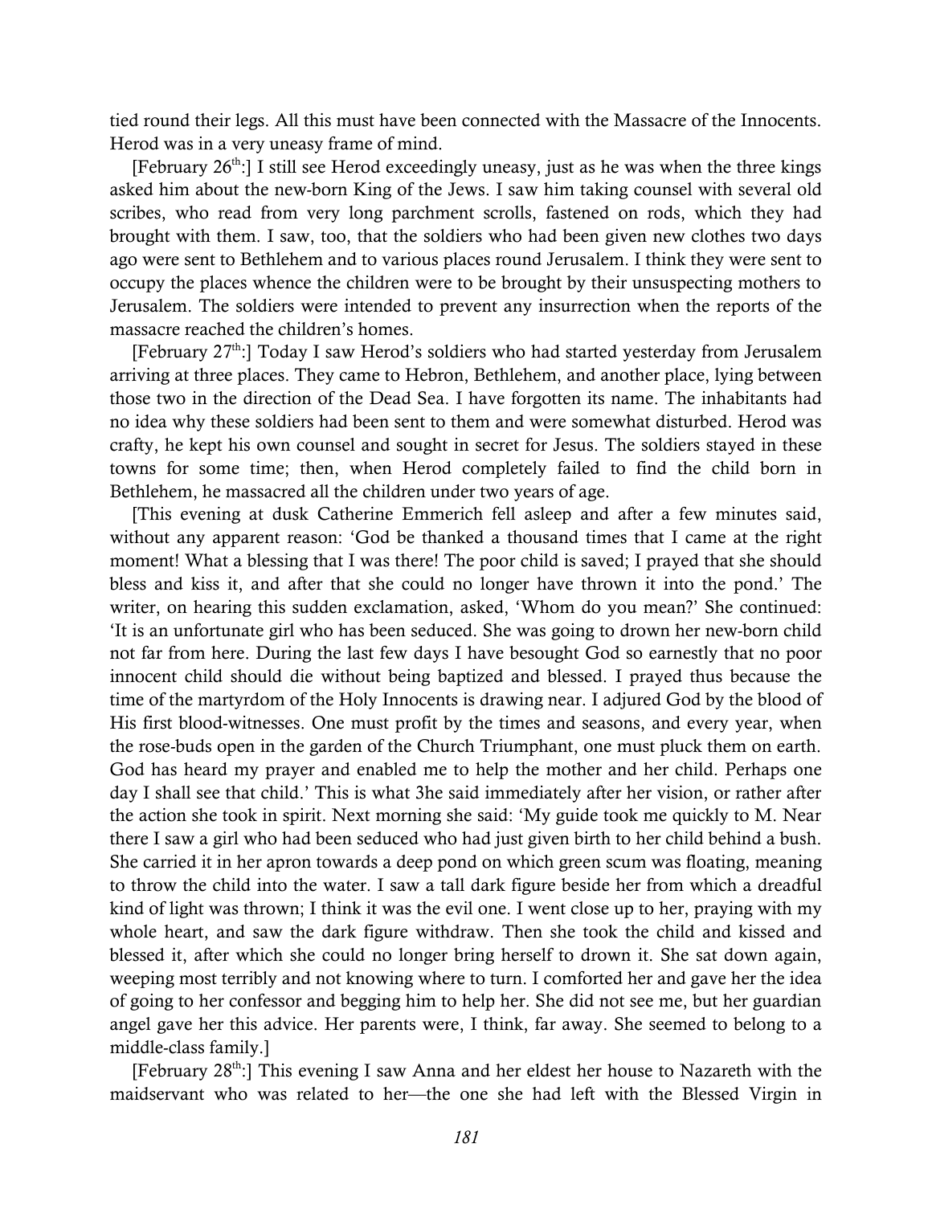tied round their legs. All this must have been connected with the Massacre of the Innocents. Herod was in a very uneasy frame of mind.

[February 26th:] I still see Herod exceedingly uneasy, just as he was when the three kings asked him about the new-born King of the Jews. I saw him taking counsel with several old scribes, who read from very long parchment scrolls, fastened on rods, which they had brought with them. I saw, too, that the soldiers who had been given new clothes two days ago were sent to Bethlehem and to various places round Jerusalem. I think they were sent to occupy the places whence the children were to be brought by their unsuspecting mothers to Jerusalem. The soldiers were intended to prevent any insurrection when the reports of the massacre reached the children's homes.

[February 27th:] Today I saw Herod's soldiers who had started yesterday from Jerusalem arriving at three places. They came to Hebron, Bethlehem, and another place, lying between those two in the direction of the Dead Sea. I have forgotten its name. The inhabitants had no idea why these soldiers had been sent to them and were somewhat disturbed. Herod was crafty, he kept his own counsel and sought in secret for Jesus. The soldiers stayed in these towns for some time; then, when Herod completely failed to find the child born in Bethlehem, he massacred all the children under two years of age.

[This evening at dusk Catherine Emmerich fell asleep and after a few minutes said, without any apparent reason: 'God be thanked a thousand times that I came at the right moment! What a blessing that I was there! The poor child is saved; I prayed that she should bless and kiss it, and after that she could no longer have thrown it into the pond.' The writer, on hearing this sudden exclamation, asked, 'Whom do you mean?' She continued: 'It is an unfortunate girl who has been seduced. She was going to drown her new-born child not far from here. During the last few days I have besought God so earnestly that no poor innocent child should die without being baptized and blessed. I prayed thus because the time of the martyrdom of the Holy Innocents is drawing near. I adjured God by the blood of His first blood-witnesses. One must profit by the times and seasons, and every year, when the rose-buds open in the garden of the Church Triumphant, one must pluck them on earth. God has heard my prayer and enabled me to help the mother and her child. Perhaps one day I shall see that child.' This is what 3he said immediately after her vision, or rather after the action she took in spirit. Next morning she said: 'My guide took me quickly to M. Near there I saw a girl who had been seduced who had just given birth to her child behind a bush. She carried it in her apron towards a deep pond on which green scum was floating, meaning to throw the child into the water. I saw a tall dark figure beside her from which a dreadful kind of light was thrown; I think it was the evil one. I went close up to her, praying with my whole heart, and saw the dark figure withdraw. Then she took the child and kissed and blessed it, after which she could no longer bring herself to drown it. She sat down again, weeping most terribly and not knowing where to turn. I comforted her and gave her the idea of going to her confessor and begging him to help her. She did not see me, but her guardian angel gave her this advice. Her parents were, I think, far away. She seemed to belong to a middle-class family.]

[February 28th:] This evening I saw Anna and her eldest her house to Nazareth with the maidservant who was related to her—the one she had left with the Blessed Virgin in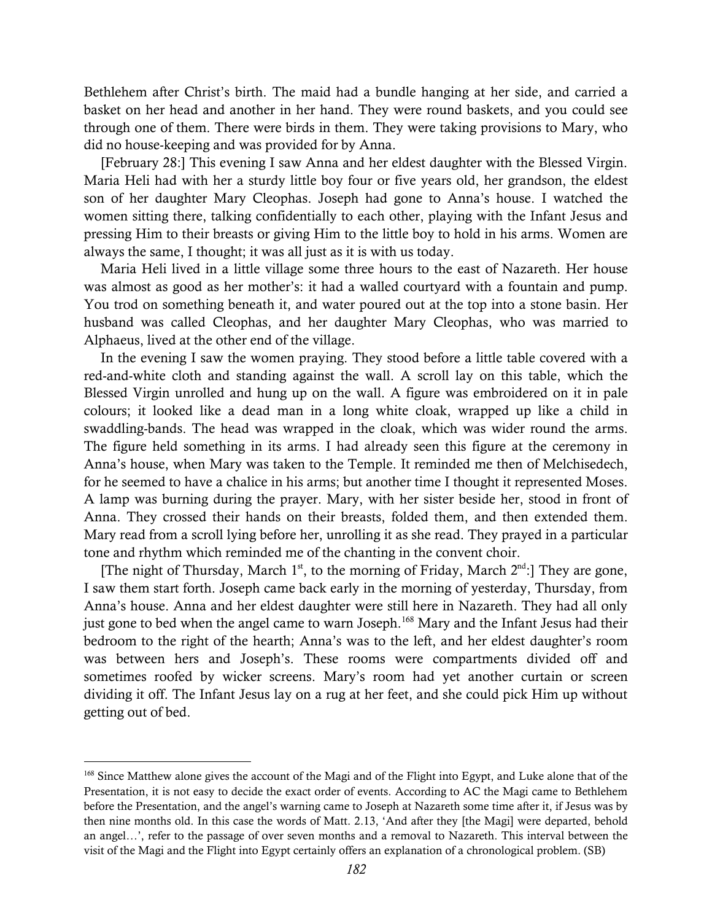Bethlehem after Christ's birth. The maid had a bundle hanging at her side, and carried a basket on her head and another in her hand. They were round baskets, and you could see through one of them. There were birds in them. They were taking provisions to Mary, who did no house-keeping and was provided for by Anna.

[February 28:] This evening I saw Anna and her eldest daughter with the Blessed Virgin. Maria Heli had with her a sturdy little boy four or five years old, her grandson, the eldest son of her daughter Mary Cleophas. Joseph had gone to Anna's house. I watched the women sitting there, talking confidentially to each other, playing with the Infant Jesus and pressing Him to their breasts or giving Him to the little boy to hold in his arms. Women are always the same, I thought; it was all just as it is with us today.

Maria Heli lived in a little village some three hours to the east of Nazareth. Her house was almost as good as her mother's: it had a walled courtyard with a fountain and pump. You trod on something beneath it, and water poured out at the top into a stone basin. Her husband was called Cleophas, and her daughter Mary Cleophas, who was married to Alphaeus, lived at the other end of the village.

In the evening I saw the women praying. They stood before a little table covered with a red-and-white cloth and standing against the wall. A scroll lay on this table, which the Blessed Virgin unrolled and hung up on the wall. A figure was embroidered on it in pale colours; it looked like a dead man in a long white cloak, wrapped up like a child in swaddling-bands. The head was wrapped in the cloak, which was wider round the arms. The figure held something in its arms. I had already seen this figure at the ceremony in Anna's house, when Mary was taken to the Temple. It reminded me then of Melchisedech, for he seemed to have a chalice in his arms; but another time I thought it represented Moses. A lamp was burning during the prayer. Mary, with her sister beside her, stood in front of Anna. They crossed their hands on their breasts, folded them, and then extended them. Mary read from a scroll lying before her, unrolling it as she read. They prayed in a particular tone and rhythm which reminded me of the chanting in the convent choir.

[The night of Thursday, March 1st, to the morning of Friday, March 2nd:] They are gone, I saw them start forth. Joseph came back early in the morning of yesterday, Thursday, from Anna's house. Anna and her eldest daughter were still here in Nazareth. They had all only just gone to bed when the angel came to warn Joseph.[168] Mary and the Infant Jesus had their bedroom to the right of the hearth; Anna's was to the left, and her eldest daughter's room was between hers and Joseph's. These rooms were compartments divided off and sometimes roofed by wicker screens. Mary's room had yet another curtain or screen dividing it off. The Infant Jesus lay on a rug at her feet, and she could pick Him up without getting out of bed.

---

[168] Since Matthew alone gives the account of the Magi and of the Flight into Egypt, and Luke alone that of the Presentation, it is not easy to decide the exact order of events. According to AC the Magi came to Bethlehem before the Presentation, and the angel's warning came to Joseph at Nazareth some time after it, if Jesus was by then nine months old. In this case the words of Matt. 2.13, 'And after they [the Magi] were departed, behold an angel…', refer to the passage of over seven months and a removal to Nazareth. This interval between the visit of the Magi and the Flight into Egypt certainly offers an explanation of a chronological problem. (SB)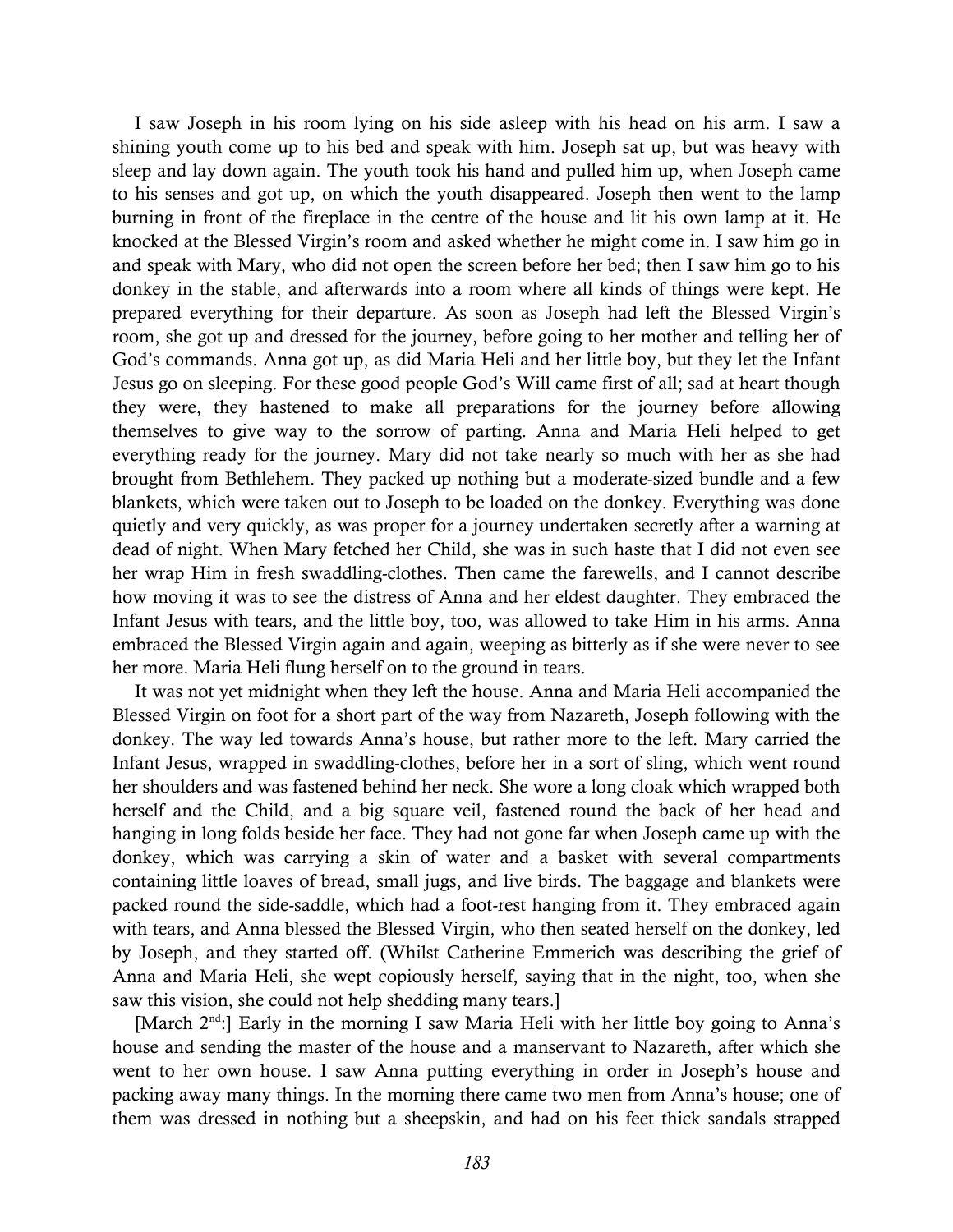I saw Joseph in his room lying on his side asleep with his head on his arm. I saw a shining youth come up to his bed and speak with him. Joseph sat up, but was heavy with sleep and lay down again. The youth took his hand and pulled him up, when Joseph came to his senses and got up, on which the youth disappeared. Joseph then went to the lamp burning in front of the fireplace in the centre of the house and lit his own lamp at it. He knocked at the Blessed Virgin's room and asked whether he might come in. I saw him go in and speak with Mary, who did not open the screen before her bed; then I saw him go to his donkey in the stable, and afterwards into a room where all kinds of things were kept. He prepared everything for their departure. As soon as Joseph had left the Blessed Virgin's room, she got up and dressed for the journey, before going to her mother and telling her of God's commands. Anna got up, as did Maria Heli and her little boy, but they let the Infant Jesus go on sleeping. For these good people God's Will came first of all; sad at heart though they were, they hastened to make all preparations for the journey before allowing themselves to give way to the sorrow of parting. Anna and Maria Heli helped to get everything ready for the journey. Mary did not take nearly so much with her as she had brought from Bethlehem. They packed up nothing but a moderate-sized bundle and a few blankets, which were taken out to Joseph to be loaded on the donkey. Everything was done quietly and very quickly, as was proper for a journey undertaken secretly after a warning at dead of night. When Mary fetched her Child, she was in such haste that I did not even see her wrap Him in fresh swaddling-clothes. Then came the farewells, and I cannot describe how moving it was to see the distress of Anna and her eldest daughter. They embraced the Infant Jesus with tears, and the little boy, too, was allowed to take Him in his arms. Anna embraced the Blessed Virgin again and again, weeping as bitterly as if she were never to see her more. Maria Heli flung herself on to the ground in tears.

It was not yet midnight when they left the house. Anna and Maria Heli accompanied the Blessed Virgin on foot for a short part of the way from Nazareth, Joseph following with the donkey. The way led towards Anna's house, but rather more to the left. Mary carried the Infant Jesus, wrapped in swaddling-clothes, before her in a sort of sling, which went round her shoulders and was fastened behind her neck. She wore a long cloak which wrapped both herself and the Child, and a big square veil, fastened round the back of her head and hanging in long folds beside her face. They had not gone far when Joseph came up with the donkey, which was carrying a skin of water and a basket with several compartments containing little loaves of bread, small jugs, and live birds. The baggage and blankets were packed round the side-saddle, which had a foot-rest hanging from it. They embraced again with tears, and Anna blessed the Blessed Virgin, who then seated herself on the donkey, led by Joseph, and they started off. (Whilst Catherine Emmerich was describing the grief of Anna and Maria Heli, she wept copiously herself, saying that in the night, too, when she saw this vision, she could not help shedding many tears.]

[March 2nd:] Early in the morning I saw Maria Heli with her little boy going to Anna's house and sending the master of the house and a manservant to Nazareth, after which she went to her own house. I saw Anna putting everything in order in Joseph's house and packing away many things. In the morning there came two men from Anna's house; one of them was dressed in nothing but a sheepskin, and had on his feet thick sandals strapped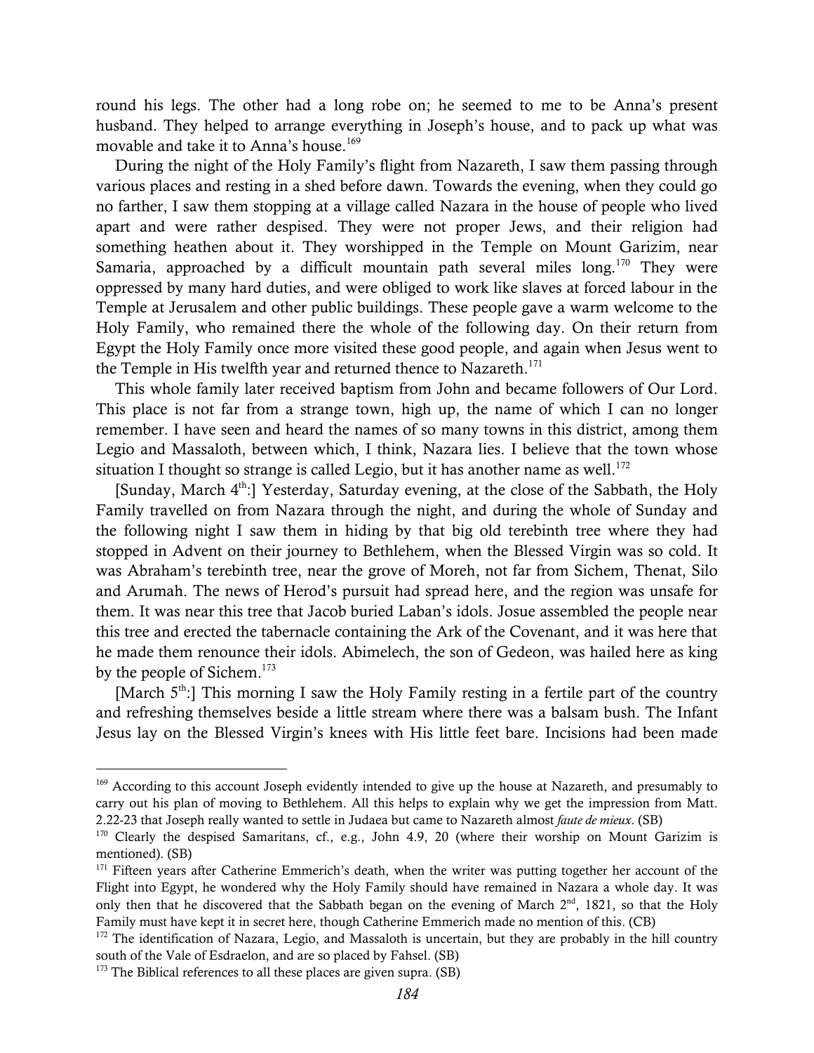round his legs. The other had a long robe on; he seemed to me to be Anna's present husband. They helped to arrange everything in Joseph's house, and to pack up what was movable and take it to Anna's house.[169]

During the night of the Holy Family's flight from Nazareth, I saw them passing through various places and resting in a shed before dawn. Towards the evening, when they could go no farther, I saw them stopping at a village called Nazara in the house of people who lived apart and were rather despised. They were not proper Jews, and their religion had something heathen about it. They worshipped in the Temple on Mount Garizim, near Samaria, approached by a difficult mountain path several miles long.[170] They were oppressed by many hard duties, and were obliged to work like slaves at forced labour in the Temple at Jerusalem and other public buildings. These people gave a warm welcome to the Holy Family, who remained there the whole of the following day. On their return from Egypt the Holy Family once more visited these good people, and again when Jesus went to the Temple in His twelfth year and returned thence to Nazareth.[171]

This whole family later received baptism from John and became followers of Our Lord. This place is not far from a strange town, high up, the name of which I can no longer remember. I have seen and heard the names of so many towns in this district, among them Legio and Massaloth, between which, I think, Nazara lies. I believe that the town whose situation I thought so strange is called Legio, but it has another name as well.[172]

[Sunday, March 4th:] Yesterday, Saturday evening, at the close of the Sabbath, the Holy Family travelled on from Nazara through the night, and during the whole of Sunday and the following night I saw them in hiding by that big old terebinth tree where they had stopped in Advent on their journey to Bethlehem, when the Blessed Virgin was so cold. It was Abraham's terebinth tree, near the grove of Moreh, not far from Sichem, Thenat, Silo and Arumah. The news of Herod's pursuit had spread here, and the region was unsafe for them. It was near this tree that Jacob buried Laban's idols. Josue assembled the people near this tree and erected the tabernacle containing the Ark of the Covenant, and it was here that he made them renounce their idols. Abimelech, the son of Gedeon, was hailed here as king by the people of Sichem.[173]

[March 5th:] This morning I saw the Holy Family resting in a fertile part of the country and refreshing themselves beside a little stream where there was a balsam bush. The Infant Jesus lay on the Blessed Virgin's knees with His little feet bare. Incisions had been made

---

[169] According to this account Joseph evidently intended to give up the house at Nazareth, and presumably to carry out his plan of moving to Bethlehem. All this helps to explain why we get the impression from Matt. 2.22-23 that Joseph really wanted to settle in Judaea but came to Nazareth almost *faute de mieux*. (SB)

[170] Clearly the despised Samaritans, cf., e.g., John 4.9, 20 (where their worship on Mount Garizim is mentioned). (SB)

[171] Fifteen years after Catherine Emmerich's death, when the writer was putting together her account of the Flight into Egypt, he wondered why the Holy Family should have remained in Nazara a whole day. It was only then that he discovered that the Sabbath began on the evening of March 2nd, 1821, so that the Holy Family must have kept it in secret here, though Catherine Emmerich made no mention of this. (CB)

[172] The identification of Nazara, Legio, and Massaloth is uncertain, but they are probably in the hill country south of the Vale of Esdraelon, and are so placed by Fahsel. (SB)

[173] The Biblical references to all these places are given supra. (SB)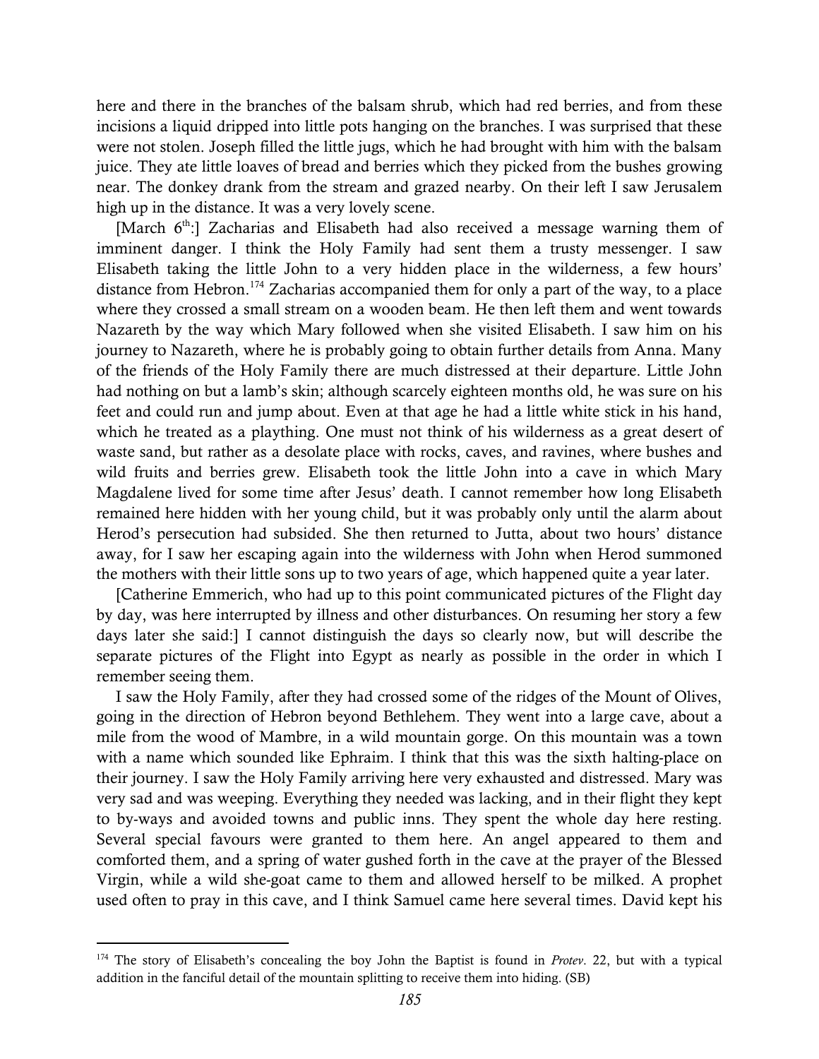here and there in the branches of the balsam shrub, which had red berries, and from these incisions a liquid dripped into little pots hanging on the branches. I was surprised that these were not stolen. Joseph filled the little jugs, which he had brought with him with the balsam juice. They ate little loaves of bread and berries which they picked from the bushes growing near. The donkey drank from the stream and grazed nearby. On their left I saw Jerusalem high up in the distance. It was a very lovely scene.

[March 6th:] Zacharias and Elisabeth had also received a message warning them of imminent danger. I think the Holy Family had sent them a trusty messenger. I saw Elisabeth taking the little John to a very hidden place in the wilderness, a few hours' distance from Hebron.[174] Zacharias accompanied them for only a part of the way, to a place where they crossed a small stream on a wooden beam. He then left them and went towards Nazareth by the way which Mary followed when she visited Elisabeth. I saw him on his journey to Nazareth, where he is probably going to obtain further details from Anna. Many of the friends of the Holy Family there are much distressed at their departure. Little John had nothing on but a lamb's skin; although scarcely eighteen months old, he was sure on his feet and could run and jump about. Even at that age he had a little white stick in his hand, which he treated as a plaything. One must not think of his wilderness as a great desert of waste sand, but rather as a desolate place with rocks, caves, and ravines, where bushes and wild fruits and berries grew. Elisabeth took the little John into a cave in which Mary Magdalene lived for some time after Jesus' death. I cannot remember how long Elisabeth remained here hidden with her young child, but it was probably only until the alarm about Herod's persecution had subsided. She then returned to Jutta, about two hours' distance away, for I saw her escaping again into the wilderness with John when Herod summoned the mothers with their little sons up to two years of age, which happened quite a year later.

[Catherine Emmerich, who had up to this point communicated pictures of the Flight day by day, was here interrupted by illness and other disturbances. On resuming her story a few days later she said:] I cannot distinguish the days so clearly now, but will describe the separate pictures of the Flight into Egypt as nearly as possible in the order in which I remember seeing them.

I saw the Holy Family, after they had crossed some of the ridges of the Mount of Olives, going in the direction of Hebron beyond Bethlehem. They went into a large cave, about a mile from the wood of Mambre, in a wild mountain gorge. On this mountain was a town with a name which sounded like Ephraim. I think that this was the sixth halting-place on their journey. I saw the Holy Family arriving here very exhausted and distressed. Mary was very sad and was weeping. Everything they needed was lacking, and in their flight they kept to by-ways and avoided towns and public inns. They spent the whole day here resting. Several special favours were granted to them here. An angel appeared to them and comforted them, and a spring of water gushed forth in the cave at the prayer of the Blessed Virgin, while a wild she-goat came to them and allowed herself to be milked. A prophet used often to pray in this cave, and I think Samuel came here several times. David kept his

---

[174] The story of Elisabeth's concealing the boy John the Baptist is found in *Protev*. 22, but with a typical addition in the fanciful detail of the mountain splitting to receive them into hiding. (SB)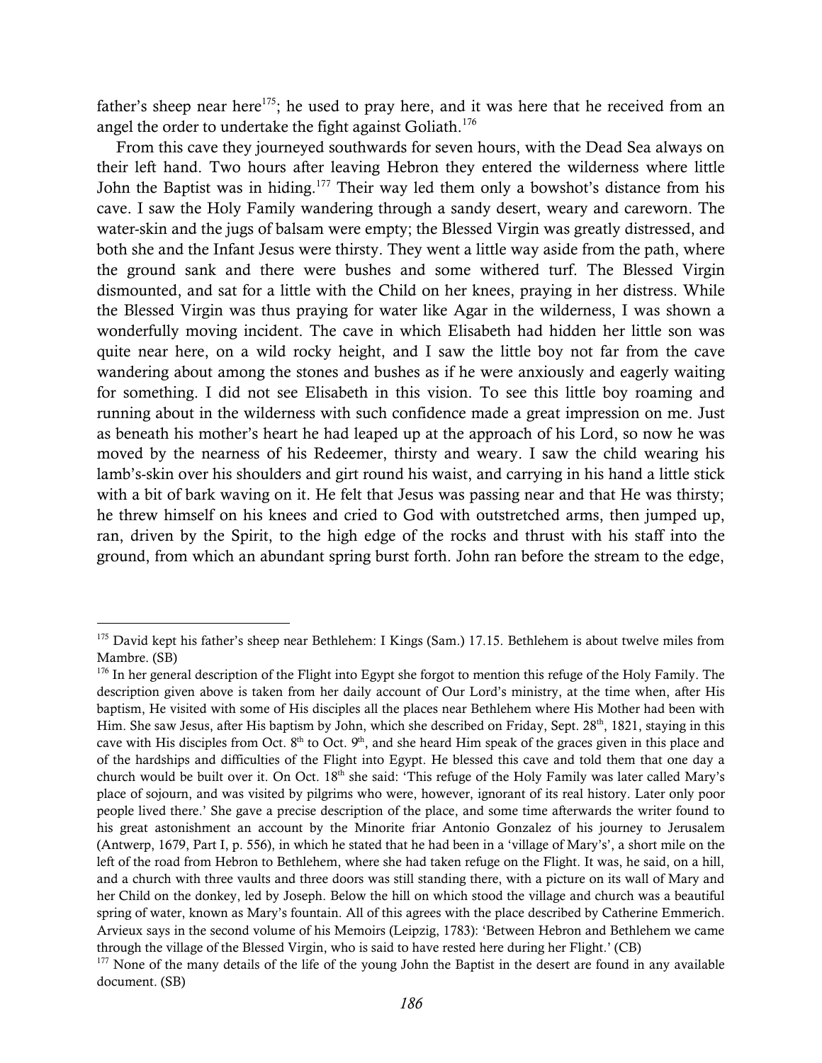father's sheep near here[175]; he used to pray here, and it was here that he received from an angel the order to undertake the fight against Goliath.[176]

From this cave they journeyed southwards for seven hours, with the Dead Sea always on their left hand. Two hours after leaving Hebron they entered the wilderness where little John the Baptist was in hiding.[177] Their way led them only a bowshot's distance from his cave. I saw the Holy Family wandering through a sandy desert, weary and careworn. The water-skin and the jugs of balsam were empty; the Blessed Virgin was greatly distressed, and both she and the Infant Jesus were thirsty. They went a little way aside from the path, where the ground sank and there were bushes and some withered turf. The Blessed Virgin dismounted, and sat for a little with the Child on her knees, praying in her distress. While the Blessed Virgin was thus praying for water like Agar in the wilderness, I was shown a wonderfully moving incident. The cave in which Elisabeth had hidden her little son was quite near here, on a wild rocky height, and I saw the little boy not far from the cave wandering about among the stones and bushes as if he were anxiously and eagerly waiting for something. I did not see Elisabeth in this vision. To see this little boy roaming and running about in the wilderness with such confidence made a great impression on me. Just as beneath his mother's heart he had leaped up at the approach of his Lord, so now he was moved by the nearness of his Redeemer, thirsty and weary. I saw the child wearing his lamb's-skin over his shoulders and girt round his waist, and carrying in his hand a little stick with a bit of bark waving on it. He felt that Jesus was passing near and that He was thirsty; he threw himself on his knees and cried to God with outstretched arms, then jumped up, ran, driven by the Spirit, to the high edge of the rocks and thrust with his staff into the ground, from which an abundant spring burst forth. John ran before the stream to the edge,

---

[175] David kept his father's sheep near Bethlehem: I Kings (Sam.) 17.15. Bethlehem is about twelve miles from Mambre. (SB)

[176] In her general description of the Flight into Egypt she forgot to mention this refuge of the Holy Family. The description given above is taken from her daily account of Our Lord's ministry, at the time when, after His baptism, He visited with some of His disciples all the places near Bethlehem where His Mother had been with Him. She saw Jesus, after His baptism by John, which she described on Friday, Sept. 28th, 1821, staying in this cave with His disciples from Oct. 8th to Oct. 9th, and she heard Him speak of the graces given in this place and of the hardships and difficulties of the Flight into Egypt. He blessed this cave and told them that one day a church would be built over it. On Oct. 18th she said: 'This refuge of the Holy Family was later called Mary's place of sojourn, and was visited by pilgrims who were, however, ignorant of its real history. Later only poor people lived there.' She gave a precise description of the place, and some time afterwards the writer found to his great astonishment an account by the Minorite friar Antonio Gonzalez of his journey to Jerusalem (Antwerp, 1679, Part I, p. 556), in which he stated that he had been in a 'village of Mary's', a short mile on the left of the road from Hebron to Bethlehem, where she had taken refuge on the Flight. It was, he said, on a hill, and a church with three vaults and three doors was still standing there, with a picture on its wall of Mary and her Child on the donkey, led by Joseph. Below the hill on which stood the village and church was a beautiful spring of water, known as Mary's fountain. All of this agrees with the place described by Catherine Emmerich. Arvieux says in the second volume of his Memoirs (Leipzig, 1783): 'Between Hebron and Bethlehem we came through the village of the Blessed Virgin, who is said to have rested here during her Flight.' (CB)

[177] None of the many details of the life of the young John the Baptist in the desert are found in any available document. (SB)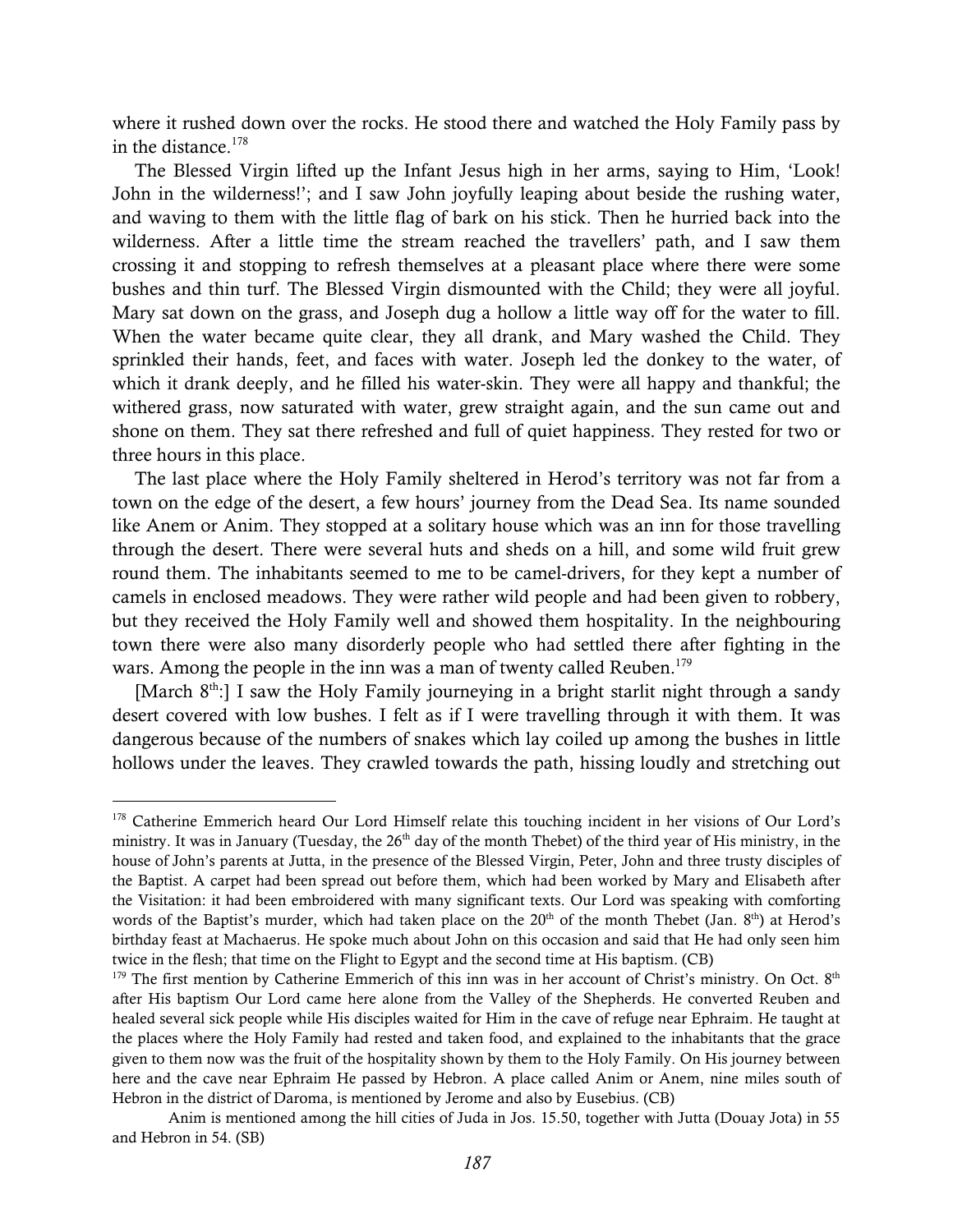where it rushed down over the rocks. He stood there and watched the Holy Family pass by in the distance.[178]

The Blessed Virgin lifted up the Infant Jesus high in her arms, saying to Him, 'Look! John in the wilderness!'; and I saw John joyfully leaping about beside the rushing water, and waving to them with the little flag of bark on his stick. Then he hurried back into the wilderness. After a little time the stream reached the travellers' path, and I saw them crossing it and stopping to refresh themselves at a pleasant place where there were some bushes and thin turf. The Blessed Virgin dismounted with the Child; they were all joyful. Mary sat down on the grass, and Joseph dug a hollow a little way off for the water to fill. When the water became quite clear, they all drank, and Mary washed the Child. They sprinkled their hands, feet, and faces with water. Joseph led the donkey to the water, of which it drank deeply, and he filled his water-skin. They were all happy and thankful; the withered grass, now saturated with water, grew straight again, and the sun came out and shone on them. They sat there refreshed and full of quiet happiness. They rested for two or three hours in this place.

The last place where the Holy Family sheltered in Herod's territory was not far from a town on the edge of the desert, a few hours' journey from the Dead Sea. Its name sounded like Anem or Anim. They stopped at a solitary house which was an inn for those travelling through the desert. There were several huts and sheds on a hill, and some wild fruit grew round them. The inhabitants seemed to me to be camel-drivers, for they kept a number of camels in enclosed meadows. They were rather wild people and had been given to robbery, but they received the Holy Family well and showed them hospitality. In the neighbouring town there were also many disorderly people who had settled there after fighting in the wars. Among the people in the inn was a man of twenty called Reuben.[179]

[March 8th:] I saw the Holy Family journeying in a bright starlit night through a sandy desert covered with low bushes. I felt as if I were travelling through it with them. It was dangerous because of the numbers of snakes which lay coiled up among the bushes in little hollows under the leaves. They crawled towards the path, hissing loudly and stretching out

---

[178] Catherine Emmerich heard Our Lord Himself relate this touching incident in her visions of Our Lord's ministry. It was in January (Tuesday, the 26th day of the month Thebet) of the third year of His ministry, in the house of John's parents at Jutta, in the presence of the Blessed Virgin, Peter, John and three trusty disciples of the Baptist. A carpet had been spread out before them, which had been worked by Mary and Elisabeth after the Visitation: it had been embroidered with many significant texts. Our Lord was speaking with comforting words of the Baptist's murder, which had taken place on the 20th of the month Thebet (Jan. 8th) at Herod's birthday feast at Machaerus. He spoke much about John on this occasion and said that He had only seen him twice in the flesh; that time on the Flight to Egypt and the second time at His baptism. (CB)

[179] The first mention by Catherine Emmerich of this inn was in her account of Christ's ministry. On Oct. 8th after His baptism Our Lord came here alone from the Valley of the Shepherds. He converted Reuben and healed several sick people while His disciples waited for Him in the cave of refuge near Ephraim. He taught at the places where the Holy Family had rested and taken food, and explained to the inhabitants that the grace given to them now was the fruit of the hospitality shown by them to the Holy Family. On His journey between here and the cave near Ephraim He passed by Hebron. A place called Anim or Anem, nine miles south of Hebron in the district of Daroma, is mentioned by Jerome and also by Eusebius. (CB)

Anim is mentioned among the hill cities of Juda in Jos. 15.50, together with Jutta (Douay Jota) in 55 and Hebron in 54. (SB)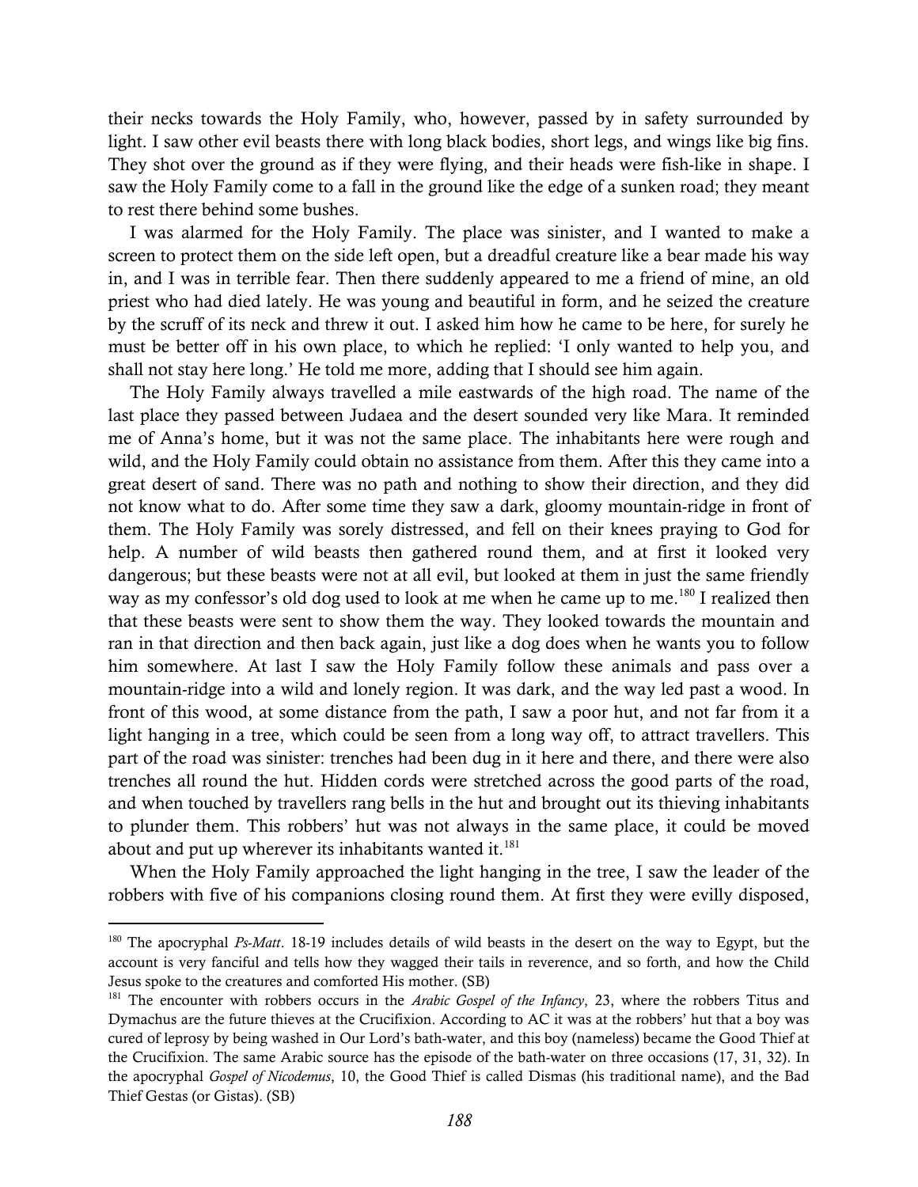their necks towards the Holy Family, who, however, passed by in safety surrounded by light. I saw other evil beasts there with long black bodies, short legs, and wings like big fins. They shot over the ground as if they were flying, and their heads were fish-like in shape. I saw the Holy Family come to a fall in the ground like the edge of a sunken road; they meant to rest there behind some bushes.

I was alarmed for the Holy Family. The place was sinister, and I wanted to make a screen to protect them on the side left open, but a dreadful creature like a bear made his way in, and I was in terrible fear. Then there suddenly appeared to me a friend of mine, an old priest who had died lately. He was young and beautiful in form, and he seized the creature by the scruff of its neck and threw it out. I asked him how he came to be here, for surely he must be better off in his own place, to which he replied: 'I only wanted to help you, and shall not stay here long.' He told me more, adding that I should see him again.

The Holy Family always travelled a mile eastwards of the high road. The name of the last place they passed between Judaea and the desert sounded very like Mara. It reminded me of Anna's home, but it was not the same place. The inhabitants here were rough and wild, and the Holy Family could obtain no assistance from them. After this they came into a great desert of sand. There was no path and nothing to show their direction, and they did not know what to do. After some time they saw a dark, gloomy mountain-ridge in front of them. The Holy Family was sorely distressed, and fell on their knees praying to God for help. A number of wild beasts then gathered round them, and at first it looked very dangerous; but these beasts were not at all evil, but looked at them in just the same friendly way as my confessor's old dog used to look at me when he came up to me.[180] I realized then that these beasts were sent to show them the way. They looked towards the mountain and ran in that direction and then back again, just like a dog does when he wants you to follow him somewhere. At last I saw the Holy Family follow these animals and pass over a mountain-ridge into a wild and lonely region. It was dark, and the way led past a wood. In front of this wood, at some distance from the path, I saw a poor hut, and not far from it a light hanging in a tree, which could be seen from a long way off, to attract travellers. This part of the road was sinister: trenches had been dug in it here and there, and there were also trenches all round the hut. Hidden cords were stretched across the good parts of the road, and when touched by travellers rang bells in the hut and brought out its thieving inhabitants to plunder them. This robbers' hut was not always in the same place, it could be moved about and put up wherever its inhabitants wanted it.[181]

When the Holy Family approached the light hanging in the tree, I saw the leader of the robbers with five of his companions closing round them. At first they were evilly disposed,

---

[180] The apocryphal *Ps-Matt*. 18-19 includes details of wild beasts in the desert on the way to Egypt, but the account is very fanciful and tells how they wagged their tails in reverence, and so forth, and how the Child Jesus spoke to the creatures and comforted His mother. (SB)

[181] The encounter with robbers occurs in the *Arabic Gospel of the Infancy*, 23, where the robbers Titus and Dymachus are the future thieves at the Crucifixion. According to AC it was at the robbers' hut that a boy was cured of leprosy by being washed in Our Lord's bath-water, and this boy (nameless) became the Good Thief at the Crucifixion. The same Arabic source has the episode of the bath-water on three occasions (17, 31, 32). In the apocryphal *Gospel of Nicodemus*, 10, the Good Thief is called Dismas (his traditional name), and the Bad Thief Gestas (or Gistas). (SB)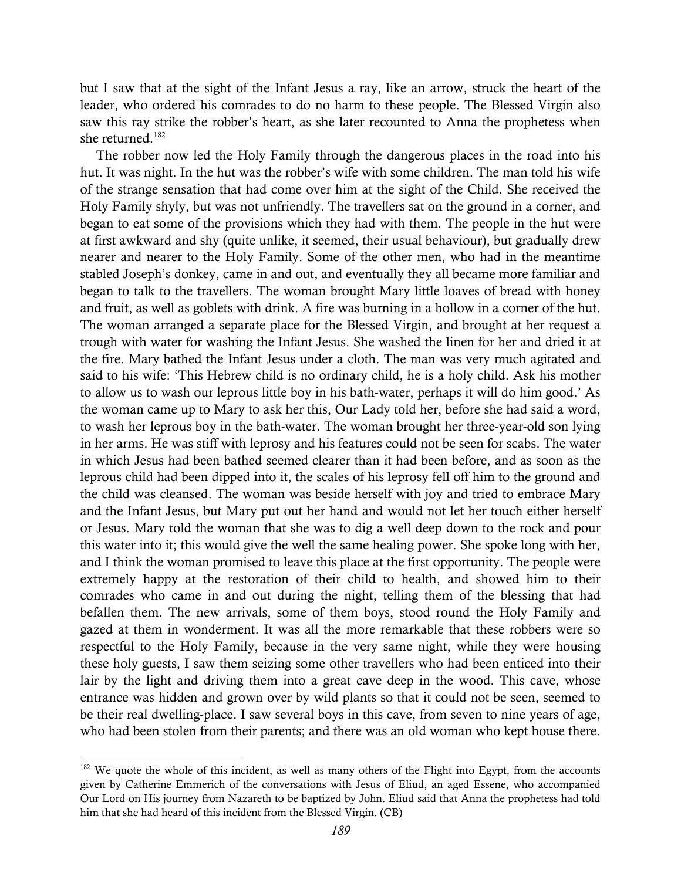but I saw that at the sight of the Infant Jesus a ray, like an arrow, struck the heart of the leader, who ordered his comrades to do no harm to these people. The Blessed Virgin also saw this ray strike the robber's heart, as she later recounted to Anna the prophetess when she returned.[182]

The robber now led the Holy Family through the dangerous places in the road into his hut. It was night. In the hut was the robber's wife with some children. The man told his wife of the strange sensation that had come over him at the sight of the Child. She received the Holy Family shyly, but was not unfriendly. The travellers sat on the ground in a corner, and began to eat some of the provisions which they had with them. The people in the hut were at first awkward and shy (quite unlike, it seemed, their usual behaviour), but gradually drew nearer and nearer to the Holy Family. Some of the other men, who had in the meantime stabled Joseph's donkey, came in and out, and eventually they all became more familiar and began to talk to the travellers. The woman brought Mary little loaves of bread with honey and fruit, as well as goblets with drink. A fire was burning in a hollow in a corner of the hut. The woman arranged a separate place for the Blessed Virgin, and brought at her request a trough with water for washing the Infant Jesus. She washed the linen for her and dried it at the fire. Mary bathed the Infant Jesus under a cloth. The man was very much agitated and said to his wife: 'This Hebrew child is no ordinary child, he is a holy child. Ask his mother to allow us to wash our leprous little boy in his bath-water, perhaps it will do him good.' As the woman came up to Mary to ask her this, Our Lady told her, before she had said a word, to wash her leprous boy in the bath-water. The woman brought her three-year-old son lying in her arms. He was stiff with leprosy and his features could not be seen for scabs. The water in which Jesus had been bathed seemed clearer than it had been before, and as soon as the leprous child had been dipped into it, the scales of his leprosy fell off him to the ground and the child was cleansed. The woman was beside herself with joy and tried to embrace Mary and the Infant Jesus, but Mary put out her hand and would not let her touch either herself or Jesus. Mary told the woman that she was to dig a well deep down to the rock and pour this water into it; this would give the well the same healing power. She spoke long with her, and I think the woman promised to leave this place at the first opportunity. The people were extremely happy at the restoration of their child to health, and showed him to their comrades who came in and out during the night, telling them of the blessing that had befallen them. The new arrivals, some of them boys, stood round the Holy Family and gazed at them in wonderment. It was all the more remarkable that these robbers were so respectful to the Holy Family, because in the very same night, while they were housing these holy guests, I saw them seizing some other travellers who had been enticed into their lair by the light and driving them into a great cave deep in the wood. This cave, whose entrance was hidden and grown over by wild plants so that it could not be seen, seemed to be their real dwelling-place. I saw several boys in this cave, from seven to nine years of age, who had been stolen from their parents; and there was an old woman who kept house there.

---

[182] We quote the whole of this incident, as well as many others of the Flight into Egypt, from the accounts given by Catherine Emmerich of the conversations with Jesus of Eliud, an aged Essene, who accompanied Our Lord on His journey from Nazareth to be baptized by John. Eliud said that Anna the prophetess had told him that she had heard of this incident from the Blessed Virgin. (CB)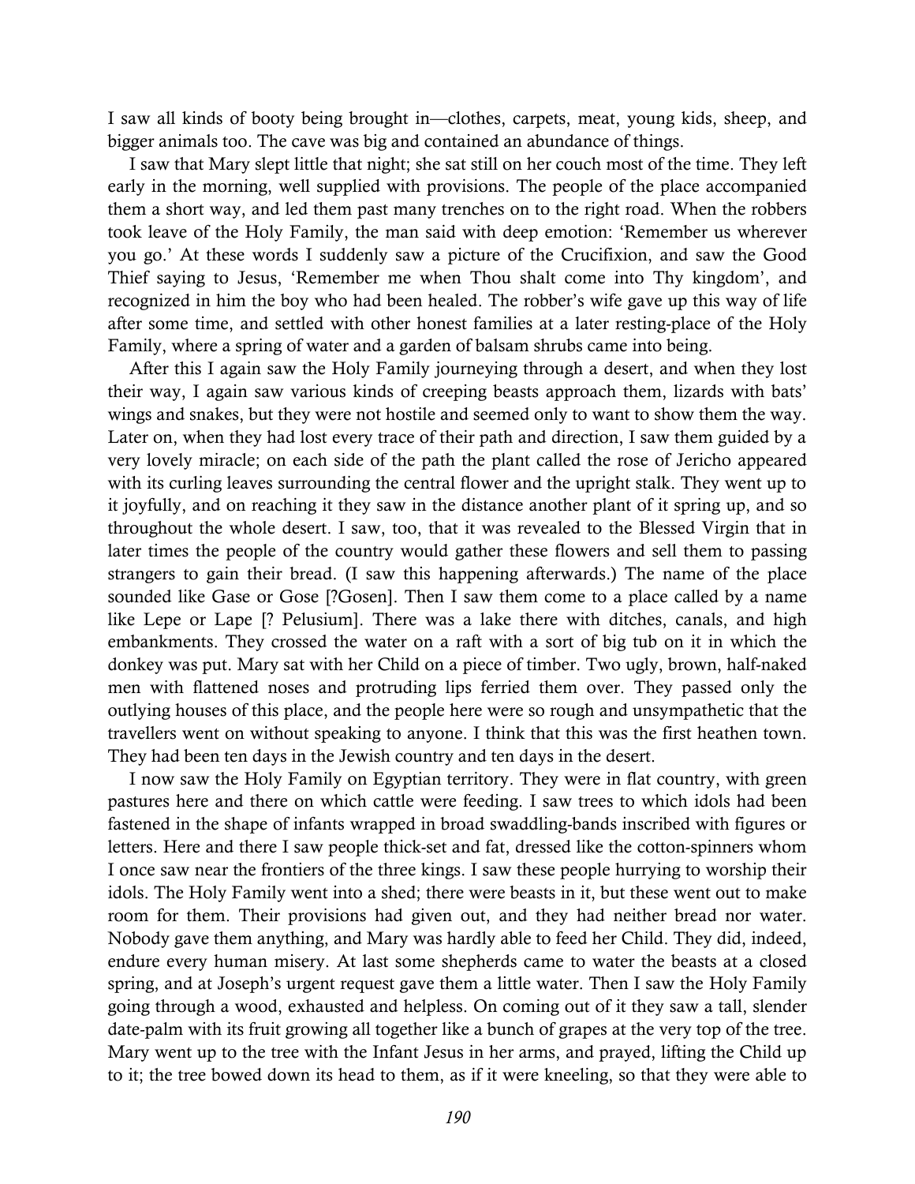I saw all kinds of booty being brought in—clothes, carpets, meat, young kids, sheep, and bigger animals too. The cave was big and contained an abundance of things.

I saw that Mary slept little that night; she sat still on her couch most of the time. They left early in the morning, well supplied with provisions. The people of the place accompanied them a short way, and led them past many trenches on to the right road. When the robbers took leave of the Holy Family, the man said with deep emotion: 'Remember us wherever you go.' At these words I suddenly saw a picture of the Crucifixion, and saw the Good Thief saying to Jesus, 'Remember me when Thou shalt come into Thy kingdom', and recognized in him the boy who had been healed. The robber's wife gave up this way of life after some time, and settled with other honest families at a later resting-place of the Holy Family, where a spring of water and a garden of balsam shrubs came into being.

After this I again saw the Holy Family journeying through a desert, and when they lost their way, I again saw various kinds of creeping beasts approach them, lizards with bats' wings and snakes, but they were not hostile and seemed only to want to show them the way. Later on, when they had lost every trace of their path and direction, I saw them guided by a very lovely miracle; on each side of the path the plant called the rose of Jericho appeared with its curling leaves surrounding the central flower and the upright stalk. They went up to it joyfully, and on reaching it they saw in the distance another plant of it spring up, and so throughout the whole desert. I saw, too, that it was revealed to the Blessed Virgin that in later times the people of the country would gather these flowers and sell them to passing strangers to gain their bread. (I saw this happening afterwards.) The name of the place sounded like Gase or Gose [?Gosen]. Then I saw them come to a place called by a name like Lepe or Lape [? Pelusium]. There was a lake there with ditches, canals, and high embankments. They crossed the water on a raft with a sort of big tub on it in which the donkey was put. Mary sat with her Child on a piece of timber. Two ugly, brown, half-naked men with flattened noses and protruding lips ferried them over. They passed only the outlying houses of this place, and the people here were so rough and unsympathetic that the travellers went on without speaking to anyone. I think that this was the first heathen town. They had been ten days in the Jewish country and ten days in the desert.

I now saw the Holy Family on Egyptian territory. They were in flat country, with green pastures here and there on which cattle were feeding. I saw trees to which idols had been fastened in the shape of infants wrapped in broad swaddling-bands inscribed with figures or letters. Here and there I saw people thick-set and fat, dressed like the cotton-spinners whom I once saw near the frontiers of the three kings. I saw these people hurrying to worship their idols. The Holy Family went into a shed; there were beasts in it, but these went out to make room for them. Their provisions had given out, and they had neither bread nor water. Nobody gave them anything, and Mary was hardly able to feed her Child. They did, indeed, endure every human misery. At last some shepherds came to water the beasts at a closed spring, and at Joseph's urgent request gave them a little water. Then I saw the Holy Family going through a wood, exhausted and helpless. On coming out of it they saw a tall, slender date-palm with its fruit growing all together like a bunch of grapes at the very top of the tree. Mary went up to the tree with the Infant Jesus in her arms, and prayed, lifting the Child up to it; the tree bowed down its head to them, as if it were kneeling, so that they were able to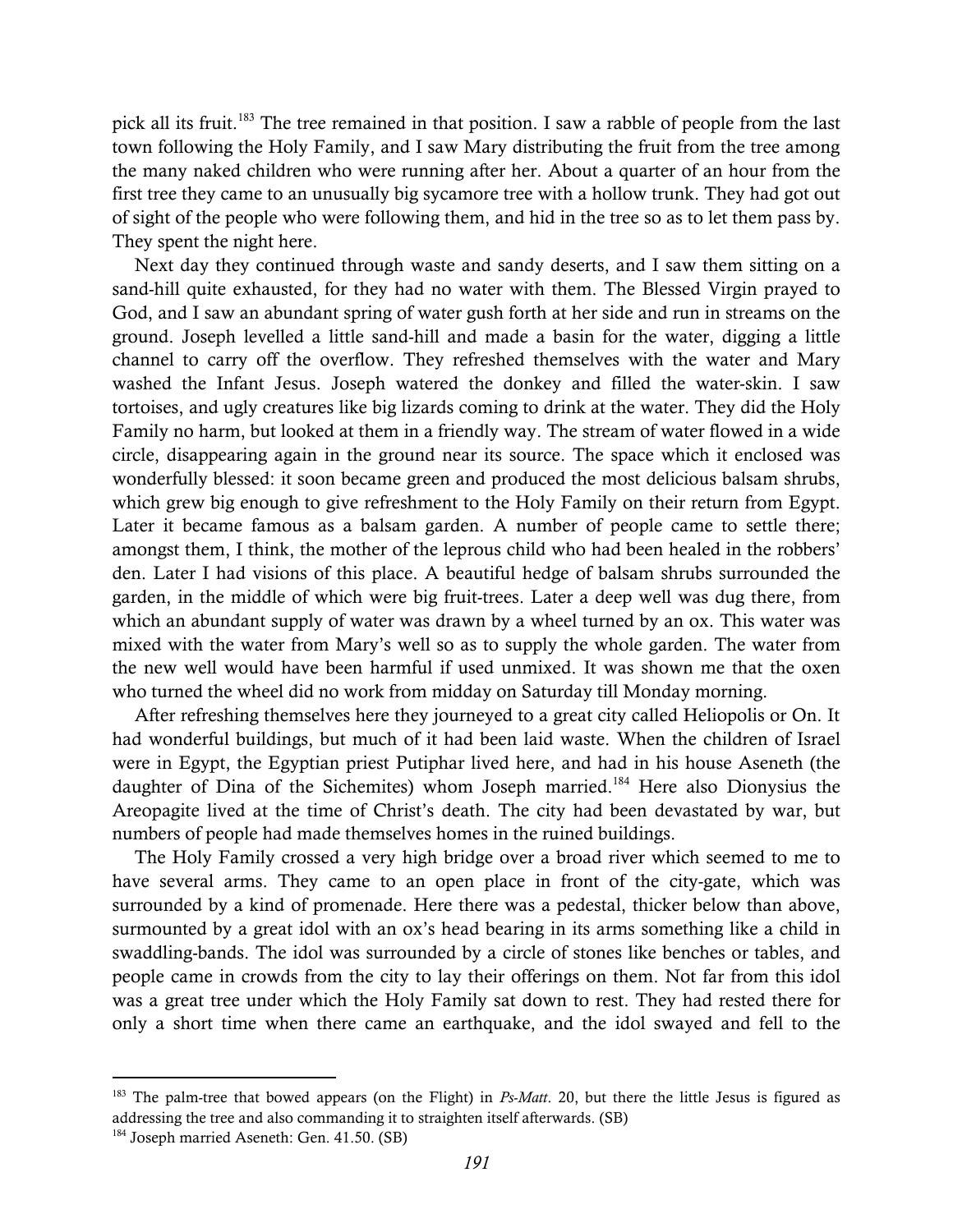pick all its fruit.[183] The tree remained in that position. I saw a rabble of people from the last town following the Holy Family, and I saw Mary distributing the fruit from the tree among the many naked children who were running after her. About a quarter of an hour from the first tree they came to an unusually big sycamore tree with a hollow trunk. They had got out of sight of the people who were following them, and hid in the tree so as to let them pass by. They spent the night here.

Next day they continued through waste and sandy deserts, and I saw them sitting on a sand-hill quite exhausted, for they had no water with them. The Blessed Virgin prayed to God, and I saw an abundant spring of water gush forth at her side and run in streams on the ground. Joseph levelled a little sand-hill and made a basin for the water, digging a little channel to carry off the overflow. They refreshed themselves with the water and Mary washed the Infant Jesus. Joseph watered the donkey and filled the water-skin. I saw tortoises, and ugly creatures like big lizards coming to drink at the water. They did the Holy Family no harm, but looked at them in a friendly way. The stream of water flowed in a wide circle, disappearing again in the ground near its source. The space which it enclosed was wonderfully blessed: it soon became green and produced the most delicious balsam shrubs, which grew big enough to give refreshment to the Holy Family on their return from Egypt. Later it became famous as a balsam garden. A number of people came to settle there; amongst them, I think, the mother of the leprous child who had been healed in the robbers' den. Later I had visions of this place. A beautiful hedge of balsam shrubs surrounded the garden, in the middle of which were big fruit-trees. Later a deep well was dug there, from which an abundant supply of water was drawn by a wheel turned by an ox. This water was mixed with the water from Mary's well so as to supply the whole garden. The water from the new well would have been harmful if used unmixed. It was shown me that the oxen who turned the wheel did no work from midday on Saturday till Monday morning.

After refreshing themselves here they journeyed to a great city called Heliopolis or On. It had wonderful buildings, but much of it had been laid waste. When the children of Israel were in Egypt, the Egyptian priest Putiphar lived here, and had in his house Aseneth (the daughter of Dina of the Sichemites) whom Joseph married.[184] Here also Dionysius the Areopagite lived at the time of Christ's death. The city had been devastated by war, but numbers of people had made themselves homes in the ruined buildings.

The Holy Family crossed a very high bridge over a broad river which seemed to me to have several arms. They came to an open place in front of the city-gate, which was surrounded by a kind of promenade. Here there was a pedestal, thicker below than above, surmounted by a great idol with an ox's head bearing in its arms something like a child in swaddling-bands. The idol was surrounded by a circle of stones like benches or tables, and people came in crowds from the city to lay their offerings on them. Not far from this idol was a great tree under which the Holy Family sat down to rest. They had rested there for only a short time when there came an earthquake, and the idol swayed and fell to the

---

[183] The palm-tree that bowed appears (on the Flight) in *Ps-Matt*. 20, but there the little Jesus is figured as addressing the tree and also commanding it to straighten itself afterwards. (SB)

[184] Joseph married Aseneth: Gen. 41.50. (SB)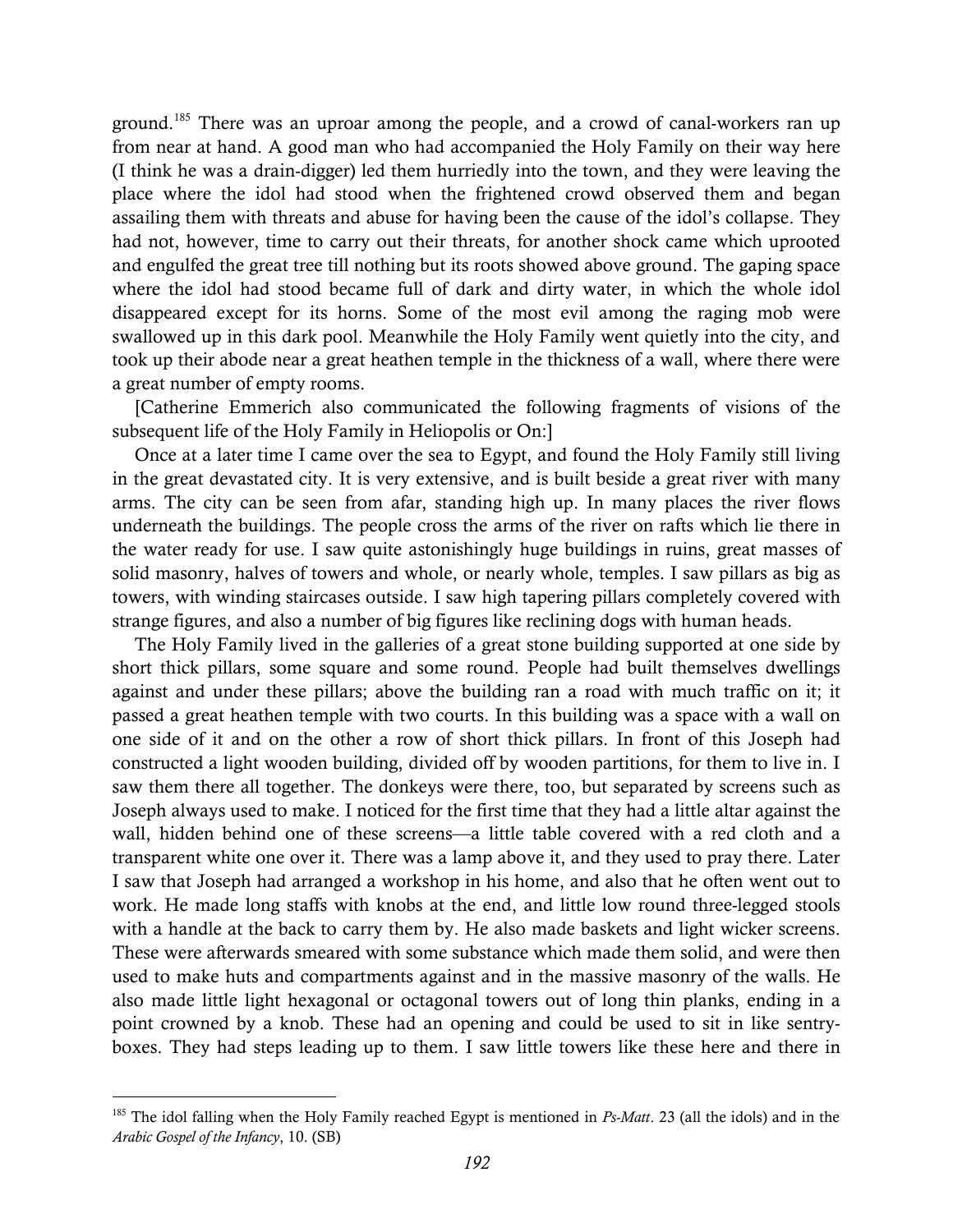ground.[185] There was an uproar among the people, and a crowd of canal-workers ran up from near at hand. A good man who had accompanied the Holy Family on their way here (I think he was a drain-digger) led them hurriedly into the town, and they were leaving the place where the idol had stood when the frightened crowd observed them and began assailing them with threats and abuse for having been the cause of the idol's collapse. They had not, however, time to carry out their threats, for another shock came which uprooted and engulfed the great tree till nothing but its roots showed above ground. The gaping space where the idol had stood became full of dark and dirty water, in which the whole idol disappeared except for its horns. Some of the most evil among the raging mob were swallowed up in this dark pool. Meanwhile the Holy Family went quietly into the city, and took up their abode near a great heathen temple in the thickness of a wall, where there were a great number of empty rooms.

[Catherine Emmerich also communicated the following fragments of visions of the subsequent life of the Holy Family in Heliopolis or On:]

Once at a later time I came over the sea to Egypt, and found the Holy Family still living in the great devastated city. It is very extensive, and is built beside a great river with many arms. The city can be seen from afar, standing high up. In many places the river flows underneath the buildings. The people cross the arms of the river on rafts which lie there in the water ready for use. I saw quite astonishingly huge buildings in ruins, great masses of solid masonry, halves of towers and whole, or nearly whole, temples. I saw pillars as big as towers, with winding staircases outside. I saw high tapering pillars completely covered with strange figures, and also a number of big figures like reclining dogs with human heads.

The Holy Family lived in the galleries of a great stone building supported at one side by short thick pillars, some square and some round. People had built themselves dwellings against and under these pillars; above the building ran a road with much traffic on it; it passed a great heathen temple with two courts. In this building was a space with a wall on one side of it and on the other a row of short thick pillars. In front of this Joseph had constructed a light wooden building, divided off by wooden partitions, for them to live in. I saw them there all together. The donkeys were there, too, but separated by screens such as Joseph always used to make. I noticed for the first time that they had a little altar against the wall, hidden behind one of these screens—a little table covered with a red cloth and a transparent white one over it. There was a lamp above it, and they used to pray there. Later I saw that Joseph had arranged a workshop in his home, and also that he often went out to work. He made long staffs with knobs at the end, and little low round three-legged stools with a handle at the back to carry them by. He also made baskets and light wicker screens. These were afterwards smeared with some substance which made them solid, and were then used to make huts and compartments against and in the massive masonry of the walls. He also made little light hexagonal or octagonal towers out of long thin planks, ending in a point crowned by a knob. These had an opening and could be used to sit in like sentry-boxes. They had steps leading up to them. I saw little towers like these here and there in

---

[185] The idol falling when the Holy Family reached Egypt is mentioned in *Ps-Matt*. 23 (all the idols) and in the *Arabic Gospel of the Infancy*, 10. (SB)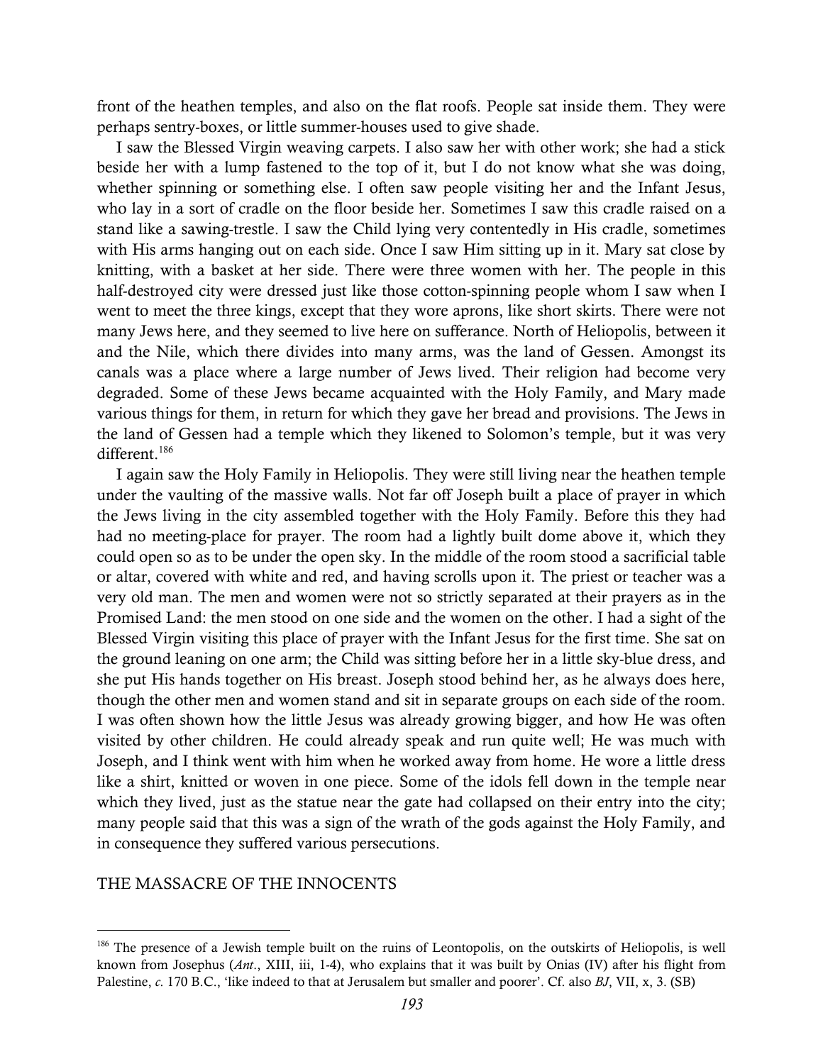front of the heathen temples, and also on the flat roofs. People sat inside them. They were perhaps sentry-boxes, or little summer-houses used to give shade.

I saw the Blessed Virgin weaving carpets. I also saw her with other work; she had a stick beside her with a lump fastened to the top of it, but I do not know what she was doing, whether spinning or something else. I often saw people visiting her and the Infant Jesus, who lay in a sort of cradle on the floor beside her. Sometimes I saw this cradle raised on a stand like a sawing-trestle. I saw the Child lying very contentedly in His cradle, sometimes with His arms hanging out on each side. Once I saw Him sitting up in it. Mary sat close by knitting, with a basket at her side. There were three women with her. The people in this half-destroyed city were dressed just like those cotton-spinning people whom I saw when I went to meet the three kings, except that they wore aprons, like short skirts. There were not many Jews here, and they seemed to live here on sufferance. North of Heliopolis, between it and the Nile, which there divides into many arms, was the land of Gessen. Amongst its canals was a place where a large number of Jews lived. Their religion had become very degraded. Some of these Jews became acquainted with the Holy Family, and Mary made various things for them, in return for which they gave her bread and provisions. The Jews in the land of Gessen had a temple which they likened to Solomon's temple, but it was very different.[186]

I again saw the Holy Family in Heliopolis. They were still living near the heathen temple under the vaulting of the massive walls. Not far off Joseph built a place of prayer in which the Jews living in the city assembled together with the Holy Family. Before this they had had no meeting-place for prayer. The room had a lightly built dome above it, which they could open so as to be under the open sky. In the middle of the room stood a sacrificial table or altar, covered with white and red, and having scrolls upon it. The priest or teacher was a very old man. The men and women were not so strictly separated at their prayers as in the Promised Land: the men stood on one side and the women on the other. I had a sight of the Blessed Virgin visiting this place of prayer with the Infant Jesus for the first time. She sat on the ground leaning on one arm; the Child was sitting before her in a little sky-blue dress, and she put His hands together on His breast. Joseph stood behind her, as he always does here, though the other men and women stand and sit in separate groups on each side of the room. I was often shown how the little Jesus was already growing bigger, and how He was often visited by other children. He could already speak and run quite well; He was much with Joseph, and I think went with him when he worked away from home. He wore a little dress like a shirt, knitted or woven in one piece. Some of the idols fell down in the temple near which they lived, just as the statue near the gate had collapsed on their entry into the city; many people said that this was a sign of the wrath of the gods against the Holy Family, and in consequence they suffered various persecutions.

## THE MASSACRE OF THE INNOCENTS

---

[186] The presence of a Jewish temple built on the ruins of Leontopolis, on the outskirts of Heliopolis, is well known from Josephus (*Ant*., XIII, iii, 1-4), who explains that it was built by Onias (IV) after his flight from Palestine, *c*. 170 B.C., 'like indeed to that at Jerusalem but smaller and poorer'. Cf. also *BJ*, VII, x, 3. (SB)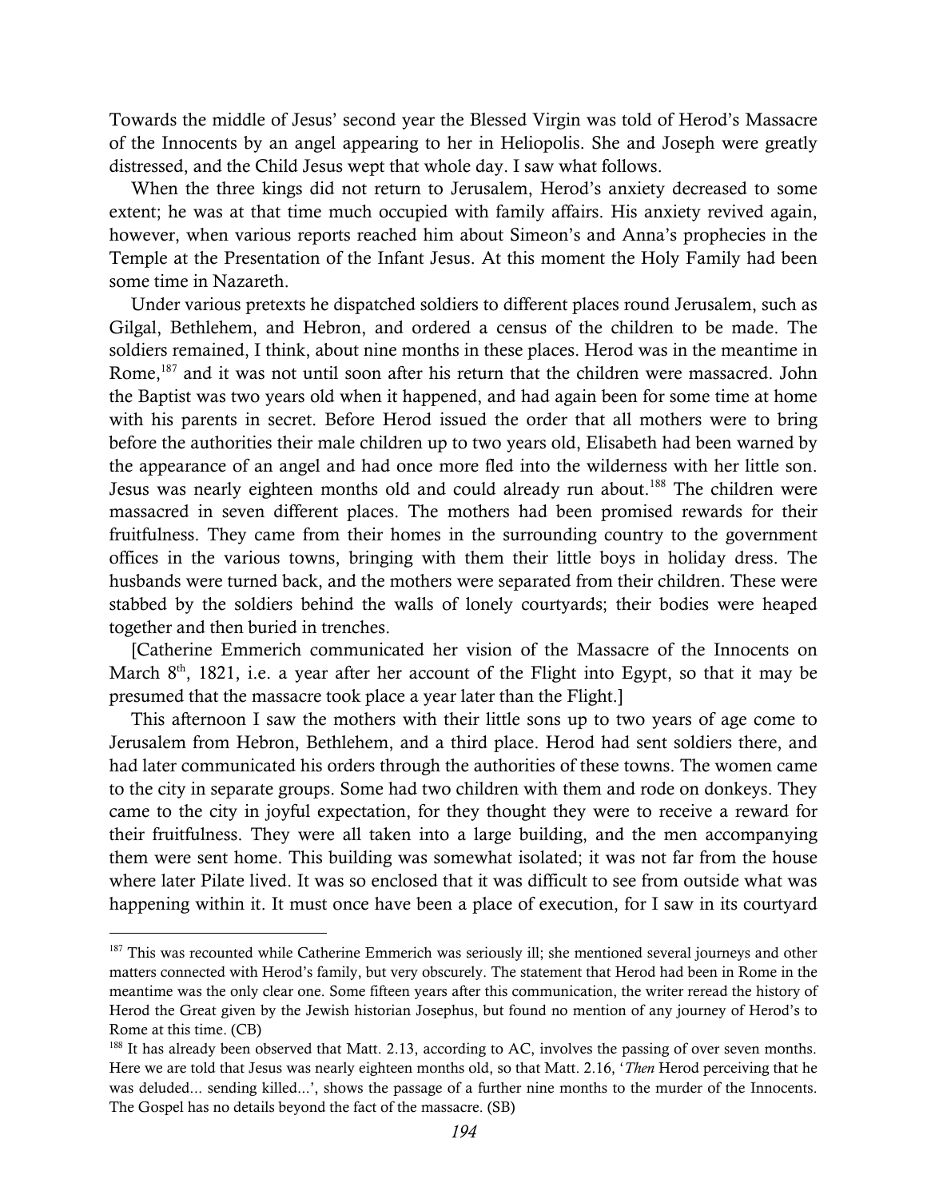Towards the middle of Jesus' second year the Blessed Virgin was told of Herod's Massacre of the Innocents by an angel appearing to her in Heliopolis. She and Joseph were greatly distressed, and the Child Jesus wept that whole day. I saw what follows.

When the three kings did not return to Jerusalem, Herod's anxiety decreased to some extent; he was at that time much occupied with family affairs. His anxiety revived again, however, when various reports reached him about Simeon's and Anna's prophecies in the Temple at the Presentation of the Infant Jesus. At this moment the Holy Family had been some time in Nazareth.

Under various pretexts he dispatched soldiers to different places round Jerusalem, such as Gilgal, Bethlehem, and Hebron, and ordered a census of the children to be made. The soldiers remained, I think, about nine months in these places. Herod was in the meantime in Rome,[187] and it was not until soon after his return that the children were massacred. John the Baptist was two years old when it happened, and had again been for some time at home with his parents in secret. Before Herod issued the order that all mothers were to bring before the authorities their male children up to two years old, Elisabeth had been warned by the appearance of an angel and had once more fled into the wilderness with her little son. Jesus was nearly eighteen months old and could already run about.[188] The children were massacred in seven different places. The mothers had been promised rewards for their fruitfulness. They came from their homes in the surrounding country to the government offices in the various towns, bringing with them their little boys in holiday dress. The husbands were turned back, and the mothers were separated from their children. These were stabbed by the soldiers behind the walls of lonely courtyards; their bodies were heaped together and then buried in trenches.

[Catherine Emmerich communicated her vision of the Massacre of the Innocents on March 8th, 1821, i.e. a year after her account of the Flight into Egypt, so that it may be presumed that the massacre took place a year later than the Flight.]

This afternoon I saw the mothers with their little sons up to two years of age come to Jerusalem from Hebron, Bethlehem, and a third place. Herod had sent soldiers there, and had later communicated his orders through the authorities of these towns. The women came to the city in separate groups. Some had two children with them and rode on donkeys. They came to the city in joyful expectation, for they thought they were to receive a reward for their fruitfulness. They were all taken into a large building, and the men accompanying them were sent home. This building was somewhat isolated; it was not far from the house where later Pilate lived. It was so enclosed that it was difficult to see from outside what was happening within it. It must once have been a place of execution, for I saw in its courtyard

---

[187] This was recounted while Catherine Emmerich was seriously ill; she mentioned several journeys and other matters connected with Herod's family, but very obscurely. The statement that Herod had been in Rome in the meantime was the only clear one. Some fifteen years after this communication, the writer reread the history of Herod the Great given by the Jewish historian Josephus, but found no mention of any journey of Herod's to Rome at this time. (CB)

[188] It has already been observed that Matt. 2.13, according to AC, involves the passing of over seven months. Here we are told that Jesus was nearly eighteen months old, so that Matt. 2.16, '*Then* Herod perceiving that he was deluded... sending killed...', shows the passage of a further nine months to the murder of the Innocents. The Gospel has no details beyond the fact of the massacre. (SB)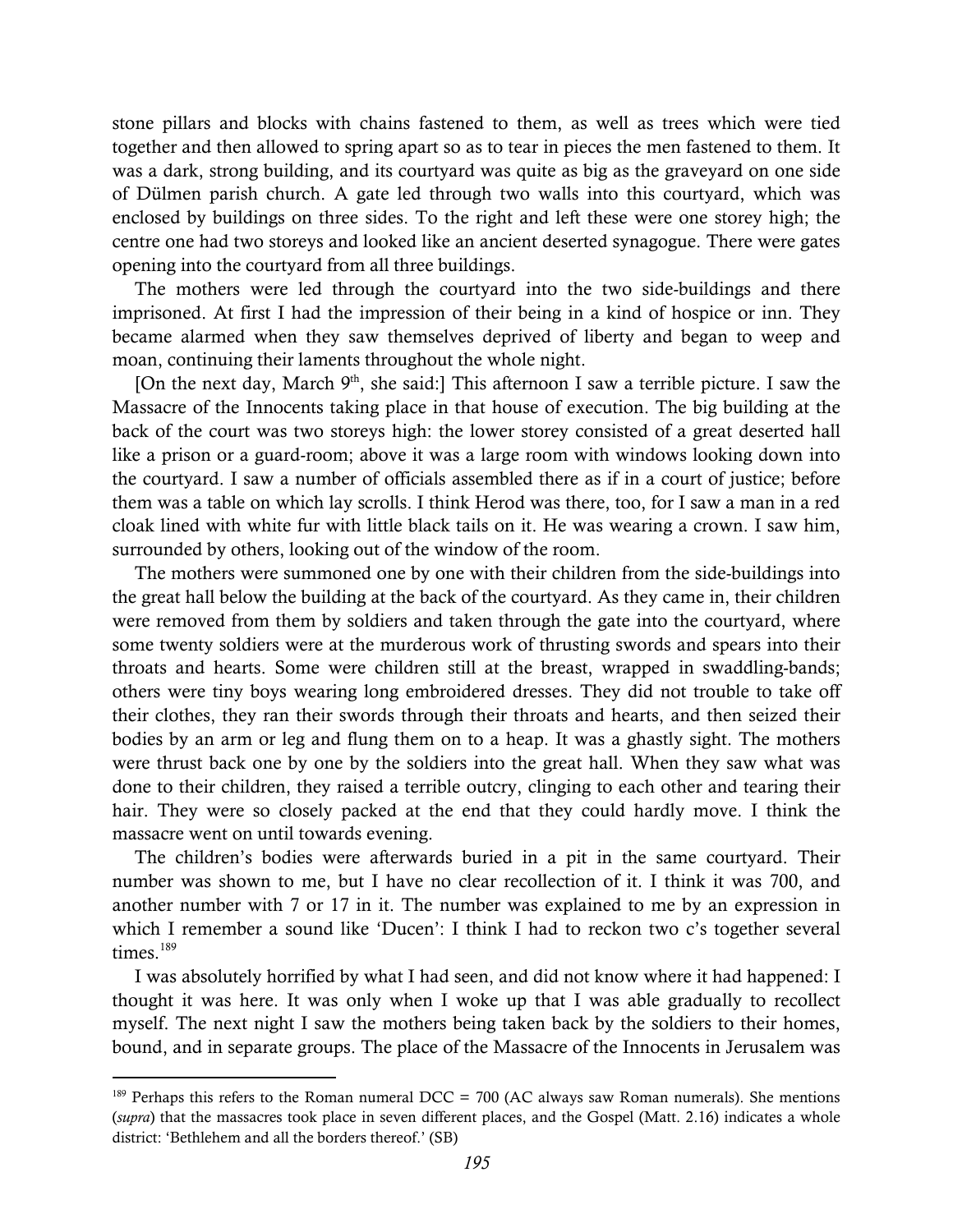stone pillars and blocks with chains fastened to them, as well as trees which were tied together and then allowed to spring apart so as to tear in pieces the men fastened to them. It was a dark, strong building, and its courtyard was quite as big as the graveyard on one side of Dülmen parish church. A gate led through two walls into this courtyard, which was enclosed by buildings on three sides. To the right and left these were one storey high; the centre one had two storeys and looked like an ancient deserted synagogue. There were gates opening into the courtyard from all three buildings.

The mothers were led through the courtyard into the two side-buildings and there imprisoned. At first I had the impression of their being in a kind of hospice or inn. They became alarmed when they saw themselves deprived of liberty and began to weep and moan, continuing their laments throughout the whole night.

[On the next day, March 9th, she said:] This afternoon I saw a terrible picture. I saw the Massacre of the Innocents taking place in that house of execution. The big building at the back of the court was two storeys high: the lower storey consisted of a great deserted hall like a prison or a guard-room; above it was a large room with windows looking down into the courtyard. I saw a number of officials assembled there as if in a court of justice; before them was a table on which lay scrolls. I think Herod was there, too, for I saw a man in a red cloak lined with white fur with little black tails on it. He was wearing a crown. I saw him, surrounded by others, looking out of the window of the room.

The mothers were summoned one by one with their children from the side-buildings into the great hall below the building at the back of the courtyard. As they came in, their children were removed from them by soldiers and taken through the gate into the courtyard, where some twenty soldiers were at the murderous work of thrusting swords and spears into their throats and hearts. Some were children still at the breast, wrapped in swaddling-bands; others were tiny boys wearing long embroidered dresses. They did not trouble to take off their clothes, they ran their swords through their throats and hearts, and then seized their bodies by an arm or leg and flung them on to a heap. It was a ghastly sight. The mothers were thrust back one by one by the soldiers into the great hall. When they saw what was done to their children, they raised a terrible outcry, clinging to each other and tearing their hair. They were so closely packed at the end that they could hardly move. I think the massacre went on until towards evening.

The children's bodies were afterwards buried in a pit in the same courtyard. Their number was shown to me, but I have no clear recollection of it. I think it was 700, and another number with 7 or 17 in it. The number was explained to me by an expression in which I remember a sound like 'Ducen': I think I had to reckon two c's together several times.[189]

I was absolutely horrified by what I had seen, and did not know where it had happened: I thought it was here. It was only when I woke up that I was able gradually to recollect myself. The next night I saw the mothers being taken back by the soldiers to their homes, bound, and in separate groups. The place of the Massacre of the Innocents in Jerusalem was

---

[189] Perhaps this refers to the Roman numeral DCC = 700 (AC always saw Roman numerals). She mentions (*supra*) that the massacres took place in seven different places, and the Gospel (Matt. 2.16) indicates a whole district: 'Bethlehem and all the borders thereof.' (SB)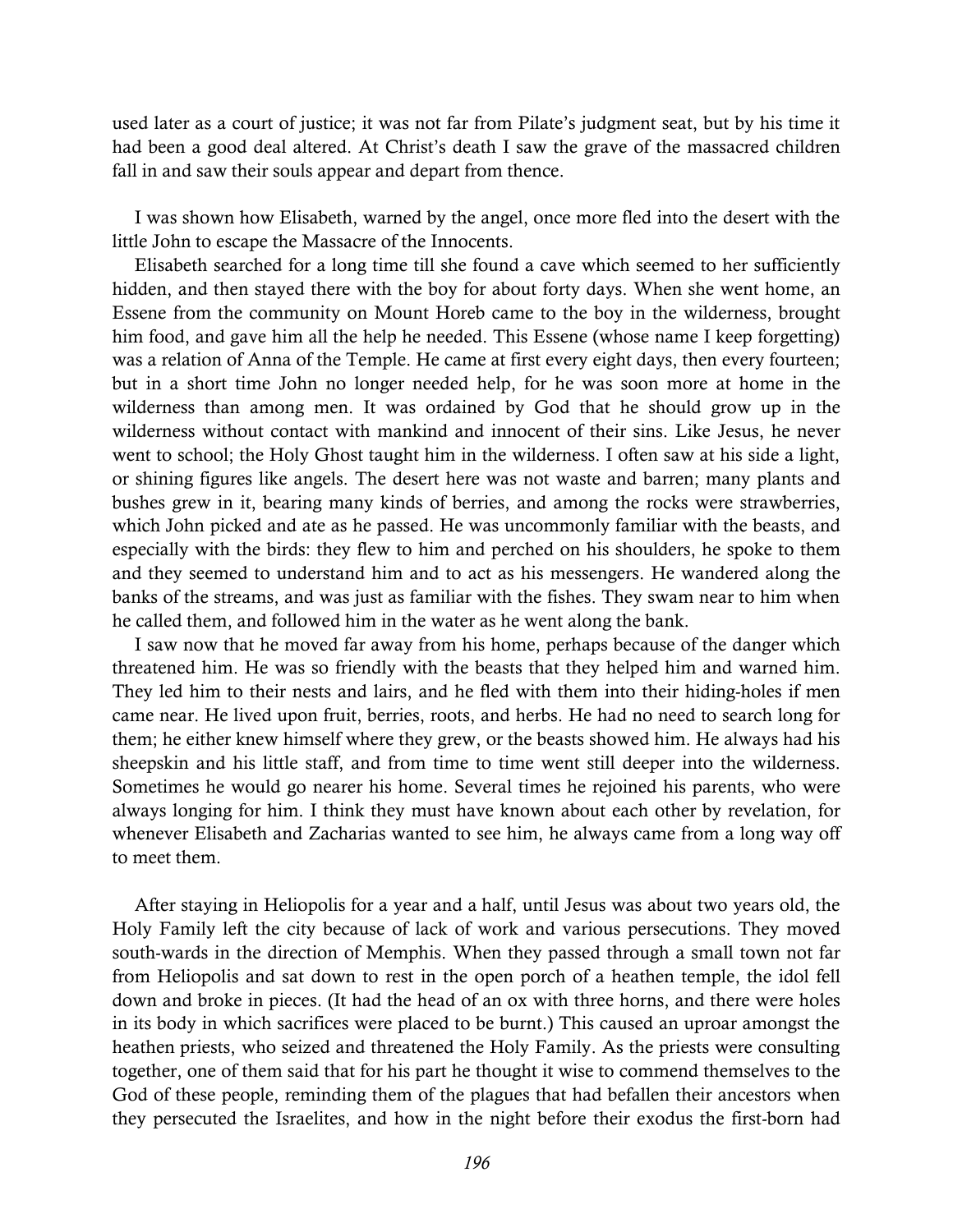used later as a court of justice; it was not far from Pilate's judgment seat, but by his time it had been a good deal altered. At Christ's death I saw the grave of the massacred children fall in and saw their souls appear and depart from thence.

I was shown how Elisabeth, warned by the angel, once more fled into the desert with the little John to escape the Massacre of the Innocents.

Elisabeth searched for a long time till she found a cave which seemed to her sufficiently hidden, and then stayed there with the boy for about forty days. When she went home, an Essene from the community on Mount Horeb came to the boy in the wilderness, brought him food, and gave him all the help he needed. This Essene (whose name I keep forgetting) was a relation of Anna of the Temple. He came at first every eight days, then every fourteen; but in a short time John no longer needed help, for he was soon more at home in the wilderness than among men. It was ordained by God that he should grow up in the wilderness without contact with mankind and innocent of their sins. Like Jesus, he never went to school; the Holy Ghost taught him in the wilderness. I often saw at his side a light, or shining figures like angels. The desert here was not waste and barren; many plants and bushes grew in it, bearing many kinds of berries, and among the rocks were strawberries, which John picked and ate as he passed. He was uncommonly familiar with the beasts, and especially with the birds: they flew to him and perched on his shoulders, he spoke to them and they seemed to understand him and to act as his messengers. He wandered along the banks of the streams, and was just as familiar with the fishes. They swam near to him when he called them, and followed him in the water as he went along the bank.

I saw now that he moved far away from his home, perhaps because of the danger which threatened him. He was so friendly with the beasts that they helped him and warned him. They led him to their nests and lairs, and he fled with them into their hiding-holes if men came near. He lived upon fruit, berries, roots, and herbs. He had no need to search long for them; he either knew himself where they grew, or the beasts showed him. He always had his sheepskin and his little staff, and from time to time went still deeper into the wilderness. Sometimes he would go nearer his home. Several times he rejoined his parents, who were always longing for him. I think they must have known about each other by revelation, for whenever Elisabeth and Zacharias wanted to see him, he always came from a long way off to meet them.

After staying in Heliopolis for a year and a half, until Jesus was about two years old, the Holy Family left the city because of lack of work and various persecutions. They moved south-wards in the direction of Memphis. When they passed through a small town not far from Heliopolis and sat down to rest in the open porch of a heathen temple, the idol fell down and broke in pieces. (It had the head of an ox with three horns, and there were holes in its body in which sacrifices were placed to be burnt.) This caused an uproar amongst the heathen priests, who seized and threatened the Holy Family. As the priests were consulting together, one of them said that for his part he thought it wise to commend themselves to the God of these people, reminding them of the plagues that had befallen their ancestors when they persecuted the Israelites, and how in the night before their exodus the first-born had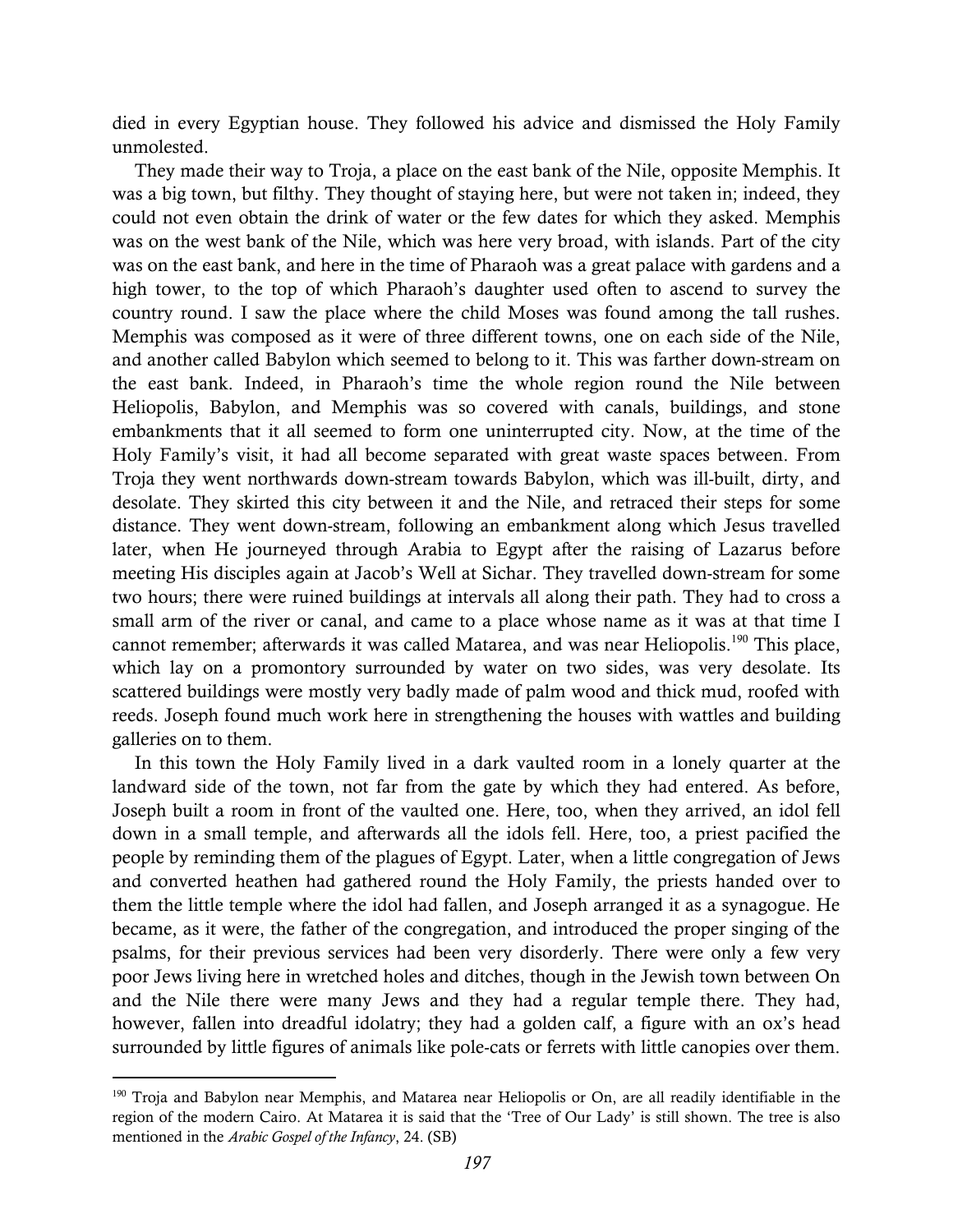died in every Egyptian house. They followed his advice and dismissed the Holy Family unmolested.

They made their way to Troja, a place on the east bank of the Nile, opposite Memphis. It was a big town, but filthy. They thought of staying here, but were not taken in; indeed, they could not even obtain the drink of water or the few dates for which they asked. Memphis was on the west bank of the Nile, which was here very broad, with islands. Part of the city was on the east bank, and here in the time of Pharaoh was a great palace with gardens and a high tower, to the top of which Pharaoh's daughter used often to ascend to survey the country round. I saw the place where the child Moses was found among the tall rushes. Memphis was composed as it were of three different towns, one on each side of the Nile, and another called Babylon which seemed to belong to it. This was farther down-stream on the east bank. Indeed, in Pharaoh's time the whole region round the Nile between Heliopolis, Babylon, and Memphis was so covered with canals, buildings, and stone embankments that it all seemed to form one uninterrupted city. Now, at the time of the Holy Family's visit, it had all become separated with great waste spaces between. From Troja they went northwards down-stream towards Babylon, which was ill-built, dirty, and desolate. They skirted this city between it and the Nile, and retraced their steps for some distance. They went down-stream, following an embankment along which Jesus travelled later, when He journeyed through Arabia to Egypt after the raising of Lazarus before meeting His disciples again at Jacob's Well at Sichar. They travelled down-stream for some two hours; there were ruined buildings at intervals all along their path. They had to cross a small arm of the river or canal, and came to a place whose name as it was at that time I cannot remember; afterwards it was called Matarea, and was near Heliopolis.[190] This place, which lay on a promontory surrounded by water on two sides, was very desolate. Its scattered buildings were mostly very badly made of palm wood and thick mud, roofed with reeds. Joseph found much work here in strengthening the houses with wattles and building galleries on to them.

In this town the Holy Family lived in a dark vaulted room in a lonely quarter at the landward side of the town, not far from the gate by which they had entered. As before, Joseph built a room in front of the vaulted one. Here, too, when they arrived, an idol fell down in a small temple, and afterwards all the idols fell. Here, too, a priest pacified the people by reminding them of the plagues of Egypt. Later, when a little congregation of Jews and converted heathen had gathered round the Holy Family, the priests handed over to them the little temple where the idol had fallen, and Joseph arranged it as a synagogue. He became, as it were, the father of the congregation, and introduced the proper singing of the psalms, for their previous services had been very disorderly. There were only a few very poor Jews living here in wretched holes and ditches, though in the Jewish town between On and the Nile there were many Jews and they had a regular temple there. They had, however, fallen into dreadful idolatry; they had a golden calf, a figure with an ox's head surrounded by little figures of animals like pole-cats or ferrets with little canopies over them.

---

[190] Troja and Babylon near Memphis, and Matarea near Heliopolis or On, are all readily identifiable in the region of the modern Cairo. At Matarea it is said that the 'Tree of Our Lady' is still shown. The tree is also mentioned in the *Arabic Gospel of the Infancy*, 24. (SB)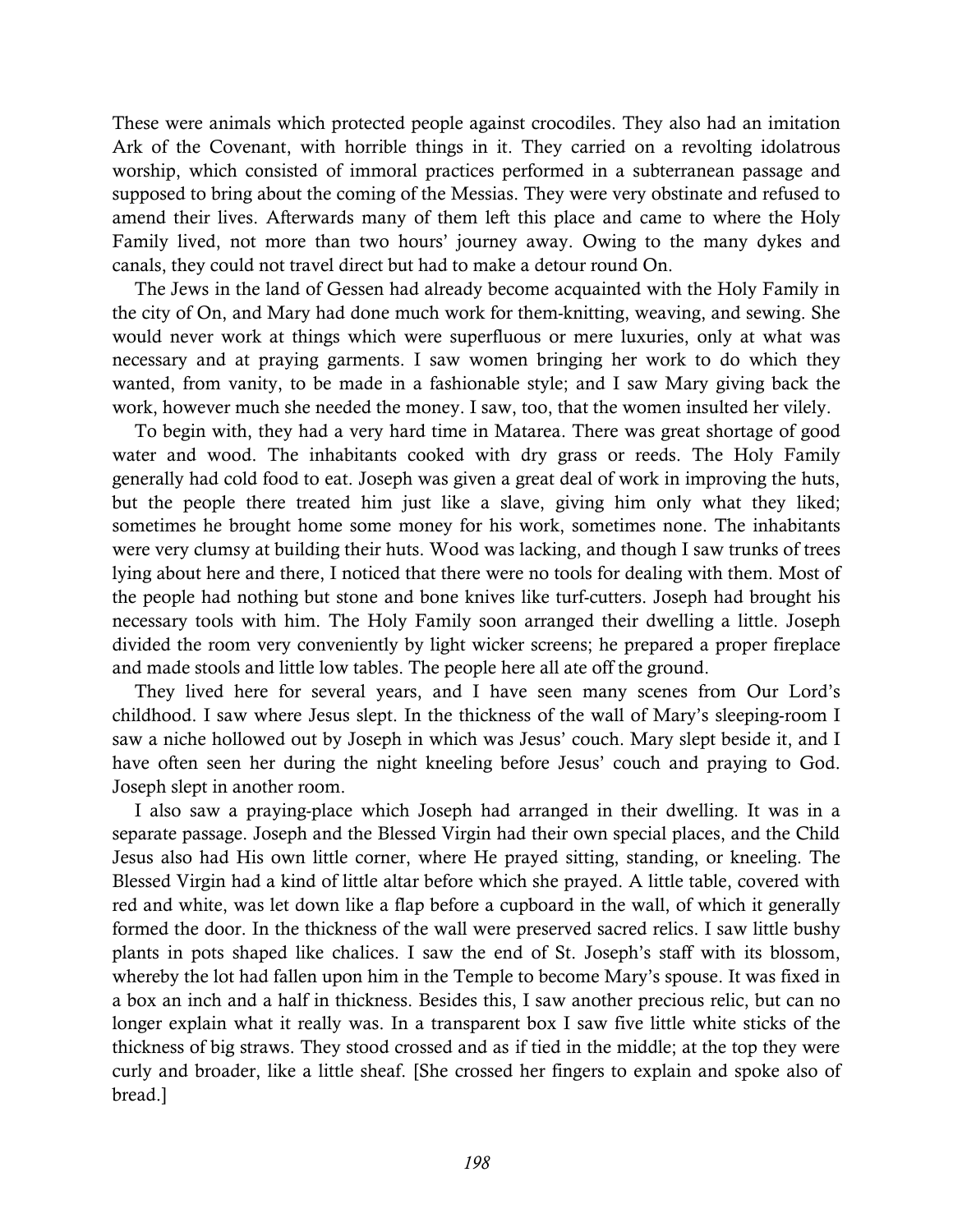These were animals which protected people against crocodiles. They also had an imitation Ark of the Covenant, with horrible things in it. They carried on a revolting idolatrous worship, which consisted of immoral practices performed in a subterranean passage and supposed to bring about the coming of the Messias. They were very obstinate and refused to amend their lives. Afterwards many of them left this place and came to where the Holy Family lived, not more than two hours' journey away. Owing to the many dykes and canals, they could not travel direct but had to make a detour round On.

The Jews in the land of Gessen had already become acquainted with the Holy Family in the city of On, and Mary had done much work for them-knitting, weaving, and sewing. She would never work at things which were superfluous or mere luxuries, only at what was necessary and at praying garments. I saw women bringing her work to do which they wanted, from vanity, to be made in a fashionable style; and I saw Mary giving back the work, however much she needed the money. I saw, too, that the women insulted her vilely.

To begin with, they had a very hard time in Matarea. There was great shortage of good water and wood. The inhabitants cooked with dry grass or reeds. The Holy Family generally had cold food to eat. Joseph was given a great deal of work in improving the huts, but the people there treated him just like a slave, giving him only what they liked; sometimes he brought home some money for his work, sometimes none. The inhabitants were very clumsy at building their huts. Wood was lacking, and though I saw trunks of trees lying about here and there, I noticed that there were no tools for dealing with them. Most of the people had nothing but stone and bone knives like turf-cutters. Joseph had brought his necessary tools with him. The Holy Family soon arranged their dwelling a little. Joseph divided the room very conveniently by light wicker screens; he prepared a proper fireplace and made stools and little low tables. The people here all ate off the ground.

They lived here for several years, and I have seen many scenes from Our Lord's childhood. I saw where Jesus slept. In the thickness of the wall of Mary's sleeping-room I saw a niche hollowed out by Joseph in which was Jesus' couch. Mary slept beside it, and I have often seen her during the night kneeling before Jesus' couch and praying to God. Joseph slept in another room.

I also saw a praying-place which Joseph had arranged in their dwelling. It was in a separate passage. Joseph and the Blessed Virgin had their own special places, and the Child Jesus also had His own little corner, where He prayed sitting, standing, or kneeling. The Blessed Virgin had a kind of little altar before which she prayed. A little table, covered with red and white, was let down like a flap before a cupboard in the wall, of which it generally formed the door. In the thickness of the wall were preserved sacred relics. I saw little bushy plants in pots shaped like chalices. I saw the end of St. Joseph's staff with its blossom, whereby the lot had fallen upon him in the Temple to become Mary's spouse. It was fixed in a box an inch and a half in thickness. Besides this, I saw another precious relic, but can no longer explain what it really was. In a transparent box I saw five little white sticks of the thickness of big straws. They stood crossed and as if tied in the middle; at the top they were curly and broader, like a little sheaf. [She crossed her fingers to explain and spoke also of bread.]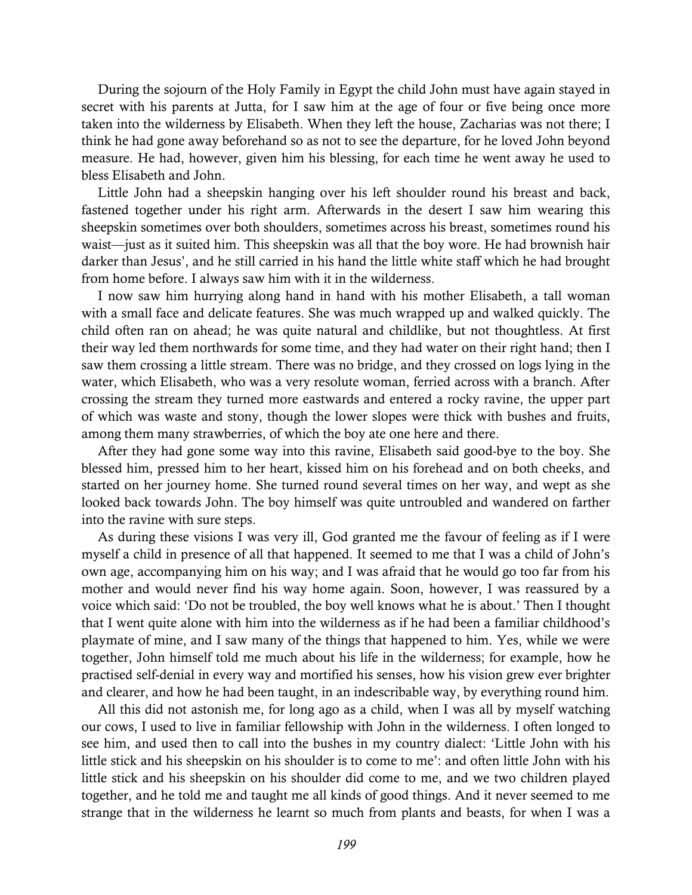During the sojourn of the Holy Family in Egypt the child John must have again stayed in secret with his parents at Jutta, for I saw him at the age of four or five being once more taken into the wilderness by Elisabeth. When they left the house, Zacharias was not there; I think he had gone away beforehand so as not to see the departure, for he loved John beyond measure. He had, however, given him his blessing, for each time he went away he used to bless Elisabeth and John.

Little John had a sheepskin hanging over his left shoulder round his breast and back, fastened together under his right arm. Afterwards in the desert I saw him wearing this sheepskin sometimes over both shoulders, sometimes across his breast, sometimes round his waist—just as it suited him. This sheepskin was all that the boy wore. He had brownish hair darker than Jesus', and he still carried in his hand the little white staff which he had brought from home before. I always saw him with it in the wilderness.

I now saw him hurrying along hand in hand with his mother Elisabeth, a tall woman with a small face and delicate features. She was much wrapped up and walked quickly. The child often ran on ahead; he was quite natural and childlike, but not thoughtless. At first their way led them northwards for some time, and they had water on their right hand; then I saw them crossing a little stream. There was no bridge, and they crossed on logs lying in the water, which Elisabeth, who was a very resolute woman, ferried across with a branch. After crossing the stream they turned more eastwards and entered a rocky ravine, the upper part of which was waste and stony, though the lower slopes were thick with bushes and fruits, among them many strawberries, of which the boy ate one here and there.

After they had gone some way into this ravine, Elisabeth said good-bye to the boy. She blessed him, pressed him to her heart, kissed him on his forehead and on both cheeks, and started on her journey home. She turned round several times on her way, and wept as she looked back towards John. The boy himself was quite untroubled and wandered on farther into the ravine with sure steps.

As during these visions I was very ill, God granted me the favour of feeling as if I were myself a child in presence of all that happened. It seemed to me that I was a child of John's own age, accompanying him on his way; and I was afraid that he would go too far from his mother and would never find his way home again. Soon, however, I was reassured by a voice which said: 'Do not be troubled, the boy well knows what he is about.' Then I thought that I went quite alone with him into the wilderness as if he had been a familiar childhood's playmate of mine, and I saw many of the things that happened to him. Yes, while we were together, John himself told me much about his life in the wilderness; for example, how he practised self-denial in every way and mortified his senses, how his vision grew ever brighter and clearer, and how he had been taught, in an indescribable way, by everything round him.

All this did not astonish me, for long ago as a child, when I was all by myself watching our cows, I used to live in familiar fellowship with John in the wilderness. I often longed to see him, and used then to call into the bushes in my country dialect: 'Little John with his little stick and his sheepskin on his shoulder is to come to me': and often little John with his little stick and his sheepskin on his shoulder did come to me, and we two children played together, and he told me and taught me all kinds of good things. And it never seemed to me strange that in the wilderness he learnt so much from plants and beasts, for when I was a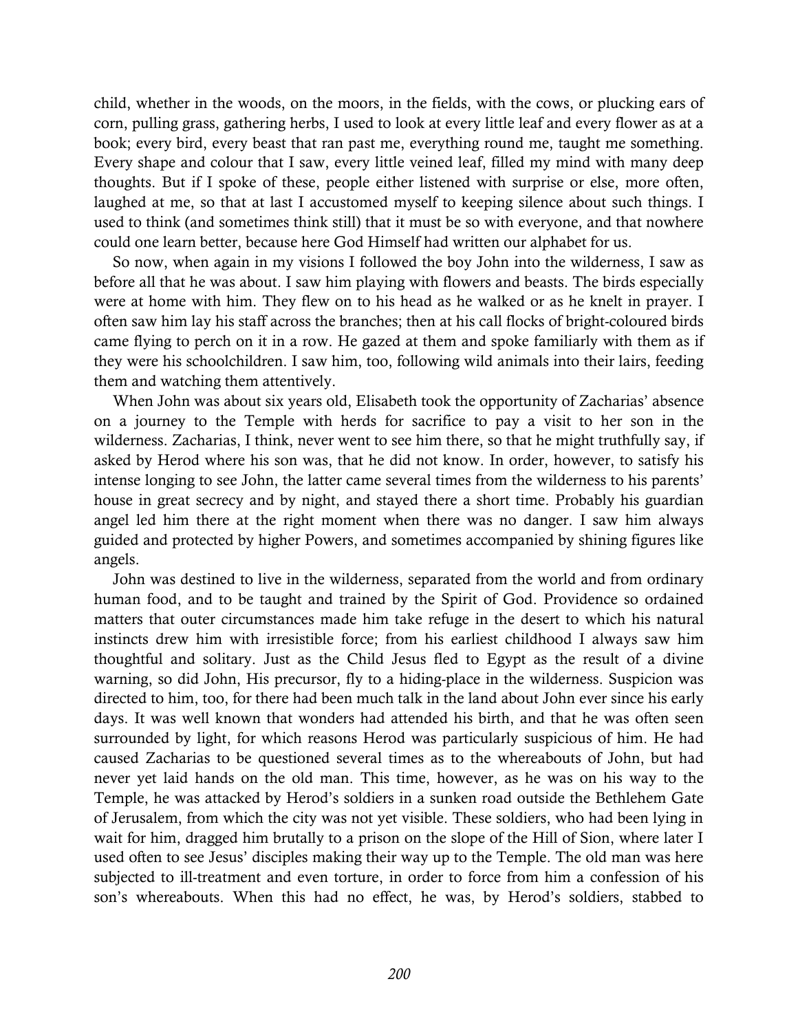child, whether in the woods, on the moors, in the fields, with the cows, or plucking ears of corn, pulling grass, gathering herbs, I used to look at every little leaf and every flower as at a book; every bird, every beast that ran past me, everything round me, taught me something. Every shape and colour that I saw, every little veined leaf, filled my mind with many deep thoughts. But if I spoke of these, people either listened with surprise or else, more often, laughed at me, so that at last I accustomed myself to keeping silence about such things. I used to think (and sometimes think still) that it must be so with everyone, and that nowhere could one learn better, because here God Himself had written our alphabet for us.

So now, when again in my visions I followed the boy John into the wilderness, I saw as before all that he was about. I saw him playing with flowers and beasts. The birds especially were at home with him. They flew on to his head as he walked or as he knelt in prayer. I often saw him lay his staff across the branches; then at his call flocks of bright-coloured birds came flying to perch on it in a row. He gazed at them and spoke familiarly with them as if they were his schoolchildren. I saw him, too, following wild animals into their lairs, feeding them and watching them attentively.

When John was about six years old, Elisabeth took the opportunity of Zacharias' absence on a journey to the Temple with herds for sacrifice to pay a visit to her son in the wilderness. Zacharias, I think, never went to see him there, so that he might truthfully say, if asked by Herod where his son was, that he did not know. In order, however, to satisfy his intense longing to see John, the latter came several times from the wilderness to his parents' house in great secrecy and by night, and stayed there a short time. Probably his guardian angel led him there at the right moment when there was no danger. I saw him always guided and protected by higher Powers, and sometimes accompanied by shining figures like angels.

John was destined to live in the wilderness, separated from the world and from ordinary human food, and to be taught and trained by the Spirit of God. Providence so ordained matters that outer circumstances made him take refuge in the desert to which his natural instincts drew him with irresistible force; from his earliest childhood I always saw him thoughtful and solitary. Just as the Child Jesus fled to Egypt as the result of a divine warning, so did John, His precursor, fly to a hiding-place in the wilderness. Suspicion was directed to him, too, for there had been much talk in the land about John ever since his early days. It was well known that wonders had attended his birth, and that he was often seen surrounded by light, for which reasons Herod was particularly suspicious of him. He had caused Zacharias to be questioned several times as to the whereabouts of John, but had never yet laid hands on the old man. This time, however, as he was on his way to the Temple, he was attacked by Herod's soldiers in a sunken road outside the Bethlehem Gate of Jerusalem, from which the city was not yet visible. These soldiers, who had been lying in wait for him, dragged him brutally to a prison on the slope of the Hill of Sion, where later I used often to see Jesus' disciples making their way up to the Temple. The old man was here subjected to ill-treatment and even torture, in order to force from him a confession of his son's whereabouts. When this had no effect, he was, by Herod's soldiers, stabbed to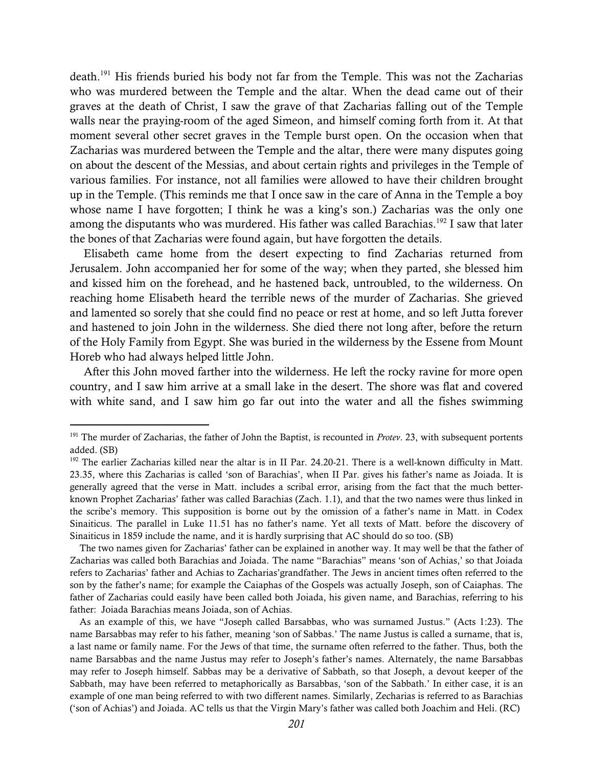death.[191] His friends buried his body not far from the Temple. This was not the Zacharias who was murdered between the Temple and the altar. When the dead came out of their graves at the death of Christ, I saw the grave of that Zacharias falling out of the Temple walls near the praying-room of the aged Simeon, and himself coming forth from it. At that moment several other secret graves in the Temple burst open. On the occasion when that Zacharias was murdered between the Temple and the altar, there were many disputes going on about the descent of the Messias, and about certain rights and privileges in the Temple of various families. For instance, not all families were allowed to have their children brought up in the Temple. (This reminds me that I once saw in the care of Anna in the Temple a boy whose name I have forgotten; I think he was a king's son.) Zacharias was the only one among the disputants who was murdered. His father was called Barachias.[192] I saw that later the bones of that Zacharias were found again, but have forgotten the details.

Elisabeth came home from the desert expecting to find Zacharias returned from Jerusalem. John accompanied her for some of the way; when they parted, she blessed him and kissed him on the forehead, and he hastened back, untroubled, to the wilderness. On reaching home Elisabeth heard the terrible news of the murder of Zacharias. She grieved and lamented so sorely that she could find no peace or rest at home, and so left Jutta forever and hastened to join John in the wilderness. She died there not long after, before the return of the Holy Family from Egypt. She was buried in the wilderness by the Essene from Mount Horeb who had always helped little John.

After this John moved farther into the wilderness. He left the rocky ravine for more open country, and I saw him arrive at a small lake in the desert. The shore was flat and covered with white sand, and I saw him go far out into the water and all the fishes swimming

---

[191] The murder of Zacharias, the father of John the Baptist, is recounted in *Protev*. 23, with subsequent portents added. (SB)

[192] The earlier Zacharias killed near the altar is in II Par. 24.20-21. There is a well-known difficulty in Matt. 23.35, where this Zacharias is called 'son of Barachias', when II Par. gives his father's name as Joiada. It is generally agreed that the verse in Matt. includes a scribal error, arising from the fact that the much better-known Prophet Zacharias' father was called Barachias (Zach. 1.1), and that the two names were thus linked in the scribe's memory. This supposition is borne out by the omission of a father's name in Matt. in Codex Sinaiticus. The parallel in Luke 11.51 has no father's name. Yet all texts of Matt. before the discovery of Sinaiticus in 1859 include the name, and it is hardly surprising that AC should do so too. (SB)

The two names given for Zacharias' father can be explained in another way. It may well be that the father of Zacharias was called both Barachias and Joiada. The name "Barachias" means 'son of Achias,' so that Joiada refers to Zacharias' father and Achias to Zacharias'grandfather. The Jews in ancient times often referred to the son by the father's name; for example the Caiaphas of the Gospels was actually Joseph, son of Caiaphas. The father of Zacharias could easily have been called both Joiada, his given name, and Barachias, referring to his father: Joiada Barachias means Joiada, son of Achias.

As an example of this, we have "Joseph called Barsabbas, who was surnamed Justus." (Acts 1:23). The name Barsabbas may refer to his father, meaning 'son of Sabbas.' The name Justus is called a surname, that is, a last name or family name. For the Jews of that time, the surname often referred to the father. Thus, both the name Barsabbas and the name Justus may refer to Joseph's father's names. Alternately, the name Barsabbas may refer to Joseph himself. Sabbas may be a derivative of Sabbath, so that Joseph, a devout keeper of the Sabbath, may have been referred to metaphorically as Barsabbas, 'son of the Sabbath.' In either case, it is an example of one man being referred to with two different names. Similarly, Zecharias is referred to as Barachias ('son of Achias') and Joiada. AC tells us that the Virgin Mary's father was called both Joachim and Heli. (RC)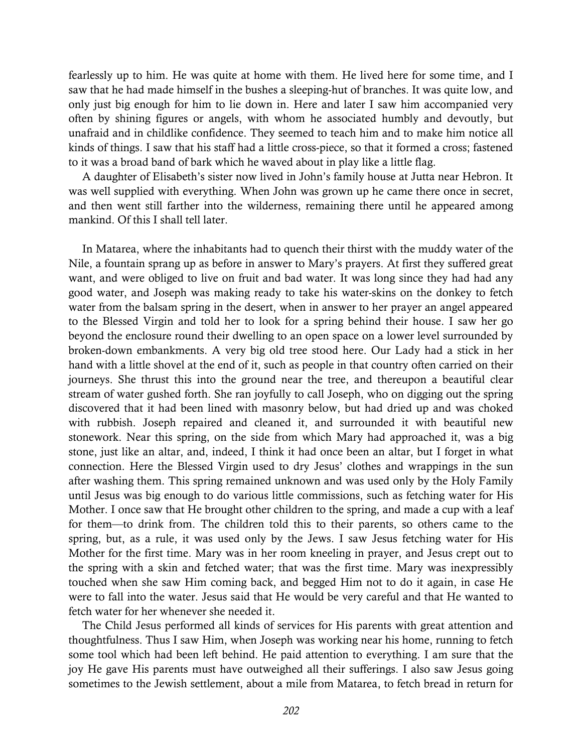fearlessly up to him. He was quite at home with them. He lived here for some time, and I saw that he had made himself in the bushes a sleeping-hut of branches. It was quite low, and only just big enough for him to lie down in. Here and later I saw him accompanied very often by shining figures or angels, with whom he associated humbly and devoutly, but unafraid and in childlike confidence. They seemed to teach him and to make him notice all kinds of things. I saw that his staff had a little cross-piece, so that it formed a cross; fastened to it was a broad band of bark which he waved about in play like a little flag.

A daughter of Elisabeth's sister now lived in John's family house at Jutta near Hebron. It was well supplied with everything. When John was grown up he came there once in secret, and then went still farther into the wilderness, remaining there until he appeared among mankind. Of this I shall tell later.

In Matarea, where the inhabitants had to quench their thirst with the muddy water of the Nile, a fountain sprang up as before in answer to Mary's prayers. At first they suffered great want, and were obliged to live on fruit and bad water. It was long since they had had any good water, and Joseph was making ready to take his water-skins on the donkey to fetch water from the balsam spring in the desert, when in answer to her prayer an angel appeared to the Blessed Virgin and told her to look for a spring behind their house. I saw her go beyond the enclosure round their dwelling to an open space on a lower level surrounded by broken-down embankments. A very big old tree stood here. Our Lady had a stick in her hand with a little shovel at the end of it, such as people in that country often carried on their journeys. She thrust this into the ground near the tree, and thereupon a beautiful clear stream of water gushed forth. She ran joyfully to call Joseph, who on digging out the spring discovered that it had been lined with masonry below, but had dried up and was choked with rubbish. Joseph repaired and cleaned it, and surrounded it with beautiful new stonework. Near this spring, on the side from which Mary had approached it, was a big stone, just like an altar, and, indeed, I think it had once been an altar, but I forget in what connection. Here the Blessed Virgin used to dry Jesus' clothes and wrappings in the sun after washing them. This spring remained unknown and was used only by the Holy Family until Jesus was big enough to do various little commissions, such as fetching water for His Mother. I once saw that He brought other children to the spring, and made a cup with a leaf for them—to drink from. The children told this to their parents, so others came to the spring, but, as a rule, it was used only by the Jews. I saw Jesus fetching water for His Mother for the first time. Mary was in her room kneeling in prayer, and Jesus crept out to the spring with a skin and fetched water; that was the first time. Mary was inexpressibly touched when she saw Him coming back, and begged Him not to do it again, in case He were to fall into the water. Jesus said that He would be very careful and that He wanted to fetch water for her whenever she needed it.

The Child Jesus performed all kinds of services for His parents with great attention and thoughtfulness. Thus I saw Him, when Joseph was working near his home, running to fetch some tool which had been left behind. He paid attention to everything. I am sure that the joy He gave His parents must have outweighed all their sufferings. I also saw Jesus going sometimes to the Jewish settlement, about a mile from Matarea, to fetch bread in return for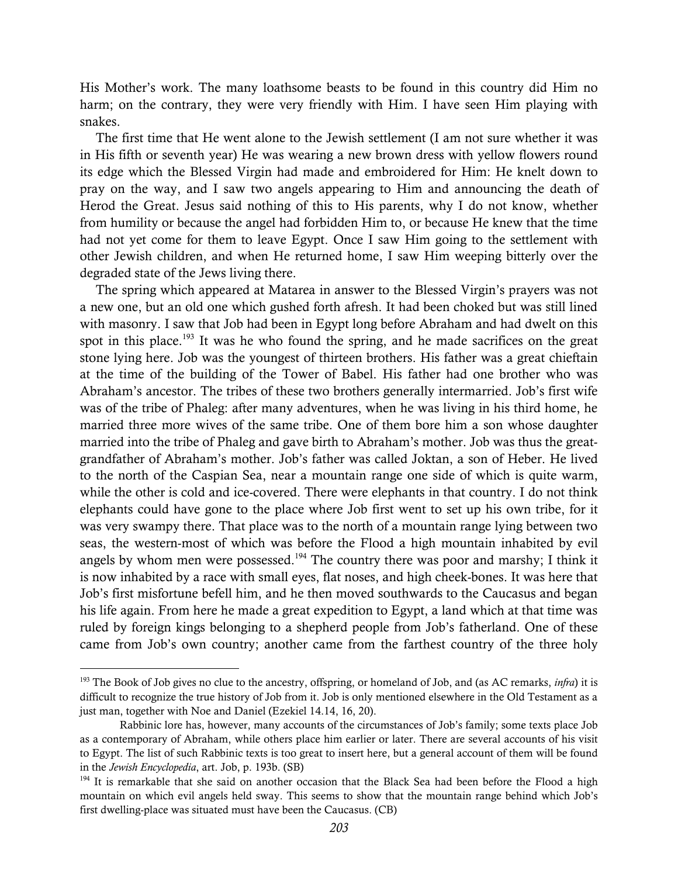His Mother's work. The many loathsome beasts to be found in this country did Him no harm; on the contrary, they were very friendly with Him. I have seen Him playing with snakes.

The first time that He went alone to the Jewish settlement (I am not sure whether it was in His fifth or seventh year) He was wearing a new brown dress with yellow flowers round its edge which the Blessed Virgin had made and embroidered for Him: He knelt down to pray on the way, and I saw two angels appearing to Him and announcing the death of Herod the Great. Jesus said nothing of this to His parents, why I do not know, whether from humility or because the angel had forbidden Him to, or because He knew that the time had not yet come for them to leave Egypt. Once I saw Him going to the settlement with other Jewish children, and when He returned home, I saw Him weeping bitterly over the degraded state of the Jews living there.

The spring which appeared at Matarea in answer to the Blessed Virgin's prayers was not a new one, but an old one which gushed forth afresh. It had been choked but was still lined with masonry. I saw that Job had been in Egypt long before Abraham and had dwelt on this spot in this place.[193] It was he who found the spring, and he made sacrifices on the great stone lying here. Job was the youngest of thirteen brothers. His father was a great chieftain at the time of the building of the Tower of Babel. His father had one brother who was Abraham's ancestor. The tribes of these two brothers generally intermarried. Job's first wife was of the tribe of Phaleg: after many adventures, when he was living in his third home, he married three more wives of the same tribe. One of them bore him a son whose daughter married into the tribe of Phaleg and gave birth to Abraham's mother. Job was thus the great-grandfather of Abraham's mother. Job's father was called Joktan, a son of Heber. He lived to the north of the Caspian Sea, near a mountain range one side of which is quite warm, while the other is cold and ice-covered. There were elephants in that country. I do not think elephants could have gone to the place where Job first went to set up his own tribe, for it was very swampy there. That place was to the north of a mountain range lying between two seas, the western-most of which was before the Flood a high mountain inhabited by evil angels by whom men were possessed.[194] The country there was poor and marshy; I think it is now inhabited by a race with small eyes, flat noses, and high cheek-bones. It was here that Job's first misfortune befell him, and he then moved southwards to the Caucasus and began his life again. From here he made a great expedition to Egypt, a land which at that time was ruled by foreign kings belonging to a shepherd people from Job's fatherland. One of these came from Job's own country; another came from the farthest country of the three holy

---

[193] The Book of Job gives no clue to the ancestry, offspring, or homeland of Job, and (as AC remarks, *infra*) it is difficult to recognize the true history of Job from it. Job is only mentioned elsewhere in the Old Testament as a just man, together with Noe and Daniel (Ezekiel 14.14, 16, 20).

Rabbinic lore has, however, many accounts of the circumstances of Job's family; some texts place Job as a contemporary of Abraham, while others place him earlier or later. There are several accounts of his visit to Egypt. The list of such Rabbinic texts is too great to insert here, but a general account of them will be found in the *Jewish Encyclopedia*, art. Job, p. 193b. (SB)

[194] It is remarkable that she said on another occasion that the Black Sea had been before the Flood a high mountain on which evil angels held sway. This seems to show that the mountain range behind which Job's first dwelling-place was situated must have been the Caucasus. (CB)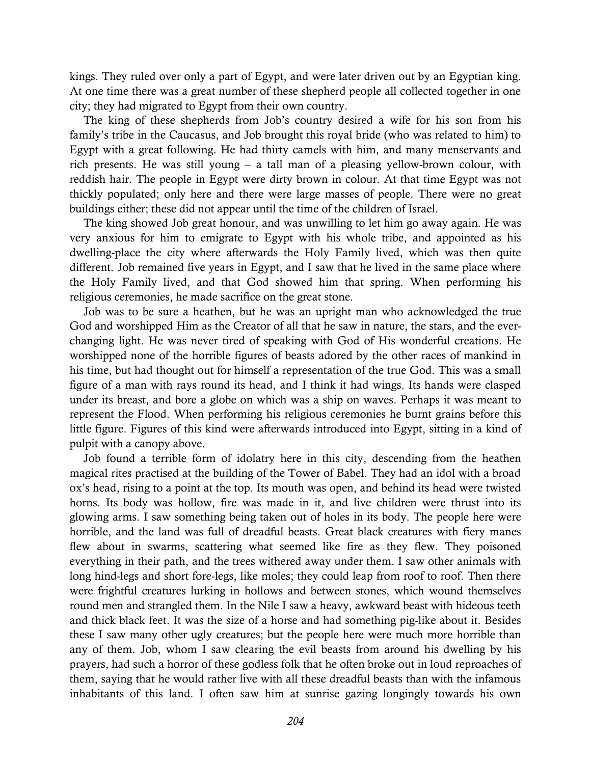kings. They ruled over only a part of Egypt, and were later driven out by an Egyptian king. At one time there was a great number of these shepherd people all collected together in one city; they had migrated to Egypt from their own country.

The king of these shepherds from Job's country desired a wife for his son from his family's tribe in the Caucasus, and Job brought this royal bride (who was related to him) to Egypt with a great following. He had thirty camels with him, and many menservants and rich presents. He was still young – a tall man of a pleasing yellow-brown colour, with reddish hair. The people in Egypt were dirty brown in colour. At that time Egypt was not thickly populated; only here and there were large masses of people. There were no great buildings either; these did not appear until the time of the children of Israel.

The king showed Job great honour, and was unwilling to let him go away again. He was very anxious for him to emigrate to Egypt with his whole tribe, and appointed as his dwelling-place the city where afterwards the Holy Family lived, which was then quite different. Job remained five years in Egypt, and I saw that he lived in the same place where the Holy Family lived, and that God showed him that spring. When performing his religious ceremonies, he made sacrifice on the great stone.

Job was to be sure a heathen, but he was an upright man who acknowledged the true God and worshipped Him as the Creator of all that he saw in nature, the stars, and the ever-changing light. He was never tired of speaking with God of His wonderful creations. He worshipped none of the horrible figures of beasts adored by the other races of mankind in his time, but had thought out for himself a representation of the true God. This was a small figure of a man with rays round its head, and I think it had wings. Its hands were clasped under its breast, and bore a globe on which was a ship on waves. Perhaps it was meant to represent the Flood. When performing his religious ceremonies he burnt grains before this little figure. Figures of this kind were afterwards introduced into Egypt, sitting in a kind of pulpit with a canopy above.

Job found a terrible form of idolatry here in this city, descending from the heathen magical rites practised at the building of the Tower of Babel. They had an idol with a broad ox's head, rising to a point at the top. Its mouth was open, and behind its head were twisted horns. Its body was hollow, fire was made in it, and live children were thrust into its glowing arms. I saw something being taken out of holes in its body. The people here were horrible, and the land was full of dreadful beasts. Great black creatures with fiery manes flew about in swarms, scattering what seemed like fire as they flew. They poisoned everything in their path, and the trees withered away under them. I saw other animals with long hind-legs and short fore-legs, like moles; they could leap from roof to roof. Then there were frightful creatures lurking in hollows and between stones, which wound themselves round men and strangled them. In the Nile I saw a heavy, awkward beast with hideous teeth and thick black feet. It was the size of a horse and had something pig-like about it. Besides these I saw many other ugly creatures; but the people here were much more horrible than any of them. Job, whom I saw clearing the evil beasts from around his dwelling by his prayers, had such a horror of these godless folk that he often broke out in loud reproaches of them, saying that he would rather live with all these dreadful beasts than with the infamous inhabitants of this land. I often saw him at sunrise gazing longingly towards his own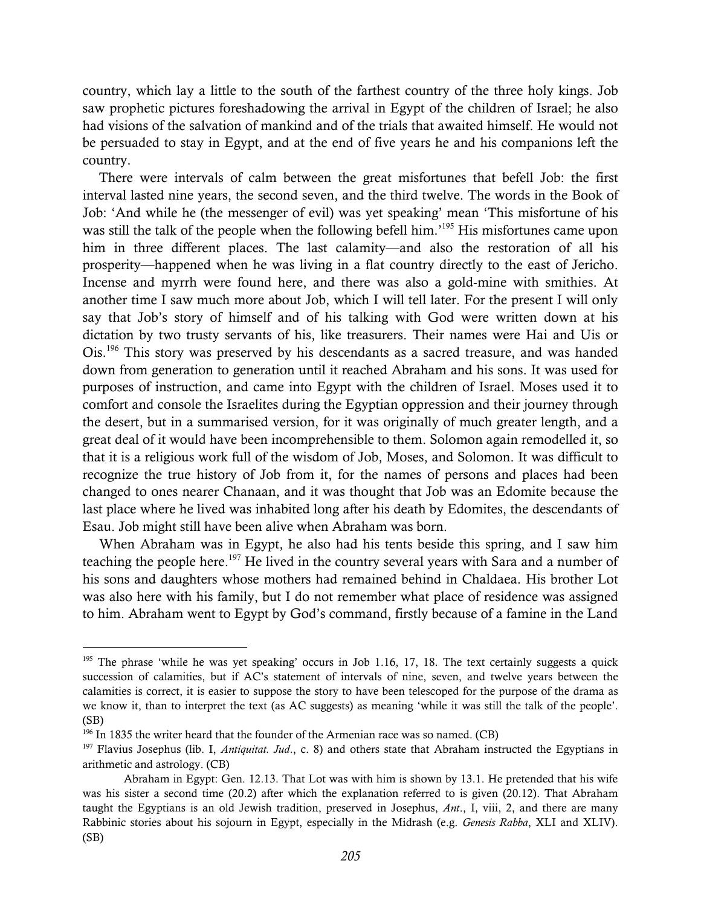country, which lay a little to the south of the farthest country of the three holy kings. Job saw prophetic pictures foreshadowing the arrival in Egypt of the children of Israel; he also had visions of the salvation of mankind and of the trials that awaited himself. He would not be persuaded to stay in Egypt, and at the end of five years he and his companions left the country.

There were intervals of calm between the great misfortunes that befell Job: the first interval lasted nine years, the second seven, and the third twelve. The words in the Book of Job: 'And while he (the messenger of evil) was yet speaking' mean 'This misfortune of his was still the talk of the people when the following befell him.'[195] His misfortunes came upon him in three different places. The last calamity—and also the restoration of all his prosperity—happened when he was living in a flat country directly to the east of Jericho. Incense and myrrh were found here, and there was also a gold-mine with smithies. At another time I saw much more about Job, which I will tell later. For the present I will only say that Job's story of himself and of his talking with God were written down at his dictation by two trusty servants of his, like treasurers. Their names were Hai and Uis or Ois.[196] This story was preserved by his descendants as a sacred treasure, and was handed down from generation to generation until it reached Abraham and his sons. It was used for purposes of instruction, and came into Egypt with the children of Israel. Moses used it to comfort and console the Israelites during the Egyptian oppression and their journey through the desert, but in a summarised version, for it was originally of much greater length, and a great deal of it would have been incomprehensible to them. Solomon again remodelled it, so that it is a religious work full of the wisdom of Job, Moses, and Solomon. It was difficult to recognize the true history of Job from it, for the names of persons and places had been changed to ones nearer Chanaan, and it was thought that Job was an Edomite because the last place where he lived was inhabited long after his death by Edomites, the descendants of Esau. Job might still have been alive when Abraham was born.

When Abraham was in Egypt, he also had his tents beside this spring, and I saw him teaching the people here.[197] He lived in the country several years with Sara and a number of his sons and daughters whose mothers had remained behind in Chaldaea. His brother Lot was also here with his family, but I do not remember what place of residence was assigned to him. Abraham went to Egypt by God's command, firstly because of a famine in the Land

---

[195] The phrase 'while he was yet speaking' occurs in Job 1.16, 17, 18. The text certainly suggests a quick succession of calamities, but if AC's statement of intervals of nine, seven, and twelve years between the calamities is correct, it is easier to suppose the story to have been telescoped for the purpose of the drama as we know it, than to interpret the text (as AC suggests) as meaning 'while it was still the talk of the people'. (SB)

[196] In 1835 the writer heard that the founder of the Armenian race was so named. (CB)

[197] Flavius Josephus (lib. I, *Antiquitat. Jud*., c. 8) and others state that Abraham instructed the Egyptians in arithmetic and astrology. (CB)

Abraham in Egypt: Gen. 12.13. That Lot was with him is shown by 13.1. He pretended that his wife was his sister a second time (20.2) after which the explanation referred to is given (20.12). That Abraham taught the Egyptians is an old Jewish tradition, preserved in Josephus, *Ant*., I, viii, 2, and there are many Rabbinic stories about his sojourn in Egypt, especially in the Midrash (e.g. *Genesis Rabba*, XLI and XLIV). (SB)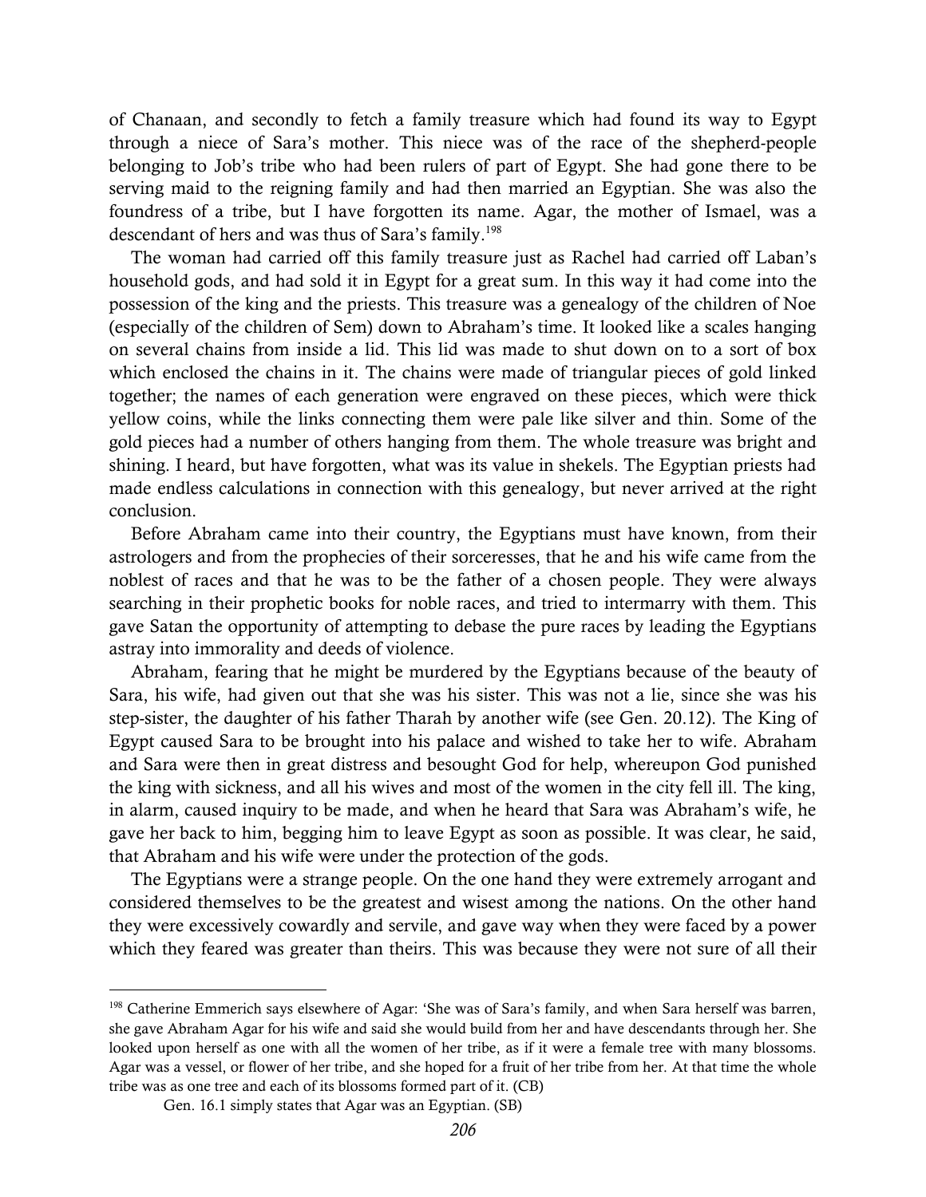of Chanaan, and secondly to fetch a family treasure which had found its way to Egypt through a niece of Sara's mother. This niece was of the race of the shepherd-people belonging to Job's tribe who had been rulers of part of Egypt. She had gone there to be serving maid to the reigning family and had then married an Egyptian. She was also the foundress of a tribe, but I have forgotten its name. Agar, the mother of Ismael, was a descendant of hers and was thus of Sara's family.[198]

The woman had carried off this family treasure just as Rachel had carried off Laban's household gods, and had sold it in Egypt for a great sum. In this way it had come into the possession of the king and the priests. This treasure was a genealogy of the children of Noe (especially of the children of Sem) down to Abraham's time. It looked like a scales hanging on several chains from inside a lid. This lid was made to shut down on to a sort of box which enclosed the chains in it. The chains were made of triangular pieces of gold linked together; the names of each generation were engraved on these pieces, which were thick yellow coins, while the links connecting them were pale like silver and thin. Some of the gold pieces had a number of others hanging from them. The whole treasure was bright and shining. I heard, but have forgotten, what was its value in shekels. The Egyptian priests had made endless calculations in connection with this genealogy, but never arrived at the right conclusion.

Before Abraham came into their country, the Egyptians must have known, from their astrologers and from the prophecies of their sorceresses, that he and his wife came from the noblest of races and that he was to be the father of a chosen people. They were always searching in their prophetic books for noble races, and tried to intermarry with them. This gave Satan the opportunity of attempting to debase the pure races by leading the Egyptians astray into immorality and deeds of violence.

Abraham, fearing that he might be murdered by the Egyptians because of the beauty of Sara, his wife, had given out that she was his sister. This was not a lie, since she was his step-sister, the daughter of his father Tharah by another wife (see Gen. 20.12). The King of Egypt caused Sara to be brought into his palace and wished to take her to wife. Abraham and Sara were then in great distress and besought God for help, whereupon God punished the king with sickness, and all his wives and most of the women in the city fell ill. The king, in alarm, caused inquiry to be made, and when he heard that Sara was Abraham's wife, he gave her back to him, begging him to leave Egypt as soon as possible. It was clear, he said, that Abraham and his wife were under the protection of the gods.

The Egyptians were a strange people. On the one hand they were extremely arrogant and considered themselves to be the greatest and wisest among the nations. On the other hand they were excessively cowardly and servile, and gave way when they were faced by a power which they feared was greater than theirs. This was because they were not sure of all their

---

[198] Catherine Emmerich says elsewhere of Agar: 'She was of Sara's family, and when Sara herself was barren, she gave Abraham Agar for his wife and said she would build from her and have descendants through her. She looked upon herself as one with all the women of her tribe, as if it were a female tree with many blossoms. Agar was a vessel, or flower of her tribe, and she hoped for a fruit of her tribe from her. At that time the whole tribe was as one tree and each of its blossoms formed part of it. (CB)

Gen. 16.1 simply states that Agar was an Egyptian. (SB)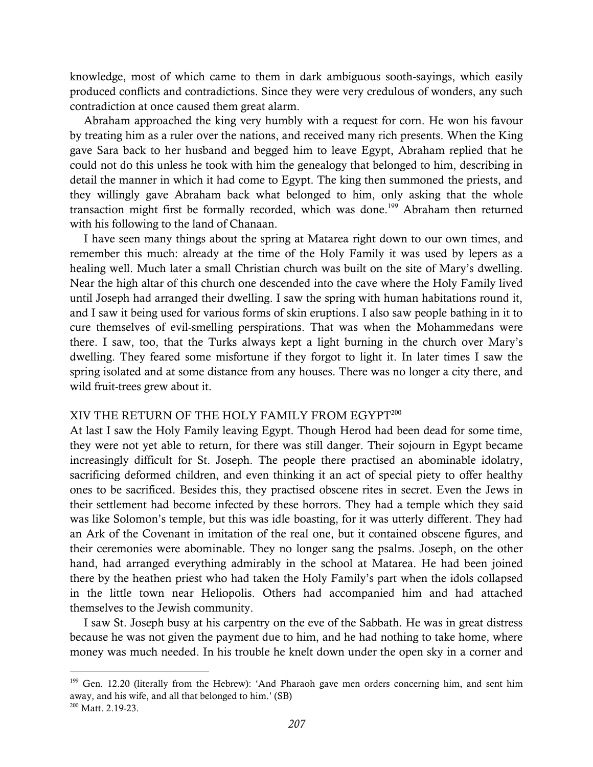knowledge, most of which came to them in dark ambiguous sooth-sayings, which easily produced conflicts and contradictions. Since they were very credulous of wonders, any such contradiction at once caused them great alarm.

Abraham approached the king very humbly with a request for corn. He won his favour by treating him as a ruler over the nations, and received many rich presents. When the King gave Sara back to her husband and begged him to leave Egypt, Abraham replied that he could not do this unless he took with him the genealogy that belonged to him, describing in detail the manner in which it had come to Egypt. The king then summoned the priests, and they willingly gave Abraham back what belonged to him, only asking that the whole transaction might first be formally recorded, which was done.[199] Abraham then returned with his following to the land of Chanaan.

I have seen many things about the spring at Matarea right down to our own times, and remember this much: already at the time of the Holy Family it was used by lepers as a healing well. Much later a small Christian church was built on the site of Mary's dwelling. Near the high altar of this church one descended into the cave where the Holy Family lived until Joseph had arranged their dwelling. I saw the spring with human habitations round it, and I saw it being used for various forms of skin eruptions. I also saw people bathing in it to cure themselves of evil-smelling perspirations. That was when the Mohammedans were there. I saw, too, that the Turks always kept a light burning in the church over Mary's dwelling. They feared some misfortune if they forgot to light it. In later times I saw the spring isolated and at some distance from any houses. There was no longer a city there, and wild fruit-trees grew about it.

## XIV THE RETURN OF THE HOLY FAMILY FROM EGYPT[200]

At last I saw the Holy Family leaving Egypt. Though Herod had been dead for some time, they were not yet able to return, for there was still danger. Their sojourn in Egypt became increasingly difficult for St. Joseph. The people there practised an abominable idolatry, sacrificing deformed children, and even thinking it an act of special piety to offer healthy ones to be sacrificed. Besides this, they practised obscene rites in secret. Even the Jews in their settlement had become infected by these horrors. They had a temple which they said was like Solomon's temple, but this was idle boasting, for it was utterly different. They had an Ark of the Covenant in imitation of the real one, but it contained obscene figures, and their ceremonies were abominable. They no longer sang the psalms. Joseph, on the other hand, had arranged everything admirably in the school at Matarea. He had been joined there by the heathen priest who had taken the Holy Family's part when the idols collapsed in the little town near Heliopolis. Others had accompanied him and had attached themselves to the Jewish community.

I saw St. Joseph busy at his carpentry on the eve of the Sabbath. He was in great distress because he was not given the payment due to him, and he had nothing to take home, where money was much needed. In his trouble he knelt down under the open sky in a corner and

---

[199] Gen. 12.20 (literally from the Hebrew): 'And Pharaoh gave men orders concerning him, and sent him away, and his wife, and all that belonged to him.' (SB)

[200] Matt. 2.19-23.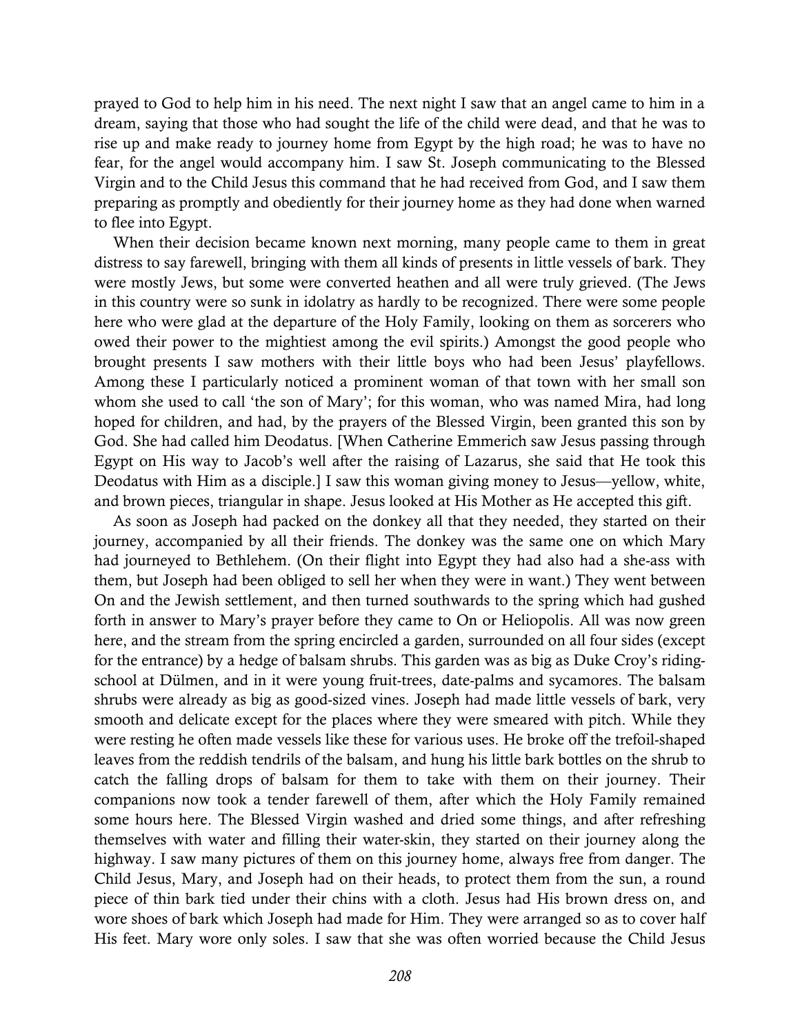prayed to God to help him in his need. The next night I saw that an angel came to him in a dream, saying that those who had sought the life of the child were dead, and that he was to rise up and make ready to journey home from Egypt by the high road; he was to have no fear, for the angel would accompany him. I saw St. Joseph communicating to the Blessed Virgin and to the Child Jesus this command that he had received from God, and I saw them preparing as promptly and obediently for their journey home as they had done when warned to flee into Egypt.

When their decision became known next morning, many people came to them in great distress to say farewell, bringing with them all kinds of presents in little vessels of bark. They were mostly Jews, but some were converted heathen and all were truly grieved. (The Jews in this country were so sunk in idolatry as hardly to be recognized. There were some people here who were glad at the departure of the Holy Family, looking on them as sorcerers who owed their power to the mightiest among the evil spirits.) Amongst the good people who brought presents I saw mothers with their little boys who had been Jesus' playfellows. Among these I particularly noticed a prominent woman of that town with her small son whom she used to call 'the son of Mary'; for this woman, who was named Mira, had long hoped for children, and had, by the prayers of the Blessed Virgin, been granted this son by God. She had called him Deodatus. [When Catherine Emmerich saw Jesus passing through Egypt on His way to Jacob's well after the raising of Lazarus, she said that He took this Deodatus with Him as a disciple.] I saw this woman giving money to Jesus—yellow, white, and brown pieces, triangular in shape. Jesus looked at His Mother as He accepted this gift.

As soon as Joseph had packed on the donkey all that they needed, they started on their journey, accompanied by all their friends. The donkey was the same one on which Mary had journeyed to Bethlehem. (On their flight into Egypt they had also had a she-ass with them, but Joseph had been obliged to sell her when they were in want.) They went between On and the Jewish settlement, and then turned southwards to the spring which had gushed forth in answer to Mary's prayer before they came to On or Heliopolis. All was now green here, and the stream from the spring encircled a garden, surrounded on all four sides (except for the entrance) by a hedge of balsam shrubs. This garden was as big as Duke Croy's riding-school at Dülmen, and in it were young fruit-trees, date-palms and sycamores. The balsam shrubs were already as big as good-sized vines. Joseph had made little vessels of bark, very smooth and delicate except for the places where they were smeared with pitch. While they were resting he often made vessels like these for various uses. He broke off the trefoil-shaped leaves from the reddish tendrils of the balsam, and hung his little bark bottles on the shrub to catch the falling drops of balsam for them to take with them on their journey. Their companions now took a tender farewell of them, after which the Holy Family remained some hours here. The Blessed Virgin washed and dried some things, and after refreshing themselves with water and filling their water-skin, they started on their journey along the highway. I saw many pictures of them on this journey home, always free from danger. The Child Jesus, Mary, and Joseph had on their heads, to protect them from the sun, a round piece of thin bark tied under their chins with a cloth. Jesus had His brown dress on, and wore shoes of bark which Joseph had made for Him. They were arranged so as to cover half His feet. Mary wore only soles. I saw that she was often worried because the Child Jesus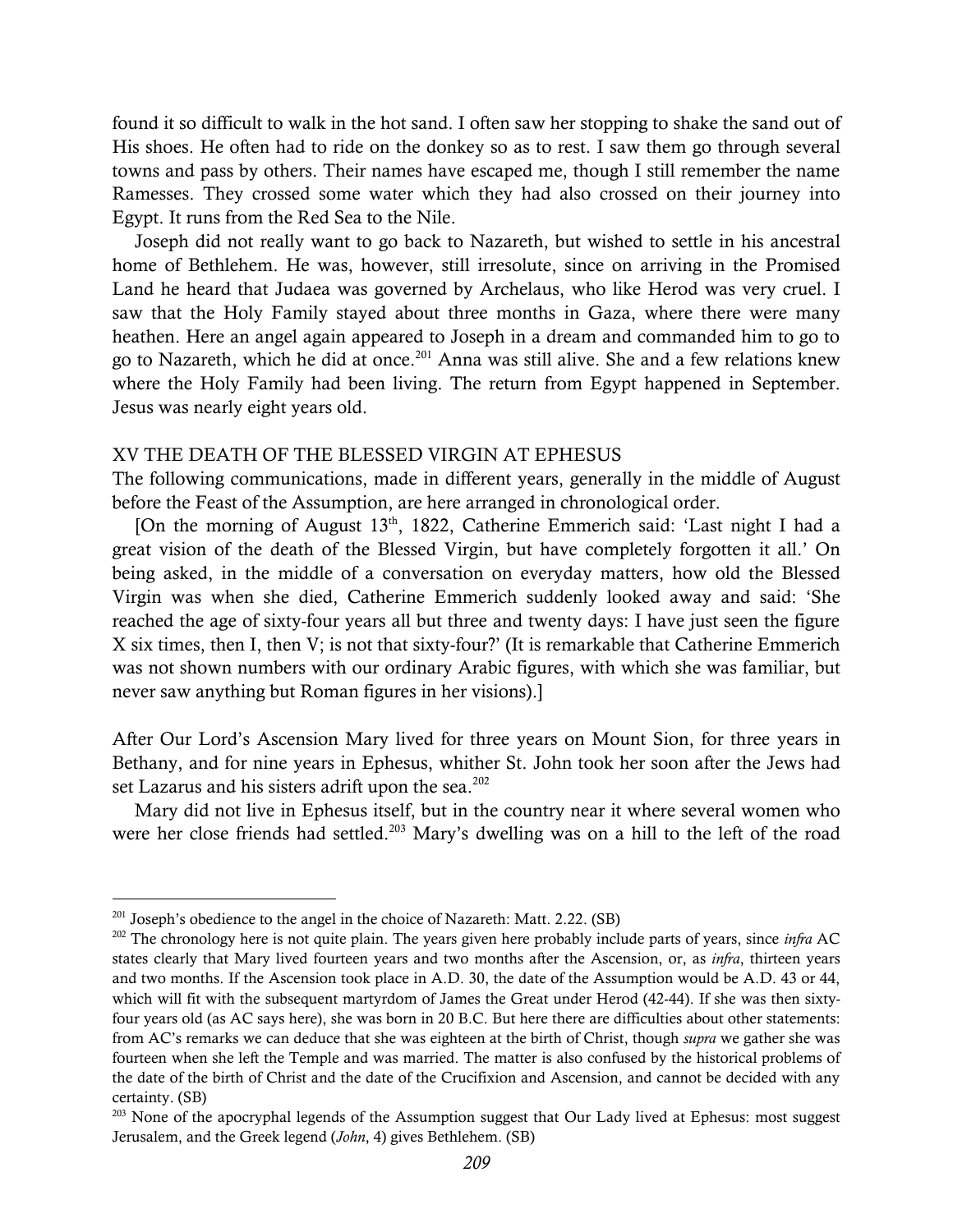found it so difficult to walk in the hot sand. I often saw her stopping to shake the sand out of His shoes. He often had to ride on the donkey so as to rest. I saw them go through several towns and pass by others. Their names have escaped me, though I still remember the name Ramesses. They crossed some water which they had also crossed on their journey into Egypt. It runs from the Red Sea to the Nile.

Joseph did not really want to go back to Nazareth, but wished to settle in his ancestral home of Bethlehem. He was, however, still irresolute, since on arriving in the Promised Land he heard that Judaea was governed by Archelaus, who like Herod was very cruel. I saw that the Holy Family stayed about three months in Gaza, where there were many heathen. Here an angel again appeared to Joseph in a dream and commanded him to go to go to Nazareth, which he did at once.[201] Anna was still alive. She and a few relations knew where the Holy Family had been living. The return from Egypt happened in September. Jesus was nearly eight years old.

## XV THE DEATH OF THE BLESSED VIRGIN AT EPHESUS

The following communications, made in different years, generally in the middle of August before the Feast of the Assumption, are here arranged in chronological order.

[On the morning of August 13th, 1822, Catherine Emmerich said: 'Last night I had a great vision of the death of the Blessed Virgin, but have completely forgotten it all.' On being asked, in the middle of a conversation on everyday matters, how old the Blessed Virgin was when she died, Catherine Emmerich suddenly looked away and said: 'She reached the age of sixty-four years all but three and twenty days: I have just seen the figure X six times, then I, then V; is not that sixty-four?' (It is remarkable that Catherine Emmerich was not shown numbers with our ordinary Arabic figures, with which she was familiar, but never saw anything but Roman figures in her visions).]

After Our Lord's Ascension Mary lived for three years on Mount Sion, for three years in Bethany, and for nine years in Ephesus, whither St. John took her soon after the Jews had set Lazarus and his sisters adrift upon the sea.[202]

Mary did not live in Ephesus itself, but in the country near it where several women who were her close friends had settled.[203] Mary's dwelling was on a hill to the left of the road

---

[201] Joseph's obedience to the angel in the choice of Nazareth: Matt. 2.22. (SB)

[202] The chronology here is not quite plain. The years given here probably include parts of years, since *infra* AC states clearly that Mary lived fourteen years and two months after the Ascension, or, as *infra*, thirteen years and two months. If the Ascension took place in A.D. 30, the date of the Assumption would be A.D. 43 or 44, which will fit with the subsequent martyrdom of James the Great under Herod (42-44). If she was then sixty-four years old (as AC says here), she was born in 20 B.C. But here there are difficulties about other statements: from AC's remarks we can deduce that she was eighteen at the birth of Christ, though *supra* we gather she was fourteen when she left the Temple and was married. The matter is also confused by the historical problems of the date of the birth of Christ and the date of the Crucifixion and Ascension, and cannot be decided with any certainty. (SB)

[203] None of the apocryphal legends of the Assumption suggest that Our Lady lived at Ephesus: most suggest Jerusalem, and the Greek legend (*John*, 4) gives Bethlehem. (SB)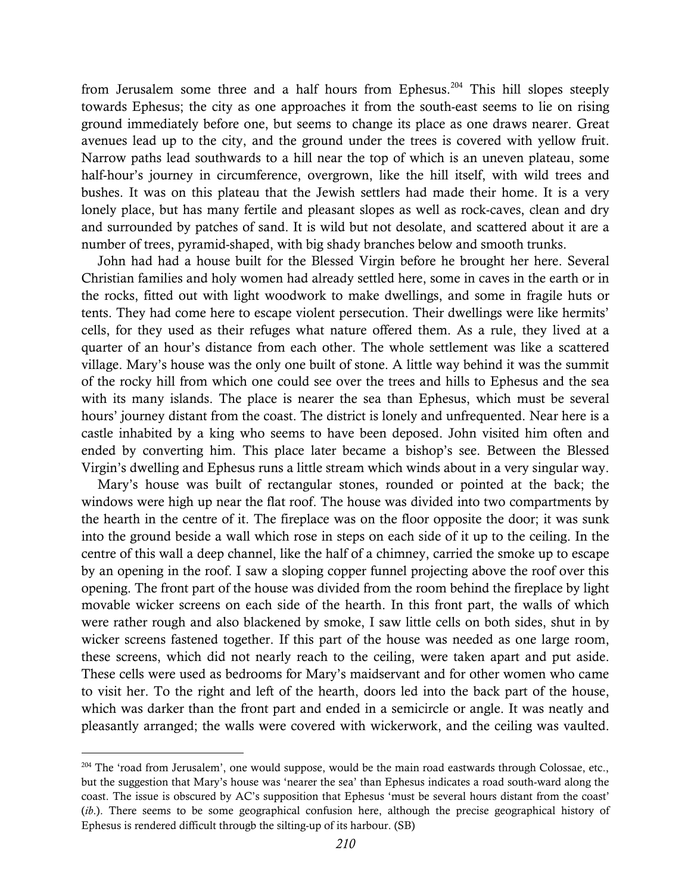from Jerusalem some three and a half hours from Ephesus.[204] This hill slopes steeply towards Ephesus; the city as one approaches it from the south-east seems to lie on rising ground immediately before one, but seems to change its place as one draws nearer. Great avenues lead up to the city, and the ground under the trees is covered with yellow fruit. Narrow paths lead southwards to a hill near the top of which is an uneven plateau, some half-hour's journey in circumference, overgrown, like the hill itself, with wild trees and bushes. It was on this plateau that the Jewish settlers had made their home. It is a very lonely place, but has many fertile and pleasant slopes as well as rock-caves, clean and dry and surrounded by patches of sand. It is wild but not desolate, and scattered about it are a number of trees, pyramid-shaped, with big shady branches below and smooth trunks.

John had had a house built for the Blessed Virgin before he brought her here. Several Christian families and holy women had already settled here, some in caves in the earth or in the rocks, fitted out with light woodwork to make dwellings, and some in fragile huts or tents. They had come here to escape violent persecution. Their dwellings were like hermits' cells, for they used as their refuges what nature offered them. As a rule, they lived at a quarter of an hour's distance from each other. The whole settlement was like a scattered village. Mary's house was the only one built of stone. A little way behind it was the summit of the rocky hill from which one could see over the trees and hills to Ephesus and the sea with its many islands. The place is nearer the sea than Ephesus, which must be several hours' journey distant from the coast. The district is lonely and unfrequented. Near here is a castle inhabited by a king who seems to have been deposed. John visited him often and ended by converting him. This place later became a bishop's see. Between the Blessed Virgin's dwelling and Ephesus runs a little stream which winds about in a very singular way.

Mary's house was built of rectangular stones, rounded or pointed at the back; the windows were high up near the flat roof. The house was divided into two compartments by the hearth in the centre of it. The fireplace was on the floor opposite the door; it was sunk into the ground beside a wall which rose in steps on each side of it up to the ceiling. In the centre of this wall a deep channel, like the half of a chimney, carried the smoke up to escape by an opening in the roof. I saw a sloping copper funnel projecting above the roof over this opening. The front part of the house was divided from the room behind the fireplace by light movable wicker screens on each side of the hearth. In this front part, the walls of which were rather rough and also blackened by smoke, I saw little cells on both sides, shut in by wicker screens fastened together. If this part of the house was needed as one large room, these screens, which did not nearly reach to the ceiling, were taken apart and put aside. These cells were used as bedrooms for Mary's maidservant and for other women who came to visit her. To the right and left of the hearth, doors led into the back part of the house, which was darker than the front part and ended in a semicircle or angle. It was neatly and pleasantly arranged; the walls were covered with wickerwork, and the ceiling was vaulted.

---

[204] The 'road from Jerusalem', one would suppose, would be the main road eastwards through Colossae, etc., but the suggestion that Mary's house was 'nearer the sea' than Ephesus indicates a road south-ward along the coast. The issue is obscured by AC's supposition that Ephesus 'must be several hours distant from the coast' (*ib.*). There seems to be some geographical confusion here, although the precise geographical history of Ephesus is rendered difficult througb the silting-up of its harbour. (SB)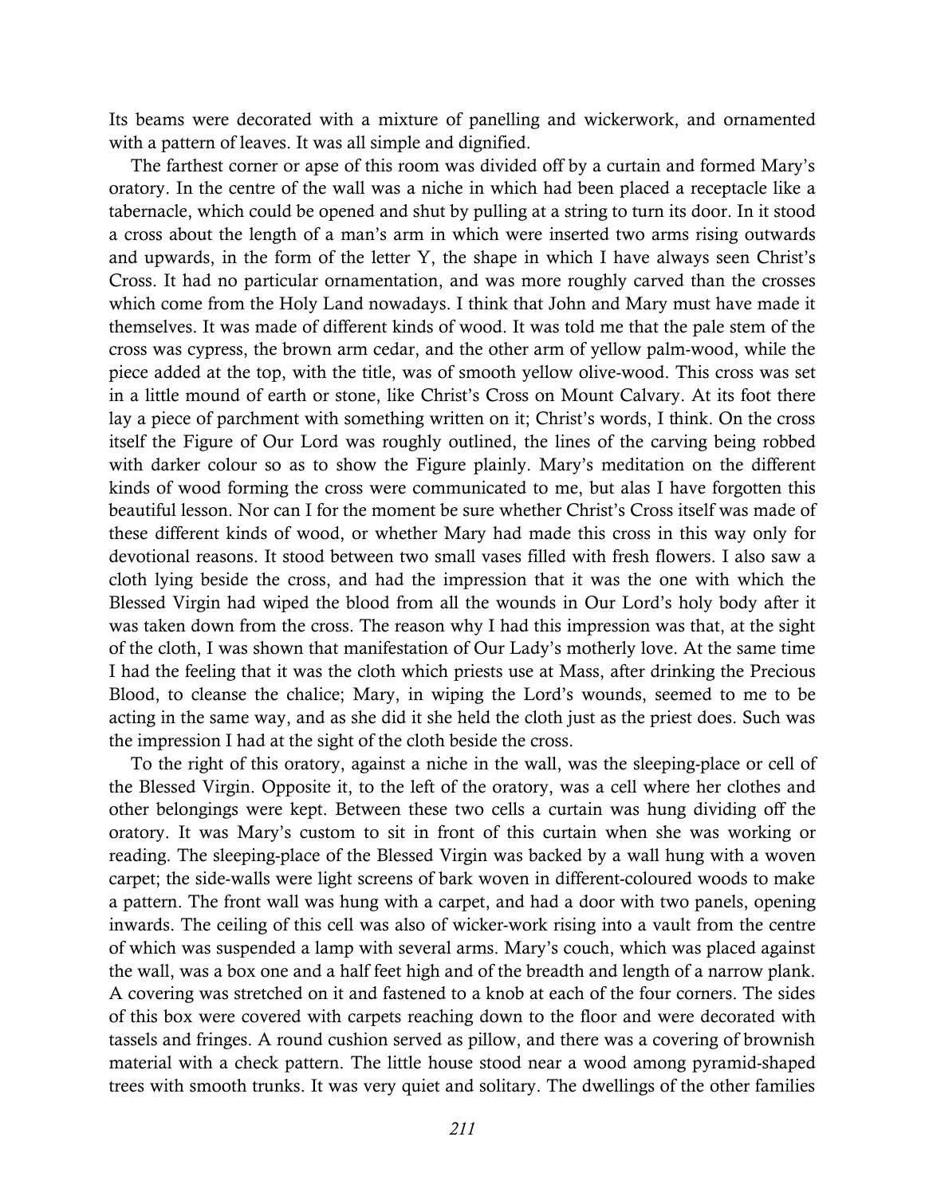Its beams were decorated with a mixture of panelling and wickerwork, and ornamented with a pattern of leaves. It was all simple and dignified.

The farthest corner or apse of this room was divided off by a curtain and formed Mary's oratory. In the centre of the wall was a niche in which had been placed a receptacle like a tabernacle, which could be opened and shut by pulling at a string to turn its door. In it stood a cross about the length of a man's arm in which were inserted two arms rising outwards and upwards, in the form of the letter Y, the shape in which I have always seen Christ's Cross. It had no particular ornamentation, and was more roughly carved than the crosses which come from the Holy Land nowadays. I think that John and Mary must have made it themselves. It was made of different kinds of wood. It was told me that the pale stem of the cross was cypress, the brown arm cedar, and the other arm of yellow palm-wood, while the piece added at the top, with the title, was of smooth yellow olive-wood. This cross was set in a little mound of earth or stone, like Christ's Cross on Mount Calvary. At its foot there lay a piece of parchment with something written on it; Christ's words, I think. On the cross itself the Figure of Our Lord was roughly outlined, the lines of the carving being robbed with darker colour so as to show the Figure plainly. Mary's meditation on the different kinds of wood forming the cross were communicated to me, but alas I have forgotten this beautiful lesson. Nor can I for the moment be sure whether Christ's Cross itself was made of these different kinds of wood, or whether Mary had made this cross in this way only for devotional reasons. It stood between two small vases filled with fresh flowers. I also saw a cloth lying beside the cross, and had the impression that it was the one with which the Blessed Virgin had wiped the blood from all the wounds in Our Lord's holy body after it was taken down from the cross. The reason why I had this impression was that, at the sight of the cloth, I was shown that manifestation of Our Lady's motherly love. At the same time I had the feeling that it was the cloth which priests use at Mass, after drinking the Precious Blood, to cleanse the chalice; Mary, in wiping the Lord's wounds, seemed to me to be acting in the same way, and as she did it she held the cloth just as the priest does. Such was the impression I had at the sight of the cloth beside the cross.

To the right of this oratory, against a niche in the wall, was the sleeping-place or cell of the Blessed Virgin. Opposite it, to the left of the oratory, was a cell where her clothes and other belongings were kept. Between these two cells a curtain was hung dividing off the oratory. It was Mary's custom to sit in front of this curtain when she was working or reading. The sleeping-place of the Blessed Virgin was backed by a wall hung with a woven carpet; the side-walls were light screens of bark woven in different-coloured woods to make a pattern. The front wall was hung with a carpet, and had a door with two panels, opening inwards. The ceiling of this cell was also of wicker-work rising into a vault from the centre of which was suspended a lamp with several arms. Mary's couch, which was placed against the wall, was a box one and a half feet high and of the breadth and length of a narrow plank. A covering was stretched on it and fastened to a knob at each of the four corners. The sides of this box were covered with carpets reaching down to the floor and were decorated with tassels and fringes. A round cushion served as pillow, and there was a covering of brownish material with a check pattern. The little house stood near a wood among pyramid-shaped trees with smooth trunks. It was very quiet and solitary. The dwellings of the other families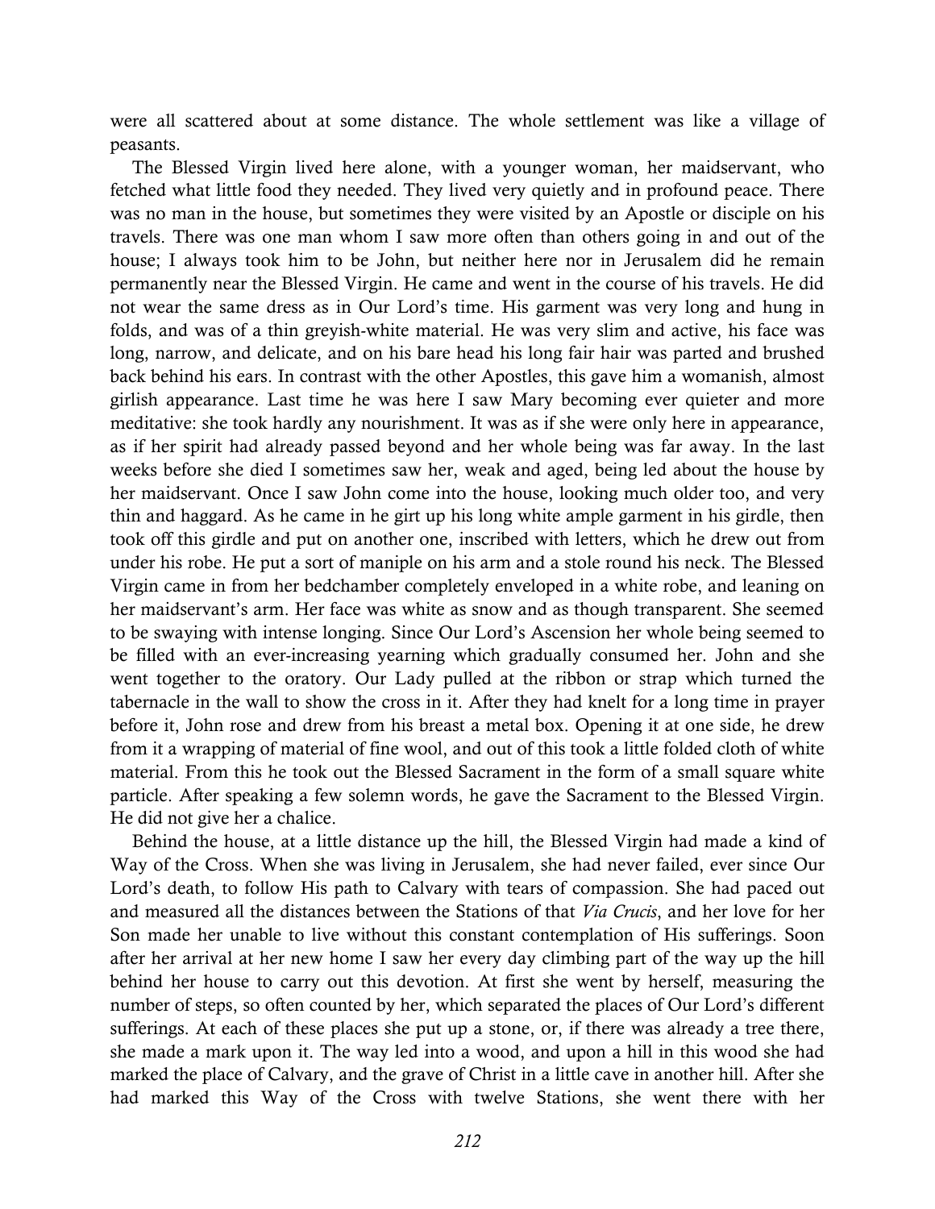were all scattered about at some distance. The whole settlement was like a village of peasants.

The Blessed Virgin lived here alone, with a younger woman, her maidservant, who fetched what little food they needed. They lived very quietly and in profound peace. There was no man in the house, but sometimes they were visited by an Apostle or disciple on his travels. There was one man whom I saw more often than others going in and out of the house; I always took him to be John, but neither here nor in Jerusalem did he remain permanently near the Blessed Virgin. He came and went in the course of his travels. He did not wear the same dress as in Our Lord's time. His garment was very long and hung in folds, and was of a thin greyish-white material. He was very slim and active, his face was long, narrow, and delicate, and on his bare head his long fair hair was parted and brushed back behind his ears. In contrast with the other Apostles, this gave him a womanish, almost girlish appearance. Last time he was here I saw Mary becoming ever quieter and more meditative: she took hardly any nourishment. It was as if she were only here in appearance, as if her spirit had already passed beyond and her whole being was far away. In the last weeks before she died I sometimes saw her, weak and aged, being led about the house by her maidservant. Once I saw John come into the house, looking much older too, and very thin and haggard. As he came in he girt up his long white ample garment in his girdle, then took off this girdle and put on another one, inscribed with letters, which he drew out from under his robe. He put a sort of maniple on his arm and a stole round his neck. The Blessed Virgin came in from her bedchamber completely enveloped in a white robe, and leaning on her maidservant's arm. Her face was white as snow and as though transparent. She seemed to be swaying with intense longing. Since Our Lord's Ascension her whole being seemed to be filled with an ever-increasing yearning which gradually consumed her. John and she went together to the oratory. Our Lady pulled at the ribbon or strap which turned the tabernacle in the wall to show the cross in it. After they had knelt for a long time in prayer before it, John rose and drew from his breast a metal box. Opening it at one side, he drew from it a wrapping of material of fine wool, and out of this took a little folded cloth of white material. From this he took out the Blessed Sacrament in the form of a small square white particle. After speaking a few solemn words, he gave the Sacrament to the Blessed Virgin. He did not give her a chalice.

Behind the house, at a little distance up the hill, the Blessed Virgin had made a kind of Way of the Cross. When she was living in Jerusalem, she had never failed, ever since Our Lord's death, to follow His path to Calvary with tears of compassion. She had paced out and measured all the distances between the Stations of that *Via Crucis*, and her love for her Son made her unable to live without this constant contemplation of His sufferings. Soon after her arrival at her new home I saw her every day climbing part of the way up the hill behind her house to carry out this devotion. At first she went by herself, measuring the number of steps, so often counted by her, which separated the places of Our Lord's different sufferings. At each of these places she put up a stone, or, if there was already a tree there, she made a mark upon it. The way led into a wood, and upon a hill in this wood she had marked the place of Calvary, and the grave of Christ in a little cave in another hill. After she had marked this Way of the Cross with twelve Stations, she went there with her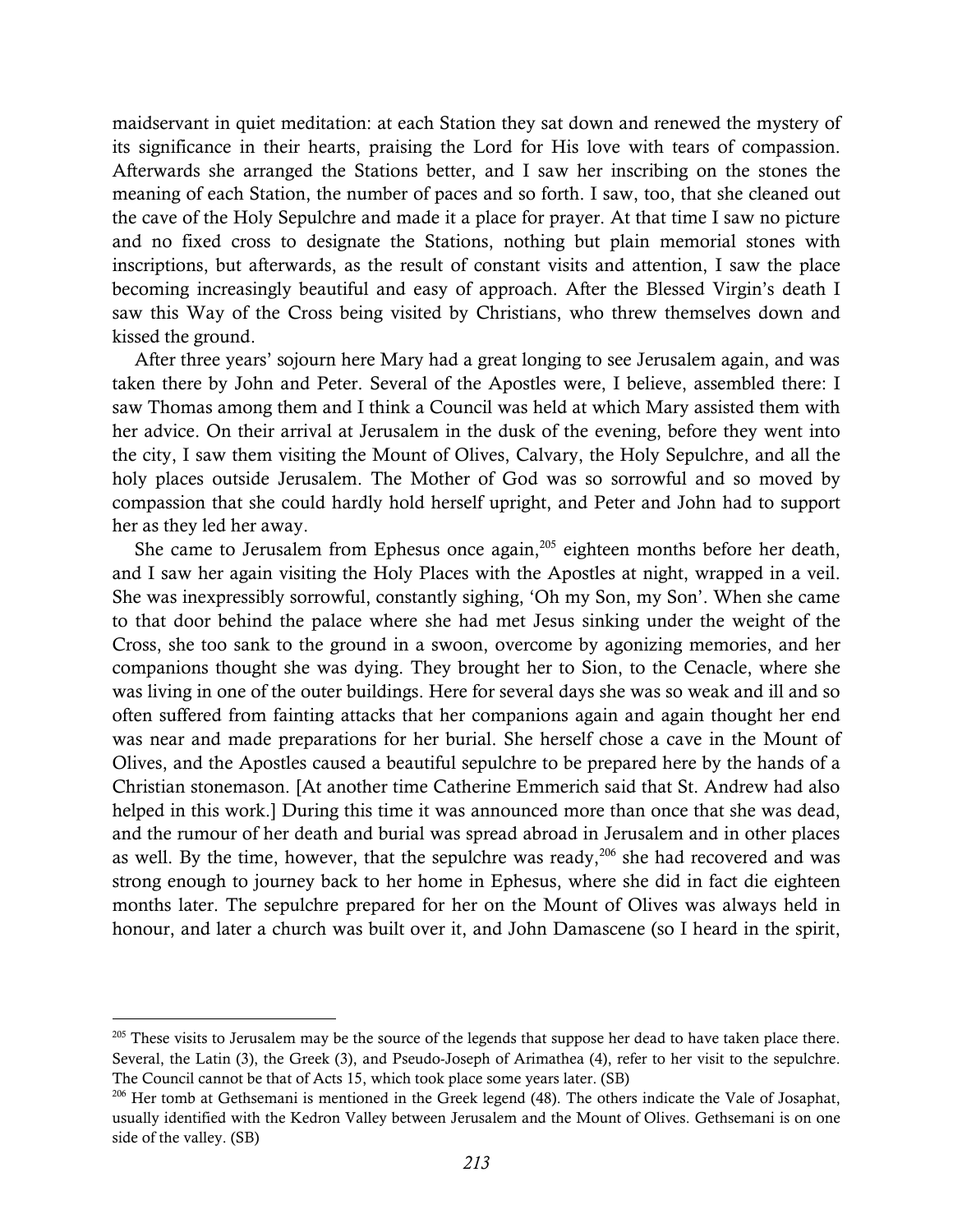maidservant in quiet meditation: at each Station they sat down and renewed the mystery of its significance in their hearts, praising the Lord for His love with tears of compassion. Afterwards she arranged the Stations better, and I saw her inscribing on the stones the meaning of each Station, the number of paces and so forth. I saw, too, that she cleaned out the cave of the Holy Sepulchre and made it a place for prayer. At that time I saw no picture and no fixed cross to designate the Stations, nothing but plain memorial stones with inscriptions, but afterwards, as the result of constant visits and attention, I saw the place becoming increasingly beautiful and easy of approach. After the Blessed Virgin's death I saw this Way of the Cross being visited by Christians, who threw themselves down and kissed the ground.

After three years' sojourn here Mary had a great longing to see Jerusalem again, and was taken there by John and Peter. Several of the Apostles were, I believe, assembled there: I saw Thomas among them and I think a Council was held at which Mary assisted them with her advice. On their arrival at Jerusalem in the dusk of the evening, before they went into the city, I saw them visiting the Mount of Olives, Calvary, the Holy Sepulchre, and all the holy places outside Jerusalem. The Mother of God was so sorrowful and so moved by compassion that she could hardly hold herself upright, and Peter and John had to support her as they led her away.

She came to Jerusalem from Ephesus once again,[205] eighteen months before her death, and I saw her again visiting the Holy Places with the Apostles at night, wrapped in a veil. She was inexpressibly sorrowful, constantly sighing, 'Oh my Son, my Son'. When she came to that door behind the palace where she had met Jesus sinking under the weight of the Cross, she too sank to the ground in a swoon, overcome by agonizing memories, and her companions thought she was dying. They brought her to Sion, to the Cenacle, where she was living in one of the outer buildings. Here for several days she was so weak and ill and so often suffered from fainting attacks that her companions again and again thought her end was near and made preparations for her burial. She herself chose a cave in the Mount of Olives, and the Apostles caused a beautiful sepulchre to be prepared here by the hands of a Christian stonemason. [At another time Catherine Emmerich said that St. Andrew had also helped in this work.] During this time it was announced more than once that she was dead, and the rumour of her death and burial was spread abroad in Jerusalem and in other places as well. By the time, however, that the sepulchre was ready,[206] she had recovered and was strong enough to journey back to her home in Ephesus, where she did in fact die eighteen months later. The sepulchre prepared for her on the Mount of Olives was always held in honour, and later a church was built over it, and John Damascene (so I heard in the spirit,

---

[205] These visits to Jerusalem may be the source of the legends that suppose her dead to have taken place there. Several, the Latin (3), the Greek (3), and Pseudo-Joseph of Arimathea (4), refer to her visit to the sepulchre. The Council cannot be that of Acts 15, which took place some years later. (SB)

[206] Her tomb at Gethsemani is mentioned in the Greek legend (48). The others indicate the Vale of Josaphat, usually identified with the Kedron Valley between Jerusalem and the Mount of Olives. Gethsemani is on one side of the valley. (SB)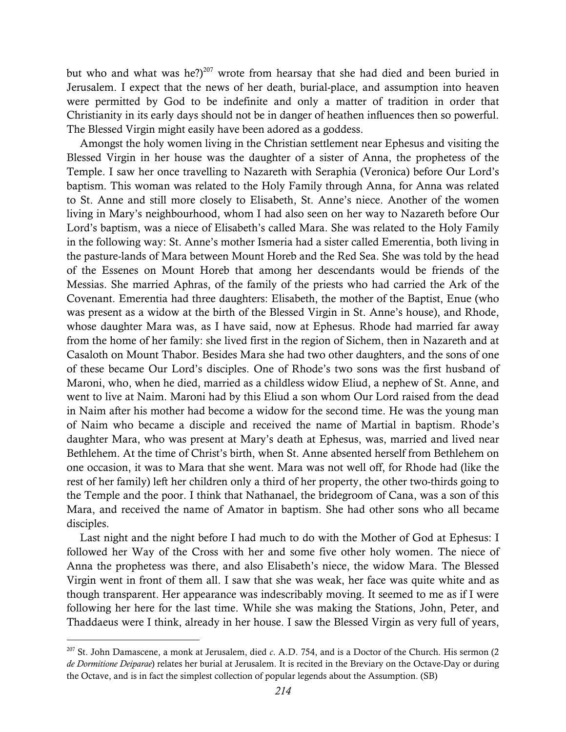but who and what was he?)[207] wrote from hearsay that she had died and been buried in Jerusalem. I expect that the news of her death, burial-place, and assumption into heaven were permitted by God to be indefinite and only a matter of tradition in order that Christianity in its early days should not be in danger of heathen influences then so powerful. The Blessed Virgin might easily have been adored as a goddess.

Amongst the holy women living in the Christian settlement near Ephesus and visiting the Blessed Virgin in her house was the daughter of a sister of Anna, the prophetess of the Temple. I saw her once travelling to Nazareth with Seraphia (Veronica) before Our Lord's baptism. This woman was related to the Holy Family through Anna, for Anna was related to St. Anne and still more closely to Elisabeth, St. Anne's niece. Another of the women living in Mary's neighbourhood, whom I had also seen on her way to Nazareth before Our Lord's baptism, was a niece of Elisabeth's called Mara. She was related to the Holy Family in the following way: St. Anne's mother Ismeria had a sister called Emerentia, both living in the pasture-lands of Mara between Mount Horeb and the Red Sea. She was told by the head of the Essenes on Mount Horeb that among her descendants would be friends of the Messias. She married Aphras, of the family of the priests who had carried the Ark of the Covenant. Emerentia had three daughters: Elisabeth, the mother of the Baptist, Enue (who was present as a widow at the birth of the Blessed Virgin in St. Anne's house), and Rhode, whose daughter Mara was, as I have said, now at Ephesus. Rhode had married far away from the home of her family: she lived first in the region of Sichem, then in Nazareth and at Casaloth on Mount Thabor. Besides Mara she had two other daughters, and the sons of one of these became Our Lord's disciples. One of Rhode's two sons was the first husband of Maroni, who, when he died, married as a childless widow Eliud, a nephew of St. Anne, and went to live at Naim. Maroni had by this Eliud a son whom Our Lord raised from the dead in Naim after his mother had become a widow for the second time. He was the young man of Naim who became a disciple and received the name of Martial in baptism. Rhode's daughter Mara, who was present at Mary's death at Ephesus, was, married and lived near Bethlehem. At the time of Christ's birth, when St. Anne absented herself from Bethlehem on one occasion, it was to Mara that she went. Mara was not well off, for Rhode had (like the rest of her family) left her children only a third of her property, the other two-thirds going to the Temple and the poor. I think that Nathanael, the bridegroom of Cana, was a son of this Mara, and received the name of Amator in baptism. She had other sons who all became disciples.

Last night and the night before I had much to do with the Mother of God at Ephesus: I followed her Way of the Cross with her and some five other holy women. The niece of Anna the prophetess was there, and also Elisabeth's niece, the widow Mara. The Blessed Virgin went in front of them all. I saw that she was weak, her face was quite white and as though transparent. Her appearance was indescribably moving. It seemed to me as if I were following her here for the last time. While she was making the Stations, John, Peter, and Thaddaeus were I think, already in her house. I saw the Blessed Virgin as very full of years,

---

[207] St. John Damascene, a monk at Jerusalem, died *c.* A.D. 754, and is a Doctor of the Church. His sermon (2 *de Dormitione Deiparae*) relates her burial at Jerusalem. It is recited in the Breviary on the Octave-Day or during the Octave, and is in fact the simplest collection of popular legends about the Assumption. (SB)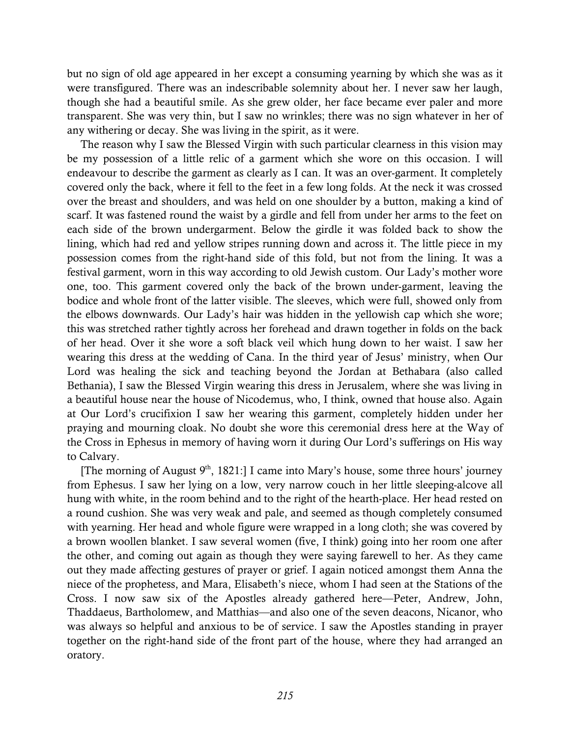but no sign of old age appeared in her except a consuming yearning by which she was as it were transfigured. There was an indescribable solemnity about her. I never saw her laugh, though she had a beautiful smile. As she grew older, her face became ever paler and more transparent. She was very thin, but I saw no wrinkles; there was no sign whatever in her of any withering or decay. She was living in the spirit, as it were.

The reason why I saw the Blessed Virgin with such particular clearness in this vision may be my possession of a little relic of a garment which she wore on this occasion. I will endeavour to describe the garment as clearly as I can. It was an over-garment. It completely covered only the back, where it fell to the feet in a few long folds. At the neck it was crossed over the breast and shoulders, and was held on one shoulder by a button, making a kind of scarf. It was fastened round the waist by a girdle and fell from under her arms to the feet on each side of the brown undergarment. Below the girdle it was folded back to show the lining, which had red and yellow stripes running down and across it. The little piece in my possession comes from the right-hand side of this fold, but not from the lining. It was a festival garment, worn in this way according to old Jewish custom. Our Lady's mother wore one, too. This garment covered only the back of the brown under-garment, leaving the bodice and whole front of the latter visible. The sleeves, which were full, showed only from the elbows downwards. Our Lady's hair was hidden in the yellowish cap which she wore; this was stretched rather tightly across her forehead and drawn together in folds on the back of her head. Over it she wore a soft black veil which hung down to her waist. I saw her wearing this dress at the wedding of Cana. In the third year of Jesus' ministry, when Our Lord was healing the sick and teaching beyond the Jordan at Bethabara (also called Bethania), I saw the Blessed Virgin wearing this dress in Jerusalem, where she was living in a beautiful house near the house of Nicodemus, who, I think, owned that house also. Again at Our Lord's crucifixion I saw her wearing this garment, completely hidden under her praying and mourning cloak. No doubt she wore this ceremonial dress here at the Way of the Cross in Ephesus in memory of having worn it during Our Lord's sufferings on His way to Calvary.

[The morning of August 9th, 1821:] I came into Mary's house, some three hours' journey from Ephesus. I saw her lying on a low, very narrow couch in her little sleeping-alcove all hung with white, in the room behind and to the right of the hearth-place. Her head rested on a round cushion. She was very weak and pale, and seemed as though completely consumed with yearning. Her head and whole figure were wrapped in a long cloth; she was covered by a brown woollen blanket. I saw several women (five, I think) going into her room one after the other, and coming out again as though they were saying farewell to her. As they came out they made affecting gestures of prayer or grief. I again noticed amongst them Anna the niece of the prophetess, and Mara, Elisabeth's niece, whom I had seen at the Stations of the Cross. I now saw six of the Apostles already gathered here—Peter, Andrew, John, Thaddaeus, Bartholomew, and Matthias—and also one of the seven deacons, Nicanor, who was always so helpful and anxious to be of service. I saw the Apostles standing in prayer together on the right-hand side of the front part of the house, where they had arranged an oratory.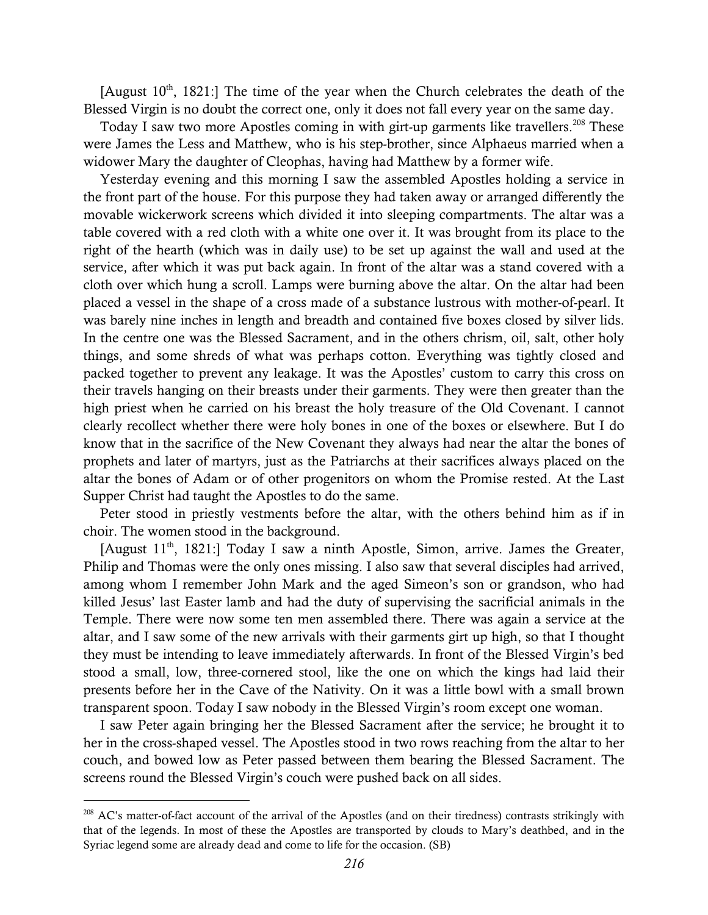[August 10th, 1821:] The time of the year when the Church celebrates the death of the Blessed Virgin is no doubt the correct one, only it does not fall every year on the same day.

Today I saw two more Apostles coming in with girt-up garments like travellers.[208] These were James the Less and Matthew, who is his step-brother, since Alphaeus married when a widower Mary the daughter of Cleophas, having had Matthew by a former wife.

Yesterday evening and this morning I saw the assembled Apostles holding a service in the front part of the house. For this purpose they had taken away or arranged differently the movable wickerwork screens which divided it into sleeping compartments. The altar was a table covered with a red cloth with a white one over it. It was brought from its place to the right of the hearth (which was in daily use) to be set up against the wall and used at the service, after which it was put back again. In front of the altar was a stand covered with a cloth over which hung a scroll. Lamps were burning above the altar. On the altar had been placed a vessel in the shape of a cross made of a substance lustrous with mother-of-pearl. It was barely nine inches in length and breadth and contained five boxes closed by silver lids. In the centre one was the Blessed Sacrament, and in the others chrism, oil, salt, other holy things, and some shreds of what was perhaps cotton. Everything was tightly closed and packed together to prevent any leakage. It was the Apostles' custom to carry this cross on their travels hanging on their breasts under their garments. They were then greater than the high priest when he carried on his breast the holy treasure of the Old Covenant. I cannot clearly recollect whether there were holy bones in one of the boxes or elsewhere. But I do know that in the sacrifice of the New Covenant they always had near the altar the bones of prophets and later of martyrs, just as the Patriarchs at their sacrifices always placed on the altar the bones of Adam or of other progenitors on whom the Promise rested. At the Last Supper Christ had taught the Apostles to do the same.

Peter stood in priestly vestments before the altar, with the others behind him as if in choir. The women stood in the background.

[August 11th, 1821:] Today I saw a ninth Apostle, Simon, arrive. James the Greater, Philip and Thomas were the only ones missing. I also saw that several disciples had arrived, among whom I remember John Mark and the aged Simeon's son or grandson, who had killed Jesus' last Easter lamb and had the duty of supervising the sacrificial animals in the Temple. There were now some ten men assembled there. There was again a service at the altar, and I saw some of the new arrivals with their garments girt up high, so that I thought they must be intending to leave immediately afterwards. In front of the Blessed Virgin's bed stood a small, low, three-cornered stool, like the one on which the kings had laid their presents before her in the Cave of the Nativity. On it was a little bowl with a small brown transparent spoon. Today I saw nobody in the Blessed Virgin's room except one woman.

I saw Peter again bringing her the Blessed Sacrament after the service; he brought it to her in the cross-shaped vessel. The Apostles stood in two rows reaching from the altar to her couch, and bowed low as Peter passed between them bearing the Blessed Sacrament. The screens round the Blessed Virgin's couch were pushed back on all sides.

---

[208] AC's matter-of-fact account of the arrival of the Apostles (and on their tiredness) contrasts strikingly with that of the legends. In most of these the Apostles are transported by clouds to Mary's deathbed, and in the Syriac legend some are already dead and come to life for the occasion. (SB)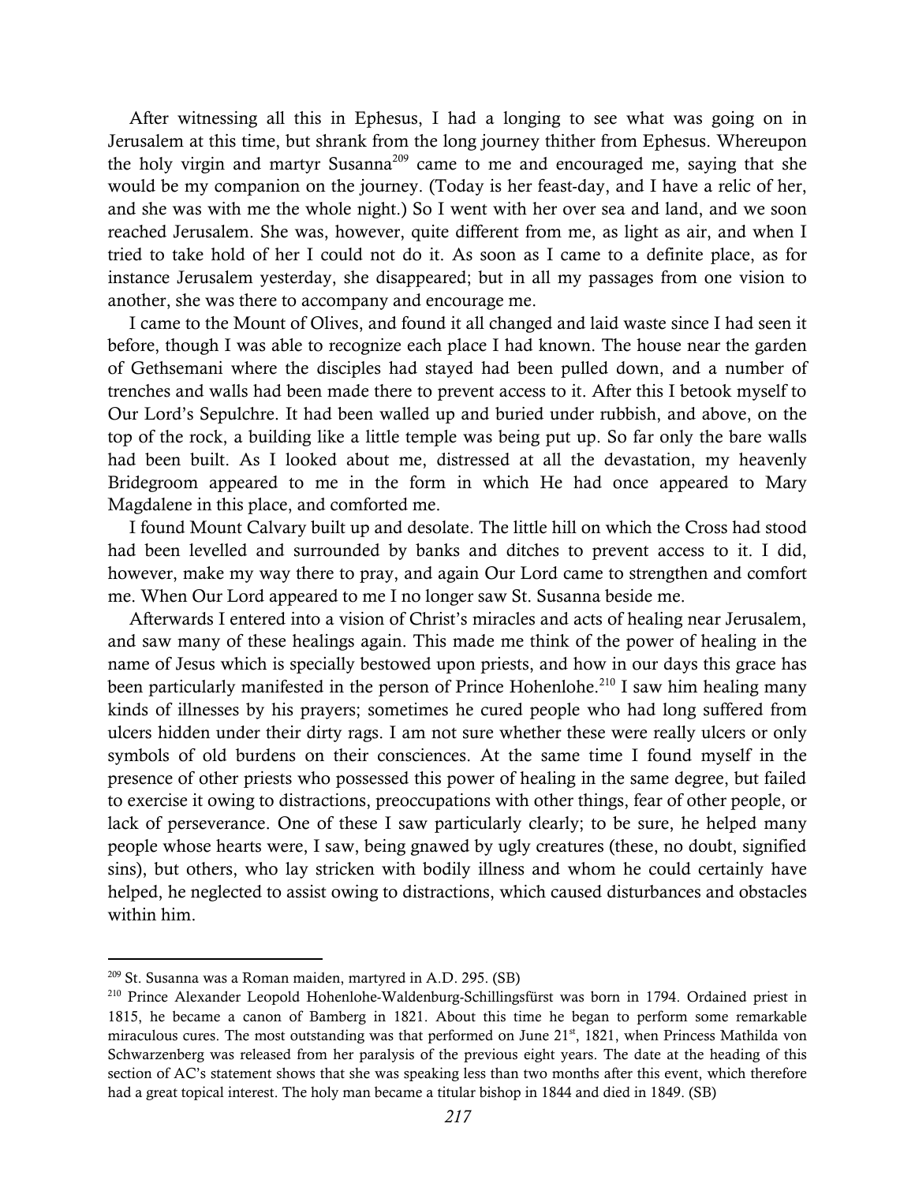After witnessing all this in Ephesus, I had a longing to see what was going on in Jerusalem at this time, but shrank from the long journey thither from Ephesus. Whereupon the holy virgin and martyr Susanna[209] came to me and encouraged me, saying that she would be my companion on the journey. (Today is her feast-day, and I have a relic of her, and she was with me the whole night.) So I went with her over sea and land, and we soon reached Jerusalem. She was, however, quite different from me, as light as air, and when I tried to take hold of her I could not do it. As soon as I came to a definite place, as for instance Jerusalem yesterday, she disappeared; but in all my passages from one vision to another, she was there to accompany and encourage me.

I came to the Mount of Olives, and found it all changed and laid waste since I had seen it before, though I was able to recognize each place I had known. The house near the garden of Gethsemani where the disciples had stayed had been pulled down, and a number of trenches and walls had been made there to prevent access to it. After this I betook myself to Our Lord's Sepulchre. It had been walled up and buried under rubbish, and above, on the top of the rock, a building like a little temple was being put up. So far only the bare walls had been built. As I looked about me, distressed at all the devastation, my heavenly Bridegroom appeared to me in the form in which He had once appeared to Mary Magdalene in this place, and comforted me.

I found Mount Calvary built up and desolate. The little hill on which the Cross had stood had been levelled and surrounded by banks and ditches to prevent access to it. I did, however, make my way there to pray, and again Our Lord came to strengthen and comfort me. When Our Lord appeared to me I no longer saw St. Susanna beside me.

Afterwards I entered into a vision of Christ's miracles and acts of healing near Jerusalem, and saw many of these healings again. This made me think of the power of healing in the name of Jesus which is specially bestowed upon priests, and how in our days this grace has been particularly manifested in the person of Prince Hohenlohe.[210] I saw him healing many kinds of illnesses by his prayers; sometimes he cured people who had long suffered from ulcers hidden under their dirty rags. I am not sure whether these were really ulcers or only symbols of old burdens on their consciences. At the same time I found myself in the presence of other priests who possessed this power of healing in the same degree, but failed to exercise it owing to distractions, preoccupations with other things, fear of other people, or lack of perseverance. One of these I saw particularly clearly; to be sure, he helped many people whose hearts were, I saw, being gnawed by ugly creatures (these, no doubt, signified sins), but others, who lay stricken with bodily illness and whom he could certainly have helped, he neglected to assist owing to distractions, which caused disturbances and obstacles within him.

---

[209] St. Susanna was a Roman maiden, martyred in A.D. 295. (SB)

[210] Prince Alexander Leopold Hohenlohe-Waldenburg-Schillingsfürst was born in 1794. Ordained priest in 1815, he became a canon of Bamberg in 1821. About this time he began to perform some remarkable miraculous cures. The most outstanding was that performed on June 21st, 1821, when Princess Mathilda von Schwarzenberg was released from her paralysis of the previous eight years. The date at the heading of this section of AC's statement shows that she was speaking less than two months after this event, which therefore had a great topical interest. The holy man became a titular bishop in 1844 and died in 1849. (SB)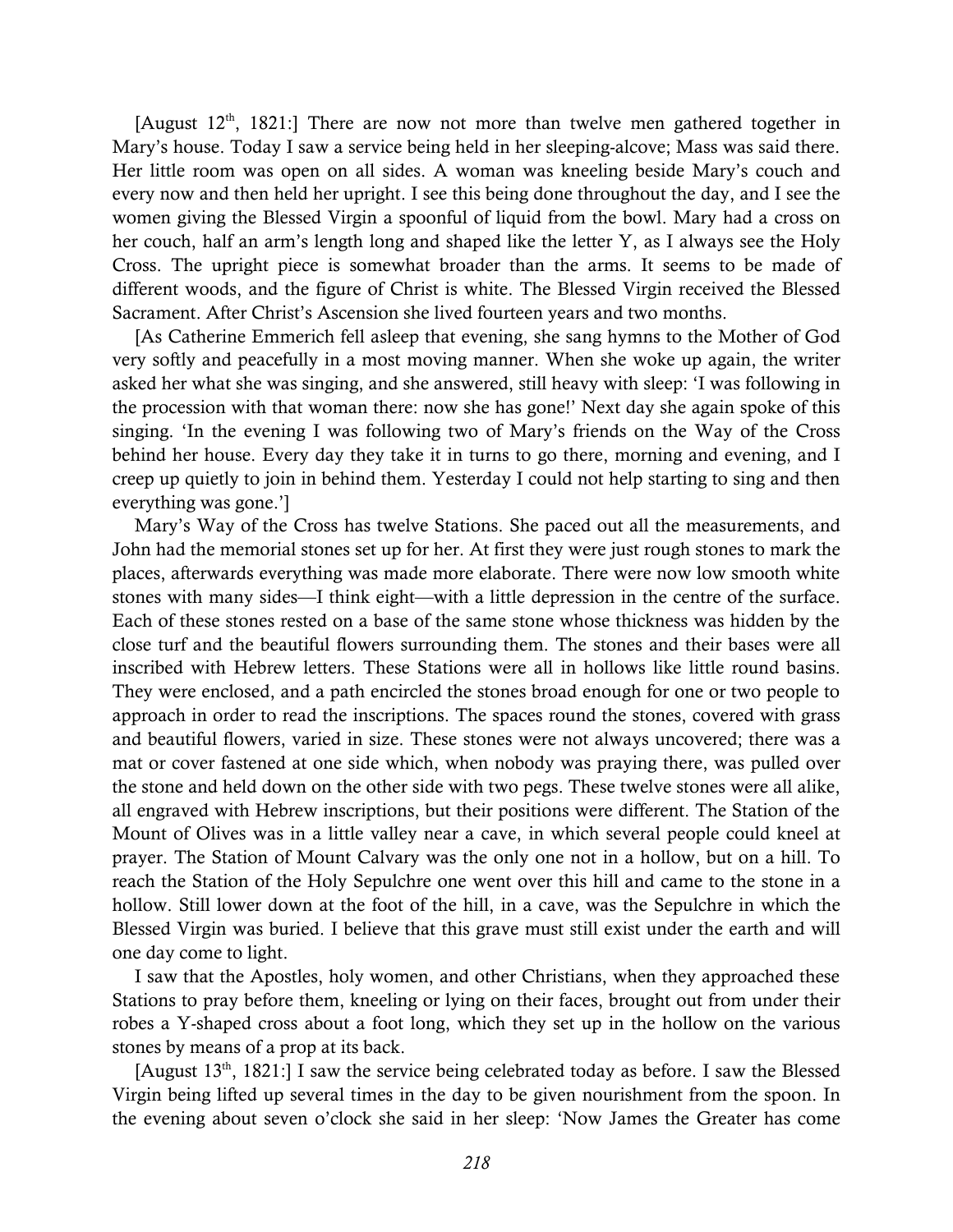[August 12th, 1821:] There are now not more than twelve men gathered together in Mary's house. Today I saw a service being held in her sleeping-alcove; Mass was said there. Her little room was open on all sides. A woman was kneeling beside Mary's couch and every now and then held her upright. I see this being done throughout the day, and I see the women giving the Blessed Virgin a spoonful of liquid from the bowl. Mary had a cross on her couch, half an arm's length long and shaped like the letter Y, as I always see the Holy Cross. The upright piece is somewhat broader than the arms. It seems to be made of different woods, and the figure of Christ is white. The Blessed Virgin received the Blessed Sacrament. After Christ's Ascension she lived fourteen years and two months.

[As Catherine Emmerich fell asleep that evening, she sang hymns to the Mother of God very softly and peacefully in a most moving manner. When she woke up again, the writer asked her what she was singing, and she answered, still heavy with sleep: 'I was following in the procession with that woman there: now she has gone!' Next day she again spoke of this singing. 'In the evening I was following two of Mary's friends on the Way of the Cross behind her house. Every day they take it in turns to go there, morning and evening, and I creep up quietly to join in behind them. Yesterday I could not help starting to sing and then everything was gone.']

Mary's Way of the Cross has twelve Stations. She paced out all the measurements, and John had the memorial stones set up for her. At first they were just rough stones to mark the places, afterwards everything was made more elaborate. There were now low smooth white stones with many sides—I think eight—with a little depression in the centre of the surface. Each of these stones rested on a base of the same stone whose thickness was hidden by the close turf and the beautiful flowers surrounding them. The stones and their bases were all inscribed with Hebrew letters. These Stations were all in hollows like little round basins. They were enclosed, and a path encircled the stones broad enough for one or two people to approach in order to read the inscriptions. The spaces round the stones, covered with grass and beautiful flowers, varied in size. These stones were not always uncovered; there was a mat or cover fastened at one side which, when nobody was praying there, was pulled over the stone and held down on the other side with two pegs. These twelve stones were all alike, all engraved with Hebrew inscriptions, but their positions were different. The Station of the Mount of Olives was in a little valley near a cave, in which several people could kneel at prayer. The Station of Mount Calvary was the only one not in a hollow, but on a hill. To reach the Station of the Holy Sepulchre one went over this hill and came to the stone in a hollow. Still lower down at the foot of the hill, in a cave, was the Sepulchre in which the Blessed Virgin was buried. I believe that this grave must still exist under the earth and will one day come to light.

I saw that the Apostles, holy women, and other Christians, when they approached these Stations to pray before them, kneeling or lying on their faces, brought out from under their robes a Y-shaped cross about a foot long, which they set up in the hollow on the various stones by means of a prop at its back.

[August 13th, 1821:] I saw the service being celebrated today as before. I saw the Blessed Virgin being lifted up several times in the day to be given nourishment from the spoon. In the evening about seven o'clock she said in her sleep: 'Now James the Greater has come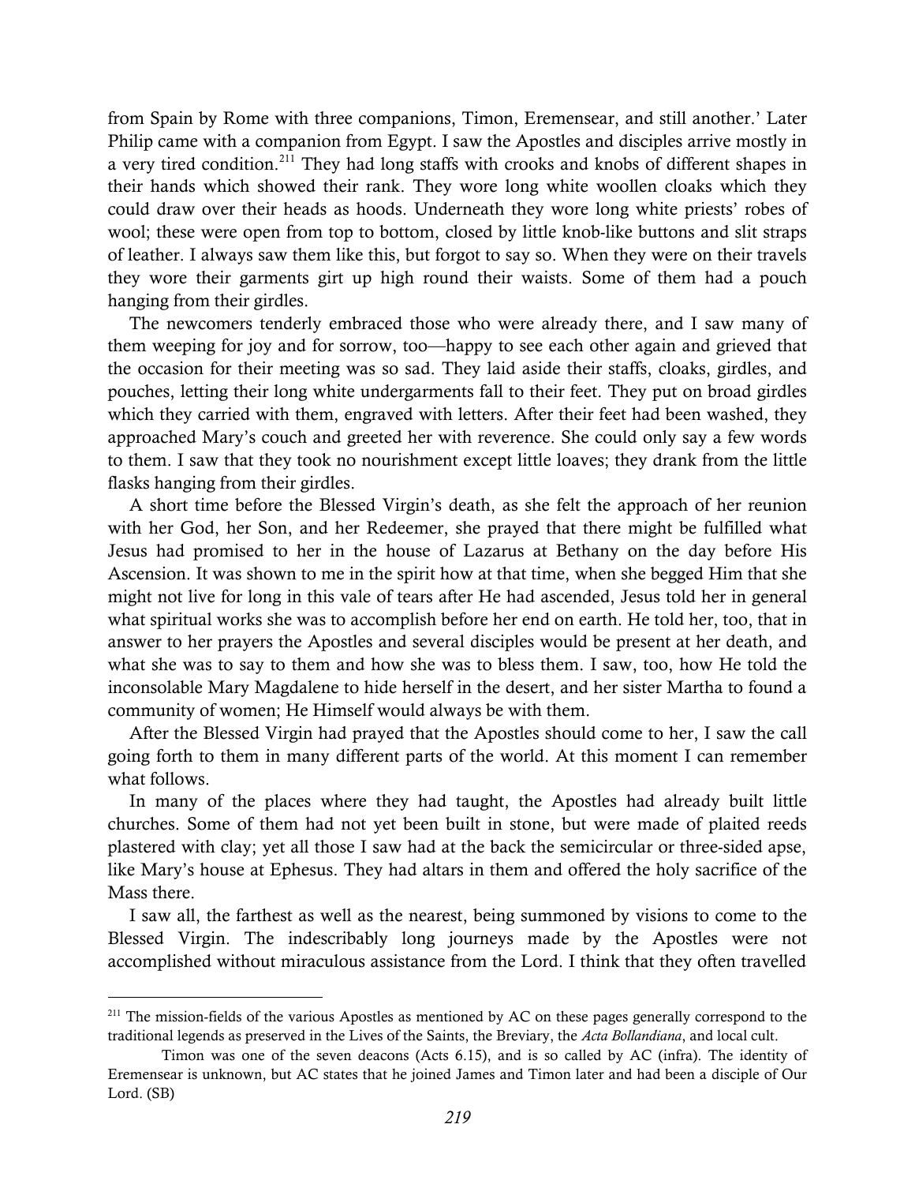from Spain by Rome with three companions, Timon, Eremensear, and still another.' Later Philip came with a companion from Egypt. I saw the Apostles and disciples arrive mostly in a very tired condition.[211] They had long staffs with crooks and knobs of different shapes in their hands which showed their rank. They wore long white woollen cloaks which they could draw over their heads as hoods. Underneath they wore long white priests' robes of wool; these were open from top to bottom, closed by little knob-like buttons and slit straps of leather. I always saw them like this, but forgot to say so. When they were on their travels they wore their garments girt up high round their waists. Some of them had a pouch hanging from their girdles.

The newcomers tenderly embraced those who were already there, and I saw many of them weeping for joy and for sorrow, too—happy to see each other again and grieved that the occasion for their meeting was so sad. They laid aside their staffs, cloaks, girdles, and pouches, letting their long white undergarments fall to their feet. They put on broad girdles which they carried with them, engraved with letters. After their feet had been washed, they approached Mary's couch and greeted her with reverence. She could only say a few words to them. I saw that they took no nourishment except little loaves; they drank from the little flasks hanging from their girdles.

A short time before the Blessed Virgin's death, as she felt the approach of her reunion with her God, her Son, and her Redeemer, she prayed that there might be fulfilled what Jesus had promised to her in the house of Lazarus at Bethany on the day before His Ascension. It was shown to me in the spirit how at that time, when she begged Him that she might not live for long in this vale of tears after He had ascended, Jesus told her in general what spiritual works she was to accomplish before her end on earth. He told her, too, that in answer to her prayers the Apostles and several disciples would be present at her death, and what she was to say to them and how she was to bless them. I saw, too, how He told the inconsolable Mary Magdalene to hide herself in the desert, and her sister Martha to found a community of women; He Himself would always be with them.

After the Blessed Virgin had prayed that the Apostles should come to her, I saw the call going forth to them in many different parts of the world. At this moment I can remember what follows.

In many of the places where they had taught, the Apostles had already built little churches. Some of them had not yet been built in stone, but were made of plaited reeds plastered with clay; yet all those I saw had at the back the semicircular or three-sided apse, like Mary's house at Ephesus. They had altars in them and offered the holy sacrifice of the Mass there.

I saw all, the farthest as well as the nearest, being summoned by visions to come to the Blessed Virgin. The indescribably long journeys made by the Apostles were not accomplished without miraculous assistance from the Lord. I think that they often travelled

---

[211] The mission-fields of the various Apostles as mentioned by AC on these pages generally correspond to the traditional legends as preserved in the Lives of the Saints, the Breviary, the *Acta Bollandiana*, and local cult.

Timon was one of the seven deacons (Acts 6.15), and is so called by AC (infra). The identity of Eremensear is unknown, but AC states that he joined James and Timon later and had been a disciple of Our Lord. (SB)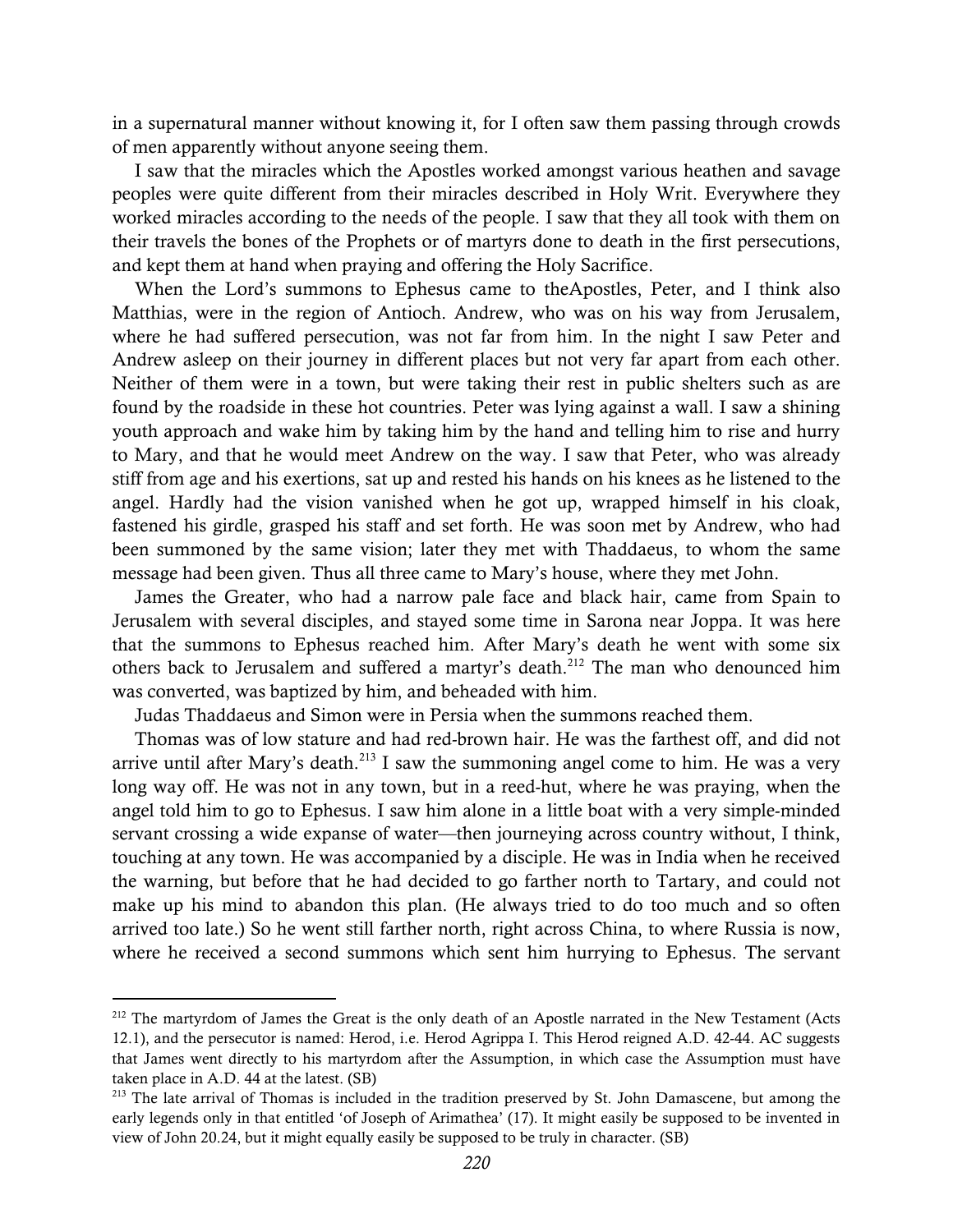in a supernatural manner without knowing it, for I often saw them passing through crowds of men apparently without anyone seeing them.

I saw that the miracles which the Apostles worked amongst various heathen and savage peoples were quite different from their miracles described in Holy Writ. Everywhere they worked miracles according to the needs of the people. I saw that they all took with them on their travels the bones of the Prophets or of martyrs done to death in the first persecutions, and kept them at hand when praying and offering the Holy Sacrifice.

When the Lord's summons to Ephesus came to theApostles, Peter, and I think also Matthias, were in the region of Antioch. Andrew, who was on his way from Jerusalem, where he had suffered persecution, was not far from him. In the night I saw Peter and Andrew asleep on their journey in different places but not very far apart from each other. Neither of them were in a town, but were taking their rest in public shelters such as are found by the roadside in these hot countries. Peter was lying against a wall. I saw a shining youth approach and wake him by taking him by the hand and telling him to rise and hurry to Mary, and that he would meet Andrew on the way. I saw that Peter, who was already stiff from age and his exertions, sat up and rested his hands on his knees as he listened to the angel. Hardly had the vision vanished when he got up, wrapped himself in his cloak, fastened his girdle, grasped his staff and set forth. He was soon met by Andrew, who had been summoned by the same vision; later they met with Thaddaeus, to whom the same message had been given. Thus all three came to Mary's house, where they met John.

James the Greater, who had a narrow pale face and black hair, came from Spain to Jerusalem with several disciples, and stayed some time in Sarona near Joppa. It was here that the summons to Ephesus reached him. After Mary's death he went with some six others back to Jerusalem and suffered a martyr's death.[212] The man who denounced him was converted, was baptized by him, and beheaded with him.

Judas Thaddaeus and Simon were in Persia when the summons reached them.

Thomas was of low stature and had red-brown hair. He was the farthest off, and did not arrive until after Mary's death.[213] I saw the summoning angel come to him. He was a very long way off. He was not in any town, but in a reed-hut, where he was praying, when the angel told him to go to Ephesus. I saw him alone in a little boat with a very simple-minded servant crossing a wide expanse of water—then journeying across country without, I think, touching at any town. He was accompanied by a disciple. He was in India when he received the warning, but before that he had decided to go farther north to Tartary, and could not make up his mind to abandon this plan. (He always tried to do too much and so often arrived too late.) So he went still farther north, right across China, to where Russia is now, where he received a second summons which sent him hurrying to Ephesus. The servant

---

[212] The martyrdom of James the Great is the only death of an Apostle narrated in the New Testament (Acts 12.1), and the persecutor is named: Herod, i.e. Herod Agrippa I. This Herod reigned A.D. 42-44. AC suggests that James went directly to his martyrdom after the Assumption, in which case the Assumption must have taken place in A.D. 44 at the latest. (SB)

[213] The late arrival of Thomas is included in the tradition preserved by St. John Damascene, but among the early legends only in that entitled 'of Joseph of Arimathea' (17). It might easily be supposed to be invented in view of John 20.24, but it might equally easily be supposed to be truly in character. (SB)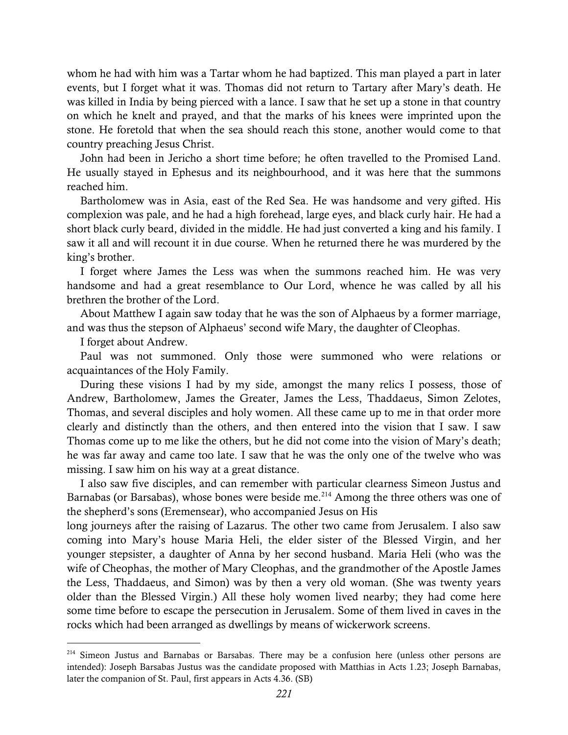whom he had with him was a Tartar whom he had baptized. This man played a part in later events, but I forget what it was. Thomas did not return to Tartary after Mary's death. He was killed in India by being pierced with a lance. I saw that he set up a stone in that country on which he knelt and prayed, and that the marks of his knees were imprinted upon the stone. He foretold that when the sea should reach this stone, another would come to that country preaching Jesus Christ.

John had been in Jericho a short time before; he often travelled to the Promised Land. He usually stayed in Ephesus and its neighbourhood, and it was here that the summons reached him.

Bartholomew was in Asia, east of the Red Sea. He was handsome and very gifted. His complexion was pale, and he had a high forehead, large eyes, and black curly hair. He had a short black curly beard, divided in the middle. He had just converted a king and his family. I saw it all and will recount it in due course. When he returned there he was murdered by the king's brother.

I forget where James the Less was when the summons reached him. He was very handsome and had a great resemblance to Our Lord, whence he was called by all his brethren the brother of the Lord.

About Matthew I again saw today that he was the son of Alphaeus by a former marriage, and was thus the stepson of Alphaeus' second wife Mary, the daughter of Cleophas.

I forget about Andrew.

Paul was not summoned. Only those were summoned who were relations or acquaintances of the Holy Family.

During these visions I had by my side, amongst the many relics I possess, those of Andrew, Bartholomew, James the Greater, James the Less, Thaddaeus, Simon Zelotes, Thomas, and several disciples and holy women. All these came up to me in that order more clearly and distinctly than the others, and then entered into the vision that I saw. I saw Thomas come up to me like the others, but he did not come into the vision of Mary's death; he was far away and came too late. I saw that he was the only one of the twelve who was missing. I saw him on his way at a great distance.

I also saw five disciples, and can remember with particular clearness Simeon Justus and Barnabas (or Barsabas), whose bones were beside me.[214] Among the three others was one of the shepherd's sons (Eremensear), who accompanied Jesus on His long journeys after the raising of Lazarus. The other two came from Jerusalem. I also saw coming into Mary's house Maria Heli, the elder sister of the Blessed Virgin, and her younger stepsister, a daughter of Anna by her second husband. Maria Heli (who was the wife of Cheophas, the mother of Mary Cleophas, and the grandmother of the Apostle James the Less, Thaddaeus, and Simon) was by then a very old woman. (She was twenty years older than the Blessed Virgin.) All these holy women lived nearby; they had come here some time before to escape the persecution in Jerusalem. Some of them lived in caves in the rocks which had been arranged as dwellings by means of wickerwork screens.

---

[214] Simeon Justus and Barnabas or Barsabas. There may be a confusion here (unless other persons are intended): Joseph Barsabas Justus was the candidate proposed with Matthias in Acts 1.23; Joseph Barnabas, later the companion of St. Paul, first appears in Acts 4.36. (SB)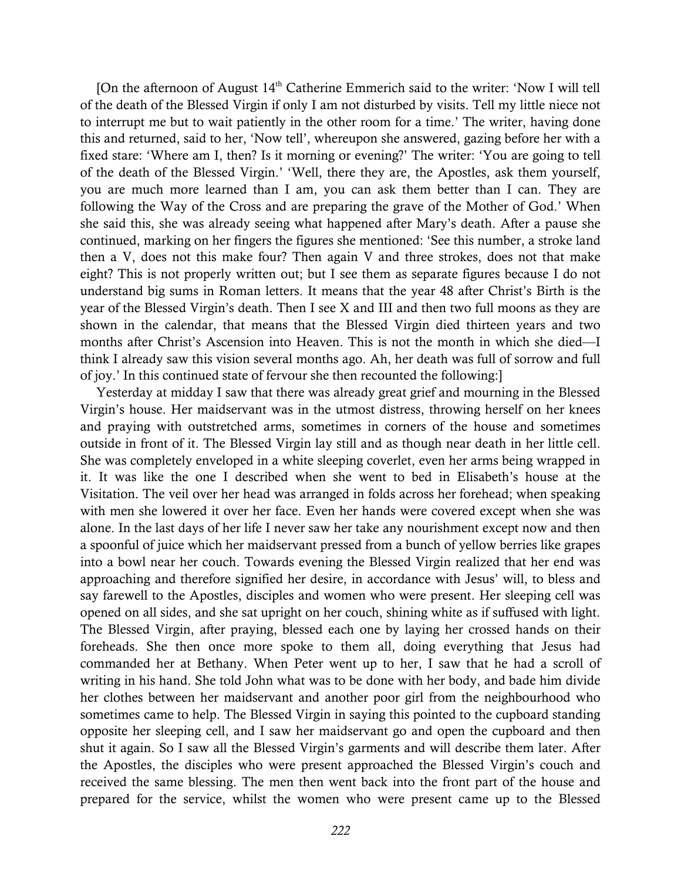[On the afternoon of August 14th Catherine Emmerich said to the writer: 'Now I will tell of the death of the Blessed Virgin if only I am not disturbed by visits. Tell my little niece not to interrupt me but to wait patiently in the other room for a time.' The writer, having done this and returned, said to her, 'Now tell', whereupon she answered, gazing before her with a fixed stare: 'Where am I, then? Is it morning or evening?' The writer: 'You are going to tell of the death of the Blessed Virgin.' 'Well, there they are, the Apostles, ask them yourself, you are much more learned than I am, you can ask them better than I can. They are following the Way of the Cross and are preparing the grave of the Mother of God.' When she said this, she was already seeing what happened after Mary's death. After a pause she continued, marking on her fingers the figures she mentioned: 'See this number, a stroke land then a V, does not this make four? Then again V and three strokes, does not that make eight? This is not properly written out; but I see them as separate figures because I do not understand big sums in Roman letters. It means that the year 48 after Christ's Birth is the year of the Blessed Virgin's death. Then I see X and III and then two full moons as they are shown in the calendar, that means that the Blessed Virgin died thirteen years and two months after Christ's Ascension into Heaven. This is not the month in which she died—I think I already saw this vision several months ago. Ah, her death was full of sorrow and full of joy.' In this continued state of fervour she then recounted the following:]

Yesterday at midday I saw that there was already great grief and mourning in the Blessed Virgin's house. Her maidservant was in the utmost distress, throwing herself on her knees and praying with outstretched arms, sometimes in corners of the house and sometimes outside in front of it. The Blessed Virgin lay still and as though near death in her little cell. She was completely enveloped in a white sleeping coverlet, even her arms being wrapped in it. It was like the one I described when she went to bed in Elisabeth's house at the Visitation. The veil over her head was arranged in folds across her forehead; when speaking with men she lowered it over her face. Even her hands were covered except when she was alone. In the last days of her life I never saw her take any nourishment except now and then a spoonful of juice which her maidservant pressed from a bunch of yellow berries like grapes into a bowl near her couch. Towards evening the Blessed Virgin realized that her end was approaching and therefore signified her desire, in accordance with Jesus' will, to bless and say farewell to the Apostles, disciples and women who were present. Her sleeping cell was opened on all sides, and she sat upright on her couch, shining white as if suffused with light. The Blessed Virgin, after praying, blessed each one by laying her crossed hands on their foreheads. She then once more spoke to them all, doing everything that Jesus had commanded her at Bethany. When Peter went up to her, I saw that he had a scroll of writing in his hand. She told John what was to be done with her body, and bade him divide her clothes between her maidservant and another poor girl from the neighbourhood who sometimes came to help. The Blessed Virgin in saying this pointed to the cupboard standing opposite her sleeping cell, and I saw her maidservant go and open the cupboard and then shut it again. So I saw all the Blessed Virgin's garments and will describe them later. After the Apostles, the disciples who were present approached the Blessed Virgin's couch and received the same blessing. The men then went back into the front part of the house and prepared for the service, whilst the women who were present came up to the Blessed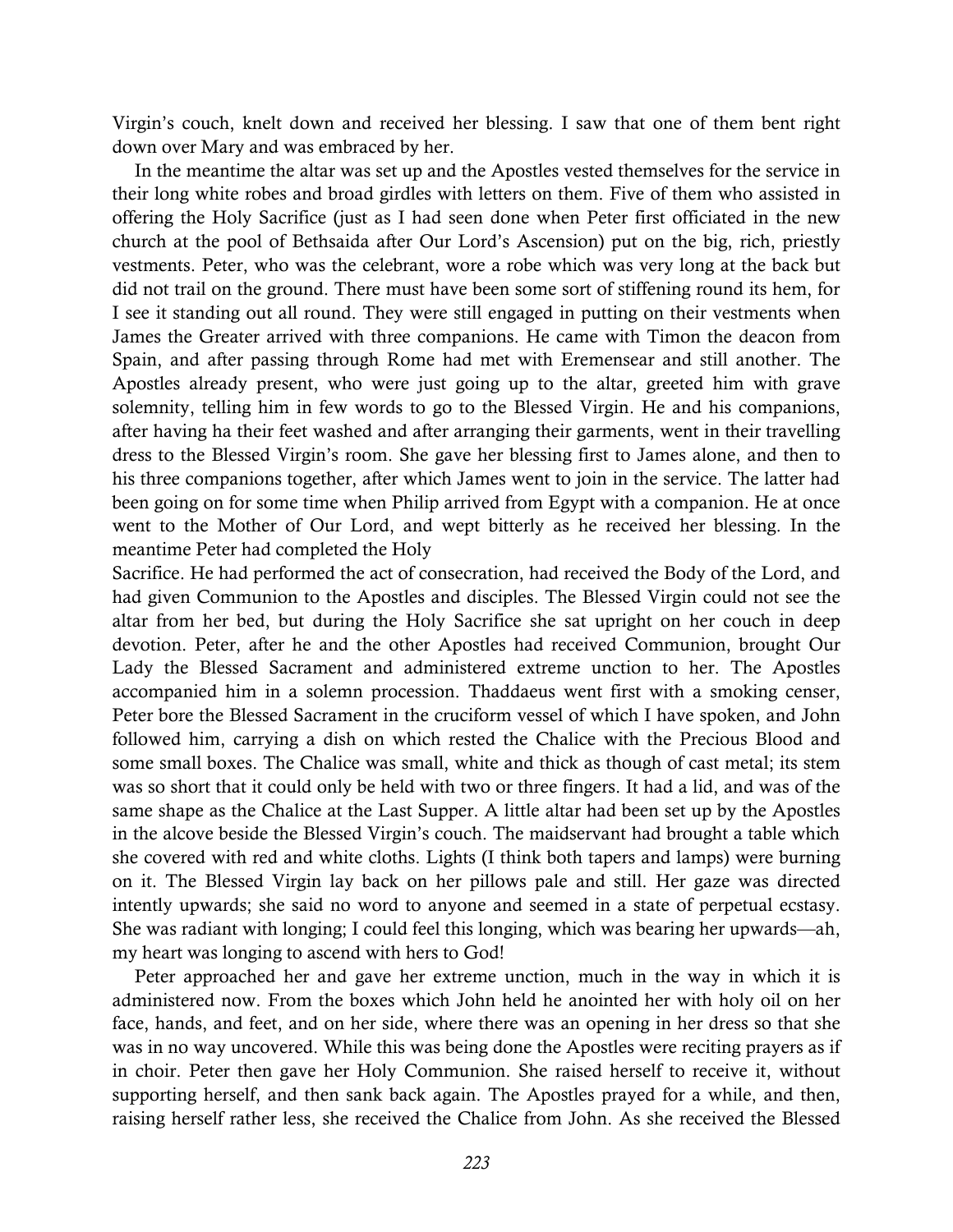Virgin's couch, knelt down and received her blessing. I saw that one of them bent right down over Mary and was embraced by her.

In the meantime the altar was set up and the Apostles vested themselves for the service in their long white robes and broad girdles with letters on them. Five of them who assisted in offering the Holy Sacrifice (just as I had seen done when Peter first officiated in the new church at the pool of Bethsaida after Our Lord's Ascension) put on the big, rich, priestly vestments. Peter, who was the celebrant, wore a robe which was very long at the back but did not trail on the ground. There must have been some sort of stiffening round its hem, for I see it standing out all round. They were still engaged in putting on their vestments when James the Greater arrived with three companions. He came with Timon the deacon from Spain, and after passing through Rome had met with Eremensear and still another. The Apostles already present, who were just going up to the altar, greeted him with grave solemnity, telling him in few words to go to the Blessed Virgin. He and his companions, after having ha their feet washed and after arranging their garments, went in their travelling dress to the Blessed Virgin's room. She gave her blessing first to James alone, and then to his three companions together, after which James went to join in the service. The latter had been going on for some time when Philip arrived from Egypt with a companion. He at once went to the Mother of Our Lord, and wept bitterly as he received her blessing. In the meantime Peter had completed the Holy Sacrifice. He had performed the act of consecration, had received the Body of the Lord, and had given Communion to the Apostles and disciples. The Blessed Virgin could not see the altar from her bed, but during the Holy Sacrifice she sat upright on her couch in deep devotion. Peter, after he and the other Apostles had received Communion, brought Our Lady the Blessed Sacrament and administered extreme unction to her. The Apostles accompanied him in a solemn procession. Thaddaeus went first with a smoking censer, Peter bore the Blessed Sacrament in the cruciform vessel of which I have spoken, and John followed him, carrying a dish on which rested the Chalice with the Precious Blood and some small boxes. The Chalice was small, white and thick as though of cast metal; its stem was so short that it could only be held with two or three fingers. It had a lid, and was of the same shape as the Chalice at the Last Supper. A little altar had been set up by the Apostles in the alcove beside the Blessed Virgin's couch. The maidservant had brought a table which she covered with red and white cloths. Lights (I think both tapers and lamps) were burning on it. The Blessed Virgin lay back on her pillows pale and still. Her gaze was directed intently upwards; she said no word to anyone and seemed in a state of perpetual ecstasy. She was radiant with longing; I could feel this longing, which was bearing her upwards—ah, my heart was longing to ascend with hers to God!

Peter approached her and gave her extreme unction, much in the way in which it is administered now. From the boxes which John held he anointed her with holy oil on her face, hands, and feet, and on her side, where there was an opening in her dress so that she was in no way uncovered. While this was being done the Apostles were reciting prayers as if in choir. Peter then gave her Holy Communion. She raised herself to receive it, without supporting herself, and then sank back again. The Apostles prayed for a while, and then, raising herself rather less, she received the Chalice from John. As she received the Blessed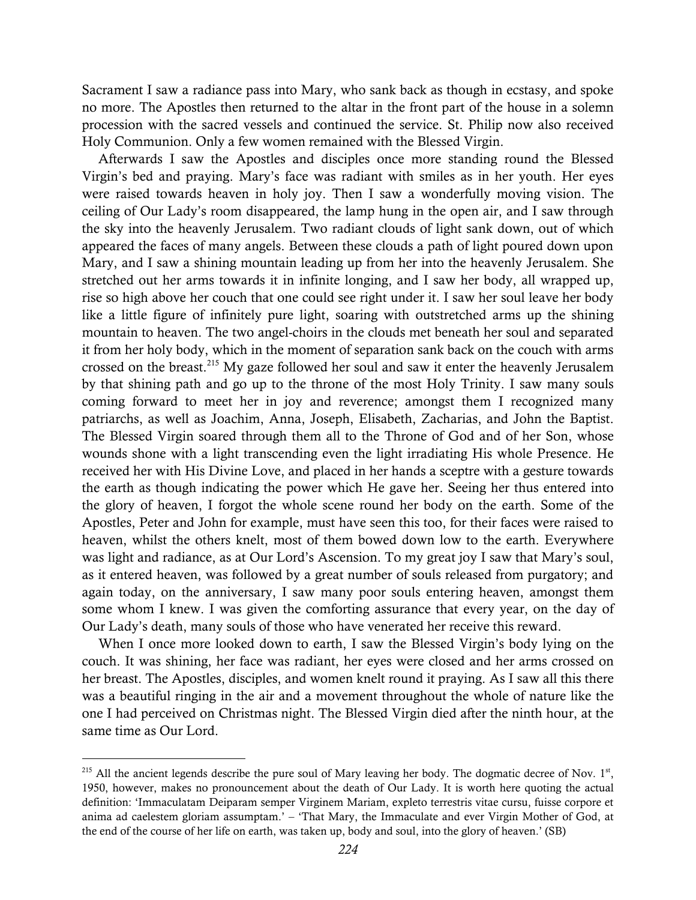Sacrament I saw a radiance pass into Mary, who sank back as though in ecstasy, and spoke no more. The Apostles then returned to the altar in the front part of the house in a solemn procession with the sacred vessels and continued the service. St. Philip now also received Holy Communion. Only a few women remained with the Blessed Virgin.

Afterwards I saw the Apostles and disciples once more standing round the Blessed Virgin's bed and praying. Mary's face was radiant with smiles as in her youth. Her eyes were raised towards heaven in holy joy. Then I saw a wonderfully moving vision. The ceiling of Our Lady's room disappeared, the lamp hung in the open air, and I saw through the sky into the heavenly Jerusalem. Two radiant clouds of light sank down, out of which appeared the faces of many angels. Between these clouds a path of light poured down upon Mary, and I saw a shining mountain leading up from her into the heavenly Jerusalem. She stretched out her arms towards it in infinite longing, and I saw her body, all wrapped up, rise so high above her couch that one could see right under it. I saw her soul leave her body like a little figure of infinitely pure light, soaring with outstretched arms up the shining mountain to heaven. The two angel-choirs in the clouds met beneath her soul and separated it from her holy body, which in the moment of separation sank back on the couch with arms crossed on the breast.[215] My gaze followed her soul and saw it enter the heavenly Jerusalem by that shining path and go up to the throne of the most Holy Trinity. I saw many souls coming forward to meet her in joy and reverence; amongst them I recognized many patriarchs, as well as Joachim, Anna, Joseph, Elisabeth, Zacharias, and John the Baptist. The Blessed Virgin soared through them all to the Throne of God and of her Son, whose wounds shone with a light transcending even the light irradiating His whole Presence. He received her with His Divine Love, and placed in her hands a sceptre with a gesture towards the earth as though indicating the power which He gave her. Seeing her thus entered into the glory of heaven, I forgot the whole scene round her body on the earth. Some of the Apostles, Peter and John for example, must have seen this too, for their faces were raised to heaven, whilst the others knelt, most of them bowed down low to the earth. Everywhere was light and radiance, as at Our Lord's Ascension. To my great joy I saw that Mary's soul, as it entered heaven, was followed by a great number of souls released from purgatory; and again today, on the anniversary, I saw many poor souls entering heaven, amongst them some whom I knew. I was given the comforting assurance that every year, on the day of Our Lady's death, many souls of those who have venerated her receive this reward.

When I once more looked down to earth, I saw the Blessed Virgin's body lying on the couch. It was shining, her face was radiant, her eyes were closed and her arms crossed on her breast. The Apostles, disciples, and women knelt round it praying. As I saw all this there was a beautiful ringing in the air and a movement throughout the whole of nature like the one I had perceived on Christmas night. The Blessed Virgin died after the ninth hour, at the same time as Our Lord.

---

[215] All the ancient legends describe the pure soul of Mary leaving her body. The dogmatic decree of Nov. 1st, 1950, however, makes no pronouncement about the death of Our Lady. It is worth here quoting the actual definition: 'Immaculatam Deiparam semper Virginem Mariam, expleto terrestris vitae cursu, fuisse corpore et anima ad caelestem gloriam assumptam.' – 'That Mary, the Immaculate and ever Virgin Mother of God, at the end of the course of her life on earth, was taken up, body and soul, into the glory of heaven.' (SB)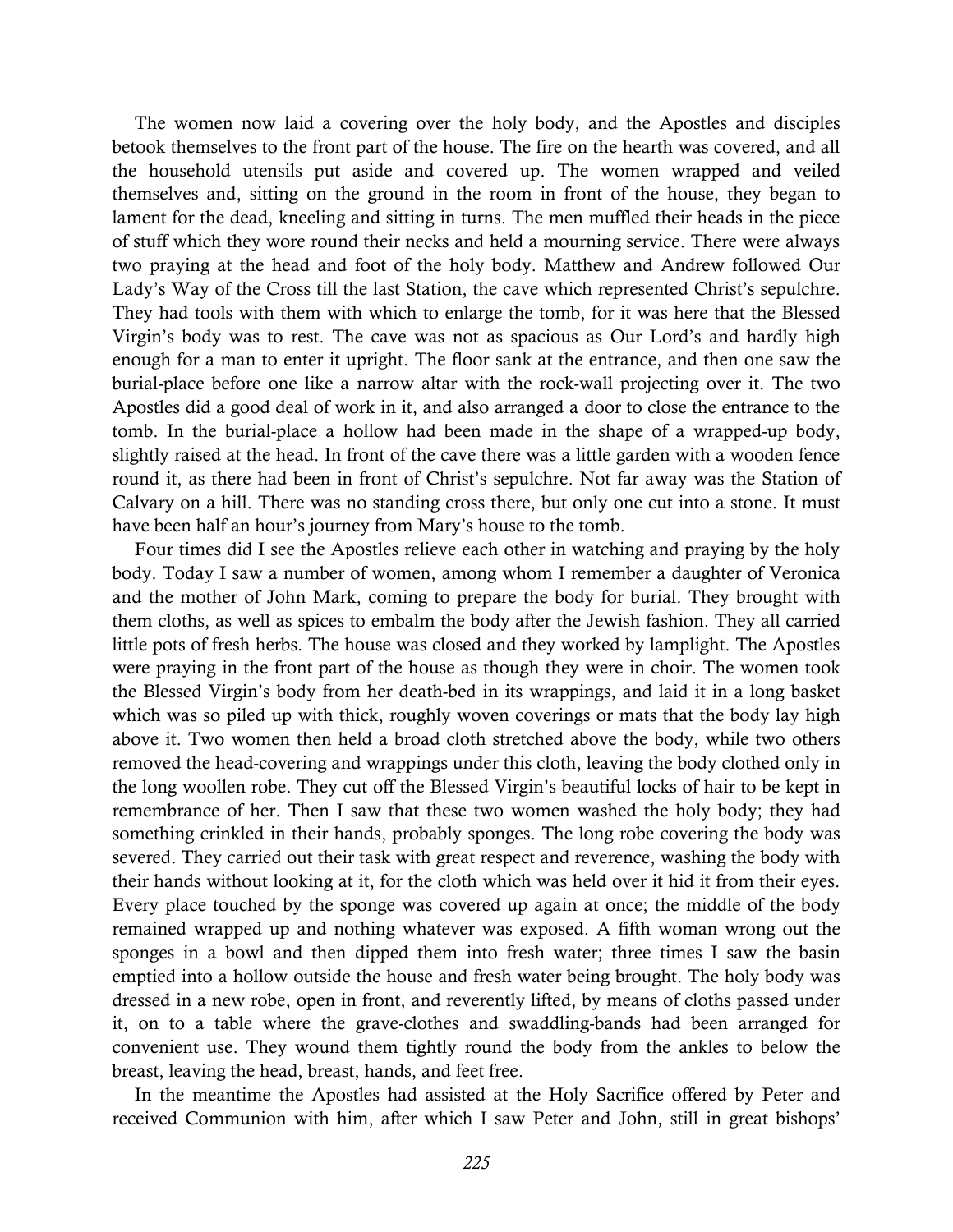The women now laid a covering over the holy body, and the Apostles and disciples betook themselves to the front part of the house. The fire on the hearth was covered, and all the household utensils put aside and covered up. The women wrapped and veiled themselves and, sitting on the ground in the room in front of the house, they began to lament for the dead, kneeling and sitting in turns. The men muffled their heads in the piece of stuff which they wore round their necks and held a mourning service. There were always two praying at the head and foot of the holy body. Matthew and Andrew followed Our Lady's Way of the Cross till the last Station, the cave which represented Christ's sepulchre. They had tools with them with which to enlarge the tomb, for it was here that the Blessed Virgin's body was to rest. The cave was not as spacious as Our Lord's and hardly high enough for a man to enter it upright. The floor sank at the entrance, and then one saw the burial-place before one like a narrow altar with the rock-wall projecting over it. The two Apostles did a good deal of work in it, and also arranged a door to close the entrance to the tomb. In the burial-place a hollow had been made in the shape of a wrapped-up body, slightly raised at the head. In front of the cave there was a little garden with a wooden fence round it, as there had been in front of Christ's sepulchre. Not far away was the Station of Calvary on a hill. There was no standing cross there, but only one cut into a stone. It must have been half an hour's journey from Mary's house to the tomb.

Four times did I see the Apostles relieve each other in watching and praying by the holy body. Today I saw a number of women, among whom I remember a daughter of Veronica and the mother of John Mark, coming to prepare the body for burial. They brought with them cloths, as well as spices to embalm the body after the Jewish fashion. They all carried little pots of fresh herbs. The house was closed and they worked by lamplight. The Apostles were praying in the front part of the house as though they were in choir. The women took the Blessed Virgin's body from her death-bed in its wrappings, and laid it in a long basket which was so piled up with thick, roughly woven coverings or mats that the body lay high above it. Two women then held a broad cloth stretched above the body, while two others removed the head-covering and wrappings under this cloth, leaving the body clothed only in the long woollen robe. They cut off the Blessed Virgin's beautiful locks of hair to be kept in remembrance of her. Then I saw that these two women washed the holy body; they had something crinkled in their hands, probably sponges. The long robe covering the body was severed. They carried out their task with great respect and reverence, washing the body with their hands without looking at it, for the cloth which was held over it hid it from their eyes. Every place touched by the sponge was covered up again at once; the middle of the body remained wrapped up and nothing whatever was exposed. A fifth woman wrong out the sponges in a bowl and then dipped them into fresh water; three times I saw the basin emptied into a hollow outside the house and fresh water being brought. The holy body was dressed in a new robe, open in front, and reverently lifted, by means of cloths passed under it, on to a table where the grave-clothes and swaddling-bands had been arranged for convenient use. They wound them tightly round the body from the ankles to below the breast, leaving the head, breast, hands, and feet free.

In the meantime the Apostles had assisted at the Holy Sacrifice offered by Peter and received Communion with him, after which I saw Peter and John, still in great bishops'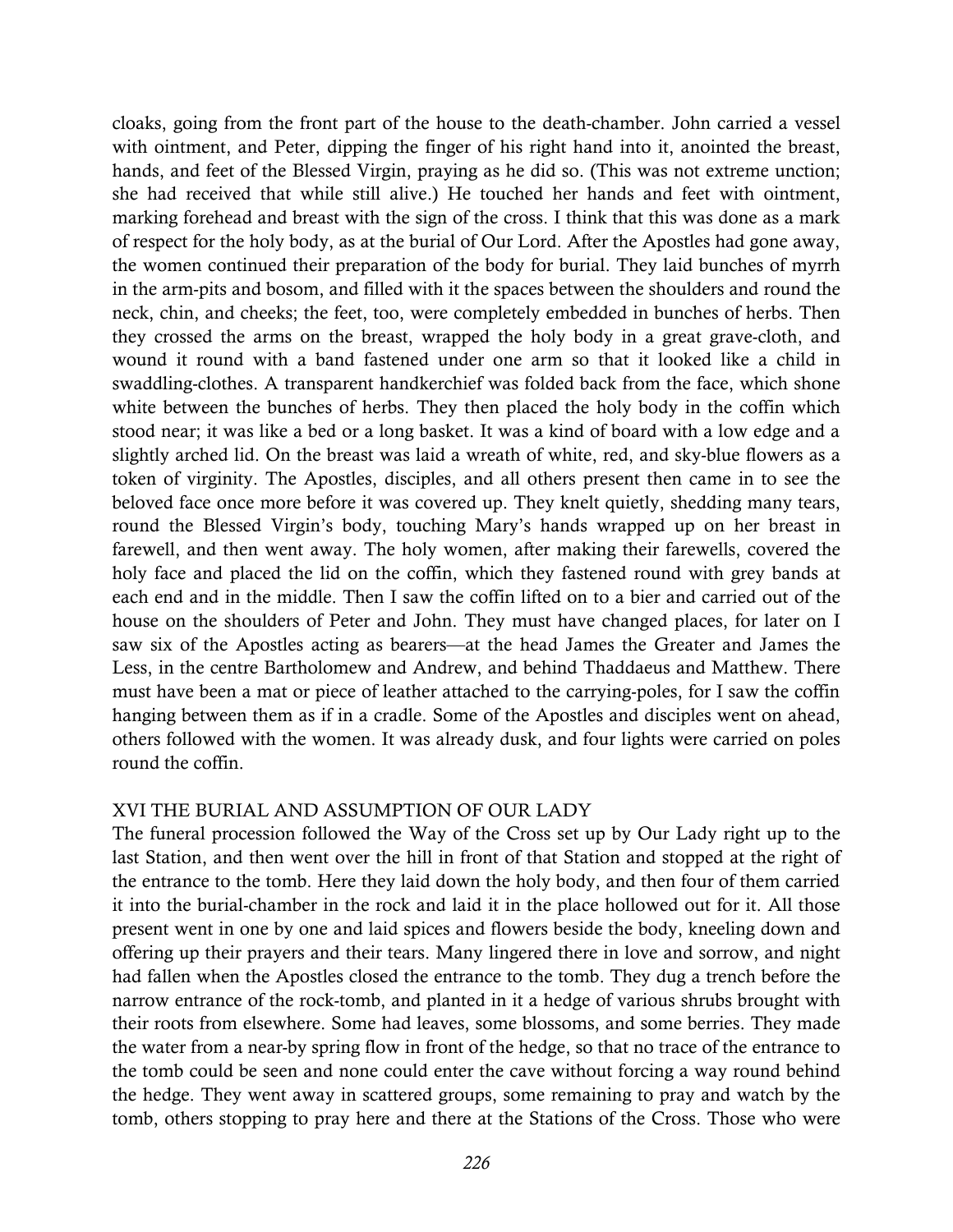cloaks, going from the front part of the house to the death-chamber. John carried a vessel with ointment, and Peter, dipping the finger of his right hand into it, anointed the breast, hands, and feet of the Blessed Virgin, praying as he did so. (This was not extreme unction; she had received that while still alive.) He touched her hands and feet with ointment, marking forehead and breast with the sign of the cross. I think that this was done as a mark of respect for the holy body, as at the burial of Our Lord. After the Apostles had gone away, the women continued their preparation of the body for burial. They laid bunches of myrrh in the arm-pits and bosom, and filled with it the spaces between the shoulders and round the neck, chin, and cheeks; the feet, too, were completely embedded in bunches of herbs. Then they crossed the arms on the breast, wrapped the holy body in a great grave-cloth, and wound it round with a band fastened under one arm so that it looked like a child in swaddling-clothes. A transparent handkerchief was folded back from the face, which shone white between the bunches of herbs. They then placed the holy body in the coffin which stood near; it was like a bed or a long basket. It was a kind of board with a low edge and a slightly arched lid. On the breast was laid a wreath of white, red, and sky-blue flowers as a token of virginity. The Apostles, disciples, and all others present then came in to see the beloved face once more before it was covered up. They knelt quietly, shedding many tears, round the Blessed Virgin's body, touching Mary's hands wrapped up on her breast in farewell, and then went away. The holy women, after making their farewells, covered the holy face and placed the lid on the coffin, which they fastened round with grey bands at each end and in the middle. Then I saw the coffin lifted on to a bier and carried out of the house on the shoulders of Peter and John. They must have changed places, for later on I saw six of the Apostles acting as bearers—at the head James the Greater and James the Less, in the centre Bartholomew and Andrew, and behind Thaddaeus and Matthew. There must have been a mat or piece of leather attached to the carrying-poles, for I saw the coffin hanging between them as if in a cradle. Some of the Apostles and disciples went on ahead, others followed with the women. It was already dusk, and four lights were carried on poles round the coffin.

## XVI THE BURIAL AND ASSUMPTION OF OUR LADY

The funeral procession followed the Way of the Cross set up by Our Lady right up to the last Station, and then went over the hill in front of that Station and stopped at the right of the entrance to the tomb. Here they laid down the holy body, and then four of them carried it into the burial-chamber in the rock and laid it in the place hollowed out for it. All those present went in one by one and laid spices and flowers beside the body, kneeling down and offering up their prayers and their tears. Many lingered there in love and sorrow, and night had fallen when the Apostles closed the entrance to the tomb. They dug a trench before the narrow entrance of the rock-tomb, and planted in it a hedge of various shrubs brought with their roots from elsewhere. Some had leaves, some blossoms, and some berries. They made the water from a near-by spring flow in front of the hedge, so that no trace of the entrance to the tomb could be seen and none could enter the cave without forcing a way round behind the hedge. They went away in scattered groups, some remaining to pray and watch by the tomb, others stopping to pray here and there at the Stations of the Cross. Those who were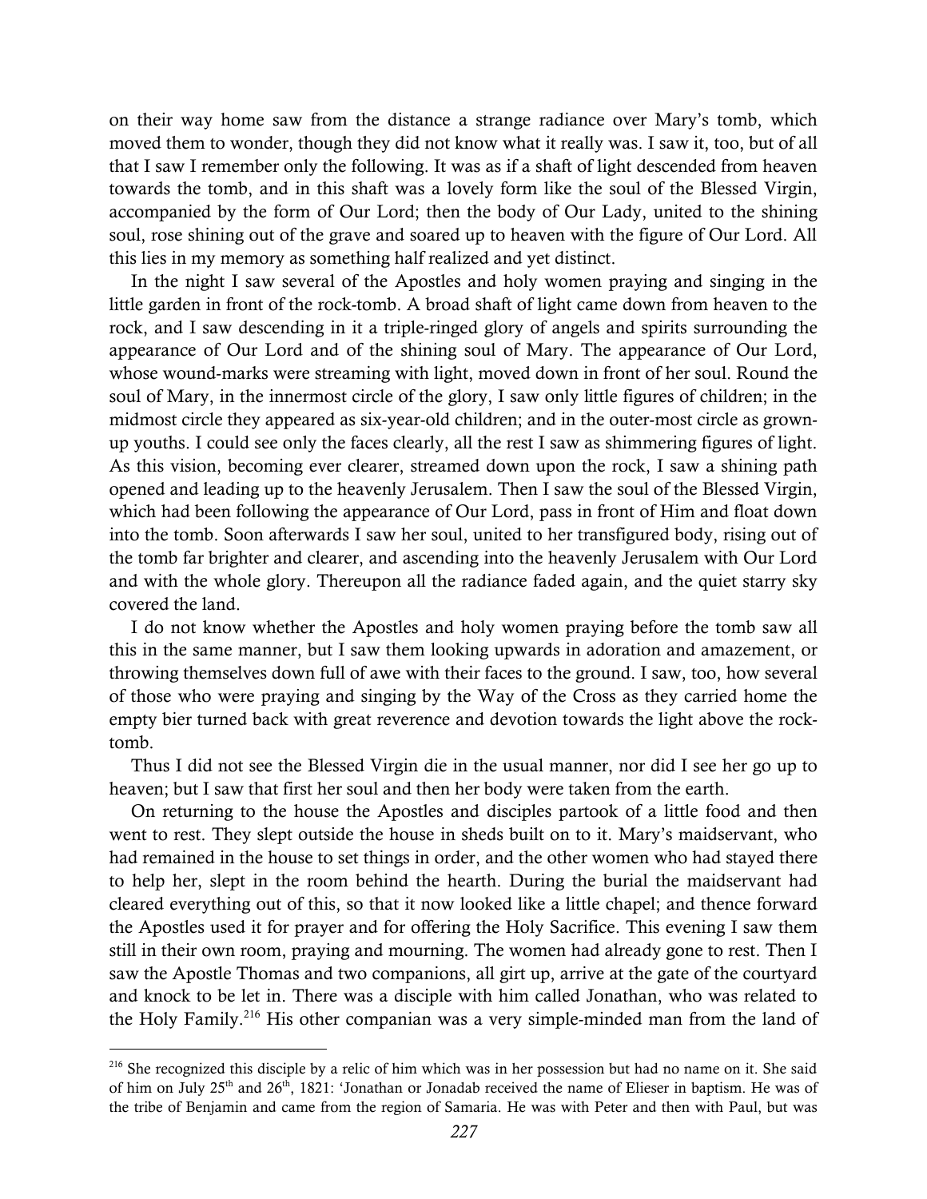on their way home saw from the distance a strange radiance over Mary's tomb, which moved them to wonder, though they did not know what it really was. I saw it, too, but of all that I saw I remember only the following. It was as if a shaft of light descended from heaven towards the tomb, and in this shaft was a lovely form like the soul of the Blessed Virgin, accompanied by the form of Our Lord; then the body of Our Lady, united to the shining soul, rose shining out of the grave and soared up to heaven with the figure of Our Lord. All this lies in my memory as something half realized and yet distinct.

In the night I saw several of the Apostles and holy women praying and singing in the little garden in front of the rock-tomb. A broad shaft of light came down from heaven to the rock, and I saw descending in it a triple-ringed glory of angels and spirits surrounding the appearance of Our Lord and of the shining soul of Mary. The appearance of Our Lord, whose wound-marks were streaming with light, moved down in front of her soul. Round the soul of Mary, in the innermost circle of the glory, I saw only little figures of children; in the midmost circle they appeared as six-year-old children; and in the outer-most circle as grown-up youths. I could see only the faces clearly, all the rest I saw as shimmering figures of light. As this vision, becoming ever clearer, streamed down upon the rock, I saw a shining path opened and leading up to the heavenly Jerusalem. Then I saw the soul of the Blessed Virgin, which had been following the appearance of Our Lord, pass in front of Him and float down into the tomb. Soon afterwards I saw her soul, united to her transfigured body, rising out of the tomb far brighter and clearer, and ascending into the heavenly Jerusalem with Our Lord and with the whole glory. Thereupon all the radiance faded again, and the quiet starry sky covered the land.

I do not know whether the Apostles and holy women praying before the tomb saw all this in the same manner, but I saw them looking upwards in adoration and amazement, or throwing themselves down full of awe with their faces to the ground. I saw, too, how several of those who were praying and singing by the Way of the Cross as they carried home the empty bier turned back with great reverence and devotion towards the light above the rock-tomb.

Thus I did not see the Blessed Virgin die in the usual manner, nor did I see her go up to heaven; but I saw that first her soul and then her body were taken from the earth.

On returning to the house the Apostles and disciples partook of a little food and then went to rest. They slept outside the house in sheds built on to it. Mary's maidservant, who had remained in the house to set things in order, and the other women who had stayed there to help her, slept in the room behind the hearth. During the burial the maidservant had cleared everything out of this, so that it now looked like a little chapel; and thence forward the Apostles used it for prayer and for offering the Holy Sacrifice. This evening I saw them still in their own room, praying and mourning. The women had already gone to rest. Then I saw the Apostle Thomas and two companions, all girt up, arrive at the gate of the courtyard and knock to be let in. There was a disciple with him called Jonathan, who was related to the Holy Family.[216] His other companian was a very simple-minded man from the land of

---

[216] She recognized this disciple by a relic of him which was in her possession but had no name on it. She said of him on July 25th and 26th, 1821: 'Jonathan or Jonadab received the name of Elieser in baptism. He was of the tribe of Benjamin and came from the region of Samaria. He was with Peter and then with Paul, but was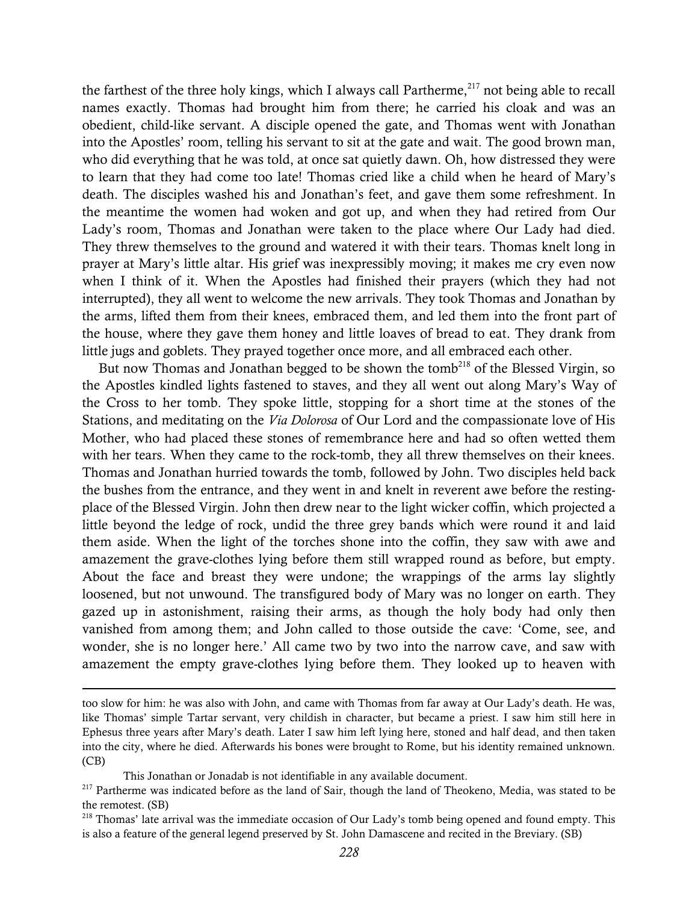the farthest of the three holy kings, which I always call Partherme,[217] not being able to recall names exactly. Thomas had brought him from there; he carried his cloak and was an obedient, child-like servant. A disciple opened the gate, and Thomas went with Jonathan into the Apostles' room, telling his servant to sit at the gate and wait. The good brown man, who did everything that he was told, at once sat quietly dawn. Oh, how distressed they were to learn that they had come too late! Thomas cried like a child when he heard of Mary's death. The disciples washed his and Jonathan's feet, and gave them some refreshment. In the meantime the women had woken and got up, and when they had retired from Our Lady's room, Thomas and Jonathan were taken to the place where Our Lady had died. They threw themselves to the ground and watered it with their tears. Thomas knelt long in prayer at Mary's little altar. His grief was inexpressibly moving; it makes me cry even now when I think of it. When the Apostles had finished their prayers (which they had not interrupted), they all went to welcome the new arrivals. They took Thomas and Jonathan by the arms, lifted them from their knees, embraced them, and led them into the front part of the house, where they gave them honey and little loaves of bread to eat. They drank from little jugs and goblets. They prayed together once more, and all embraced each other.

But now Thomas and Jonathan begged to be shown the tomb[218] of the Blessed Virgin, so the Apostles kindled lights fastened to staves, and they all went out along Mary's Way of the Cross to her tomb. They spoke little, stopping for a short time at the stones of the Stations, and meditating on the *Via Dolorosa* of Our Lord and the compassionate love of His Mother, who had placed these stones of remembrance here and had so often wetted them with her tears. When they came to the rock-tomb, they all threw themselves on their knees. Thomas and Jonathan hurried towards the tomb, followed by John. Two disciples held back the bushes from the entrance, and they went in and knelt in reverent awe before the resting-place of the Blessed Virgin. John then drew near to the light wicker coffin, which projected a little beyond the ledge of rock, undid the three grey bands which were round it and laid them aside. When the light of the torches shone into the coffin, they saw with awe and amazement the grave-clothes lying before them still wrapped round as before, but empty. About the face and breast they were undone; the wrappings of the arms lay slightly loosened, but not unwound. The transfigured body of Mary was no longer on earth. They gazed up in astonishment, raising their arms, as though the holy body had only then vanished from among them; and John called to those outside the cave: 'Come, see, and wonder, she is no longer here.' All came two by two into the narrow cave, and saw with amazement the empty grave-clothes lying before them. They looked up to heaven with

---

too slow for him: he was also with John, and came with Thomas from far away at Our Lady's death. He was, like Thomas' simple Tartar servant, very childish in character, but became a priest. I saw him still here in Ephesus three years after Mary's death. Later I saw him left lying here, stoned and half dead, and then taken into the city, where he died. Afterwards his bones were brought to Rome, but his identity remained unknown. (CB)

This Jonathan or Jonadab is not identifiable in any available document.

[217] Partherme was indicated before as the land of Sair, though the land of Theokeno, Media, was stated to be the remotest. (SB)

[218] Thomas' late arrival was the immediate occasion of Our Lady's tomb being opened and found empty. This is also a feature of the general legend preserved by St. John Damascene and recited in the Breviary. (SB)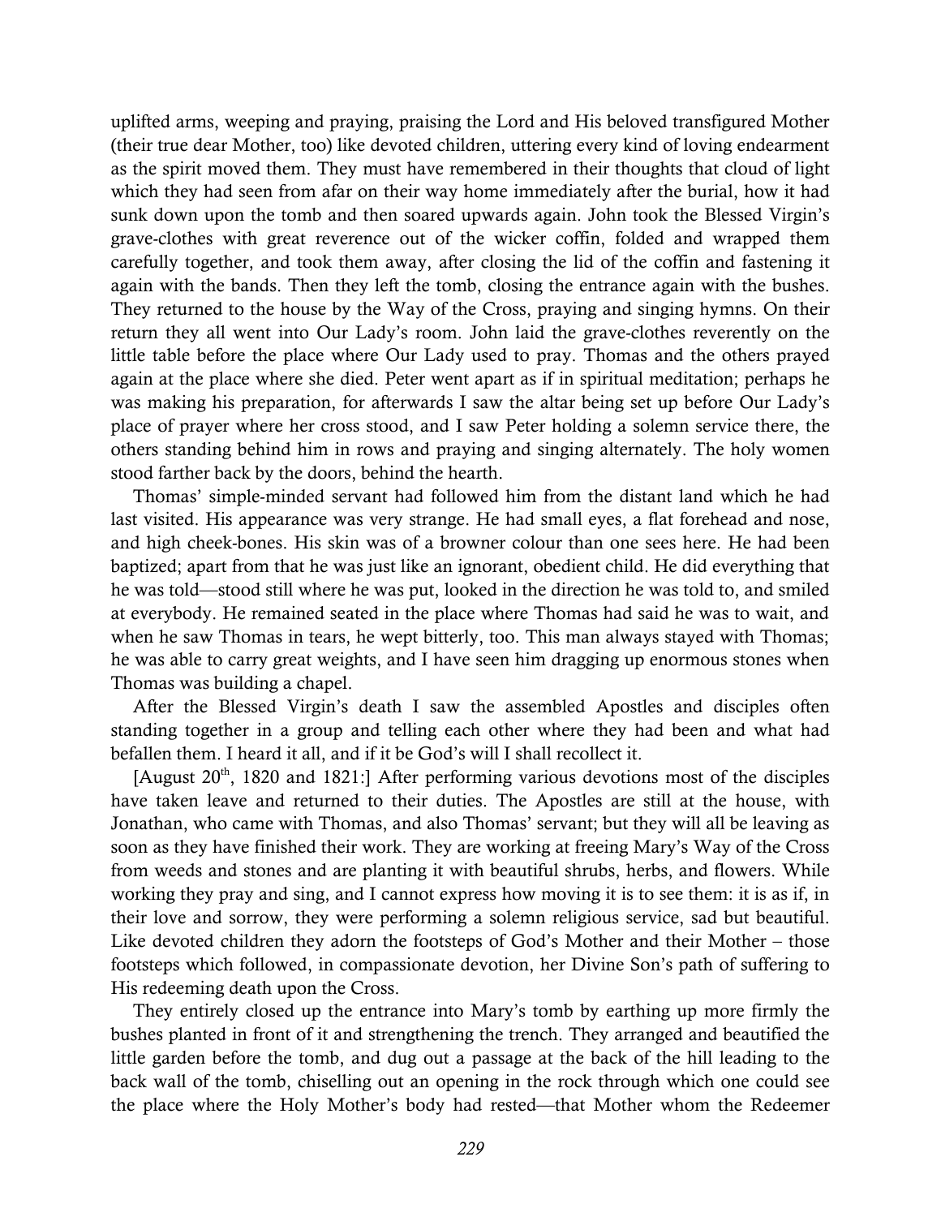uplifted arms, weeping and praying, praising the Lord and His beloved transfigured Mother (their true dear Mother, too) like devoted children, uttering every kind of loving endearment as the spirit moved them. They must have remembered in their thoughts that cloud of light which they had seen from afar on their way home immediately after the burial, how it had sunk down upon the tomb and then soared upwards again. John took the Blessed Virgin's grave-clothes with great reverence out of the wicker coffin, folded and wrapped them carefully together, and took them away, after closing the lid of the coffin and fastening it again with the bands. Then they left the tomb, closing the entrance again with the bushes. They returned to the house by the Way of the Cross, praying and singing hymns. On their return they all went into Our Lady's room. John laid the grave-clothes reverently on the little table before the place where Our Lady used to pray. Thomas and the others prayed again at the place where she died. Peter went apart as if in spiritual meditation; perhaps he was making his preparation, for afterwards I saw the altar being set up before Our Lady's place of prayer where her cross stood, and I saw Peter holding a solemn service there, the others standing behind him in rows and praying and singing alternately. The holy women stood farther back by the doors, behind the hearth.

Thomas' simple-minded servant had followed him from the distant land which he had last visited. His appearance was very strange. He had small eyes, a flat forehead and nose, and high cheek-bones. His skin was of a browner colour than one sees here. He had been baptized; apart from that he was just like an ignorant, obedient child. He did everything that he was told—stood still where he was put, looked in the direction he was told to, and smiled at everybody. He remained seated in the place where Thomas had said he was to wait, and when he saw Thomas in tears, he wept bitterly, too. This man always stayed with Thomas; he was able to carry great weights, and I have seen him dragging up enormous stones when Thomas was building a chapel.

After the Blessed Virgin's death I saw the assembled Apostles and disciples often standing together in a group and telling each other where they had been and what had befallen them. I heard it all, and if it be God's will I shall recollect it.

[August 20th, 1820 and 1821:] After performing various devotions most of the disciples have taken leave and returned to their duties. The Apostles are still at the house, with Jonathan, who came with Thomas, and also Thomas' servant; but they will all be leaving as soon as they have finished their work. They are working at freeing Mary's Way of the Cross from weeds and stones and are planting it with beautiful shrubs, herbs, and flowers. While working they pray and sing, and I cannot express how moving it is to see them: it is as if, in their love and sorrow, they were performing a solemn religious service, sad but beautiful. Like devoted children they adorn the footsteps of God's Mother and their Mother – those footsteps which followed, in compassionate devotion, her Divine Son's path of suffering to His redeeming death upon the Cross.

They entirely closed up the entrance into Mary's tomb by earthing up more firmly the bushes planted in front of it and strengthening the trench. They arranged and beautified the little garden before the tomb, and dug out a passage at the back of the hill leading to the back wall of the tomb, chiselling out an opening in the rock through which one could see the place where the Holy Mother's body had rested—that Mother whom the Redeemer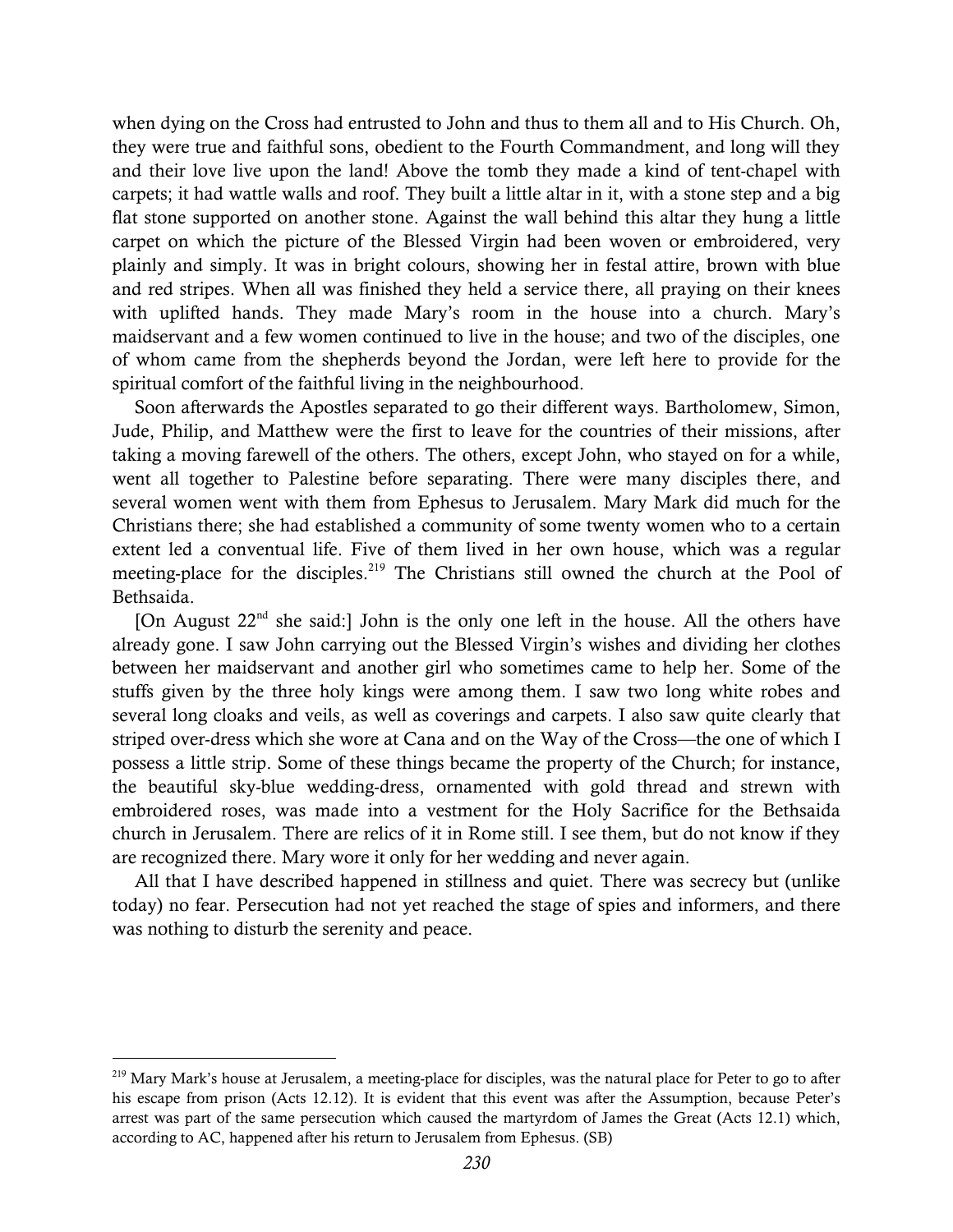when dying on the Cross had entrusted to John and thus to them all and to His Church. Oh, they were true and faithful sons, obedient to the Fourth Commandment, and long will they and their love live upon the land! Above the tomb they made a kind of tent-chapel with carpets; it had wattle walls and roof. They built a little altar in it, with a stone step and a big flat stone supported on another stone. Against the wall behind this altar they hung a little carpet on which the picture of the Blessed Virgin had been woven or embroidered, very plainly and simply. It was in bright colours, showing her in festal attire, brown with blue and red stripes. When all was finished they held a service there, all praying on their knees with uplifted hands. They made Mary's room in the house into a church. Mary's maidservant and a few women continued to live in the house; and two of the disciples, one of whom came from the shepherds beyond the Jordan, were left here to provide for the spiritual comfort of the faithful living in the neighbourhood.

Soon afterwards the Apostles separated to go their different ways. Bartholomew, Simon, Jude, Philip, and Matthew were the first to leave for the countries of their missions, after taking a moving farewell of the others. The others, except John, who stayed on for a while, went all together to Palestine before separating. There were many disciples there, and several women went with them from Ephesus to Jerusalem. Mary Mark did much for the Christians there; she had established a community of some twenty women who to a certain extent led a conventual life. Five of them lived in her own house, which was a regular meeting-place for the disciples.[219] The Christians still owned the church at the Pool of Bethsaida.

[On August 22nd she said:] John is the only one left in the house. All the others have already gone. I saw John carrying out the Blessed Virgin's wishes and dividing her clothes between her maidservant and another girl who sometimes came to help her. Some of the stuffs given by the three holy kings were among them. I saw two long white robes and several long cloaks and veils, as well as coverings and carpets. I also saw quite clearly that striped over-dress which she wore at Cana and on the Way of the Cross—the one of which I possess a little strip. Some of these things became the property of the Church; for instance, the beautiful sky-blue wedding-dress, ornamented with gold thread and strewn with embroidered roses, was made into a vestment for the Holy Sacrifice for the Bethsaida church in Jerusalem. There are relics of it in Rome still. I see them, but do not know if they are recognized there. Mary wore it only for her wedding and never again.

All that I have described happened in stillness and quiet. There was secrecy but (unlike today) no fear. Persecution had not yet reached the stage of spies and informers, and there was nothing to disturb the serenity and peace.

---

[219] Mary Mark's house at Jerusalem, a meeting-place for disciples, was the natural place for Peter to go to after his escape from prison (Acts 12.12). It is evident that this event was after the Assumption, because Peter's arrest was part of the same persecution which caused the martyrdom of James the Great (Acts 12.1) which, according to AC, happened after his return to Jerusalem from Ephesus. (SB)